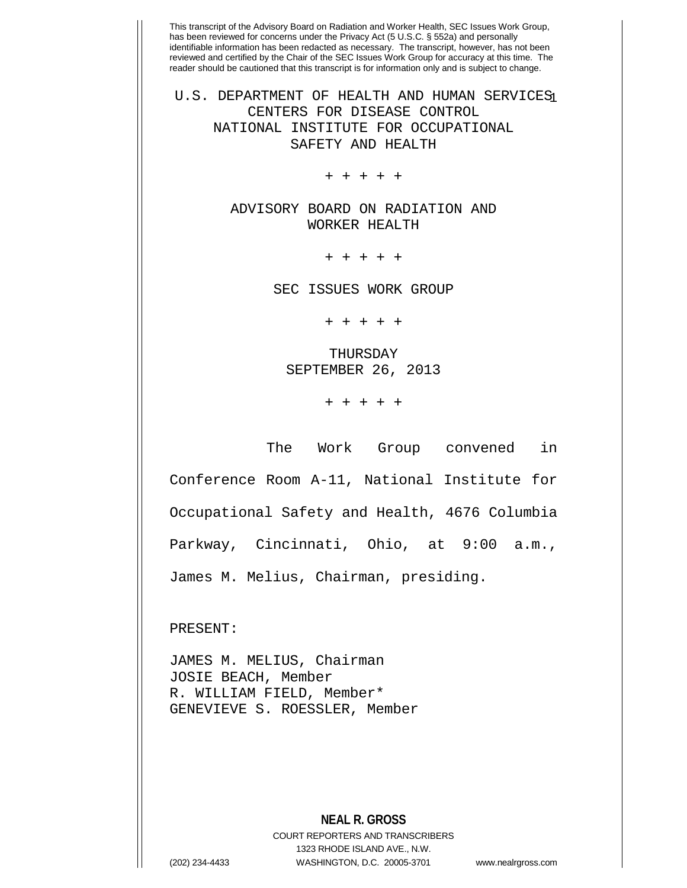This transcript of the Advisory Board on Radiation and Worker Health, SEC Issues Work Group, has been reviewed for concerns under the Privacy Act (5 U.S.C. § 552a) and personally identifiable information has been redacted as necessary. The transcript, however, has not been reviewed and certified by the Chair of the SEC Issues Work Group for accuracy at this time. The reader should be cautioned that this transcript is for information only and is subject to change.

# U.S. DEPARTMENT OF HEALTH AND HUMAN SERVICES
## CENTERS FOR DISEASE CONTROL
## NATIONAL INSTITUTE FOR OCCUPATIONAL SAFETY AND HEALTH

+ + + + +

## ADVISORY BOARD ON RADIATION AND WORKER HEALTH

+ + + + +

## SEC ISSUES WORK GROUP

+ + + + +

THURSDAY
SEPTEMBER 26, 2013

+ + + + +

The Work Group convened in Conference Room A-11, National Institute for Occupational Safety and Health, 4676 Columbia Parkway, Cincinnati, Ohio, at 9:00 a.m., James M. Melius, Chairman, presiding.

PRESENT:

JAMES M. MELIUS, Chairman
JOSIE BEACH, Member
R. WILLIAM FIELD, Member*
GENEVIEVE S. ROESSLER, Member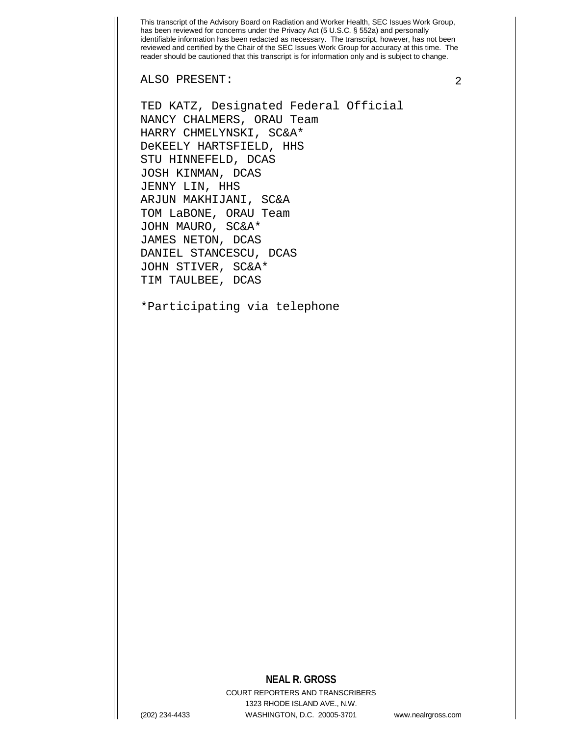This transcript of the Advisory Board on Radiation and Worker Health, SEC Issues Work Group, has been reviewed for concerns under the Privacy Act (5 U.S.C. § 552a) and personally identifiable information has been redacted as necessary. The transcript, however, has not been reviewed and certified by the Chair of the SEC Issues Work Group for accuracy at this time. The reader should be cautioned that this transcript is for information only and is subject to change.

ALSO PRESENT:

TED KATZ, Designated Federal Official
NANCY CHALMERS, ORAU Team
HARRY CHMELYNSKI, SC&A*
DeKEELY HARTSFIELD, HHS
STU HINNEFELD, DCAS
JOSH KINMAN, DCAS
JENNY LIN, HHS
ARJUN MAKHIJANI, SC&A
TOM LaBONE, ORAU Team
JOHN MAURO, SC&A*
JAMES NETON, DCAS
DANIEL STANCESCU, DCAS
JOHN STIVER, SC&A*
TIM TAULBEE, DCAS

*Participating via telephone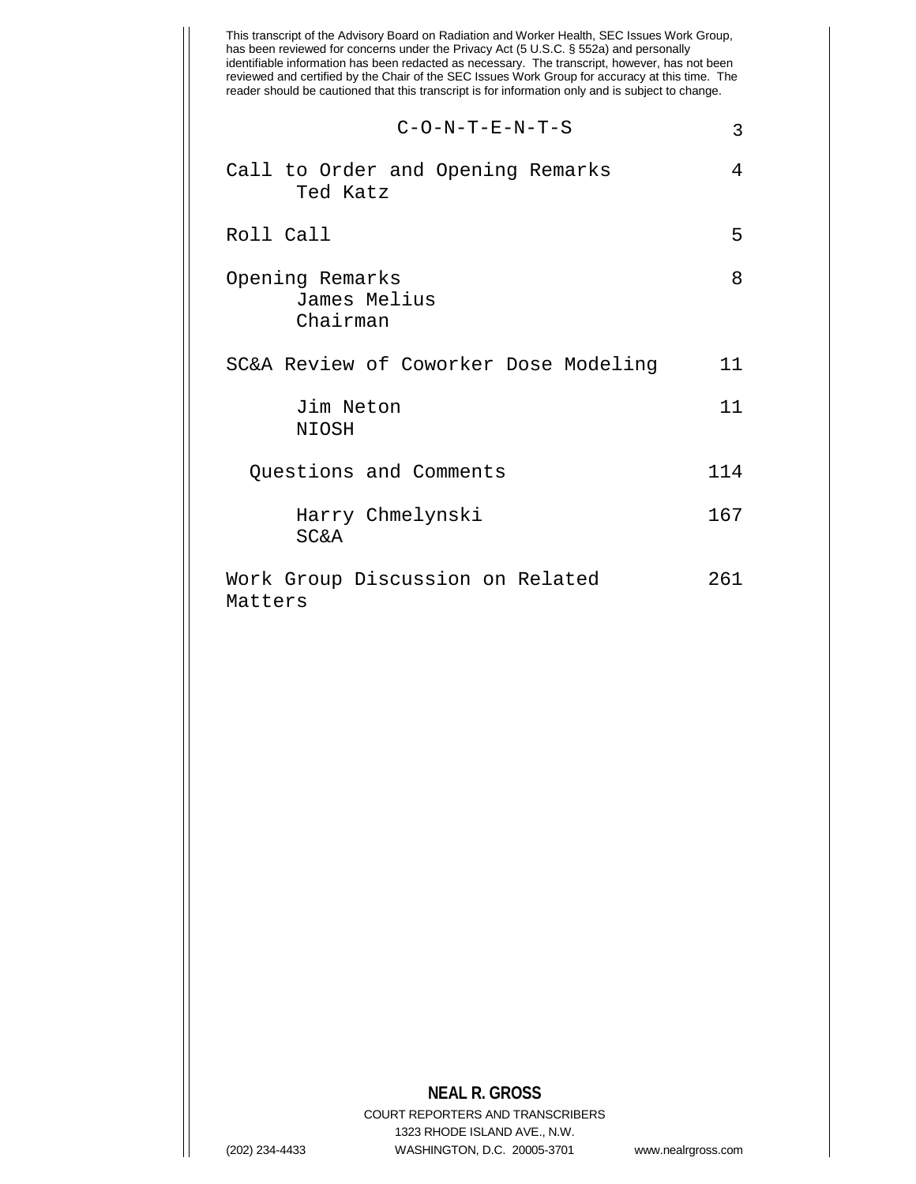This transcript of the Advisory Board on Radiation and Worker Health, SEC Issues Work Group, has been reviewed for concerns under the Privacy Act (5 U.S.C. § 552a) and personally identifiable information has been redacted as necessary. The transcript, however, has not been reviewed and certified by the Chair of the SEC Issues Work Group for accuracy at this time. The reader should be cautioned that this transcript is for information only and is subject to change.

# C-O-N-T-E-N-T-S

| | |
|---|---|
| Call to Order and Opening Remarks<br>Ted Katz | 4 |
| Roll Call | 5 |
| Opening Remarks<br>James Melius<br>Chairman | 8 |
| SC&A Review of Coworker Dose Modeling | 11 |
| Jim Neton<br>NIOSH | 11 |
| Questions and Comments | 114 |
| Harry Chmelynski<br>SC&A | 167 |
| Work Group Discussion on Related Matters | 261 |

**NEAL R. GROSS**
COURT REPORTERS AND TRANSCRIBERS
1323 RHODE ISLAND AVE., N.W.
(202) 234-4433 WASHINGTON, D.C. 20005-3701 www.nealrgross.com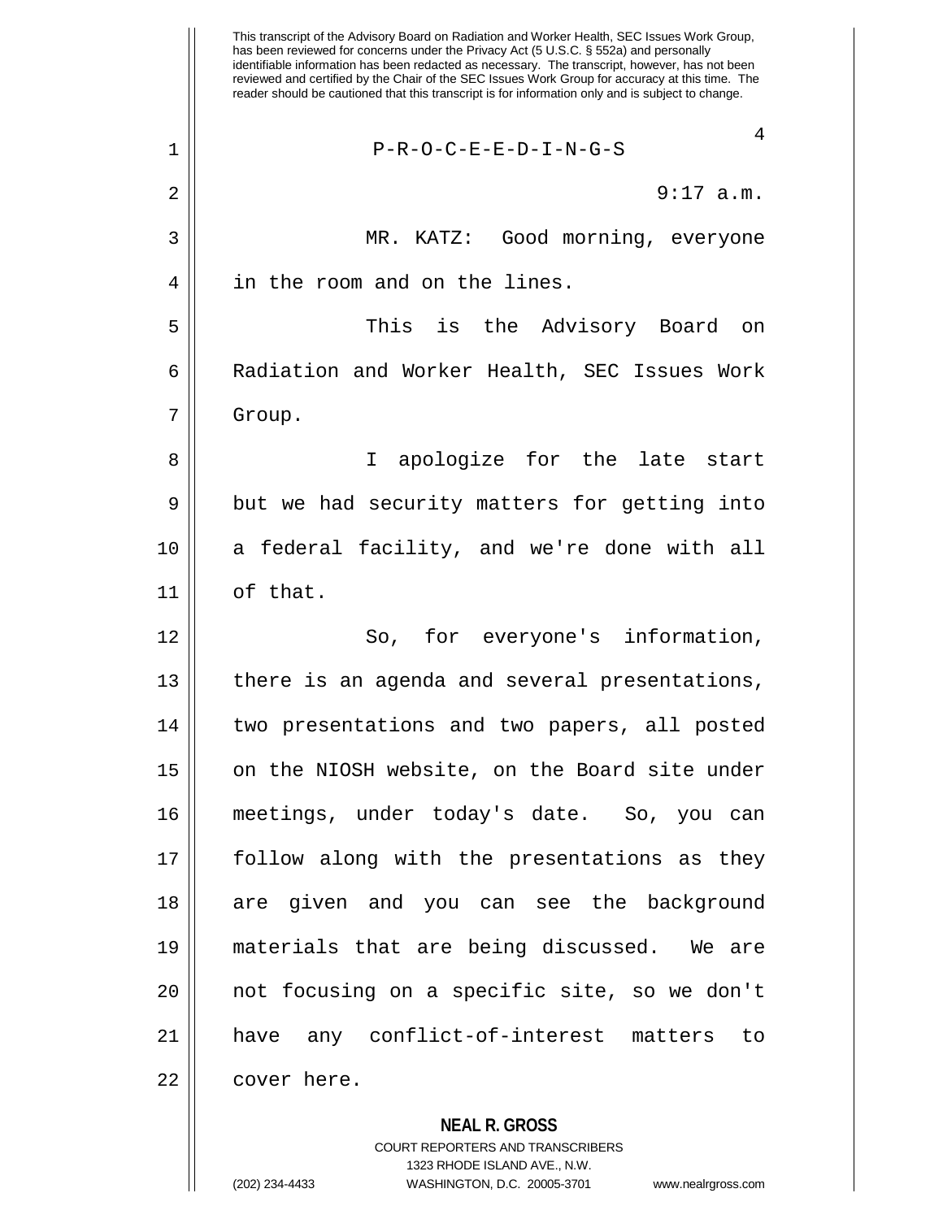This transcript of the Advisory Board on Radiation and Worker Health, SEC Issues Work Group, has been reviewed for concerns under the Privacy Act (5 U.S.C. § 552a) and personally identifiable information has been redacted as necessary. The transcript, however, has not been reviewed and certified by the Chair of the SEC Issues Work Group for accuracy at this time. The reader should be cautioned that this transcript is for information only and is subject to change.

P-R-O-C-E-E-D-I-N-G-S

9:17 a.m.

MR. KATZ: Good morning, everyone in the room and on the lines.

This is the Advisory Board on Radiation and Worker Health, SEC Issues Work Group.

I apologize for the late start but we had security matters for getting into a federal facility, and we're done with all of that.

So, for everyone's information, there is an agenda and several presentations, two presentations and two papers, all posted on the NIOSH website, on the Board site under meetings, under today's date. So, you can follow along with the presentations as they are given and you can see the background materials that are being discussed. We are not focusing on a specific site, so we don't have any conflict-of-interest matters to cover here.

**NEAL R. GROSS**
COURT REPORTERS AND TRANSCRIBERS
1323 RHODE ISLAND AVE., N.W.
(202) 234-4433 WASHINGTON, D.C. 20005-3701 www.nealrgross.com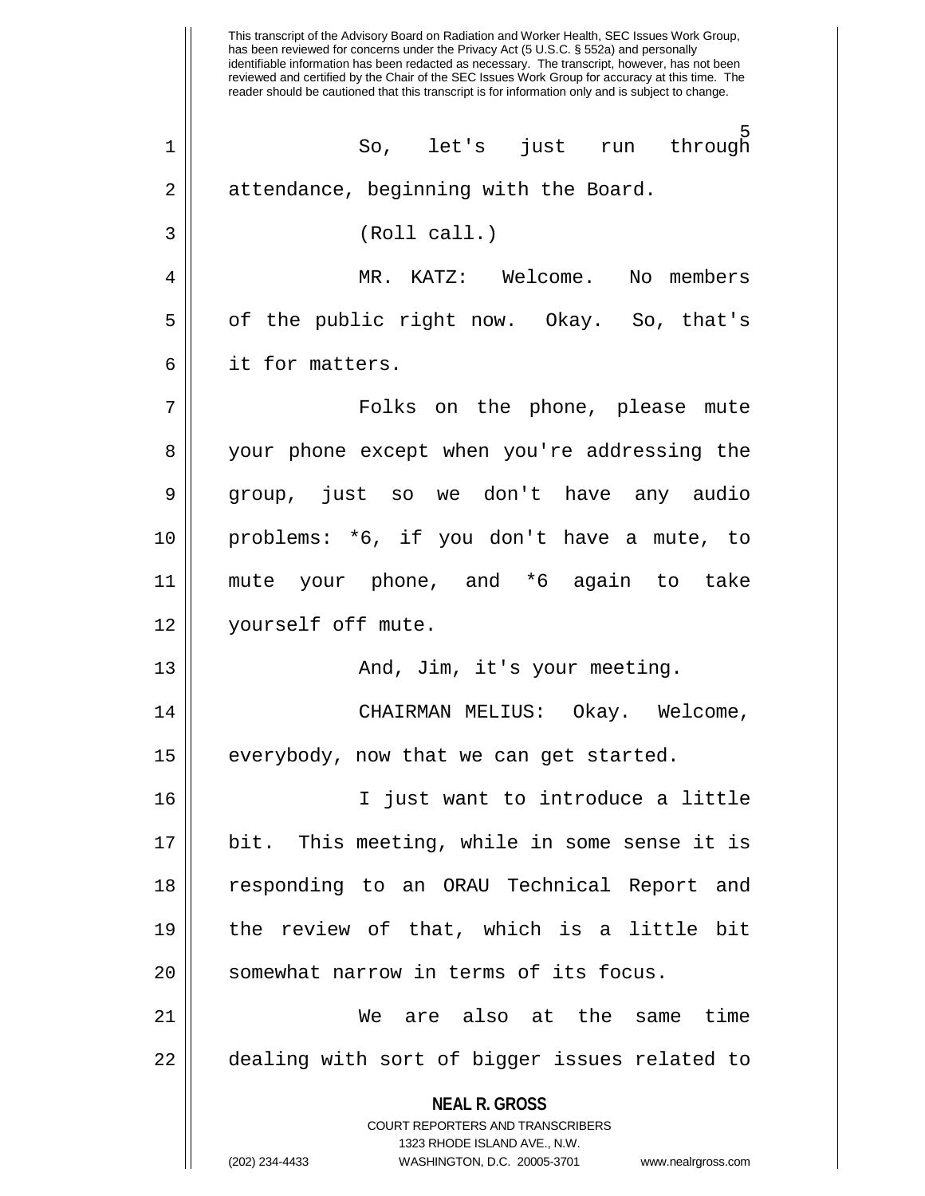This transcript of the Advisory Board on Radiation and Worker Health, SEC Issues Work Group, has been reviewed for concerns under the Privacy Act (5 U.S.C. § 552a) and personally identifiable information has been redacted as necessary. The transcript, however, has not been reviewed and certified by the Chair of the SEC Issues Work Group for accuracy at this time. The reader should be cautioned that this transcript is for information only and is subject to change.

So, let's just run through attendance, beginning with the Board.

(Roll call.)

MR. KATZ: Welcome. No members of the public right now. Okay. So, that's it for matters.

Folks on the phone, please mute your phone except when you're addressing the group, just so we don't have any audio problems: *6, if you don't have a mute, to mute your phone, and *6 again to take yourself off mute.

And, Jim, it's your meeting.

CHAIRMAN MELIUS: Okay. Welcome, everybody, now that we can get started.

I just want to introduce a little bit. This meeting, while in some sense it is responding to an ORAU Technical Report and the review of that, which is a little bit somewhat narrow in terms of its focus.

We are also at the same time dealing with sort of bigger issues related to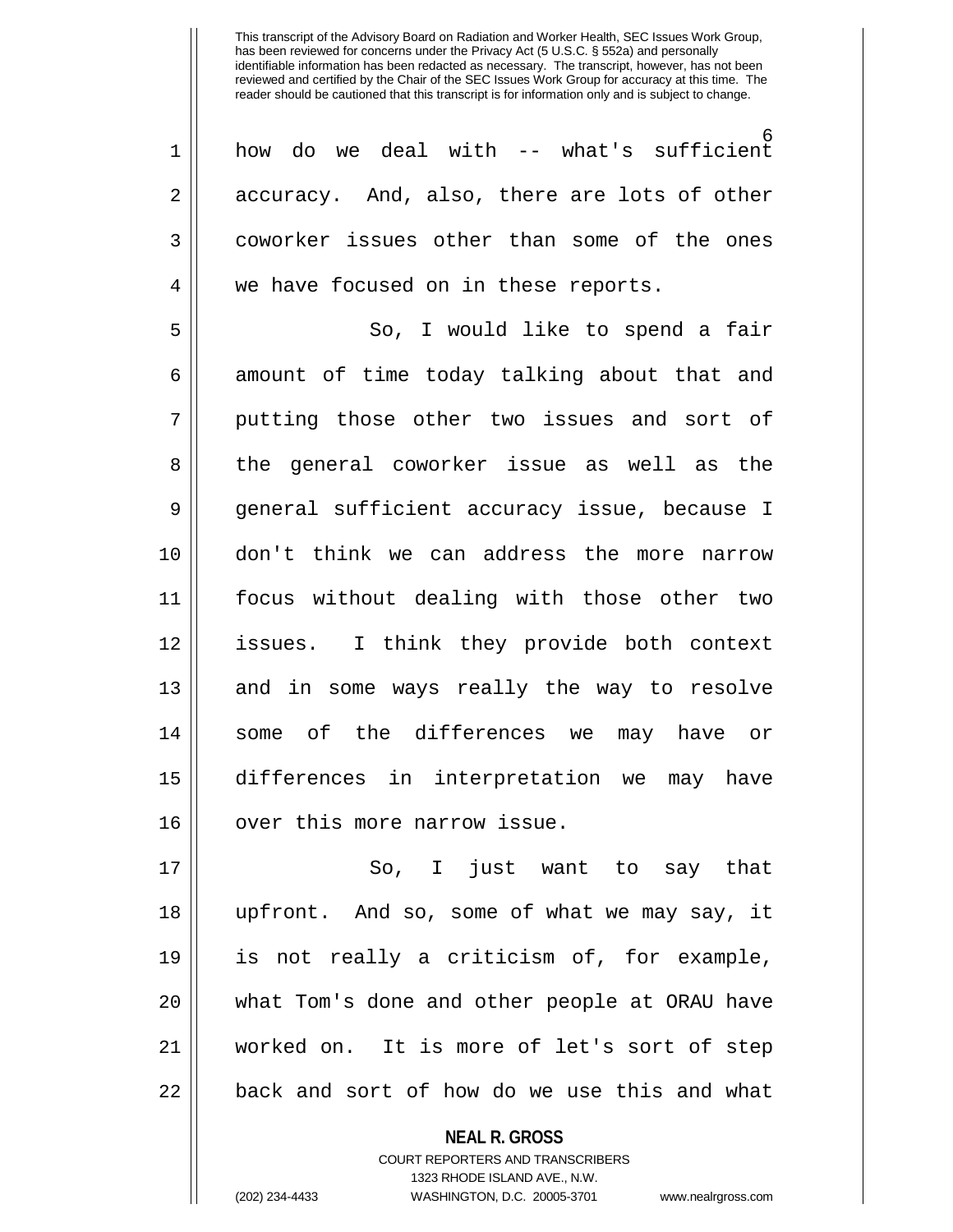how do we deal with -- what's sufficient accuracy. And, also, there are lots of other coworker issues other than some of the ones we have focused on in these reports.

So, I would like to spend a fair amount of time today talking about that and putting those other two issues and sort of the general coworker issue as well as the general sufficient accuracy issue, because I don't think we can address the more narrow focus without dealing with those other two issues. I think they provide both context and in some ways really the way to resolve some of the differences we may have or differences in interpretation we may have over this more narrow issue.

So, I just want to say that upfront. And so, some of what we may say, it is not really a criticism of, for example, what Tom's done and other people at ORAU have worked on. It is more of let's sort of step back and sort of how do we use this and what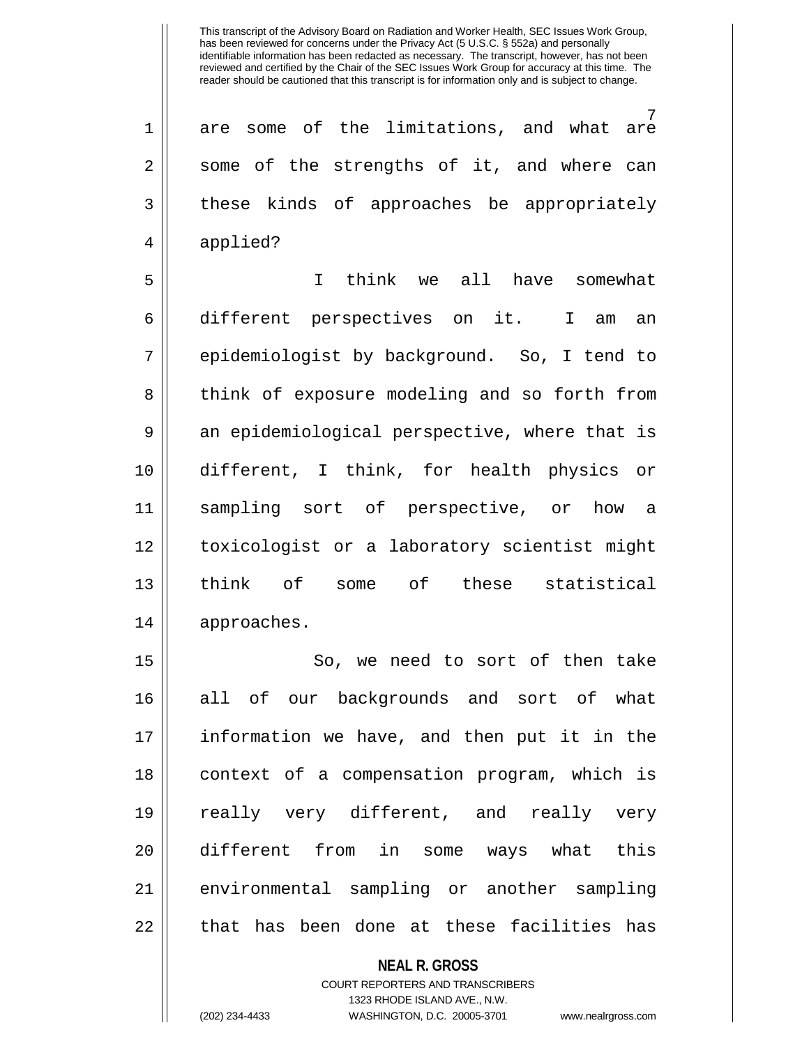are some of the limitations, and what are some of the strengths of it, and where can these kinds of approaches be appropriately applied?

I think we all have somewhat different perspectives on it. I am an epidemiologist by background. So, I tend to think of exposure modeling and so forth from an epidemiological perspective, where that is different, I think, for health physics or sampling sort of perspective, or how a toxicologist or a laboratory scientist might think of some of these statistical approaches.

So, we need to sort of then take all of our backgrounds and sort of what information we have, and then put it in the context of a compensation program, which is really very different, and really very different from in some ways what this environmental sampling or another sampling that has been done at these facilities has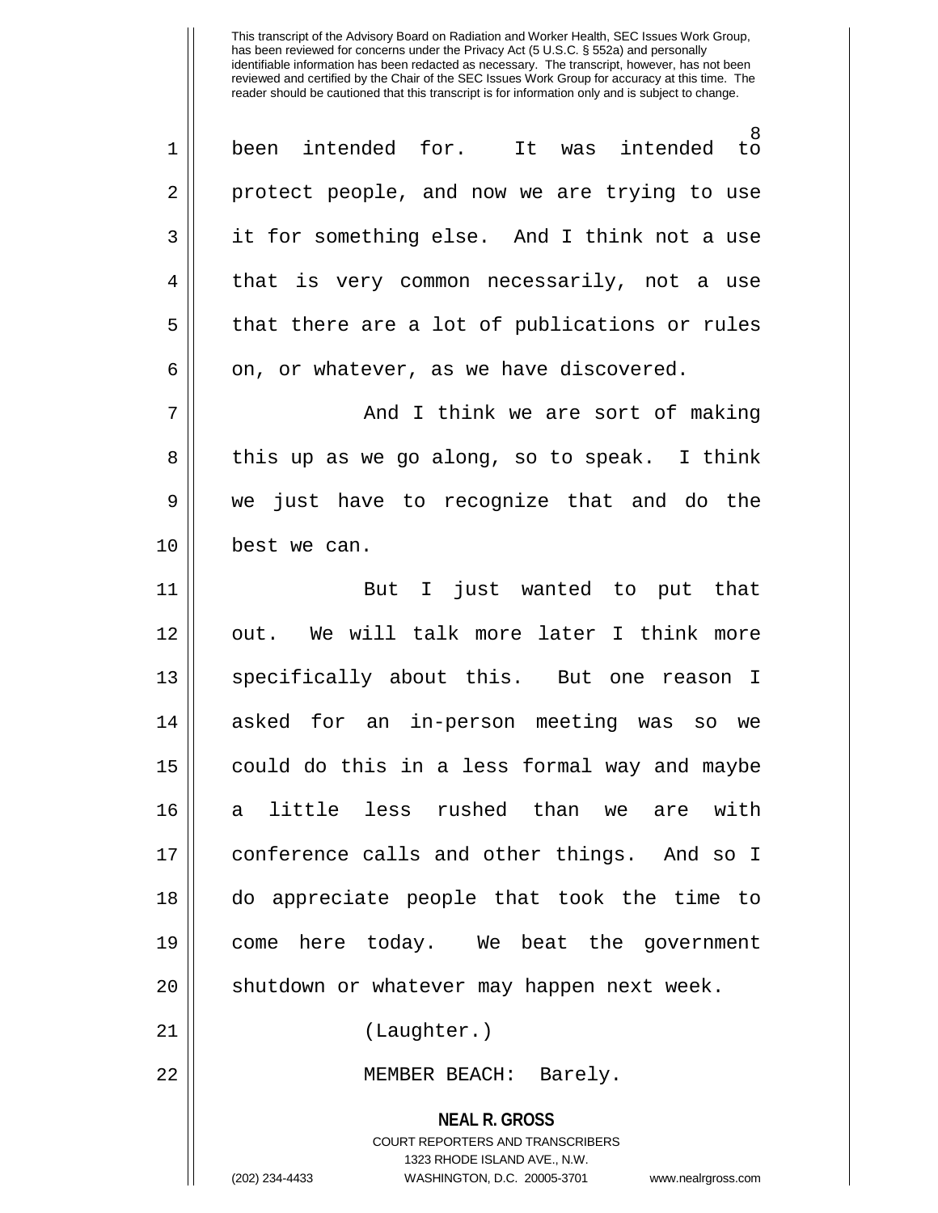been intended for. It was intended to protect people, and now we are trying to use it for something else. And I think not a use that is very common necessarily, not a use that there are a lot of publications or rules on, or whatever, as we have discovered.

And I think we are sort of making this up as we go along, so to speak. I think we just have to recognize that and do the best we can.

But I just wanted to put that out. We will talk more later I think more specifically about this. But one reason I asked for an in-person meeting was so we could do this in a less formal way and maybe a little less rushed than we are with conference calls and other things. And so I do appreciate people that took the time to come here today. We beat the government shutdown or whatever may happen next week.

(Laughter.)

MEMBER BEACH: Barely.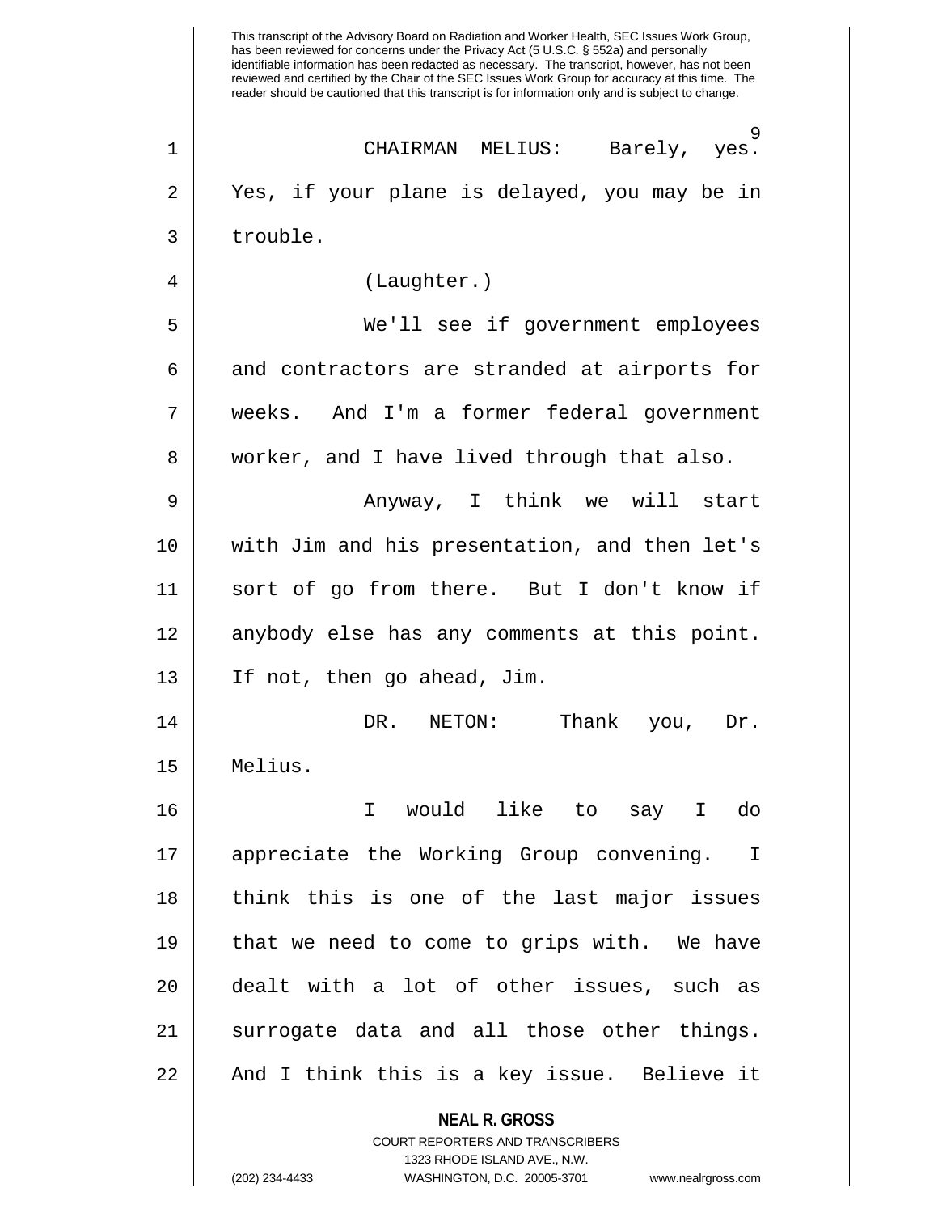CHAIRMAN MELIUS: Barely, yes. Yes, if your plane is delayed, you may be in trouble.

(Laughter.)

We'll see if government employees and contractors are stranded at airports for weeks. And I'm a former federal government worker, and I have lived through that also.

Anyway, I think we will start with Jim and his presentation, and then let's sort of go from there. But I don't know if anybody else has any comments at this point. If not, then go ahead, Jim.

DR. NETON: Thank you, Dr. Melius.

I would like to say I do appreciate the Working Group convening. I think this is one of the last major issues that we need to come to grips with. We have dealt with a lot of other issues, such as surrogate data and all those other things. And I think this is a key issue. Believe it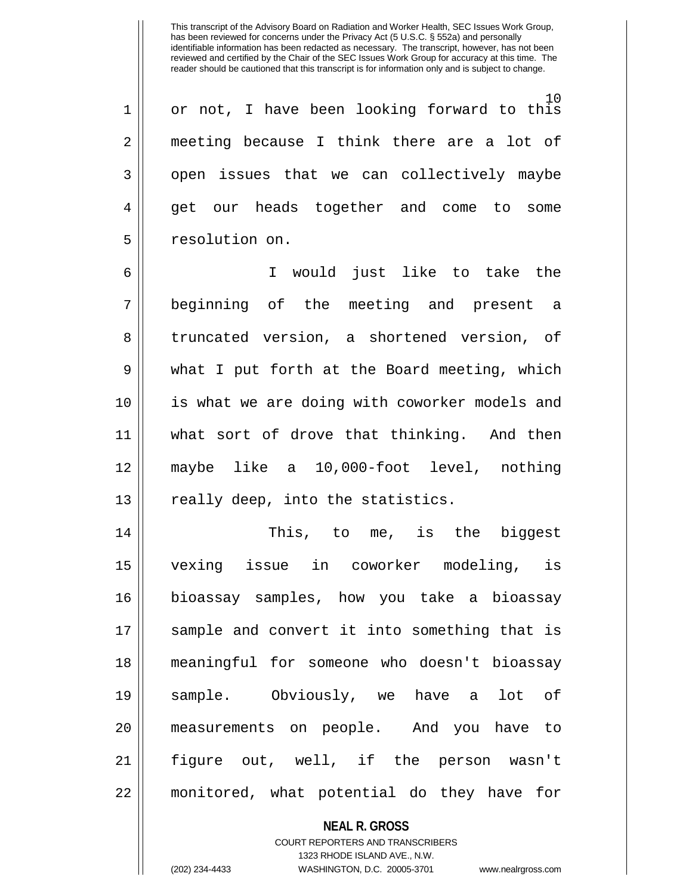or not, I have been looking forward to this meeting because I think there are a lot of open issues that we can collectively maybe get our heads together and come to some resolution on.

I would just like to take the beginning of the meeting and present a truncated version, a shortened version, of what I put forth at the Board meeting, which is what we are doing with coworker models and what sort of drove that thinking. And then maybe like a 10,000-foot level, nothing really deep, into the statistics.

This, to me, is the biggest vexing issue in coworker modeling, is bioassay samples, how you take a bioassay sample and convert it into something that is meaningful for someone who doesn't bioassay sample. Obviously, we have a lot of measurements on people. And you have to figure out, well, if the person wasn't monitored, what potential do they have for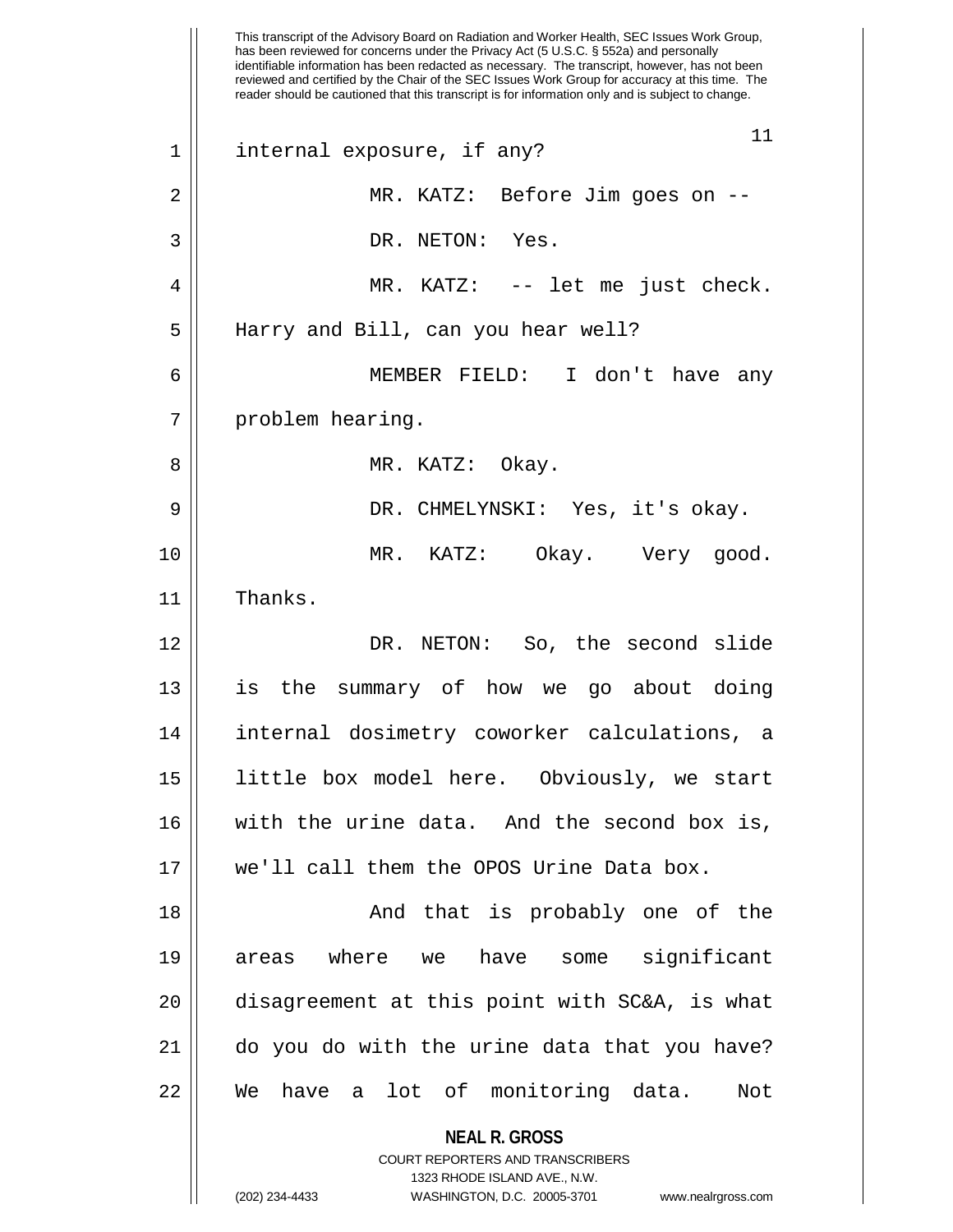internal exposure, if any?

MR. KATZ: Before Jim goes on --

DR. NETON: Yes.

MR. KATZ: -- let me just check. Harry and Bill, can you hear well?

MEMBER FIELD: I don't have any problem hearing.

MR. KATZ: Okay.

DR. CHMELYNSKI: Yes, it's okay.

MR. KATZ: Okay. Very good. Thanks.

DR. NETON: So, the second slide is the summary of how we go about doing internal dosimetry coworker calculations, a little box model here. Obviously, we start with the urine data. And the second box is, we'll call them the OPOS Urine Data box.

And that is probably one of the areas where we have some significant disagreement at this point with SC&A, is what do you do with the urine data that you have? We have a lot of monitoring data. Not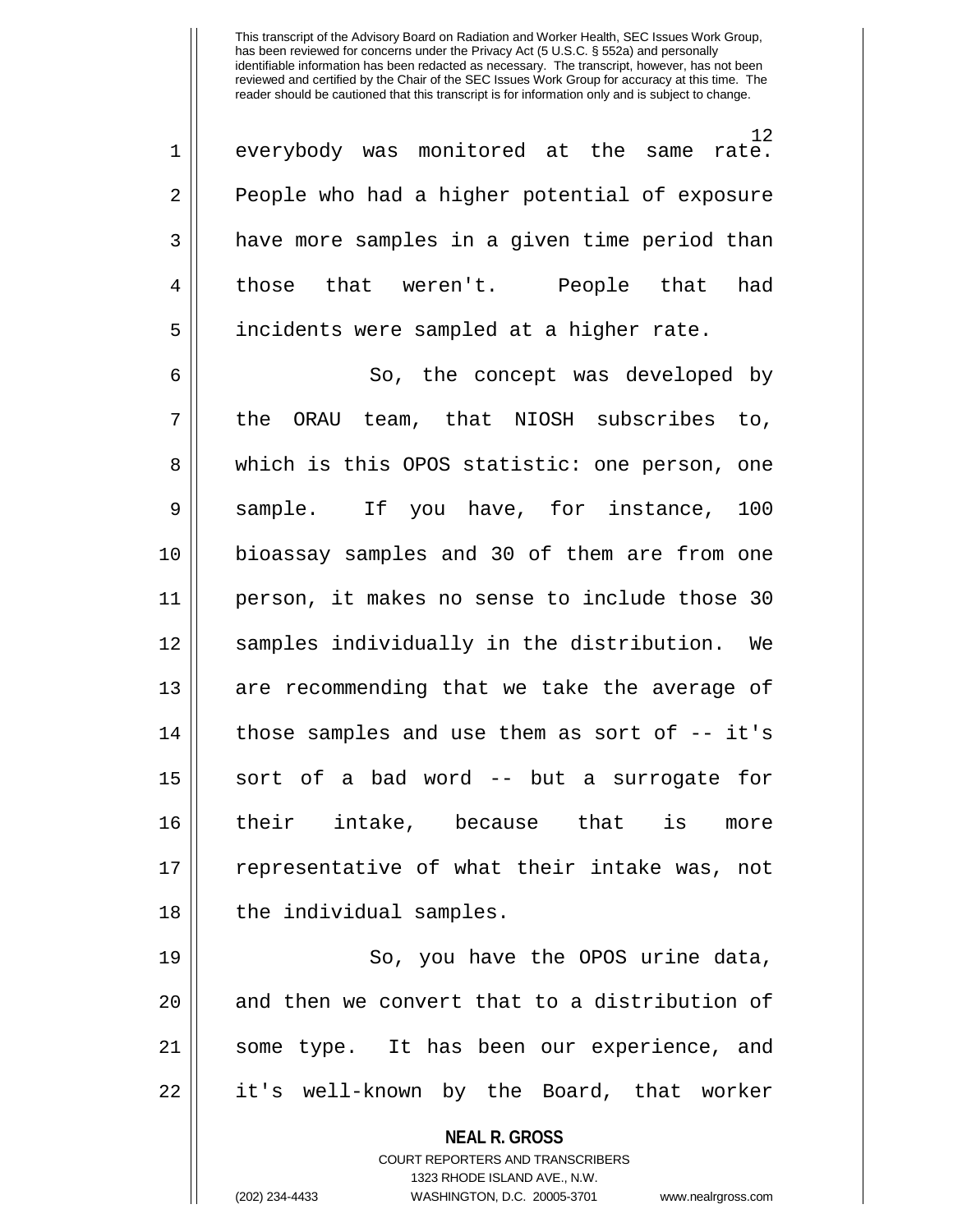This transcript of the Advisory Board on Radiation and Worker Health, SEC Issues Work Group, has been reviewed for concerns under the Privacy Act (5 U.S.C. § 552a) and personally identifiable information has been redacted as necessary. The transcript, however, has not been reviewed and certified by the Chair of the SEC Issues Work Group for accuracy at this time. The reader should be cautioned that this transcript is for information only and is subject to change.

everybody was monitored at the same rate. People who had a higher potential of exposure have more samples in a given time period than those that weren't. People that had incidents were sampled at a higher rate.

So, the concept was developed by the ORAU team, that NIOSH subscribes to, which is this OPOS statistic: one person, one sample. If you have, for instance, 100 bioassay samples and 30 of them are from one person, it makes no sense to include those 30 samples individually in the distribution. We are recommending that we take the average of those samples and use them as sort of -- it's sort of a bad word -- but a surrogate for their intake, because that is more representative of what their intake was, not the individual samples.

So, you have the OPOS urine data, and then we convert that to a distribution of some type. It has been our experience, and it's well-known by the Board, that worker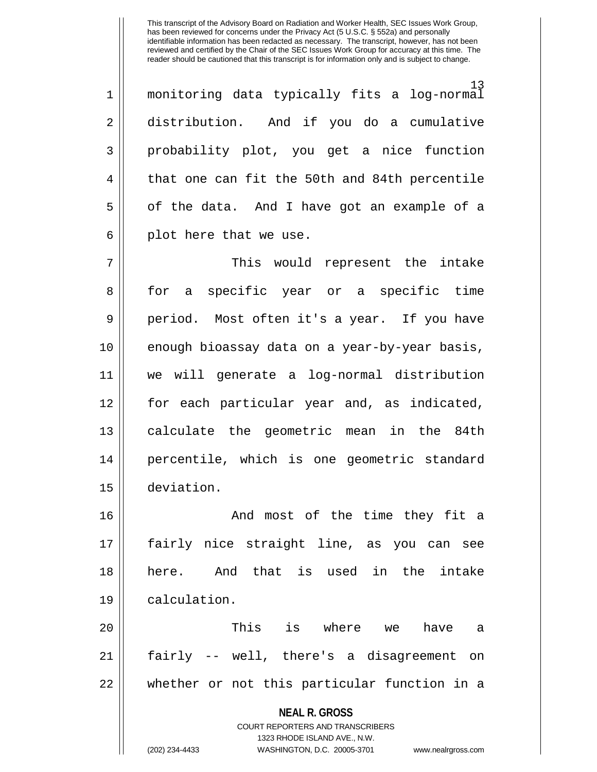monitoring data typically fits a log-normal distribution. And if you do a cumulative probability plot, you get a nice function that one can fit the 50th and 84th percentile of the data. And I have got an example of a plot here that we use.

This would represent the intake for a specific year or a specific time period. Most often it's a year. If you have enough bioassay data on a year-by-year basis, we will generate a log-normal distribution for each particular year and, as indicated, calculate the geometric mean in the 84th percentile, which is one geometric standard deviation.

And most of the time they fit a fairly nice straight line, as you can see here. And that is used in the intake calculation.

This is where we have a fairly -- well, there's a disagreement on whether or not this particular function in a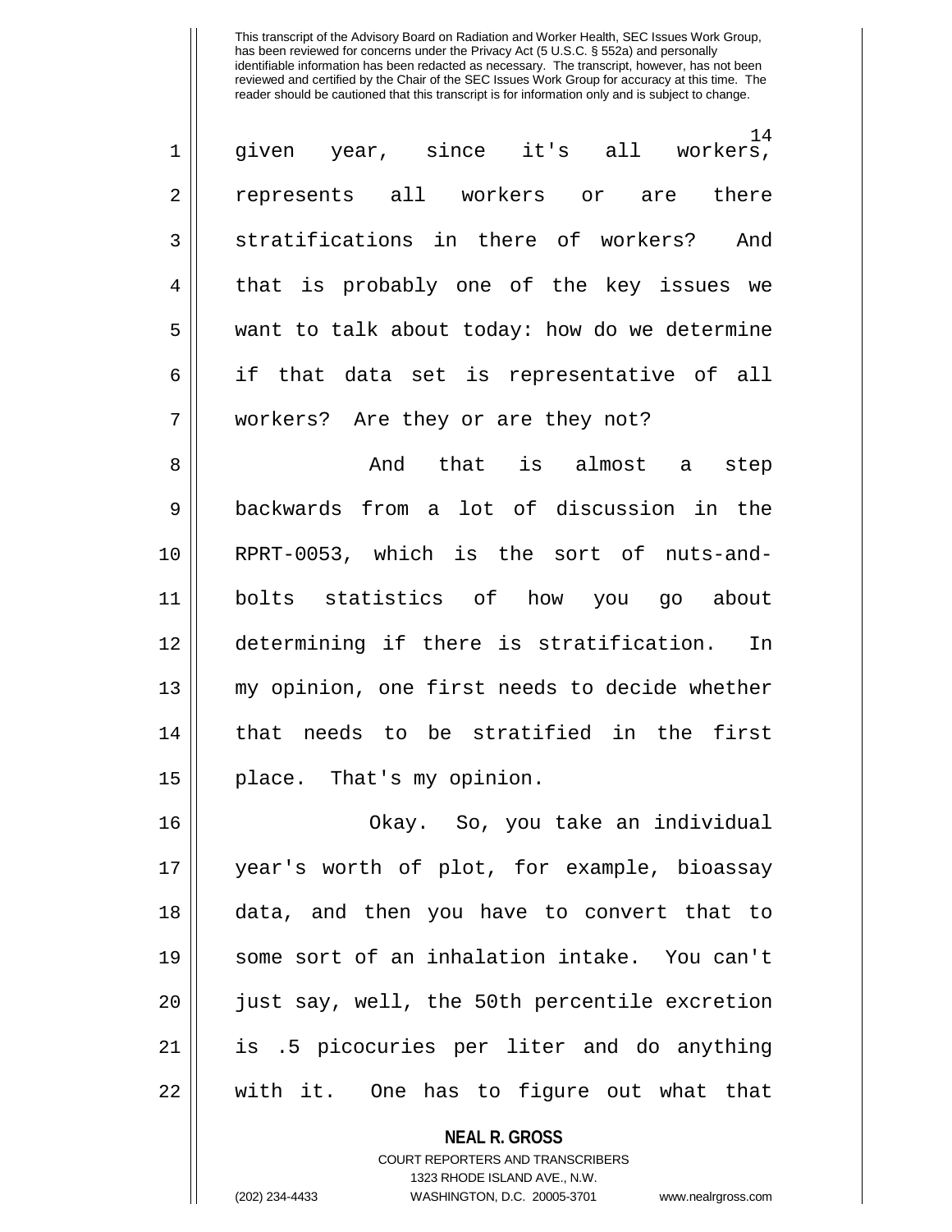given year, since it's all workers, represents all workers or are there stratifications in there of workers? And that is probably one of the key issues we want to talk about today: how do we determine if that data set is representative of all workers? Are they or are they not?

And that is almost a step backwards from a lot of discussion in the RPRT-0053, which is the sort of nuts-and-bolts statistics of how you go about determining if there is stratification. In my opinion, one first needs to decide whether that needs to be stratified in the first place. That's my opinion.

Okay. So, you take an individual year's worth of plot, for example, bioassay data, and then you have to convert that to some sort of an inhalation intake. You can't just say, well, the 50th percentile excretion is .5 picocuries per liter and do anything with it. One has to figure out what that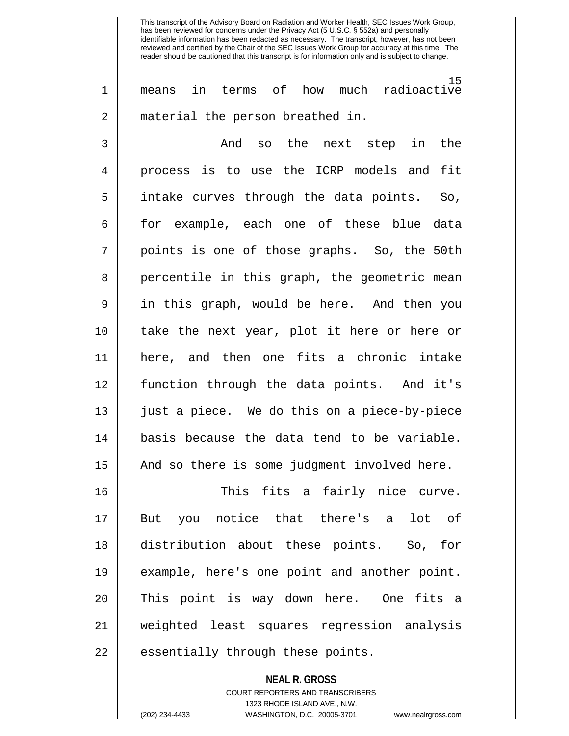means in terms of how much radioactive material the person breathed in.

And so the next step in the process is to use the ICRP models and fit intake curves through the data points. So, for example, each one of these blue data points is one of those graphs. So, the 50th percentile in this graph, the geometric mean in this graph, would be here. And then you take the next year, plot it here or here or here, and then one fits a chronic intake function through the data points. And it's just a piece. We do this on a piece-by-piece basis because the data tend to be variable. And so there is some judgment involved here.

This fits a fairly nice curve. But you notice that there's a lot of distribution about these points. So, for example, here's one point and another point. This point is way down here. One fits a weighted least squares regression analysis essentially through these points.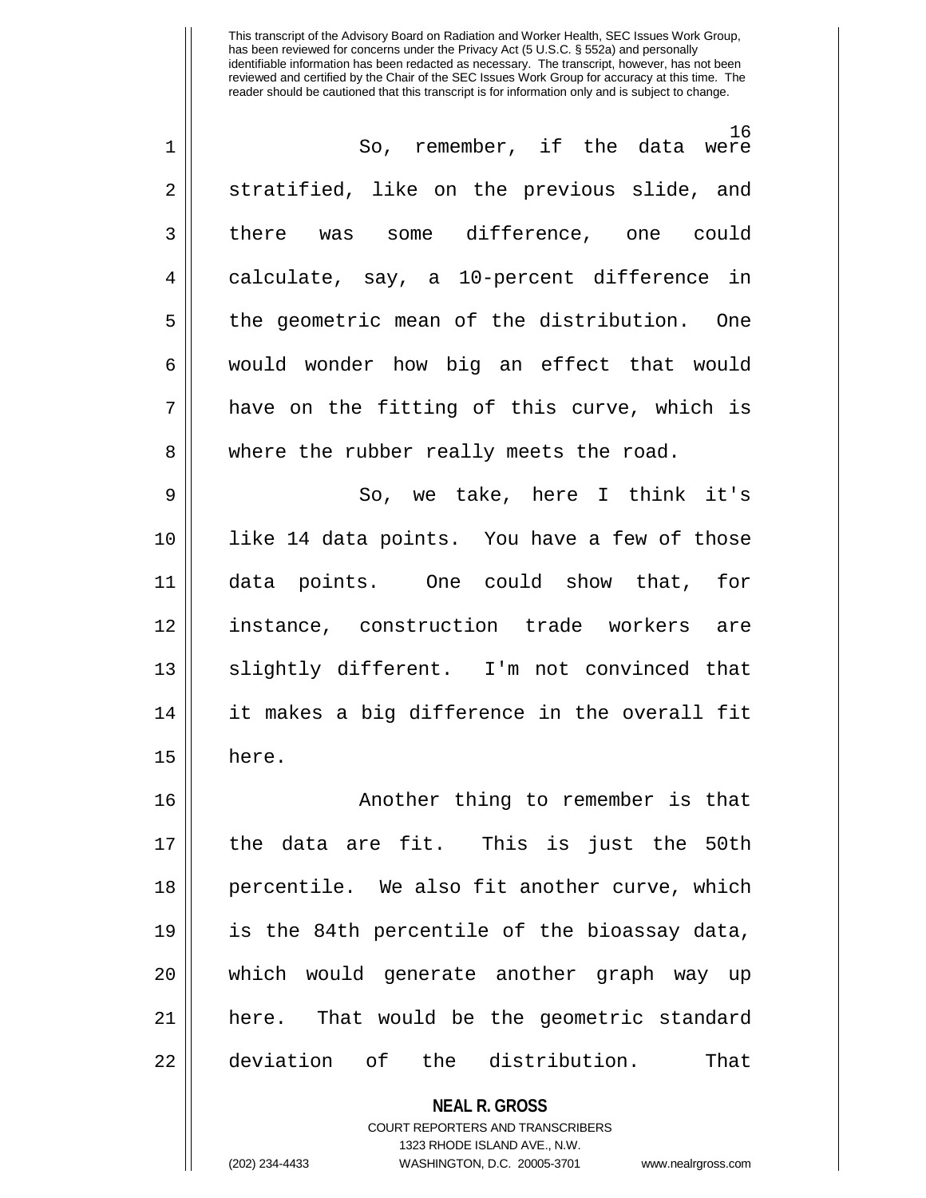So, remember, if the data were stratified, like on the previous slide, and there was some difference, one could calculate, say, a 10-percent difference in the geometric mean of the distribution. One would wonder how big an effect that would have on the fitting of this curve, which is where the rubber really meets the road.

So, we take, here I think it's like 14 data points. You have a few of those data points. One could show that, for instance, construction trade workers are slightly different. I'm not convinced that it makes a big difference in the overall fit here.

Another thing to remember is that the data are fit. This is just the 50th percentile. We also fit another curve, which is the 84th percentile of the bioassay data, which would generate another graph way up here. That would be the geometric standard deviation of the distribution. That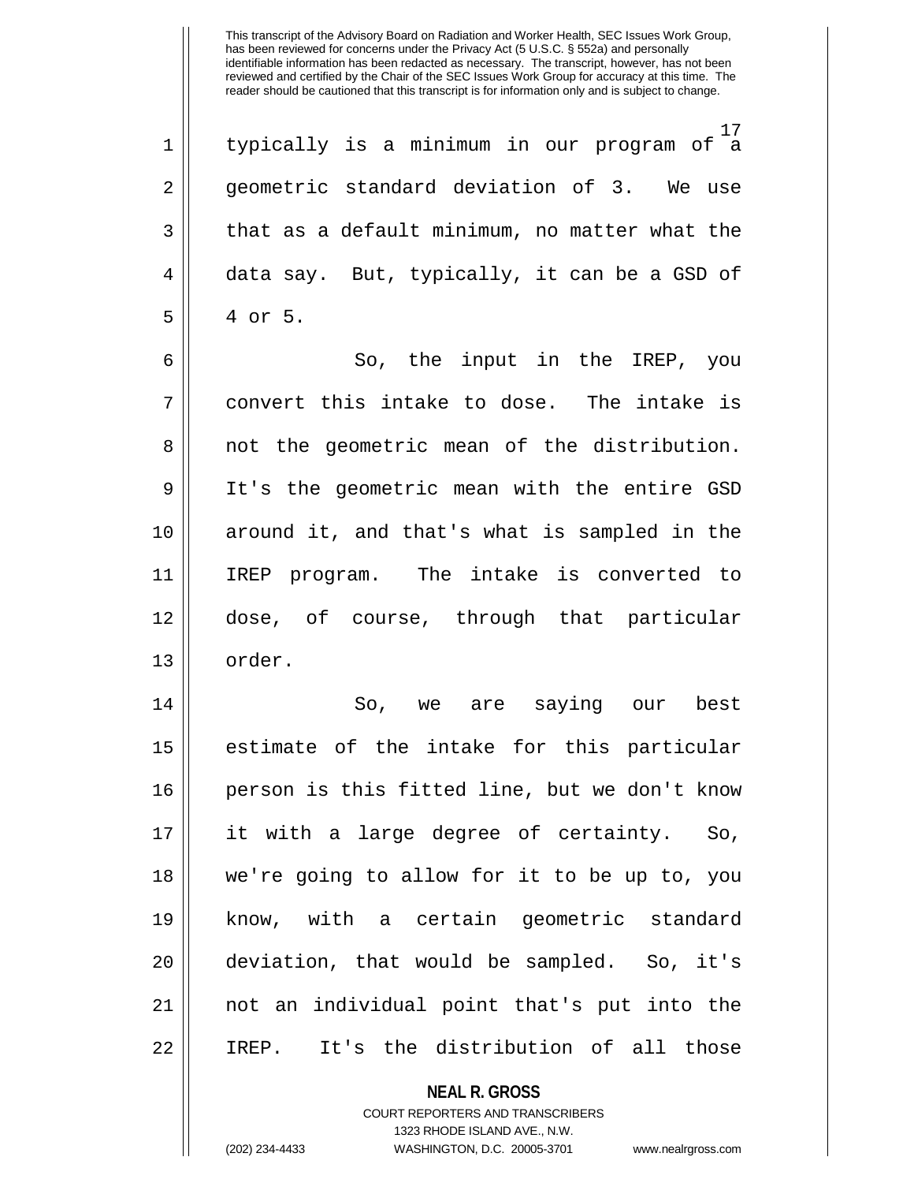typically is a minimum in our program of a geometric standard deviation of 3. We use that as a default minimum, no matter what the data say. But, typically, it can be a GSD of 4 or 5.

So, the input in the IREP, you convert this intake to dose. The intake is not the geometric mean of the distribution. It's the geometric mean with the entire GSD around it, and that's what is sampled in the IREP program. The intake is converted to dose, of course, through that particular order.

So, we are saying our best estimate of the intake for this particular person is this fitted line, but we don't know it with a large degree of certainty. So, we're going to allow for it to be up to, you know, with a certain geometric standard deviation, that would be sampled. So, it's not an individual point that's put into the IREP. It's the distribution of all those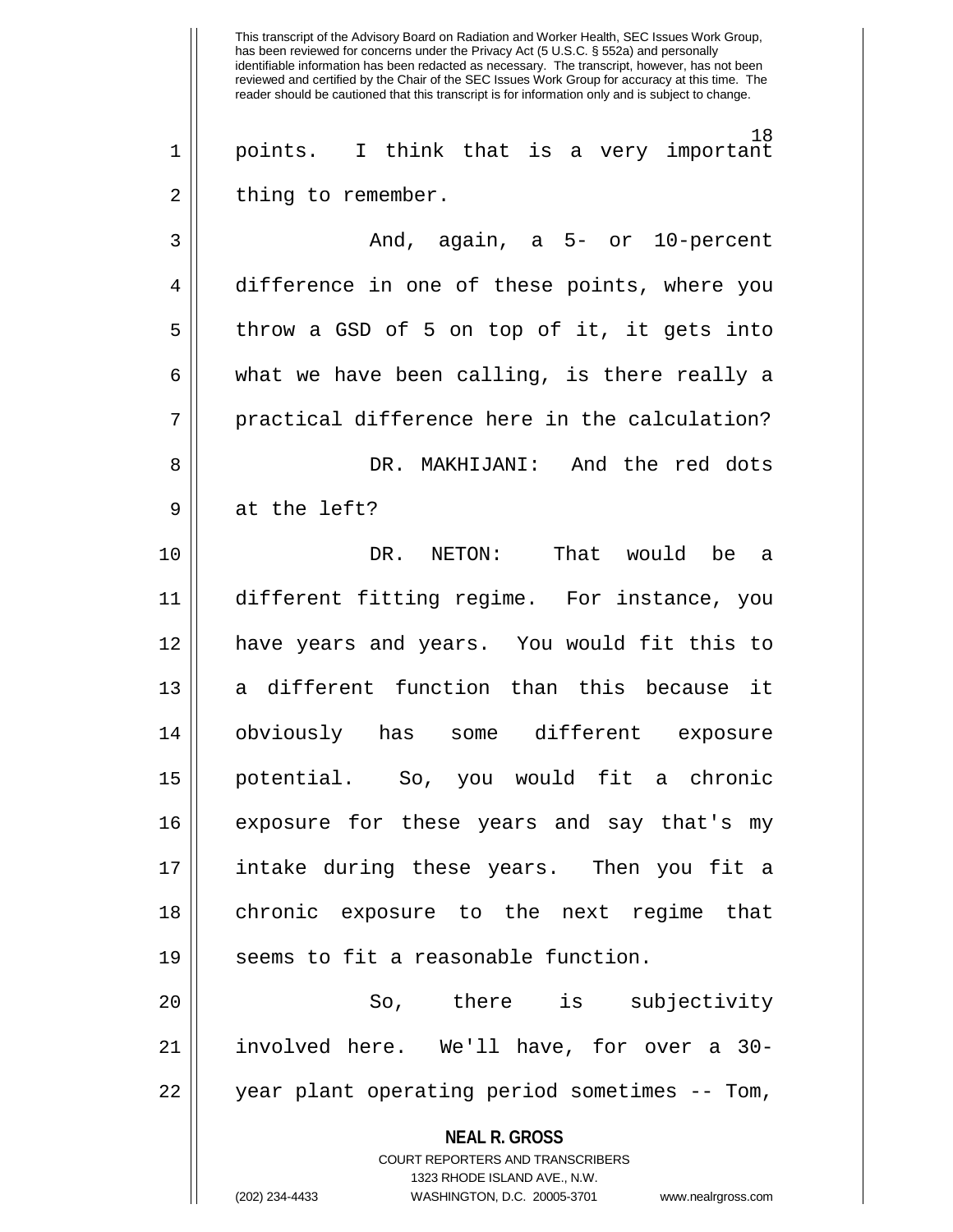points. I think that is a very important thing to remember.

And, again, a 5- or 10-percent difference in one of these points, where you throw a GSD of 5 on top of it, it gets into what we have been calling, is there really a practical difference here in the calculation?

DR. MAKHIJANI: And the red dots at the left?

DR. NETON: That would be a different fitting regime. For instance, you have years and years. You would fit this to a different function than this because it obviously has some different exposure potential. So, you would fit a chronic exposure for these years and say that's my intake during these years. Then you fit a chronic exposure to the next regime that seems to fit a reasonable function.

So, there is subjectivity involved here. We'll have, for over a 30-year plant operating period sometimes -- Tom,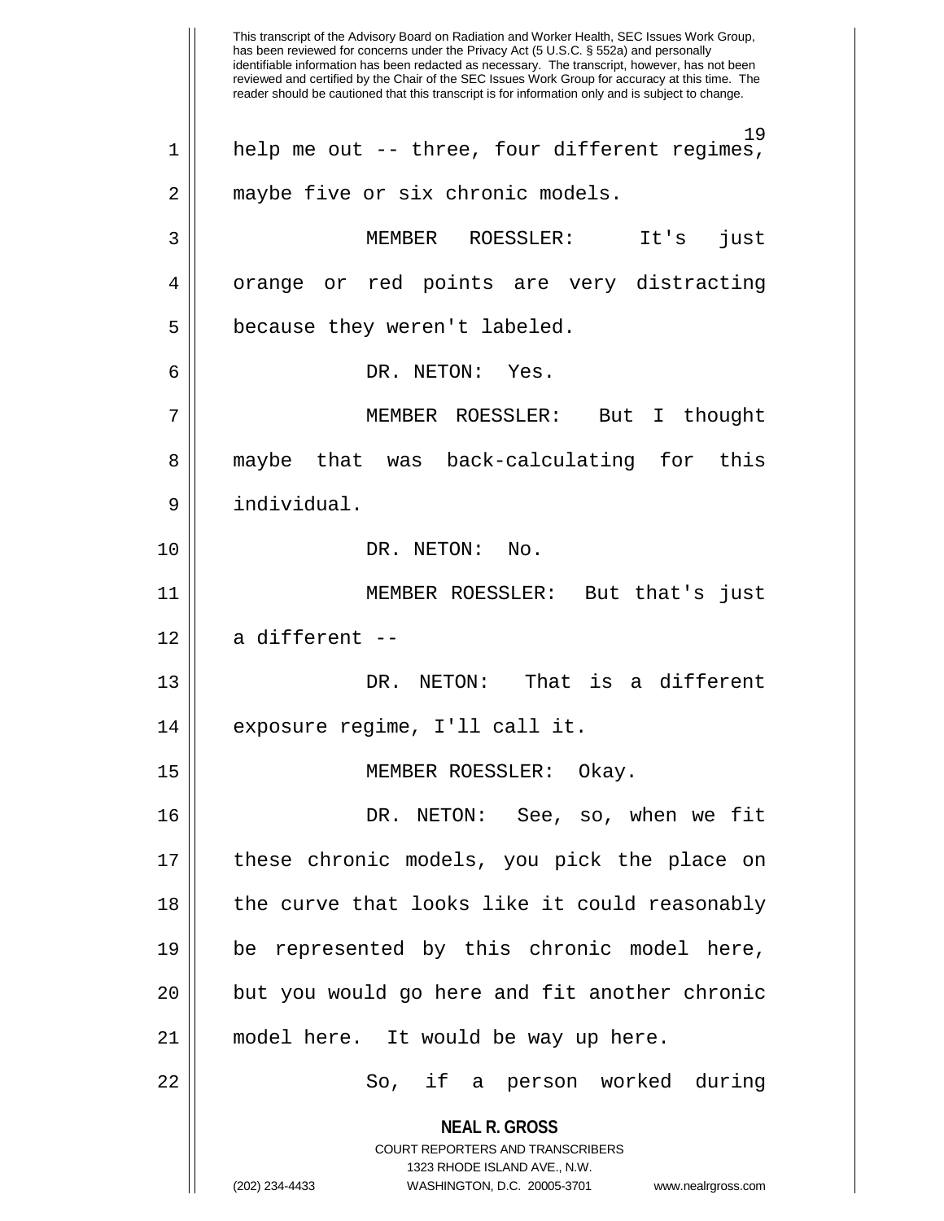help me out -- three, four different regimes, maybe five or six chronic models.

MEMBER ROESSLER: It's just orange or red points are very distracting because they weren't labeled.

DR. NETON: Yes.

MEMBER ROESSLER: But I thought maybe that was back-calculating for this individual.

DR. NETON: No.

MEMBER ROESSLER: But that's just a different --

DR. NETON: That is a different exposure regime, I'll call it.

MEMBER ROESSLER: Okay.

DR. NETON: See, so, when we fit these chronic models, you pick the place on the curve that looks like it could reasonably be represented by this chronic model here, but you would go here and fit another chronic model here. It would be way up here.

So, if a person worked during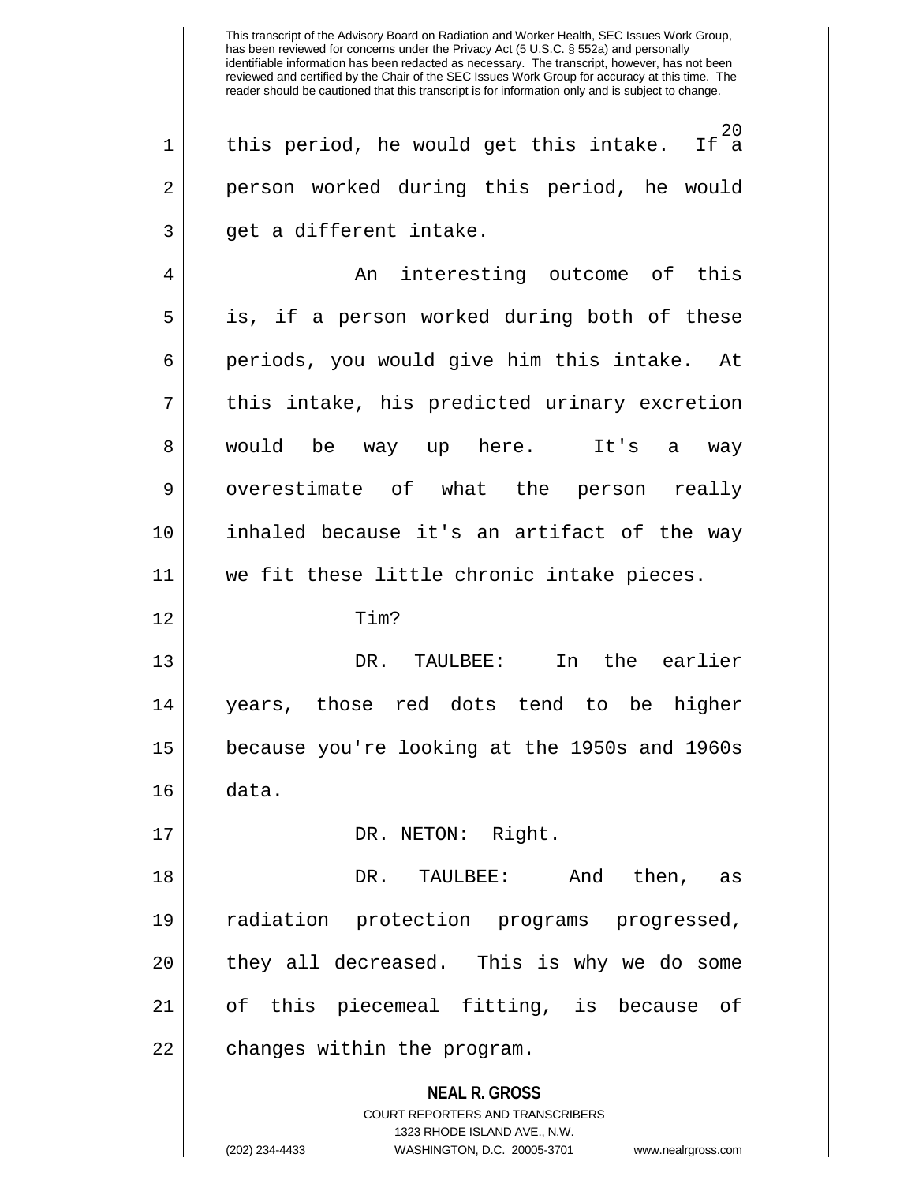this period, he would get this intake. If a person worked during this period, he would get a different intake.

An interesting outcome of this is, if a person worked during both of these periods, you would give him this intake. At this intake, his predicted urinary excretion would be way up here. It's a way overestimate of what the person really inhaled because it's an artifact of the way we fit these little chronic intake pieces.

Tim?

DR. TAULBEE: In the earlier years, those red dots tend to be higher because you're looking at the 1950s and 1960s data.

DR. NETON: Right.

DR. TAULBEE: And then, as radiation protection programs progressed, they all decreased. This is why we do some of this piecemeal fitting, is because of changes within the program.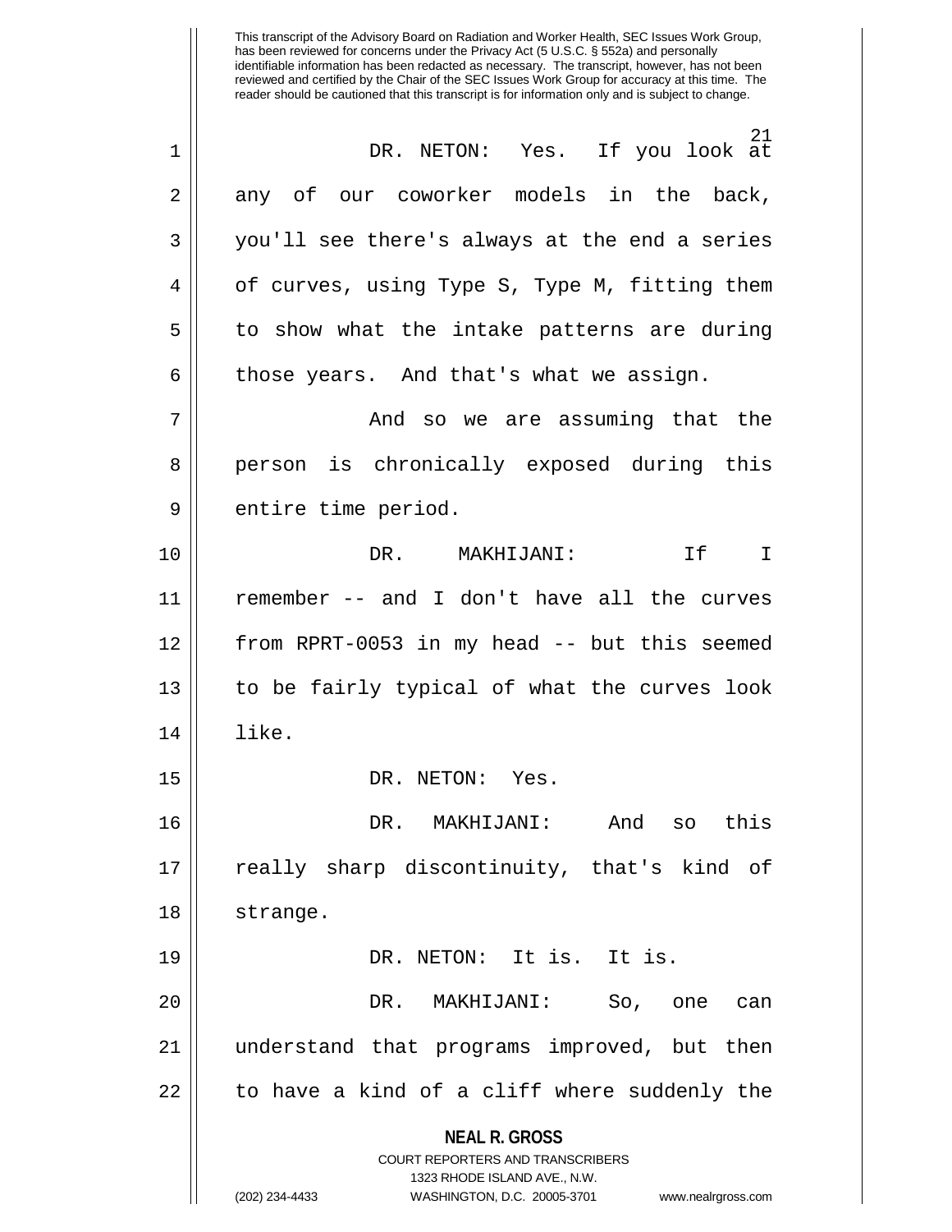This transcript of the Advisory Board on Radiation and Worker Health, SEC Issues Work Group, has been reviewed for concerns under the Privacy Act (5 U.S.C. § 552a) and personally identifiable information has been redacted as necessary. The transcript, however, has not been reviewed and certified by the Chair of the SEC Issues Work Group for accuracy at this time. The reader should be cautioned that this transcript is for information only and is subject to change.

DR. NETON: Yes. If you look at any of our coworker models in the back, you'll see there's always at the end a series of curves, using Type S, Type M, fitting them to show what the intake patterns are during those years. And that's what we assign.

And so we are assuming that the person is chronically exposed during this entire time period.

DR. MAKHIJANI: If I remember -- and I don't have all the curves from RPRT-0053 in my head -- but this seemed to be fairly typical of what the curves look like.

DR. NETON: Yes.

DR. MAKHIJANI: And so this really sharp discontinuity, that's kind of strange.

DR. NETON: It is. It is.

DR. MAKHIJANI: So, one can understand that programs improved, but then to have a kind of a cliff where suddenly the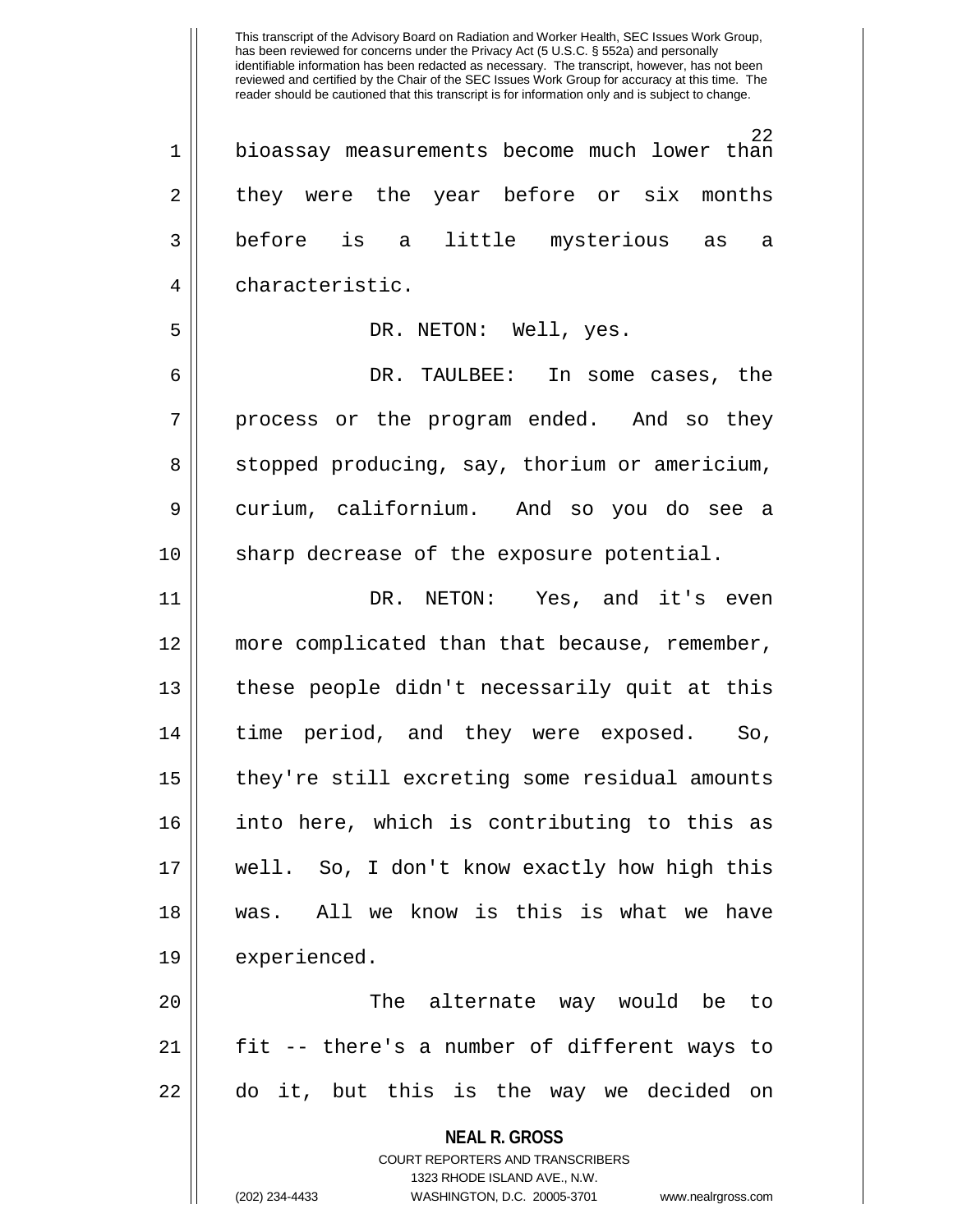This transcript of the Advisory Board on Radiation and Worker Health, SEC Issues Work Group, has been reviewed for concerns under the Privacy Act (5 U.S.C. § 552a) and personally identifiable information has been redacted as necessary. The transcript, however, has not been reviewed and certified by the Chair of the SEC Issues Work Group for accuracy at this time. The reader should be cautioned that this transcript is for information only and is subject to change.

bioassay measurements become much lower than they were the year before or six months before is a little mysterious as a characteristic.

DR. NETON: Well, yes.

DR. TAULBEE: In some cases, the process or the program ended. And so they stopped producing, say, thorium or americium, curium, californium. And so you do see a sharp decrease of the exposure potential.

DR. NETON: Yes, and it's even more complicated than that because, remember, these people didn't necessarily quit at this time period, and they were exposed. So, they're still excreting some residual amounts into here, which is contributing to this as well. So, I don't know exactly how high this was. All we know is this is what we have experienced.

The alternate way would be to fit -- there's a number of different ways to do it, but this is the way we decided on

**NEAL R. GROSS**
COURT REPORTERS AND TRANSCRIBERS
1323 RHODE ISLAND AVE., N.W.
(202) 234-4433 WASHINGTON, D.C. 20005-3701 www.nealrgross.com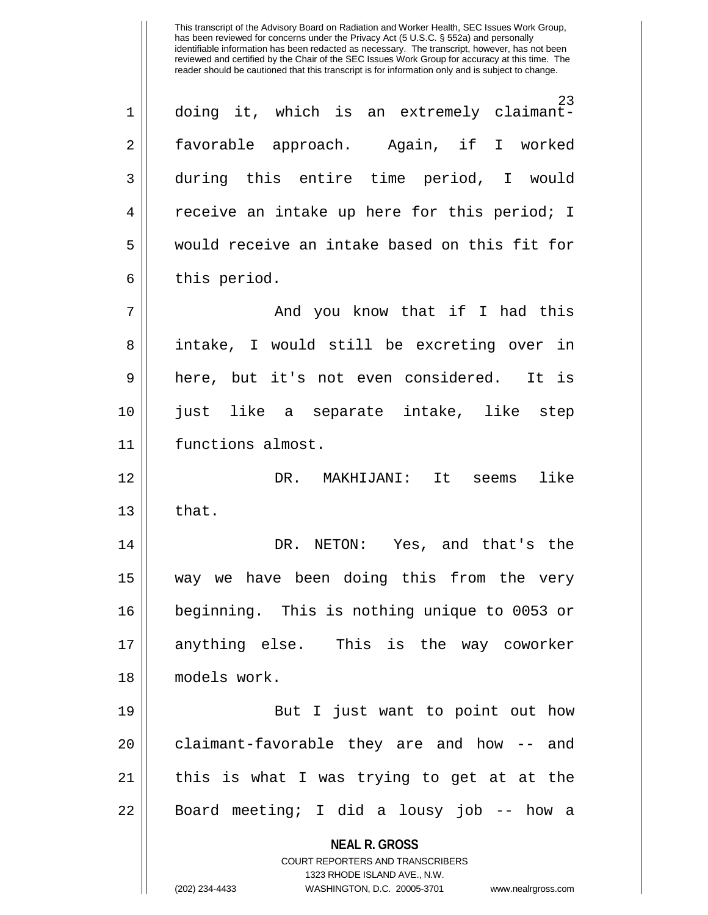doing it, which is an extremely claimant-favorable approach. Again, if I worked during this entire time period, I would receive an intake up here for this period; I would receive an intake based on this fit for this period.

And you know that if I had this intake, I would still be excreting over in here, but it's not even considered. It is just like a separate intake, like step functions almost.

DR. MAKHIJANI: It seems like that.

DR. NETON: Yes, and that's the way we have been doing this from the very beginning. This is nothing unique to 0053 or anything else. This is the way coworker models work.

But I just want to point out how claimant-favorable they are and how -- and this is what I was trying to get at at the Board meeting; I did a lousy job -- how a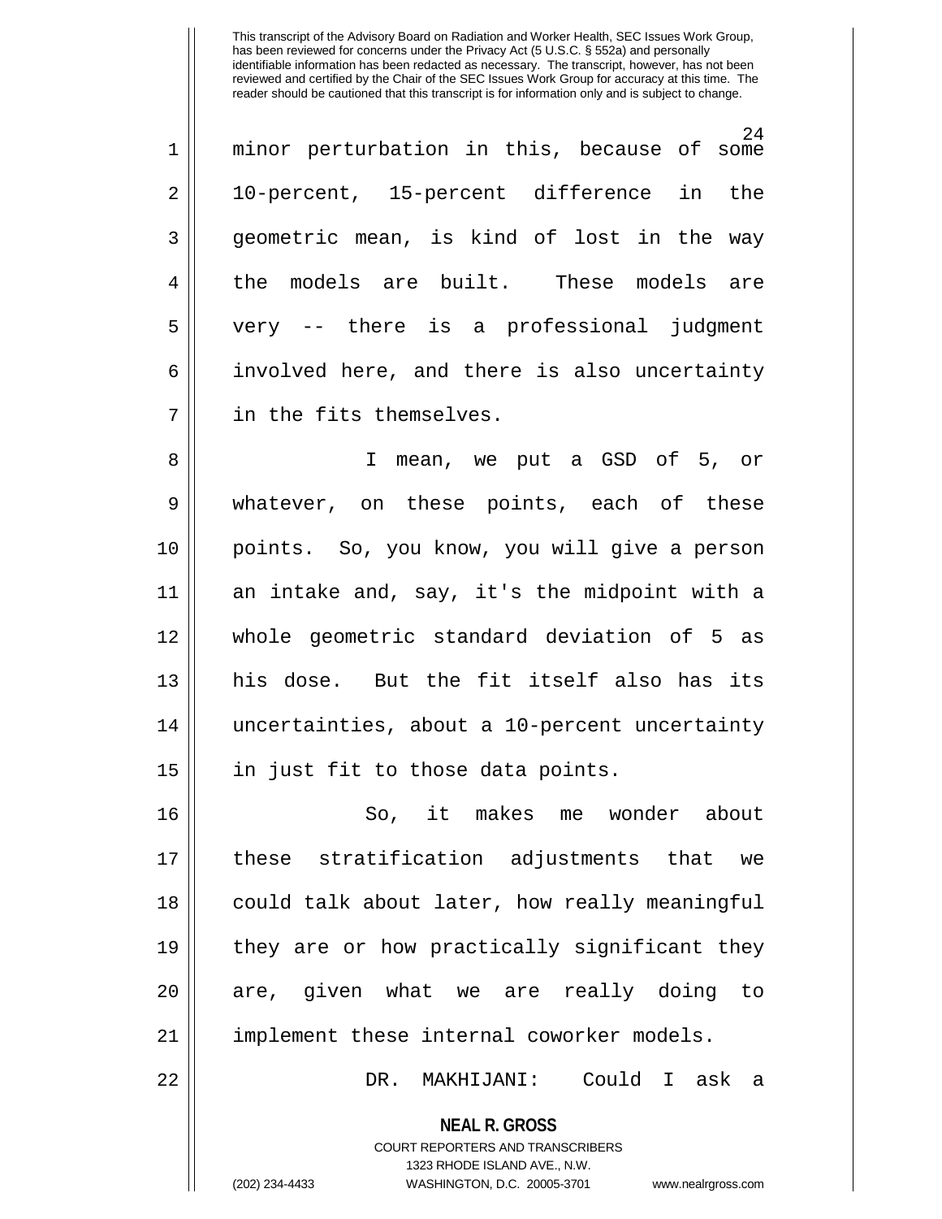minor perturbation in this, because of some 10-percent, 15-percent difference in the geometric mean, is kind of lost in the way the models are built. These models are very -- there is a professional judgment involved here, and there is also uncertainty in the fits themselves.

I mean, we put a GSD of 5, or whatever, on these points, each of these points. So, you know, you will give a person an intake and, say, it's the midpoint with a whole geometric standard deviation of 5 as his dose. But the fit itself also has its uncertainties, about a 10-percent uncertainty in just fit to those data points.

So, it makes me wonder about these stratification adjustments that we could talk about later, how really meaningful they are or how practically significant they are, given what we are really doing to implement these internal coworker models.

DR. MAKHIJANI: Could I ask a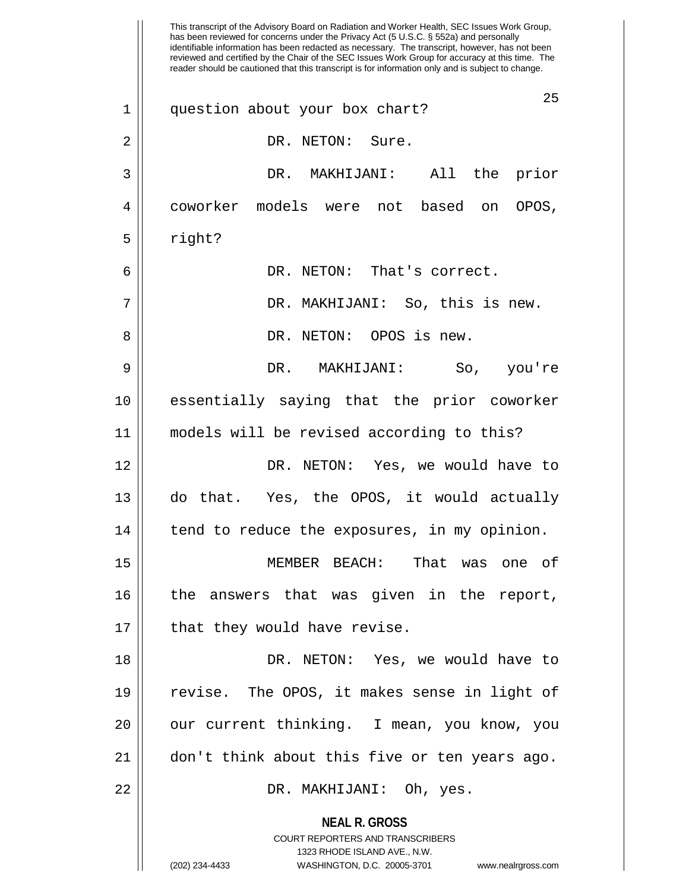question about your box chart?

DR. NETON: Sure.

DR. MAKHIJANI: All the prior coworker models were not based on OPOS, right?

DR. NETON: That's correct.

DR. MAKHIJANI: So, this is new.

DR. NETON: OPOS is new.

DR. MAKHIJANI: So, you're essentially saying that the prior coworker models will be revised according to this?

DR. NETON: Yes, we would have to do that. Yes, the OPOS, it would actually tend to reduce the exposures, in my opinion.

MEMBER BEACH: That was one of the answers that was given in the report, that they would have revise.

DR. NETON: Yes, we would have to revise. The OPOS, it makes sense in light of our current thinking. I mean, you know, you don't think about this five or ten years ago.

DR. MAKHIJANI: Oh, yes.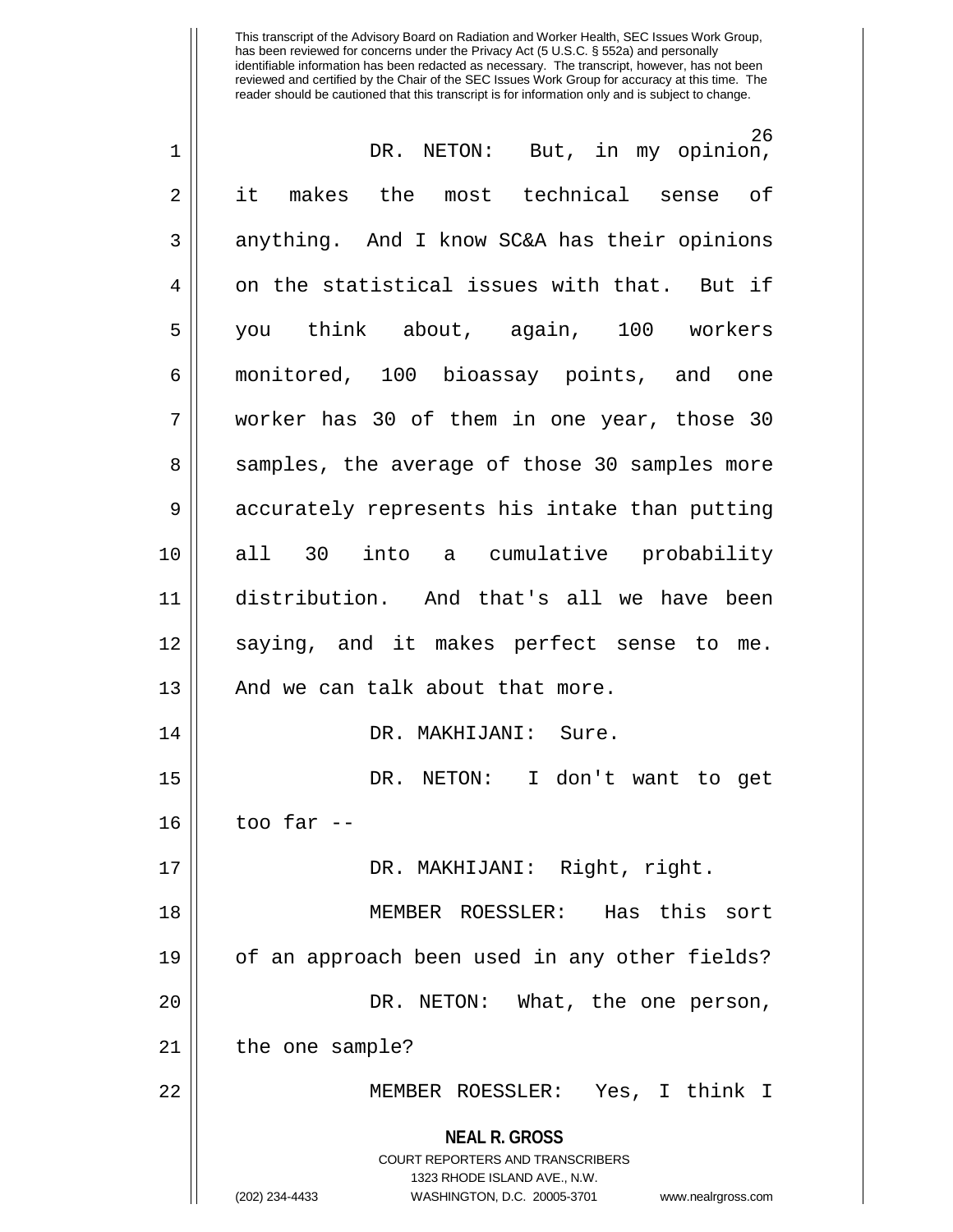DR. NETON: But, in my opinion, it makes the most technical sense of anything. And I know SC&A has their opinions on the statistical issues with that. But if you think about, again, 100 workers monitored, 100 bioassay points, and one worker has 30 of them in one year, those 30 samples, the average of those 30 samples more accurately represents his intake than putting all 30 into a cumulative probability distribution. And that's all we have been saying, and it makes perfect sense to me. And we can talk about that more.

DR. MAKHIJANI: Sure.

DR. NETON: I don't want to get too far --

DR. MAKHIJANI: Right, right.

MEMBER ROESSLER: Has this sort of an approach been used in any other fields?

DR. NETON: What, the one person, the one sample?

MEMBER ROESSLER: Yes, I think I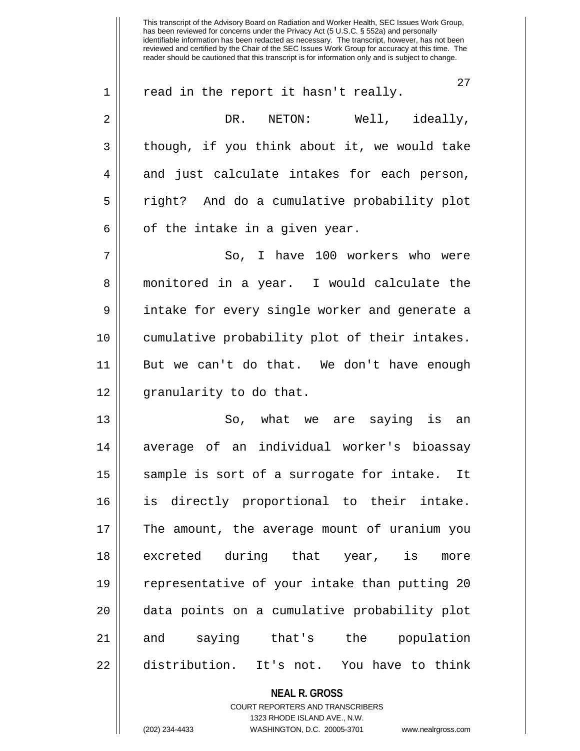read in the report it hasn't really.

DR. NETON: Well, ideally, though, if you think about it, we would take and just calculate intakes for each person, right? And do a cumulative probability plot of the intake in a given year.

So, I have 100 workers who were monitored in a year. I would calculate the intake for every single worker and generate a cumulative probability plot of their intakes. But we can't do that. We don't have enough granularity to do that.

So, what we are saying is an average of an individual worker's bioassay sample is sort of a surrogate for intake. It is directly proportional to their intake. The amount, the average mount of uranium you excreted during that year, is more representative of your intake than putting 20 data points on a cumulative probability plot and saying that's the population distribution. It's not. You have to think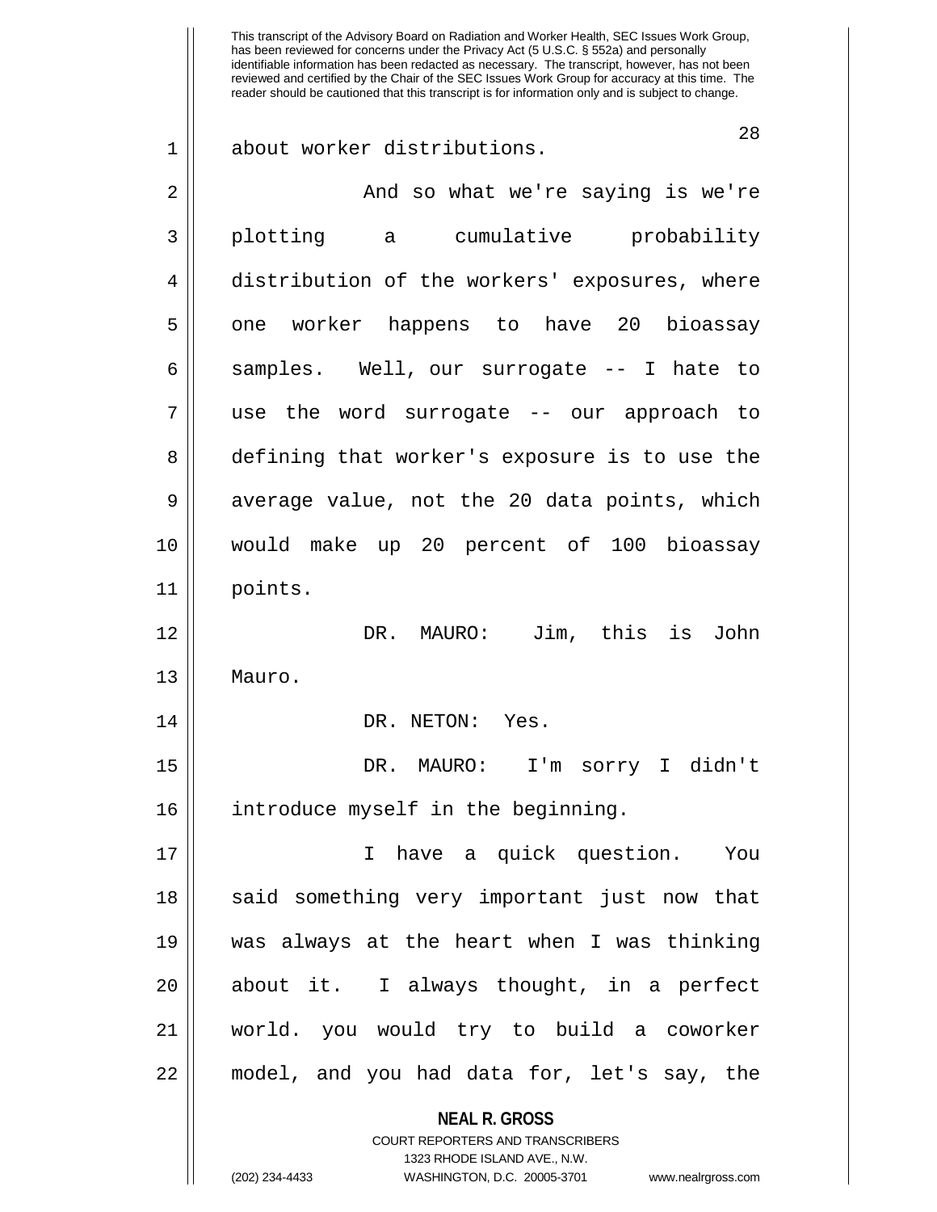about worker distributions.

And so what we're saying is we're plotting a cumulative probability distribution of the workers' exposures, where one worker happens to have 20 bioassay samples. Well, our surrogate -- I hate to use the word surrogate -- our approach to defining that worker's exposure is to use the average value, not the 20 data points, which would make up 20 percent of 100 bioassay points.

DR. MAURO: Jim, this is John Mauro.

DR. NETON: Yes.

DR. MAURO: I'm sorry I didn't introduce myself in the beginning.

I have a quick question. You said something very important just now that was always at the heart when I was thinking about it. I always thought, in a perfect world. you would try to build a coworker model, and you had data for, let's say, the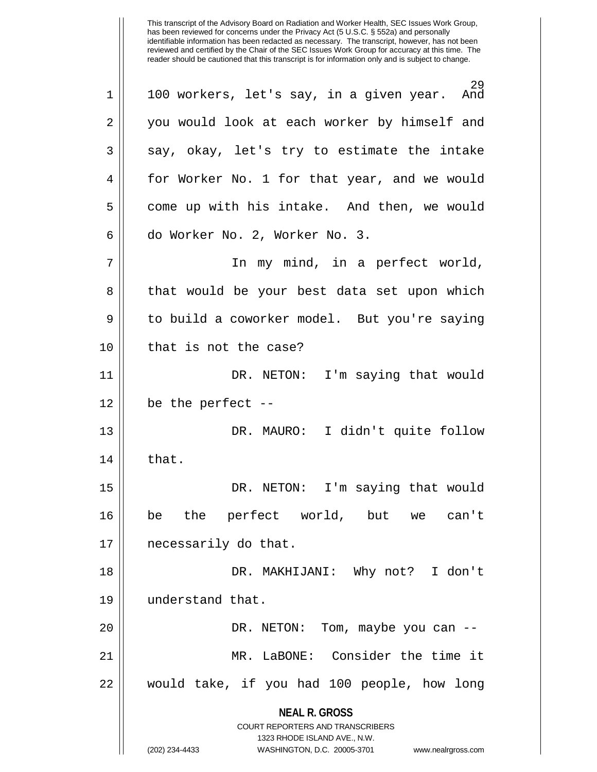100 workers, let's say, in a given year. And you would look at each worker by himself and say, okay, let's try to estimate the intake for Worker No. 1 for that year, and we would come up with his intake. And then, we would do Worker No. 2, Worker No. 3.

In my mind, in a perfect world, that would be your best data set upon which to build a coworker model. But you're saying that is not the case?

DR. NETON: I'm saying that would be the perfect --

DR. MAURO: I didn't quite follow that.

DR. NETON: I'm saying that would be the perfect world, but we can't necessarily do that.

DR. MAKHIJANI: Why not? I don't understand that.

DR. NETON: Tom, maybe you can --

MR. LaBONE: Consider the time it would take, if you had 100 people, how long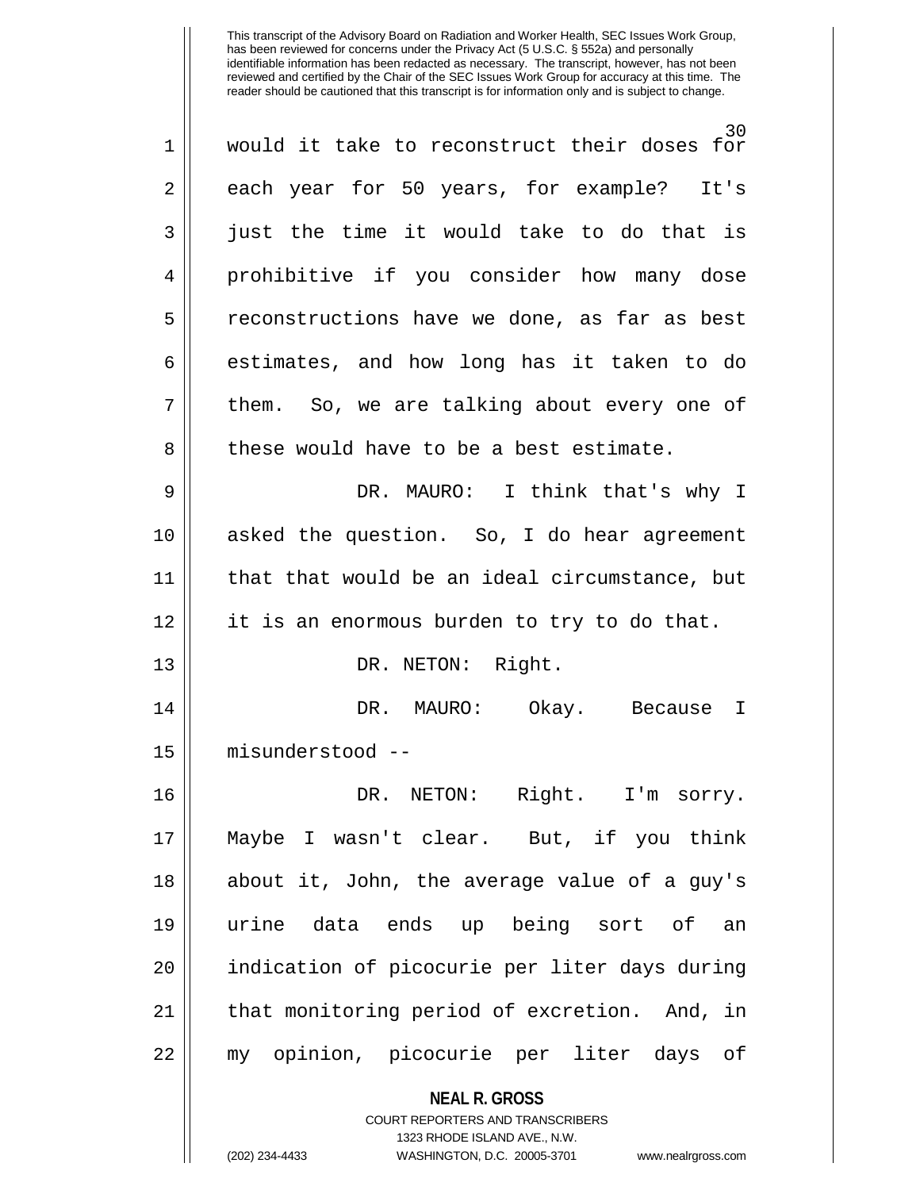would it take to reconstruct their doses for each year for 50 years, for example? It's just the time it would take to do that is prohibitive if you consider how many dose reconstructions have we done, as far as best estimates, and how long has it taken to do them. So, we are talking about every one of these would have to be a best estimate.

DR. MAURO: I think that's why I asked the question. So, I do hear agreement that that would be an ideal circumstance, but it is an enormous burden to try to do that.

DR. NETON: Right.

DR. MAURO: Okay. Because I misunderstood --

DR. NETON: Right. I'm sorry. Maybe I wasn't clear. But, if you think about it, John, the average value of a guy's urine data ends up being sort of an indication of picocurie per liter days during that monitoring period of excretion. And, in my opinion, picocurie per liter days of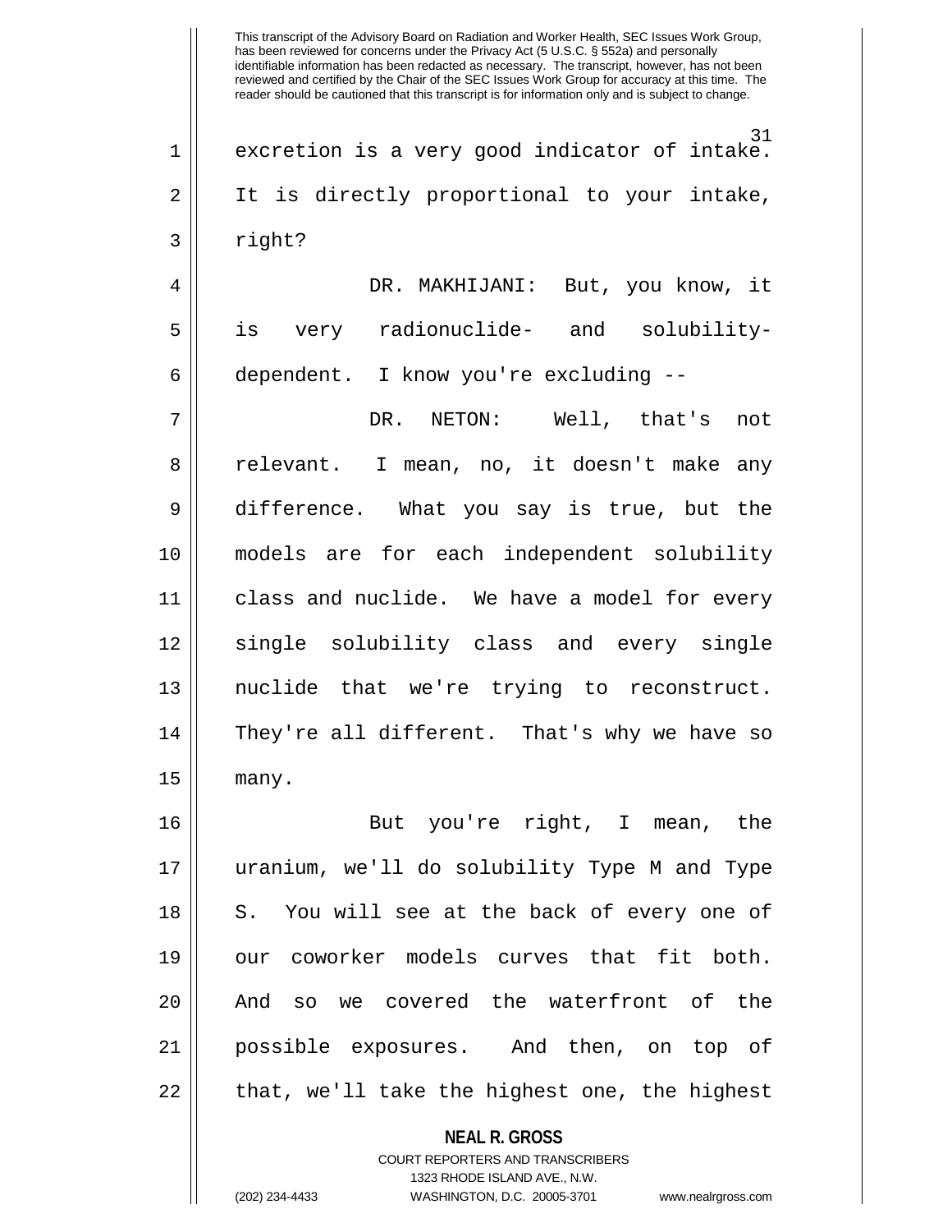excretion is a very good indicator of intake. It is directly proportional to your intake, right?

DR. MAKHIJANI: But, you know, it is very radionuclide- and solubility-dependent. I know you're excluding --

DR. NETON: Well, that's not relevant. I mean, no, it doesn't make any difference. What you say is true, but the models are for each independent solubility class and nuclide. We have a model for every single solubility class and every single nuclide that we're trying to reconstruct. They're all different. That's why we have so many.

But you're right, I mean, the uranium, we'll do solubility Type M and Type S. You will see at the back of every one of our coworker models curves that fit both. And so we covered the waterfront of the possible exposures. And then, on top of that, we'll take the highest one, the highest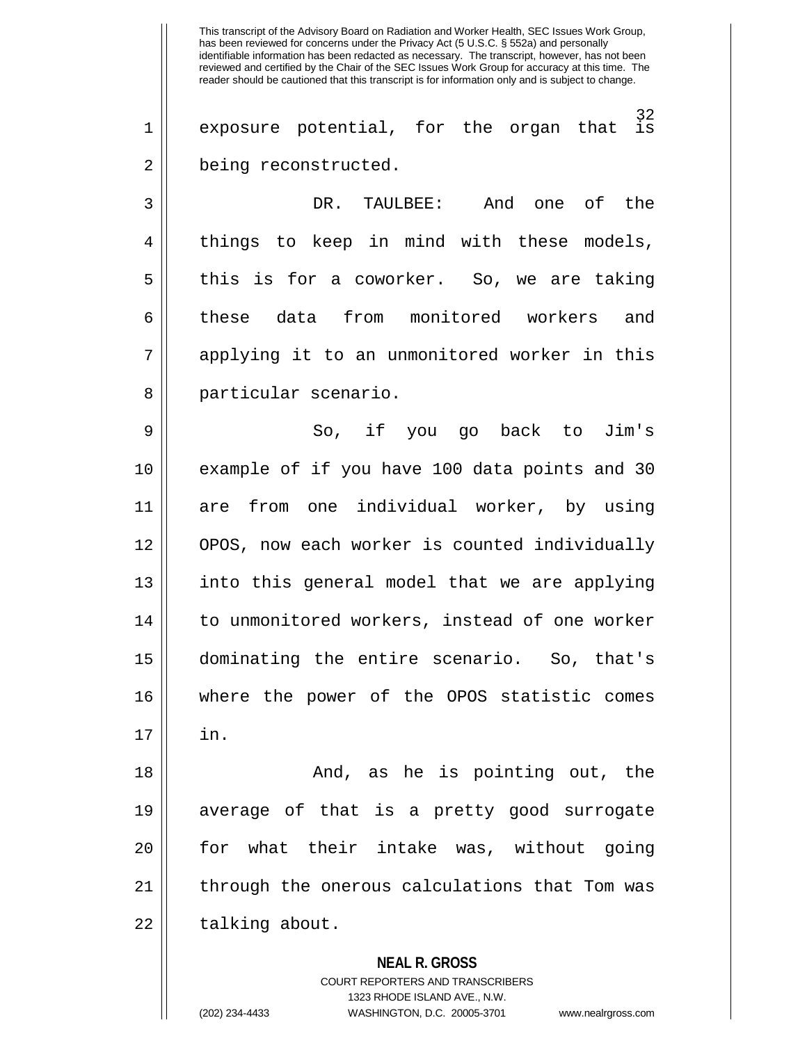This transcript of the Advisory Board on Radiation and Worker Health, SEC Issues Work Group, has been reviewed for concerns under the Privacy Act (5 U.S.C. § 552a) and personally identifiable information has been redacted as necessary. The transcript, however, has not been reviewed and certified by the Chair of the SEC Issues Work Group for accuracy at this time. The reader should be cautioned that this transcript is for information only and is subject to change.

exposure potential, for the organ that is being reconstructed.

DR. TAULBEE: And one of the things to keep in mind with these models, this is for a coworker. So, we are taking these data from monitored workers and applying it to an unmonitored worker in this particular scenario.

So, if you go back to Jim's example of if you have 100 data points and 30 are from one individual worker, by using OPOS, now each worker is counted individually into this general model that we are applying to unmonitored workers, instead of one worker dominating the entire scenario. So, that's where the power of the OPOS statistic comes in.

And, as he is pointing out, the average of that is a pretty good surrogate for what their intake was, without going through the onerous calculations that Tom was talking about.

**NEAL R. GROSS**
COURT REPORTERS AND TRANSCRIBERS
1323 RHODE ISLAND AVE., N.W.
(202) 234-4433 WASHINGTON, D.C. 20005-3701 www.nealrgross.com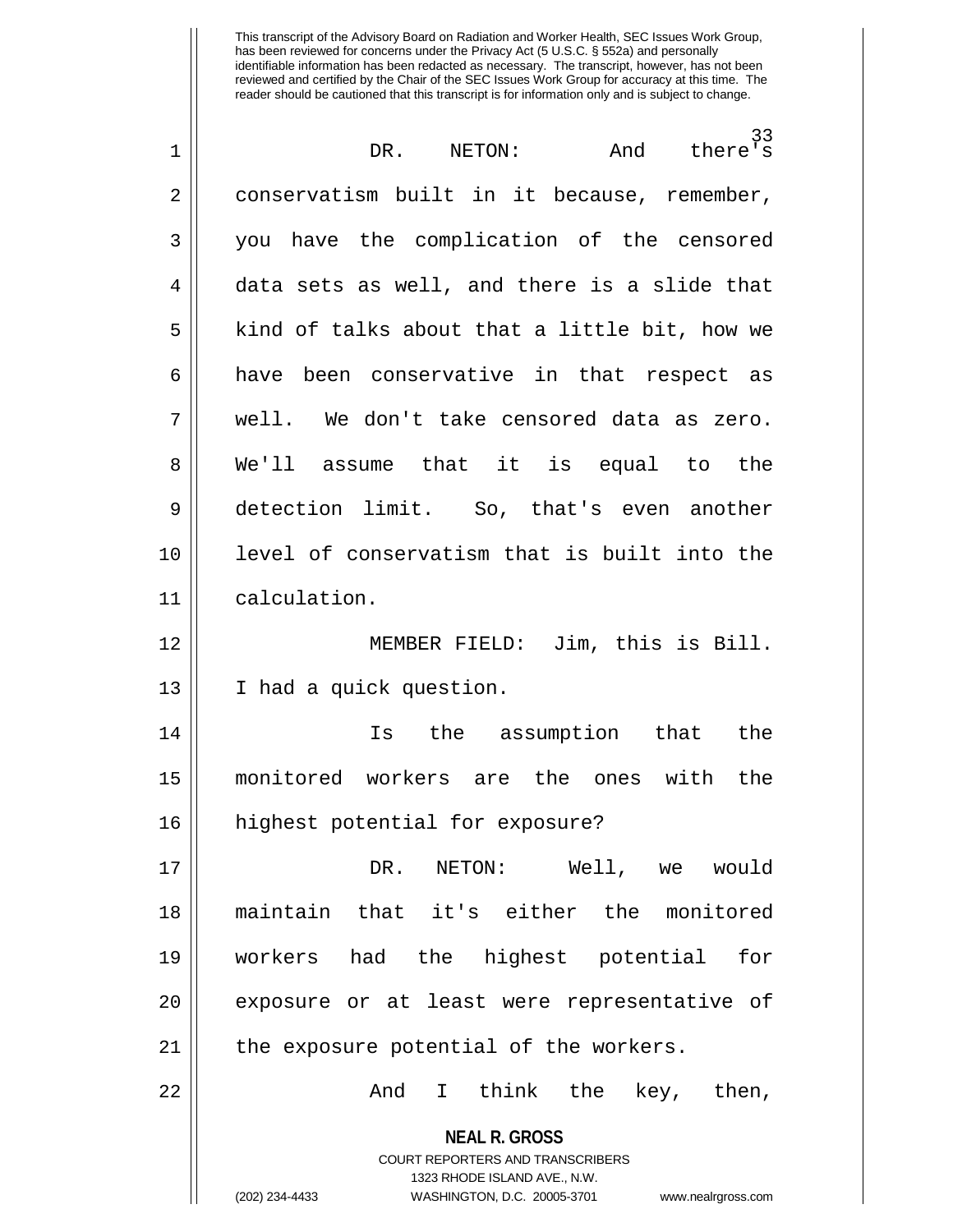This transcript of the Advisory Board on Radiation and Worker Health, SEC Issues Work Group, has been reviewed for concerns under the Privacy Act (5 U.S.C. § 552a) and personally identifiable information has been redacted as necessary. The transcript, however, has not been reviewed and certified by the Chair of the SEC Issues Work Group for accuracy at this time. The reader should be cautioned that this transcript is for information only and is subject to change.

1 DR. NETON: And there's
2 conservatism built in it because, remember,
3 you have the complication of the censored
4 data sets as well, and there is a slide that
5 kind of talks about that a little bit, how we
6 have been conservative in that respect as
7 well. We don't take censored data as zero.
8 We'll assume that it is equal to the
9 detection limit. So, that's even another
10 level of conservatism that is built into the
11 calculation.

12 MEMBER FIELD: Jim, this is Bill.
13 I had a quick question.

14 Is the assumption that the
15 monitored workers are the ones with the
16 highest potential for exposure?

17 DR. NETON: Well, we would
18 maintain that it's either the monitored
19 workers had the highest potential for
20 exposure or at least were representative of
21 the exposure potential of the workers.

22 And I think the key, then,

**NEAL R. GROSS**
COURT REPORTERS AND TRANSCRIBERS
1323 RHODE ISLAND AVE., N.W.
(202) 234-4433 WASHINGTON, D.C. 20005-3701 www.nealrgross.com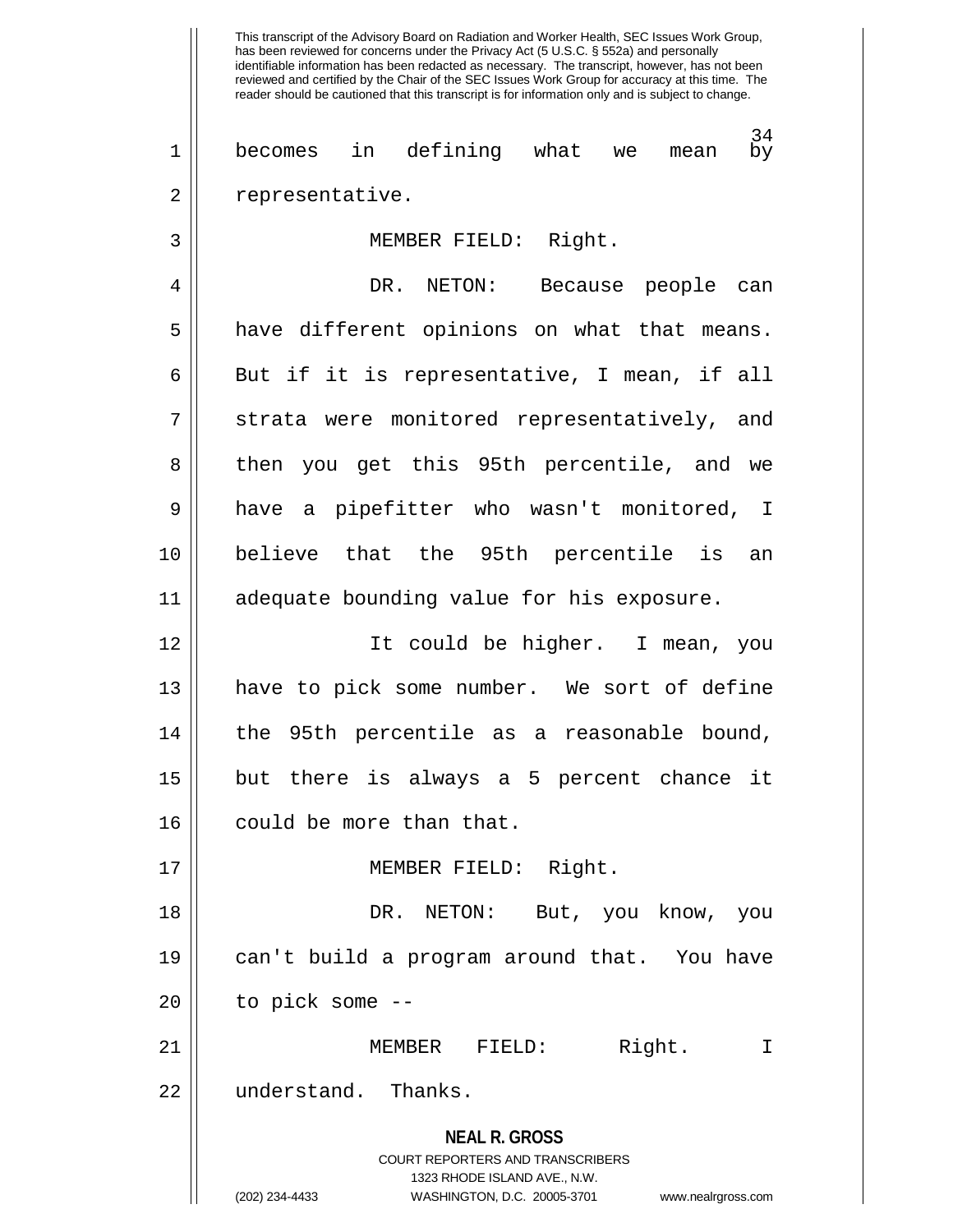becomes in defining what we mean by representative.

MEMBER FIELD: Right.

DR. NETON: Because people can have different opinions on what that means. But if it is representative, I mean, if all strata were monitored representatively, and then you get this 95th percentile, and we have a pipefitter who wasn't monitored, I believe that the 95th percentile is an adequate bounding value for his exposure.

It could be higher. I mean, you have to pick some number. We sort of define the 95th percentile as a reasonable bound, but there is always a 5 percent chance it could be more than that.

MEMBER FIELD: Right.

DR. NETON: But, you know, you can't build a program around that. You have to pick some --

MEMBER FIELD: Right. I understand. Thanks.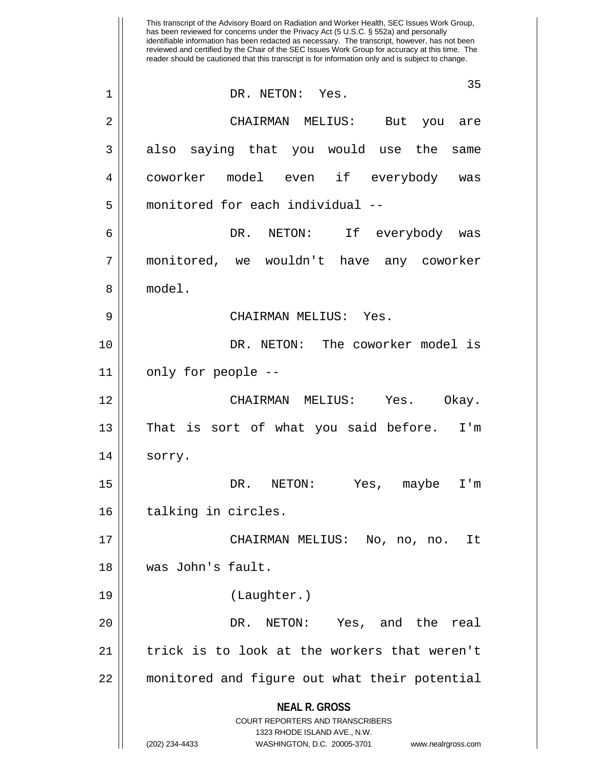DR. NETON: Yes.

CHAIRMAN MELIUS: But you are also saying that you would use the same coworker model even if everybody was monitored for each individual --

DR. NETON: If everybody was monitored, we wouldn't have any coworker model.

CHAIRMAN MELIUS: Yes.

DR. NETON: The coworker model is only for people --

CHAIRMAN MELIUS: Yes. Okay. That is sort of what you said before. I'm sorry.

DR. NETON: Yes, maybe I'm talking in circles.

CHAIRMAN MELIUS: No, no, no. It was John's fault.

(Laughter.)

DR. NETON: Yes, and the real trick is to look at the workers that weren't monitored and figure out what their potential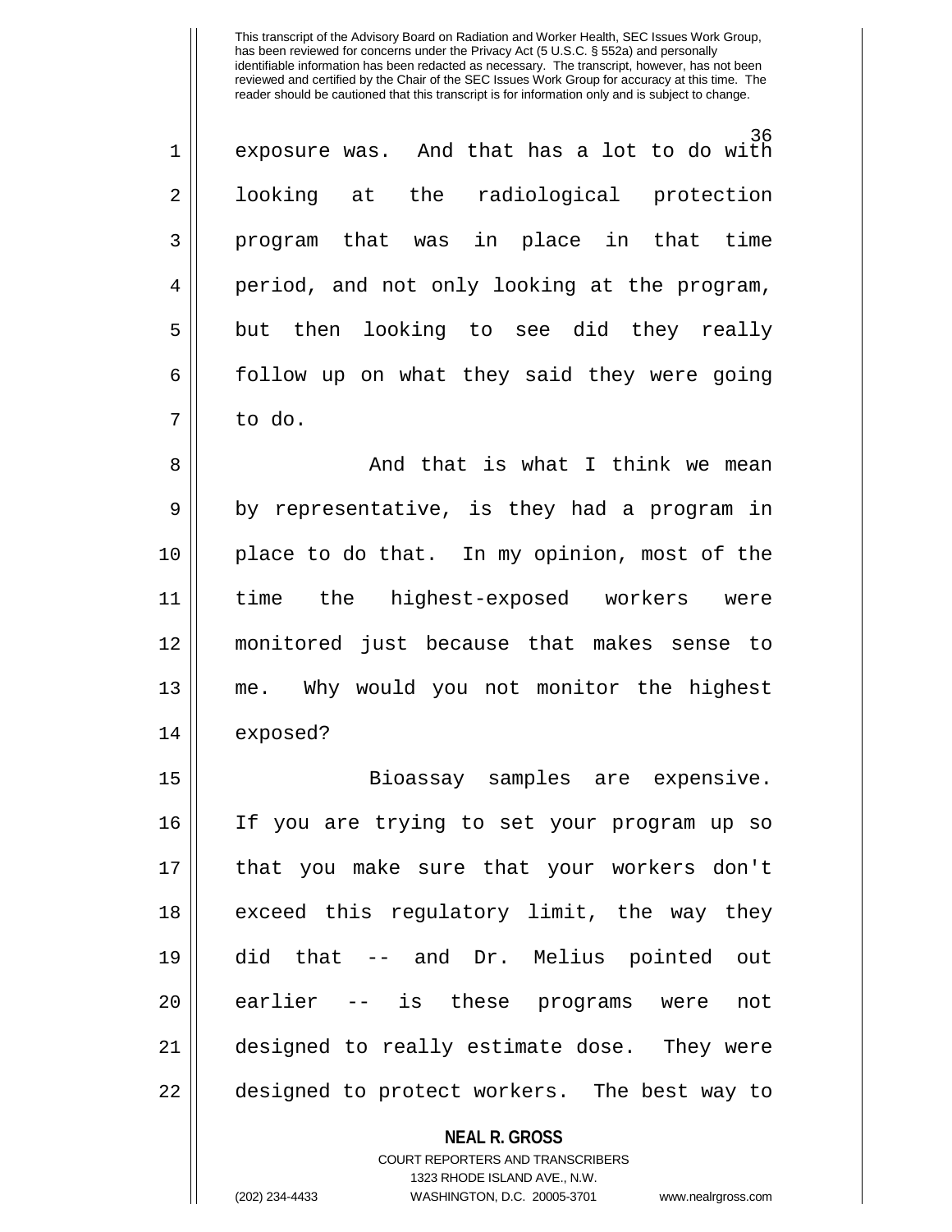exposure was. And that has a lot to do with looking at the radiological protection program that was in place in that time period, and not only looking at the program, but then looking to see did they really follow up on what they said they were going to do.

And that is what I think we mean by representative, is they had a program in place to do that. In my opinion, most of the time the highest-exposed workers were monitored just because that makes sense to me. Why would you not monitor the highest exposed?

Bioassay samples are expensive. If you are trying to set your program up so that you make sure that your workers don't exceed this regulatory limit, the way they did that -- and Dr. Melius pointed out earlier -- is these programs were not designed to really estimate dose. They were designed to protect workers. The best way to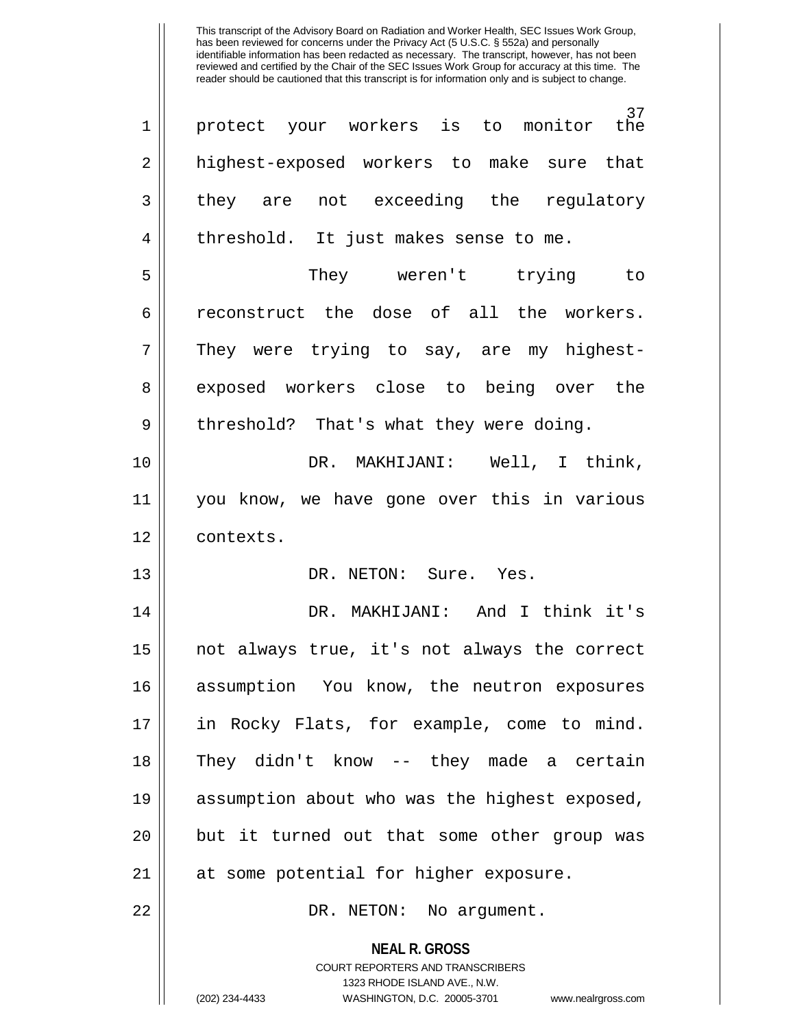protect your workers is to monitor the highest-exposed workers to make sure that they are not exceeding the regulatory threshold. It just makes sense to me.

They weren't trying to reconstruct the dose of all the workers. They were trying to say, are my highest-exposed workers close to being over the threshold? That's what they were doing.

DR. MAKHIJANI: Well, I think, you know, we have gone over this in various contexts.

DR. NETON: Sure. Yes.

DR. MAKHIJANI: And I think it's not always true, it's not always the correct assumption You know, the neutron exposures in Rocky Flats, for example, come to mind. They didn't know -- they made a certain assumption about who was the highest exposed, but it turned out that some other group was at some potential for higher exposure.

DR. NETON: No argument.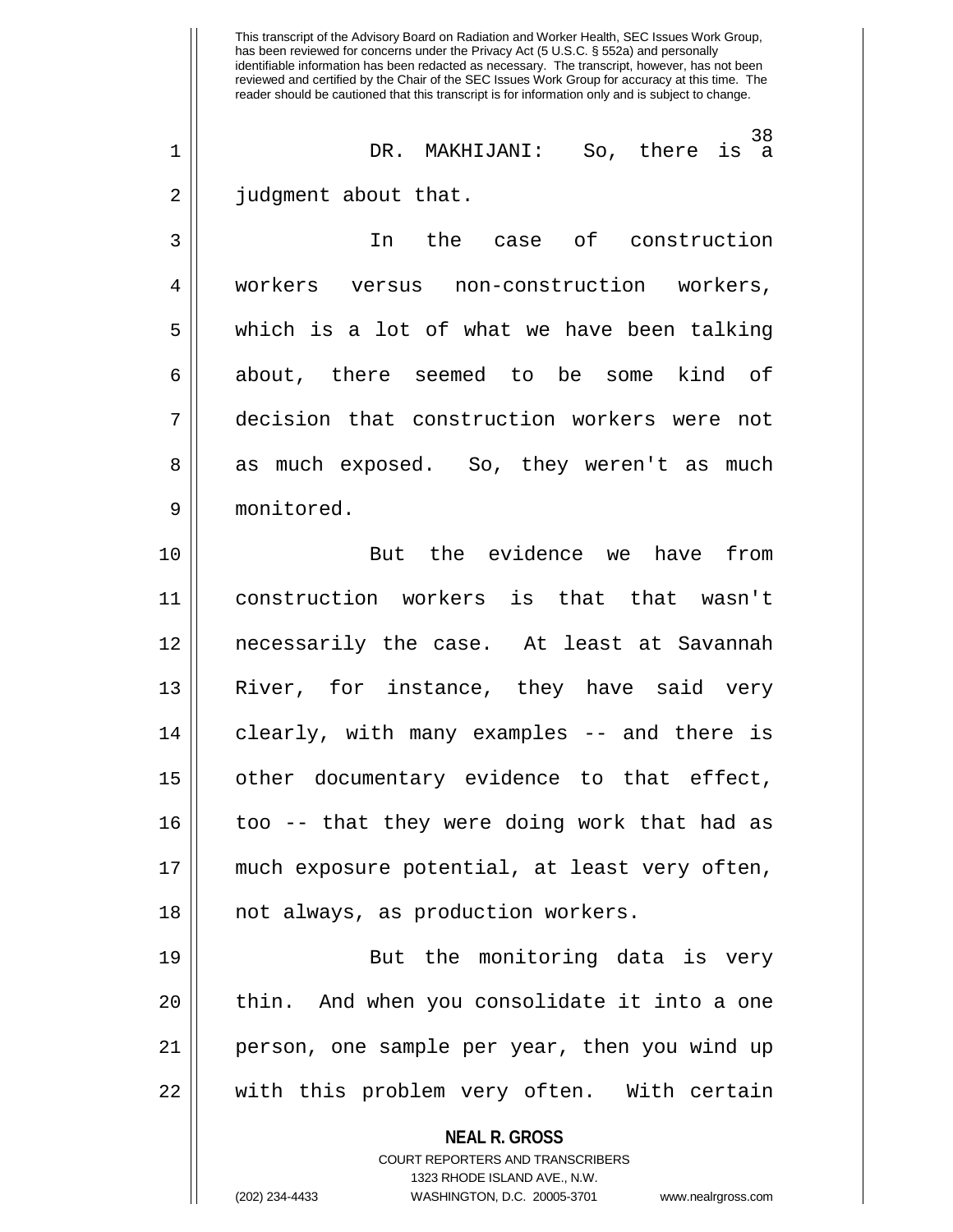DR. MAKHIJANI: So, there is a judgment about that.

In the case of construction workers versus non-construction workers, which is a lot of what we have been talking about, there seemed to be some kind of decision that construction workers were not as much exposed. So, they weren't as much monitored.

But the evidence we have from construction workers is that that wasn't necessarily the case. At least at Savannah River, for instance, they have said very clearly, with many examples -- and there is other documentary evidence to that effect, too -- that they were doing work that had as much exposure potential, at least very often, not always, as production workers.

But the monitoring data is very thin. And when you consolidate it into a one person, one sample per year, then you wind up with this problem very often. With certain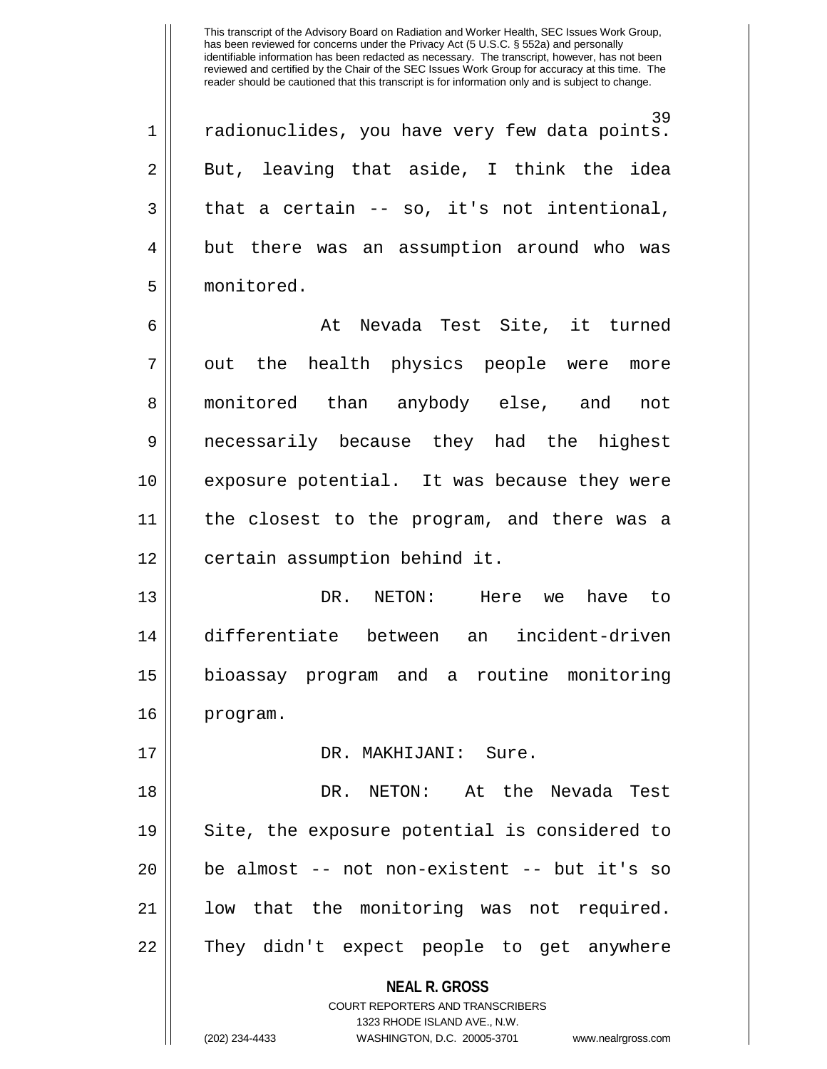radionuclides, you have very few data points. But, leaving that aside, I think the idea that a certain -- so, it's not intentional, but there was an assumption around who was monitored.

At Nevada Test Site, it turned out the health physics people were more monitored than anybody else, and not necessarily because they had the highest exposure potential. It was because they were the closest to the program, and there was a certain assumption behind it.

DR. NETON: Here we have to differentiate between an incident-driven bioassay program and a routine monitoring program.

DR. MAKHIJANI: Sure.

DR. NETON: At the Nevada Test Site, the exposure potential is considered to be almost -- not non-existent -- but it's so low that the monitoring was not required. They didn't expect people to get anywhere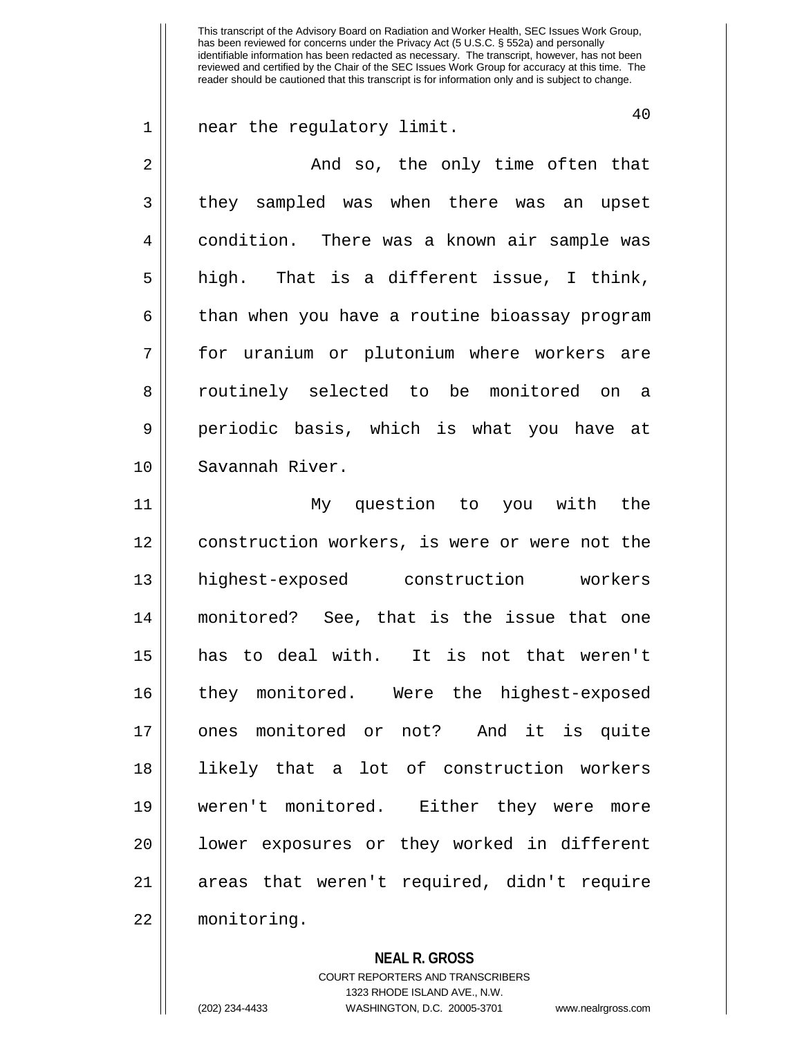near the regulatory limit.

And so, the only time often that they sampled was when there was an upset condition. There was a known air sample was high. That is a different issue, I think, than when you have a routine bioassay program for uranium or plutonium where workers are routinely selected to be monitored on a periodic basis, which is what you have at Savannah River.

My question to you with the construction workers, is were or were not the highest-exposed construction workers monitored? See, that is the issue that one has to deal with. It is not that weren't they monitored. Were the highest-exposed ones monitored or not? And it is quite likely that a lot of construction workers weren't monitored. Either they were more lower exposures or they worked in different areas that weren't required, didn't require monitoring.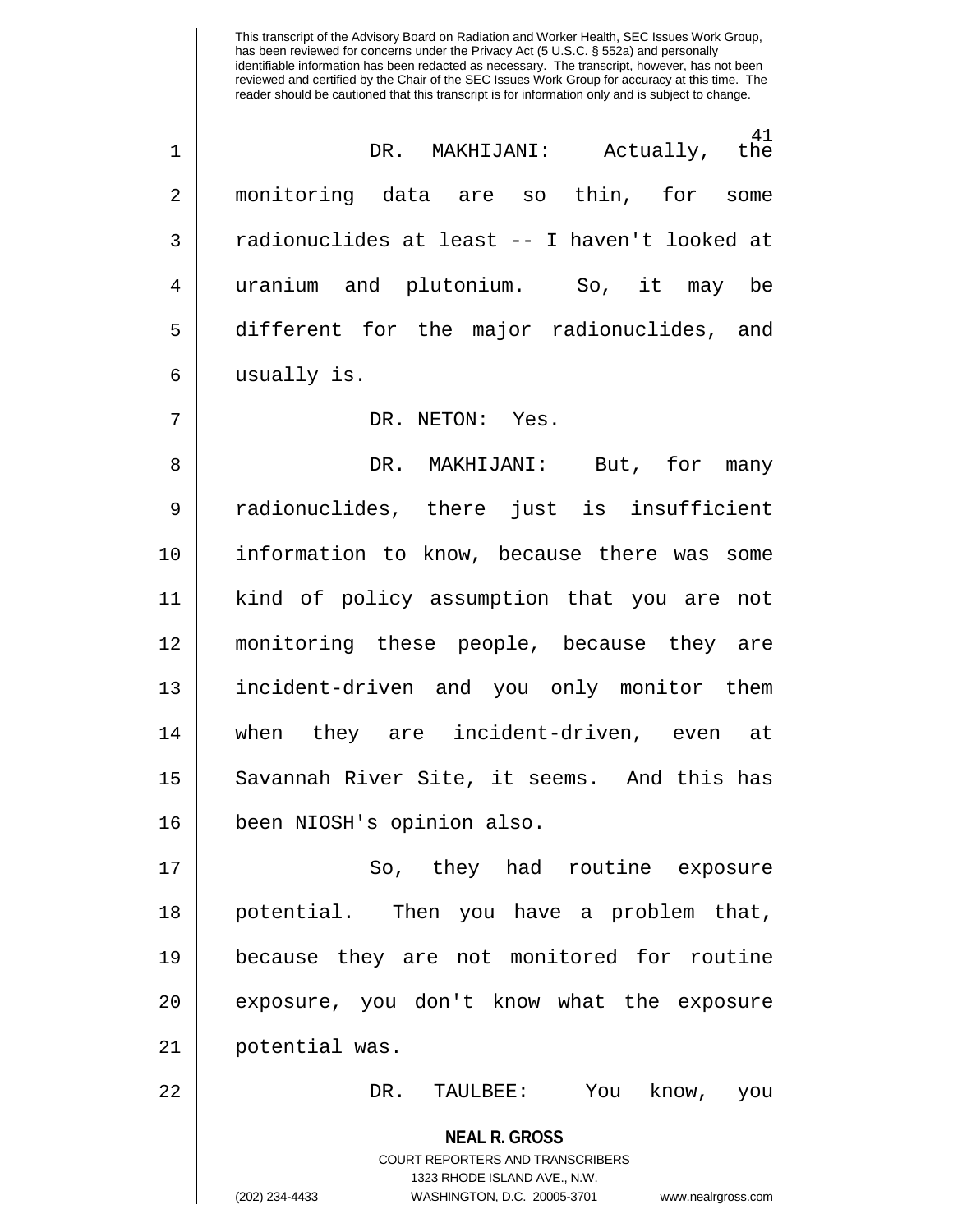DR. MAKHIJANI: Actually, the monitoring data are so thin, for some radionuclides at least -- I haven't looked at uranium and plutonium. So, it may be different for the major radionuclides, and usually is.

DR. NETON: Yes.

DR. MAKHIJANI: But, for many radionuclides, there just is insufficient information to know, because there was some kind of policy assumption that you are not monitoring these people, because they are incident-driven and you only monitor them when they are incident-driven, even at Savannah River Site, it seems. And this has been NIOSH's opinion also.

So, they had routine exposure potential. Then you have a problem that, because they are not monitored for routine exposure, you don't know what the exposure potential was.

DR. TAULBEE: You know, you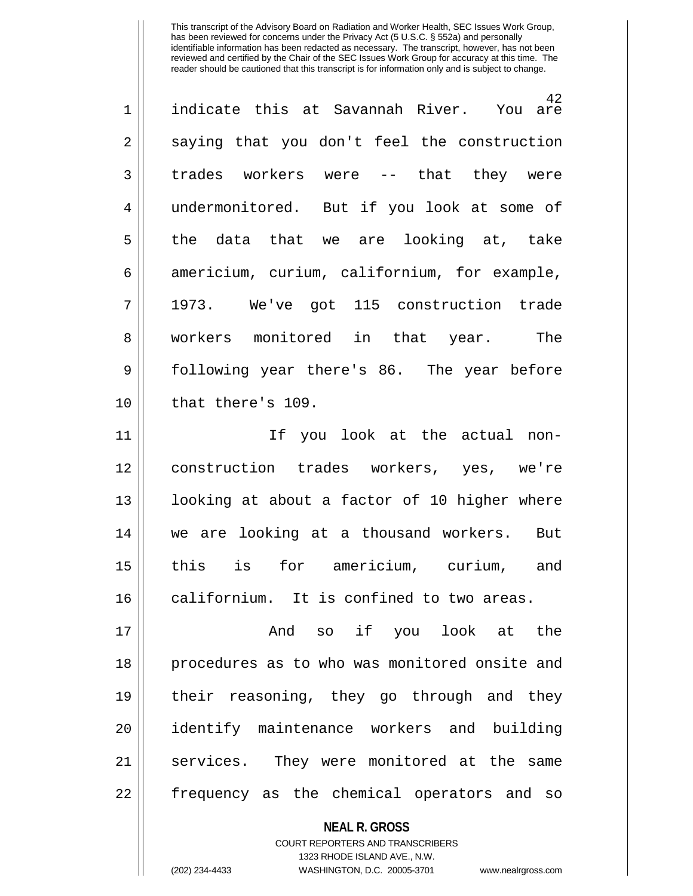indicate this at Savannah River. You are saying that you don't feel the construction trades workers were -- that they were undermonitored. But if you look at some of the data that we are looking at, take americium, curium, californium, for example, 1973. We've got 115 construction trade workers monitored in that year. The following year there's 86. The year before that there's 109.

If you look at the actual non-construction trades workers, yes, we're looking at about a factor of 10 higher where we are looking at a thousand workers. But this is for americium, curium, and californium. It is confined to two areas.

And so if you look at the procedures as to who was monitored onsite and their reasoning, they go through and they identify maintenance workers and building services. They were monitored at the same frequency as the chemical operators and so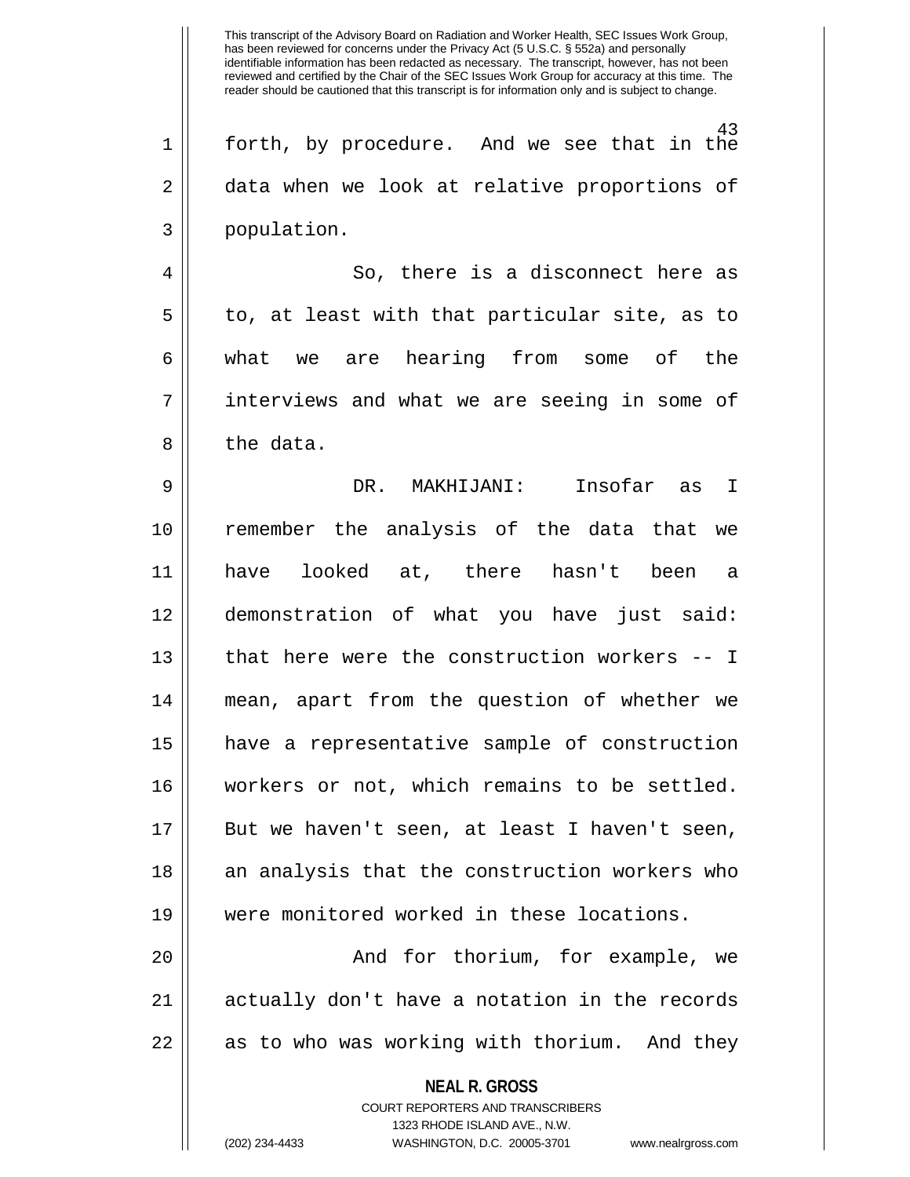This transcript of the Advisory Board on Radiation and Worker Health, SEC Issues Work Group, has been reviewed for concerns under the Privacy Act (5 U.S.C. § 552a) and personally identifiable information has been redacted as necessary. The transcript, however, has not been reviewed and certified by the Chair of the SEC Issues Work Group for accuracy at this time. The reader should be cautioned that this transcript is for information only and is subject to change.

forth, by procedure. And we see that in the data when we look at relative proportions of population.

So, there is a disconnect here as to, at least with that particular site, as to what we are hearing from some of the interviews and what we are seeing in some of the data.

DR. MAKHIJANI: Insofar as I remember the analysis of the data that we have looked at, there hasn't been a demonstration of what you have just said: that here were the construction workers -- I mean, apart from the question of whether we have a representative sample of construction workers or not, which remains to be settled. But we haven't seen, at least I haven't seen, an analysis that the construction workers who were monitored worked in these locations.

And for thorium, for example, we actually don't have a notation in the records as to who was working with thorium. And they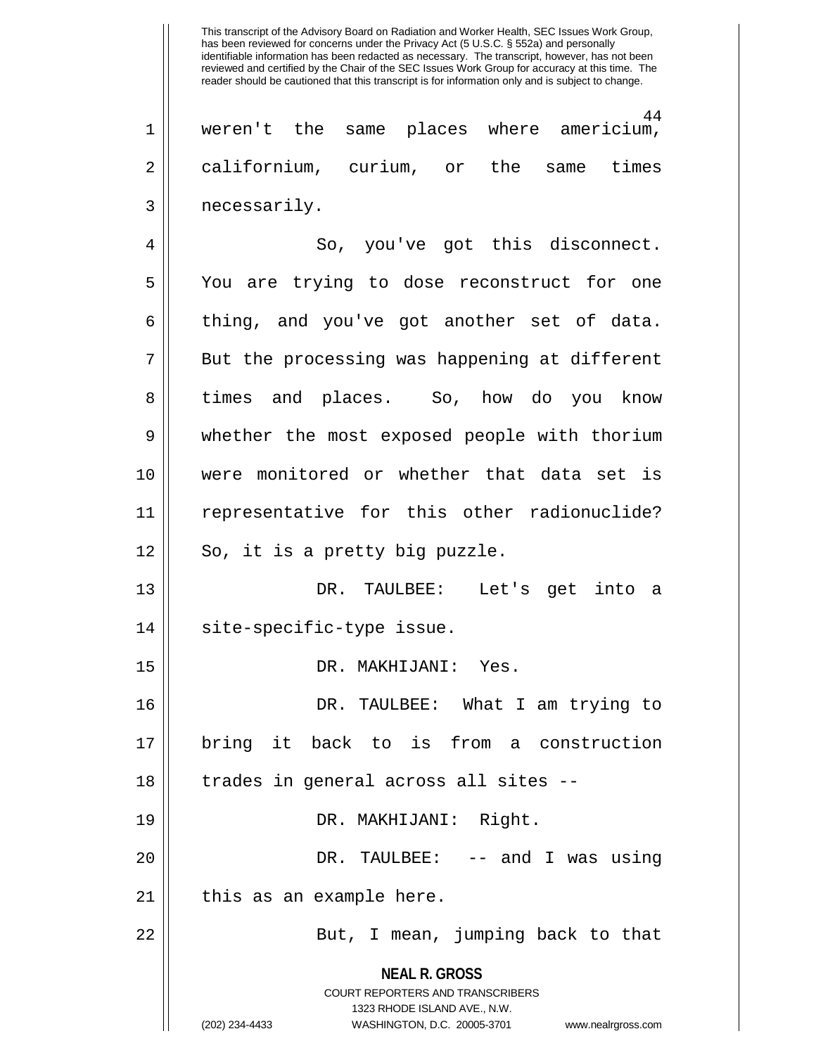weren't the same places where americium, californium, curium, or the same times necessarily.

So, you've got this disconnect. You are trying to dose reconstruct for one thing, and you've got another set of data. But the processing was happening at different times and places. So, how do you know whether the most exposed people with thorium were monitored or whether that data set is representative for this other radionuclide? So, it is a pretty big puzzle.

DR. TAULBEE: Let's get into a site-specific-type issue.

DR. MAKHIJANI: Yes.

DR. TAULBEE: What I am trying to bring it back to is from a construction trades in general across all sites --

DR. MAKHIJANI: Right.

DR. TAULBEE: -- and I was using this as an example here.

But, I mean, jumping back to that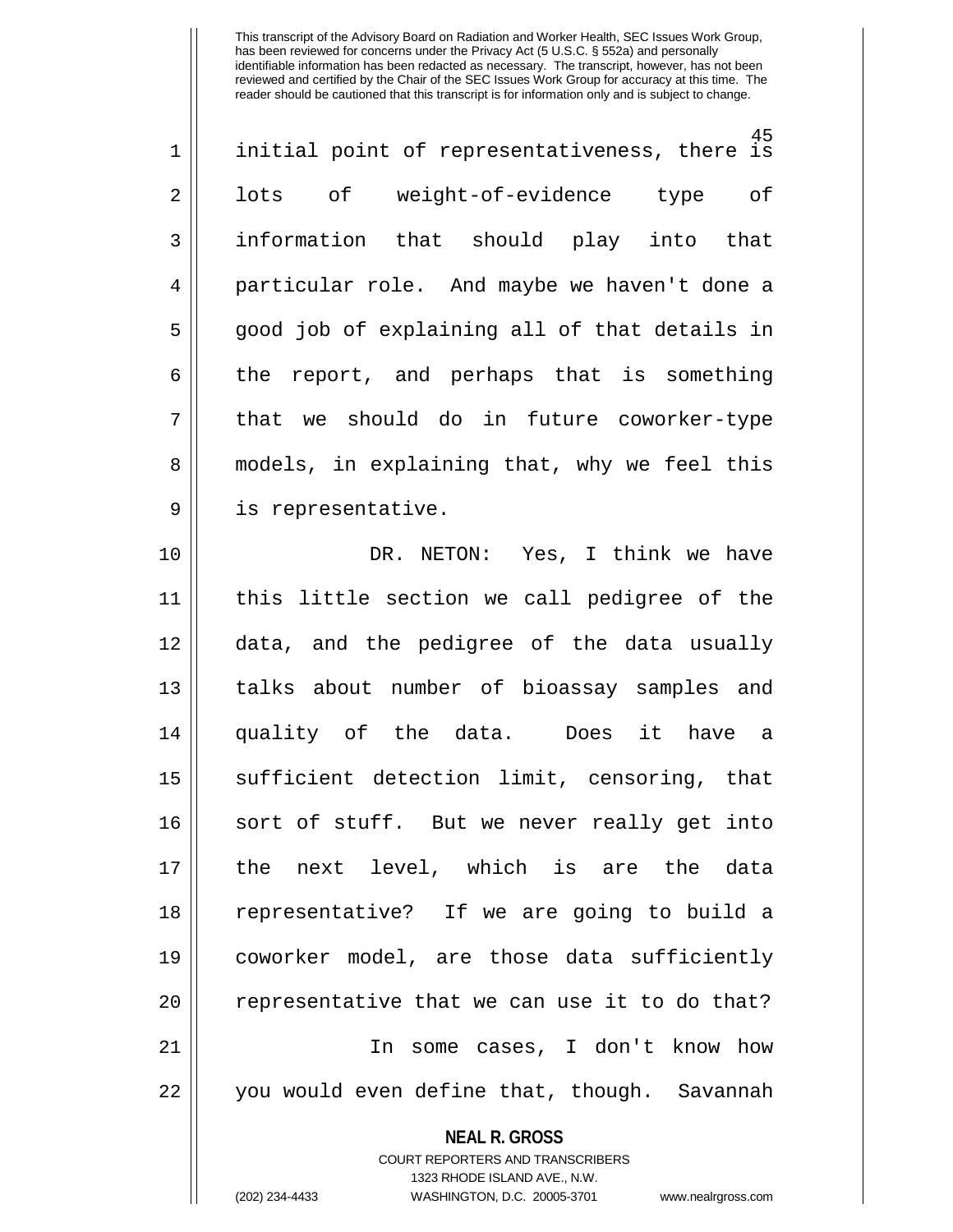initial point of representativeness, there is lots of weight-of-evidence type of information that should play into that particular role. And maybe we haven't done a good job of explaining all of that details in the report, and perhaps that is something that we should do in future coworker-type models, in explaining that, why we feel this is representative.

DR. NETON: Yes, I think we have this little section we call pedigree of the data, and the pedigree of the data usually talks about number of bioassay samples and quality of the data. Does it have a sufficient detection limit, censoring, that sort of stuff. But we never really get into the next level, which is are the data representative? If we are going to build a coworker model, are those data sufficiently representative that we can use it to do that?

In some cases, I don't know how you would even define that, though. Savannah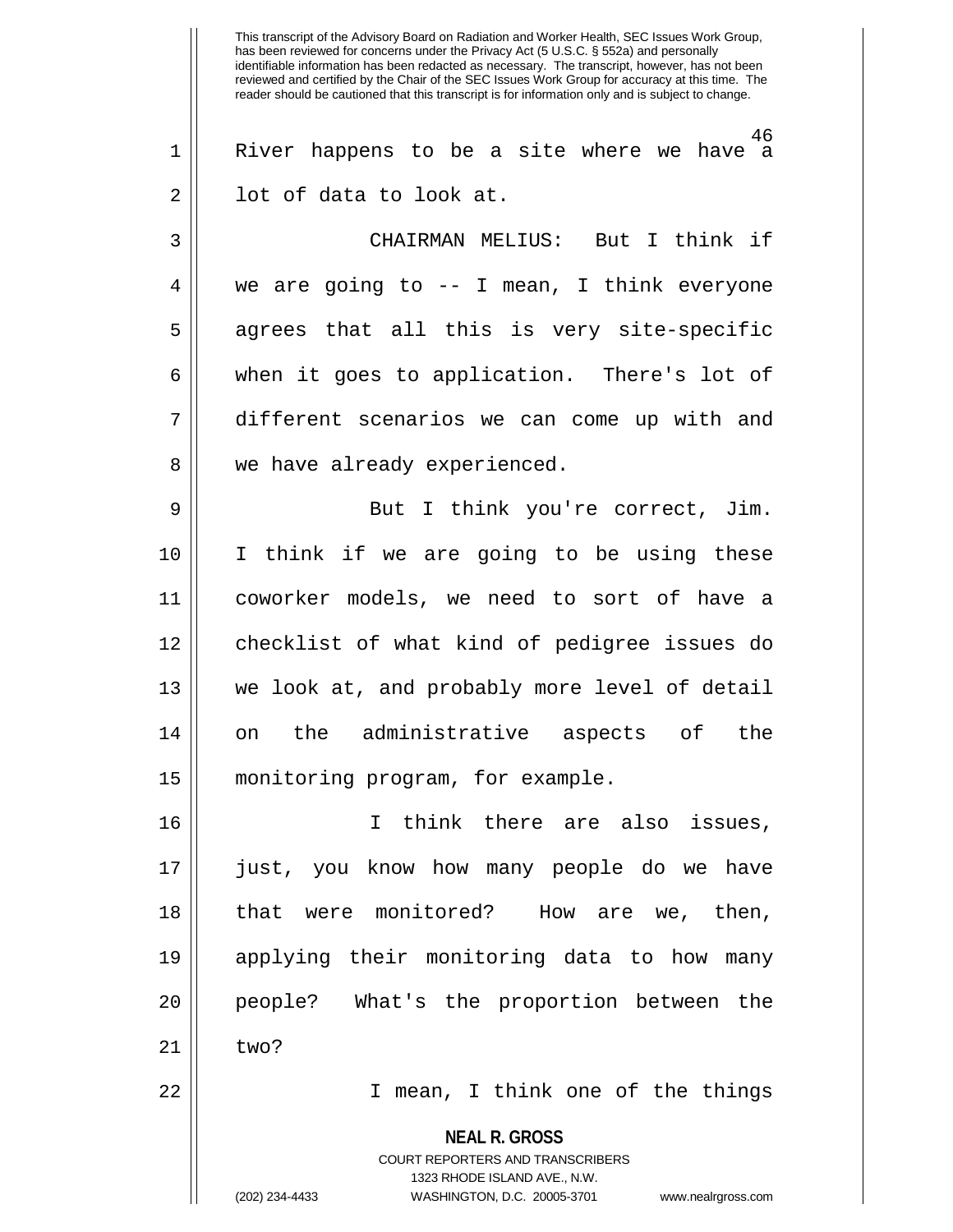River happens to be a site where we have a lot of data to look at.

CHAIRMAN MELIUS: But I think if we are going to -- I mean, I think everyone agrees that all this is very site-specific when it goes to application. There's lot of different scenarios we can come up with and we have already experienced.

But I think you're correct, Jim. I think if we are going to be using these coworker models, we need to sort of have a checklist of what kind of pedigree issues do we look at, and probably more level of detail on the administrative aspects of the monitoring program, for example.

I think there are also issues, just, you know how many people do we have that were monitored? How are we, then, applying their monitoring data to how many people? What's the proportion between the two?

I mean, I think one of the things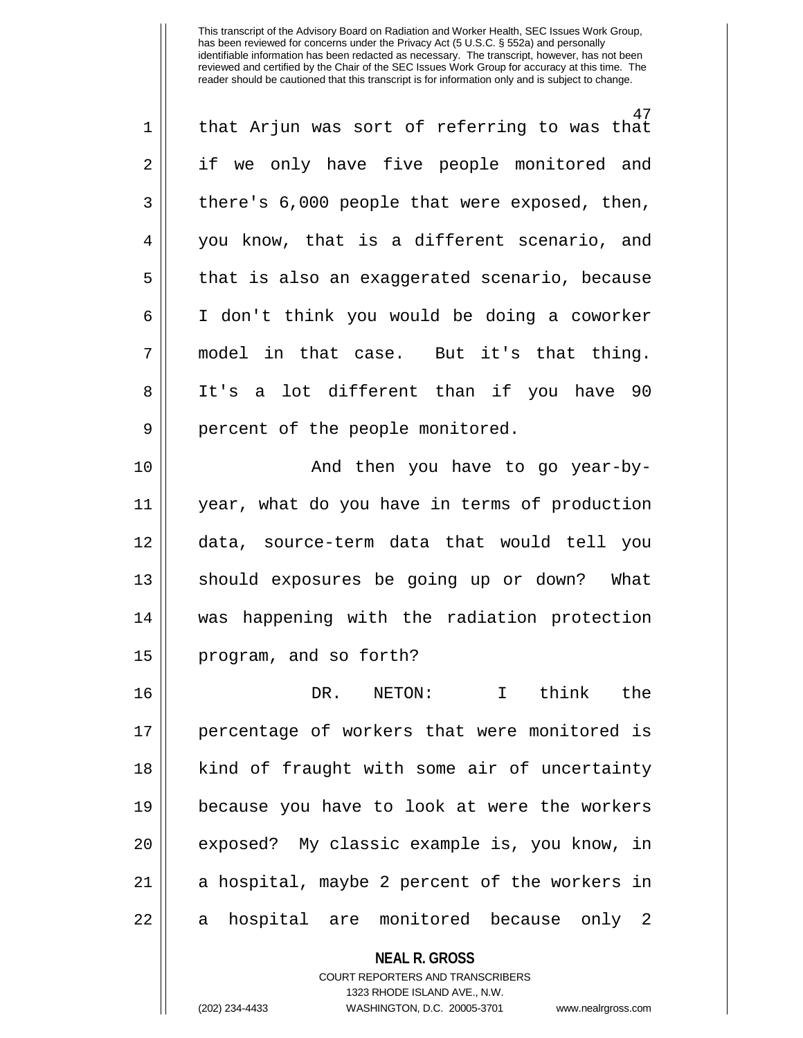that Arjun was sort of referring to was that if we only have five people monitored and there's 6,000 people that were exposed, then, you know, that is a different scenario, and that is also an exaggerated scenario, because I don't think you would be doing a coworker model in that case. But it's that thing. It's a lot different than if you have 90 percent of the people monitored.

And then you have to go year-by-year, what do you have in terms of production data, source-term data that would tell you should exposures be going up or down? What was happening with the radiation protection program, and so forth?

DR. NETON: I think the percentage of workers that were monitored is kind of fraught with some air of uncertainty because you have to look at were the workers exposed? My classic example is, you know, in a hospital, maybe 2 percent of the workers in a hospital are monitored because only 2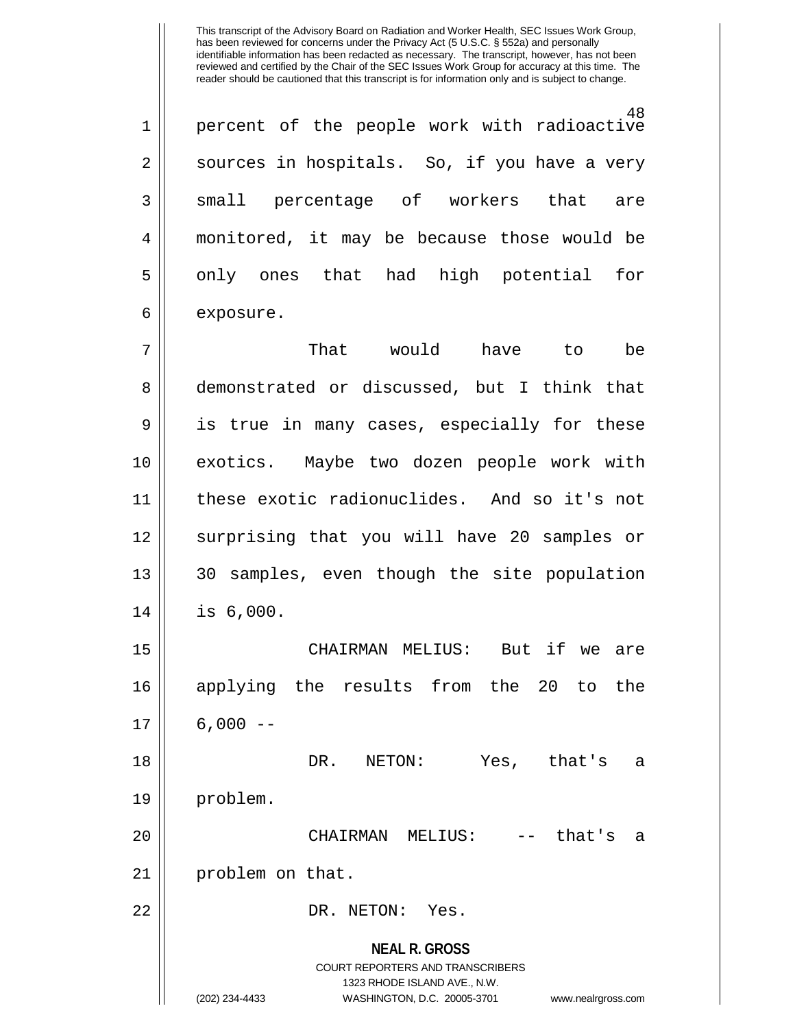percent of the people work with radioactive sources in hospitals. So, if you have a very small percentage of workers that are monitored, it may be because those would be only ones that had high potential for exposure.

That would have to be demonstrated or discussed, but I think that is true in many cases, especially for these exotics. Maybe two dozen people work with these exotic radionuclides. And so it's not surprising that you will have 20 samples or 30 samples, even though the site population is 6,000.

CHAIRMAN MELIUS: But if we are applying the results from the 20 to the 6,000 --

DR. NETON: Yes, that's a problem.

CHAIRMAN MELIUS: -- that's a problem on that.

DR. NETON: Yes.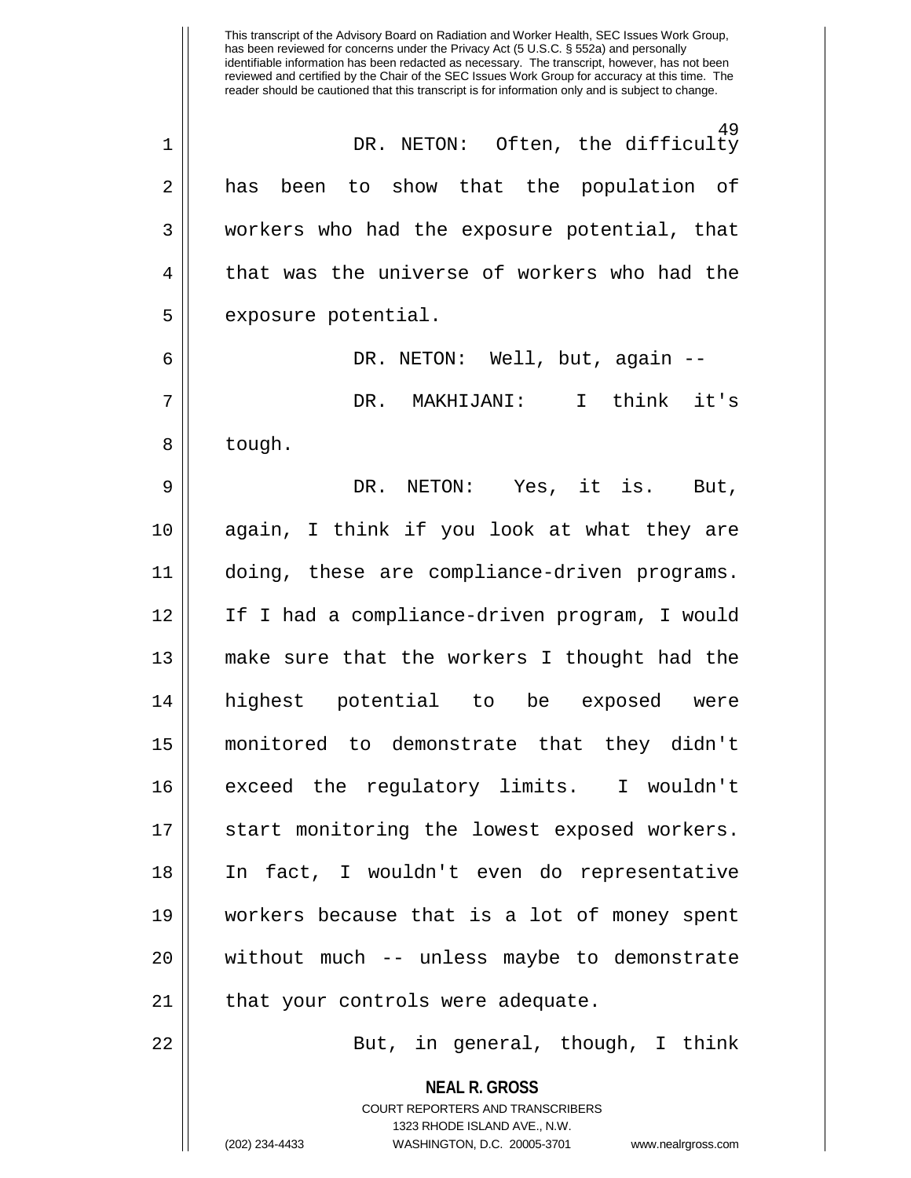DR. NETON: Often, the difficulty has been to show that the population of workers who had the exposure potential, that that was the universe of workers who had the exposure potential.

DR. NETON: Well, but, again --

DR. MAKHIJANI: I think it's tough.

DR. NETON: Yes, it is. But, again, I think if you look at what they are doing, these are compliance-driven programs. If I had a compliance-driven program, I would make sure that the workers I thought had the highest potential to be exposed were monitored to demonstrate that they didn't exceed the regulatory limits. I wouldn't start monitoring the lowest exposed workers. In fact, I wouldn't even do representative workers because that is a lot of money spent without much -- unless maybe to demonstrate that your controls were adequate.

But, in general, though, I think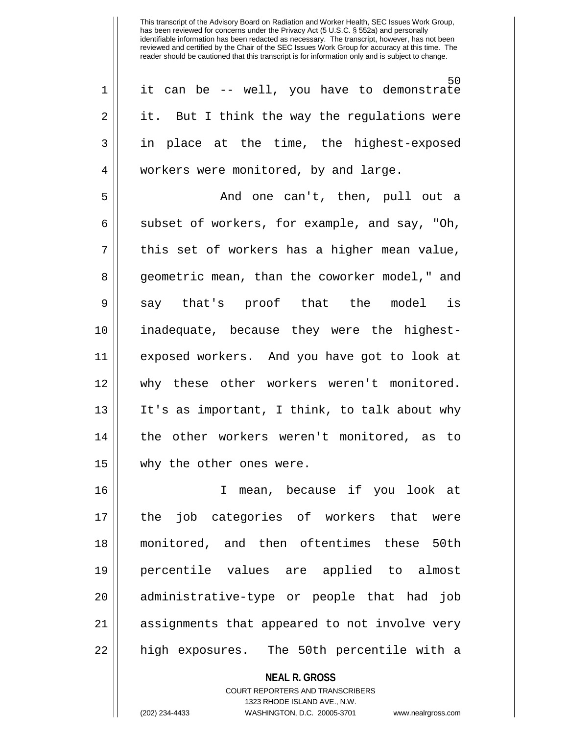it can be -- well, you have to demonstrate it. But I think the way the regulations were in place at the time, the highest-exposed workers were monitored, by and large.

And one can't, then, pull out a subset of workers, for example, and say, "Oh, this set of workers has a higher mean value, geometric mean, than the coworker model," and say that's proof that the model is inadequate, because they were the highest-exposed workers. And you have got to look at why these other workers weren't monitored. It's as important, I think, to talk about why the other workers weren't monitored, as to why the other ones were.

I mean, because if you look at the job categories of workers that were monitored, and then oftentimes these 50th percentile values are applied to almost administrative-type or people that had job assignments that appeared to not involve very high exposures. The 50th percentile with a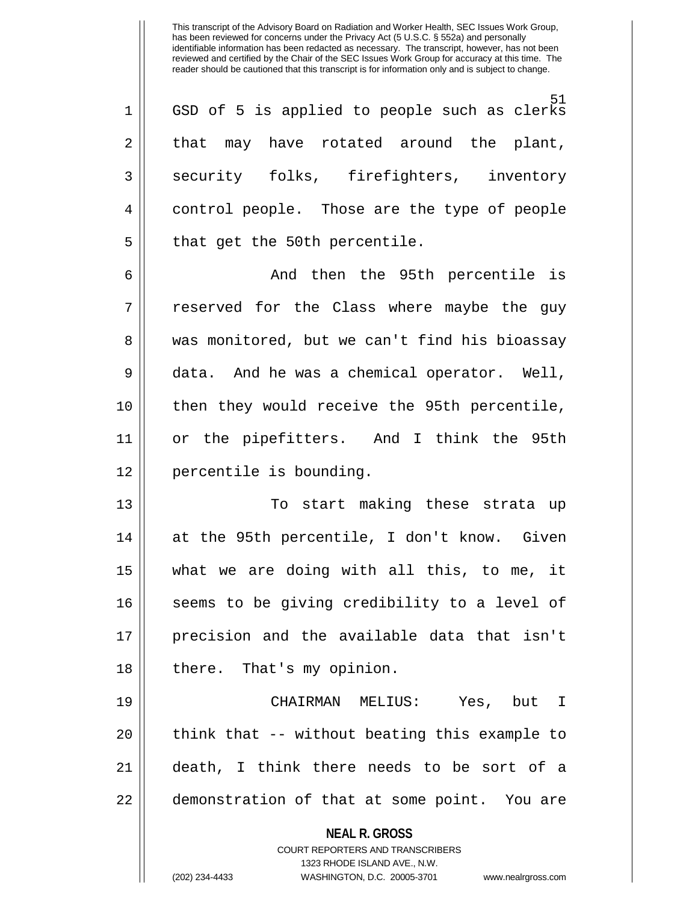GSD of 5 is applied to people such as clerks that may have rotated around the plant, security folks, firefighters, inventory control people. Those are the type of people that get the 50th percentile.

And then the 95th percentile is reserved for the Class where maybe the guy was monitored, but we can't find his bioassay data. And he was a chemical operator. Well, then they would receive the 95th percentile, or the pipefitters. And I think the 95th percentile is bounding.

To start making these strata up at the 95th percentile, I don't know. Given what we are doing with all this, to me, it seems to be giving credibility to a level of precision and the available data that isn't there. That's my opinion.

CHAIRMAN MELIUS: Yes, but I think that -- without beating this example to death, I think there needs to be sort of a demonstration of that at some point. You are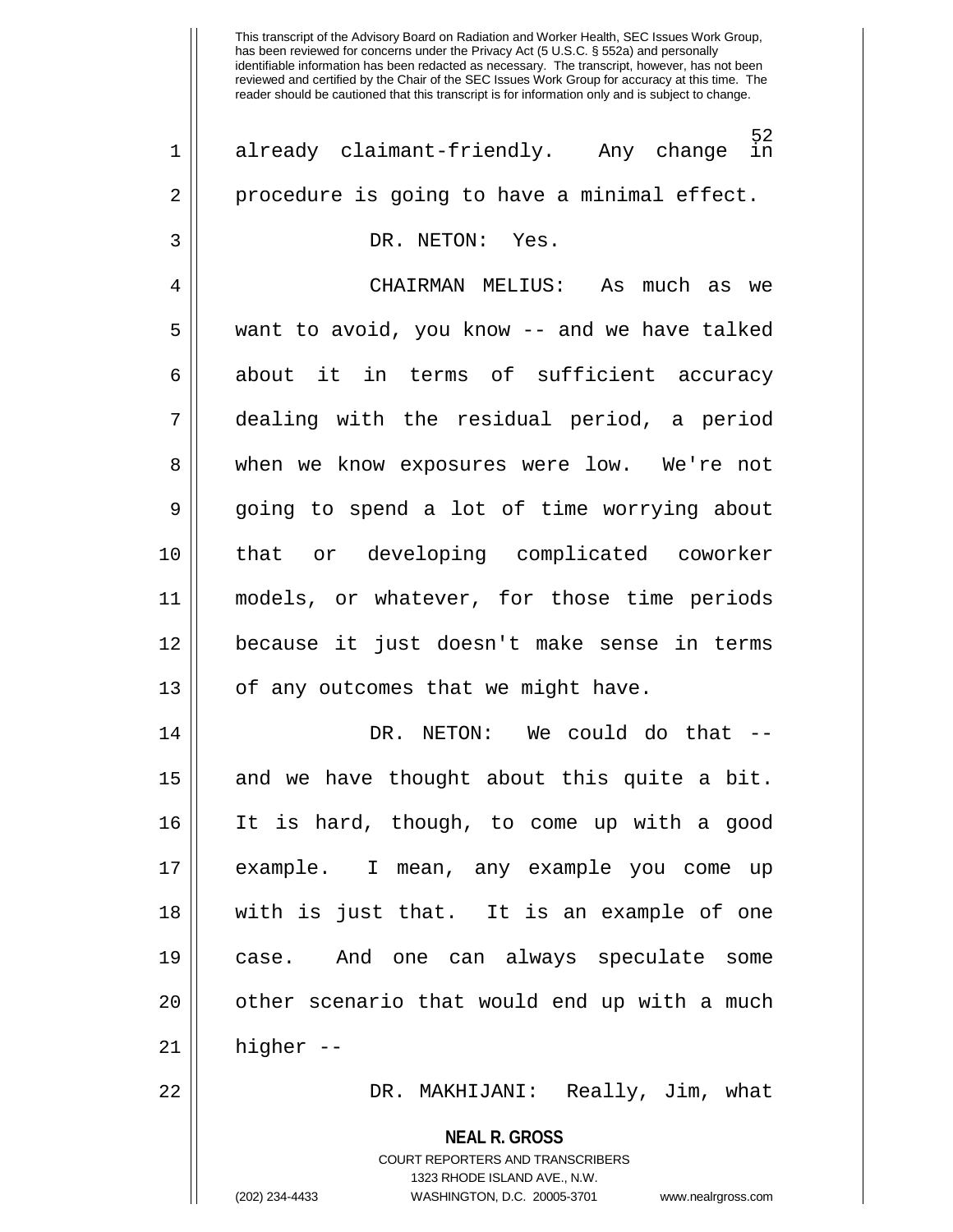already claimant-friendly. Any change in procedure is going to have a minimal effect.

DR. NETON: Yes.

CHAIRMAN MELIUS: As much as we want to avoid, you know -- and we have talked about it in terms of sufficient accuracy dealing with the residual period, a period when we know exposures were low. We're not going to spend a lot of time worrying about that or developing complicated coworker models, or whatever, for those time periods because it just doesn't make sense in terms of any outcomes that we might have.

DR. NETON: We could do that -- and we have thought about this quite a bit. It is hard, though, to come up with a good example. I mean, any example you come up with is just that. It is an example of one case. And one can always speculate some other scenario that would end up with a much higher --

DR. MAKHIJANI: Really, Jim, what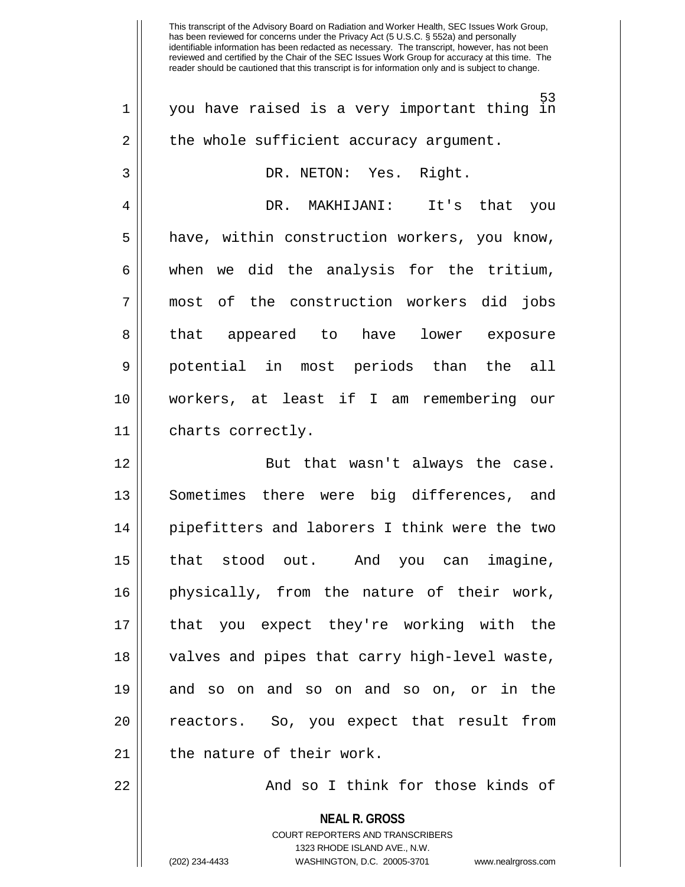you have raised is a very important thing in the whole sufficient accuracy argument.

DR. NETON: Yes. Right.

DR. MAKHIJANI: It's that you have, within construction workers, you know, when we did the analysis for the tritium, most of the construction workers did jobs that appeared to have lower exposure potential in most periods than the all workers, at least if I am remembering our charts correctly.

But that wasn't always the case. Sometimes there were big differences, and pipefitters and laborers I think were the two that stood out. And you can imagine, physically, from the nature of their work, that you expect they're working with the valves and pipes that carry high-level waste, and so on and so on and so on, or in the reactors. So, you expect that result from the nature of their work.

And so I think for those kinds of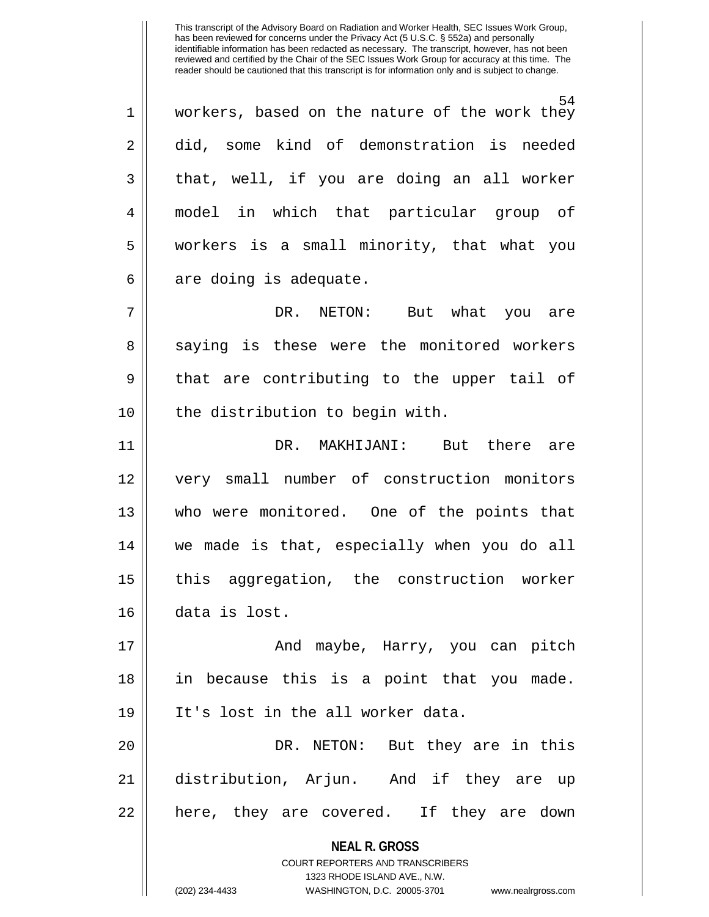workers, based on the nature of the work they did, some kind of demonstration is needed that, well, if you are doing an all worker model in which that particular group of workers is a small minority, that what you are doing is adequate.

DR. NETON: But what you are saying is these were the monitored workers that are contributing to the upper tail of the distribution to begin with.

DR. MAKHIJANI: But there are very small number of construction monitors who were monitored. One of the points that we made is that, especially when you do all this aggregation, the construction worker data is lost.

And maybe, Harry, you can pitch in because this is a point that you made. It's lost in the all worker data.

DR. NETON: But they are in this distribution, Arjun. And if they are up here, they are covered. If they are down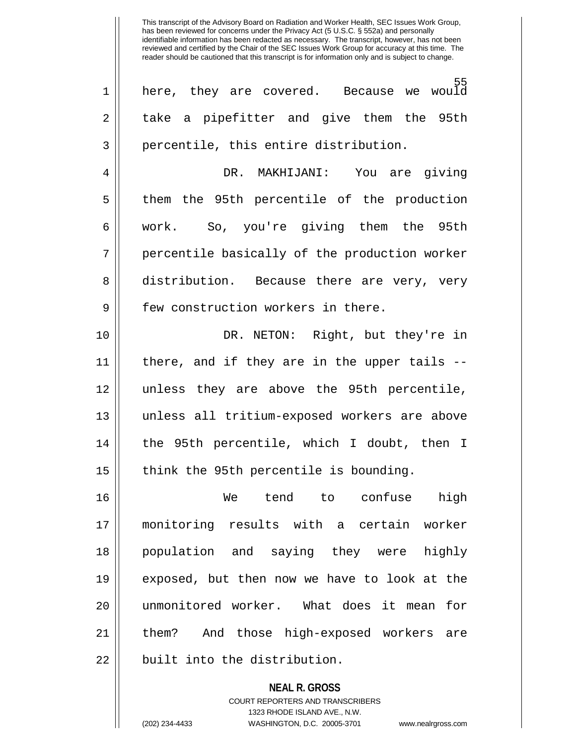here, they are covered. Because we would take a pipefitter and give them the 95th percentile, this entire distribution.

DR. MAKHIJANI: You are giving them the 95th percentile of the production work. So, you're giving them the 95th percentile basically of the production worker distribution. Because there are very, very few construction workers in there.

DR. NETON: Right, but they're in there, and if they are in the upper tails -- unless they are above the 95th percentile, unless all tritium-exposed workers are above the 95th percentile, which I doubt, then I think the 95th percentile is bounding.

We tend to confuse high monitoring results with a certain worker population and saying they were highly exposed, but then now we have to look at the unmonitored worker. What does it mean for them? And those high-exposed workers are built into the distribution.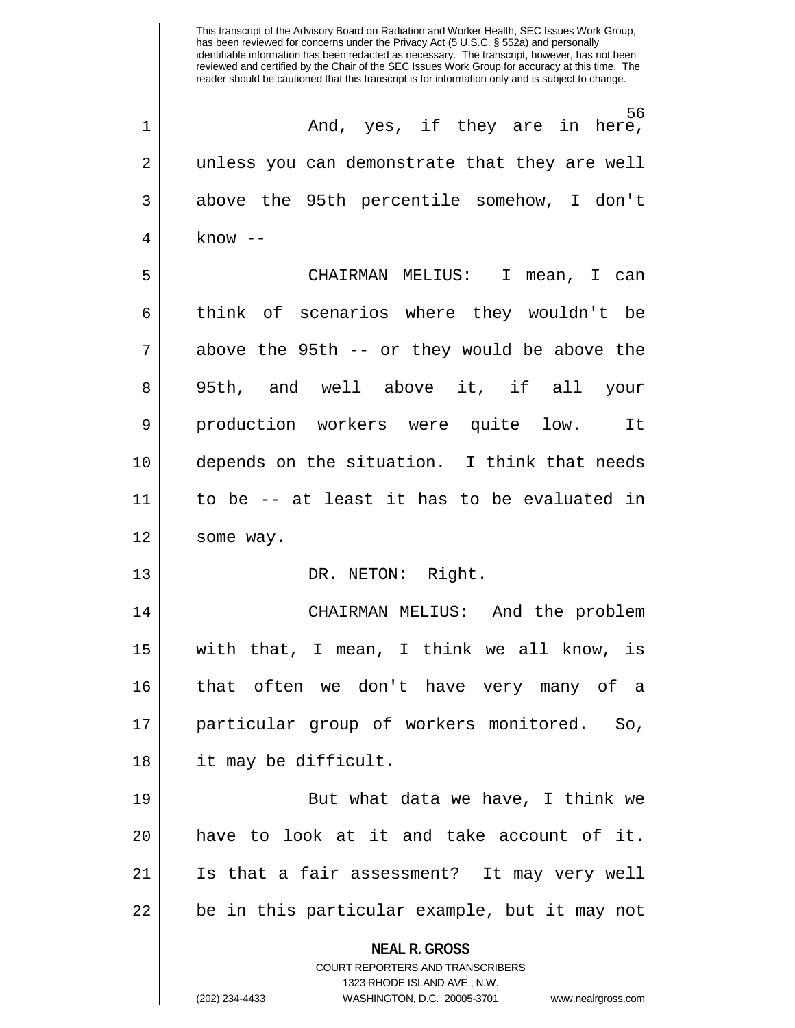This transcript of the Advisory Board on Radiation and Worker Health, SEC Issues Work Group, has been reviewed for concerns under the Privacy Act (5 U.S.C. § 552a) and personally identifiable information has been redacted as necessary. The transcript, however, has not been reviewed and certified by the Chair of the SEC Issues Work Group for accuracy at this time. The reader should be cautioned that this transcript is for information only and is subject to change.

And, yes, if they are in here, unless you can demonstrate that they are well above the 95th percentile somehow, I don't know --

CHAIRMAN MELIUS: I mean, I can think of scenarios where they wouldn't be above the 95th -- or they would be above the 95th, and well above it, if all your production workers were quite low. It depends on the situation. I think that needs to be -- at least it has to be evaluated in some way.

DR. NETON: Right.

CHAIRMAN MELIUS: And the problem with that, I mean, I think we all know, is that often we don't have very many of a particular group of workers monitored. So, it may be difficult.

But what data we have, I think we have to look at it and take account of it. Is that a fair assessment? It may very well be in this particular example, but it may not

**NEAL R. GROSS**
COURT REPORTERS AND TRANSCRIBERS
1323 RHODE ISLAND AVE., N.W.
(202) 234-4433 WASHINGTON, D.C. 20005-3701 www.nealrgross.com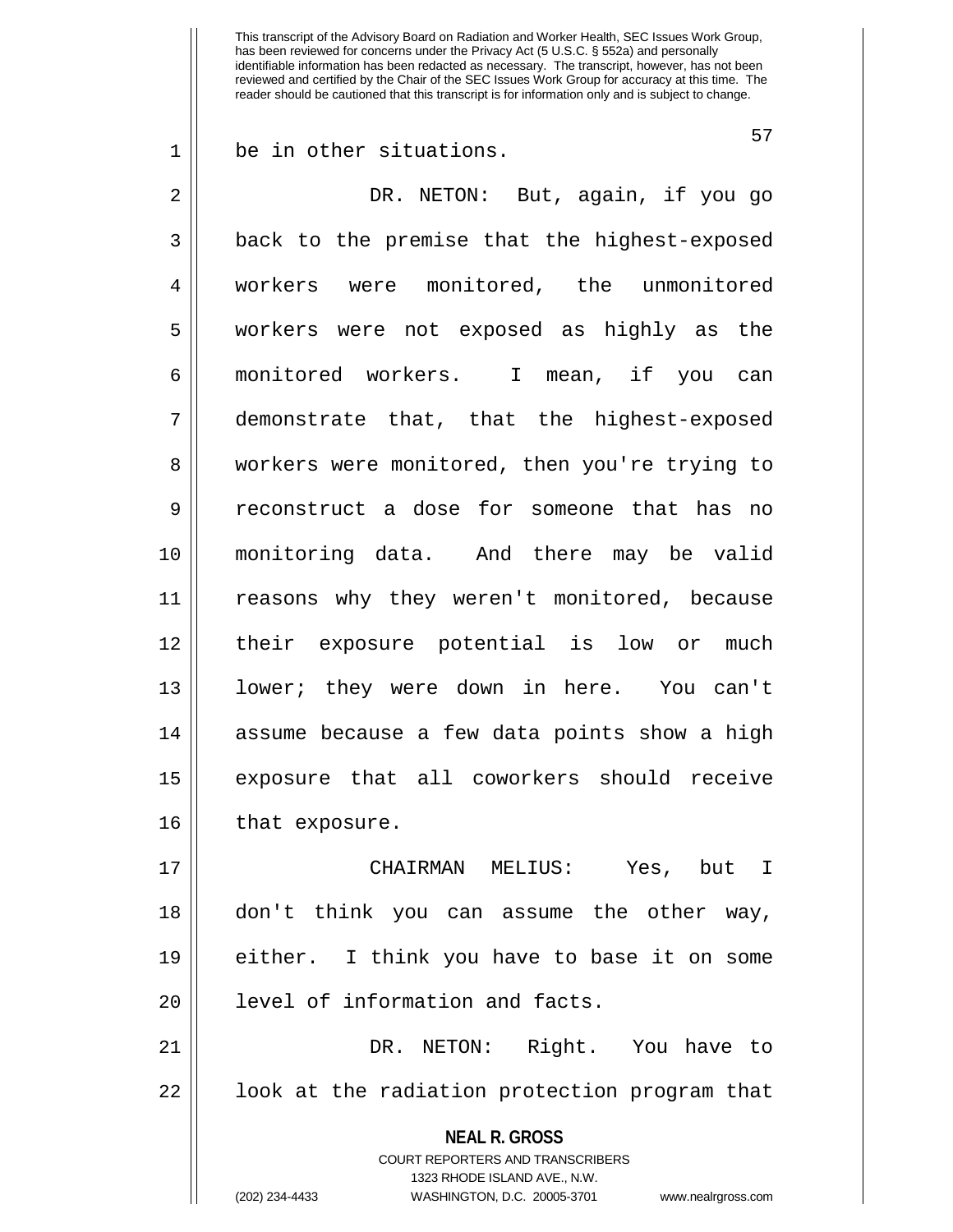be in other situations.

DR. NETON: But, again, if you go back to the premise that the highest-exposed workers were monitored, the unmonitored workers were not exposed as highly as the monitored workers. I mean, if you can demonstrate that, that the highest-exposed workers were monitored, then you're trying to reconstruct a dose for someone that has no monitoring data. And there may be valid reasons why they weren't monitored, because their exposure potential is low or much lower; they were down in here. You can't assume because a few data points show a high exposure that all coworkers should receive that exposure.

CHAIRMAN MELIUS: Yes, but I don't think you can assume the other way, either. I think you have to base it on some level of information and facts.

DR. NETON: Right. You have to look at the radiation protection program that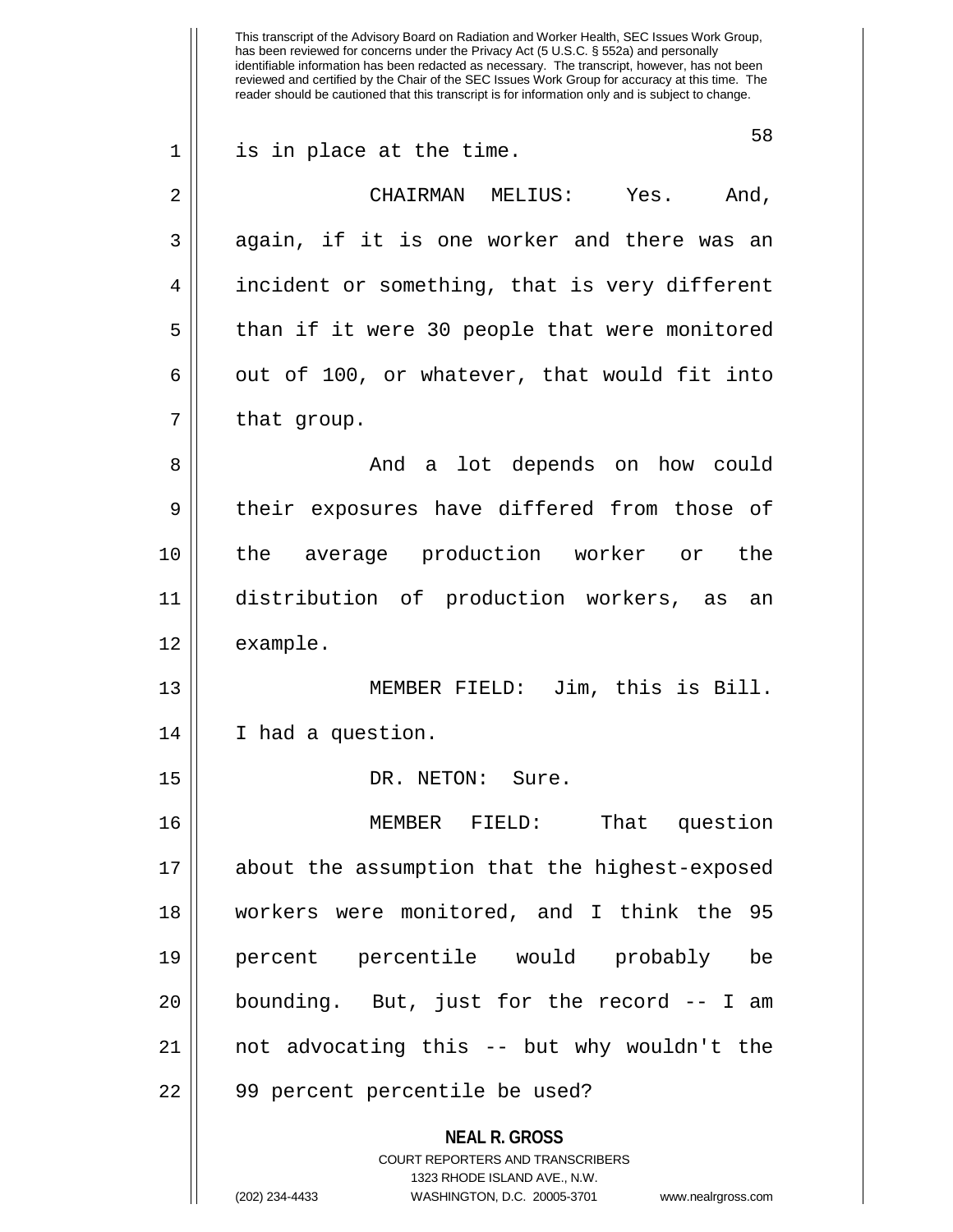is in place at the time.

CHAIRMAN MELIUS: Yes. And, again, if it is one worker and there was an incident or something, that is very different than if it were 30 people that were monitored out of 100, or whatever, that would fit into that group.

And a lot depends on how could their exposures have differed from those of the average production worker or the distribution of production workers, as an example.

MEMBER FIELD: Jim, this is Bill. I had a question.

DR. NETON: Sure.

MEMBER FIELD: That question about the assumption that the highest-exposed workers were monitored, and I think the 95 percent percentile would probably be bounding. But, just for the record -- I am not advocating this -- but why wouldn't the 99 percent percentile be used?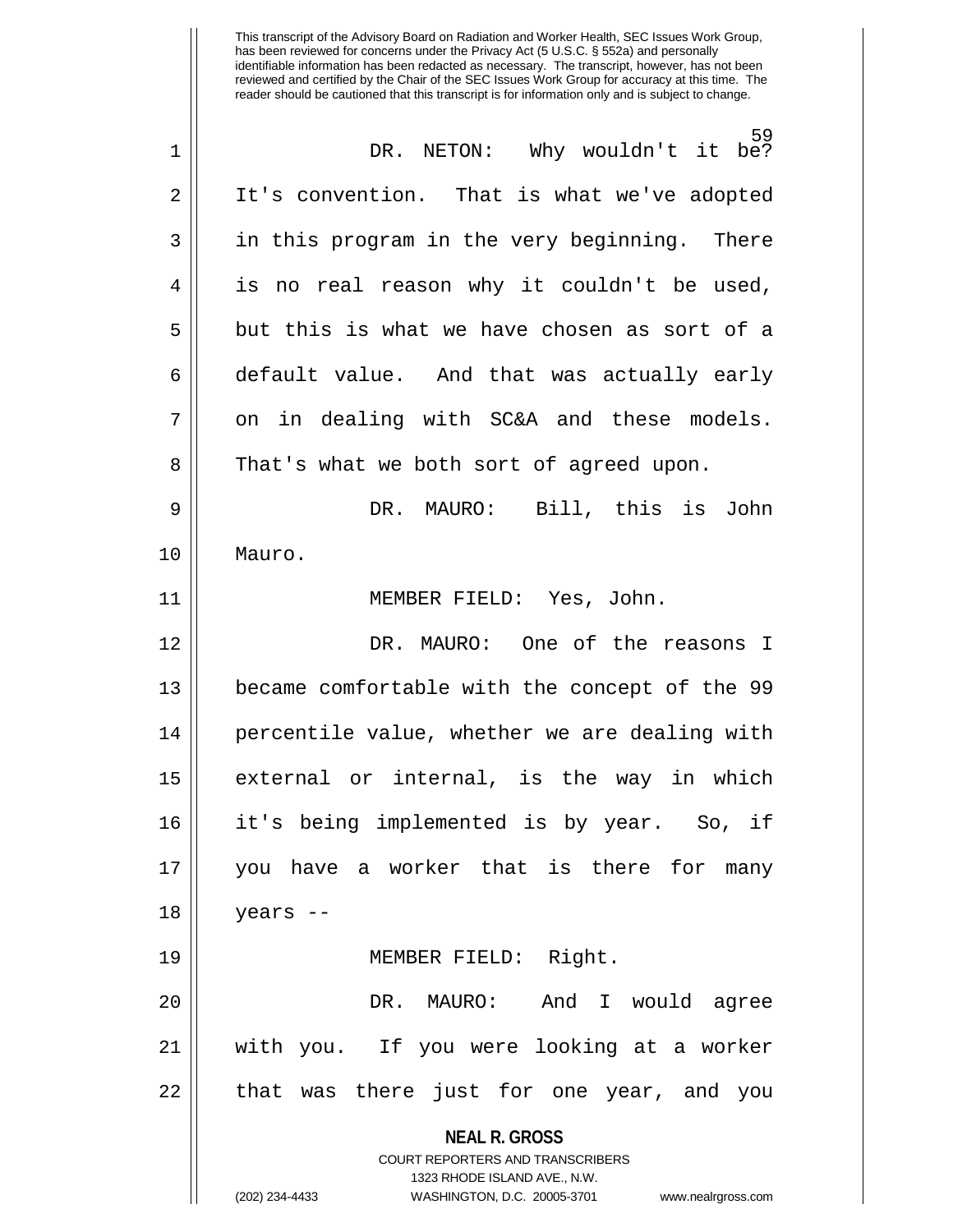This transcript of the Advisory Board on Radiation and Worker Health, SEC Issues Work Group, has been reviewed for concerns under the Privacy Act (5 U.S.C. § 552a) and personally identifiable information has been redacted as necessary. The transcript, however, has not been reviewed and certified by the Chair of the SEC Issues Work Group for accuracy at this time. The reader should be cautioned that this transcript is for information only and is subject to change.

1 DR. NETON: Why wouldn't it be?
2 It's convention. That is what we've adopted
3 in this program in the very beginning. There
4 is no real reason why it couldn't be used,
5 but this is what we have chosen as sort of a
6 default value. And that was actually early
7 on in dealing with SC&A and these models.
8 That's what we both sort of agreed upon.

9 DR. MAURO: Bill, this is John
10 Mauro.

11 MEMBER FIELD: Yes, John.

12 DR. MAURO: One of the reasons I
13 became comfortable with the concept of the 99
14 percentile value, whether we are dealing with
15 external or internal, is the way in which
16 it's being implemented is by year. So, if
17 you have a worker that is there for many
18 years --

19 MEMBER FIELD: Right.

20 DR. MAURO: And I would agree
21 with you. If you were looking at a worker
22 that was there just for one year, and you

**NEAL R. GROSS**
COURT REPORTERS AND TRANSCRIBERS
1323 RHODE ISLAND AVE., N.W.
(202) 234-4433 WASHINGTON, D.C. 20005-3701 www.nealrgross.com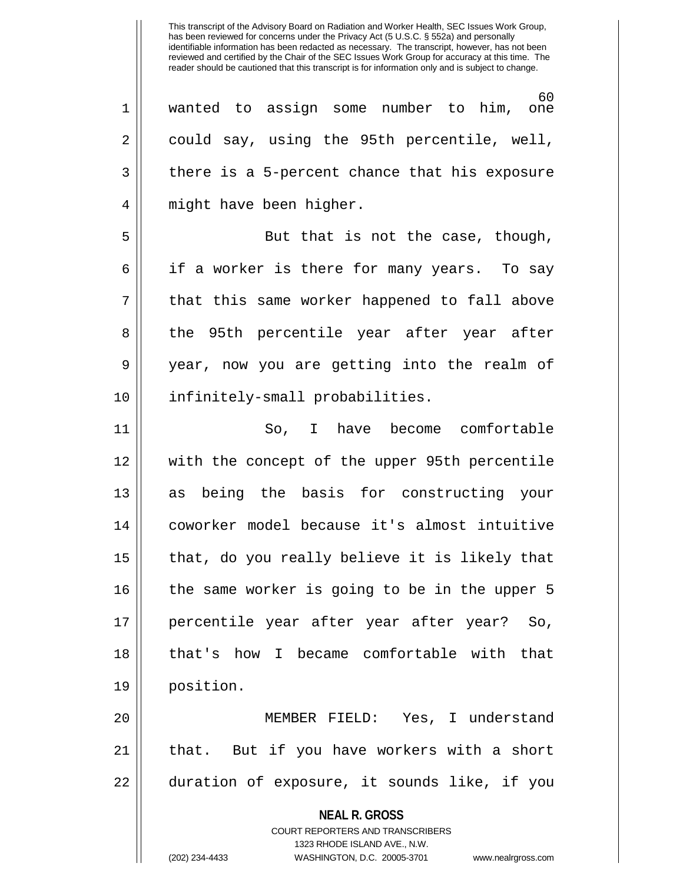wanted to assign some number to him, one could say, using the 95th percentile, well, there is a 5-percent chance that his exposure might have been higher.

But that is not the case, though, if a worker is there for many years. To say that this same worker happened to fall above the 95th percentile year after year after year, now you are getting into the realm of infinitely-small probabilities.

So, I have become comfortable with the concept of the upper 95th percentile as being the basis for constructing your coworker model because it's almost intuitive that, do you really believe it is likely that the same worker is going to be in the upper 5 percentile year after year after year? So, that's how I became comfortable with that position.

MEMBER FIELD: Yes, I understand that. But if you have workers with a short duration of exposure, it sounds like, if you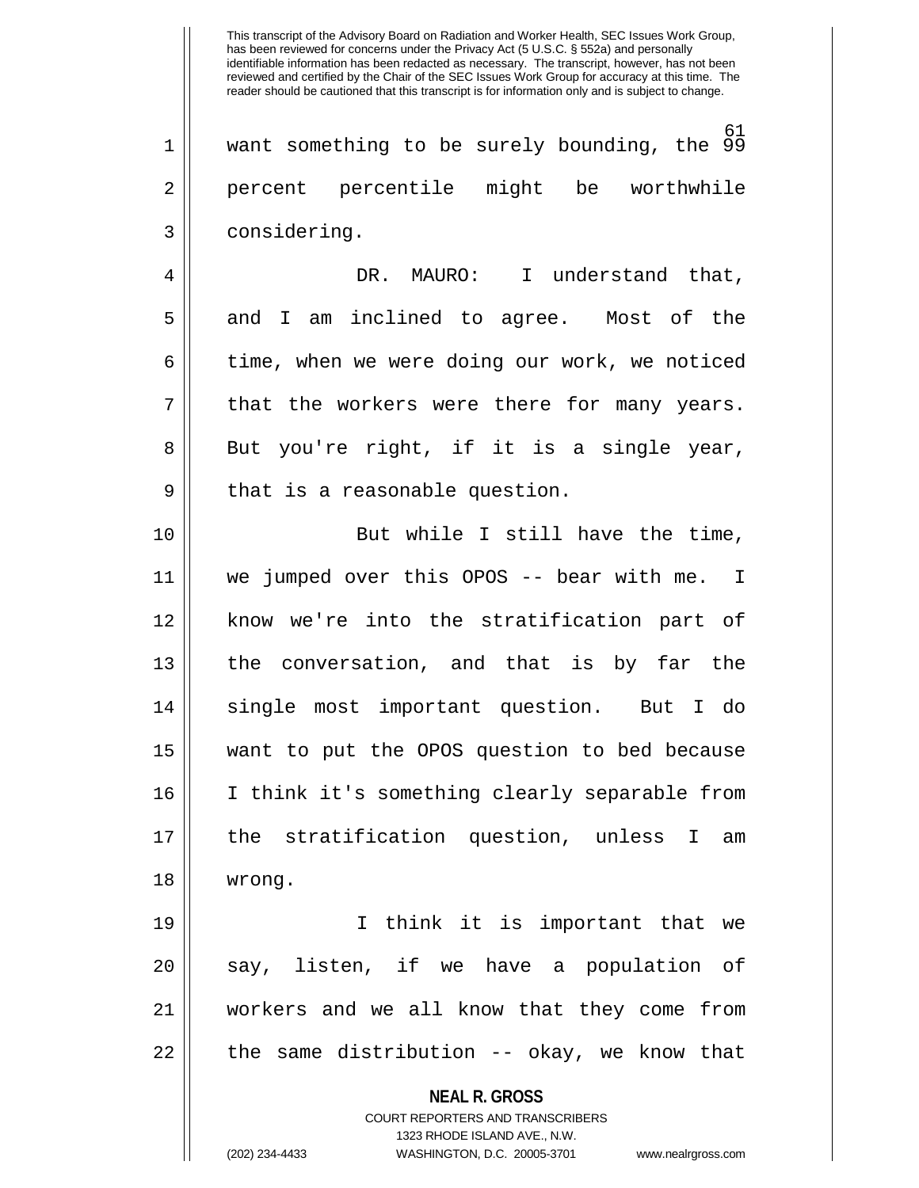want something to be surely bounding, the 99 percent percentile might be worthwhile considering.

DR. MAURO: I understand that, and I am inclined to agree. Most of the time, when we were doing our work, we noticed that the workers were there for many years. But you're right, if it is a single year, that is a reasonable question.

But while I still have the time, we jumped over this OPOS -- bear with me. I know we're into the stratification part of the conversation, and that is by far the single most important question. But I do want to put the OPOS question to bed because I think it's something clearly separable from the stratification question, unless I am wrong.

I think it is important that we say, listen, if we have a population of workers and we all know that they come from the same distribution -- okay, we know that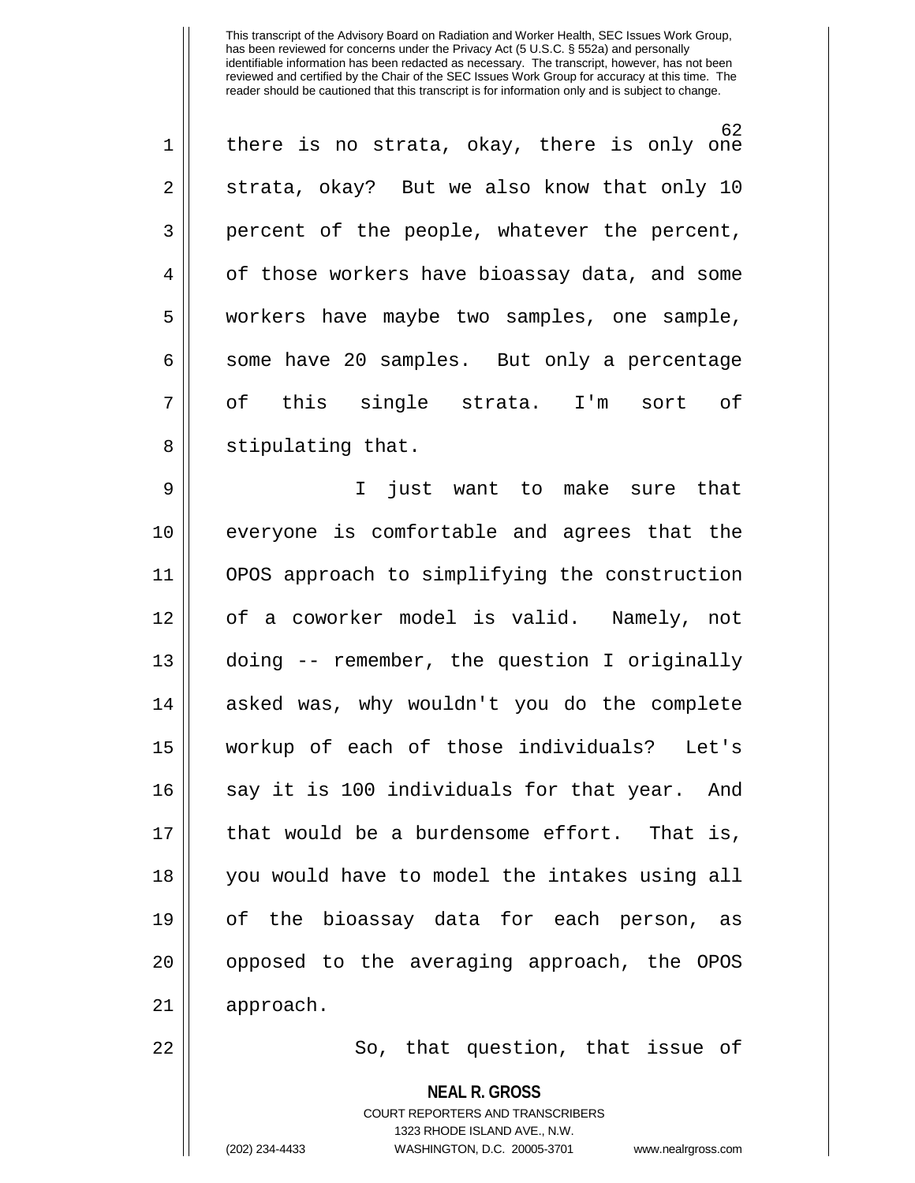This transcript of the Advisory Board on Radiation and Worker Health, SEC Issues Work Group, has been reviewed for concerns under the Privacy Act (5 U.S.C. § 552a) and personally identifiable information has been redacted as necessary. The transcript, however, has not been reviewed and certified by the Chair of the SEC Issues Work Group for accuracy at this time. The reader should be cautioned that this transcript is for information only and is subject to change.

there is no strata, okay, there is only one strata, okay? But we also know that only 10 percent of the people, whatever the percent, of those workers have bioassay data, and some workers have maybe two samples, one sample, some have 20 samples. But only a percentage of this single strata. I'm sort of stipulating that.

I just want to make sure that everyone is comfortable and agrees that the OPOS approach to simplifying the construction of a coworker model is valid. Namely, not doing -- remember, the question I originally asked was, why wouldn't you do the complete workup of each of those individuals? Let's say it is 100 individuals for that year. And that would be a burdensome effort. That is, you would have to model the intakes using all of the bioassay data for each person, as opposed to the averaging approach, the OPOS approach.

So, that question, that issue of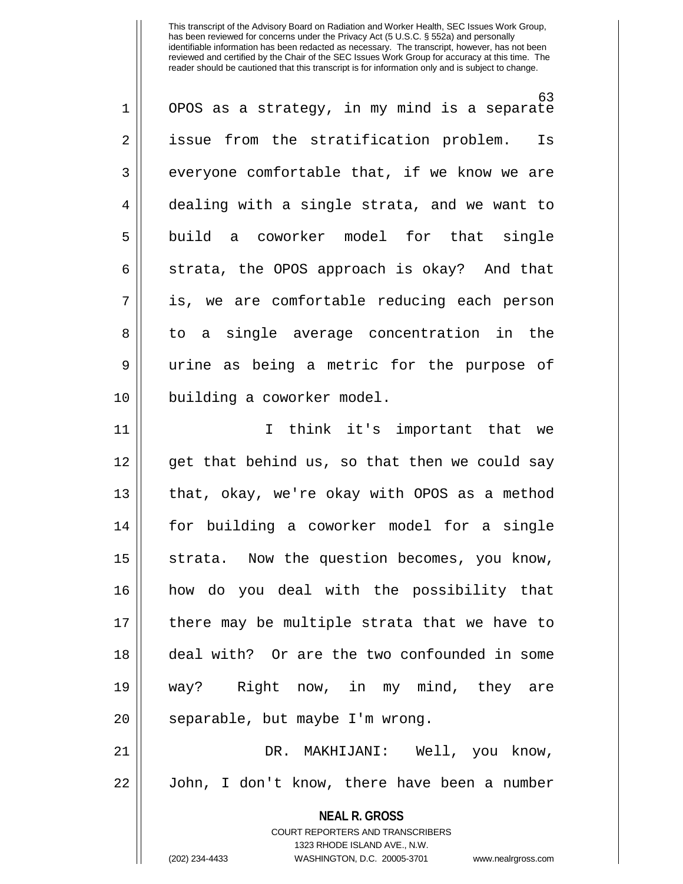OPOS as a strategy, in my mind is a separate issue from the stratification problem. Is everyone comfortable that, if we know we are dealing with a single strata, and we want to build a coworker model for that single strata, the OPOS approach is okay? And that is, we are comfortable reducing each person to a single average concentration in the urine as being a metric for the purpose of building a coworker model.

I think it's important that we get that behind us, so that then we could say that, okay, we're okay with OPOS as a method for building a coworker model for a single strata. Now the question becomes, you know, how do you deal with the possibility that there may be multiple strata that we have to deal with? Or are the two confounded in some way? Right now, in my mind, they are separable, but maybe I'm wrong.

DR. MAKHIJANI: Well, you know, John, I don't know, there have been a number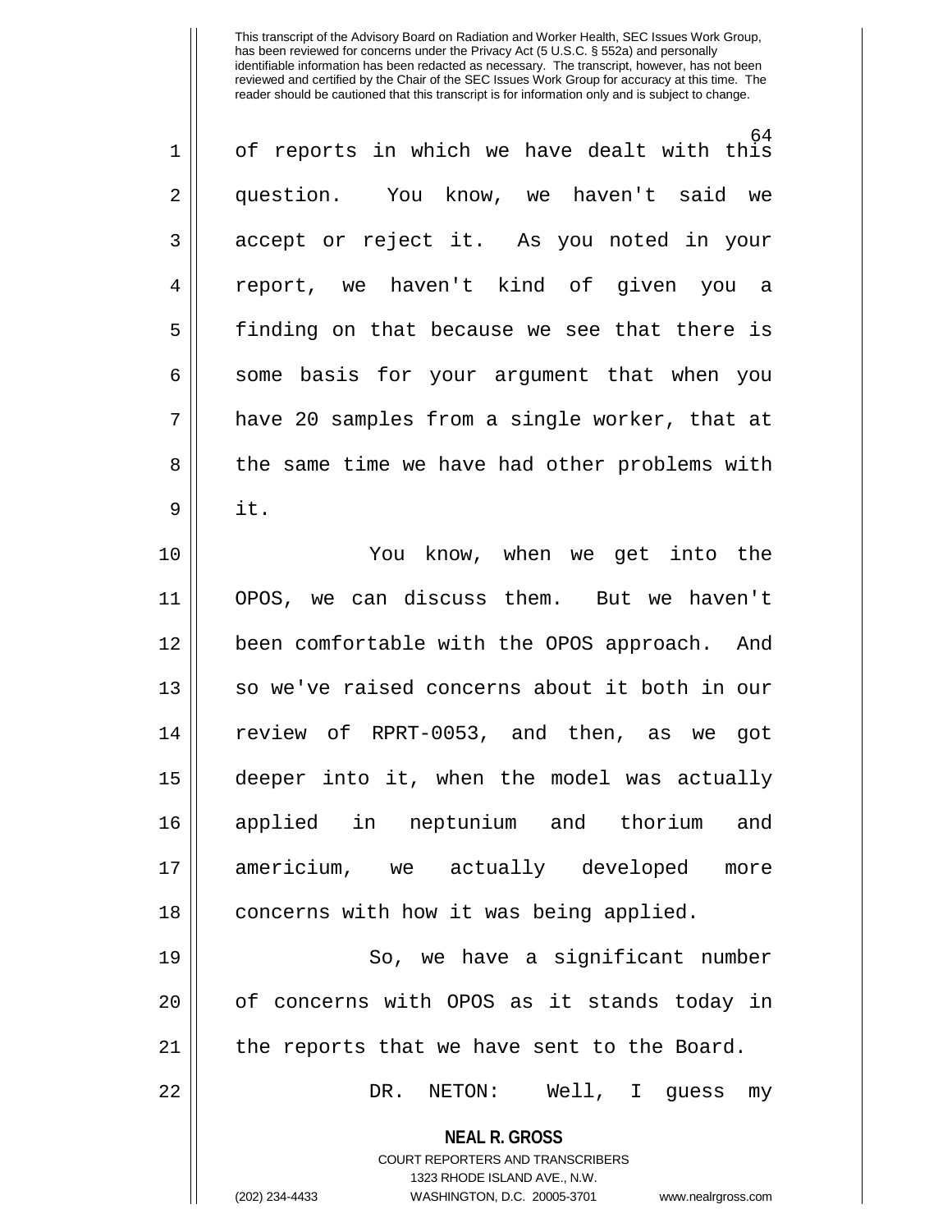of reports in which we have dealt with this question. You know, we haven't said we accept or reject it. As you noted in your report, we haven't kind of given you a finding on that because we see that there is some basis for your argument that when you have 20 samples from a single worker, that at the same time we have had other problems with it.

You know, when we get into the OPOS, we can discuss them. But we haven't been comfortable with the OPOS approach. And so we've raised concerns about it both in our review of RPRT-0053, and then, as we got deeper into it, when the model was actually applied in neptunium and thorium and americium, we actually developed more concerns with how it was being applied.

So, we have a significant number of concerns with OPOS as it stands today in the reports that we have sent to the Board.

DR. NETON: Well, I guess my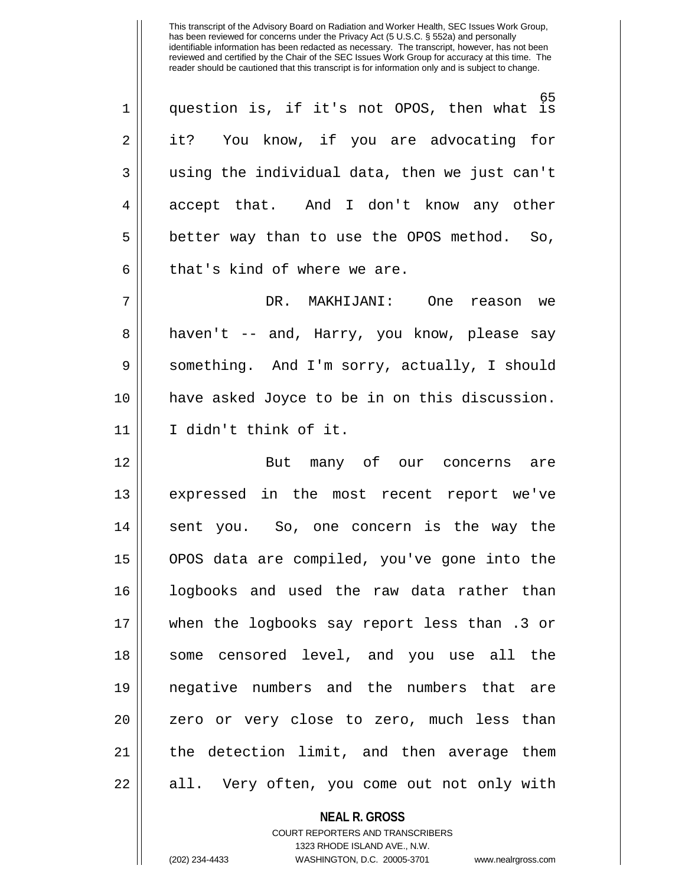question is, if it's not OPOS, then what is it? You know, if you are advocating for using the individual data, then we just can't accept that. And I don't know any other better way than to use the OPOS method. So, that's kind of where we are.

DR. MAKHIJANI: One reason we haven't -- and, Harry, you know, please say something. And I'm sorry, actually, I should have asked Joyce to be in on this discussion. I didn't think of it.

But many of our concerns are expressed in the most recent report we've sent you. So, one concern is the way the OPOS data are compiled, you've gone into the logbooks and used the raw data rather than when the logbooks say report less than .3 or some censored level, and you use all the negative numbers and the numbers that are zero or very close to zero, much less than the detection limit, and then average them all. Very often, you come out not only with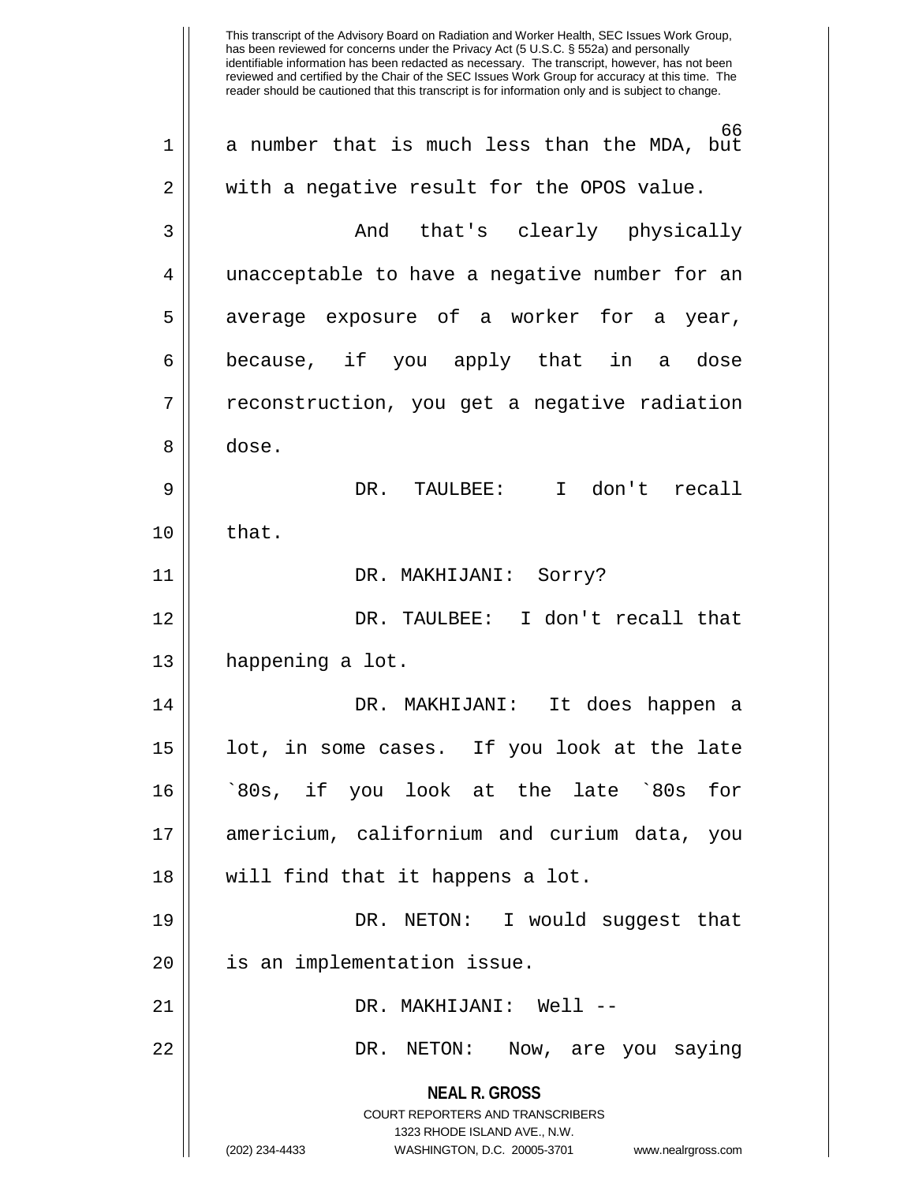a number that is much less than the MDA, but with a negative result for the OPOS value.

And that's clearly physically unacceptable to have a negative number for an average exposure of a worker for a year, because, if you apply that in a dose reconstruction, you get a negative radiation dose.

DR. TAULBEE: I don't recall that.

DR. MAKHIJANI: Sorry?

DR. TAULBEE: I don't recall that happening a lot.

DR. MAKHIJANI: It does happen a lot, in some cases. If you look at the late `80s, if you look at the late `80s for americium, californium and curium data, you will find that it happens a lot.

DR. NETON: I would suggest that is an implementation issue.

DR. MAKHIJANI: Well --

DR. NETON: Now, are you saying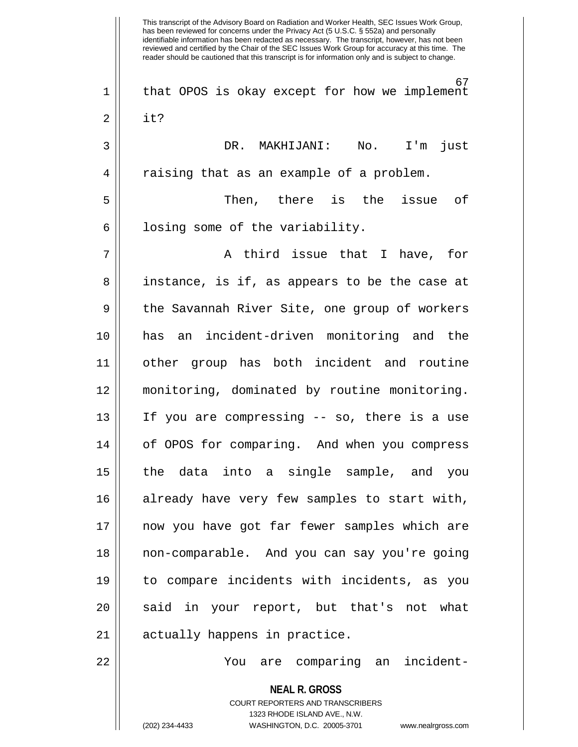that OPOS is okay except for how we implement it?

DR. MAKHIJANI: No. I'm just raising that as an example of a problem.

Then, there is the issue of losing some of the variability.

A third issue that I have, for instance, is if, as appears to be the case at the Savannah River Site, one group of workers has an incident-driven monitoring and the other group has both incident and routine monitoring, dominated by routine monitoring. If you are compressing -- so, there is a use of OPOS for comparing. And when you compress the data into a single sample, and you already have very few samples to start with, now you have got far fewer samples which are non-comparable. And you can say you're going to compare incidents with incidents, as you said in your report, but that's not what actually happens in practice.

You are comparing an incident-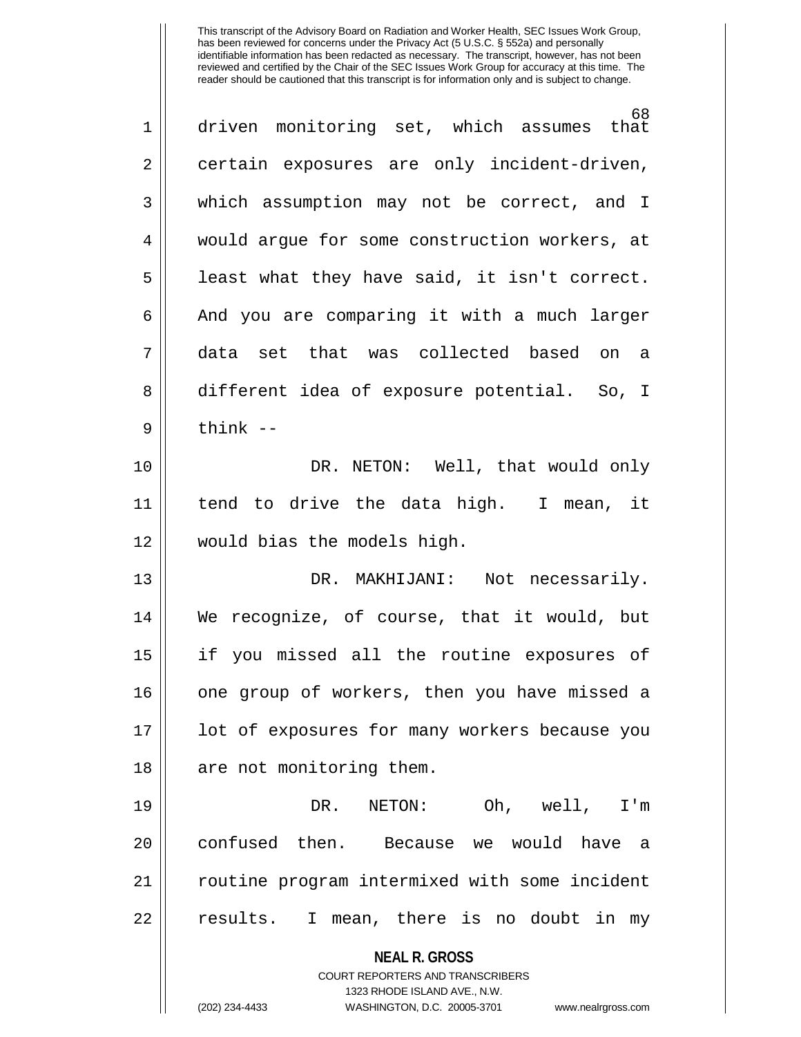driven monitoring set, which assumes that certain exposures are only incident-driven, which assumption may not be correct, and I would argue for some construction workers, at least what they have said, it isn't correct. And you are comparing it with a much larger data set that was collected based on a different idea of exposure potential. So, I think --

DR. NETON: Well, that would only tend to drive the data high. I mean, it would bias the models high.

DR. MAKHIJANI: Not necessarily. We recognize, of course, that it would, but if you missed all the routine exposures of one group of workers, then you have missed a lot of exposures for many workers because you are not monitoring them.

DR. NETON: Oh, well, I'm confused then. Because we would have a routine program intermixed with some incident results. I mean, there is no doubt in my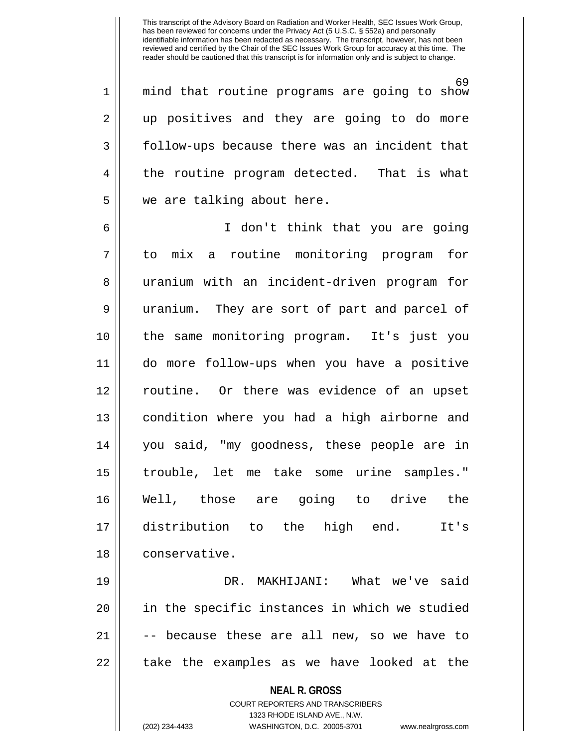mind that routine programs are going to show up positives and they are going to do more follow-ups because there was an incident that the routine program detected. That is what we are talking about here.

I don't think that you are going to mix a routine monitoring program for uranium with an incident-driven program for uranium. They are sort of part and parcel of the same monitoring program. It's just you do more follow-ups when you have a positive routine. Or there was evidence of an upset condition where you had a high airborne and you said, "my goodness, these people are in trouble, let me take some urine samples." Well, those are going to drive the distribution to the high end. It's conservative.

DR. MAKHIJANI: What we've said in the specific instances in which we studied -- because these are all new, so we have to take the examples as we have looked at the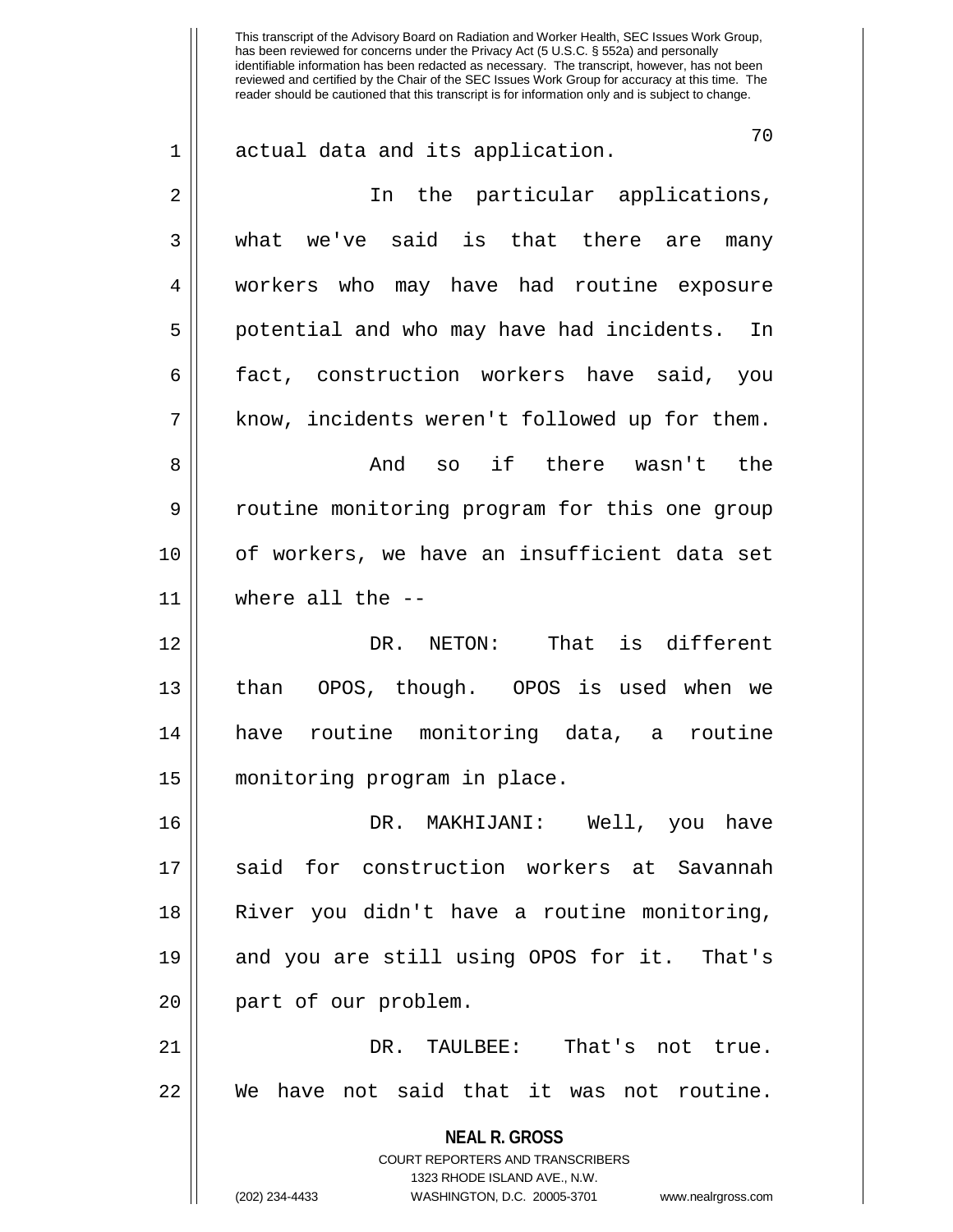actual data and its application.

In the particular applications, what we've said is that there are many workers who may have had routine exposure potential and who may have had incidents. In fact, construction workers have said, you know, incidents weren't followed up for them.

And so if there wasn't the routine monitoring program for this one group of workers, we have an insufficient data set where all the --

DR. NETON: That is different than OPOS, though. OPOS is used when we have routine monitoring data, a routine monitoring program in place.

DR. MAKHIJANI: Well, you have said for construction workers at Savannah River you didn't have a routine monitoring, and you are still using OPOS for it. That's part of our problem.

DR. TAULBEE: That's not true. We have not said that it was not routine.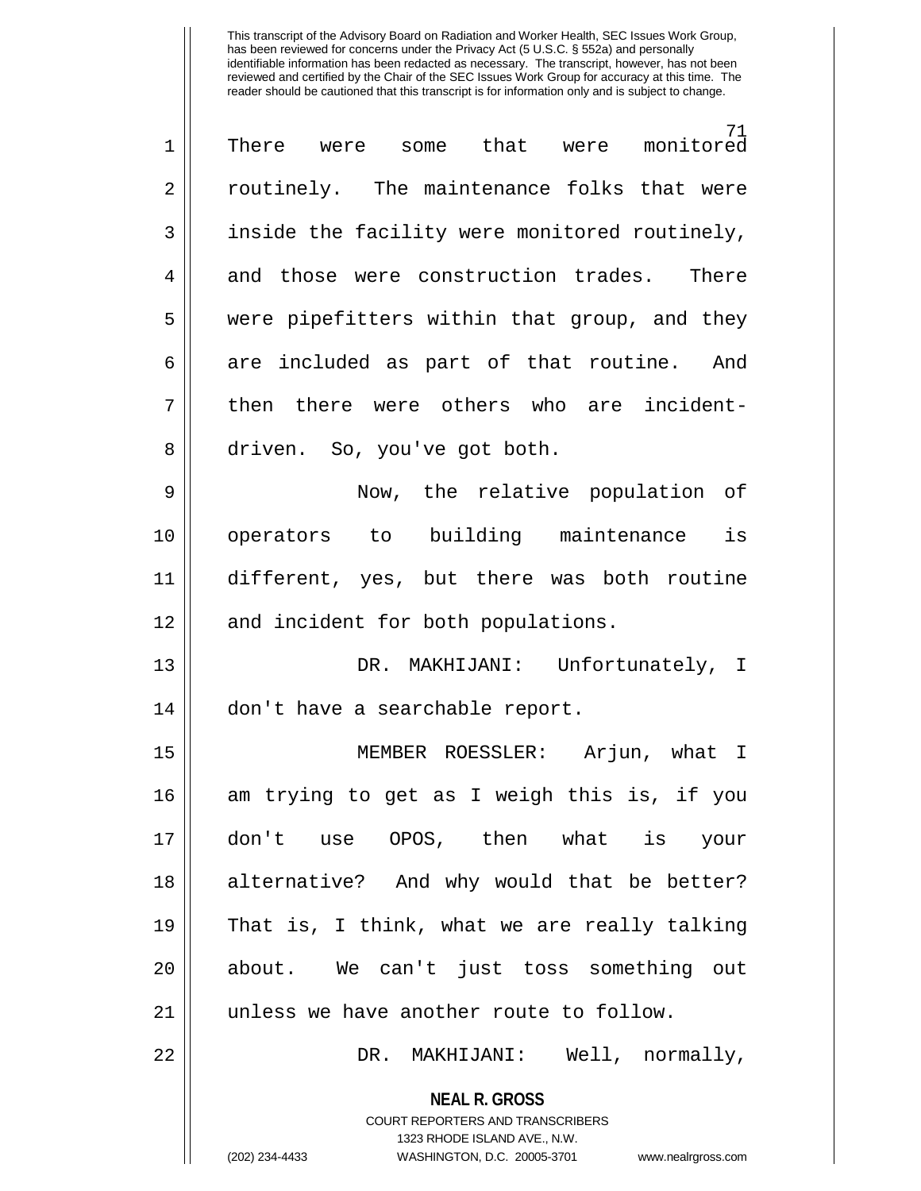There were some that were monitored routinely. The maintenance folks that were inside the facility were monitored routinely, and those were construction trades. There were pipefitters within that group, and they are included as part of that routine. And then there were others who are incident-driven. So, you've got both.

Now, the relative population of operators to building maintenance is different, yes, but there was both routine and incident for both populations.

DR. MAKHIJANI: Unfortunately, I don't have a searchable report.

MEMBER ROESSLER: Arjun, what I am trying to get as I weigh this is, if you don't use OPOS, then what is your alternative? And why would that be better? That is, I think, what we are really talking about. We can't just toss something out unless we have another route to follow.

DR. MAKHIJANI: Well, normally,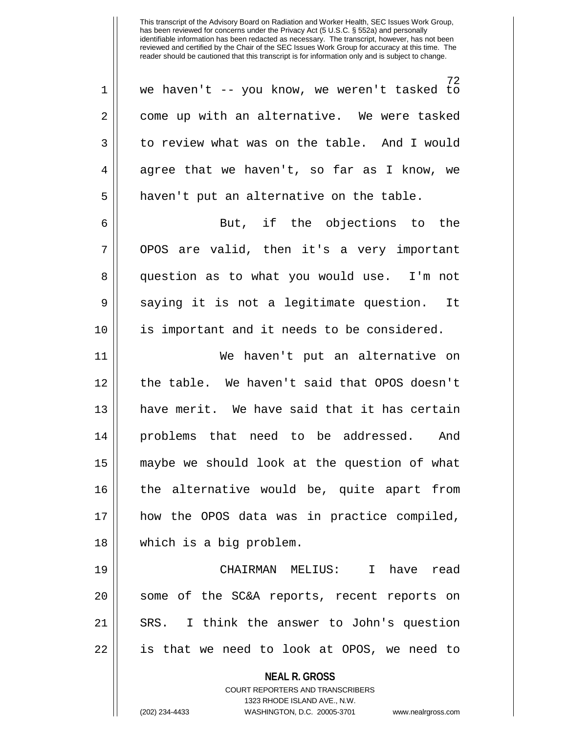we haven't -- you know, we weren't tasked to come up with an alternative. We were tasked to review what was on the table. And I would agree that we haven't, so far as I know, we haven't put an alternative on the table.

But, if the objections to the OPOS are valid, then it's a very important question as to what you would use. I'm not saying it is not a legitimate question. It is important and it needs to be considered.

We haven't put an alternative on the table. We haven't said that OPOS doesn't have merit. We have said that it has certain problems that need to be addressed. And maybe we should look at the question of what the alternative would be, quite apart from how the OPOS data was in practice compiled, which is a big problem.

CHAIRMAN MELIUS: I have read some of the SC&A reports, recent reports on SRS. I think the answer to John's question is that we need to look at OPOS, we need to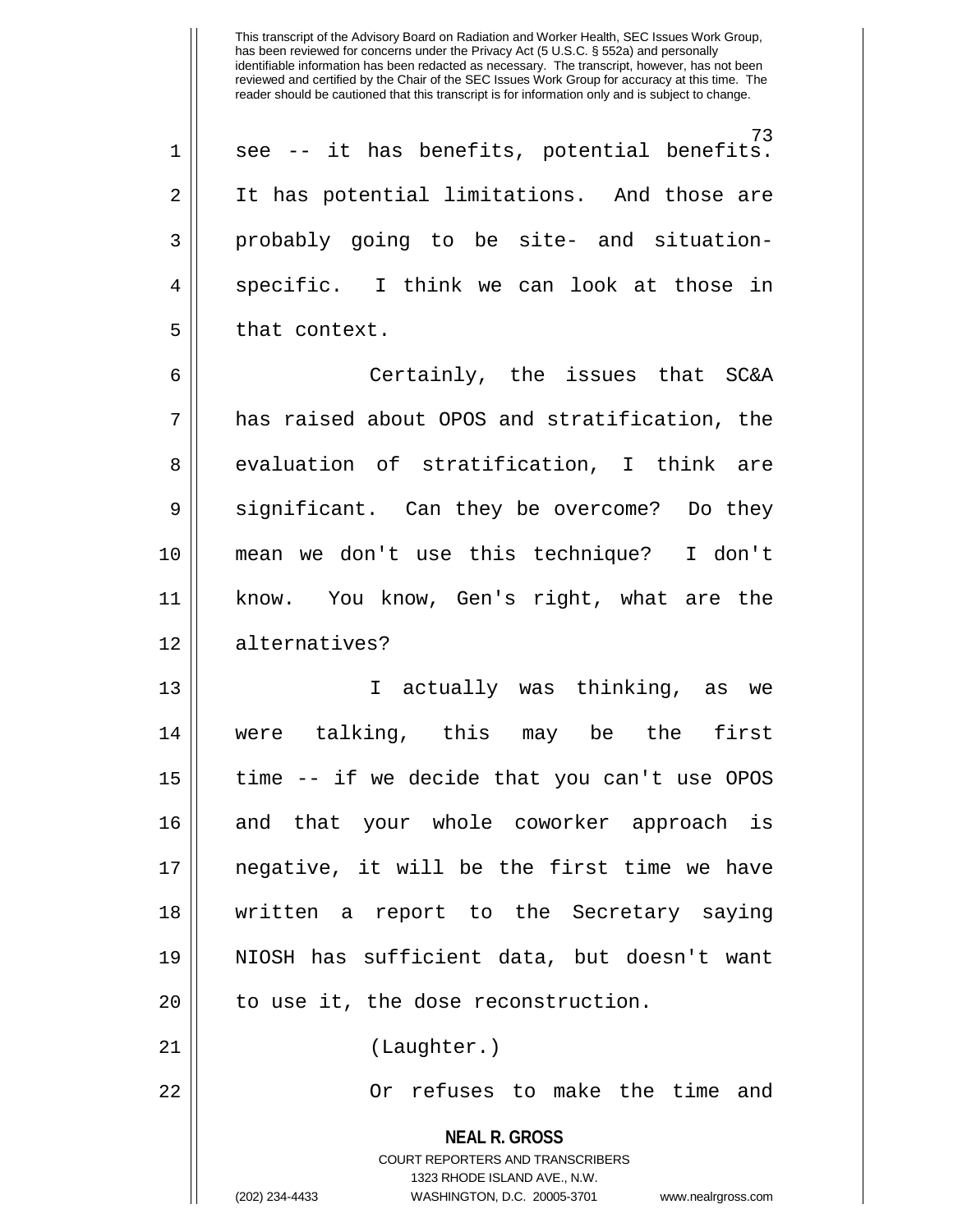see -- it has benefits, potential benefits. It has potential limitations. And those are probably going to be site- and situation-specific. I think we can look at those in that context.

Certainly, the issues that SC&A has raised about OPOS and stratification, the evaluation of stratification, I think are significant. Can they be overcome? Do they mean we don't use this technique? I don't know. You know, Gen's right, what are the alternatives?

I actually was thinking, as we were talking, this may be the first time -- if we decide that you can't use OPOS and that your whole coworker approach is negative, it will be the first time we have written a report to the Secretary saying NIOSH has sufficient data, but doesn't want to use it, the dose reconstruction.

(Laughter.)

Or refuses to make the time and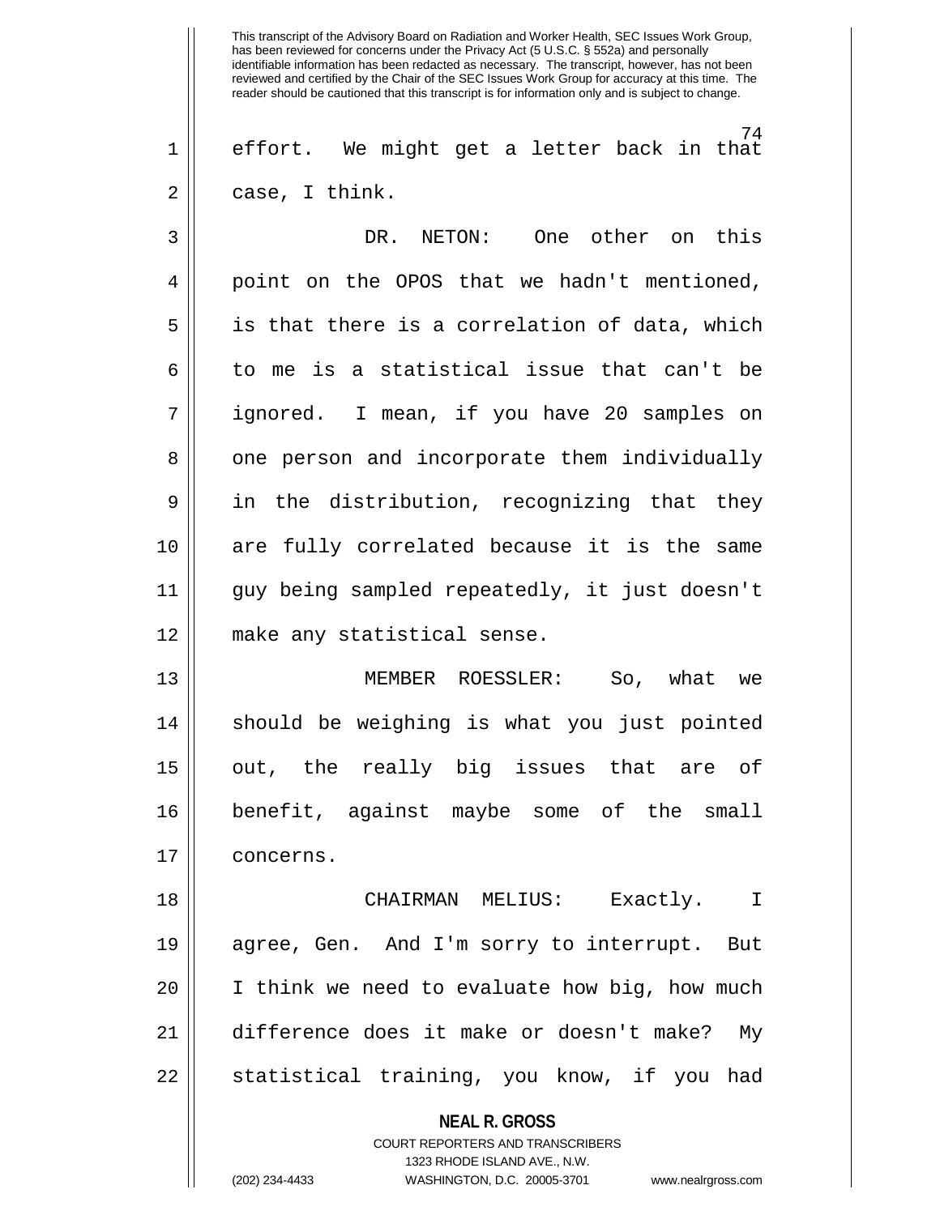effort. We might get a letter back in that case, I think.

DR. NETON: One other on this point on the OPOS that we hadn't mentioned, is that there is a correlation of data, which to me is a statistical issue that can't be ignored. I mean, if you have 20 samples on one person and incorporate them individually in the distribution, recognizing that they are fully correlated because it is the same guy being sampled repeatedly, it just doesn't make any statistical sense.

MEMBER ROESSLER: So, what we should be weighing is what you just pointed out, the really big issues that are of benefit, against maybe some of the small concerns.

CHAIRMAN MELIUS: Exactly. I agree, Gen. And I'm sorry to interrupt. But I think we need to evaluate how big, how much difference does it make or doesn't make? My statistical training, you know, if you had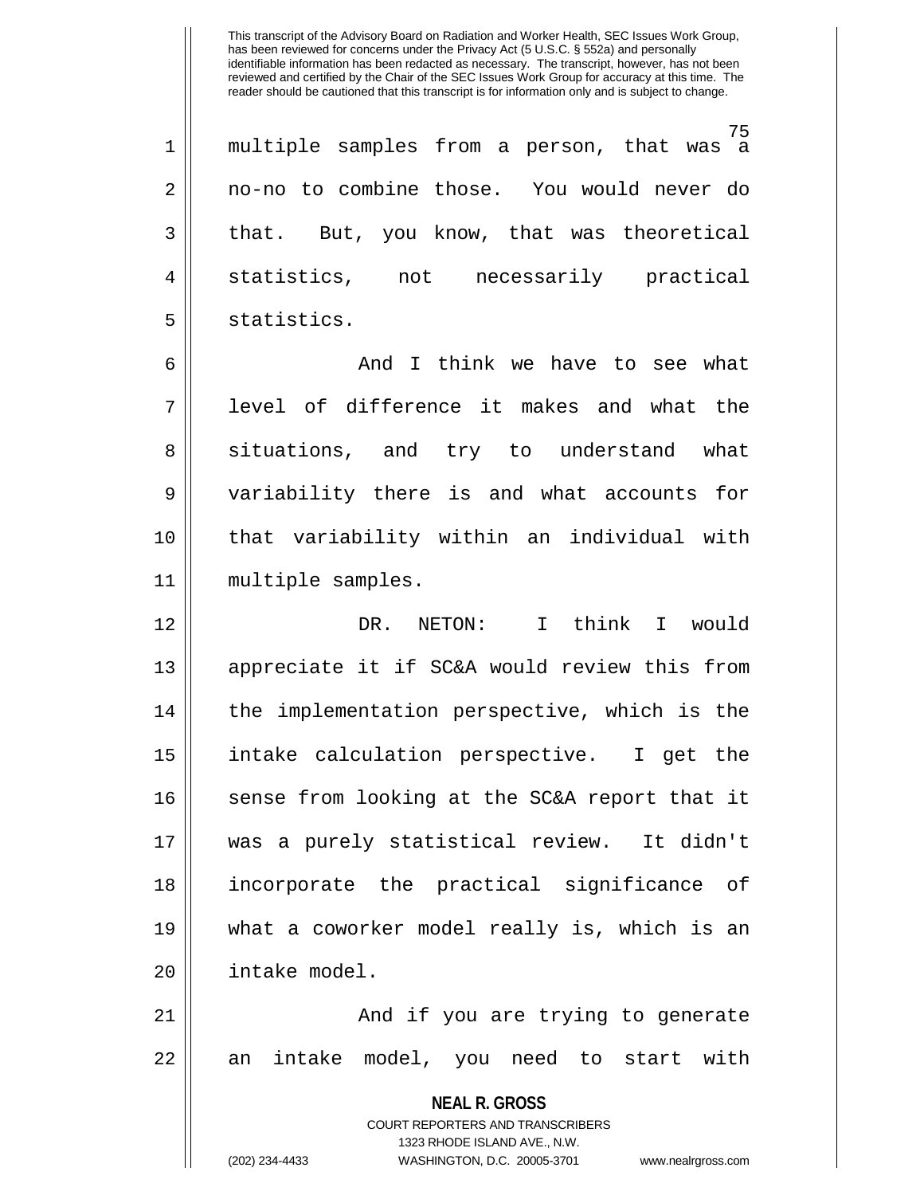multiple samples from a person, that was a no-no to combine those. You would never do that. But, you know, that was theoretical statistics, not necessarily practical statistics.

And I think we have to see what level of difference it makes and what the situations, and try to understand what variability there is and what accounts for that variability within an individual with multiple samples.

DR. NETON: I think I would appreciate it if SC&A would review this from the implementation perspective, which is the intake calculation perspective. I get the sense from looking at the SC&A report that it was a purely statistical review. It didn't incorporate the practical significance of what a coworker model really is, which is an intake model.

And if you are trying to generate an intake model, you need to start with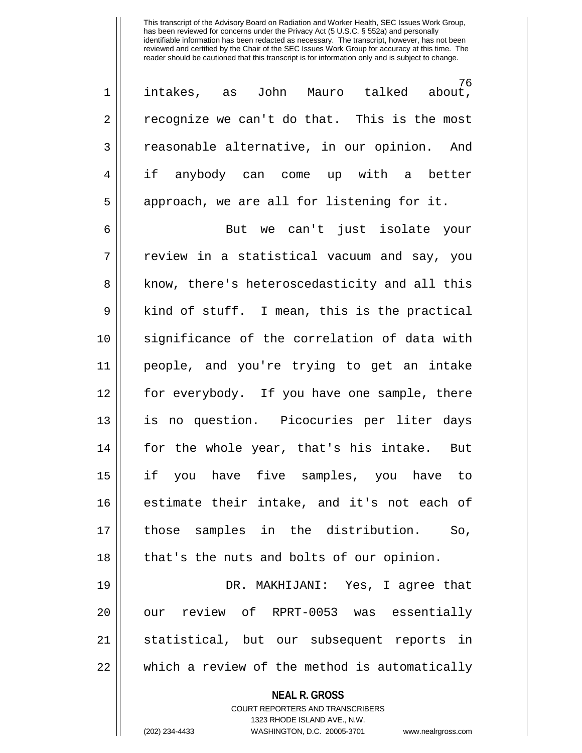This transcript of the Advisory Board on Radiation and Worker Health, SEC Issues Work Group, has been reviewed for concerns under the Privacy Act (5 U.S.C. § 552a) and personally identifiable information has been redacted as necessary. The transcript, however, has not been reviewed and certified by the Chair of the SEC Issues Work Group for accuracy at this time. The reader should be cautioned that this transcript is for information only and is subject to change.

intakes, as John Mauro talked about, recognize we can't do that. This is the most reasonable alternative, in our opinion. And if anybody can come up with a better approach, we are all for listening for it.

But we can't just isolate your review in a statistical vacuum and say, you know, there's heteroscedasticity and all this kind of stuff. I mean, this is the practical significance of the correlation of data with people, and you're trying to get an intake for everybody. If you have one sample, there is no question. Picocuries per liter days for the whole year, that's his intake. But if you have five samples, you have to estimate their intake, and it's not each of those samples in the distribution. So, that's the nuts and bolts of our opinion.

DR. MAKHIJANI: Yes, I agree that our review of RPRT-0053 was essentially statistical, but our subsequent reports in which a review of the method is automatically

**NEAL R. GROSS**
COURT REPORTERS AND TRANSCRIBERS
1323 RHODE ISLAND AVE., N.W.
(202) 234-4433 WASHINGTON, D.C. 20005-3701 www.nealrgross.com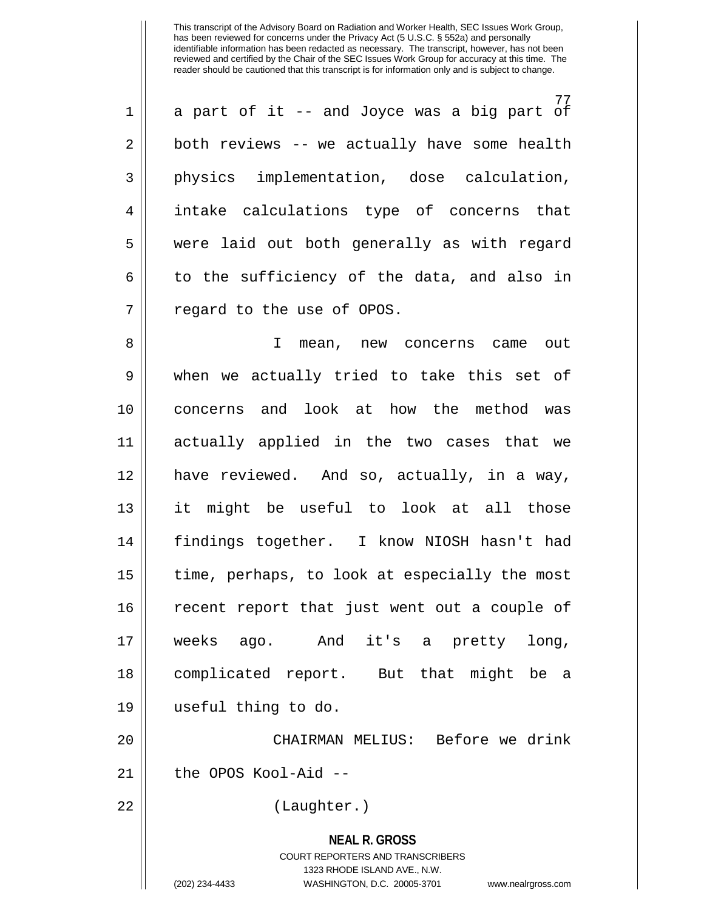a part of it -- and Joyce was a big part of both reviews -- we actually have some health physics implementation, dose calculation, intake calculations type of concerns that were laid out both generally as with regard to the sufficiency of the data, and also in regard to the use of OPOS.

I mean, new concerns came out when we actually tried to take this set of concerns and look at how the method was actually applied in the two cases that we have reviewed. And so, actually, in a way, it might be useful to look at all those findings together. I know NIOSH hasn't had time, perhaps, to look at especially the most recent report that just went out a couple of weeks ago. And it's a pretty long, complicated report. But that might be a useful thing to do.

CHAIRMAN MELIUS: Before we drink the OPOS Kool-Aid --

(Laughter.)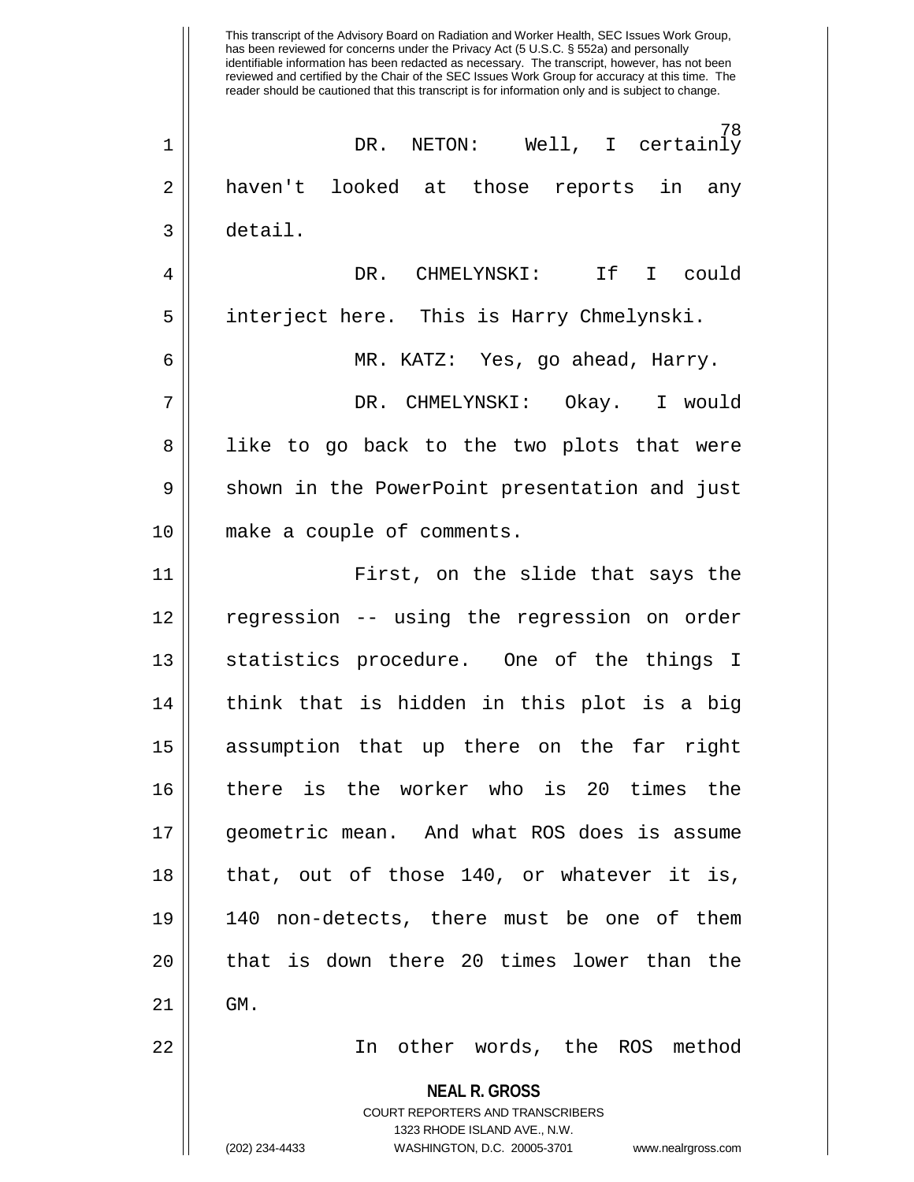This transcript of the Advisory Board on Radiation and Worker Health, SEC Issues Work Group, has been reviewed for concerns under the Privacy Act (5 U.S.C. § 552a) and personally identifiable information has been redacted as necessary. The transcript, however, has not been reviewed and certified by the Chair of the SEC Issues Work Group for accuracy at this time. The reader should be cautioned that this transcript is for information only and is subject to change.

DR. NETON: Well, I certainly haven't looked at those reports in any detail.

DR. CHMELYNSKI: If I could interject here. This is Harry Chmelynski.

MR. KATZ: Yes, go ahead, Harry.

DR. CHMELYNSKI: Okay. I would like to go back to the two plots that were shown in the PowerPoint presentation and just make a couple of comments.

First, on the slide that says the regression -- using the regression on order statistics procedure. One of the things I think that is hidden in this plot is a big assumption that up there on the far right there is the worker who is 20 times the geometric mean. And what ROS does is assume that, out of those 140, or whatever it is, 140 non-detects, there must be one of them that is down there 20 times lower than the GM.

In other words, the ROS method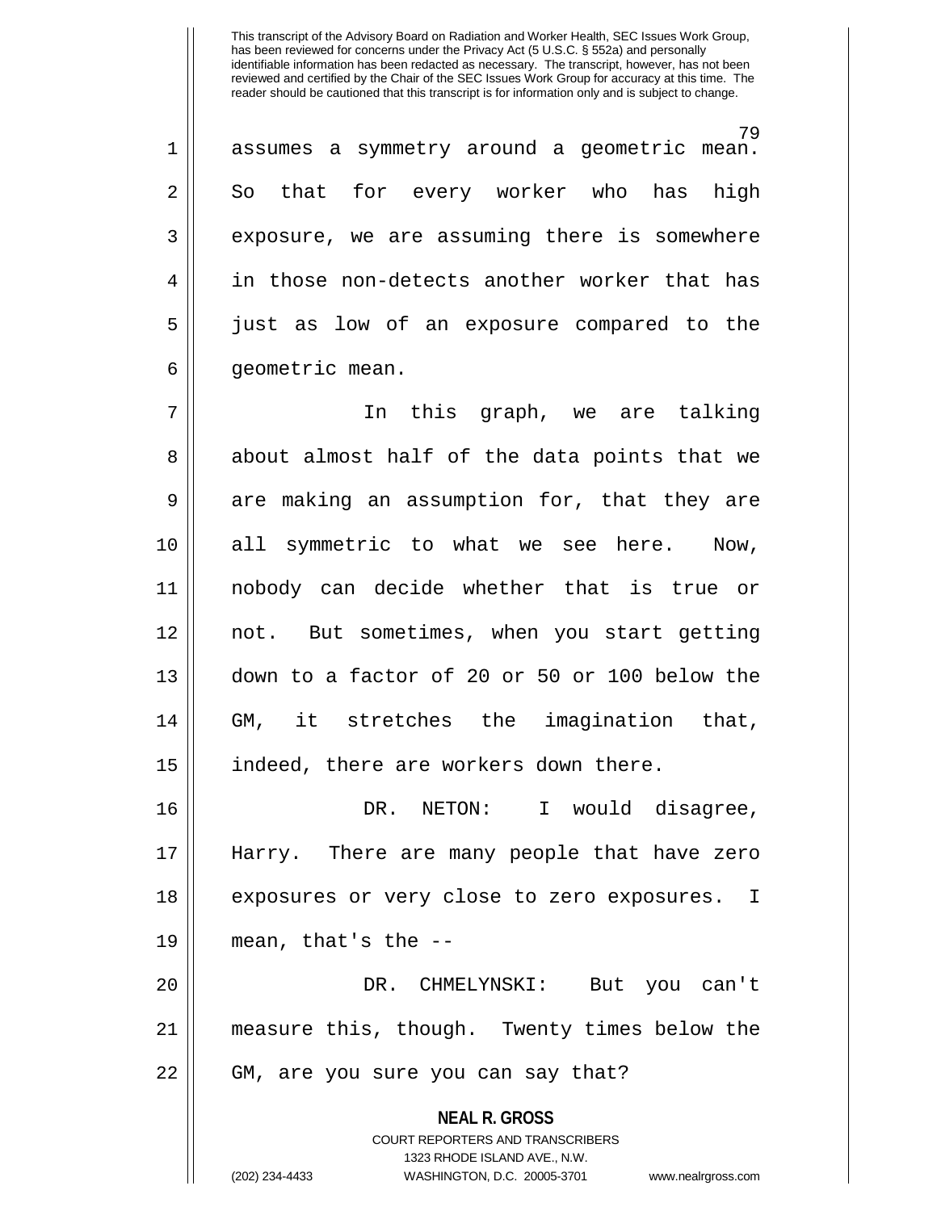assumes a symmetry around a geometric mean. So that for every worker who has high exposure, we are assuming there is somewhere in those non-detects another worker that has just as low of an exposure compared to the geometric mean.

In this graph, we are talking about almost half of the data points that we are making an assumption for, that they are all symmetric to what we see here. Now, nobody can decide whether that is true or not. But sometimes, when you start getting down to a factor of 20 or 50 or 100 below the GM, it stretches the imagination that, indeed, there are workers down there.

DR. NETON: I would disagree, Harry. There are many people that have zero exposures or very close to zero exposures. I mean, that's the --

DR. CHMELYNSKI: But you can't measure this, though. Twenty times below the GM, are you sure you can say that?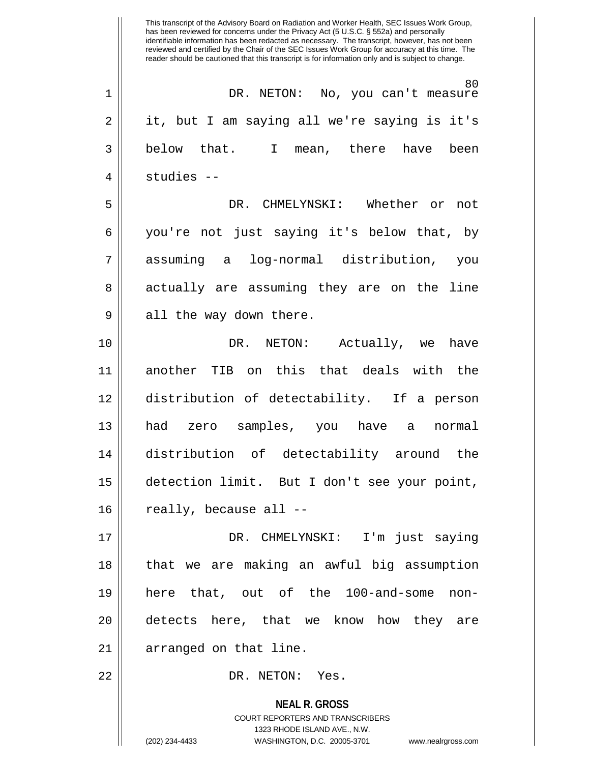DR. NETON: No, you can't measure it, but I am saying all we're saying is it's below that. I mean, there have been studies --

DR. CHMELYNSKI: Whether or not you're not just saying it's below that, by assuming a log-normal distribution, you actually are assuming they are on the line all the way down there.

DR. NETON: Actually, we have another TIB on this that deals with the distribution of detectability. If a person had zero samples, you have a normal distribution of detectability around the detection limit. But I don't see your point, really, because all --

DR. CHMELYNSKI: I'm just saying that we are making an awful big assumption here that, out of the 100-and-some non-detects here, that we know how they are arranged on that line.

DR. NETON: Yes.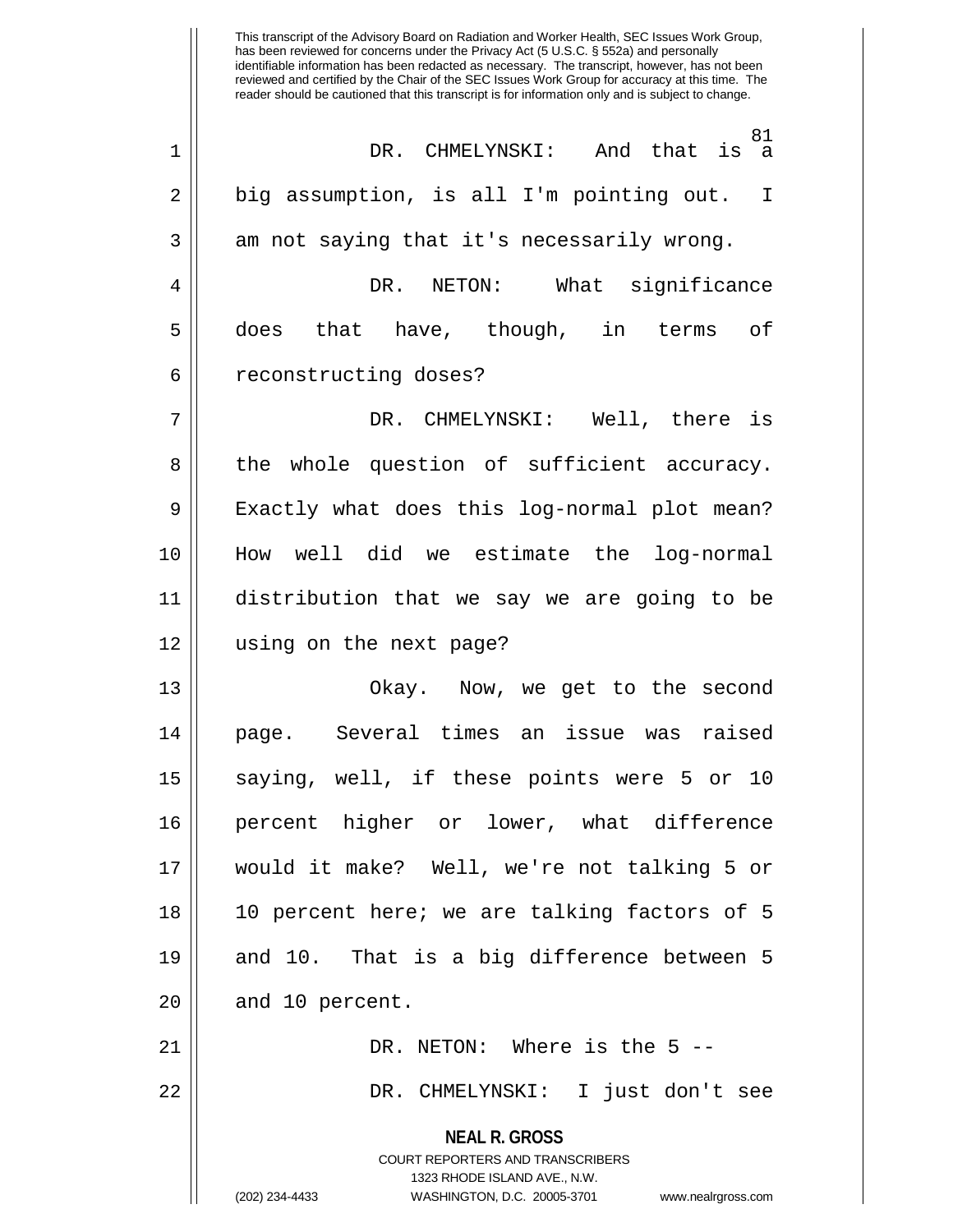This transcript of the Advisory Board on Radiation and Worker Health, SEC Issues Work Group, has been reviewed for concerns under the Privacy Act (5 U.S.C. § 552a) and personally identifiable information has been redacted as necessary. The transcript, however, has not been reviewed and certified by the Chair of the SEC Issues Work Group for accuracy at this time. The reader should be cautioned that this transcript is for information only and is subject to change.

DR. CHMELYNSKI: And that is a big assumption, is all I'm pointing out. I am not saying that it's necessarily wrong.

DR. NETON: What significance does that have, though, in terms of reconstructing doses?

DR. CHMELYNSKI: Well, there is the whole question of sufficient accuracy. Exactly what does this log-normal plot mean? How well did we estimate the log-normal distribution that we say we are going to be using on the next page?

Okay. Now, we get to the second page. Several times an issue was raised saying, well, if these points were 5 or 10 percent higher or lower, what difference would it make? Well, we're not talking 5 or 10 percent here; we are talking factors of 5 and 10. That is a big difference between 5 and 10 percent.

DR. NETON: Where is the 5 --

DR. CHMELYNSKI: I just don't see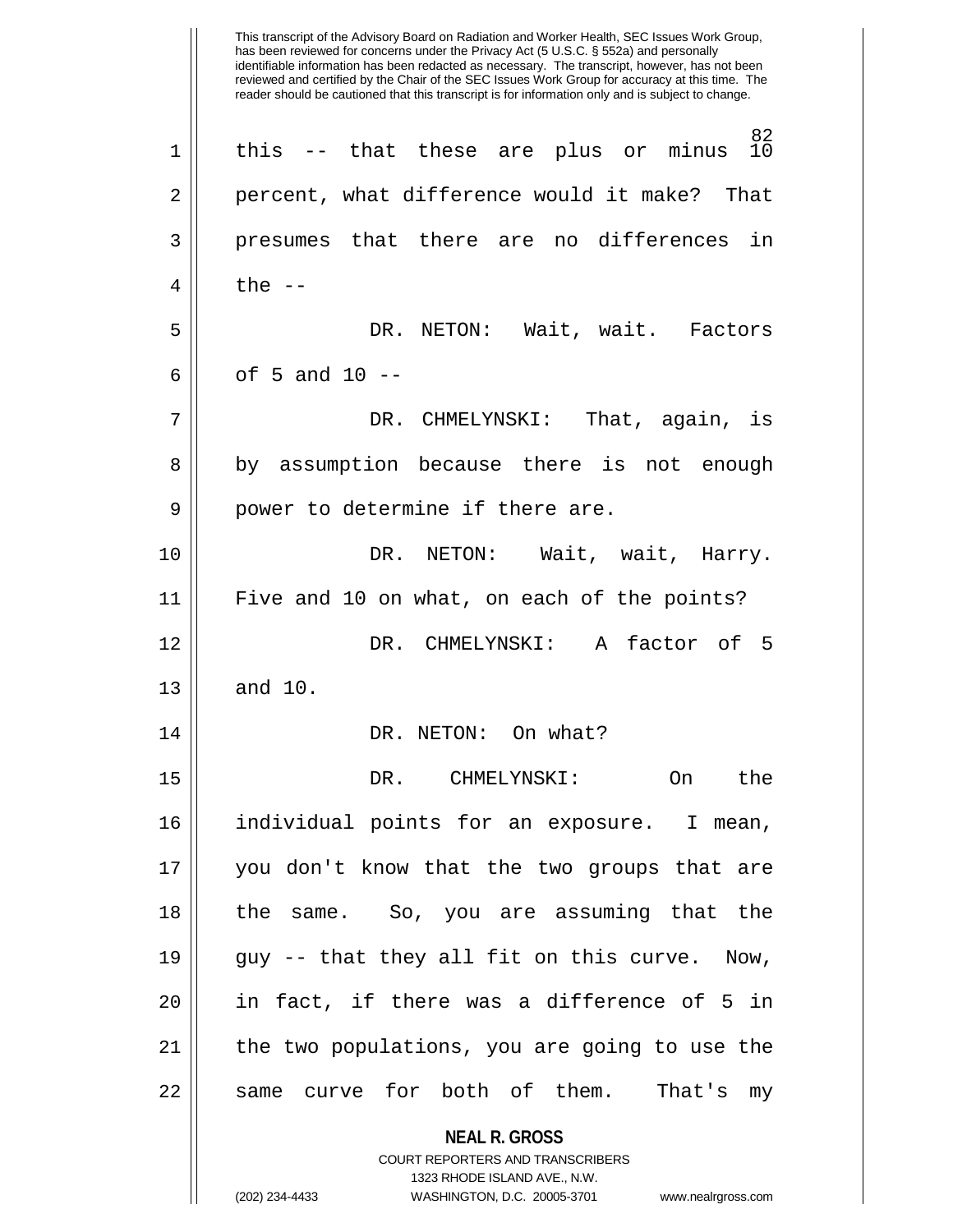this -- that these are plus or minus 10 percent, what difference would it make? That presumes that there are no differences in the --

DR. NETON: Wait, wait. Factors of 5 and 10 --

DR. CHMELYNSKI: That, again, is by assumption because there is not enough power to determine if there are.

DR. NETON: Wait, wait, Harry. Five and 10 on what, on each of the points?

DR. CHMELYNSKI: A factor of 5 and 10.

DR. NETON: On what?

DR. CHMELYNSKI: On the individual points for an exposure. I mean, you don't know that the two groups that are the same. So, you are assuming that the guy -- that they all fit on this curve. Now, in fact, if there was a difference of 5 in the two populations, you are going to use the same curve for both of them. That's my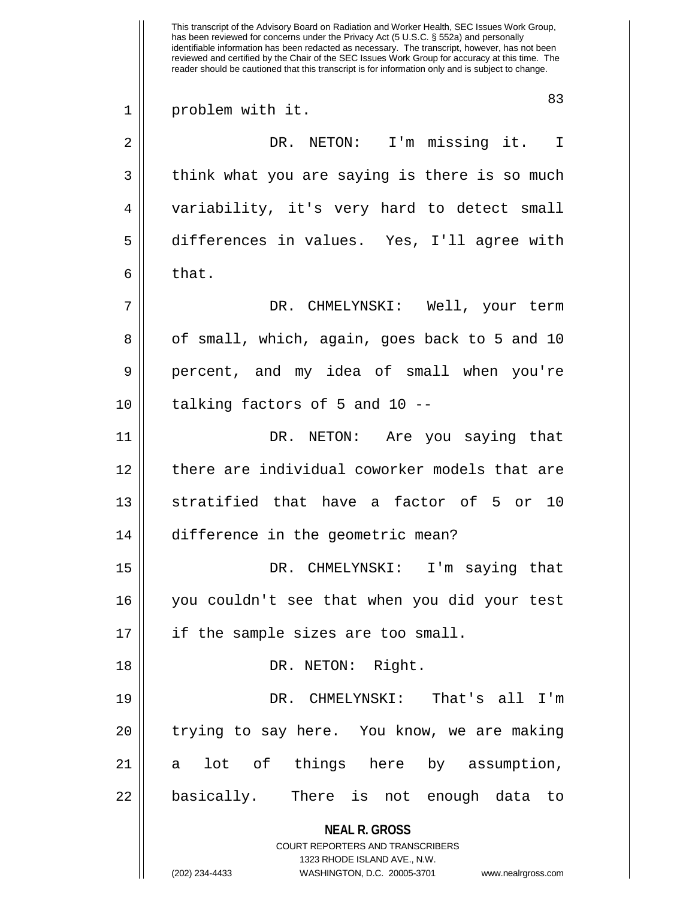problem with it.

DR. NETON: I'm missing it. I think what you are saying is there is so much variability, it's very hard to detect small differences in values. Yes, I'll agree with that.

DR. CHMELYNSKI: Well, your term of small, which, again, goes back to 5 and 10 percent, and my idea of small when you're talking factors of 5 and 10 --

DR. NETON: Are you saying that there are individual coworker models that are stratified that have a factor of 5 or 10 difference in the geometric mean?

DR. CHMELYNSKI: I'm saying that you couldn't see that when you did your test if the sample sizes are too small.

DR. NETON: Right.

DR. CHMELYNSKI: That's all I'm trying to say here. You know, we are making a lot of things here by assumption, basically. There is not enough data to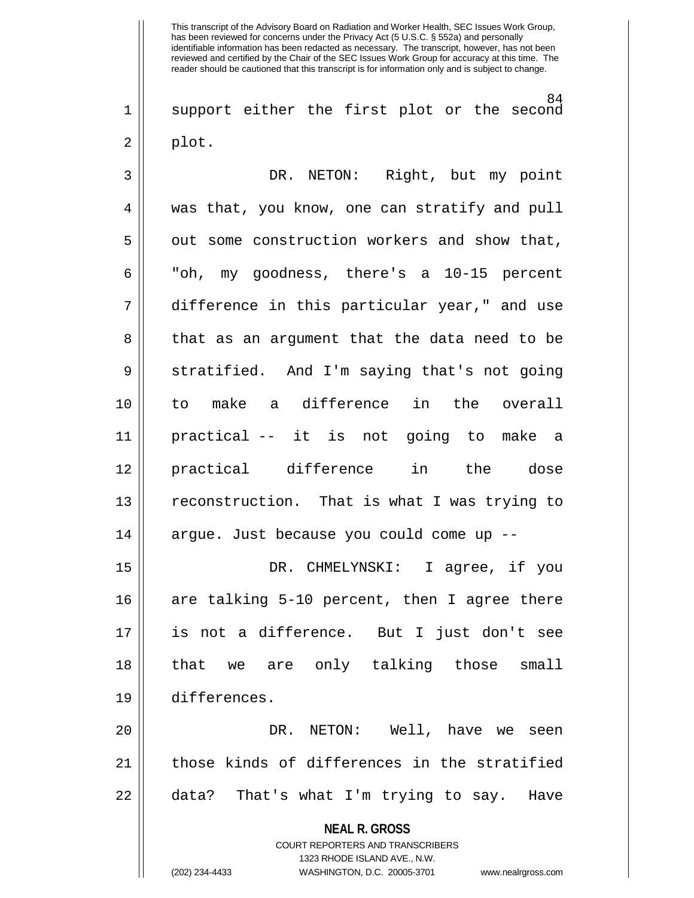support either the first plot or the second plot.

DR. NETON: Right, but my point was that, you know, one can stratify and pull out some construction workers and show that, "oh, my goodness, there's a 10-15 percent difference in this particular year," and use that as an argument that the data need to be stratified. And I'm saying that's not going to make a difference in the overall practical -- it is not going to make a practical difference in the dose reconstruction. That is what I was trying to argue. Just because you could come up --

DR. CHMELYNSKI: I agree, if you are talking 5-10 percent, then I agree there is not a difference. But I just don't see that we are only talking those small differences.

DR. NETON: Well, have we seen those kinds of differences in the stratified data? That's what I'm trying to say. Have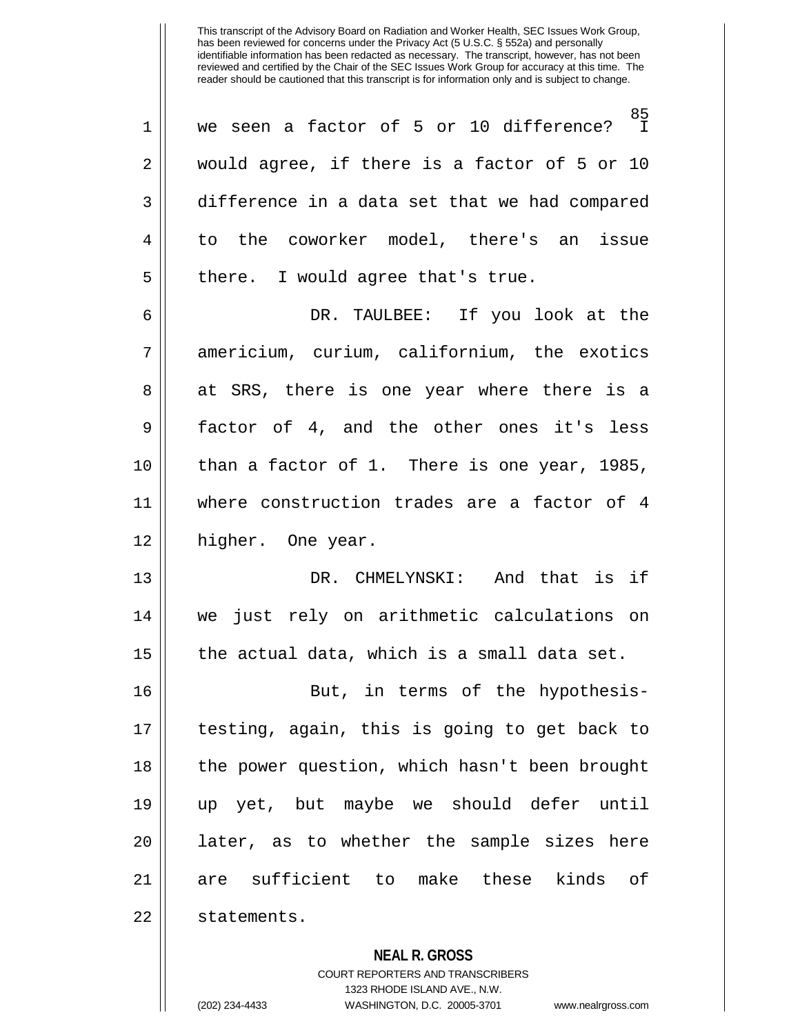This transcript of the Advisory Board on Radiation and Worker Health, SEC Issues Work Group, has been reviewed for concerns under the Privacy Act (5 U.S.C. § 552a) and personally identifiable information has been redacted as necessary. The transcript, however, has not been reviewed and certified by the Chair of the SEC Issues Work Group for accuracy at this time. The reader should be cautioned that this transcript is for information only and is subject to change.

we seen a factor of 5 or 10 difference? I would agree, if there is a factor of 5 or 10 difference in a data set that we had compared to the coworker model, there's an issue there. I would agree that's true.

DR. TAULBEE: If you look at the americium, curium, californium, the exotics at SRS, there is one year where there is a factor of 4, and the other ones it's less than a factor of 1. There is one year, 1985, where construction trades are a factor of 4 higher. One year.

DR. CHMELYNSKI: And that is if we just rely on arithmetic calculations on the actual data, which is a small data set.

But, in terms of the hypothesis-testing, again, this is going to get back to the power question, which hasn't been brought up yet, but maybe we should defer until later, as to whether the sample sizes here are sufficient to make these kinds of statements.

**NEAL R. GROSS**
COURT REPORTERS AND TRANSCRIBERS
1323 RHODE ISLAND AVE., N.W.
(202) 234-4433 WASHINGTON, D.C. 20005-3701 www.nealrgross.com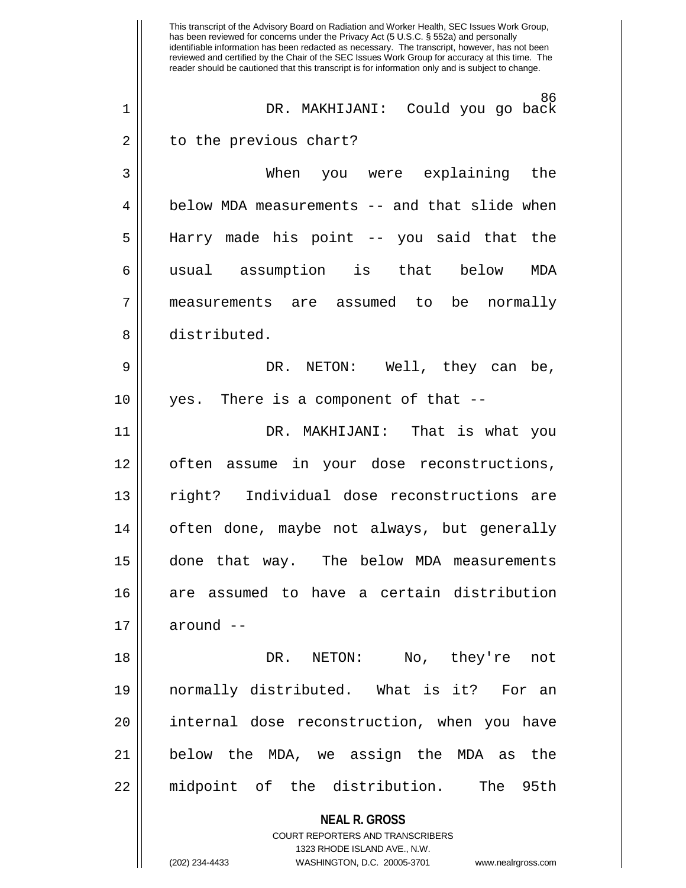DR. MAKHIJANI: Could you go back to the previous chart?

When you were explaining the below MDA measurements -- and that slide when Harry made his point -- you said that the usual assumption is that below MDA measurements are assumed to be normally distributed.

DR. NETON: Well, they can be, yes. There is a component of that --

DR. MAKHIJANI: That is what you often assume in your dose reconstructions, right? Individual dose reconstructions are often done, maybe not always, but generally done that way. The below MDA measurements are assumed to have a certain distribution around --

DR. NETON: No, they're not normally distributed. What is it? For an internal dose reconstruction, when you have below the MDA, we assign the MDA as the midpoint of the distribution. The 95th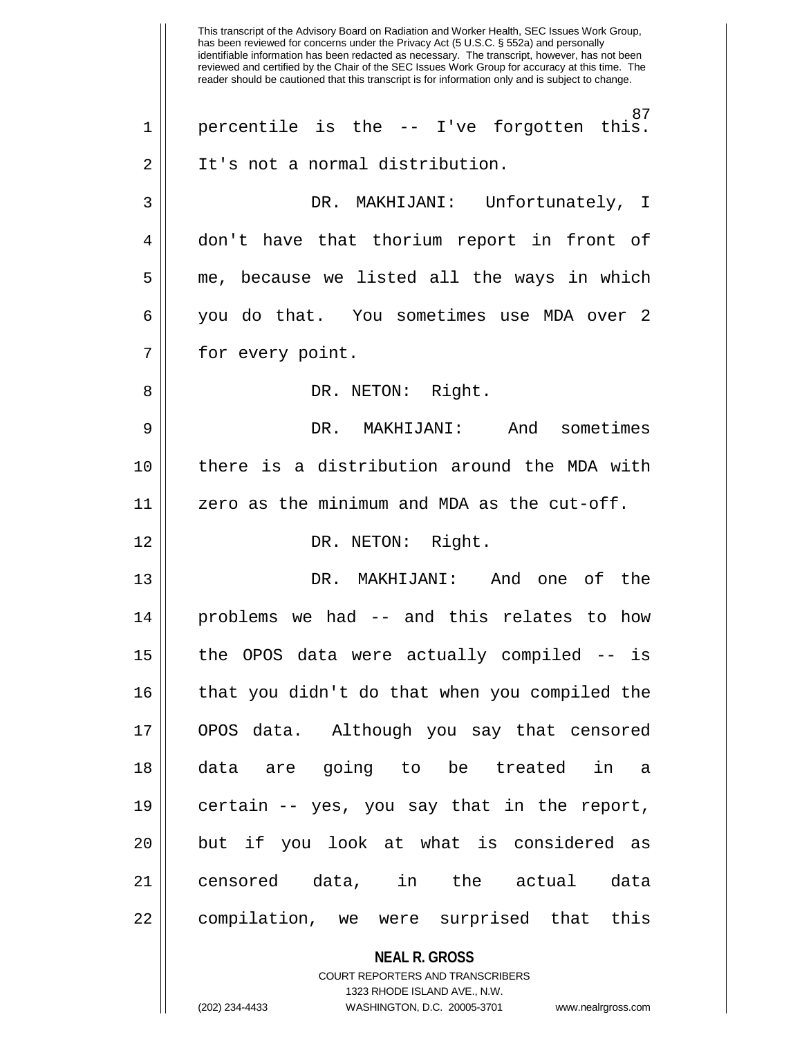This transcript of the Advisory Board on Radiation and Worker Health, SEC Issues Work Group, has been reviewed for concerns under the Privacy Act (5 U.S.C. § 552a) and personally identifiable information has been redacted as necessary. The transcript, however, has not been reviewed and certified by the Chair of the SEC Issues Work Group for accuracy at this time. The reader should be cautioned that this transcript is for information only and is subject to change.

percentile is the -- I've forgotten this. It's not a normal distribution.

DR. MAKHIJANI: Unfortunately, I don't have that thorium report in front of me, because we listed all the ways in which you do that. You sometimes use MDA over 2 for every point.

DR. NETON: Right.

DR. MAKHIJANI: And sometimes there is a distribution around the MDA with zero as the minimum and MDA as the cut-off.

DR. NETON: Right.

DR. MAKHIJANI: And one of the problems we had -- and this relates to how the OPOS data were actually compiled -- is that you didn't do that when you compiled the OPOS data. Although you say that censored data are going to be treated in a certain -- yes, you say that in the report, but if you look at what is considered as censored data, in the actual data compilation, we were surprised that this

**NEAL R. GROSS**
COURT REPORTERS AND TRANSCRIBERS
1323 RHODE ISLAND AVE., N.W.
(202) 234-4433 WASHINGTON, D.C. 20005-3701 www.nealrgross.com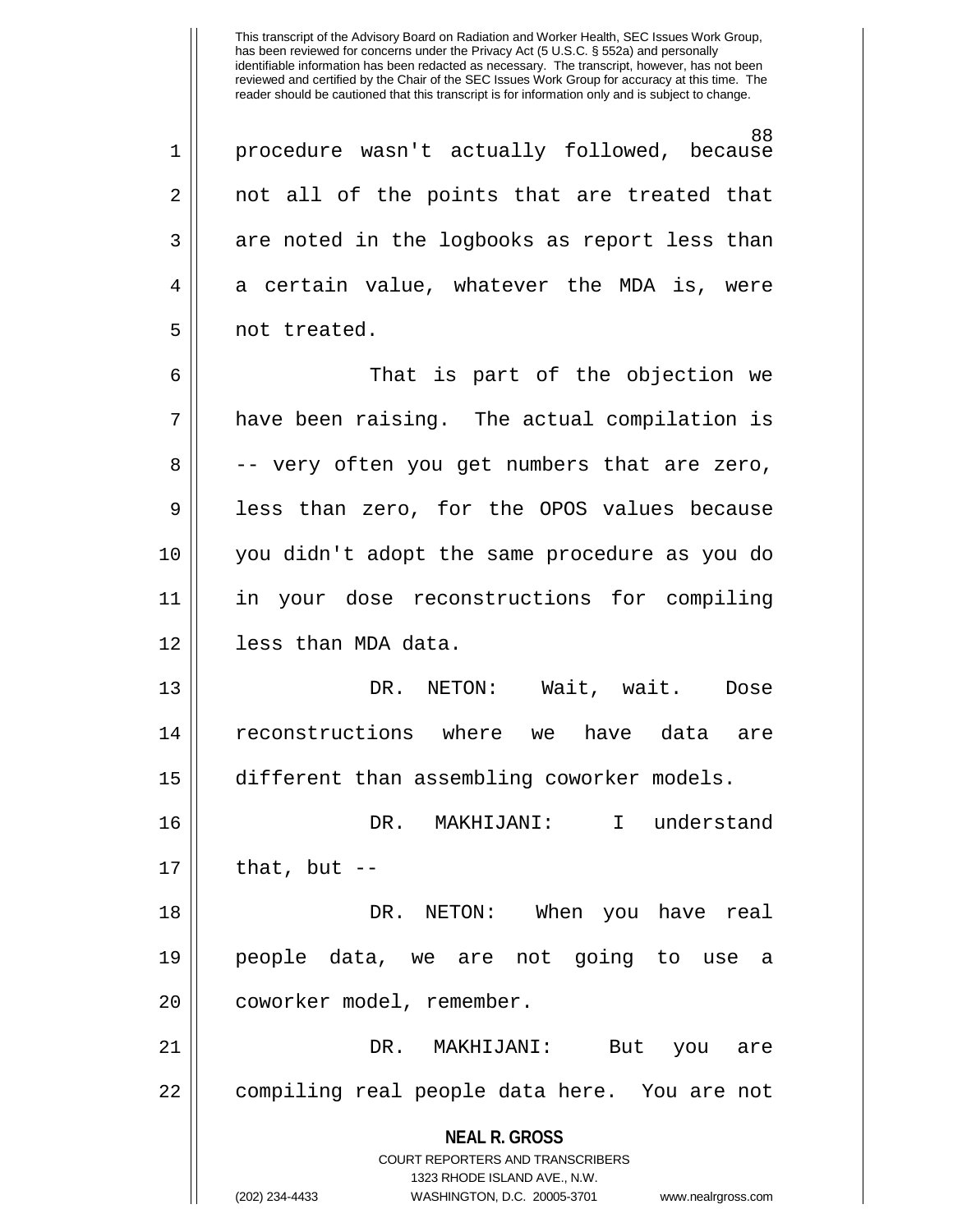procedure wasn't actually followed, because not all of the points that are treated that are noted in the logbooks as report less than a certain value, whatever the MDA is, were not treated.

That is part of the objection we have been raising. The actual compilation is -- very often you get numbers that are zero, less than zero, for the OPOS values because you didn't adopt the same procedure as you do in your dose reconstructions for compiling less than MDA data.

DR. NETON: Wait, wait. Dose reconstructions where we have data are different than assembling coworker models.

DR. MAKHIJANI: I understand that, but --

DR. NETON: When you have real people data, we are not going to use a coworker model, remember.

DR. MAKHIJANI: But you are compiling real people data here. You are not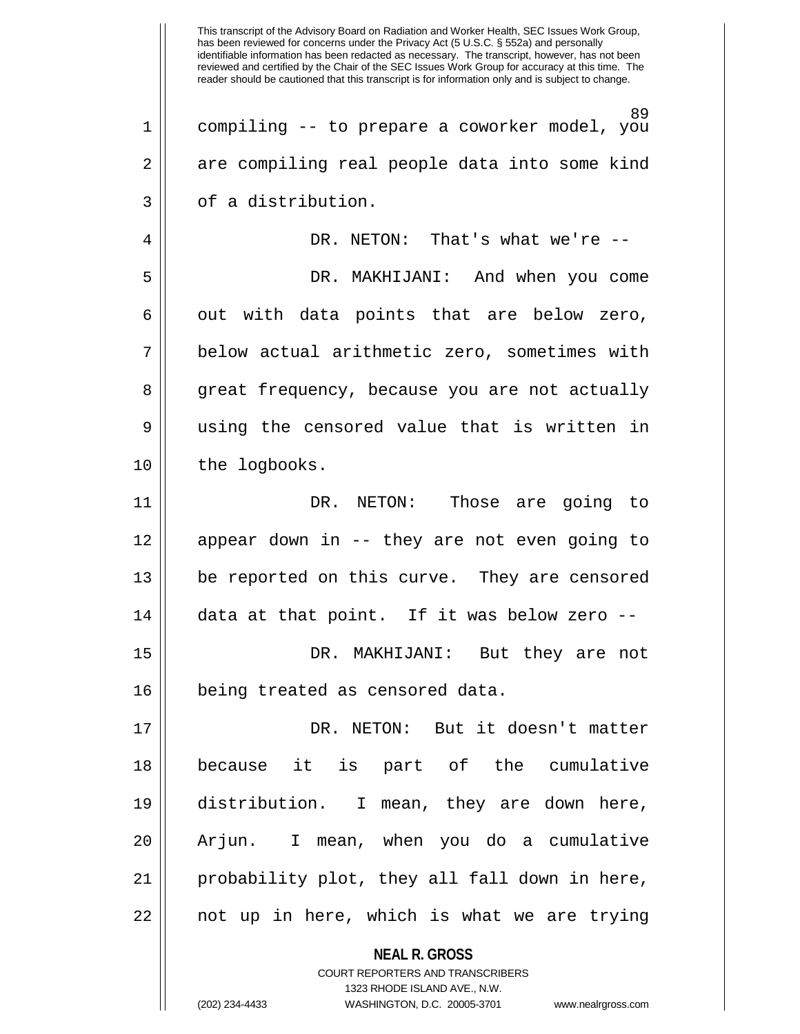compiling -- to prepare a coworker model, you are compiling real people data into some kind of a distribution.

DR. NETON: That's what we're --

DR. MAKHIJANI: And when you come out with data points that are below zero, below actual arithmetic zero, sometimes with great frequency, because you are not actually using the censored value that is written in the logbooks.

DR. NETON: Those are going to appear down in -- they are not even going to be reported on this curve. They are censored data at that point. If it was below zero --

DR. MAKHIJANI: But they are not being treated as censored data.

DR. NETON: But it doesn't matter because it is part of the cumulative distribution. I mean, they are down here, Arjun. I mean, when you do a cumulative probability plot, they all fall down in here, not up in here, which is what we are trying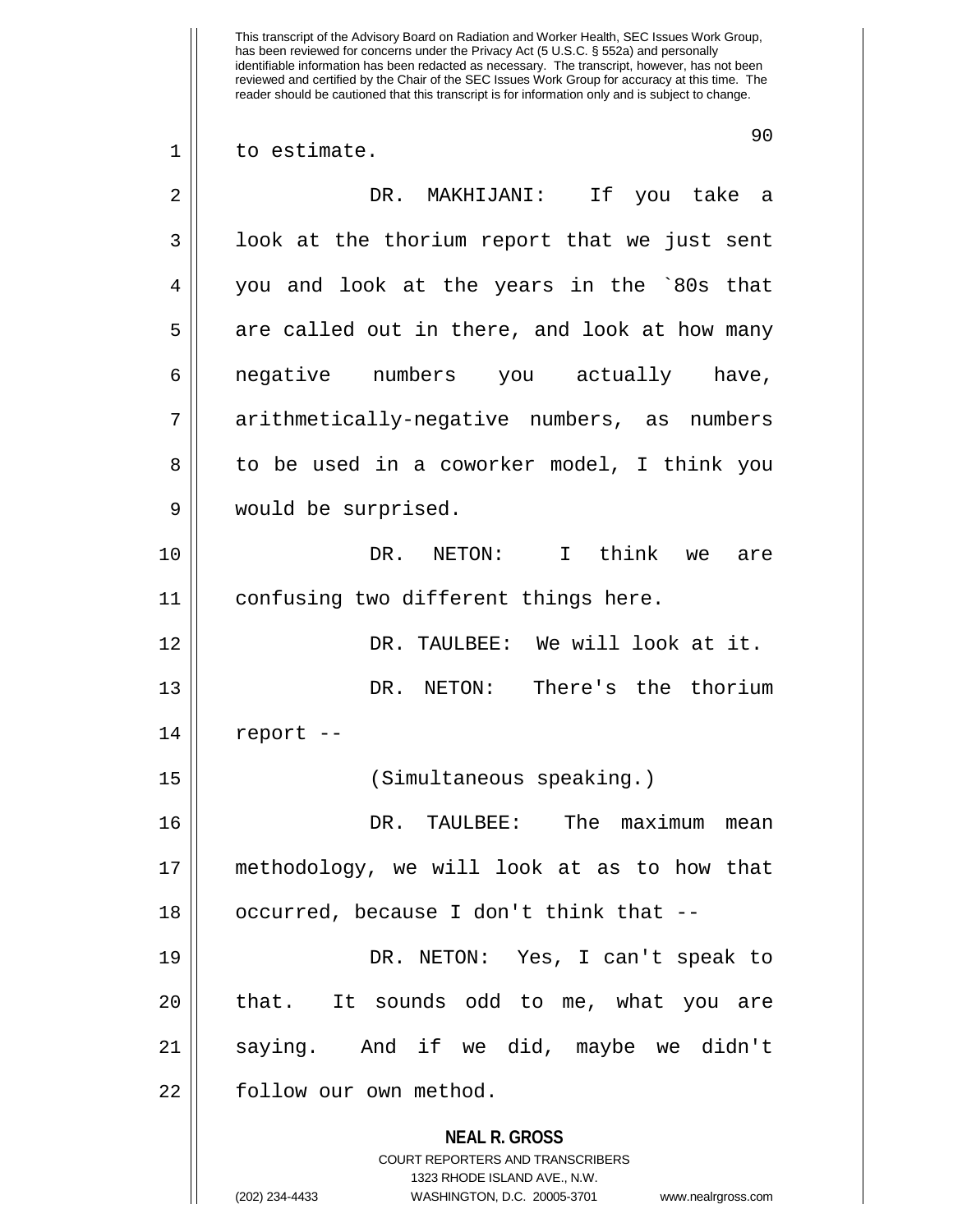to estimate.

DR. MAKHIJANI: If you take a look at the thorium report that we just sent you and look at the years in the `80s that are called out in there, and look at how many negative numbers you actually have, arithmetically-negative numbers, as numbers to be used in a coworker model, I think you would be surprised.

DR. NETON: I think we are confusing two different things here.

DR. TAULBEE: We will look at it.

DR. NETON: There's the thorium report --

(Simultaneous speaking.)

DR. TAULBEE: The maximum mean methodology, we will look at as to how that occurred, because I don't think that --

DR. NETON: Yes, I can't speak to that. It sounds odd to me, what you are saying. And if we did, maybe we didn't follow our own method.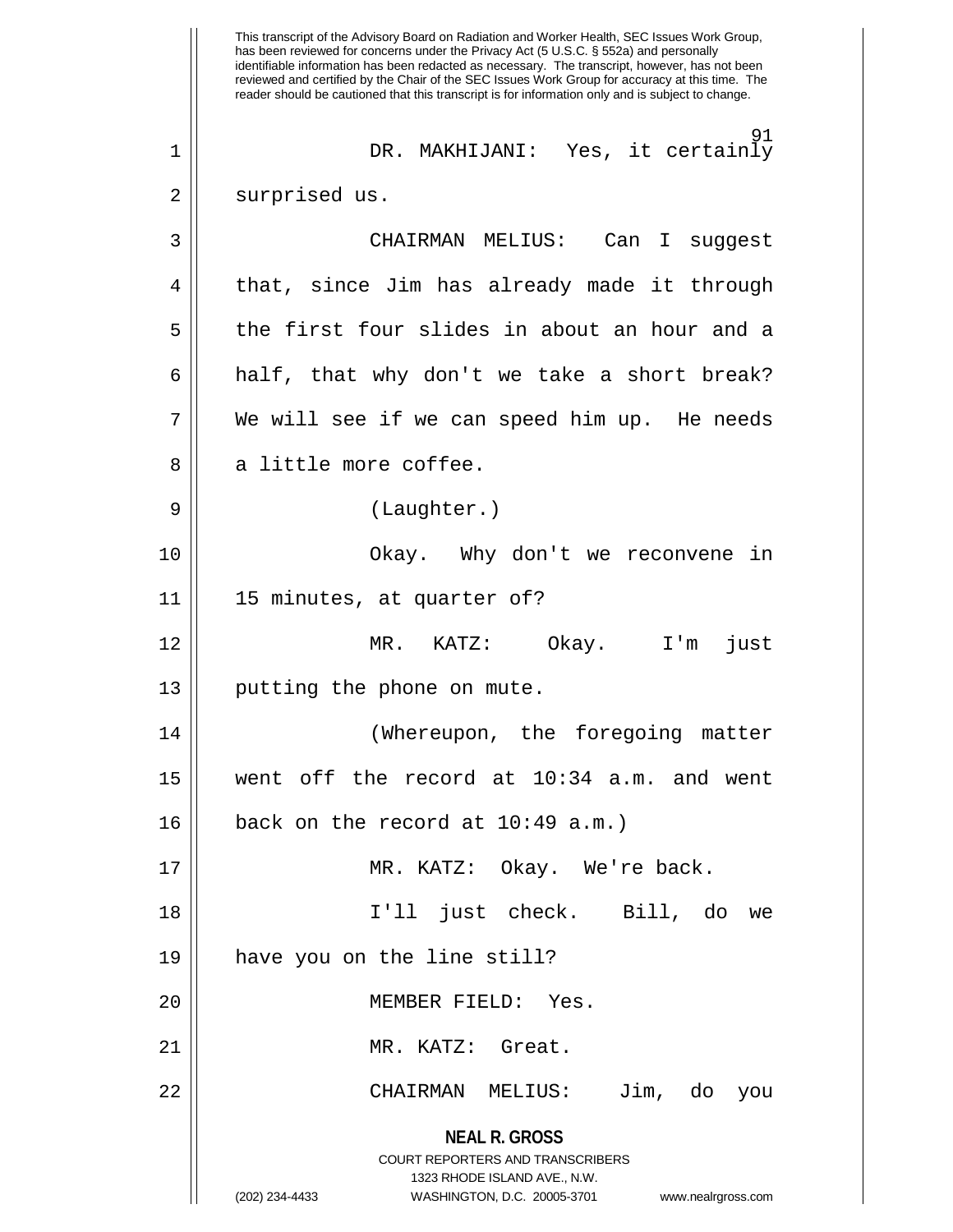DR. MAKHIJANI: Yes, it certainly surprised us.

CHAIRMAN MELIUS: Can I suggest that, since Jim has already made it through the first four slides in about an hour and a half, that why don't we take a short break? We will see if we can speed him up. He needs a little more coffee.

(Laughter.)

Okay. Why don't we reconvene in 15 minutes, at quarter of?

MR. KATZ: Okay. I'm just putting the phone on mute.

(Whereupon, the foregoing matter went off the record at 10:34 a.m. and went back on the record at 10:49 a.m.)

MR. KATZ: Okay. We're back.

I'll just check. Bill, do we have you on the line still?

MEMBER FIELD: Yes.

MR. KATZ: Great.

CHAIRMAN MELIUS: Jim, do you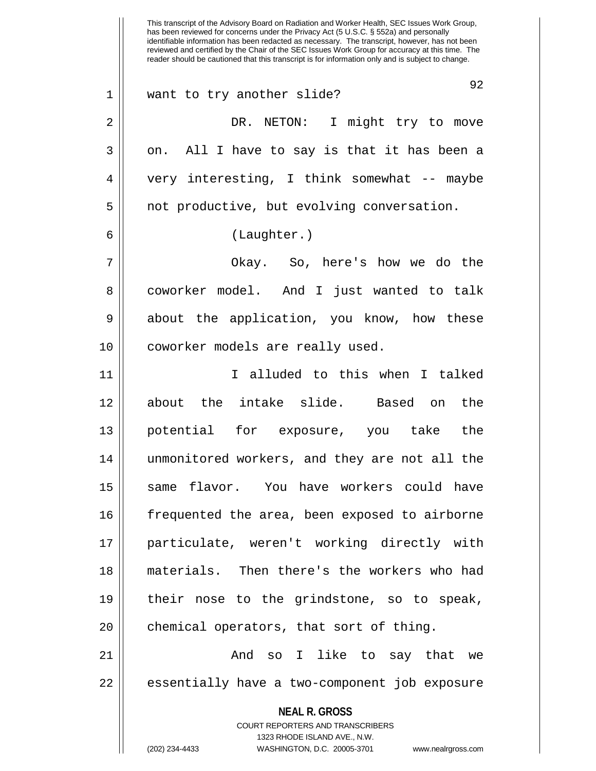This transcript of the Advisory Board on Radiation and Worker Health, SEC Issues Work Group, has been reviewed for concerns under the Privacy Act (5 U.S.C. § 552a) and personally identifiable information has been redacted as necessary. The transcript, however, has not been reviewed and certified by the Chair of the SEC Issues Work Group for accuracy at this time. The reader should be cautioned that this transcript is for information only and is subject to change.

want to try another slide?

DR. NETON: I might try to move on. All I have to say is that it has been a very interesting, I think somewhat -- maybe not productive, but evolving conversation.

(Laughter.)

Okay. So, here's how we do the coworker model. And I just wanted to talk about the application, you know, how these coworker models are really used.

I alluded to this when I talked about the intake slide. Based on the potential for exposure, you take the unmonitored workers, and they are not all the same flavor. You have workers could have frequented the area, been exposed to airborne particulate, weren't working directly with materials. Then there's the workers who had their nose to the grindstone, so to speak, chemical operators, that sort of thing.

And so I like to say that we essentially have a two-component job exposure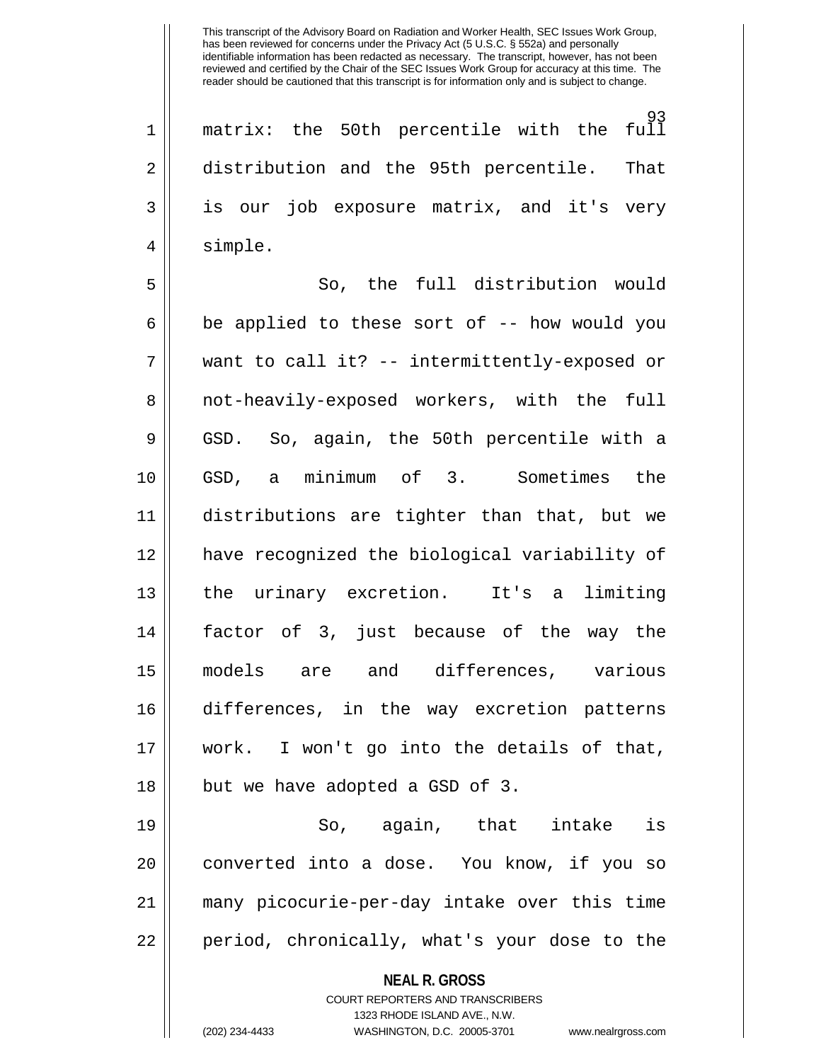This transcript of the Advisory Board on Radiation and Worker Health, SEC Issues Work Group, has been reviewed for concerns under the Privacy Act (5 U.S.C. § 552a) and personally identifiable information has been redacted as necessary. The transcript, however, has not been reviewed and certified by the Chair of the SEC Issues Work Group for accuracy at this time. The reader should be cautioned that this transcript is for information only and is subject to change.

matrix: the 50th percentile with the full distribution and the 95th percentile. That is our job exposure matrix, and it's very simple.

So, the full distribution would be applied to these sort of -- how would you want to call it? -- intermittently-exposed or not-heavily-exposed workers, with the full GSD. So, again, the 50th percentile with a GSD, a minimum of 3. Sometimes the distributions are tighter than that, but we have recognized the biological variability of the urinary excretion. It's a limiting factor of 3, just because of the way the models are and differences, various differences, in the way excretion patterns work. I won't go into the details of that, but we have adopted a GSD of 3.

So, again, that intake is converted into a dose. You know, if you so many picocurie-per-day intake over this time period, chronically, what's your dose to the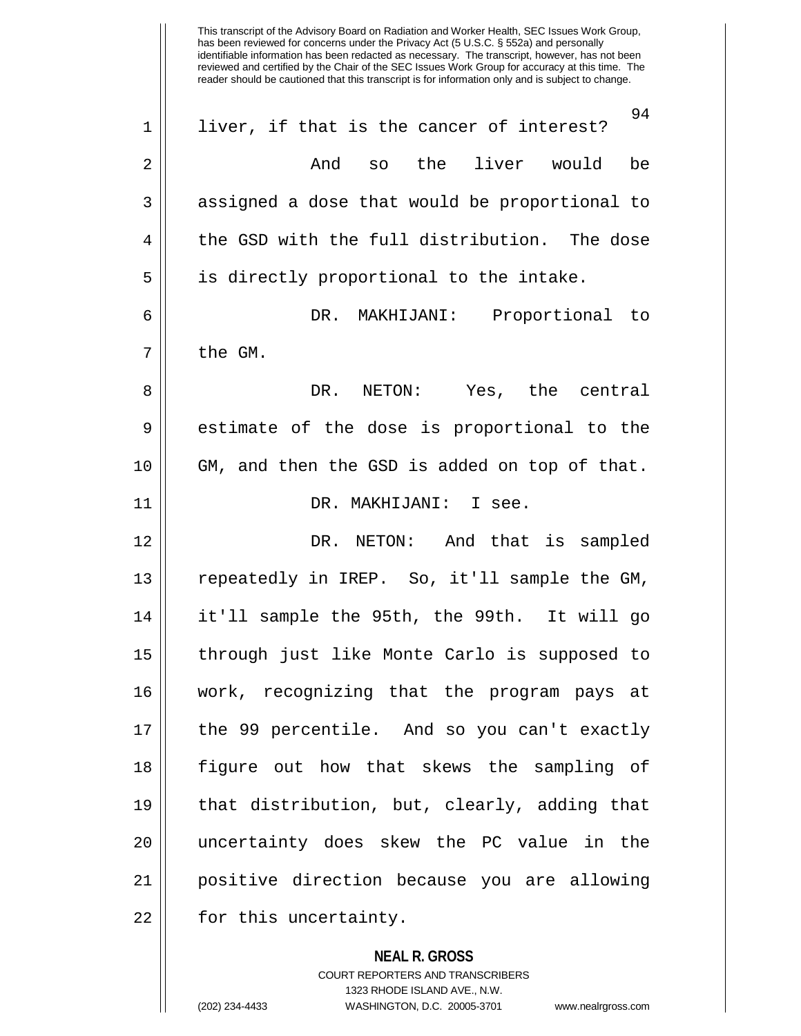liver, if that is the cancer of interest?

And so the liver would be assigned a dose that would be proportional to the GSD with the full distribution. The dose is directly proportional to the intake.

DR. MAKHIJANI: Proportional to the GM.

DR. NETON: Yes, the central estimate of the dose is proportional to the GM, and then the GSD is added on top of that.

DR. MAKHIJANI: I see.

DR. NETON: And that is sampled repeatedly in IREP. So, it'll sample the GM, it'll sample the 95th, the 99th. It will go through just like Monte Carlo is supposed to work, recognizing that the program pays at the 99 percentile. And so you can't exactly figure out how that skews the sampling of that distribution, but, clearly, adding that uncertainty does skew the PC value in the positive direction because you are allowing for this uncertainty.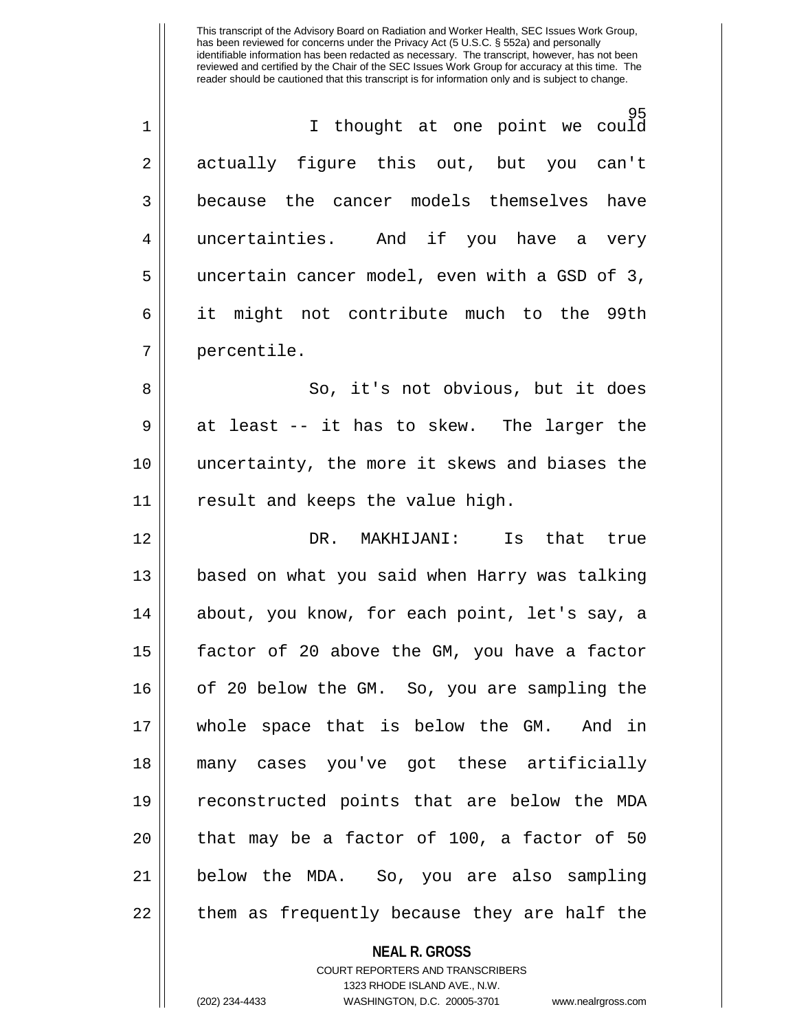I thought at one point we could actually figure this out, but you can't because the cancer models themselves have uncertainties. And if you have a very uncertain cancer model, even with a GSD of 3, it might not contribute much to the 99th percentile.

So, it's not obvious, but it does at least -- it has to skew. The larger the uncertainty, the more it skews and biases the result and keeps the value high.

DR. MAKHIJANI: Is that true based on what you said when Harry was talking about, you know, for each point, let's say, a factor of 20 above the GM, you have a factor of 20 below the GM. So, you are sampling the whole space that is below the GM. And in many cases you've got these artificially reconstructed points that are below the MDA that may be a factor of 100, a factor of 50 below the MDA. So, you are also sampling them as frequently because they are half the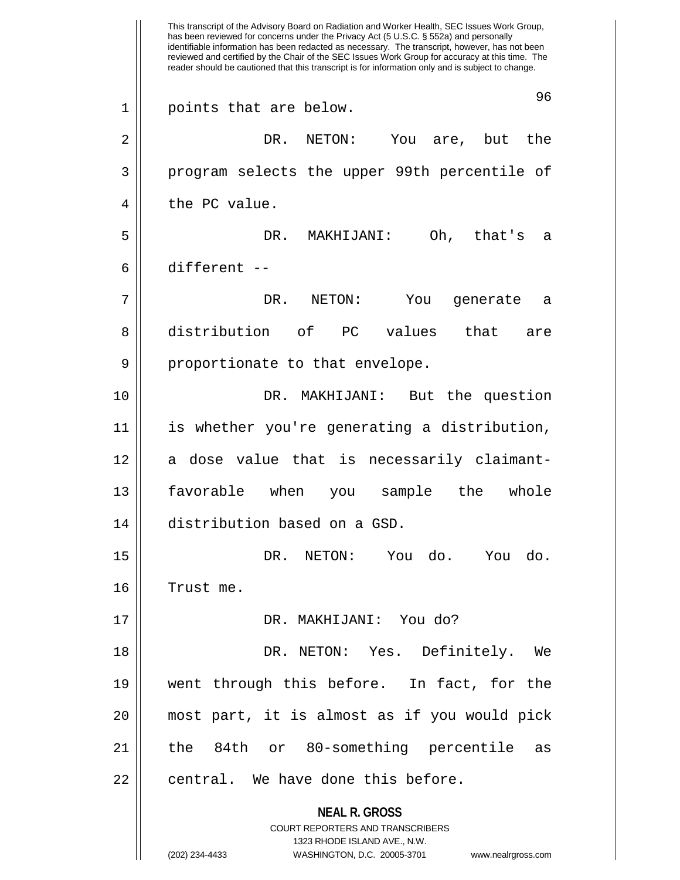This transcript of the Advisory Board on Radiation and Worker Health, SEC Issues Work Group, has been reviewed for concerns under the Privacy Act (5 U.S.C. § 552a) and personally identifiable information has been redacted as necessary. The transcript, however, has not been reviewed and certified by the Chair of the SEC Issues Work Group for accuracy at this time. The reader should be cautioned that this transcript is for information only and is subject to change.

1 points that are below.

2 DR. NETON: You are, but the
3 program selects the upper 99th percentile of
4 the PC value.

5 DR. MAKHIJANI: Oh, that's a
6 different --

7 DR. NETON: You generate a
8 distribution of PC values that are
9 proportionate to that envelope.

10 DR. MAKHIJANI: But the question
11 is whether you're generating a distribution,
12 a dose value that is necessarily claimant-
13 favorable when you sample the whole
14 distribution based on a GSD.

15 DR. NETON: You do. You do.
16 Trust me.

17 DR. MAKHIJANI: You do?

18 DR. NETON: Yes. Definitely. We
19 went through this before. In fact, for the
20 most part, it is almost as if you would pick
21 the 84th or 80-something percentile as
22 central. We have done this before.

**NEAL R. GROSS**
COURT REPORTERS AND TRANSCRIBERS
1323 RHODE ISLAND AVE., N.W.
(202) 234-4433 WASHINGTON, D.C. 20005-3701 www.nealrgross.com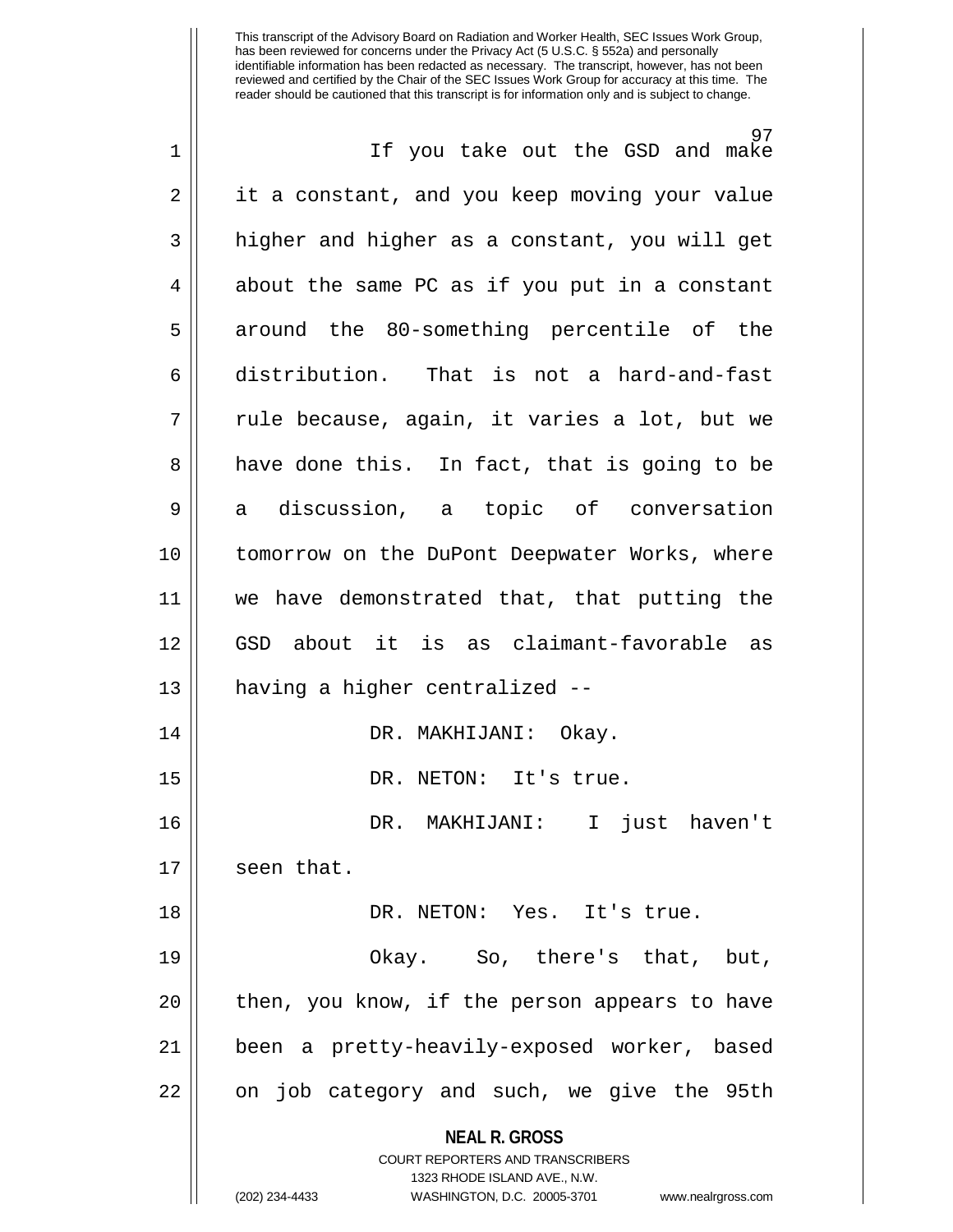If you take out the GSD and make it a constant, and you keep moving your value higher and higher as a constant, you will get about the same PC as if you put in a constant around the 80-something percentile of the distribution. That is not a hard-and-fast rule because, again, it varies a lot, but we have done this. In fact, that is going to be a discussion, a topic of conversation tomorrow on the DuPont Deepwater Works, where we have demonstrated that, that putting the GSD about it is as claimant-favorable as having a higher centralized --

DR. MAKHIJANI: Okay.

DR. NETON: It's true.

DR. MAKHIJANI: I just haven't seen that.

DR. NETON: Yes. It's true.

Okay. So, there's that, but, then, you know, if the person appears to have been a pretty-heavily-exposed worker, based on job category and such, we give the 95th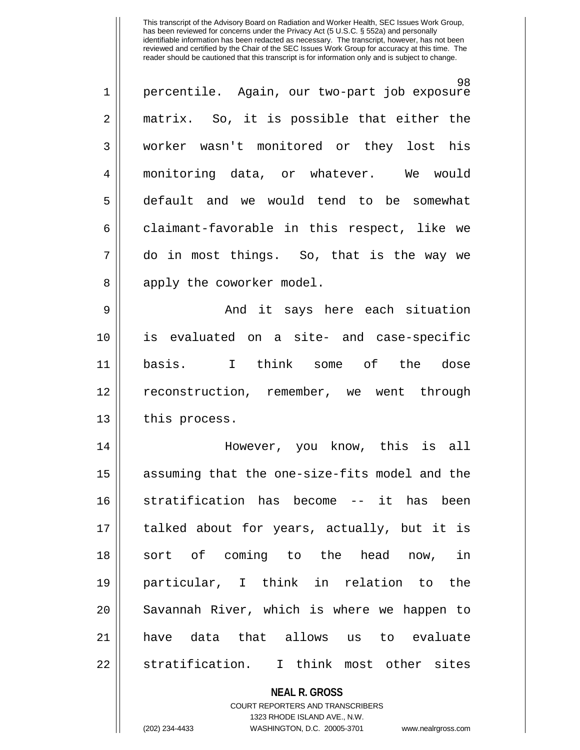percentile. Again, our two-part job exposure matrix. So, it is possible that either the worker wasn't monitored or they lost his monitoring data, or whatever. We would default and we would tend to be somewhat claimant-favorable in this respect, like we do in most things. So, that is the way we apply the coworker model.

And it says here each situation is evaluated on a site- and case-specific basis. I think some of the dose reconstruction, remember, we went through this process.

However, you know, this is all assuming that the one-size-fits model and the stratification has become -- it has been talked about for years, actually, but it is sort of coming to the head now, in particular, I think in relation to the Savannah River, which is where we happen to have data that allows us to evaluate stratification. I think most other sites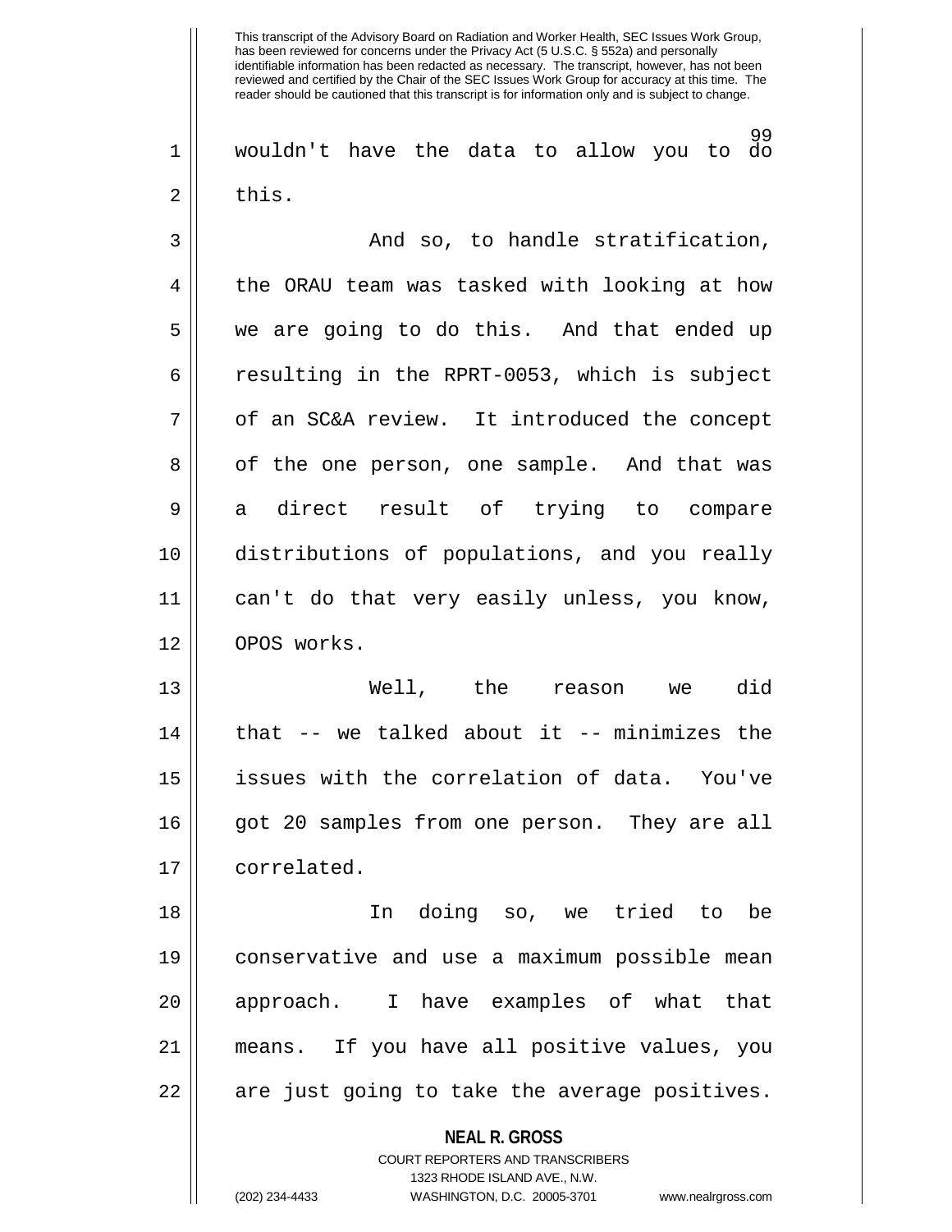wouldn't have the data to allow you to do this.

And so, to handle stratification, the ORAU team was tasked with looking at how we are going to do this. And that ended up resulting in the RPRT-0053, which is subject of an SC&A review. It introduced the concept of the one person, one sample. And that was a direct result of trying to compare distributions of populations, and you really can't do that very easily unless, you know, OPOS works.

Well, the reason we did that -- we talked about it -- minimizes the issues with the correlation of data. You've got 20 samples from one person. They are all correlated.

In doing so, we tried to be conservative and use a maximum possible mean approach. I have examples of what that means. If you have all positive values, you are just going to take the average positives.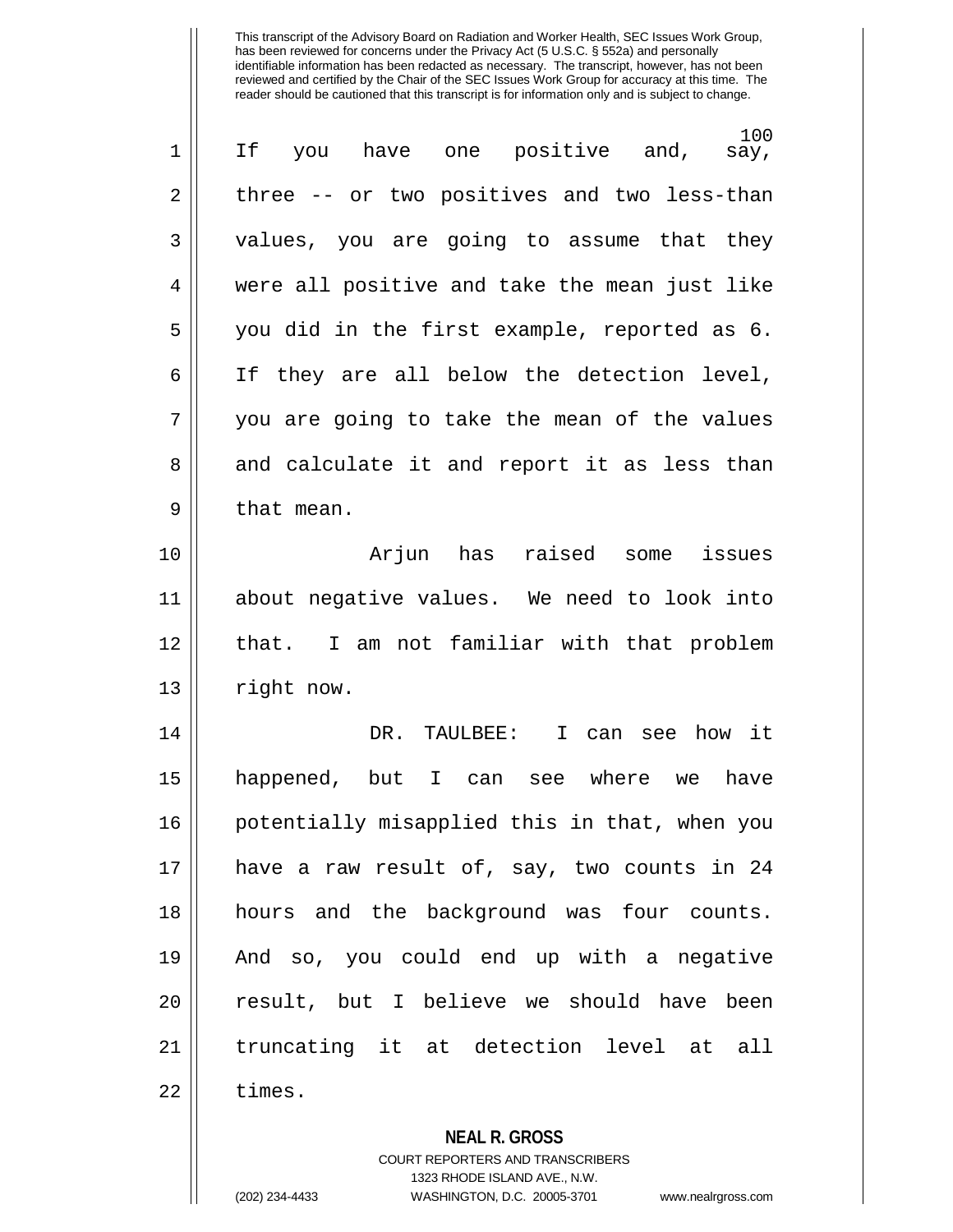If you have one positive and, say, three -- or two positives and two less-than values, you are going to assume that they were all positive and take the mean just like you did in the first example, reported as 6. If they are all below the detection level, you are going to take the mean of the values and calculate it and report it as less than that mean.

Arjun has raised some issues about negative values. We need to look into that. I am not familiar with that problem right now.

DR. TAULBEE: I can see how it happened, but I can see where we have potentially misapplied this in that, when you have a raw result of, say, two counts in 24 hours and the background was four counts. And so, you could end up with a negative result, but I believe we should have been truncating it at detection level at all times.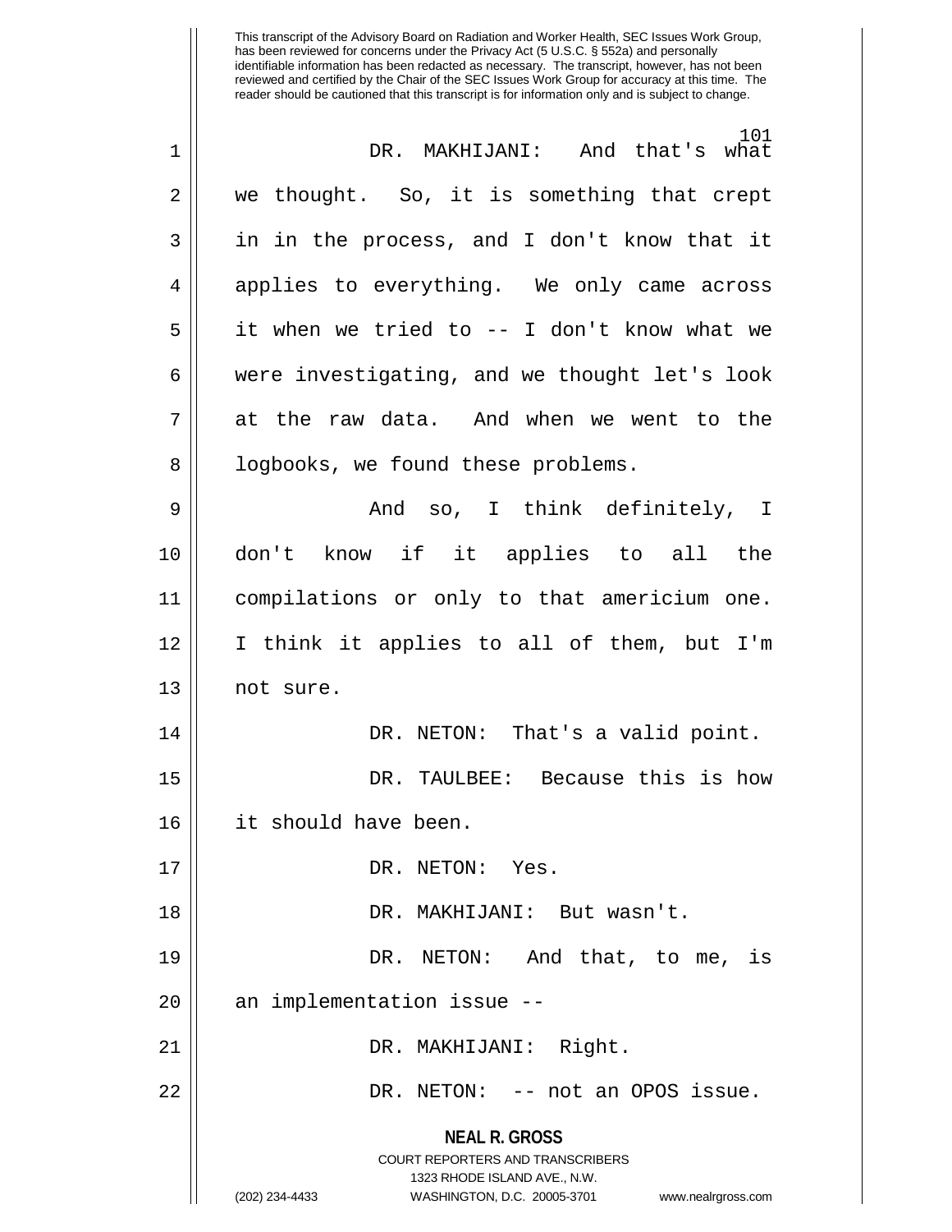This transcript of the Advisory Board on Radiation and Worker Health, SEC Issues Work Group, has been reviewed for concerns under the Privacy Act (5 U.S.C. § 552a) and personally identifiable information has been redacted as necessary. The transcript, however, has not been reviewed and certified by the Chair of the SEC Issues Work Group for accuracy at this time. The reader should be cautioned that this transcript is for information only and is subject to change.

DR. MAKHIJANI: And that's what we thought. So, it is something that crept in in the process, and I don't know that it applies to everything. We only came across it when we tried to -- I don't know what we were investigating, and we thought let's look at the raw data. And when we went to the logbooks, we found these problems.

And so, I think definitely, I don't know if it applies to all the compilations or only to that americium one. I think it applies to all of them, but I'm not sure.

DR. NETON: That's a valid point.

DR. TAULBEE: Because this is how it should have been.

DR. NETON: Yes.

DR. MAKHIJANI: But wasn't.

DR. NETON: And that, to me, is an implementation issue --

DR. MAKHIJANI: Right.

DR. NETON: -- not an OPOS issue.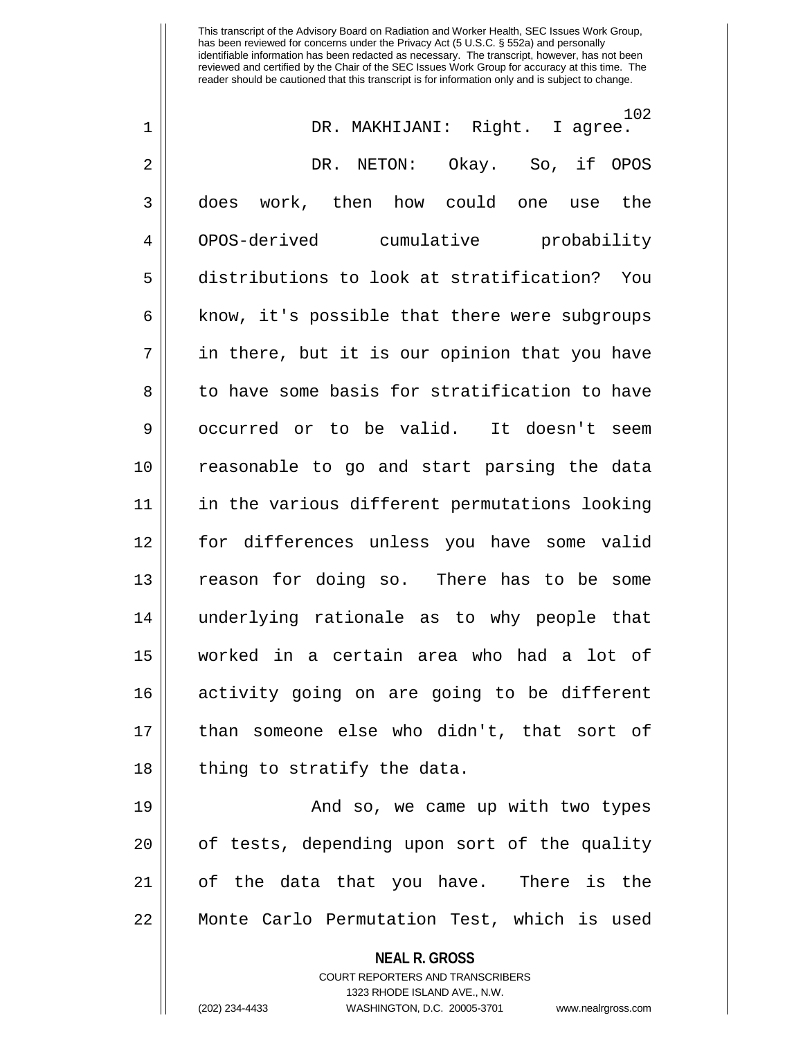This transcript of the Advisory Board on Radiation and Worker Health, SEC Issues Work Group, has been reviewed for concerns under the Privacy Act (5 U.S.C. § 552a) and personally identifiable information has been redacted as necessary. The transcript, however, has not been reviewed and certified by the Chair of the SEC Issues Work Group for accuracy at this time. The reader should be cautioned that this transcript is for information only and is subject to change.

DR. MAKHIJANI: Right. I agree.

DR. NETON: Okay. So, if OPOS does work, then how could one use the OPOS-derived cumulative probability distributions to look at stratification? You know, it's possible that there were subgroups in there, but it is our opinion that you have to have some basis for stratification to have occurred or to be valid. It doesn't seem reasonable to go and start parsing the data in the various different permutations looking for differences unless you have some valid reason for doing so. There has to be some underlying rationale as to why people that worked in a certain area who had a lot of activity going on are going to be different than someone else who didn't, that sort of thing to stratify the data.

And so, we came up with two types of tests, depending upon sort of the quality of the data that you have. There is the Monte Carlo Permutation Test, which is used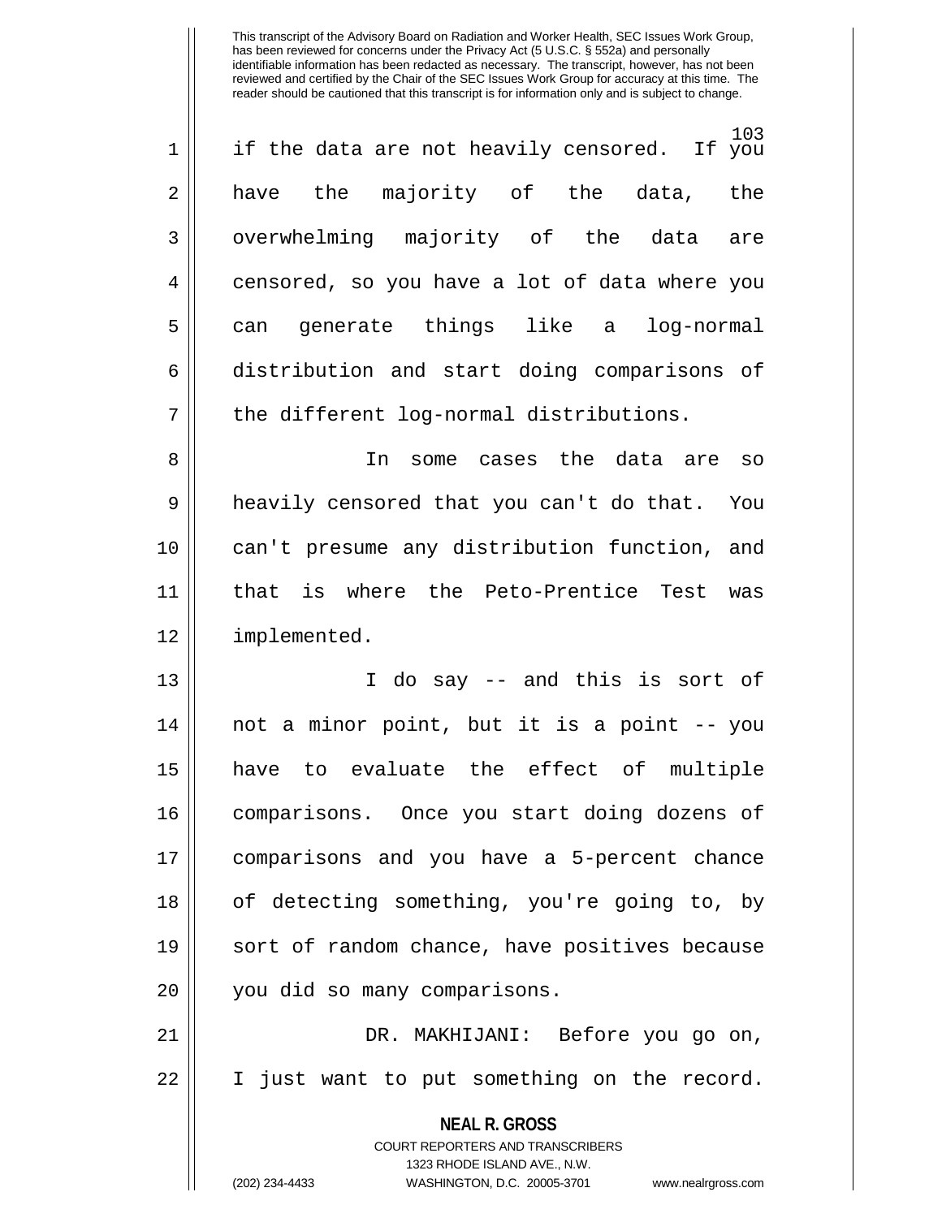if the data are not heavily censored. If you have the majority of the data, the overwhelming majority of the data are censored, so you have a lot of data where you can generate things like a log-normal distribution and start doing comparisons of the different log-normal distributions.

In some cases the data are so heavily censored that you can't do that. You can't presume any distribution function, and that is where the Peto-Prentice Test was implemented.

I do say -- and this is sort of not a minor point, but it is a point -- you have to evaluate the effect of multiple comparisons. Once you start doing dozens of comparisons and you have a 5-percent chance of detecting something, you're going to, by sort of random chance, have positives because you did so many comparisons.

DR. MAKHIJANI: Before you go on, I just want to put something on the record.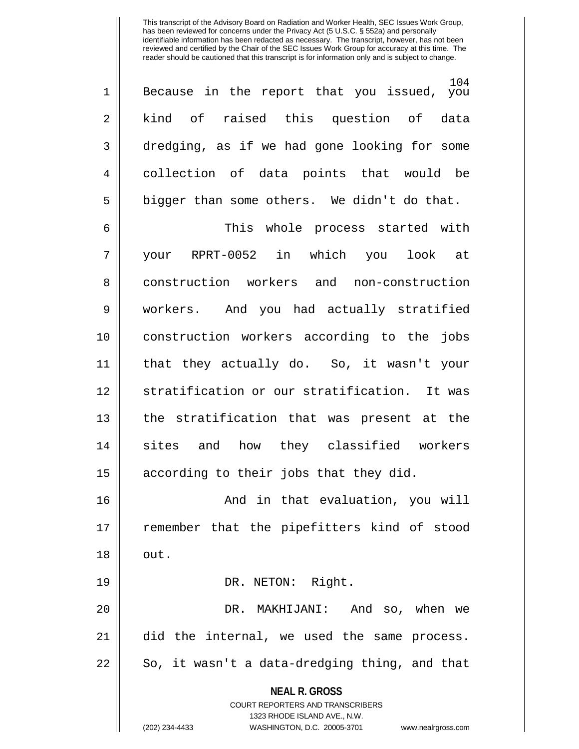Because in the report that you issued, you kind of raised this question of data dredging, as if we had gone looking for some collection of data points that would be bigger than some others. We didn't do that.

This whole process started with your RPRT-0052 in which you look at construction workers and non-construction workers. And you had actually stratified construction workers according to the jobs that they actually do. So, it wasn't your stratification or our stratification. It was the stratification that was present at the sites and how they classified workers according to their jobs that they did.

And in that evaluation, you will remember that the pipefitters kind of stood out.

DR. NETON: Right.

DR. MAKHIJANI: And so, when we did the internal, we used the same process. So, it wasn't a data-dredging thing, and that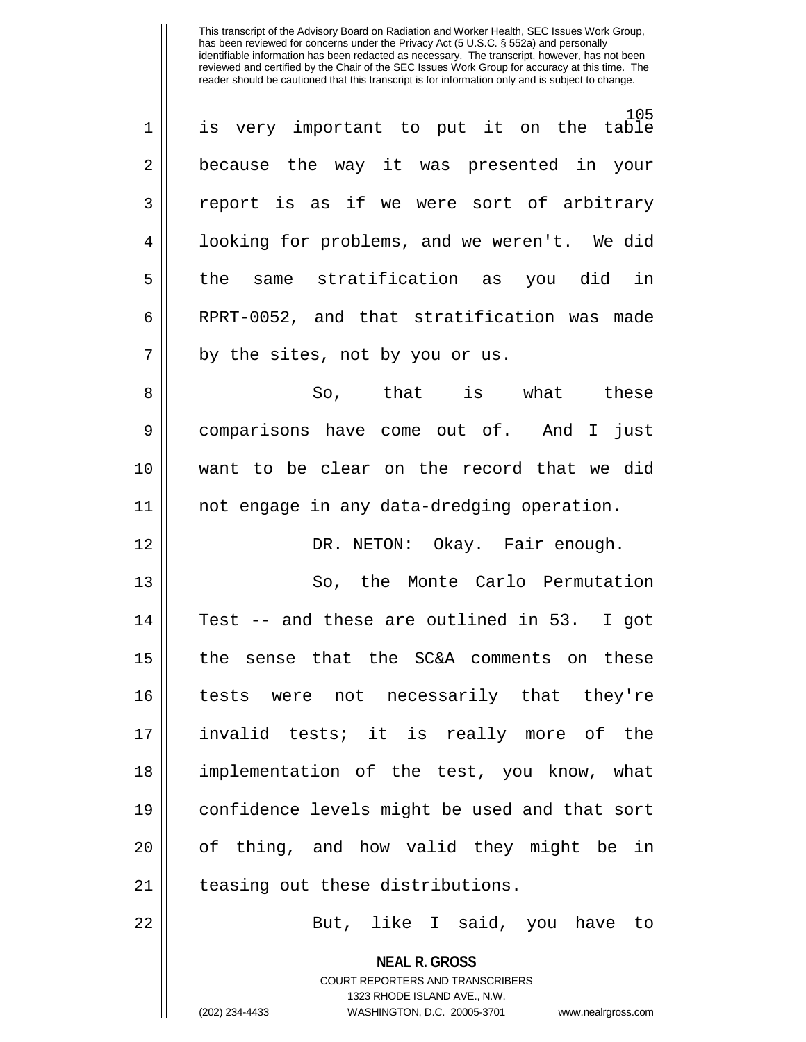This transcript of the Advisory Board on Radiation and Worker Health, SEC Issues Work Group, has been reviewed for concerns under the Privacy Act (5 U.S.C. § 552a) and personally identifiable information has been redacted as necessary. The transcript, however, has not been reviewed and certified by the Chair of the SEC Issues Work Group for accuracy at this time. The reader should be cautioned that this transcript is for information only and is subject to change.

1 is very important to put it on the table
2 because the way it was presented in your
3 report is as if we were sort of arbitrary
4 looking for problems, and we weren't. We did
5 the same stratification as you did in
6 RPRT-0052, and that stratification was made
7 by the sites, not by you or us.

8 So, that is what these
9 comparisons have come out of. And I just
10 want to be clear on the record that we did
11 not engage in any data-dredging operation.

12 DR. NETON: Okay. Fair enough.

13 So, the Monte Carlo Permutation
14 Test -- and these are outlined in 53. I got
15 the sense that the SC&A comments on these
16 tests were not necessarily that they're
17 invalid tests; it is really more of the
18 implementation of the test, you know, what
19 confidence levels might be used and that sort
20 of thing, and how valid they might be in
21 teasing out these distributions.

22 But, like I said, you have to

**NEAL R. GROSS**
COURT REPORTERS AND TRANSCRIBERS
1323 RHODE ISLAND AVE., N.W.
(202) 234-4433 WASHINGTON, D.C. 20005-3701 www.nealrgross.com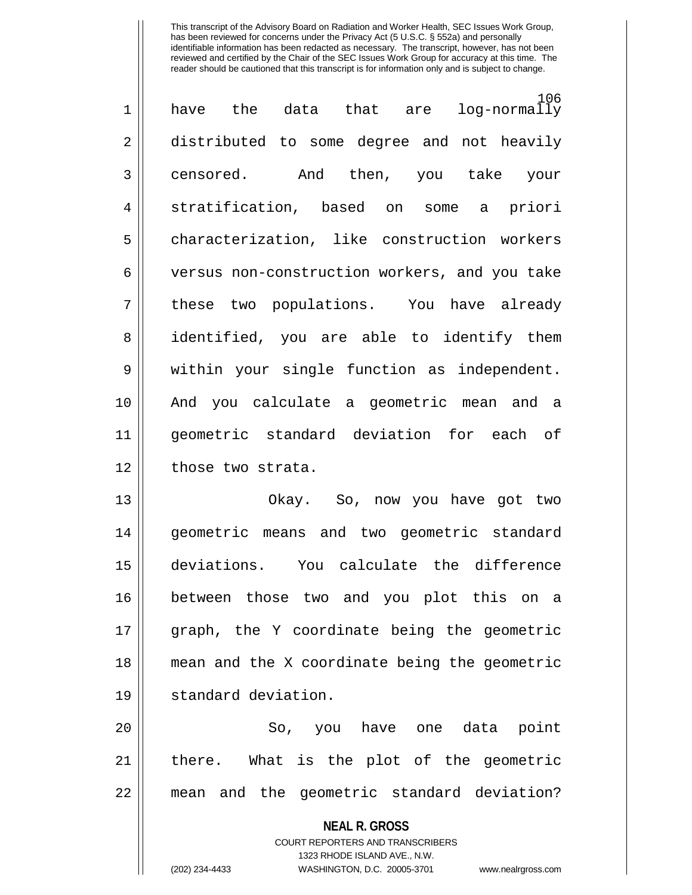This transcript of the Advisory Board on Radiation and Worker Health, SEC Issues Work Group, has been reviewed for concerns under the Privacy Act (5 U.S.C. § 552a) and personally identifiable information has been redacted as necessary. The transcript, however, has not been reviewed and certified by the Chair of the SEC Issues Work Group for accuracy at this time. The reader should be cautioned that this transcript is for information only and is subject to change.

have the data that are log-normally distributed to some degree and not heavily censored. And then, you take your stratification, based on some a priori characterization, like construction workers versus non-construction workers, and you take these two populations. You have already identified, you are able to identify them within your single function as independent. And you calculate a geometric mean and a geometric standard deviation for each of those two strata.

Okay. So, now you have got two geometric means and two geometric standard deviations. You calculate the difference between those two and you plot this on a graph, the Y coordinate being the geometric mean and the X coordinate being the geometric standard deviation.

So, you have one data point there. What is the plot of the geometric mean and the geometric standard deviation?

**NEAL R. GROSS**
COURT REPORTERS AND TRANSCRIBERS
1323 RHODE ISLAND AVE., N.W.
(202) 234-4433 WASHINGTON, D.C. 20005-3701 www.nealrgross.com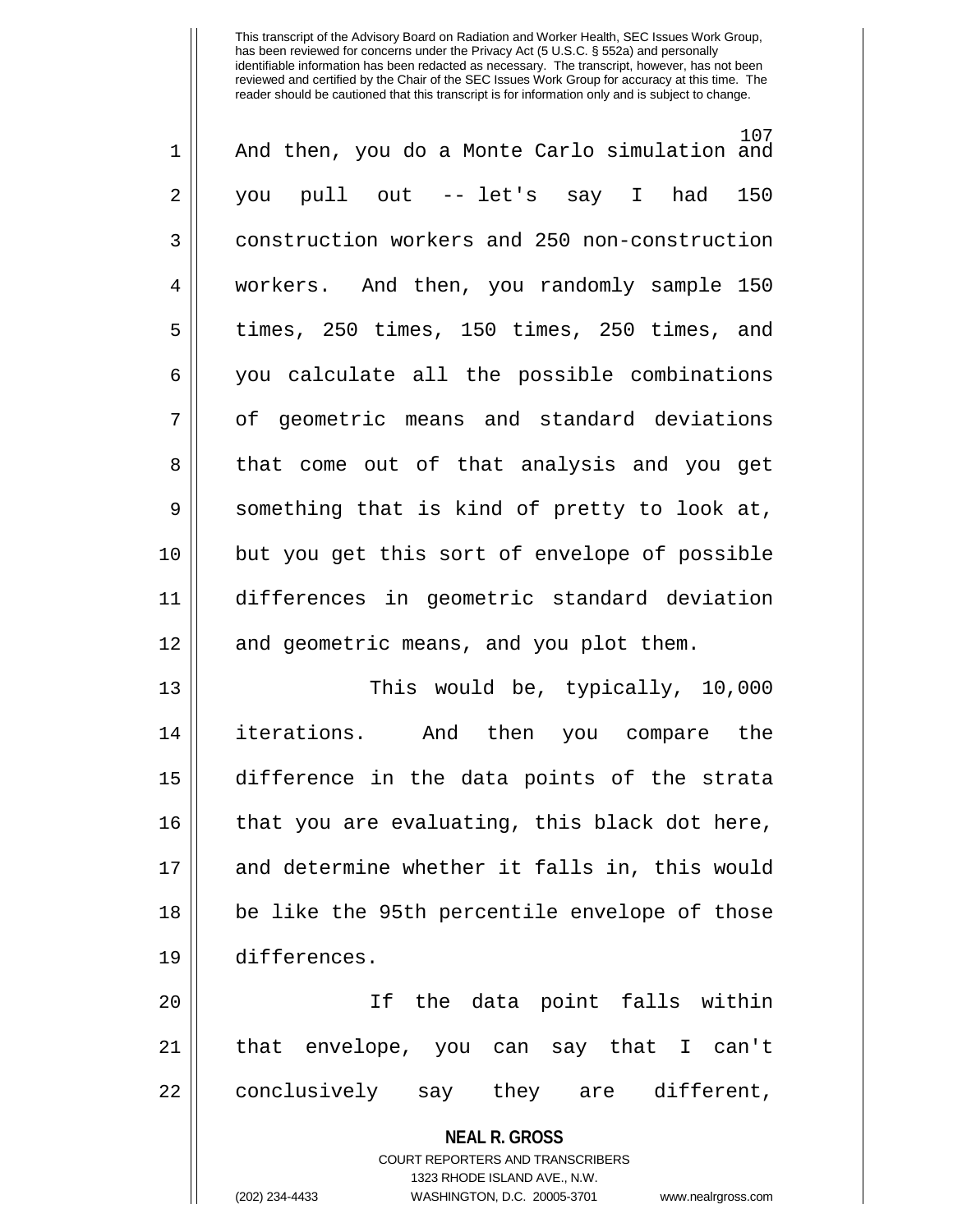And then, you do a Monte Carlo simulation and you pull out -- let's say I had 150 construction workers and 250 non-construction workers. And then, you randomly sample 150 times, 250 times, 150 times, 250 times, and you calculate all the possible combinations of geometric means and standard deviations that come out of that analysis and you get something that is kind of pretty to look at, but you get this sort of envelope of possible differences in geometric standard deviation and geometric means, and you plot them.

This would be, typically, 10,000 iterations. And then you compare the difference in the data points of the strata that you are evaluating, this black dot here, and determine whether it falls in, this would be like the 95th percentile envelope of those differences.

If the data point falls within that envelope, you can say that I can't conclusively say they are different,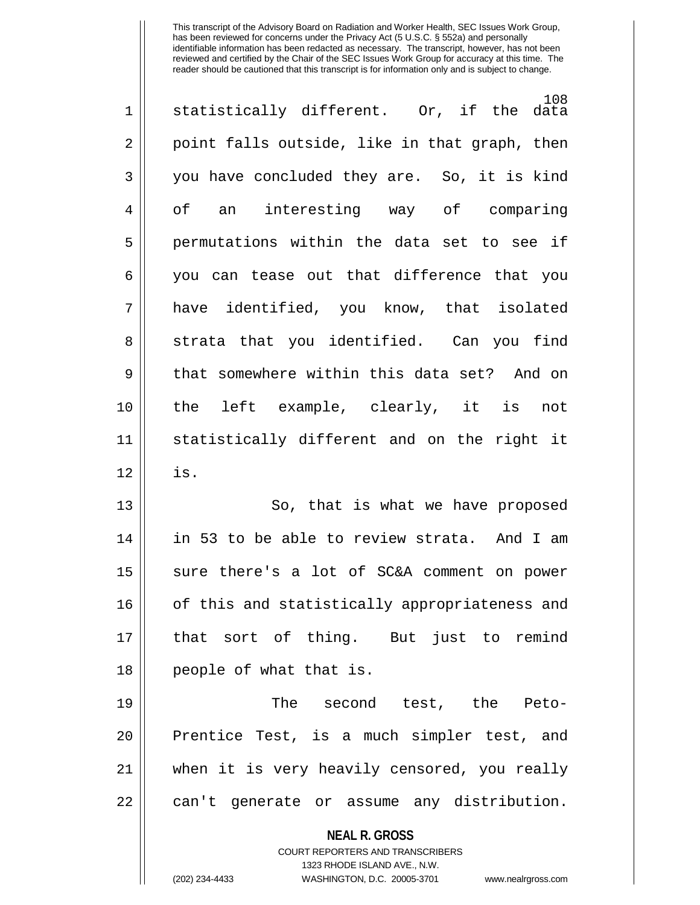This transcript of the Advisory Board on Radiation and Worker Health, SEC Issues Work Group, has been reviewed for concerns under the Privacy Act (5 U.S.C. § 552a) and personally identifiable information has been redacted as necessary. The transcript, however, has not been reviewed and certified by the Chair of the SEC Issues Work Group for accuracy at this time. The reader should be cautioned that this transcript is for information only and is subject to change.

statistically different. Or, if the data point falls outside, like in that graph, then you have concluded they are. So, it is kind of an interesting way of comparing permutations within the data set to see if you can tease out that difference that you have identified, you know, that isolated strata that you identified. Can you find that somewhere within this data set? And on the left example, clearly, it is not statistically different and on the right it is.

So, that is what we have proposed in 53 to be able to review strata. And I am sure there's a lot of SC&A comment on power of this and statistically appropriateness and that sort of thing. But just to remind people of what that is.

The second test, the Peto-Prentice Test, is a much simpler test, and when it is very heavily censored, you really can't generate or assume any distribution.

**NEAL R. GROSS**
COURT REPORTERS AND TRANSCRIBERS
1323 RHODE ISLAND AVE., N.W.
(202) 234-4433 WASHINGTON, D.C. 20005-3701 www.nealrgross.com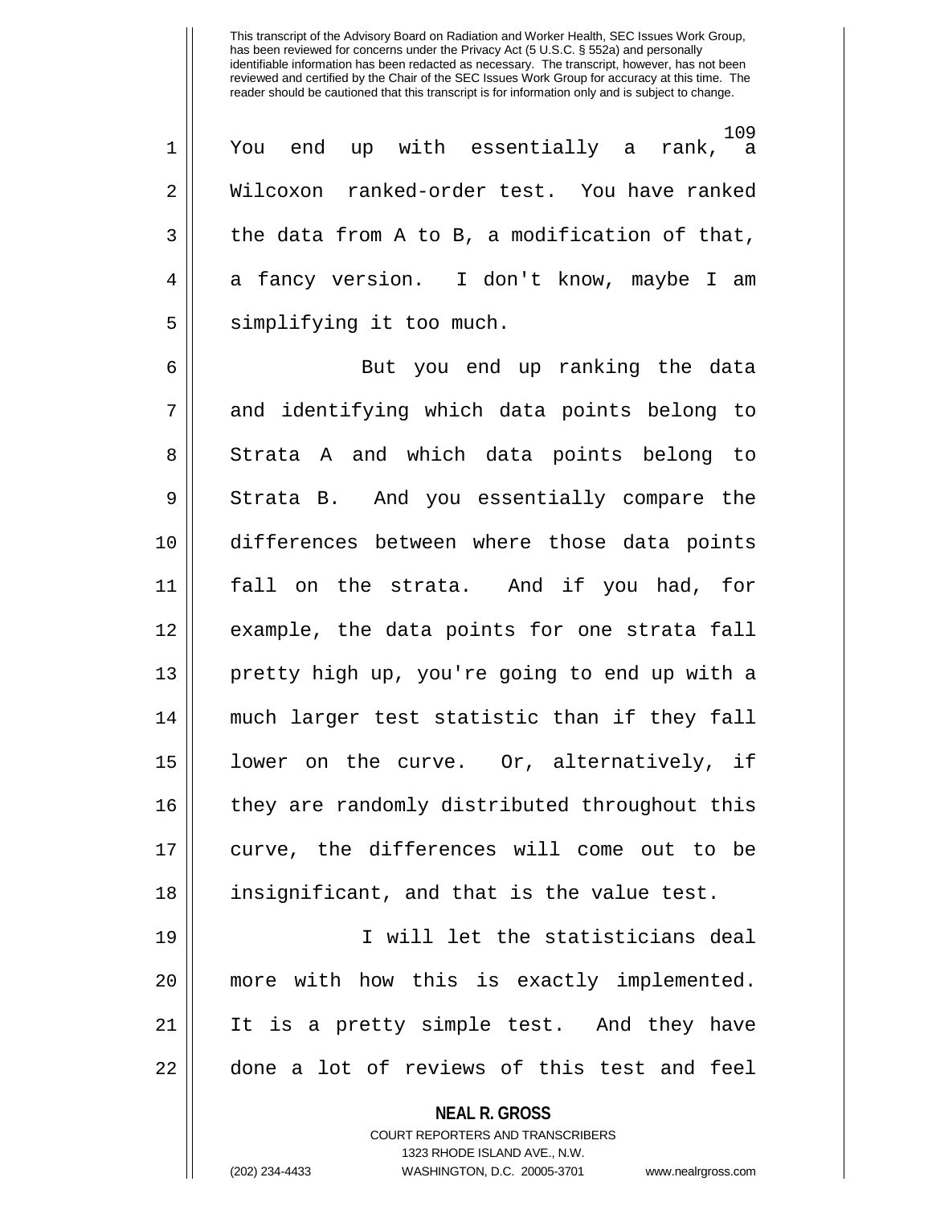You end up with essentially a rank, a Wilcoxon ranked-order test. You have ranked the data from A to B, a modification of that, a fancy version. I don't know, maybe I am simplifying it too much.

But you end up ranking the data and identifying which data points belong to Strata A and which data points belong to Strata B. And you essentially compare the differences between where those data points fall on the strata. And if you had, for example, the data points for one strata fall pretty high up, you're going to end up with a much larger test statistic than if they fall lower on the curve. Or, alternatively, if they are randomly distributed throughout this curve, the differences will come out to be insignificant, and that is the value test.

I will let the statisticians deal more with how this is exactly implemented. It is a pretty simple test. And they have done a lot of reviews of this test and feel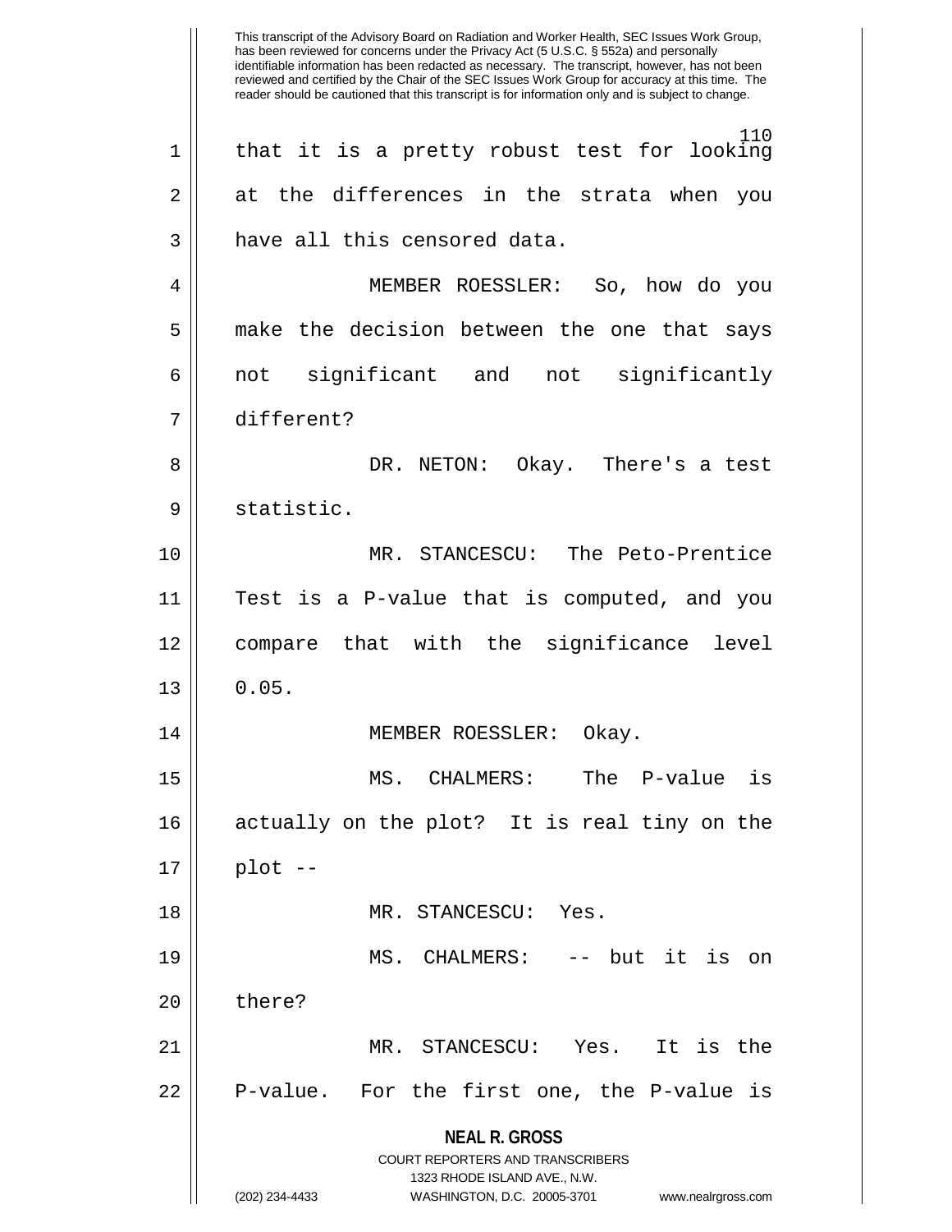This transcript of the Advisory Board on Radiation and Worker Health, SEC Issues Work Group, has been reviewed for concerns under the Privacy Act (5 U.S.C. § 552a) and personally identifiable information has been redacted as necessary. The transcript, however, has not been reviewed and certified by the Chair of the SEC Issues Work Group for accuracy at this time. The reader should be cautioned that this transcript is for information only and is subject to change.

that it is a pretty robust test for looking at the differences in the strata when you have all this censored data.

MEMBER ROESSLER: So, how do you make the decision between the one that says not significant and not significantly different?

DR. NETON: Okay. There's a test statistic.

MR. STANCESCU: The Peto-Prentice Test is a P-value that is computed, and you compare that with the significance level 0.05.

MEMBER ROESSLER: Okay.

MS. CHALMERS: The P-value is actually on the plot? It is real tiny on the plot --

MR. STANCESCU: Yes.

MS. CHALMERS: -- but it is on there?

MR. STANCESCU: Yes. It is the P-value. For the first one, the P-value is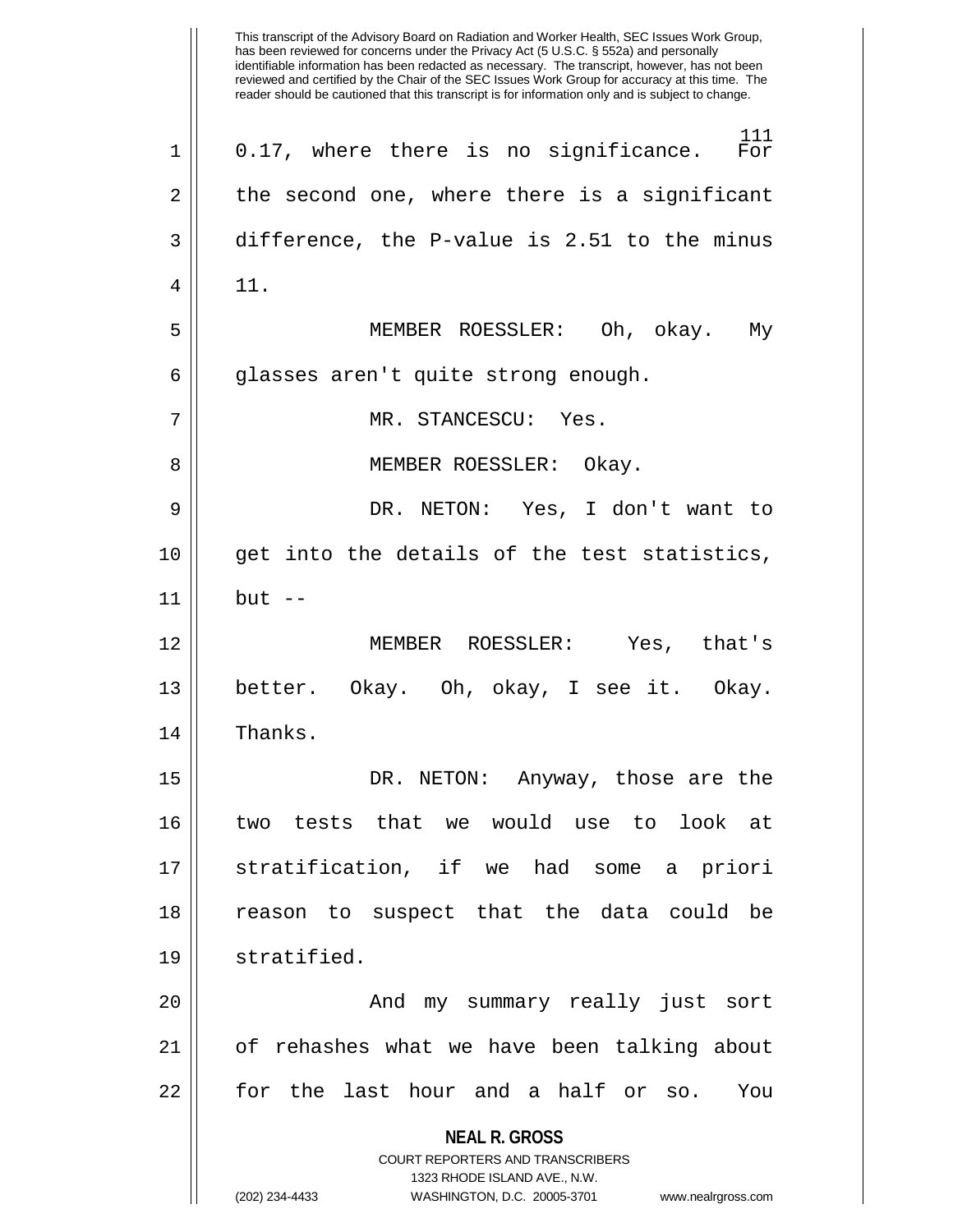0.17, where there is no significance. For the second one, where there is a significant difference, the P-value is 2.51 to the minus 11.

MEMBER ROESSLER: Oh, okay. My glasses aren't quite strong enough.

MR. STANCESCU: Yes.

MEMBER ROESSLER: Okay.

DR. NETON: Yes, I don't want to get into the details of the test statistics, but --

MEMBER ROESSLER: Yes, that's better. Okay. Oh, okay, I see it. Okay. Thanks.

DR. NETON: Anyway, those are the two tests that we would use to look at stratification, if we had some a priori reason to suspect that the data could be stratified.

And my summary really just sort of rehashes what we have been talking about for the last hour and a half or so. You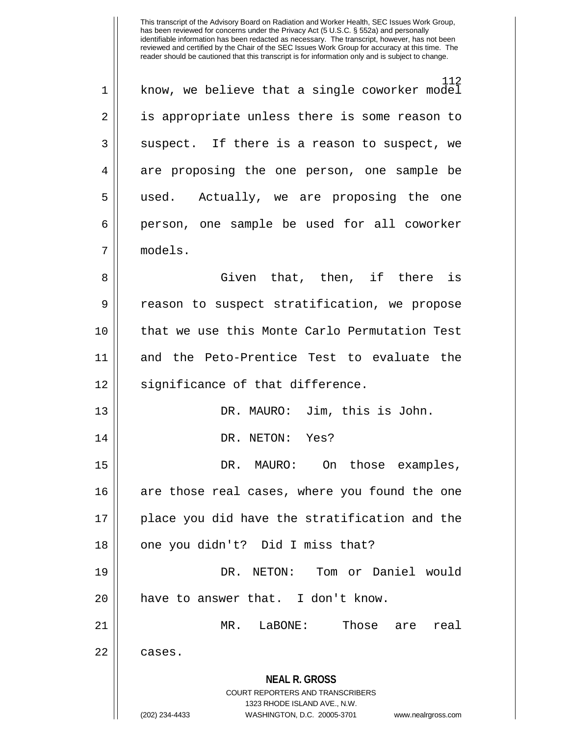know, we believe that a single coworker model is appropriate unless there is some reason to suspect. If there is a reason to suspect, we are proposing the one person, one sample be used. Actually, we are proposing the one person, one sample be used for all coworker models.

Given that, then, if there is reason to suspect stratification, we propose that we use this Monte Carlo Permutation Test and the Peto-Prentice Test to evaluate the significance of that difference.

DR. MAURO: Jim, this is John.

DR. NETON: Yes?

DR. MAURO: On those examples, are those real cases, where you found the one place you did have the stratification and the one you didn't? Did I miss that?

DR. NETON: Tom or Daniel would have to answer that. I don't know.

MR. LaBONE: Those are real cases.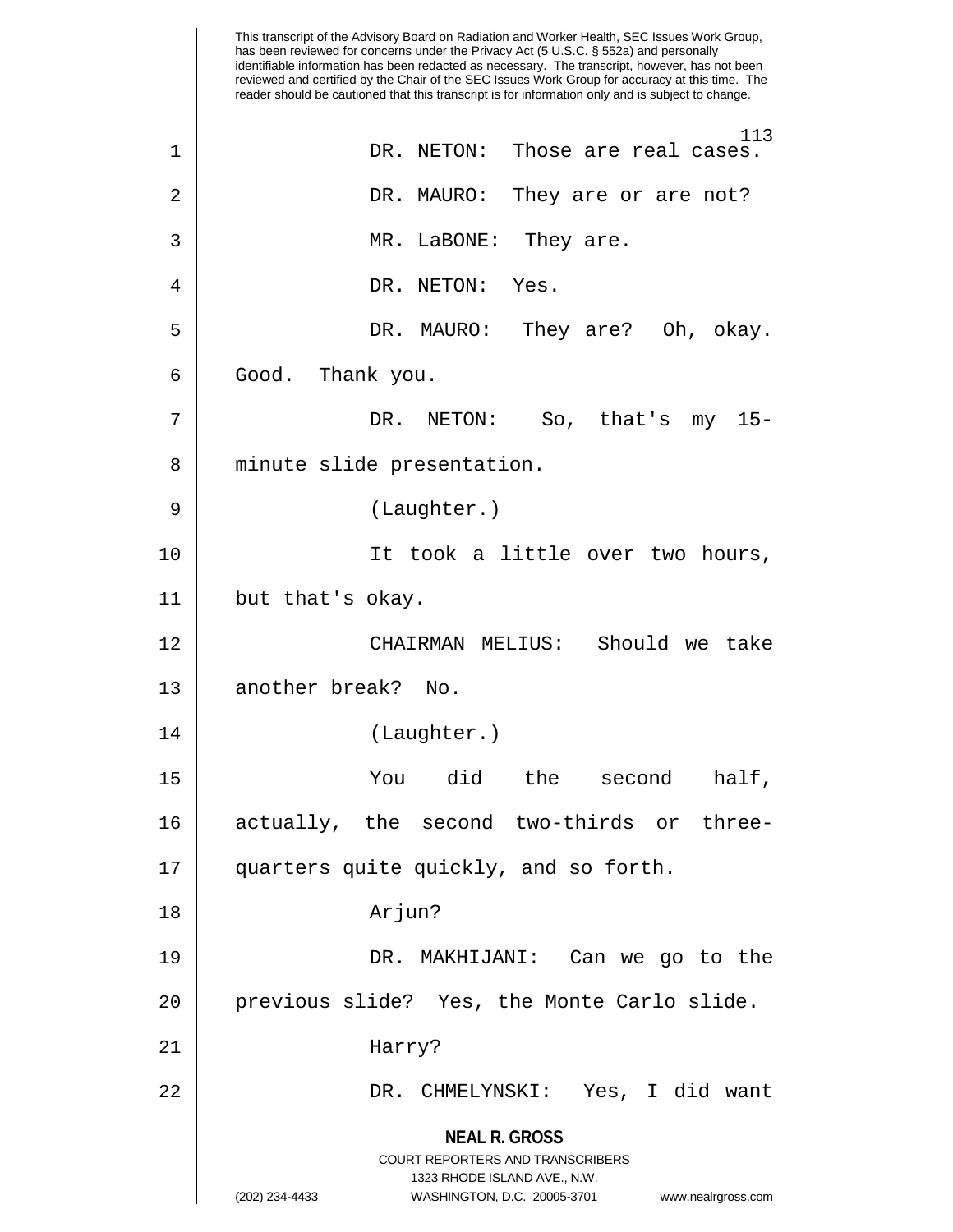This transcript of the Advisory Board on Radiation and Worker Health, SEC Issues Work Group, has been reviewed for concerns under the Privacy Act (5 U.S.C. § 552a) and personally identifiable information has been redacted as necessary. The transcript, however, has not been reviewed and certified by the Chair of the SEC Issues Work Group for accuracy at this time. The reader should be cautioned that this transcript is for information only and is subject to change.

DR. NETON: Those are real cases.

DR. MAURO: They are or are not?

MR. LaBONE: They are.

DR. NETON: Yes.

DR. MAURO: They are? Oh, okay. Good. Thank you.

DR. NETON: So, that's my 15-minute slide presentation.

(Laughter.)

It took a little over two hours, but that's okay.

CHAIRMAN MELIUS: Should we take another break? No.

(Laughter.)

You did the second half, actually, the second two-thirds or three-quarters quite quickly, and so forth.

Arjun?

DR. MAKHIJANI: Can we go to the previous slide? Yes, the Monte Carlo slide.

Harry?

DR. CHMELYNSKI: Yes, I did want

NEAL R. GROSS
COURT REPORTERS AND TRANSCRIBERS
1323 RHODE ISLAND AVE., N.W.
(202) 234-4433 WASHINGTON, D.C. 20005-3701 www.nealrgross.com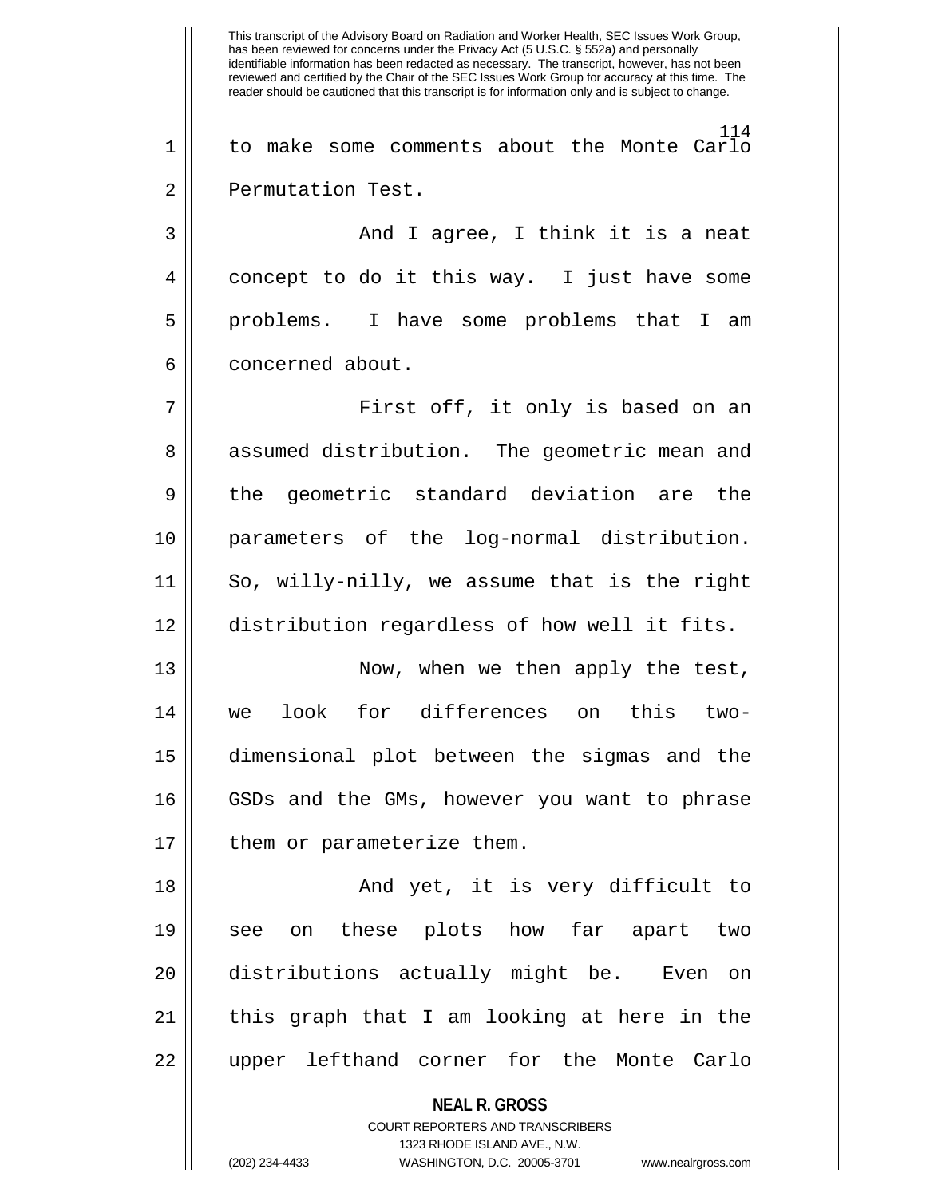to make some comments about the Monte Carlo Permutation Test.

And I agree, I think it is a neat concept to do it this way. I just have some problems. I have some problems that I am concerned about.

First off, it only is based on an assumed distribution. The geometric mean and the geometric standard deviation are the parameters of the log-normal distribution. So, willy-nilly, we assume that is the right distribution regardless of how well it fits.

Now, when we then apply the test, we look for differences on this two-dimensional plot between the sigmas and the GSDs and the GMs, however you want to phrase them or parameterize them.

And yet, it is very difficult to see on these plots how far apart two distributions actually might be. Even on this graph that I am looking at here in the upper lefthand corner for the Monte Carlo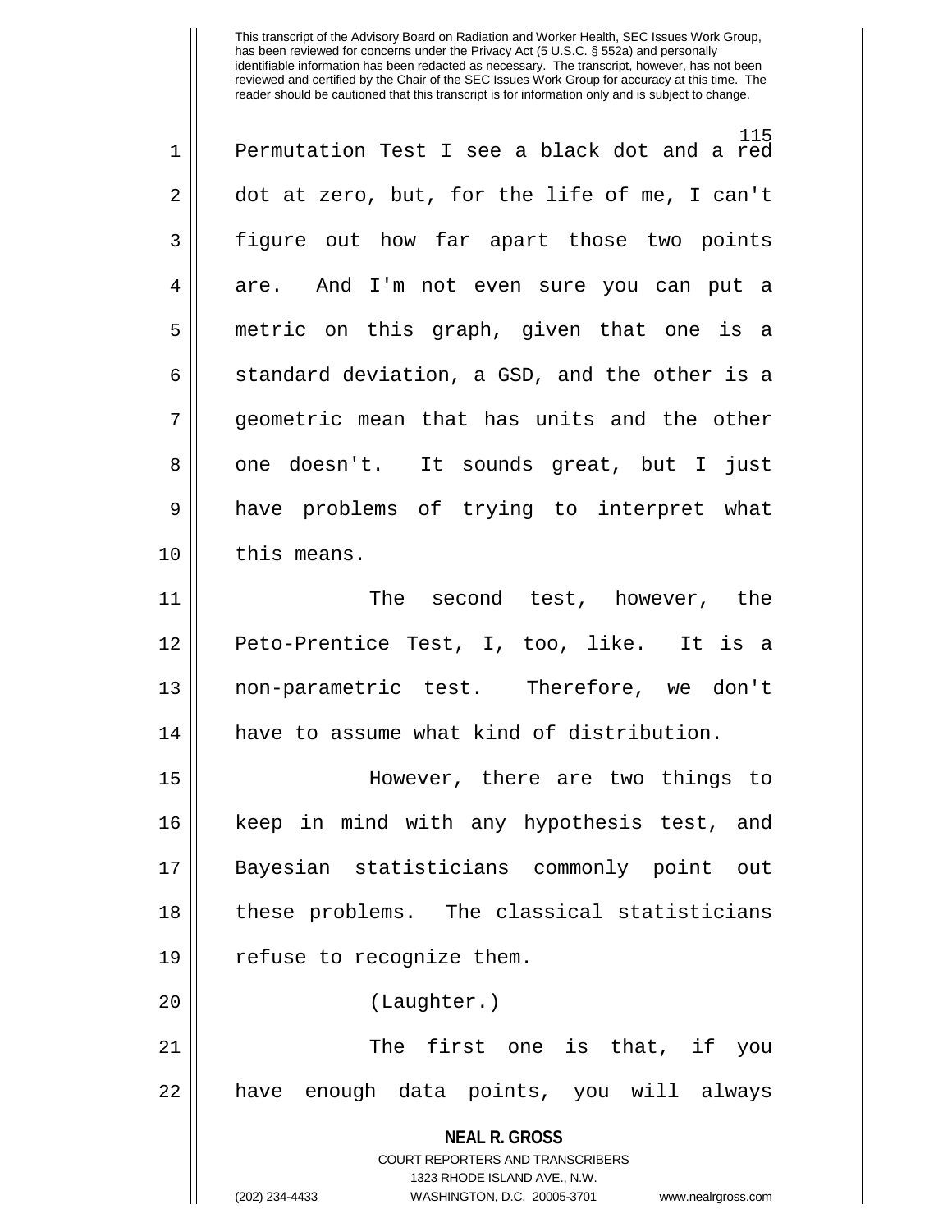This transcript of the Advisory Board on Radiation and Worker Health, SEC Issues Work Group, has been reviewed for concerns under the Privacy Act (5 U.S.C. § 552a) and personally identifiable information has been redacted as necessary. The transcript, however, has not been reviewed and certified by the Chair of the SEC Issues Work Group for accuracy at this time. The reader should be cautioned that this transcript is for information only and is subject to change.

Permutation Test I see a black dot and a red dot at zero, but, for the life of me, I can't figure out how far apart those two points are. And I'm not even sure you can put a metric on this graph, given that one is a standard deviation, a GSD, and the other is a geometric mean that has units and the other one doesn't. It sounds great, but I just have problems of trying to interpret what this means.

The second test, however, the Peto-Prentice Test, I, too, like. It is a non-parametric test. Therefore, we don't have to assume what kind of distribution.

However, there are two things to keep in mind with any hypothesis test, and Bayesian statisticians commonly point out these problems. The classical statisticians refuse to recognize them.

(Laughter.)

The first one is that, if you have enough data points, you will always

**NEAL R. GROSS**
COURT REPORTERS AND TRANSCRIBERS
1323 RHODE ISLAND AVE., N.W.
(202) 234-4433 WASHINGTON, D.C. 20005-3701 www.nealrgross.com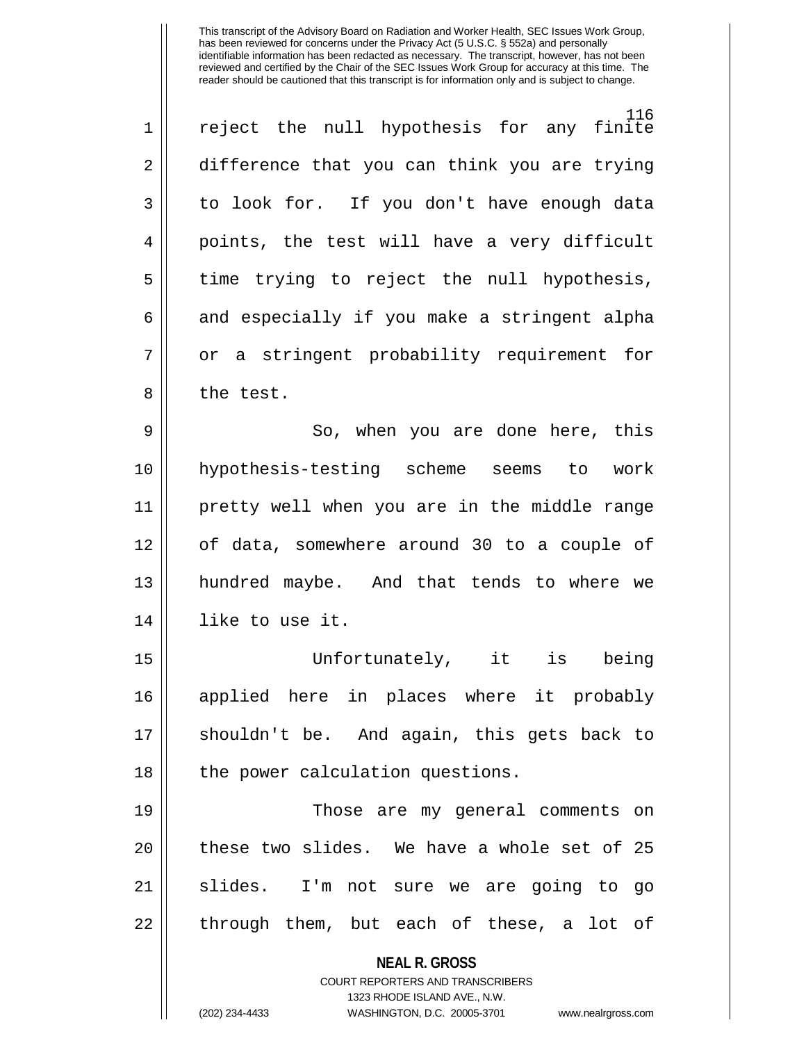This transcript of the Advisory Board on Radiation and Worker Health, SEC Issues Work Group, has been reviewed for concerns under the Privacy Act (5 U.S.C. § 552a) and personally identifiable information has been redacted as necessary. The transcript, however, has not been reviewed and certified by the Chair of the SEC Issues Work Group for accuracy at this time. The reader should be cautioned that this transcript is for information only and is subject to change.

reject the null hypothesis for any finite difference that you can think you are trying to look for. If you don't have enough data points, the test will have a very difficult time trying to reject the null hypothesis, and especially if you make a stringent alpha or a stringent probability requirement for the test.

So, when you are done here, this hypothesis-testing scheme seems to work pretty well when you are in the middle range of data, somewhere around 30 to a couple of hundred maybe. And that tends to where we like to use it.

Unfortunately, it is being applied here in places where it probably shouldn't be. And again, this gets back to the power calculation questions.

Those are my general comments on these two slides. We have a whole set of 25 slides. I'm not sure we are going to go through them, but each of these, a lot of

**NEAL R. GROSS**
COURT REPORTERS AND TRANSCRIBERS
1323 RHODE ISLAND AVE., N.W.
(202) 234-4433 WASHINGTON, D.C. 20005-3701 www.nealrgross.com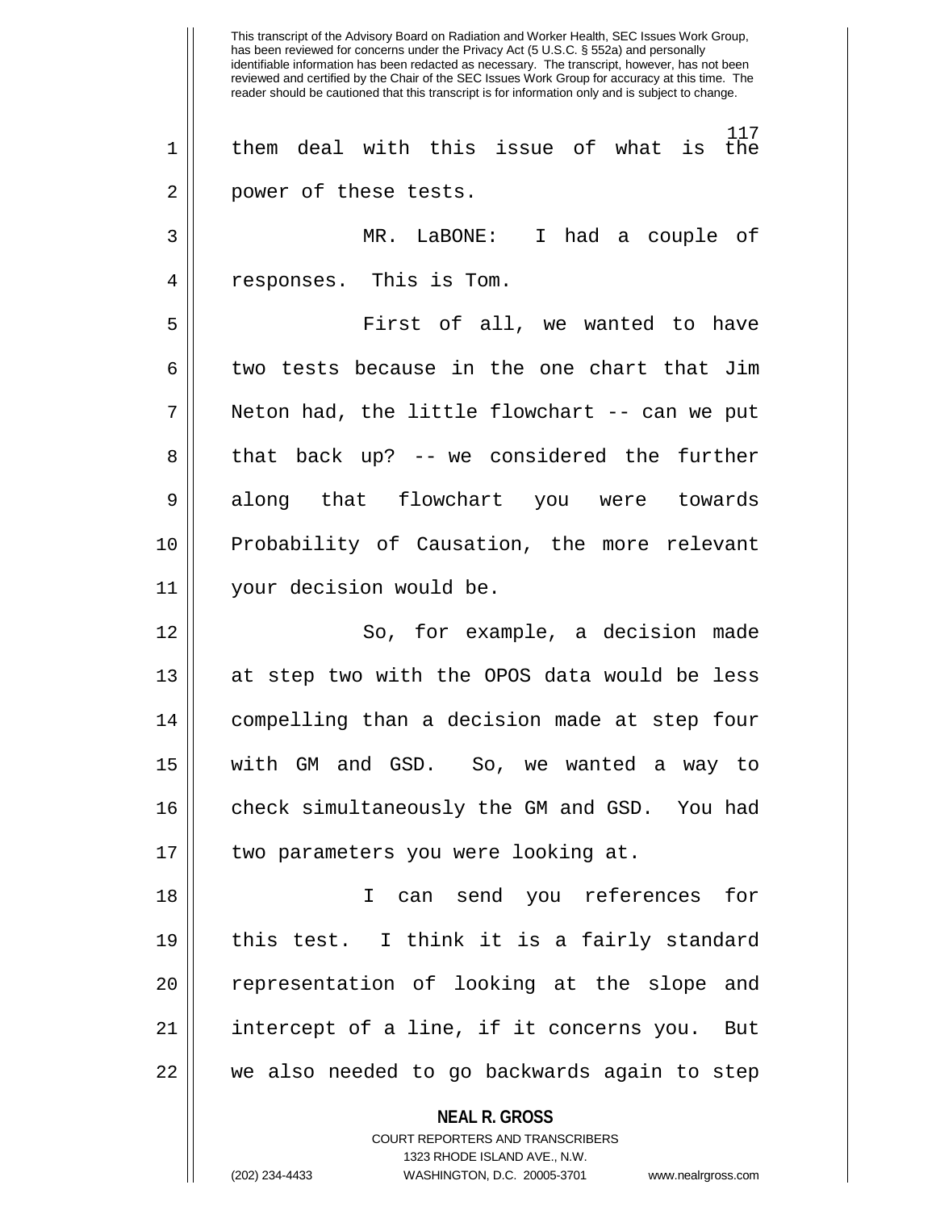This transcript of the Advisory Board on Radiation and Worker Health, SEC Issues Work Group, has been reviewed for concerns under the Privacy Act (5 U.S.C. § 552a) and personally identifiable information has been redacted as necessary. The transcript, however, has not been reviewed and certified by the Chair of the SEC Issues Work Group for accuracy at this time. The reader should be cautioned that this transcript is for information only and is subject to change.

them deal with this issue of what is the power of these tests.

MR. LaBONE: I had a couple of responses. This is Tom.

First of all, we wanted to have two tests because in the one chart that Jim Neton had, the little flowchart -- can we put that back up? -- we considered the further along that flowchart you were towards Probability of Causation, the more relevant your decision would be.

So, for example, a decision made at step two with the OPOS data would be less compelling than a decision made at step four with GM and GSD. So, we wanted a way to check simultaneously the GM and GSD. You had two parameters you were looking at.

I can send you references for this test. I think it is a fairly standard representation of looking at the slope and intercept of a line, if it concerns you. But we also needed to go backwards again to step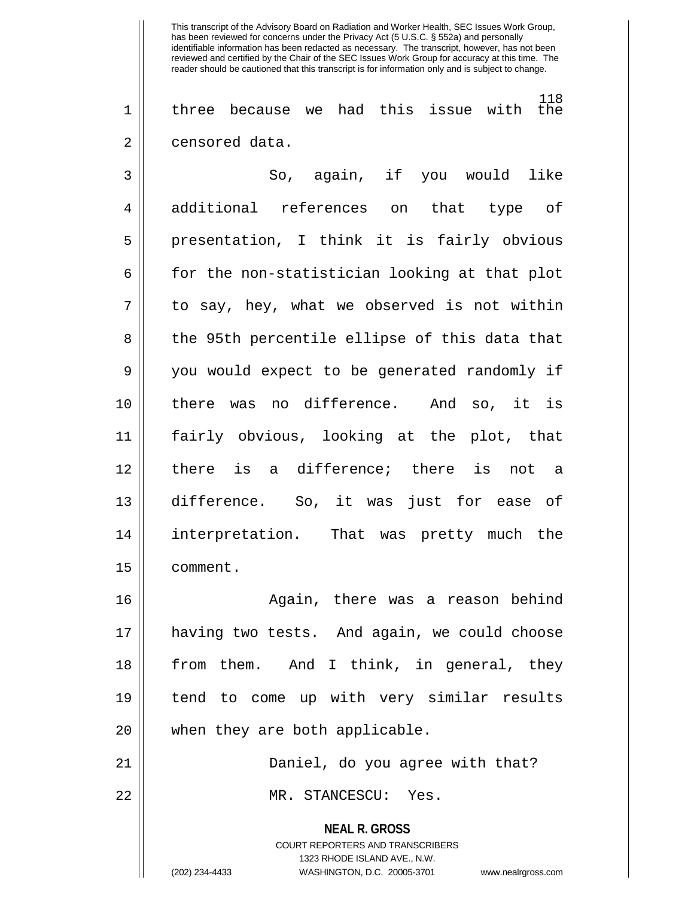three because we had this issue with the censored data.

So, again, if you would like additional references on that type of presentation, I think it is fairly obvious for the non-statistician looking at that plot to say, hey, what we observed is not within the 95th percentile ellipse of this data that you would expect to be generated randomly if there was no difference. And so, it is fairly obvious, looking at the plot, that there is a difference; there is not a difference. So, it was just for ease of interpretation. That was pretty much the comment.

Again, there was a reason behind having two tests. And again, we could choose from them. And I think, in general, they tend to come up with very similar results when they are both applicable.

Daniel, do you agree with that?

MR. STANCESCU: Yes.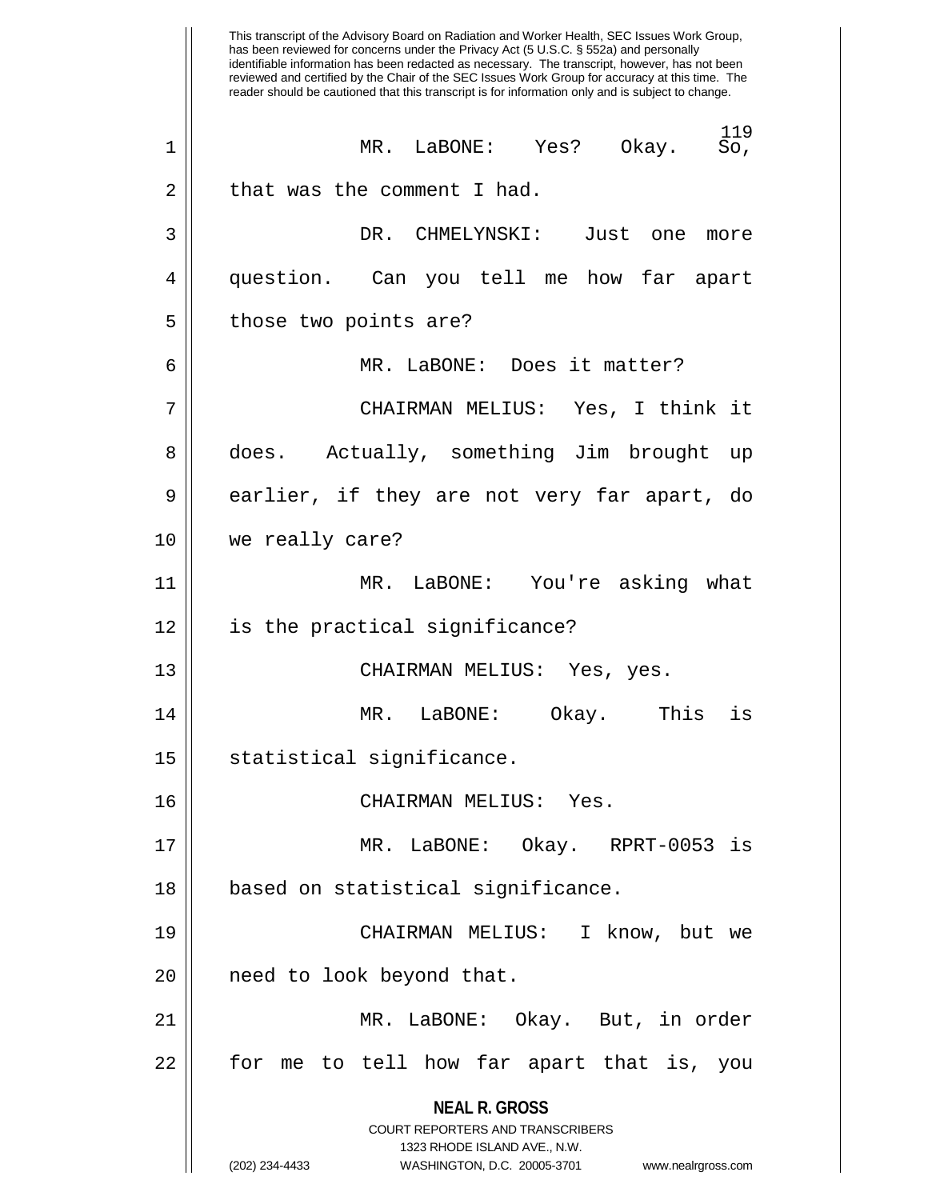This transcript of the Advisory Board on Radiation and Worker Health, SEC Issues Work Group, has been reviewed for concerns under the Privacy Act (5 U.S.C. § 552a) and personally identifiable information has been redacted as necessary. The transcript, however, has not been reviewed and certified by the Chair of the SEC Issues Work Group for accuracy at this time. The reader should be cautioned that this transcript is for information only and is subject to change.

MR. LaBONE: Yes? Okay. So, that was the comment I had.

DR. CHMELYNSKI: Just one more question. Can you tell me how far apart those two points are?

MR. LaBONE: Does it matter?

CHAIRMAN MELIUS: Yes, I think it does. Actually, something Jim brought up earlier, if they are not very far apart, do we really care?

MR. LaBONE: You're asking what is the practical significance?

CHAIRMAN MELIUS: Yes, yes.

MR. LaBONE: Okay. This is statistical significance.

CHAIRMAN MELIUS: Yes.

MR. LaBONE: Okay. RPRT-0053 is based on statistical significance.

CHAIRMAN MELIUS: I know, but we need to look beyond that.

MR. LaBONE: Okay. But, in order for me to tell how far apart that is, you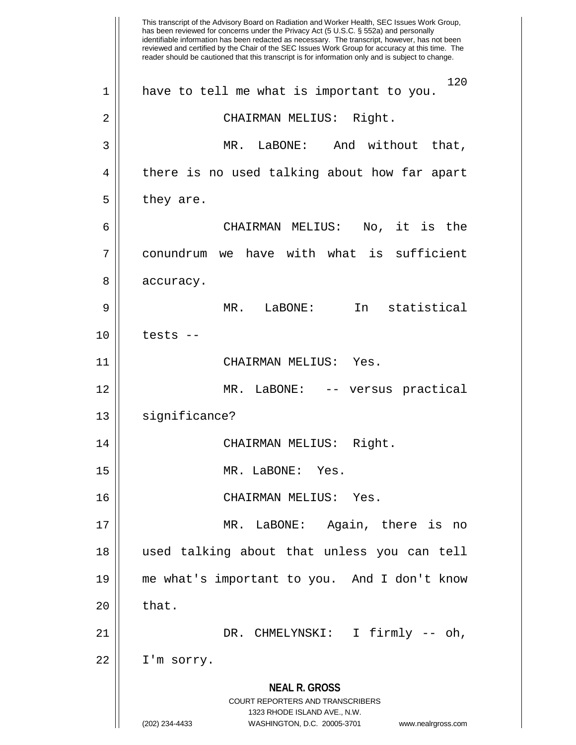have to tell me what is important to you.

CHAIRMAN MELIUS: Right.

MR. LaBONE: And without that, there is no used talking about how far apart they are.

CHAIRMAN MELIUS: No, it is the conundrum we have with what is sufficient accuracy.

MR. LaBONE: In statistical tests --

CHAIRMAN MELIUS: Yes.

MR. LaBONE: -- versus practical significance?

CHAIRMAN MELIUS: Right.

MR. LaBONE: Yes.

CHAIRMAN MELIUS: Yes.

MR. LaBONE: Again, there is no used talking about that unless you can tell me what's important to you. And I don't know that.

DR. CHMELYNSKI: I firmly -- oh, I'm sorry.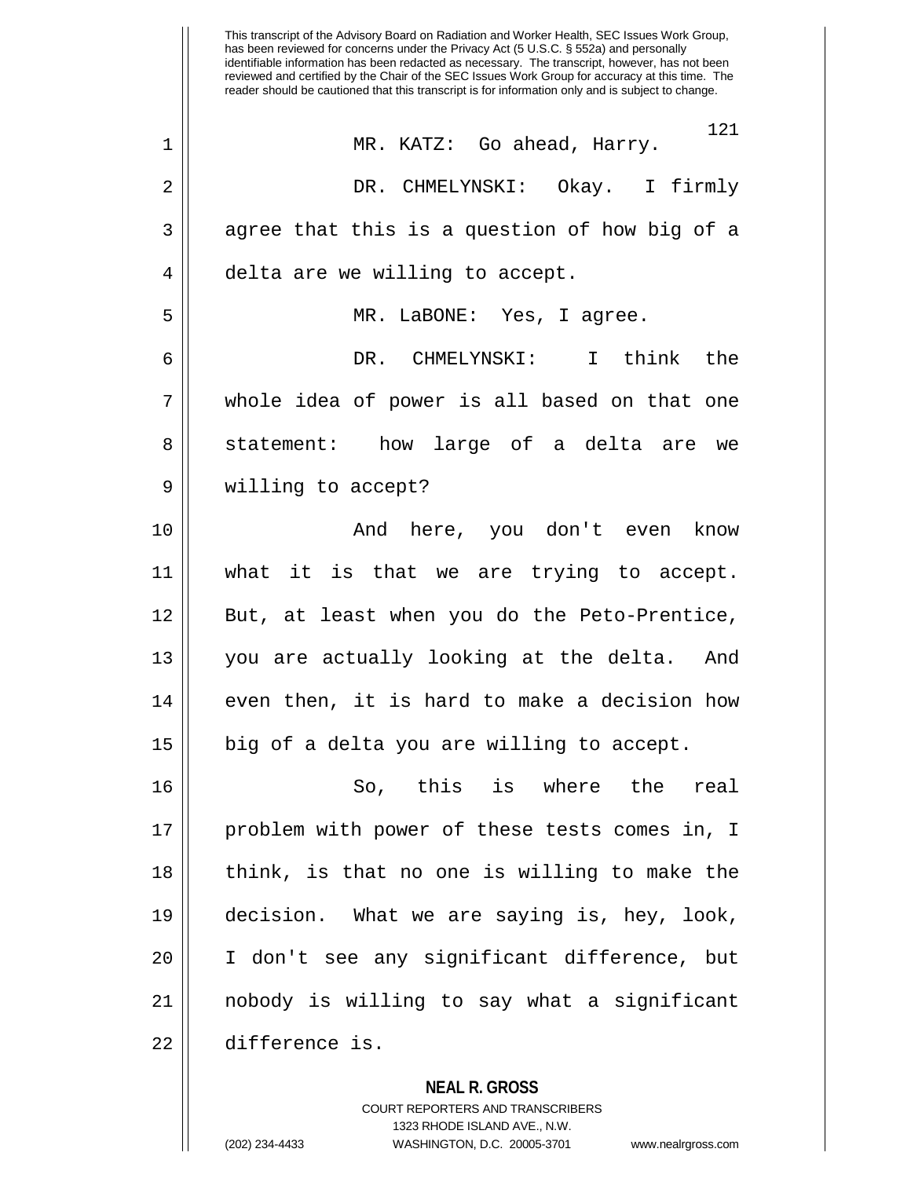This transcript of the Advisory Board on Radiation and Worker Health, SEC Issues Work Group, has been reviewed for concerns under the Privacy Act (5 U.S.C. § 552a) and personally identifiable information has been redacted as necessary. The transcript, however, has not been reviewed and certified by the Chair of the SEC Issues Work Group for accuracy at this time. The reader should be cautioned that this transcript is for information only and is subject to change.

MR. KATZ: Go ahead, Harry.

DR. CHMELYNSKI: Okay. I firmly agree that this is a question of how big of a delta are we willing to accept.

MR. LaBONE: Yes, I agree.

DR. CHMELYNSKI: I think the whole idea of power is all based on that one statement: how large of a delta are we willing to accept?

And here, you don't even know what it is that we are trying to accept. But, at least when you do the Peto-Prentice, you are actually looking at the delta. And even then, it is hard to make a decision how big of a delta you are willing to accept.

So, this is where the real problem with power of these tests comes in, I think, is that no one is willing to make the decision. What we are saying is, hey, look, I don't see any significant difference, but nobody is willing to say what a significant difference is.

**NEAL R. GROSS**
COURT REPORTERS AND TRANSCRIBERS
1323 RHODE ISLAND AVE., N.W.
(202) 234-4433 WASHINGTON, D.C. 20005-3701 www.nealrgross.com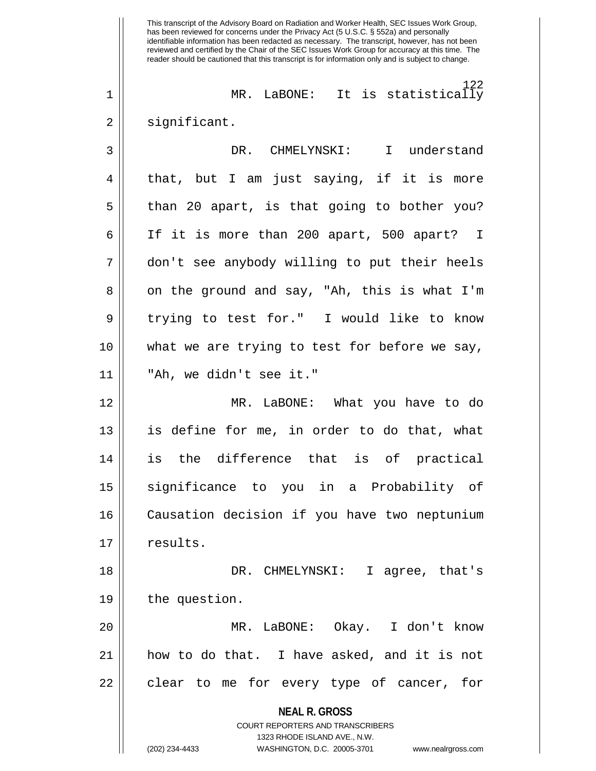MR. LaBONE: It is statistically significant.

DR. CHMELYNSKI: I understand that, but I am just saying, if it is more than 20 apart, is that going to bother you? If it is more than 200 apart, 500 apart? I don't see anybody willing to put their heels on the ground and say, "Ah, this is what I'm trying to test for." I would like to know what we are trying to test for before we say, "Ah, we didn't see it."

MR. LaBONE: What you have to do is define for me, in order to do that, what is the difference that is of practical significance to you in a Probability of Causation decision if you have two neptunium results.

DR. CHMELYNSKI: I agree, that's the question.

MR. LaBONE: Okay. I don't know how to do that. I have asked, and it is not clear to me for every type of cancer, for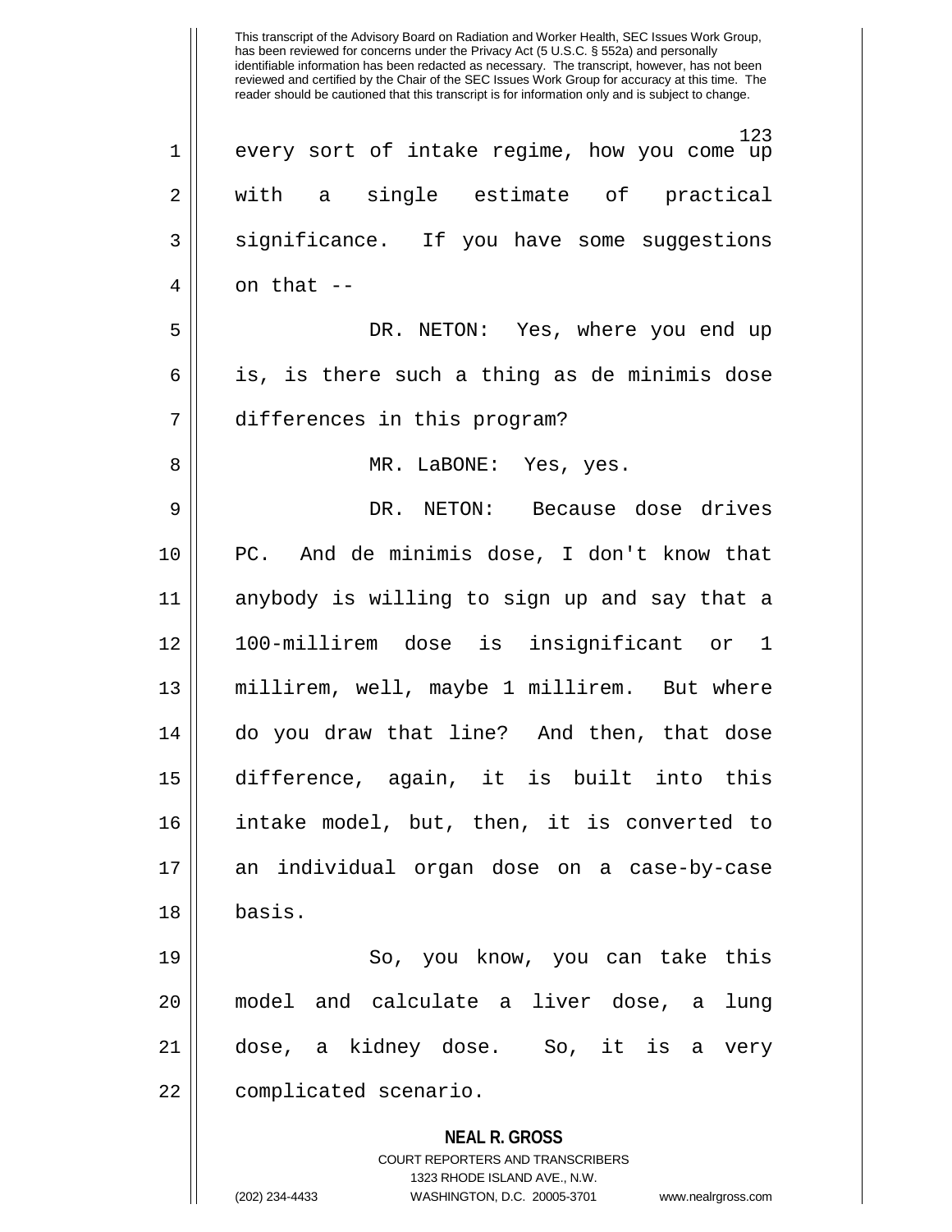every sort of intake regime, how you come up with a single estimate of practical significance. If you have some suggestions on that --

DR. NETON: Yes, where you end up is, is there such a thing as de minimis dose differences in this program?

MR. LaBONE: Yes, yes.

DR. NETON: Because dose drives PC. And de minimis dose, I don't know that anybody is willing to sign up and say that a 100-millirem dose is insignificant or 1 millirem, well, maybe 1 millirem. But where do you draw that line? And then, that dose difference, again, it is built into this intake model, but, then, it is converted to an individual organ dose on a case-by-case basis.

So, you know, you can take this model and calculate a liver dose, a lung dose, a kidney dose. So, it is a very complicated scenario.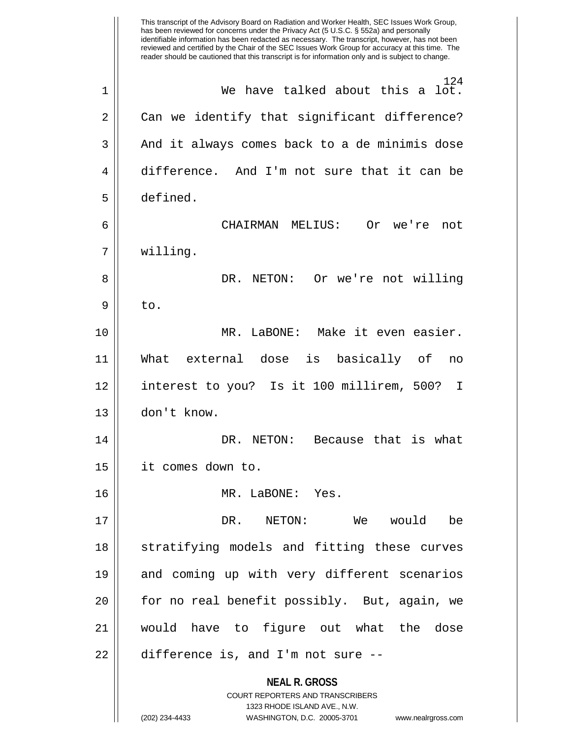We have talked about this a lot. Can we identify that significant difference? And it always comes back to a de minimis dose difference. And I'm not sure that it can be defined.

CHAIRMAN MELIUS: Or we're not willing.

DR. NETON: Or we're not willing to.

MR. LaBONE: Make it even easier. What external dose is basically of no interest to you? Is it 100 millirem, 500? I don't know.

DR. NETON: Because that is what it comes down to.

MR. LaBONE: Yes.

DR. NETON: We would be stratifying models and fitting these curves and coming up with very different scenarios for no real benefit possibly. But, again, we would have to figure out what the dose difference is, and I'm not sure --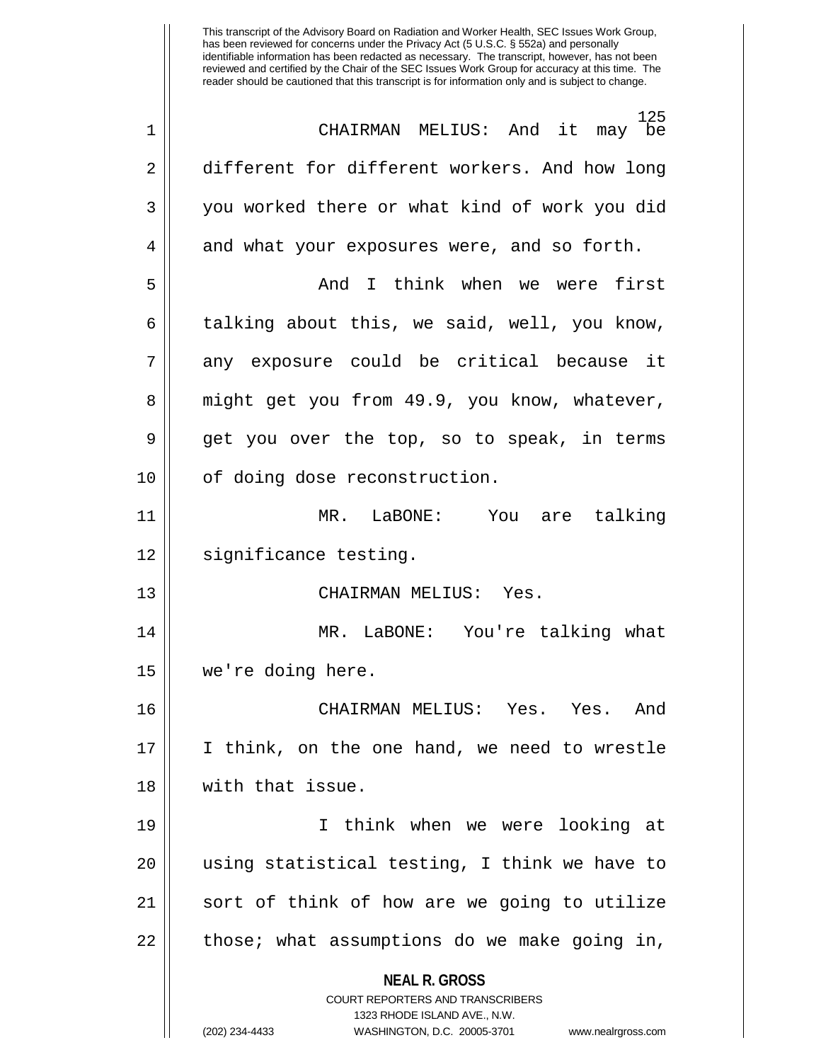CHAIRMAN MELIUS: And it may be different for different workers. And how long you worked there or what kind of work you did and what your exposures were, and so forth.

And I think when we were first talking about this, we said, well, you know, any exposure could be critical because it might get you from 49.9, you know, whatever, get you over the top, so to speak, in terms of doing dose reconstruction.

MR. LaBONE: You are talking significance testing.

CHAIRMAN MELIUS: Yes.

MR. LaBONE: You're talking what we're doing here.

CHAIRMAN MELIUS: Yes. Yes. And I think, on the one hand, we need to wrestle with that issue.

I think when we were looking at using statistical testing, I think we have to sort of think of how are we going to utilize those; what assumptions do we make going in,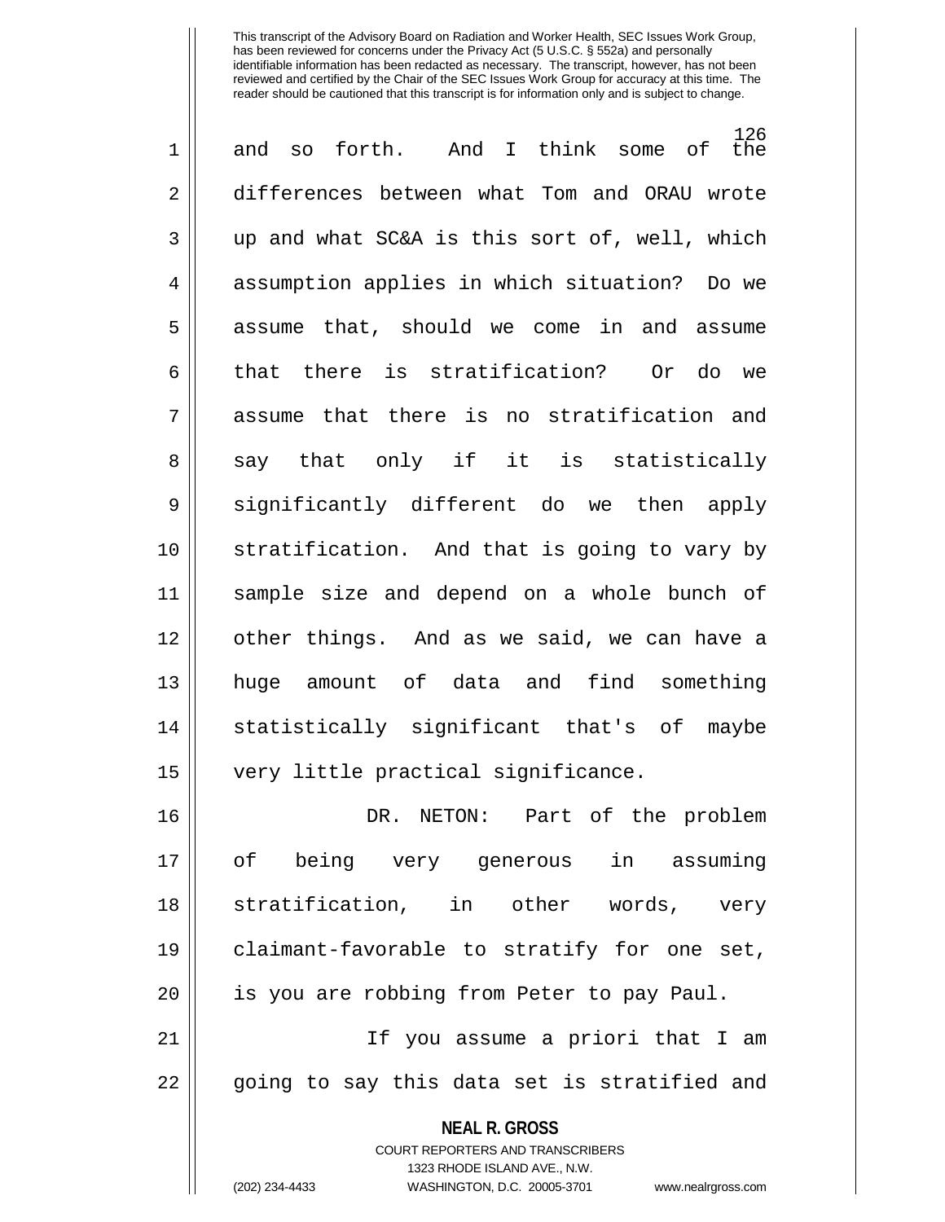This transcript of the Advisory Board on Radiation and Worker Health, SEC Issues Work Group, has been reviewed for concerns under the Privacy Act (5 U.S.C. § 552a) and personally identifiable information has been redacted as necessary. The transcript, however, has not been reviewed and certified by the Chair of the SEC Issues Work Group for accuracy at this time. The reader should be cautioned that this transcript is for information only and is subject to change.

and so forth. And I think some of the differences between what Tom and ORAU wrote up and what SC&A is this sort of, well, which assumption applies in which situation? Do we assume that, should we come in and assume that there is stratification? Or do we assume that there is no stratification and say that only if it is statistically significantly different do we then apply stratification. And that is going to vary by sample size and depend on a whole bunch of other things. And as we said, we can have a huge amount of data and find something statistically significant that's of maybe very little practical significance.

DR. NETON: Part of the problem of being very generous in assuming stratification, in other words, very claimant-favorable to stratify for one set, is you are robbing from Peter to pay Paul.

If you assume a priori that I am going to say this data set is stratified and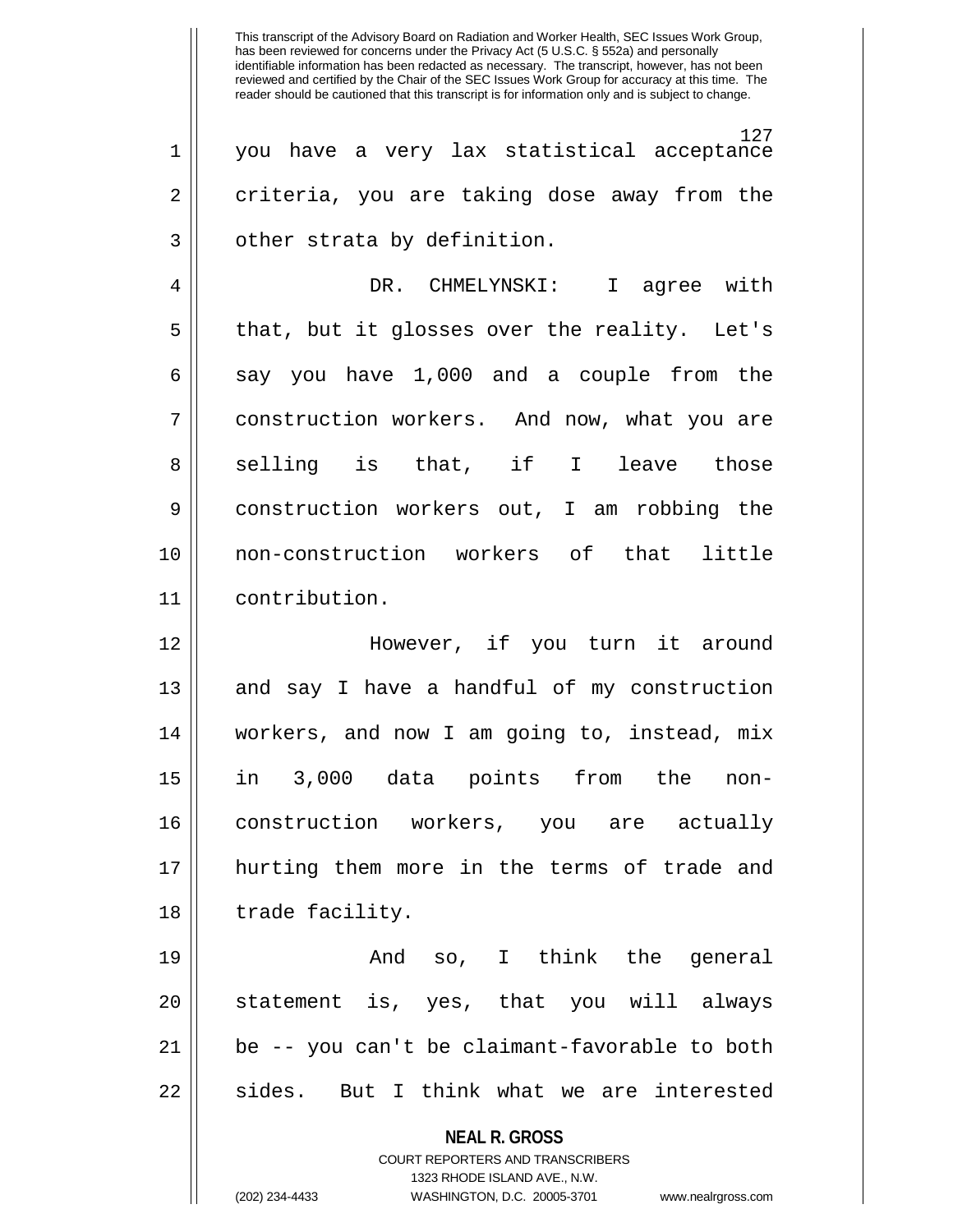you have a very lax statistical acceptance criteria, you are taking dose away from the other strata by definition.

DR. CHMELYNSKI: I agree with that, but it glosses over the reality. Let's say you have 1,000 and a couple from the construction workers. And now, what you are selling is that, if I leave those construction workers out, I am robbing the non-construction workers of that little contribution.

However, if you turn it around and say I have a handful of my construction workers, and now I am going to, instead, mix in 3,000 data points from the non-construction workers, you are actually hurting them more in the terms of trade and trade facility.

And so, I think the general statement is, yes, that you will always be -- you can't be claimant-favorable to both sides. But I think what we are interested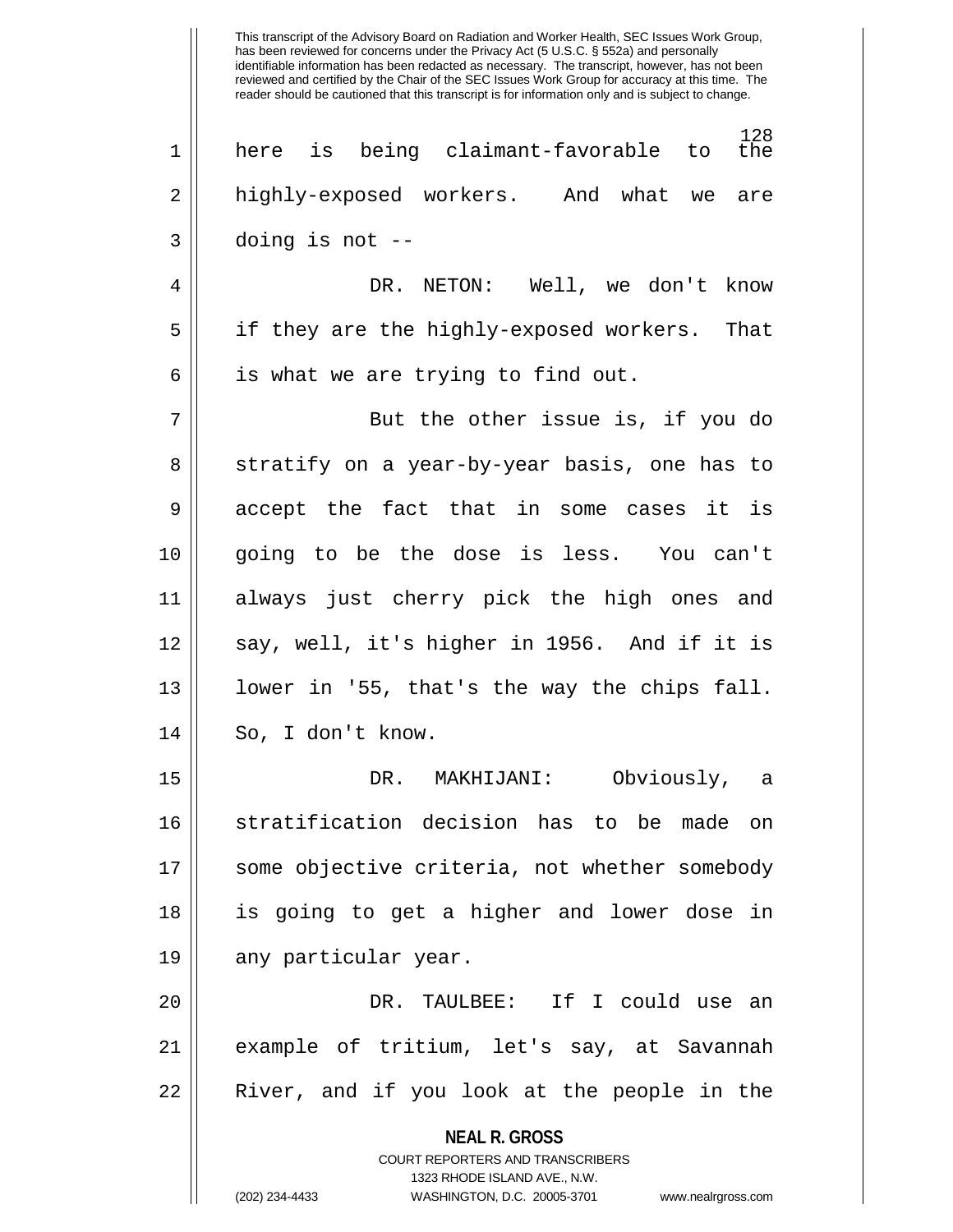This transcript of the Advisory Board on Radiation and Worker Health, SEC Issues Work Group, has been reviewed for concerns under the Privacy Act (5 U.S.C. § 552a) and personally identifiable information has been redacted as necessary. The transcript, however, has not been reviewed and certified by the Chair of the SEC Issues Work Group for accuracy at this time. The reader should be cautioned that this transcript is for information only and is subject to change.

here is being claimant-favorable to the highly-exposed workers. And what we are doing is not --

DR. NETON: Well, we don't know if they are the highly-exposed workers. That is what we are trying to find out.

But the other issue is, if you do stratify on a year-by-year basis, one has to accept the fact that in some cases it is going to be the dose is less. You can't always just cherry pick the high ones and say, well, it's higher in 1956. And if it is lower in '55, that's the way the chips fall. So, I don't know.

DR. MAKHIJANI: Obviously, a stratification decision has to be made on some objective criteria, not whether somebody is going to get a higher and lower dose in any particular year.

DR. TAULBEE: If I could use an example of tritium, let's say, at Savannah River, and if you look at the people in the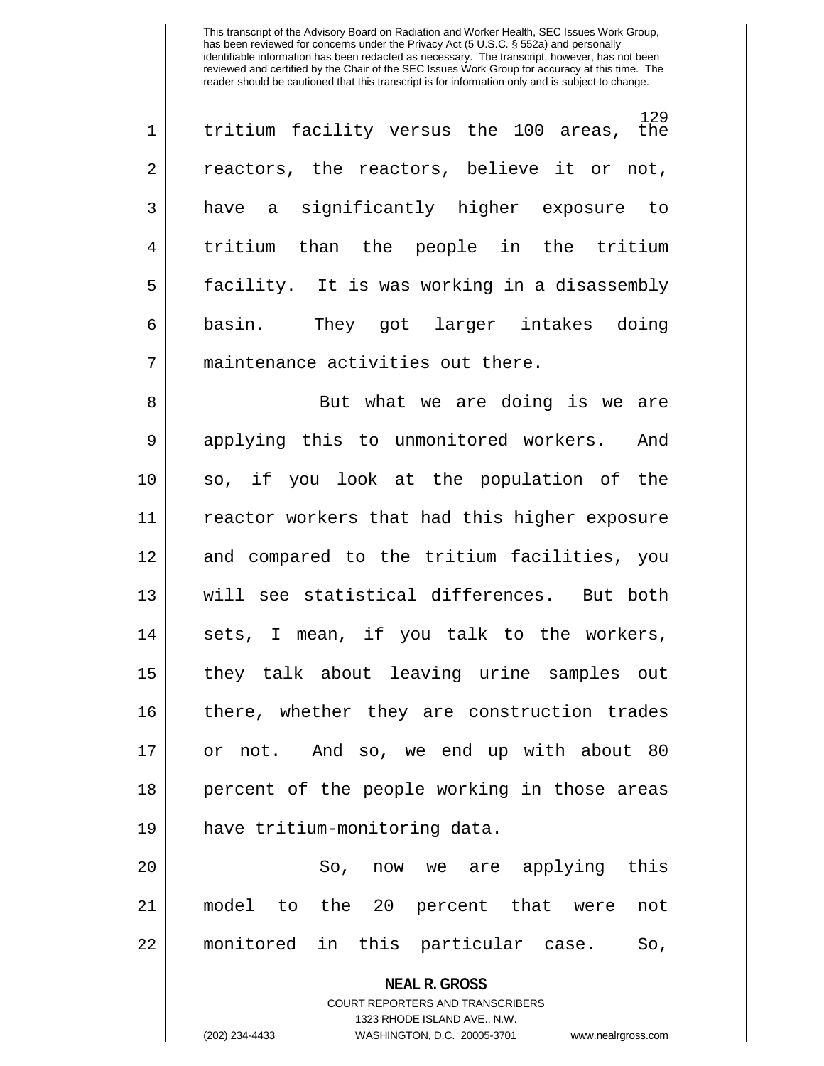tritium facility versus the 100 areas, the reactors, the reactors, believe it or not, have a significantly higher exposure to tritium than the people in the tritium facility. It is was working in a disassembly basin. They got larger intakes doing maintenance activities out there.

But what we are doing is we are applying this to unmonitored workers. And so, if you look at the population of the reactor workers that had this higher exposure and compared to the tritium facilities, you will see statistical differences. But both sets, I mean, if you talk to the workers, they talk about leaving urine samples out there, whether they are construction trades or not. And so, we end up with about 80 percent of the people working in those areas have tritium-monitoring data.

So, now we are applying this model to the 20 percent that were not monitored in this particular case. So,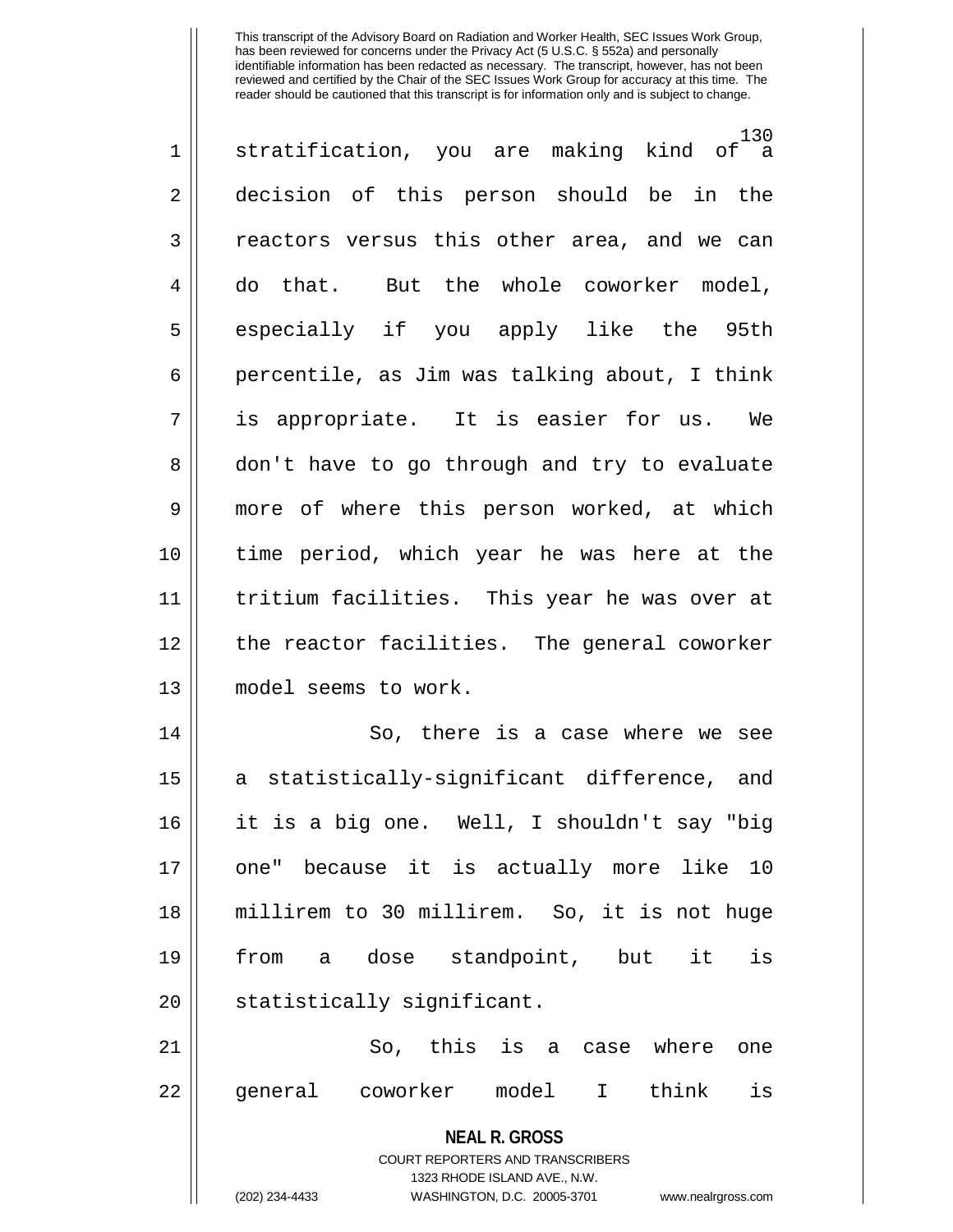stratification, you are making kind of a decision of this person should be in the reactors versus this other area, and we can do that. But the whole coworker model, especially if you apply like the 95th percentile, as Jim was talking about, I think is appropriate. It is easier for us. We don't have to go through and try to evaluate more of where this person worked, at which time period, which year he was here at the tritium facilities. This year he was over at the reactor facilities. The general coworker model seems to work.

So, there is a case where we see a statistically-significant difference, and it is a big one. Well, I shouldn't say "big one" because it is actually more like 10 millirem to 30 millirem. So, it is not huge from a dose standpoint, but it is statistically significant.

So, this is a case where one general coworker model I think is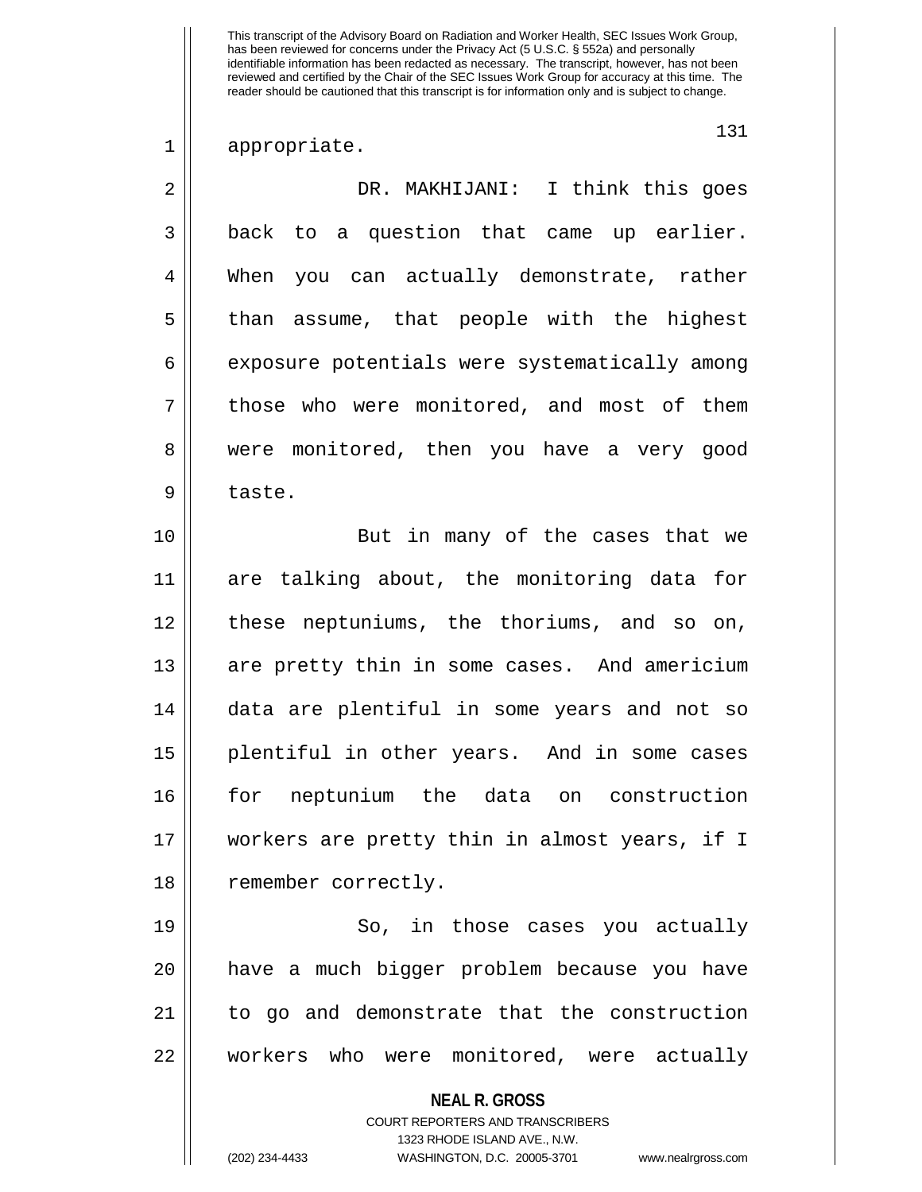appropriate.

DR. MAKHIJANI: I think this goes back to a question that came up earlier. When you can actually demonstrate, rather than assume, that people with the highest exposure potentials were systematically among those who were monitored, and most of them were monitored, then you have a very good taste.

But in many of the cases that we are talking about, the monitoring data for these neptuniums, the thoriums, and so on, are pretty thin in some cases. And americium data are plentiful in some years and not so plentiful in other years. And in some cases for neptunium the data on construction workers are pretty thin in almost years, if I remember correctly.

So, in those cases you actually have a much bigger problem because you have to go and demonstrate that the construction workers who were monitored, were actually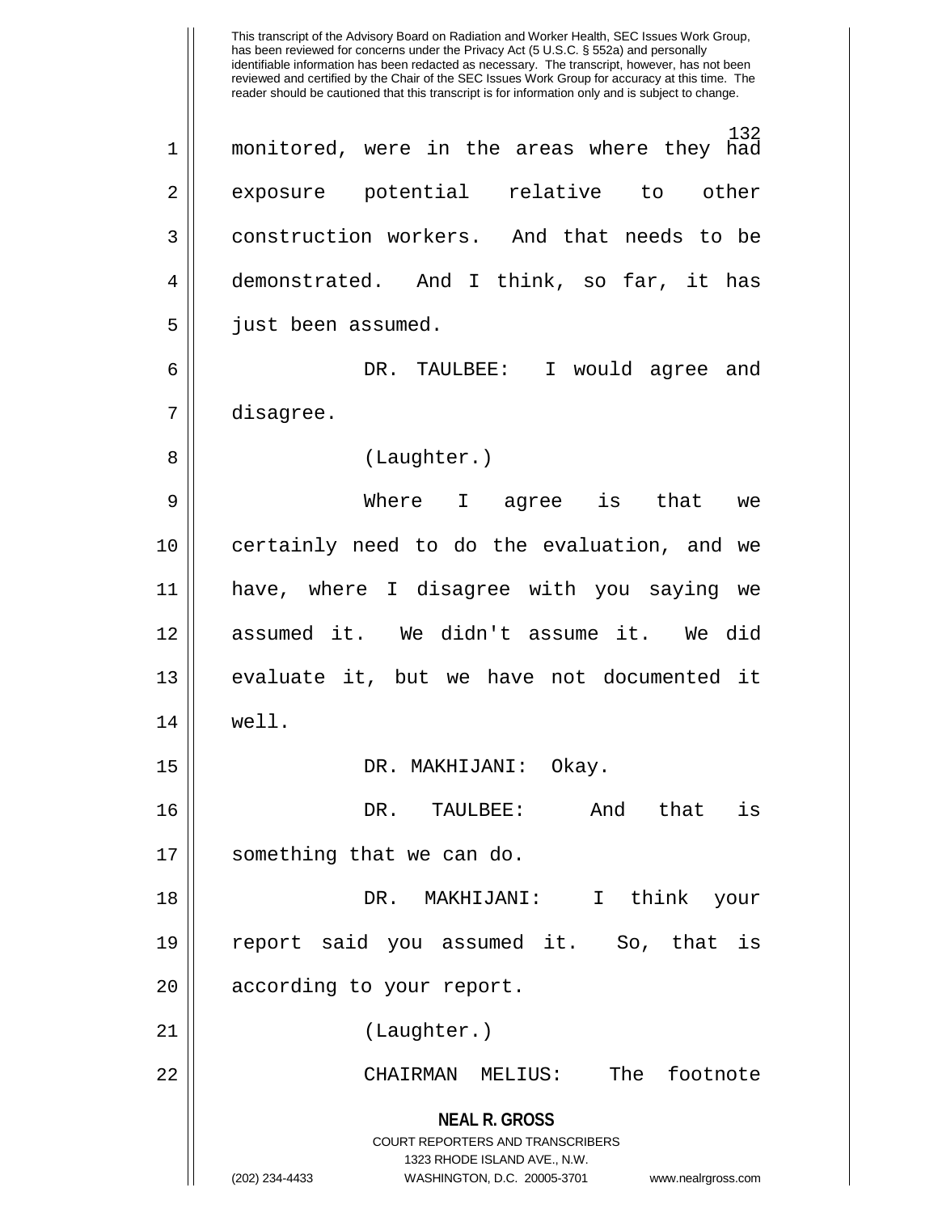monitored, were in the areas where they had exposure potential relative to other construction workers. And that needs to be demonstrated. And I think, so far, it has just been assumed.

DR. TAULBEE: I would agree and disagree.

(Laughter.)

Where I agree is that we certainly need to do the evaluation, and we have, where I disagree with you saying we assumed it. We didn't assume it. We did evaluate it, but we have not documented it well.

DR. MAKHIJANI: Okay.

DR. TAULBEE: And that is something that we can do.

DR. MAKHIJANI: I think your report said you assumed it. So, that is according to your report.

(Laughter.)

CHAIRMAN MELIUS: The footnote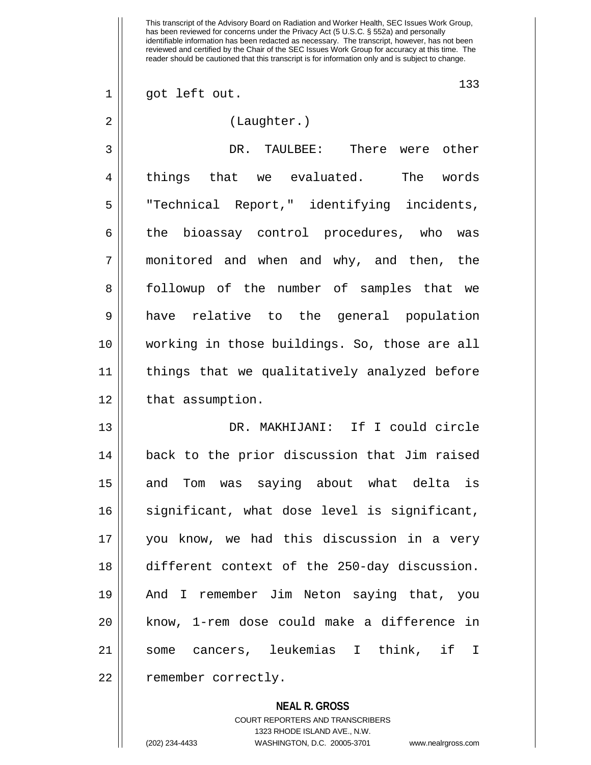got left out.

(Laughter.)

DR. TAULBEE: There were other things that we evaluated. The words "Technical Report," identifying incidents, the bioassay control procedures, who was monitored and when and why, and then, the followup of the number of samples that we have relative to the general population working in those buildings. So, those are all things that we qualitatively analyzed before that assumption.

DR. MAKHIJANI: If I could circle back to the prior discussion that Jim raised and Tom was saying about what delta is significant, what dose level is significant, you know, we had this discussion in a very different context of the 250-day discussion. And I remember Jim Neton saying that, you know, 1-rem dose could make a difference in some cancers, leukemias I think, if I remember correctly.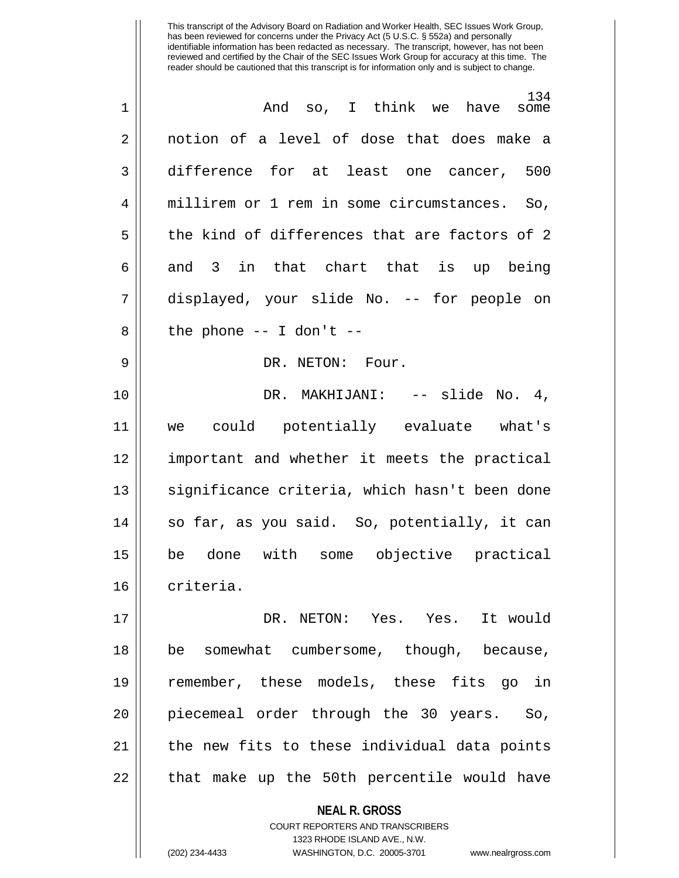This transcript of the Advisory Board on Radiation and Worker Health, SEC Issues Work Group, has been reviewed for concerns under the Privacy Act (5 U.S.C. § 552a) and personally identifiable information has been redacted as necessary. The transcript, however, has not been reviewed and certified by the Chair of the SEC Issues Work Group for accuracy at this time. The reader should be cautioned that this transcript is for information only and is subject to change.

And so, I think we have some notion of a level of dose that does make a difference for at least one cancer, 500 millirem or 1 rem in some circumstances. So, the kind of differences that are factors of 2 and 3 in that chart that is up being displayed, your slide No. -- for people on the phone -- I don't --

DR. NETON: Four.

DR. MAKHIJANI: -- slide No. 4, we could potentially evaluate what's important and whether it meets the practical significance criteria, which hasn't been done so far, as you said. So, potentially, it can be done with some objective practical criteria.

DR. NETON: Yes. Yes. It would be somewhat cumbersome, though, because, remember, these models, these fits go in piecemeal order through the 30 years. So, the new fits to these individual data points that make up the 50th percentile would have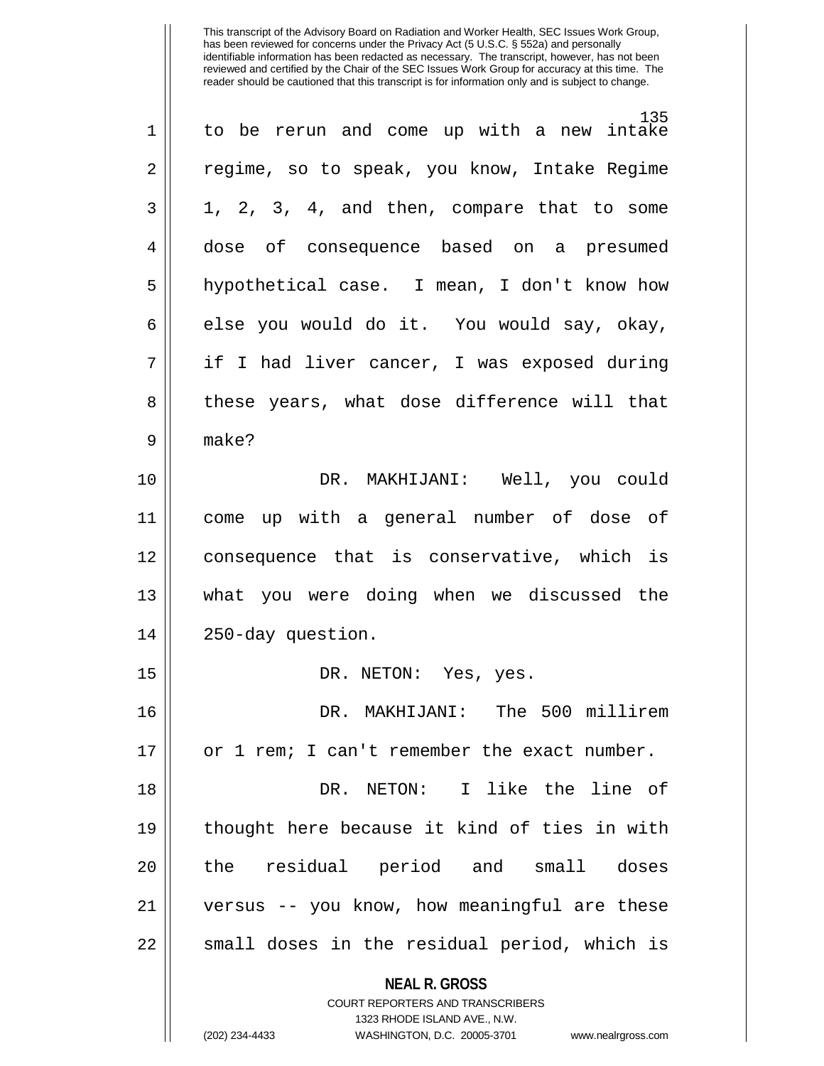to be rerun and come up with a new intake regime, so to speak, you know, Intake Regime 1, 2, 3, 4, and then, compare that to some dose of consequence based on a presumed hypothetical case. I mean, I don't know how else you would do it. You would say, okay, if I had liver cancer, I was exposed during these years, what dose difference will that make?

DR. MAKHIJANI: Well, you could come up with a general number of dose of consequence that is conservative, which is what you were doing when we discussed the 250-day question.

DR. NETON: Yes, yes.

DR. MAKHIJANI: The 500 millirem or 1 rem; I can't remember the exact number.

DR. NETON: I like the line of thought here because it kind of ties in with the residual period and small doses versus -- you know, how meaningful are these small doses in the residual period, which is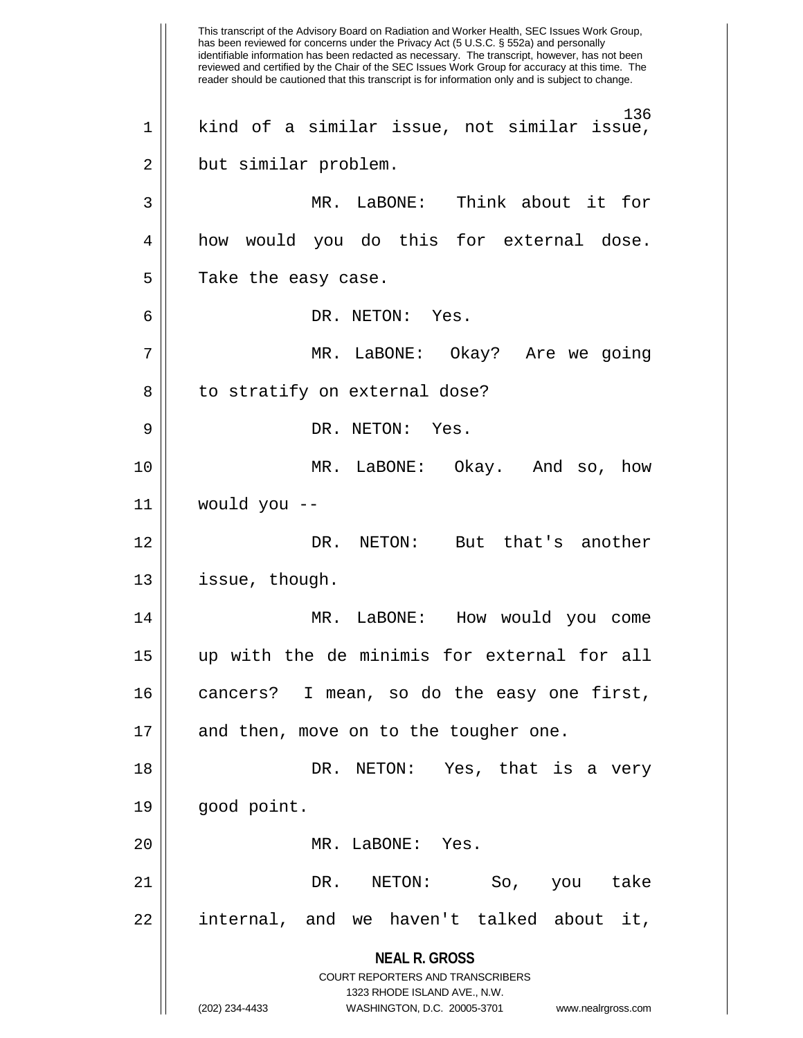This transcript of the Advisory Board on Radiation and Worker Health, SEC Issues Work Group, has been reviewed for concerns under the Privacy Act (5 U.S.C. § 552a) and personally identifiable information has been redacted as necessary. The transcript, however, has not been reviewed and certified by the Chair of the SEC Issues Work Group for accuracy at this time. The reader should be cautioned that this transcript is for information only and is subject to change.

kind of a similar issue, not similar issue, but similar problem.

MR. LaBONE: Think about it for how would you do this for external dose. Take the easy case.

DR. NETON: Yes.

MR. LaBONE: Okay? Are we going to stratify on external dose?

DR. NETON: Yes.

MR. LaBONE: Okay. And so, how would you --

DR. NETON: But that's another issue, though.

MR. LaBONE: How would you come up with the de minimis for external for all cancers? I mean, so do the easy one first, and then, move on to the tougher one.

DR. NETON: Yes, that is a very good point.

MR. LaBONE: Yes.

DR. NETON: So, you take internal, and we haven't talked about it,

**NEAL R. GROSS**
COURT REPORTERS AND TRANSCRIBERS
1323 RHODE ISLAND AVE., N.W.
(202) 234-4433 WASHINGTON, D.C. 20005-3701 www.nealrgross.com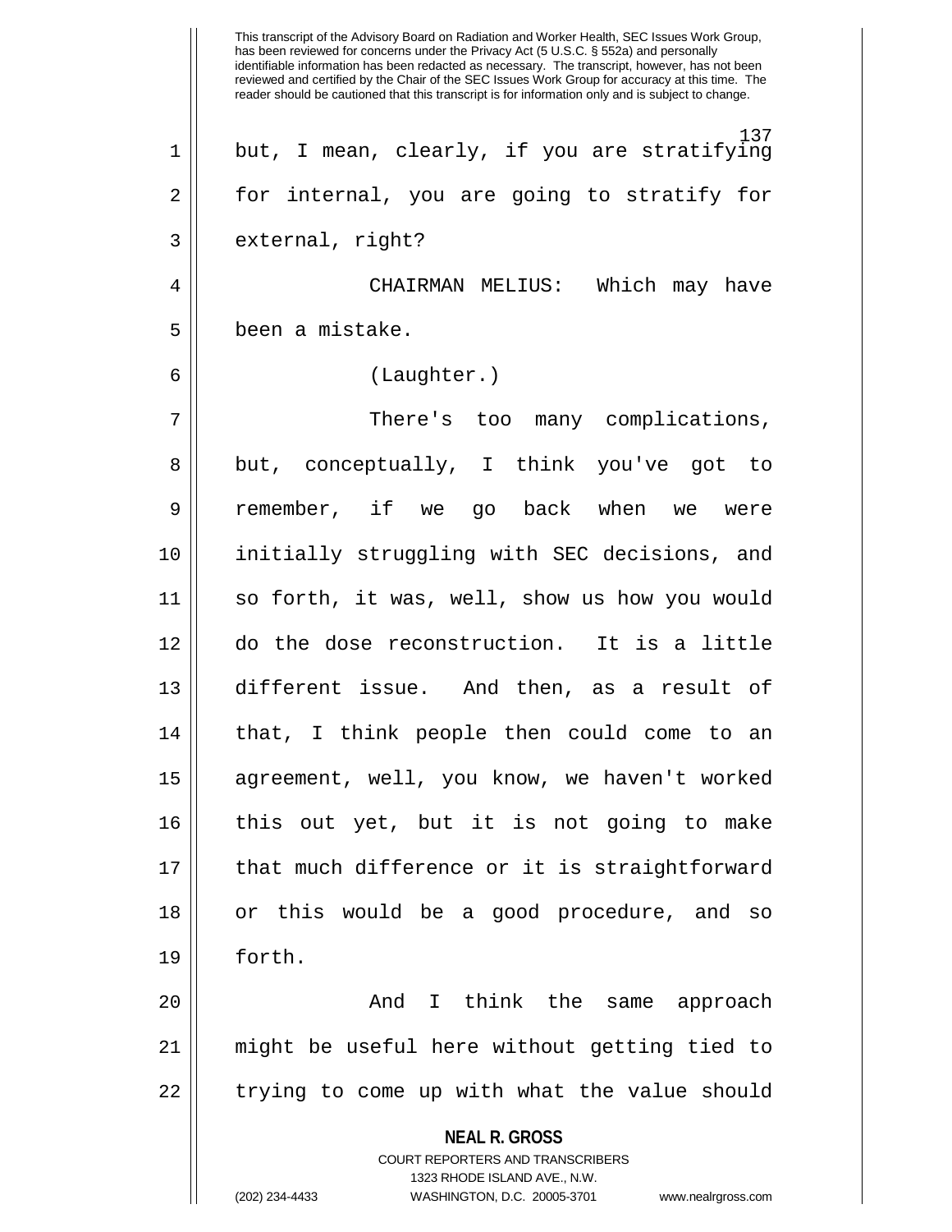but, I mean, clearly, if you are stratifying for internal, you are going to stratify for external, right?

CHAIRMAN MELIUS: Which may have been a mistake.

(Laughter.)

There's too many complications, but, conceptually, I think you've got to remember, if we go back when we were initially struggling with SEC decisions, and so forth, it was, well, show us how you would do the dose reconstruction. It is a little different issue. And then, as a result of that, I think people then could come to an agreement, well, you know, we haven't worked this out yet, but it is not going to make that much difference or it is straightforward or this would be a good procedure, and so forth.

And I think the same approach might be useful here without getting tied to trying to come up with what the value should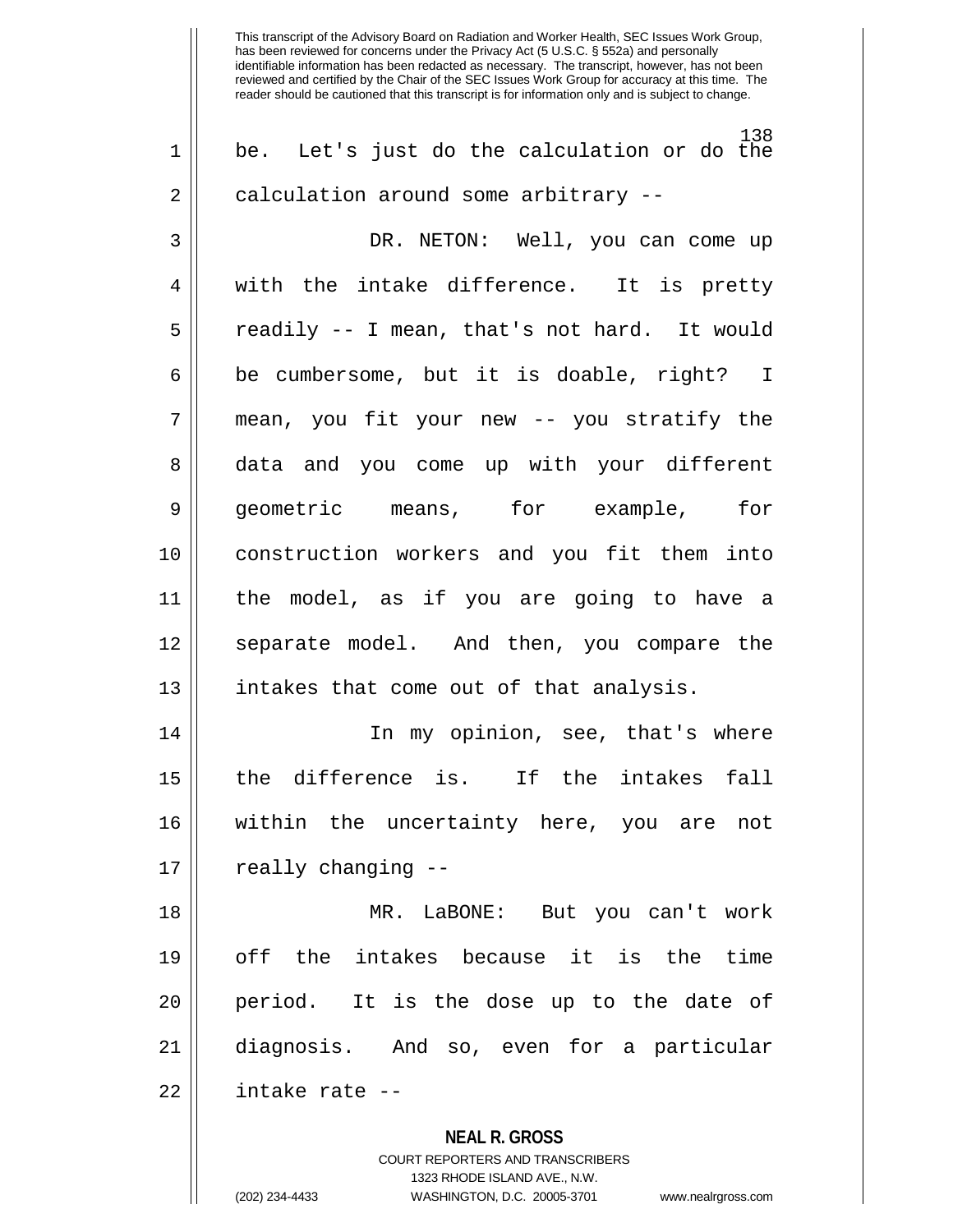be. Let's just do the calculation or do the calculation around some arbitrary --

DR. NETON: Well, you can come up with the intake difference. It is pretty readily -- I mean, that's not hard. It would be cumbersome, but it is doable, right? I mean, you fit your new -- you stratify the data and you come up with your different geometric means, for example, for construction workers and you fit them into the model, as if you are going to have a separate model. And then, you compare the intakes that come out of that analysis.

In my opinion, see, that's where the difference is. If the intakes fall within the uncertainty here, you are not really changing --

MR. LaBONE: But you can't work off the intakes because it is the time period. It is the dose up to the date of diagnosis. And so, even for a particular intake rate --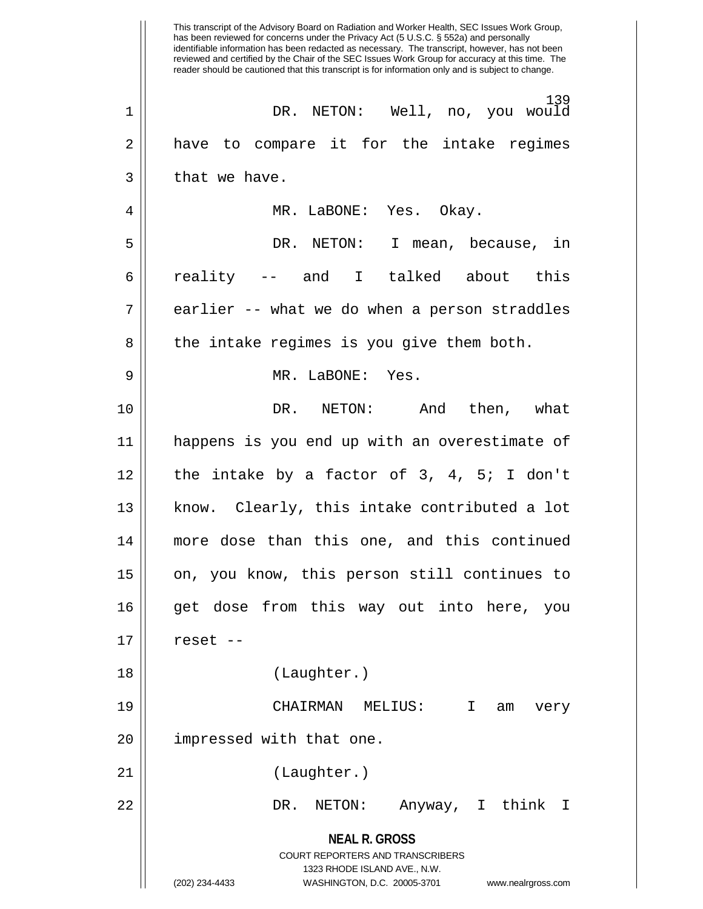DR. NETON: Well, no, you would have to compare it for the intake regimes that we have.

MR. LaBONE: Yes. Okay.

DR. NETON: I mean, because, in reality -- and I talked about this earlier -- what we do when a person straddles the intake regimes is you give them both.

MR. LaBONE: Yes.

DR. NETON: And then, what happens is you end up with an overestimate of the intake by a factor of 3, 4, 5; I don't know. Clearly, this intake contributed a lot more dose than this one, and this continued on, you know, this person still continues to get dose from this way out into here, you reset --

(Laughter.)

CHAIRMAN MELIUS: I am very impressed with that one.

(Laughter.)

DR. NETON: Anyway, I think I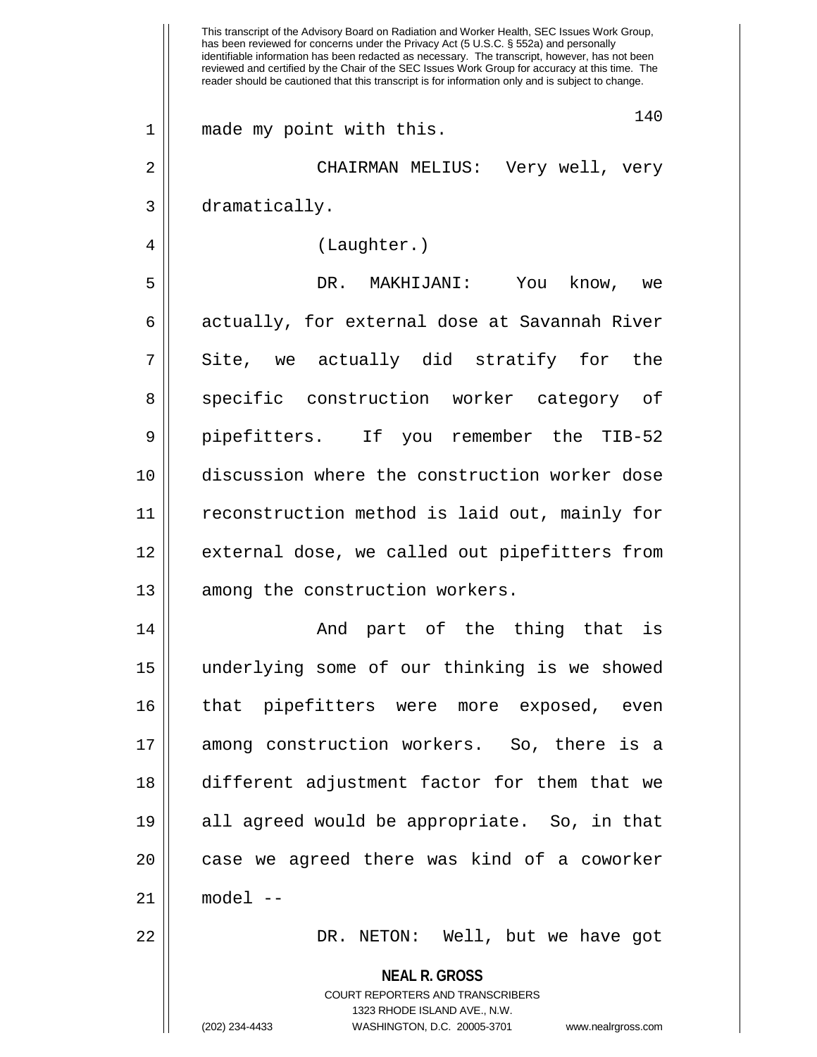made my point with this.

CHAIRMAN MELIUS: Very well, very dramatically.

(Laughter.)

DR. MAKHIJANI: You know, we actually, for external dose at Savannah River Site, we actually did stratify for the specific construction worker category of pipefitters. If you remember the TIB-52 discussion where the construction worker dose reconstruction method is laid out, mainly for external dose, we called out pipefitters from among the construction workers.

And part of the thing that is underlying some of our thinking is we showed that pipefitters were more exposed, even among construction workers. So, there is a different adjustment factor for them that we all agreed would be appropriate. So, in that case we agreed there was kind of a coworker model --

DR. NETON: Well, but we have got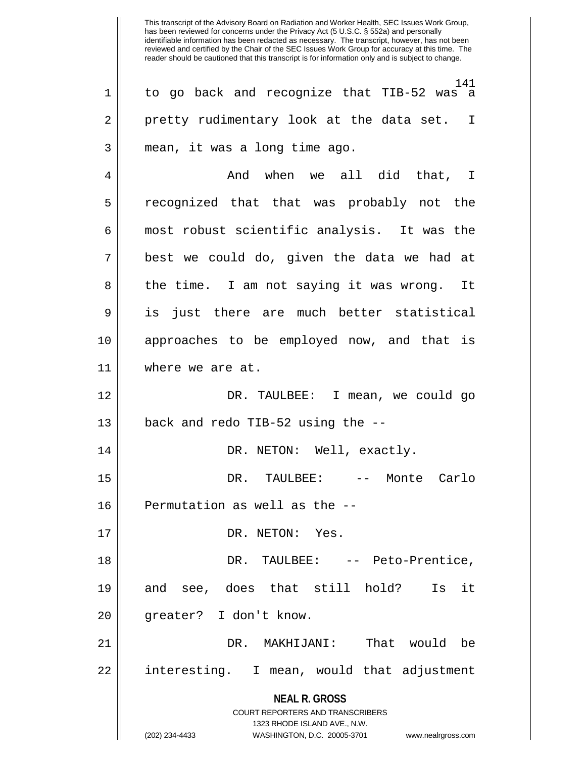to go back and recognize that TIB-52 was a pretty rudimentary look at the data set. I mean, it was a long time ago.

And when we all did that, I recognized that that was probably not the most robust scientific analysis. It was the best we could do, given the data we had at the time. I am not saying it was wrong. It is just there are much better statistical approaches to be employed now, and that is where we are at.

DR. TAULBEE: I mean, we could go back and redo TIB-52 using the --

DR. NETON: Well, exactly.

DR. TAULBEE: -- Monte Carlo Permutation as well as the --

DR. NETON: Yes.

DR. TAULBEE: -- Peto-Prentice, and see, does that still hold? Is it greater? I don't know.

DR. MAKHIJANI: That would be interesting. I mean, would that adjustment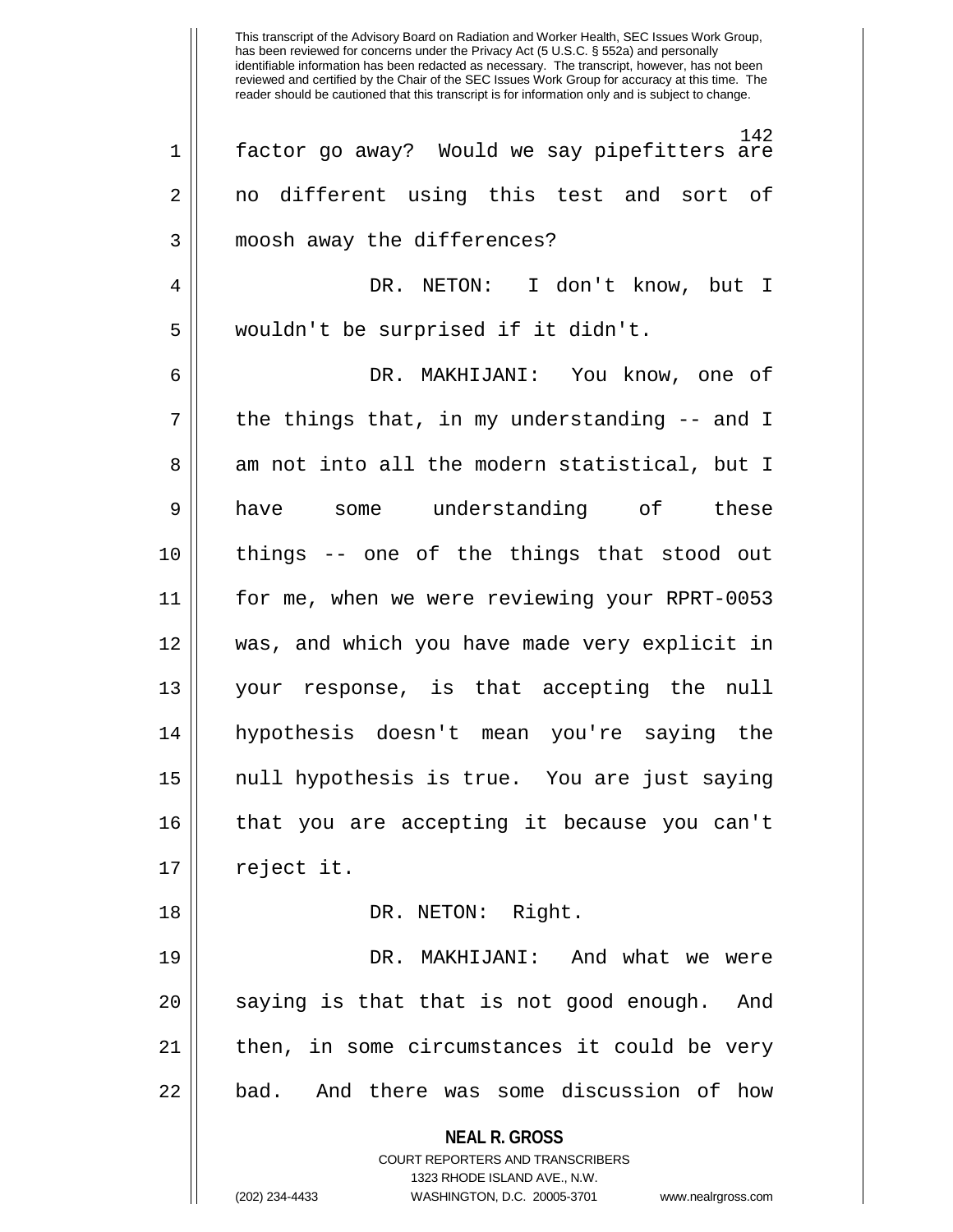This transcript of the Advisory Board on Radiation and Worker Health, SEC Issues Work Group, has been reviewed for concerns under the Privacy Act (5 U.S.C. § 552a) and personally identifiable information has been redacted as necessary. The transcript, however, has not been reviewed and certified by the Chair of the SEC Issues Work Group for accuracy at this time. The reader should be cautioned that this transcript is for information only and is subject to change.

factor go away? Would we say pipefitters are no different using this test and sort of moosh away the differences?

DR. NETON: I don't know, but I wouldn't be surprised if it didn't.

DR. MAKHIJANI: You know, one of the things that, in my understanding -- and I am not into all the modern statistical, but I have some understanding of these things -- one of the things that stood out for me, when we were reviewing your RPRT-0053 was, and which you have made very explicit in your response, is that accepting the null hypothesis doesn't mean you're saying the null hypothesis is true. You are just saying that you are accepting it because you can't reject it.

DR. NETON: Right.

DR. MAKHIJANI: And what we were saying is that that is not good enough. And then, in some circumstances it could be very bad. And there was some discussion of how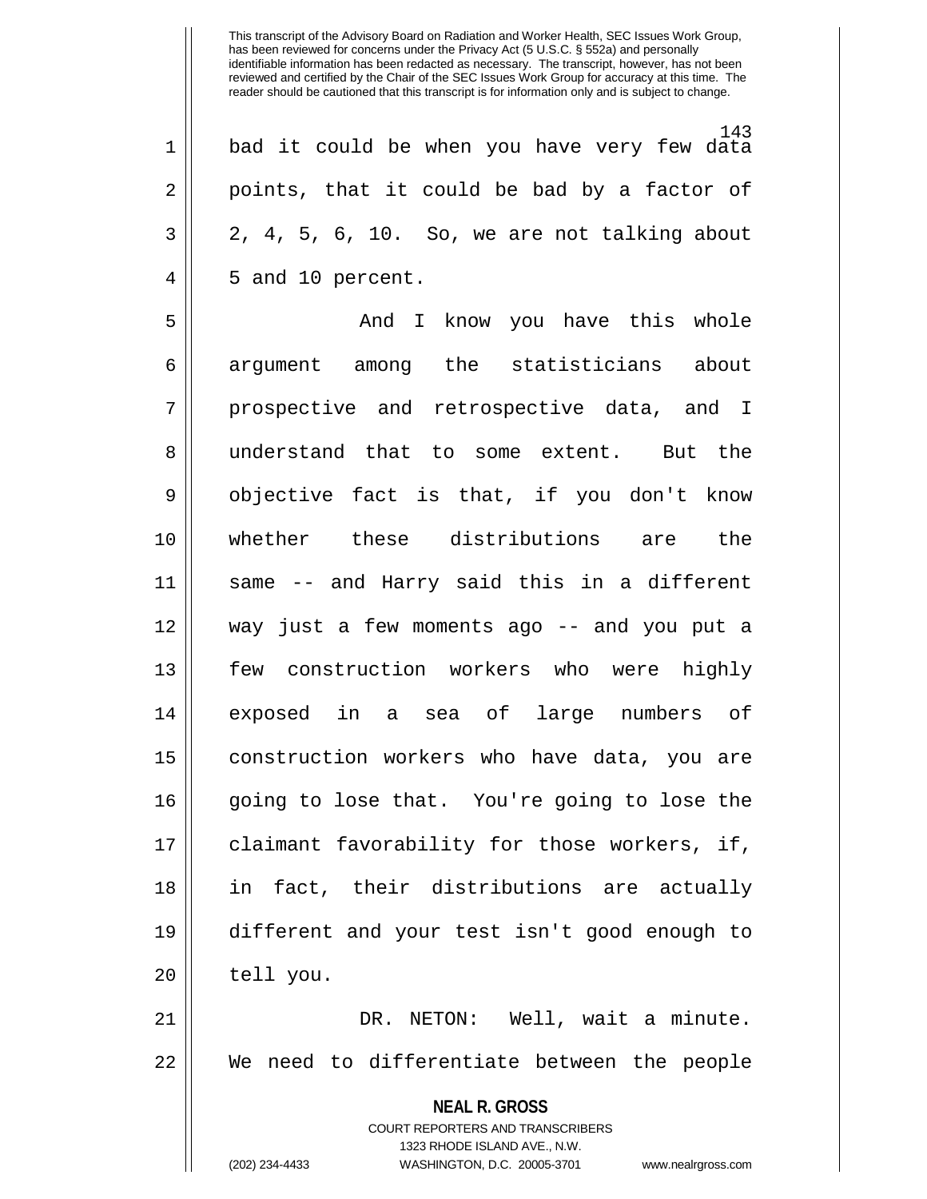bad it could be when you have very few data points, that it could be bad by a factor of 2, 4, 5, 6, 10. So, we are not talking about 5 and 10 percent.

And I know you have this whole argument among the statisticians about prospective and retrospective data, and I understand that to some extent. But the objective fact is that, if you don't know whether these distributions are the same -- and Harry said this in a different way just a few moments ago -- and you put a few construction workers who were highly exposed in a sea of large numbers of construction workers who have data, you are going to lose that. You're going to lose the claimant favorability for those workers, if, in fact, their distributions are actually different and your test isn't good enough to tell you.

DR. NETON: Well, wait a minute. We need to differentiate between the people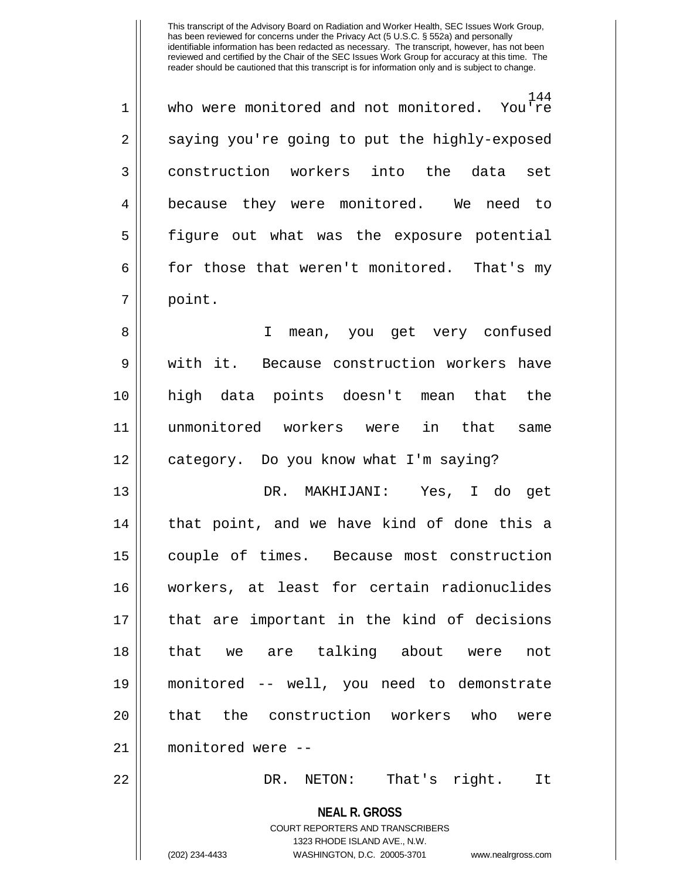who were monitored and not monitored. You're saying you're going to put the highly-exposed construction workers into the data set because they were monitored. We need to figure out what was the exposure potential for those that weren't monitored. That's my point.

I mean, you get very confused with it. Because construction workers have high data points doesn't mean that the unmonitored workers were in that same category. Do you know what I'm saying?

DR. MAKHIJANI: Yes, I do get that point, and we have kind of done this a couple of times. Because most construction workers, at least for certain radionuclides that are important in the kind of decisions that we are talking about were not monitored -- well, you need to demonstrate that the construction workers who were monitored were --

DR. NETON: That's right. It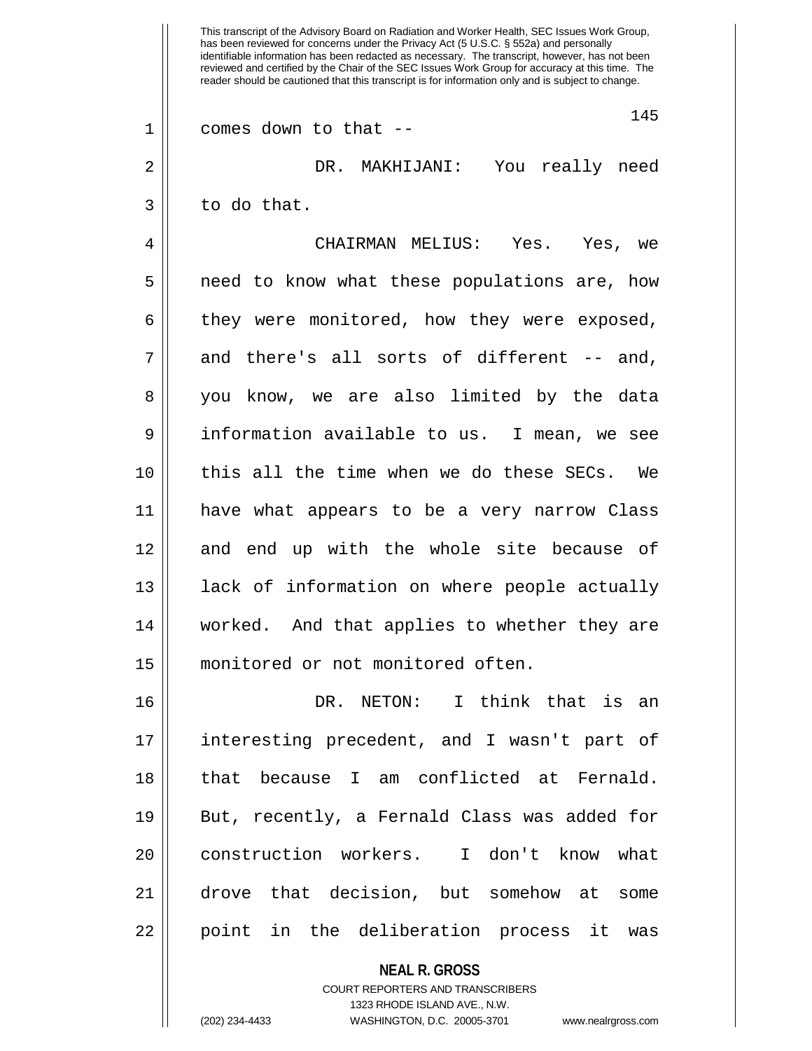comes down to that --

DR. MAKHIJANI: You really need to do that.

CHAIRMAN MELIUS: Yes. Yes, we need to know what these populations are, how they were monitored, how they were exposed, and there's all sorts of different -- and, you know, we are also limited by the data information available to us. I mean, we see this all the time when we do these SECs. We have what appears to be a very narrow Class and end up with the whole site because of lack of information on where people actually worked. And that applies to whether they are monitored or not monitored often.

DR. NETON: I think that is an interesting precedent, and I wasn't part of that because I am conflicted at Fernald. But, recently, a Fernald Class was added for construction workers. I don't know what drove that decision, but somehow at some point in the deliberation process it was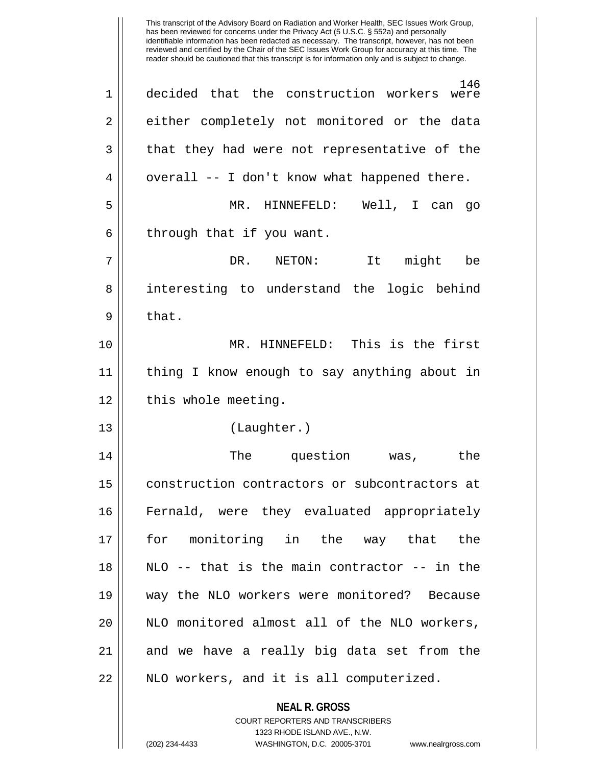decided that the construction workers were either completely not monitored or the data that they had were not representative of the overall -- I don't know what happened there.

MR. HINNEFELD: Well, I can go through that if you want.

DR. NETON: It might be interesting to understand the logic behind that.

MR. HINNEFELD: This is the first thing I know enough to say anything about in this whole meeting.

(Laughter.)

The question was, the construction contractors or subcontractors at Fernald, were they evaluated appropriately for monitoring in the way that the NLO -- that is the main contractor -- in the way the NLO workers were monitored? Because NLO monitored almost all of the NLO workers, and we have a really big data set from the NLO workers, and it is all computerized.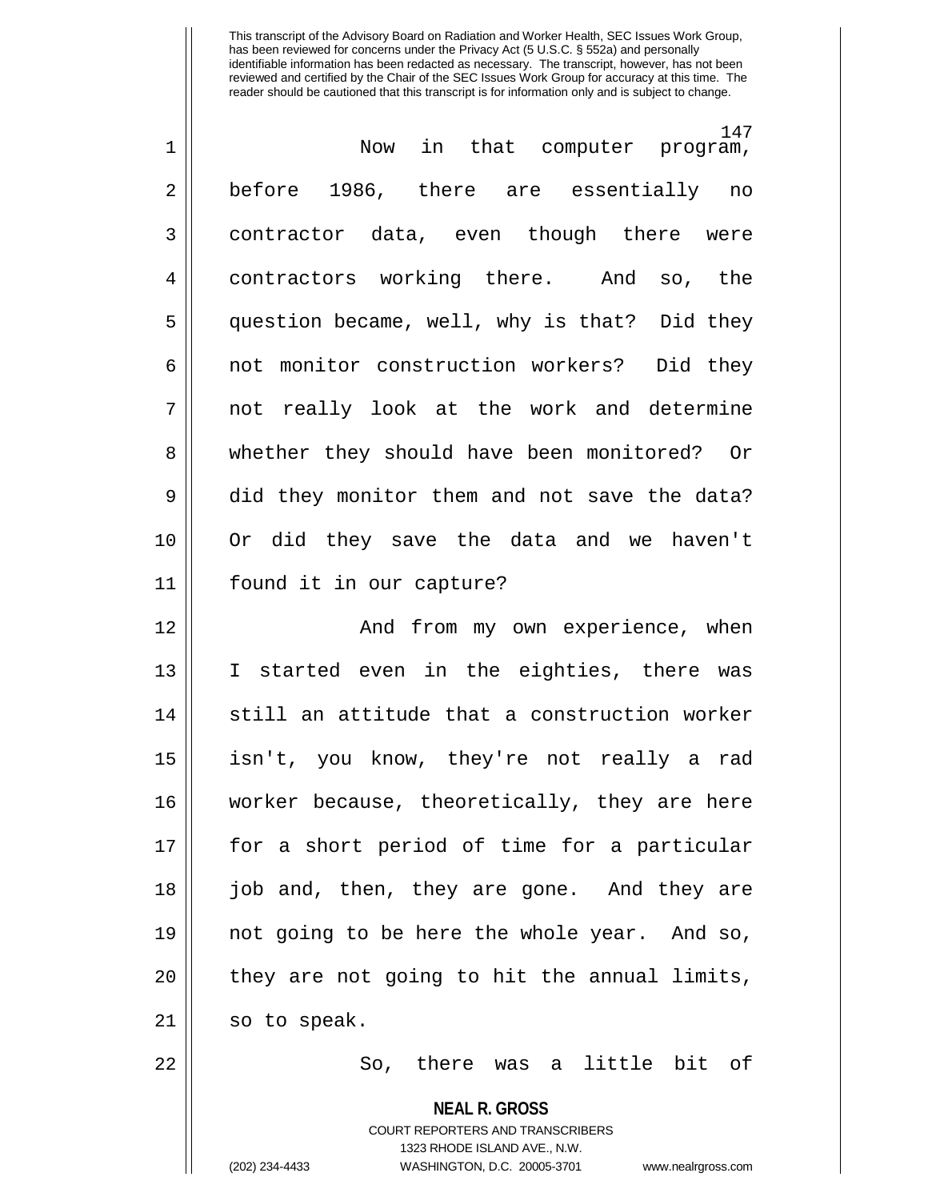Now in that computer program, before 1986, there are essentially no contractor data, even though there were contractors working there. And so, the question became, well, why is that? Did they not monitor construction workers? Did they not really look at the work and determine whether they should have been monitored? Or did they monitor them and not save the data? Or did they save the data and we haven't found it in our capture?

And from my own experience, when I started even in the eighties, there was still an attitude that a construction worker isn't, you know, they're not really a rad worker because, theoretically, they are here for a short period of time for a particular job and, then, they are gone. And they are not going to be here the whole year. And so, they are not going to hit the annual limits, so to speak.

So, there was a little bit of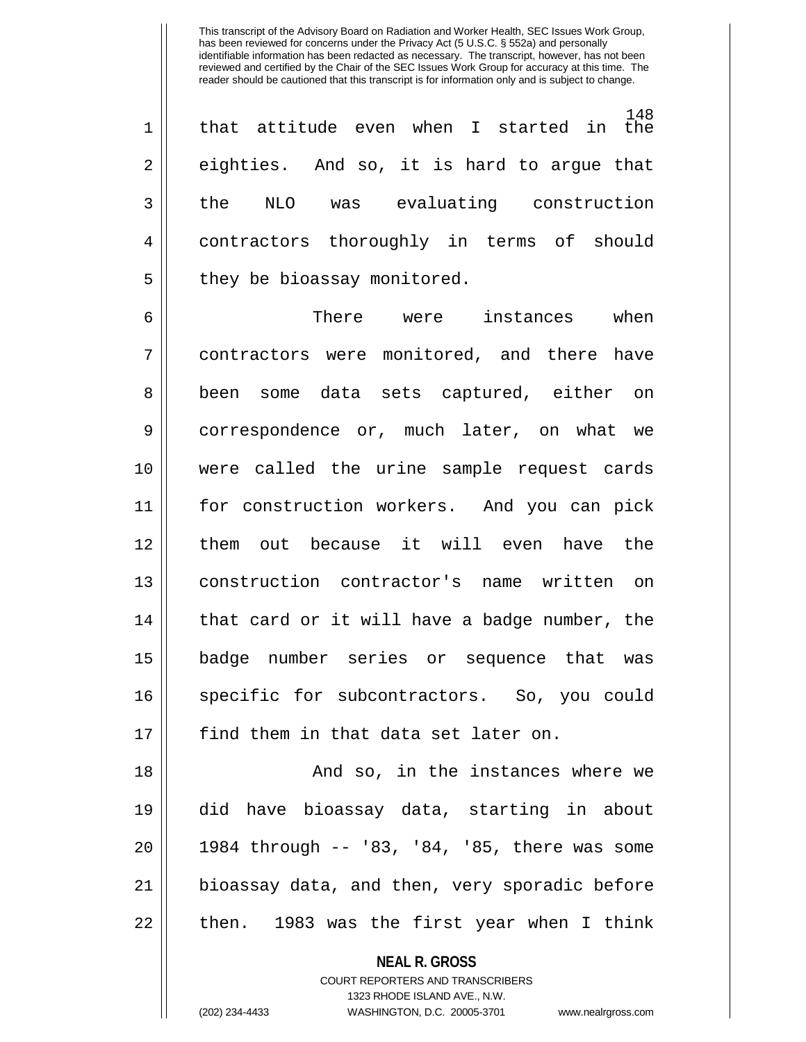that attitude even when I started in the eighties. And so, it is hard to argue that the NLO was evaluating construction contractors thoroughly in terms of should they be bioassay monitored.

There were instances when contractors were monitored, and there have been some data sets captured, either on correspondence or, much later, on what we were called the urine sample request cards for construction workers. And you can pick them out because it will even have the construction contractor's name written on that card or it will have a badge number, the badge number series or sequence that was specific for subcontractors. So, you could find them in that data set later on.

And so, in the instances where we did have bioassay data, starting in about 1984 through -- '83, '84, '85, there was some bioassay data, and then, very sporadic before then. 1983 was the first year when I think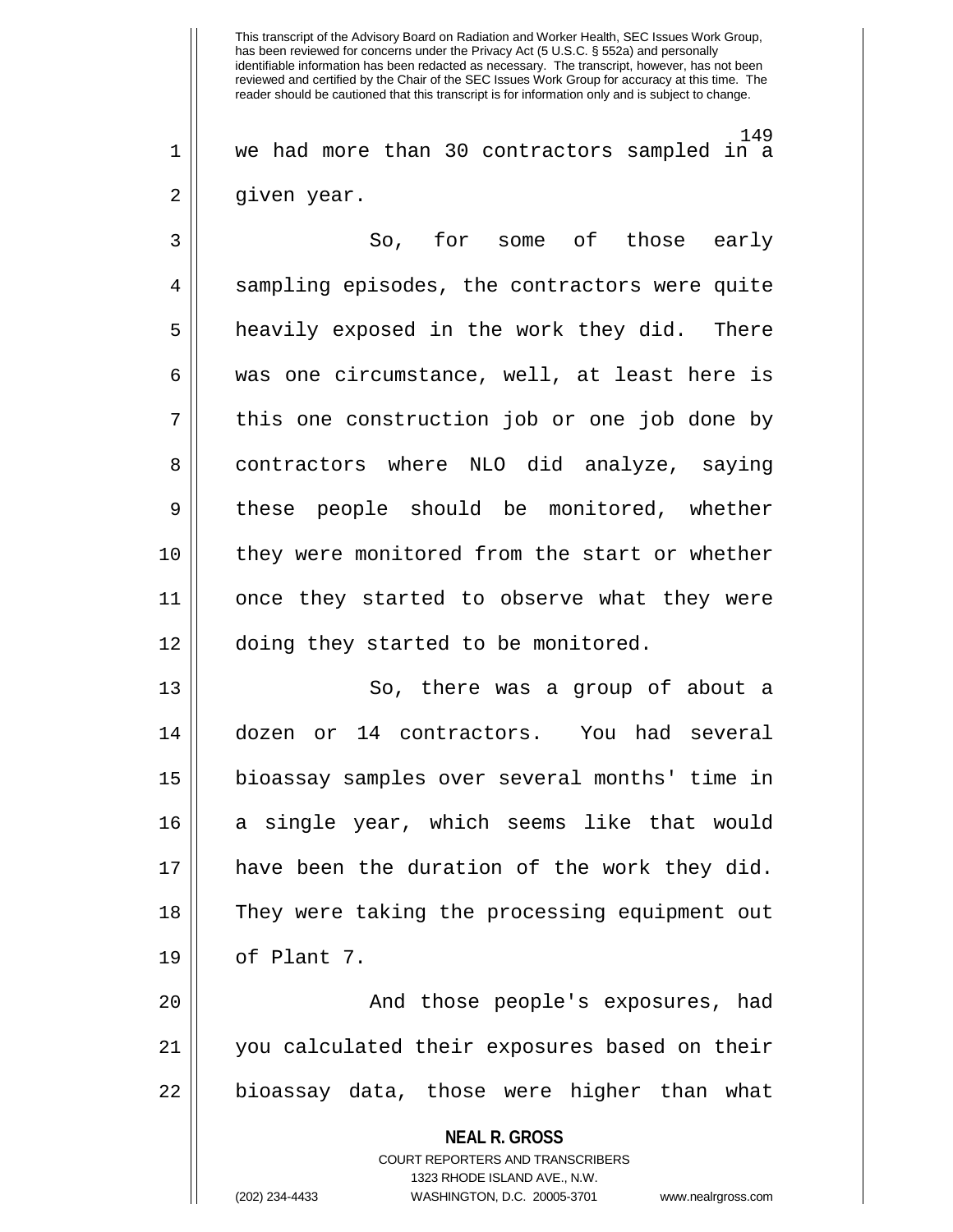we had more than 30 contractors sampled in a given year.

So, for some of those early sampling episodes, the contractors were quite heavily exposed in the work they did. There was one circumstance, well, at least here is this one construction job or one job done by contractors where NLO did analyze, saying these people should be monitored, whether they were monitored from the start or whether once they started to observe what they were doing they started to be monitored.

So, there was a group of about a dozen or 14 contractors. You had several bioassay samples over several months' time in a single year, which seems like that would have been the duration of the work they did. They were taking the processing equipment out of Plant 7.

And those people's exposures, had you calculated their exposures based on their bioassay data, those were higher than what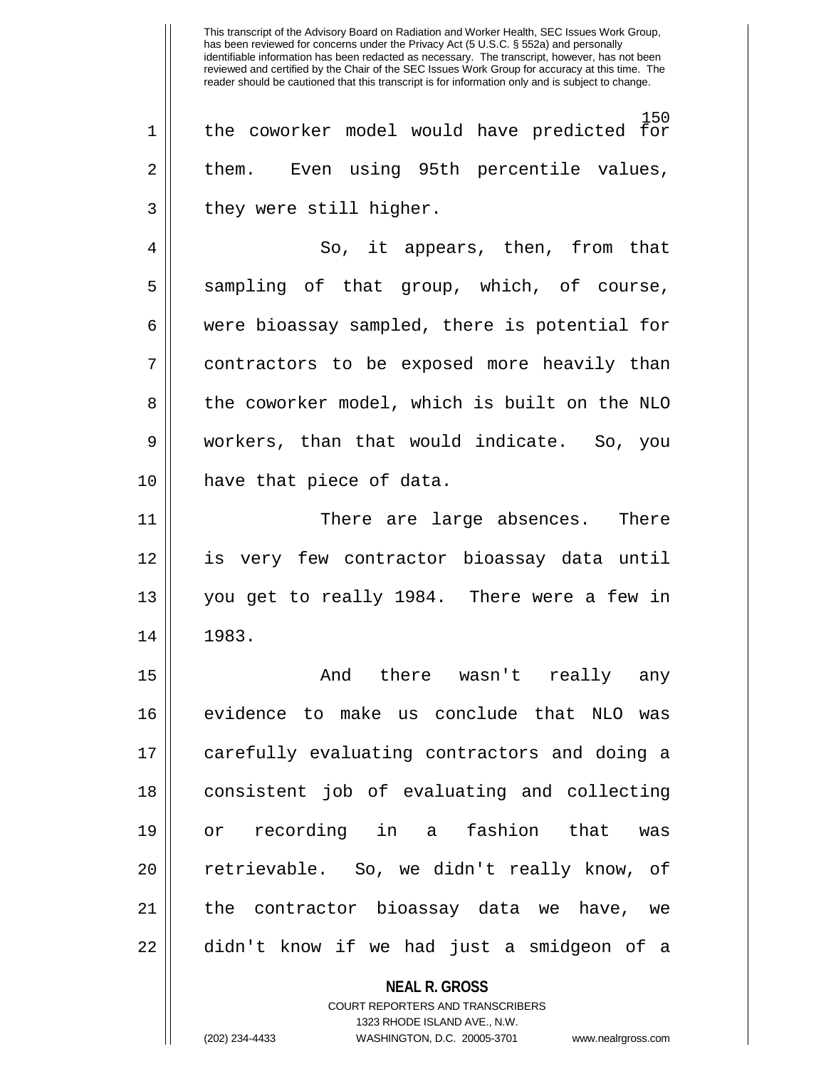the coworker model would have predicted for them. Even using 95th percentile values, they were still higher.

So, it appears, then, from that sampling of that group, which, of course, were bioassay sampled, there is potential for contractors to be exposed more heavily than the coworker model, which is built on the NLO workers, than that would indicate. So, you have that piece of data.

There are large absences. There is very few contractor bioassay data until you get to really 1984. There were a few in 1983.

And there wasn't really any evidence to make us conclude that NLO was carefully evaluating contractors and doing a consistent job of evaluating and collecting or recording in a fashion that was retrievable. So, we didn't really know, of the contractor bioassay data we have, we didn't know if we had just a smidgeon of a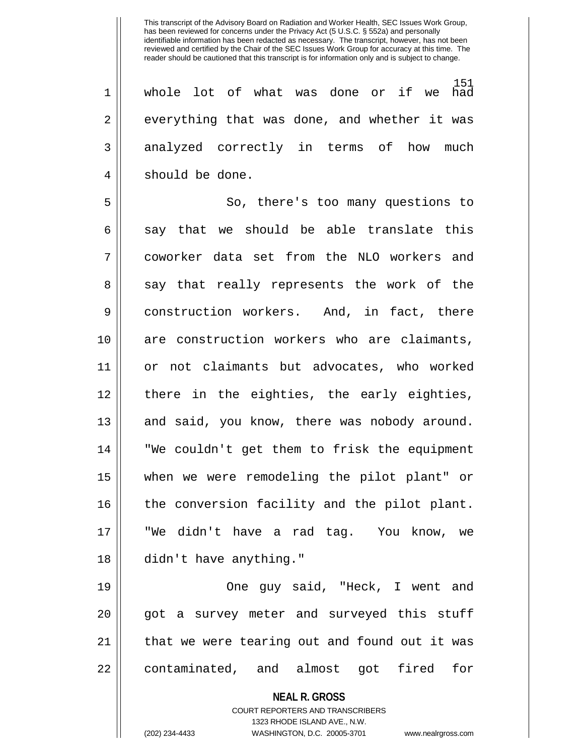whole lot of what was done or if we had everything that was done, and whether it was analyzed correctly in terms of how much should be done.

So, there's too many questions to say that we should be able translate this coworker data set from the NLO workers and say that really represents the work of the construction workers. And, in fact, there are construction workers who are claimants, or not claimants but advocates, who worked there in the eighties, the early eighties, and said, you know, there was nobody around. "We couldn't get them to frisk the equipment when we were remodeling the pilot plant" or the conversion facility and the pilot plant. "We didn't have a rad tag. You know, we didn't have anything."

One guy said, "Heck, I went and got a survey meter and surveyed this stuff that we were tearing out and found out it was contaminated, and almost got fired for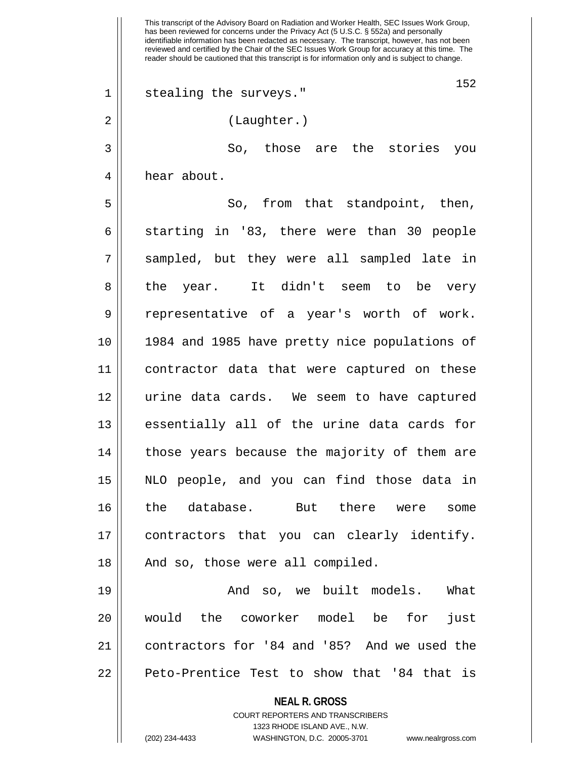This transcript of the Advisory Board on Radiation and Worker Health, SEC Issues Work Group, has been reviewed for concerns under the Privacy Act (5 U.S.C. § 552a) and personally identifiable information has been redacted as necessary. The transcript, however, has not been reviewed and certified by the Chair of the SEC Issues Work Group for accuracy at this time. The reader should be cautioned that this transcript is for information only and is subject to change.

stealing the surveys."

(Laughter.)

So, those are the stories you hear about.

So, from that standpoint, then, starting in '83, there were than 30 people sampled, but they were all sampled late in the year. It didn't seem to be very representative of a year's worth of work. 1984 and 1985 have pretty nice populations of contractor data that were captured on these urine data cards. We seem to have captured essentially all of the urine data cards for those years because the majority of them are NLO people, and you can find those data in the database. But there were some contractors that you can clearly identify. And so, those were all compiled.

And so, we built models. What would the coworker model be for just contractors for '84 and '85? And we used the Peto-Prentice Test to show that '84 that is

**NEAL R. GROSS**
COURT REPORTERS AND TRANSCRIBERS
1323 RHODE ISLAND AVE., N.W.
(202) 234-4433 WASHINGTON, D.C. 20005-3701 www.nealrgross.com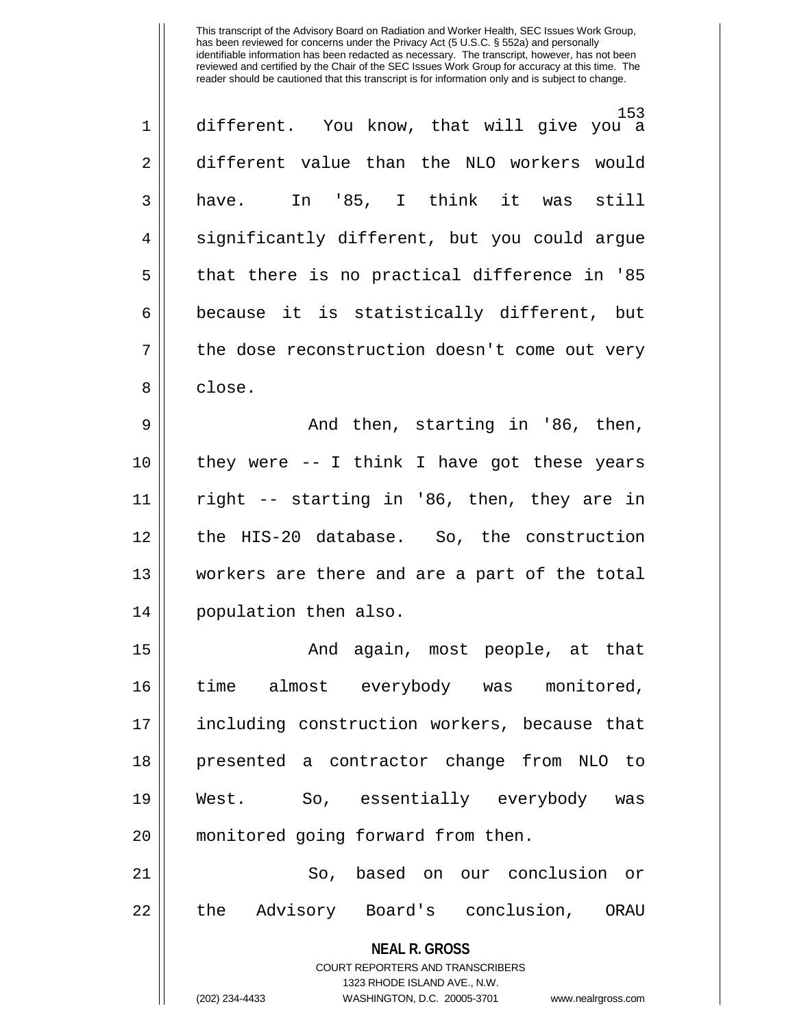different. You know, that will give you a different value than the NLO workers would have. In '85, I think it was still significantly different, but you could argue that there is no practical difference in '85 because it is statistically different, but the dose reconstruction doesn't come out very close.

And then, starting in '86, then, they were -- I think I have got these years right -- starting in '86, then, they are in the HIS-20 database. So, the construction workers are there and are a part of the total population then also.

And again, most people, at that time almost everybody was monitored, including construction workers, because that presented a contractor change from NLO to West. So, essentially everybody was monitored going forward from then.

So, based on our conclusion or the Advisory Board's conclusion, ORAU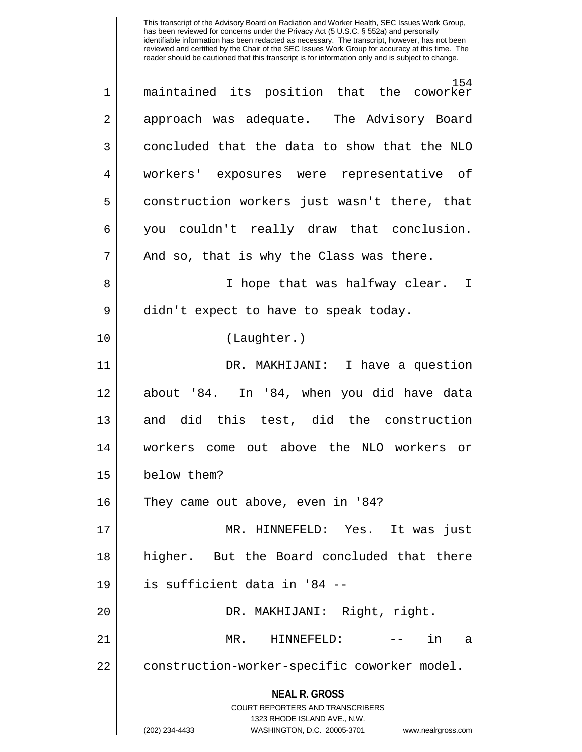maintained its position that the coworker approach was adequate. The Advisory Board concluded that the data to show that the NLO workers' exposures were representative of construction workers just wasn't there, that you couldn't really draw that conclusion. And so, that is why the Class was there.

I hope that was halfway clear. I didn't expect to have to speak today.

(Laughter.)

DR. MAKHIJANI: I have a question about '84. In '84, when you did have data and did this test, did the construction workers come out above the NLO workers or below them?

They came out above, even in '84?

MR. HINNEFELD: Yes. It was just higher. But the Board concluded that there is sufficient data in '84 --

DR. MAKHIJANI: Right, right.

MR. HINNEFELD: -- in a construction-worker-specific coworker model.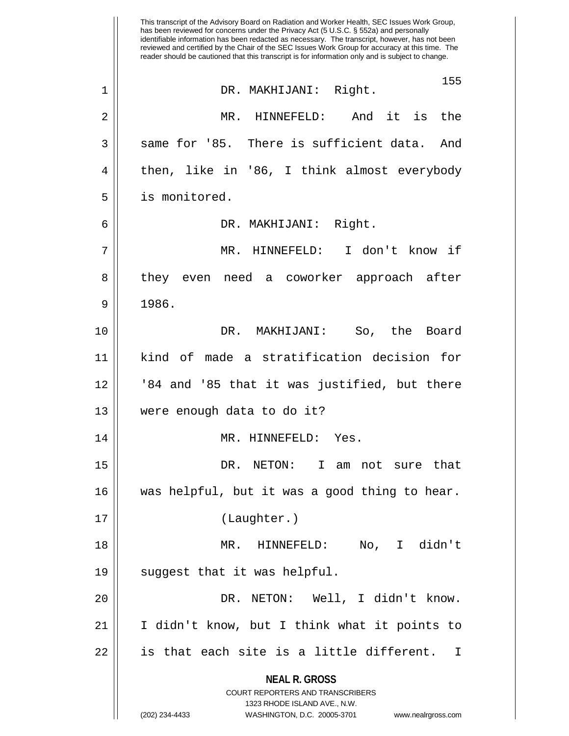This transcript of the Advisory Board on Radiation and Worker Health, SEC Issues Work Group, has been reviewed for concerns under the Privacy Act (5 U.S.C. § 552a) and personally identifiable information has been redacted as necessary. The transcript, however, has not been reviewed and certified by the Chair of the SEC Issues Work Group for accuracy at this time. The reader should be cautioned that this transcript is for information only and is subject to change.

DR. MAKHIJANI: Right.

MR. HINNEFELD: And it is the same for '85. There is sufficient data. And then, like in '86, I think almost everybody is monitored.

DR. MAKHIJANI: Right.

MR. HINNEFELD: I don't know if they even need a coworker approach after 1986.

DR. MAKHIJANI: So, the Board kind of made a stratification decision for '84 and '85 that it was justified, but there were enough data to do it?

MR. HINNEFELD: Yes.

DR. NETON: I am not sure that was helpful, but it was a good thing to hear.

(Laughter.)

MR. HINNEFELD: No, I didn't suggest that it was helpful.

DR. NETON: Well, I didn't know. I didn't know, but I think what it points to is that each site is a little different. I

**NEAL R. GROSS**
COURT REPORTERS AND TRANSCRIBERS
1323 RHODE ISLAND AVE., N.W.
(202) 234-4433 WASHINGTON, D.C. 20005-3701 www.nealrgross.com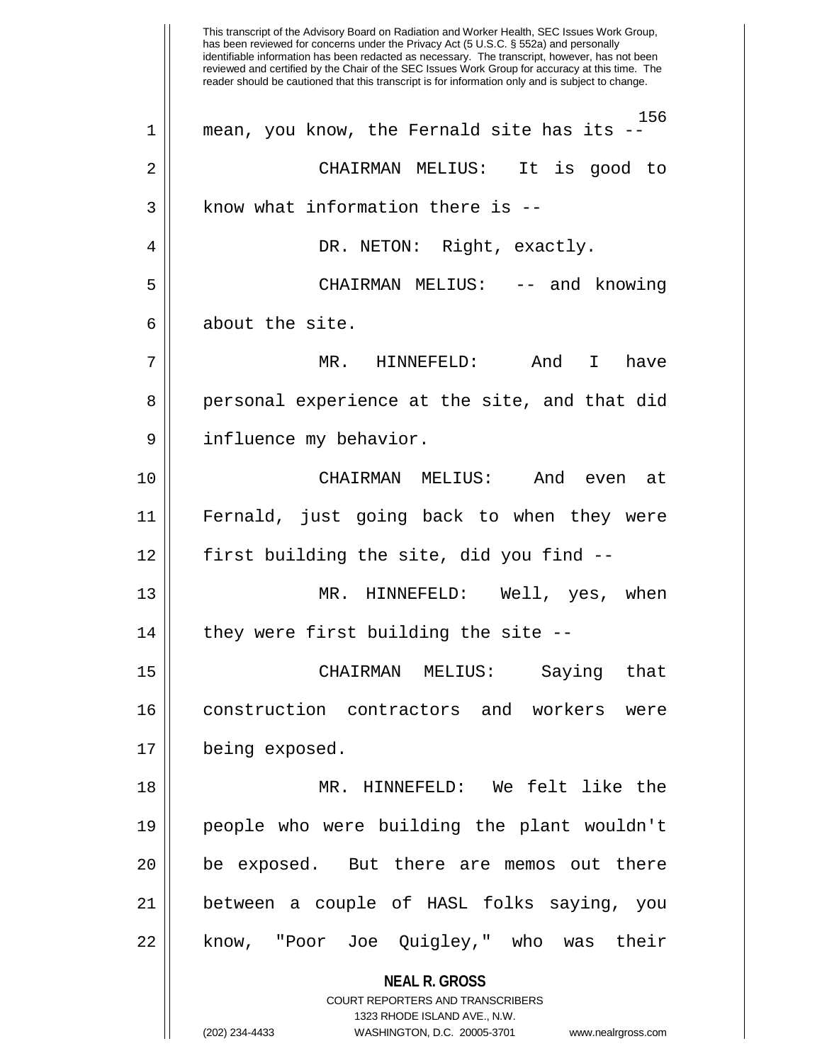mean, you know, the Fernald site has its --

CHAIRMAN MELIUS: It is good to know what information there is --

DR. NETON: Right, exactly.

CHAIRMAN MELIUS: -- and knowing about the site.

MR. HINNEFELD: And I have personal experience at the site, and that did influence my behavior.

CHAIRMAN MELIUS: And even at Fernald, just going back to when they were first building the site, did you find --

MR. HINNEFELD: Well, yes, when they were first building the site --

CHAIRMAN MELIUS: Saying that construction contractors and workers were being exposed.

MR. HINNEFELD: We felt like the people who were building the plant wouldn't be exposed. But there are memos out there between a couple of HASL folks saying, you know, "Poor Joe Quigley," who was their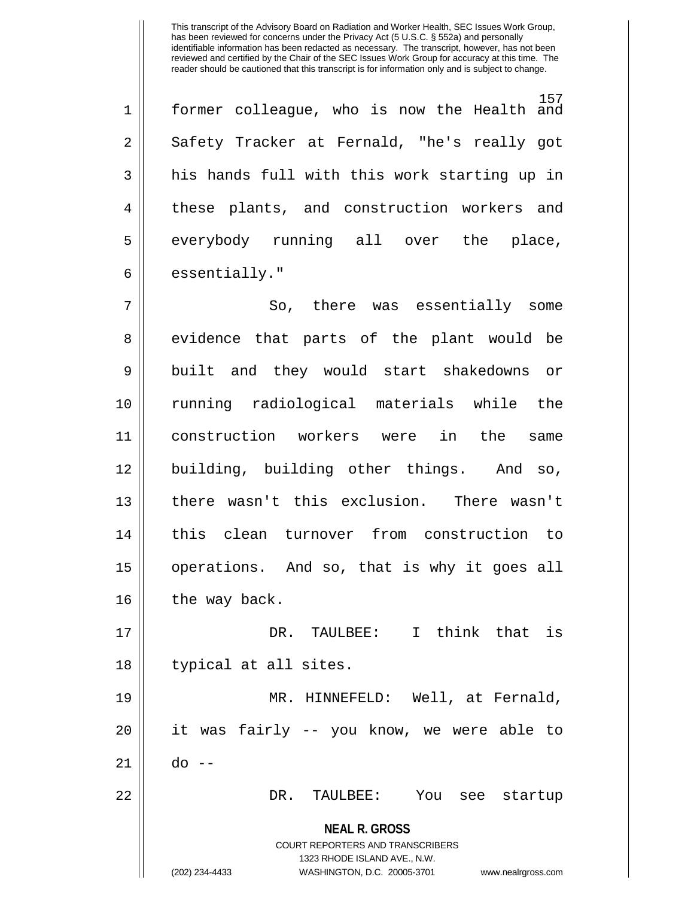former colleague, who is now the Health and Safety Tracker at Fernald, "he's really got his hands full with this work starting up in these plants, and construction workers and everybody running all over the place, essentially."

So, there was essentially some evidence that parts of the plant would be built and they would start shakedowns or running radiological materials while the construction workers were in the same building, building other things. And so, there wasn't this exclusion. There wasn't this clean turnover from construction to operations. And so, that is why it goes all the way back.

DR. TAULBEE: I think that is typical at all sites.

MR. HINNEFELD: Well, at Fernald, it was fairly -- you know, we were able to do --

DR. TAULBEE: You see startup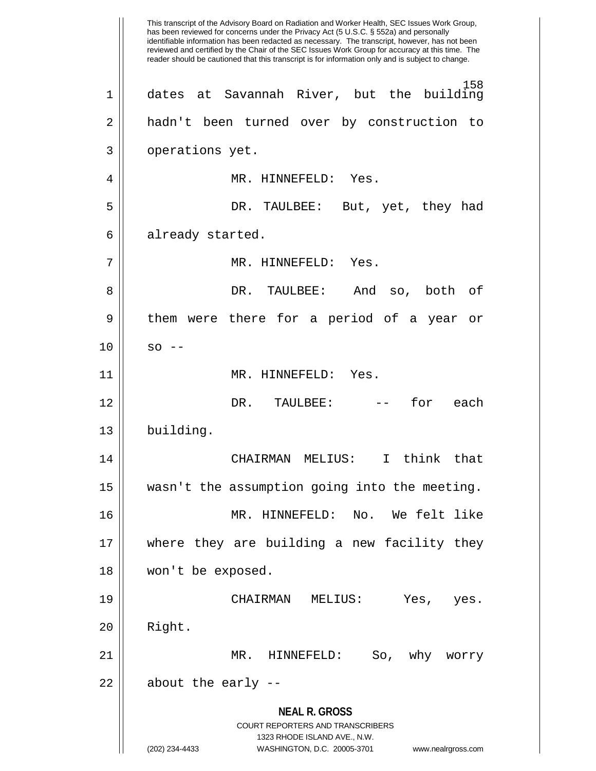This transcript of the Advisory Board on Radiation and Worker Health, SEC Issues Work Group, has been reviewed for concerns under the Privacy Act (5 U.S.C. § 552a) and personally identifiable information has been redacted as necessary. The transcript, however, has not been reviewed and certified by the Chair of the SEC Issues Work Group for accuracy at this time. The reader should be cautioned that this transcript is for information only and is subject to change.

dates at Savannah River, but the building hadn't been turned over by construction to operations yet.

MR. HINNEFELD: Yes.

DR. TAULBEE: But, yet, they had already started.

MR. HINNEFELD: Yes.

DR. TAULBEE: And so, both of them were there for a period of a year or so --

MR. HINNEFELD: Yes.

DR. TAULBEE: -- for each building.

CHAIRMAN MELIUS: I think that wasn't the assumption going into the meeting.

MR. HINNEFELD: No. We felt like where they are building a new facility they won't be exposed.

CHAIRMAN MELIUS: Yes, yes. Right.

MR. HINNEFELD: So, why worry about the early --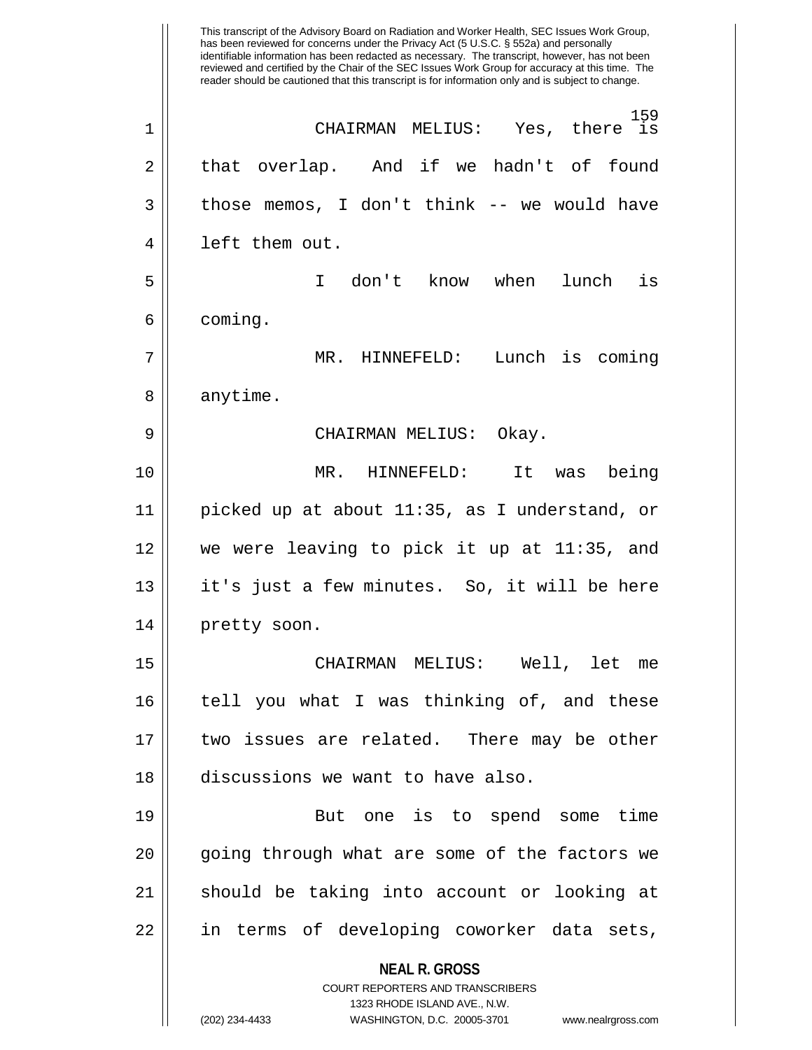CHAIRMAN MELIUS: Yes, there is that overlap. And if we hadn't of found those memos, I don't think -- we would have left them out.

I don't know when lunch is coming.

MR. HINNEFELD: Lunch is coming anytime.

CHAIRMAN MELIUS: Okay.

MR. HINNEFELD: It was being picked up at about 11:35, as I understand, or we were leaving to pick it up at 11:35, and it's just a few minutes. So, it will be here pretty soon.

CHAIRMAN MELIUS: Well, let me tell you what I was thinking of, and these two issues are related. There may be other discussions we want to have also.

But one is to spend some time going through what are some of the factors we should be taking into account or looking at in terms of developing coworker data sets,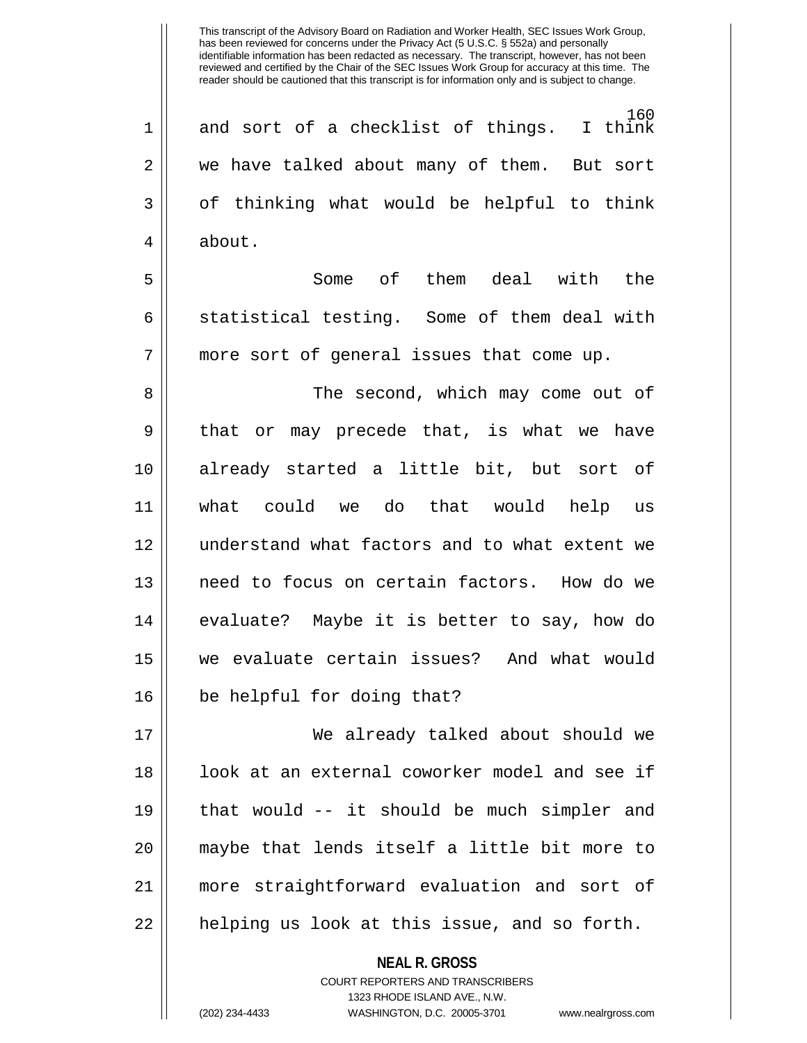and sort of a checklist of things. I think we have talked about many of them. But sort of thinking what would be helpful to think about.

Some of them deal with the statistical testing. Some of them deal with more sort of general issues that come up.

The second, which may come out of that or may precede that, is what we have already started a little bit, but sort of what could we do that would help us understand what factors and to what extent we need to focus on certain factors. How do we evaluate? Maybe it is better to say, how do we evaluate certain issues? And what would be helpful for doing that?

We already talked about should we look at an external coworker model and see if that would -- it should be much simpler and maybe that lends itself a little bit more to more straightforward evaluation and sort of helping us look at this issue, and so forth.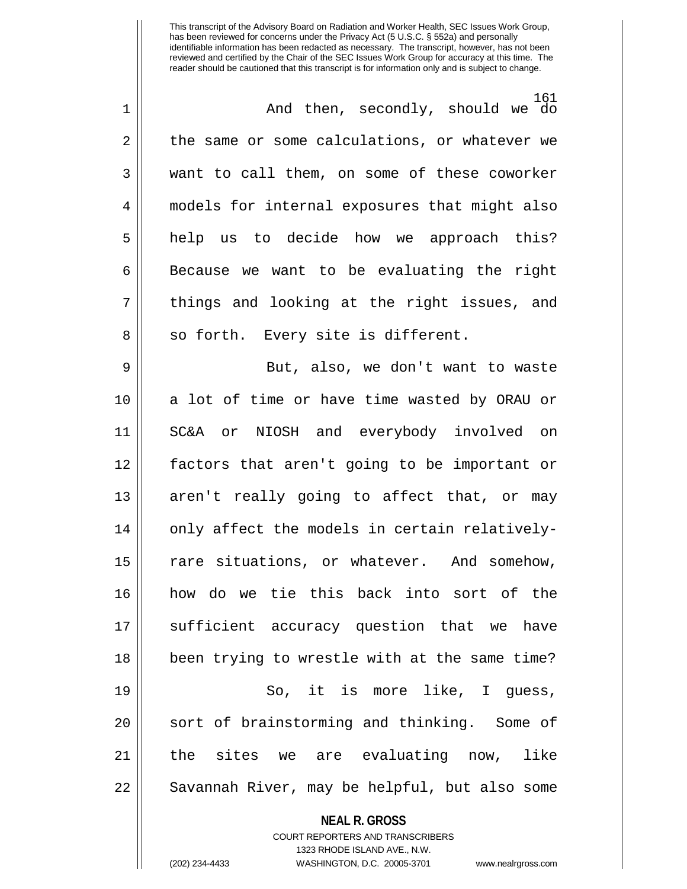This transcript of the Advisory Board on Radiation and Worker Health, SEC Issues Work Group, has been reviewed for concerns under the Privacy Act (5 U.S.C. § 552a) and personally identifiable information has been redacted as necessary. The transcript, however, has not been reviewed and certified by the Chair of the SEC Issues Work Group for accuracy at this time. The reader should be cautioned that this transcript is for information only and is subject to change.

And then, secondly, should we do the same or some calculations, or whatever we want to call them, on some of these coworker models for internal exposures that might also help us to decide how we approach this? Because we want to be evaluating the right things and looking at the right issues, and so forth. Every site is different.

But, also, we don't want to waste a lot of time or have time wasted by ORAU or SC&A or NIOSH and everybody involved on factors that aren't going to be important or aren't really going to affect that, or may only affect the models in certain relatively-rare situations, or whatever. And somehow, how do we tie this back into sort of the sufficient accuracy question that we have been trying to wrestle with at the same time?

So, it is more like, I guess, sort of brainstorming and thinking. Some of the sites we are evaluating now, like Savannah River, may be helpful, but also some

**NEAL R. GROSS**
COURT REPORTERS AND TRANSCRIBERS
1323 RHODE ISLAND AVE., N.W.
(202) 234-4433 WASHINGTON, D.C. 20005-3701 www.nealrgross.com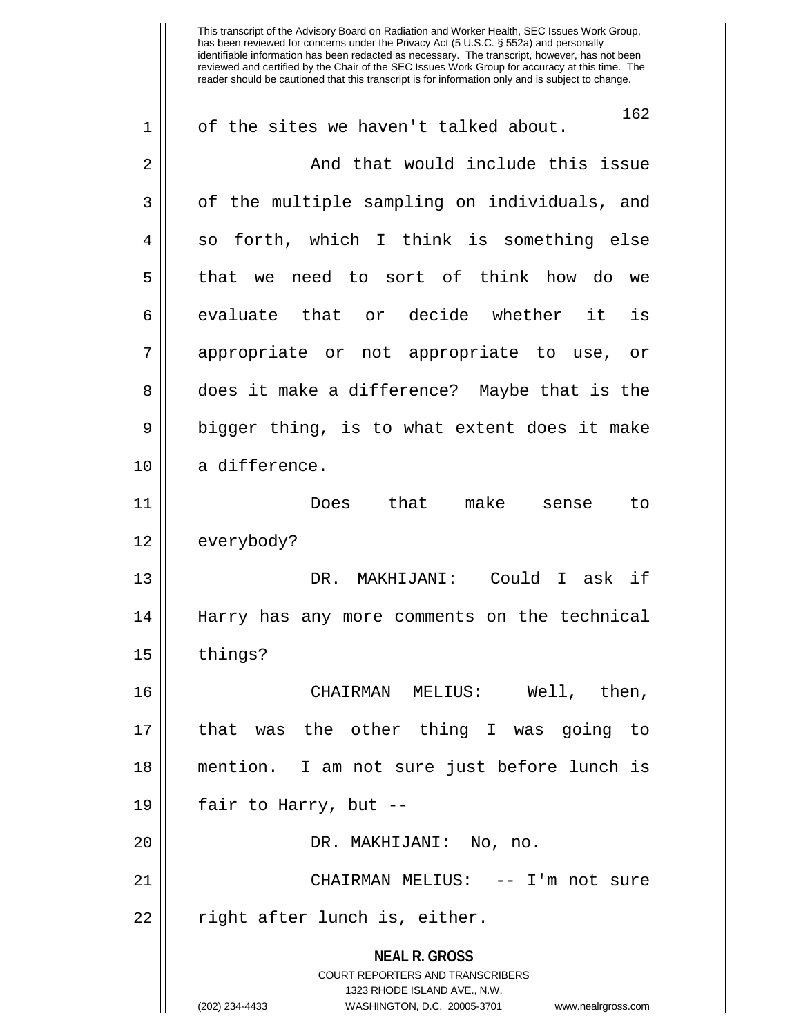of the sites we haven't talked about.

And that would include this issue of the multiple sampling on individuals, and so forth, which I think is something else that we need to sort of think how do we evaluate that or decide whether it is appropriate or not appropriate to use, or does it make a difference? Maybe that is the bigger thing, is to what extent does it make a difference.

Does that make sense to everybody?

DR. MAKHIJANI: Could I ask if Harry has any more comments on the technical things?

CHAIRMAN MELIUS: Well, then, that was the other thing I was going to mention. I am not sure just before lunch is fair to Harry, but --

DR. MAKHIJANI: No, no.

CHAIRMAN MELIUS: -- I'm not sure right after lunch is, either.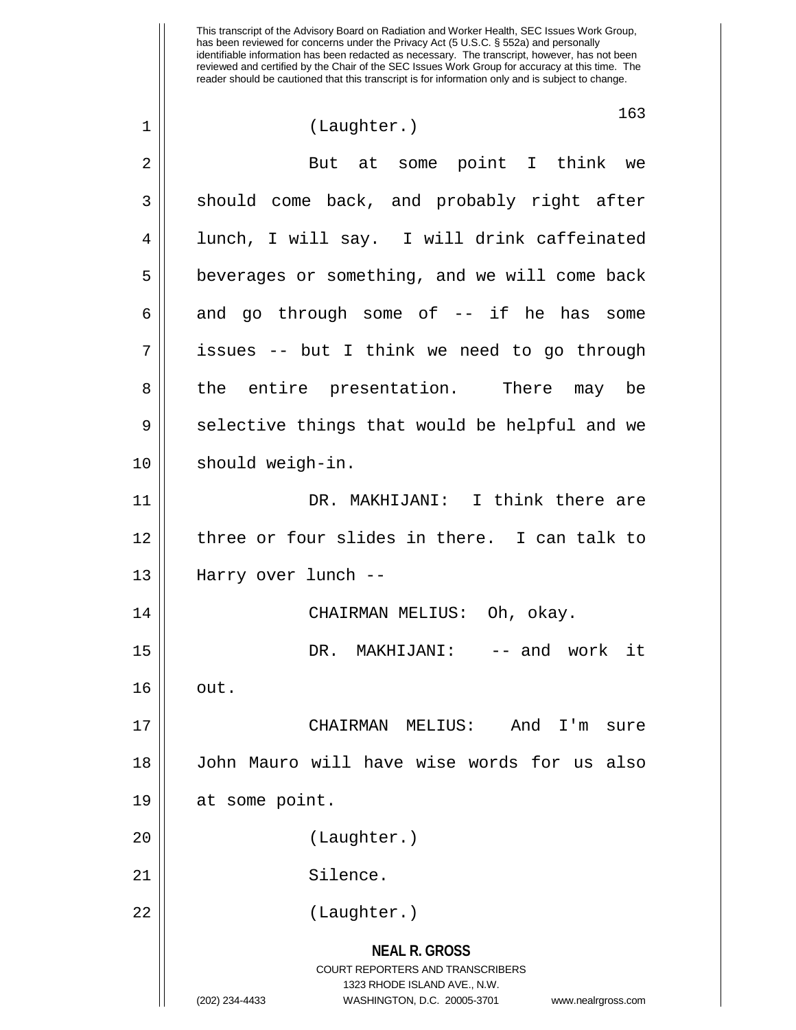(Laughter.)

But at some point I think we should come back, and probably right after lunch, I will say. I will drink caffeinated beverages or something, and we will come back and go through some of -- if he has some issues -- but I think we need to go through the entire presentation. There may be selective things that would be helpful and we should weigh-in.

DR. MAKHIJANI: I think there are three or four slides in there. I can talk to Harry over lunch --

CHAIRMAN MELIUS: Oh, okay.

DR. MAKHIJANI: -- and work it out.

CHAIRMAN MELIUS: And I'm sure John Mauro will have wise words for us also at some point.

(Laughter.)

Silence.

(Laughter.)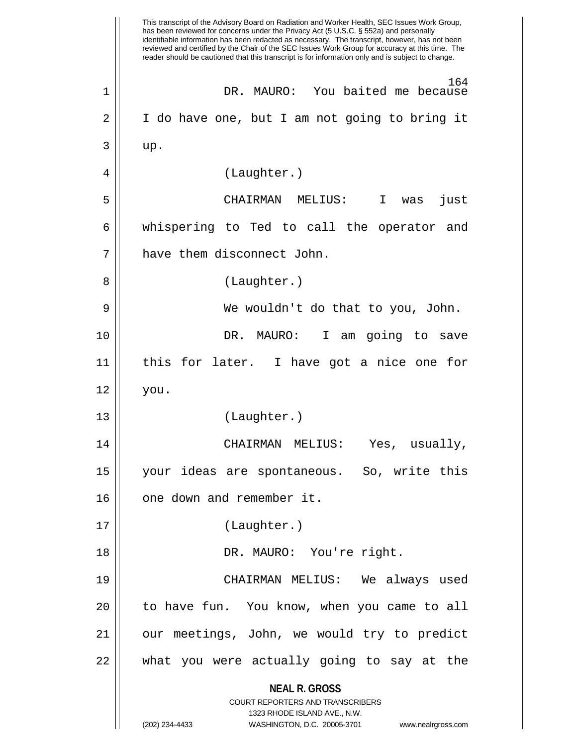DR. MAURO: You baited me because I do have one, but I am not going to bring it up.

(Laughter.)

CHAIRMAN MELIUS: I was just whispering to Ted to call the operator and have them disconnect John.

(Laughter.)

We wouldn't do that to you, John.

DR. MAURO: I am going to save this for later. I have got a nice one for you.

(Laughter.)

CHAIRMAN MELIUS: Yes, usually, your ideas are spontaneous. So, write this one down and remember it.

(Laughter.)

DR. MAURO: You're right.

CHAIRMAN MELIUS: We always used to have fun. You know, when you came to all our meetings, John, we would try to predict what you were actually going to say at the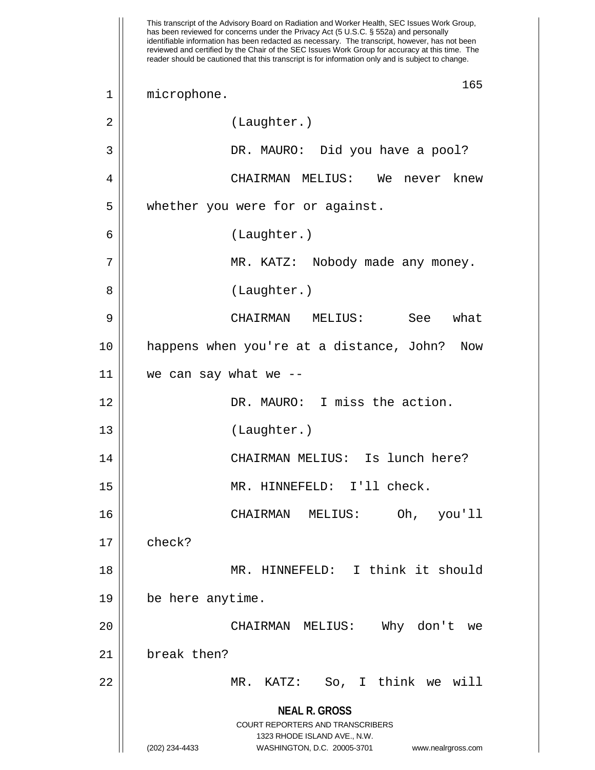This transcript of the Advisory Board on Radiation and Worker Health, SEC Issues Work Group, has been reviewed for concerns under the Privacy Act (5 U.S.C. § 552a) and personally identifiable information has been redacted as necessary. The transcript, however, has not been reviewed and certified by the Chair of the SEC Issues Work Group for accuracy at this time. The reader should be cautioned that this transcript is for information only and is subject to change.

microphone.

(Laughter.)

DR. MAURO: Did you have a pool?

CHAIRMAN MELIUS: We never knew whether you were for or against.

(Laughter.)

MR. KATZ: Nobody made any money.

(Laughter.)

CHAIRMAN MELIUS: See what happens when you're at a distance, John? Now we can say what we --

DR. MAURO: I miss the action.

(Laughter.)

CHAIRMAN MELIUS: Is lunch here?

MR. HINNEFELD: I'll check.

CHAIRMAN MELIUS: Oh, you'll check?

MR. HINNEFELD: I think it should be here anytime.

CHAIRMAN MELIUS: Why don't we break then?

MR. KATZ: So, I think we will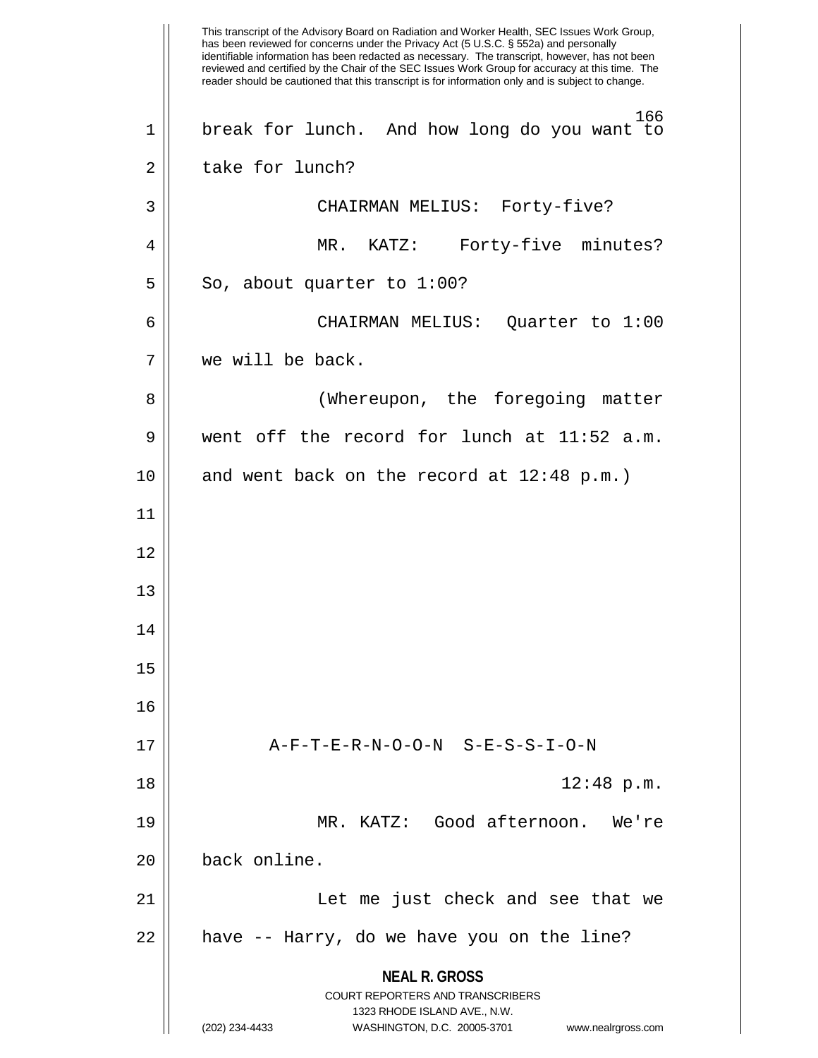This transcript of the Advisory Board on Radiation and Worker Health, SEC Issues Work Group, has been reviewed for concerns under the Privacy Act (5 U.S.C. § 552a) and personally identifiable information has been redacted as necessary. The transcript, however, has not been reviewed and certified by the Chair of the SEC Issues Work Group for accuracy at this time. The reader should be cautioned that this transcript is for information only and is subject to change.

break for lunch. And how long do you want to take for lunch?

CHAIRMAN MELIUS: Forty-five?

MR. KATZ: Forty-five minutes? So, about quarter to 1:00?

CHAIRMAN MELIUS: Quarter to 1:00 we will be back.

(Whereupon, the foregoing matter went off the record for lunch at 11:52 a.m. and went back on the record at 12:48 p.m.)

A-F-T-E-R-N-O-O-N S-E-S-S-I-O-N

12:48 p.m.

MR. KATZ: Good afternoon. We're back online.

Let me just check and see that we have -- Harry, do we have you on the line?

**NEAL R. GROSS**
COURT REPORTERS AND TRANSCRIBERS
1323 RHODE ISLAND AVE., N.W.
(202) 234-4433 WASHINGTON, D.C. 20005-3701 www.nealrgross.com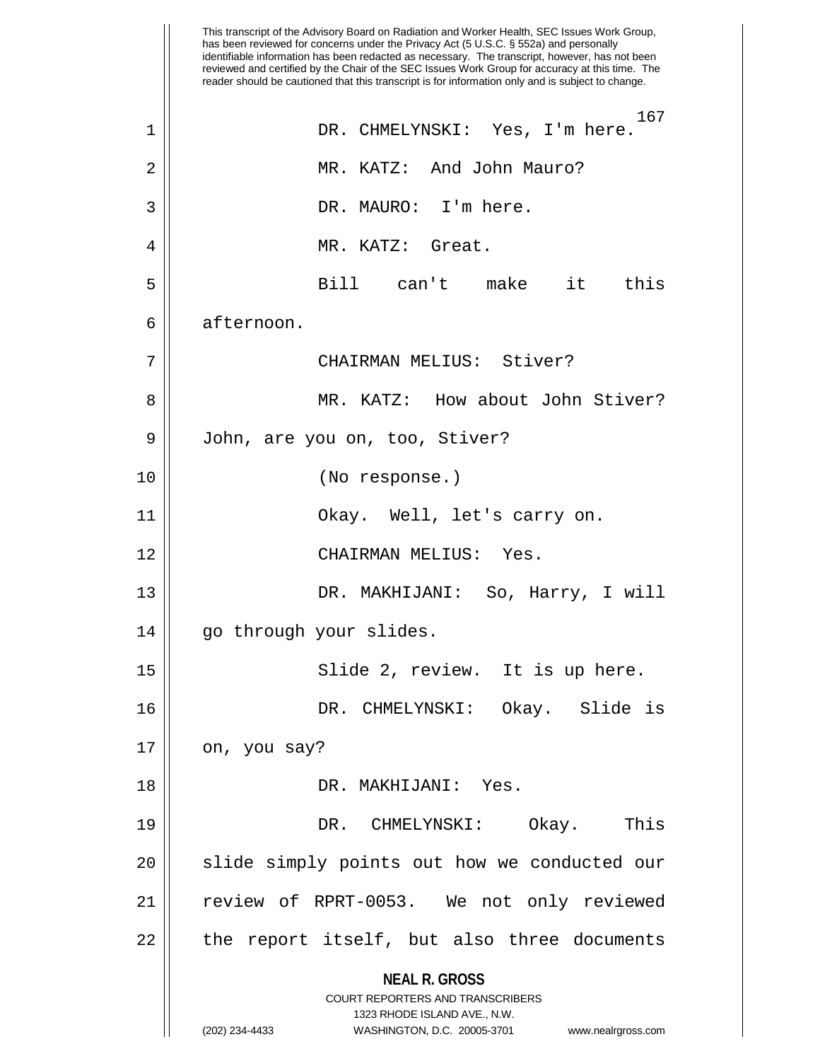DR. CHMELYNSKI: Yes, I'm here.

MR. KATZ: And John Mauro?

DR. MAURO: I'm here.

MR. KATZ: Great.

Bill can't make it this afternoon.

CHAIRMAN MELIUS: Stiver?

MR. KATZ: How about John Stiver? John, are you on, too, Stiver?

(No response.)

Okay. Well, let's carry on.

CHAIRMAN MELIUS: Yes.

DR. MAKHIJANI: So, Harry, I will go through your slides.

Slide 2, review. It is up here.

DR. CHMELYNSKI: Okay. Slide is on, you say?

DR. MAKHIJANI: Yes.

DR. CHMELYNSKI: Okay. This slide simply points out how we conducted our review of RPRT-0053. We not only reviewed the report itself, but also three documents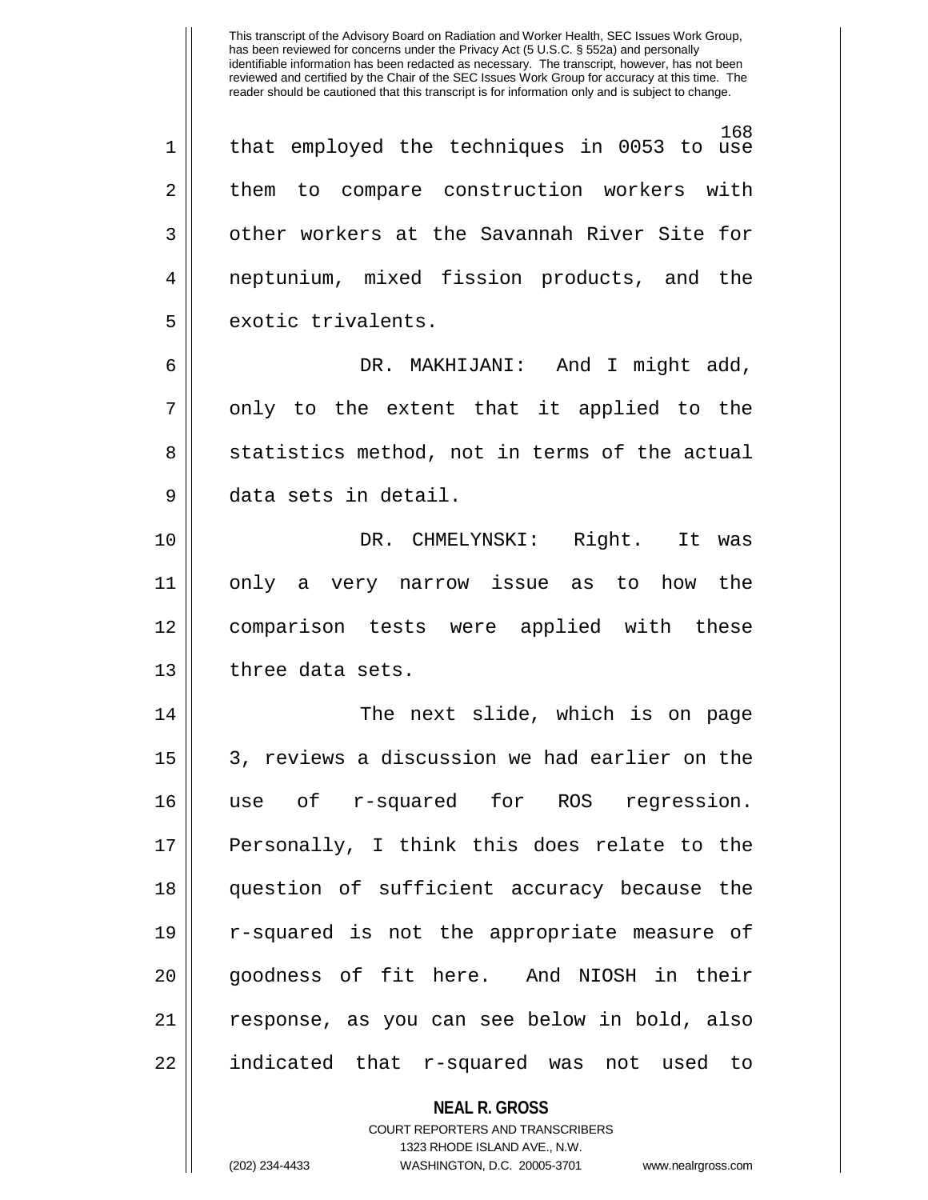that employed the techniques in 0053 to use them to compare construction workers with other workers at the Savannah River Site for neptunium, mixed fission products, and the exotic trivalents.

DR. MAKHIJANI: And I might add, only to the extent that it applied to the statistics method, not in terms of the actual data sets in detail.

DR. CHMELYNSKI: Right. It was only a very narrow issue as to how the comparison tests were applied with these three data sets.

The next slide, which is on page 3, reviews a discussion we had earlier on the use of r-squared for ROS regression. Personally, I think this does relate to the question of sufficient accuracy because the r-squared is not the appropriate measure of goodness of fit here. And NIOSH in their response, as you can see below in bold, also indicated that r-squared was not used to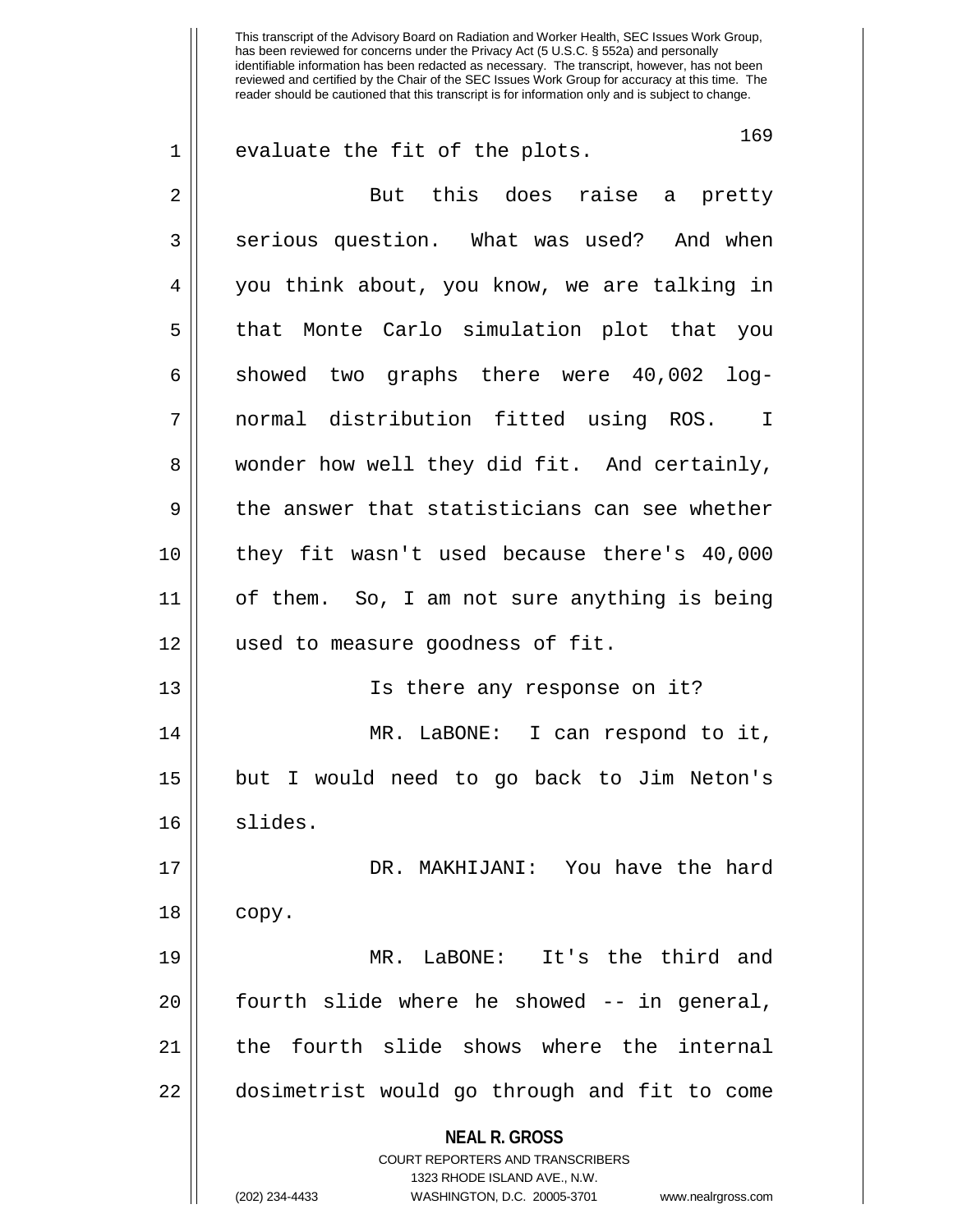evaluate the fit of the plots.

But this does raise a pretty serious question. What was used? And when you think about, you know, we are talking in that Monte Carlo simulation plot that you showed two graphs there were 40,002 log-normal distribution fitted using ROS. I wonder how well they did fit. And certainly, the answer that statisticians can see whether they fit wasn't used because there's 40,000 of them. So, I am not sure anything is being used to measure goodness of fit.

Is there any response on it?

MR. LaBONE: I can respond to it, but I would need to go back to Jim Neton's slides.

DR. MAKHIJANI: You have the hard copy.

MR. LaBONE: It's the third and fourth slide where he showed -- in general, the fourth slide shows where the internal dosimetrist would go through and fit to come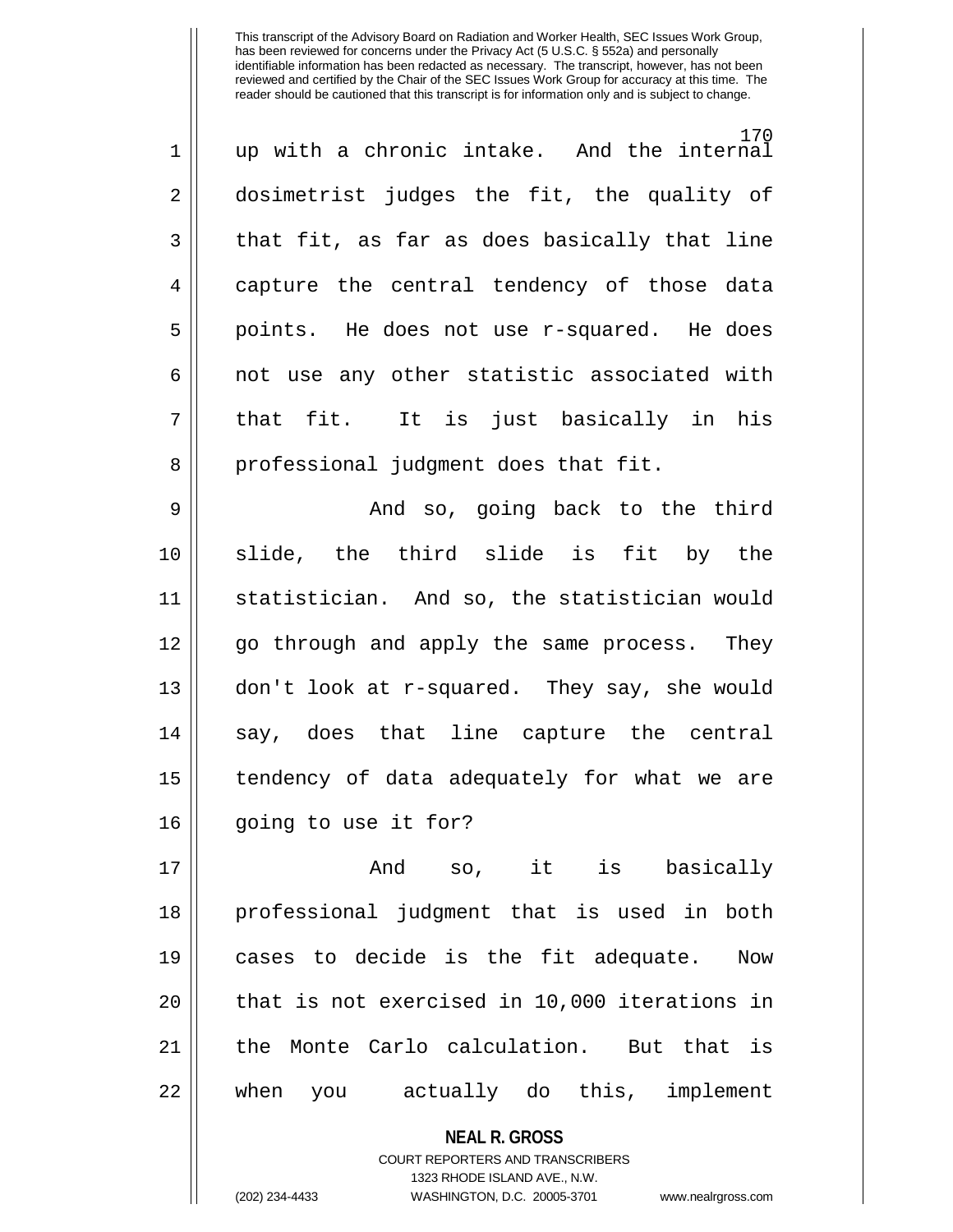up with a chronic intake. And the internal dosimetrist judges the fit, the quality of that fit, as far as does basically that line capture the central tendency of those data points. He does not use r-squared. He does not use any other statistic associated with that fit. It is just basically in his professional judgment does that fit.

And so, going back to the third slide, the third slide is fit by the statistician. And so, the statistician would go through and apply the same process. They don't look at r-squared. They say, she would say, does that line capture the central tendency of data adequately for what we are going to use it for?

And so, it is basically professional judgment that is used in both cases to decide is the fit adequate. Now that is not exercised in 10,000 iterations in the Monte Carlo calculation. But that is when you actually do this, implement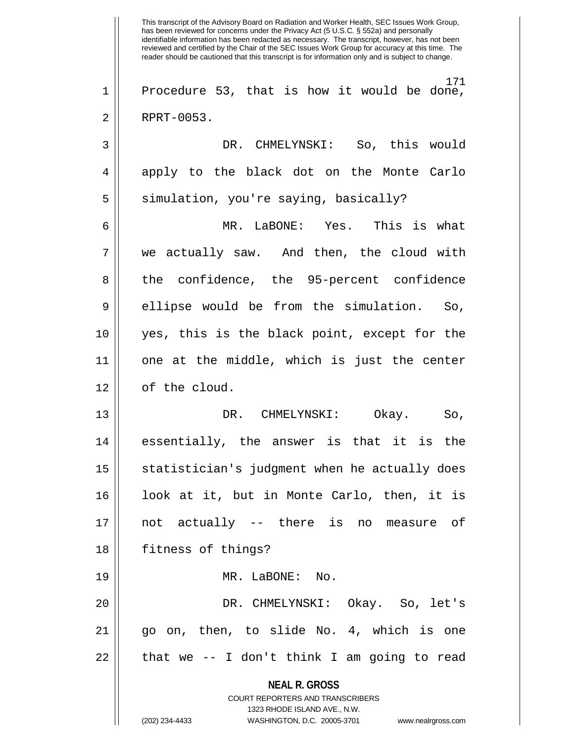Procedure 53, that is how it would be done, RPRT-0053.

DR. CHMELYNSKI: So, this would apply to the black dot on the Monte Carlo simulation, you're saying, basically?

MR. LaBONE: Yes. This is what we actually saw. And then, the cloud with the confidence, the 95-percent confidence ellipse would be from the simulation. So, yes, this is the black point, except for the one at the middle, which is just the center of the cloud.

DR. CHMELYNSKI: Okay. So, essentially, the answer is that it is the statistician's judgment when he actually does look at it, but in Monte Carlo, then, it is not actually -- there is no measure of fitness of things?

MR. LaBONE: No.

DR. CHMELYNSKI: Okay. So, let's go on, then, to slide No. 4, which is one that we -- I don't think I am going to read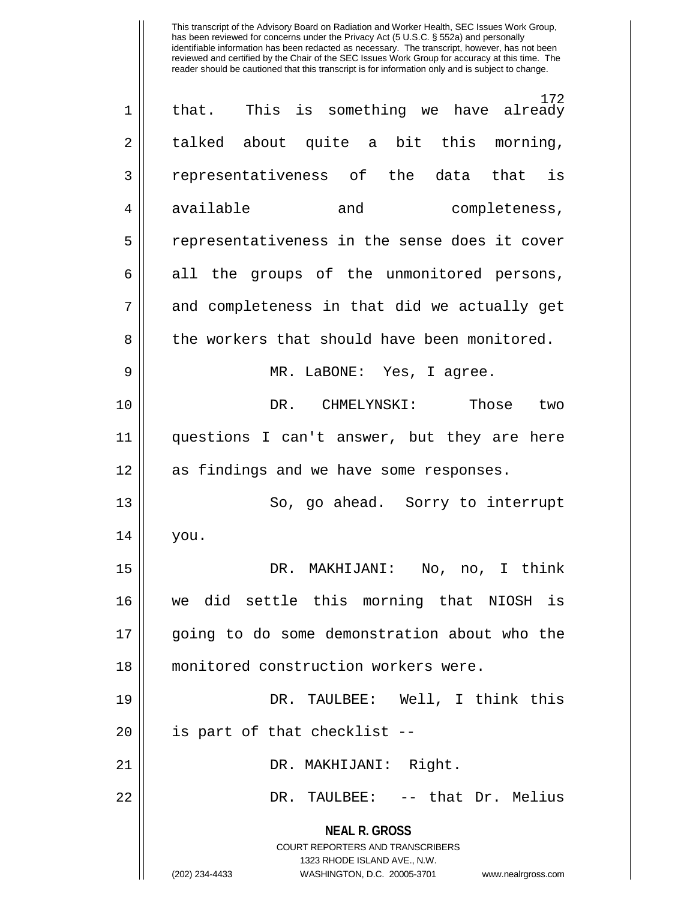that. This is something we have already talked about quite a bit this morning, representativeness of the data that is available and completeness, representativeness in the sense does it cover all the groups of the unmonitored persons, and completeness in that did we actually get the workers that should have been monitored.

MR. LaBONE: Yes, I agree.

DR. CHMELYNSKI: Those two questions I can't answer, but they are here as findings and we have some responses.

So, go ahead. Sorry to interrupt you.

DR. MAKHIJANI: No, no, I think we did settle this morning that NIOSH is going to do some demonstration about who the monitored construction workers were.

DR. TAULBEE: Well, I think this is part of that checklist --

DR. MAKHIJANI: Right.

DR. TAULBEE: -- that Dr. Melius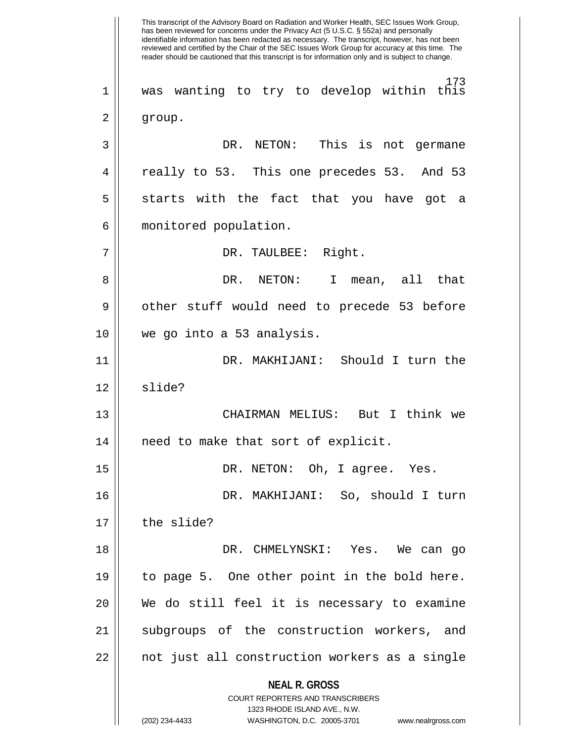was wanting to try to develop within this group.

DR. NETON: This is not germane really to 53. This one precedes 53. And 53 starts with the fact that you have got a monitored population.

DR. TAULBEE: Right.

DR. NETON: I mean, all that other stuff would need to precede 53 before we go into a 53 analysis.

DR. MAKHIJANI: Should I turn the slide?

CHAIRMAN MELIUS: But I think we need to make that sort of explicit.

DR. NETON: Oh, I agree. Yes.

DR. MAKHIJANI: So, should I turn the slide?

DR. CHMELYNSKI: Yes. We can go to page 5. One other point in the bold here. We do still feel it is necessary to examine subgroups of the construction workers, and not just all construction workers as a single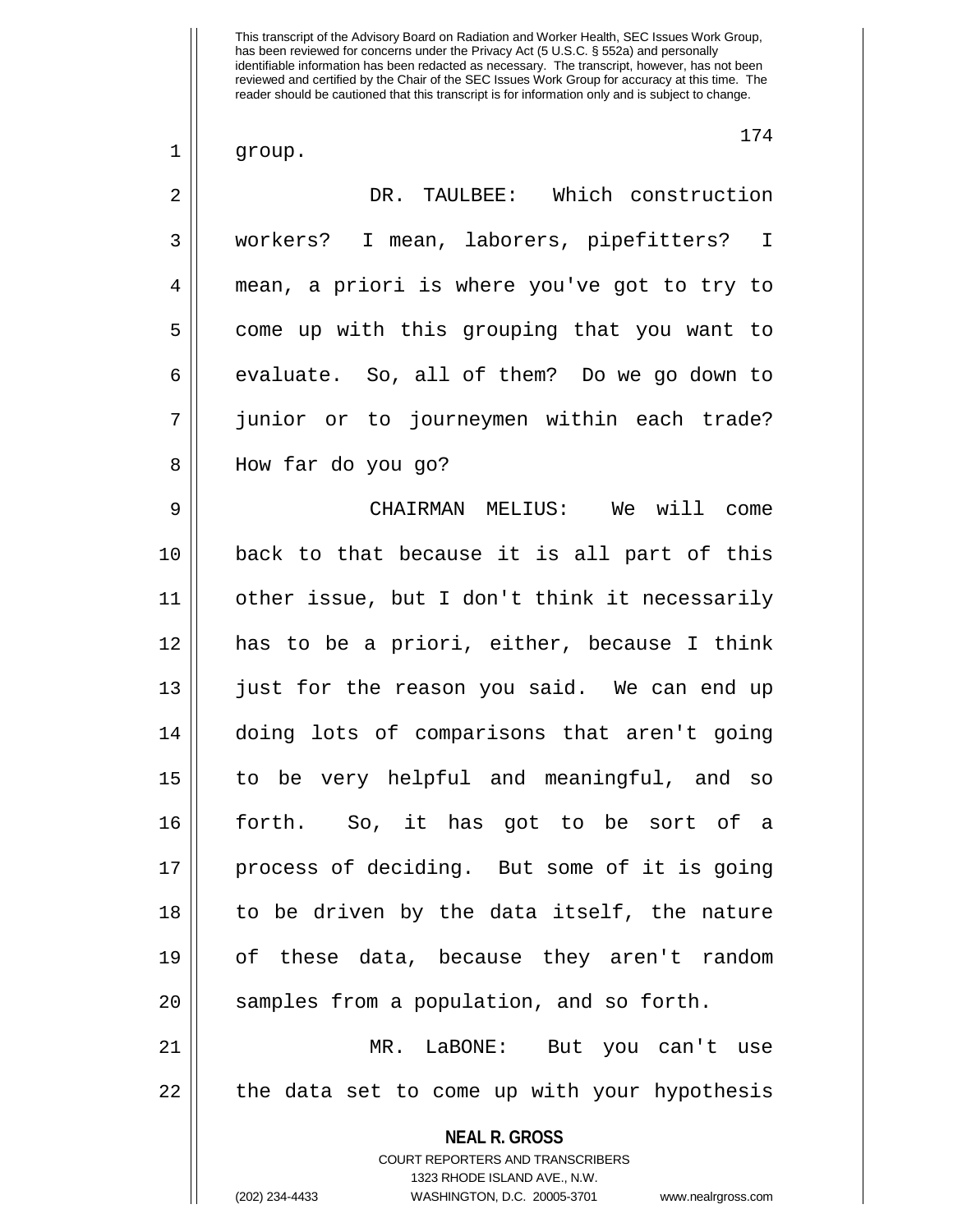group.

DR. TAULBEE: Which construction workers? I mean, laborers, pipefitters? I mean, a priori is where you've got to try to come up with this grouping that you want to evaluate. So, all of them? Do we go down to junior or to journeymen within each trade? How far do you go?

CHAIRMAN MELIUS: We will come back to that because it is all part of this other issue, but I don't think it necessarily has to be a priori, either, because I think just for the reason you said. We can end up doing lots of comparisons that aren't going to be very helpful and meaningful, and so forth. So, it has got to be sort of a process of deciding. But some of it is going to be driven by the data itself, the nature of these data, because they aren't random samples from a population, and so forth.

MR. LaBONE: But you can't use the data set to come up with your hypothesis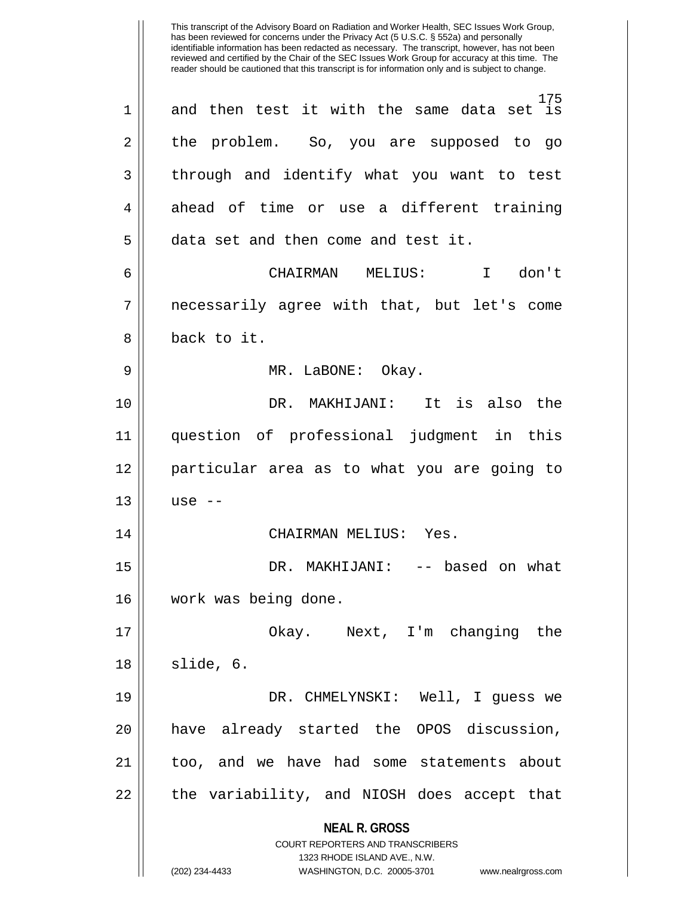and then test it with the same data set is the problem. So, you are supposed to go through and identify what you want to test ahead of time or use a different training data set and then come and test it.

CHAIRMAN MELIUS: I don't necessarily agree with that, but let's come back to it.

MR. LaBONE: Okay.

DR. MAKHIJANI: It is also the question of professional judgment in this particular area as to what you are going to use --

CHAIRMAN MELIUS: Yes.

DR. MAKHIJANI: -- based on what work was being done.

Okay. Next, I'm changing the slide, 6.

DR. CHMELYNSKI: Well, I guess we have already started the OPOS discussion, too, and we have had some statements about the variability, and NIOSH does accept that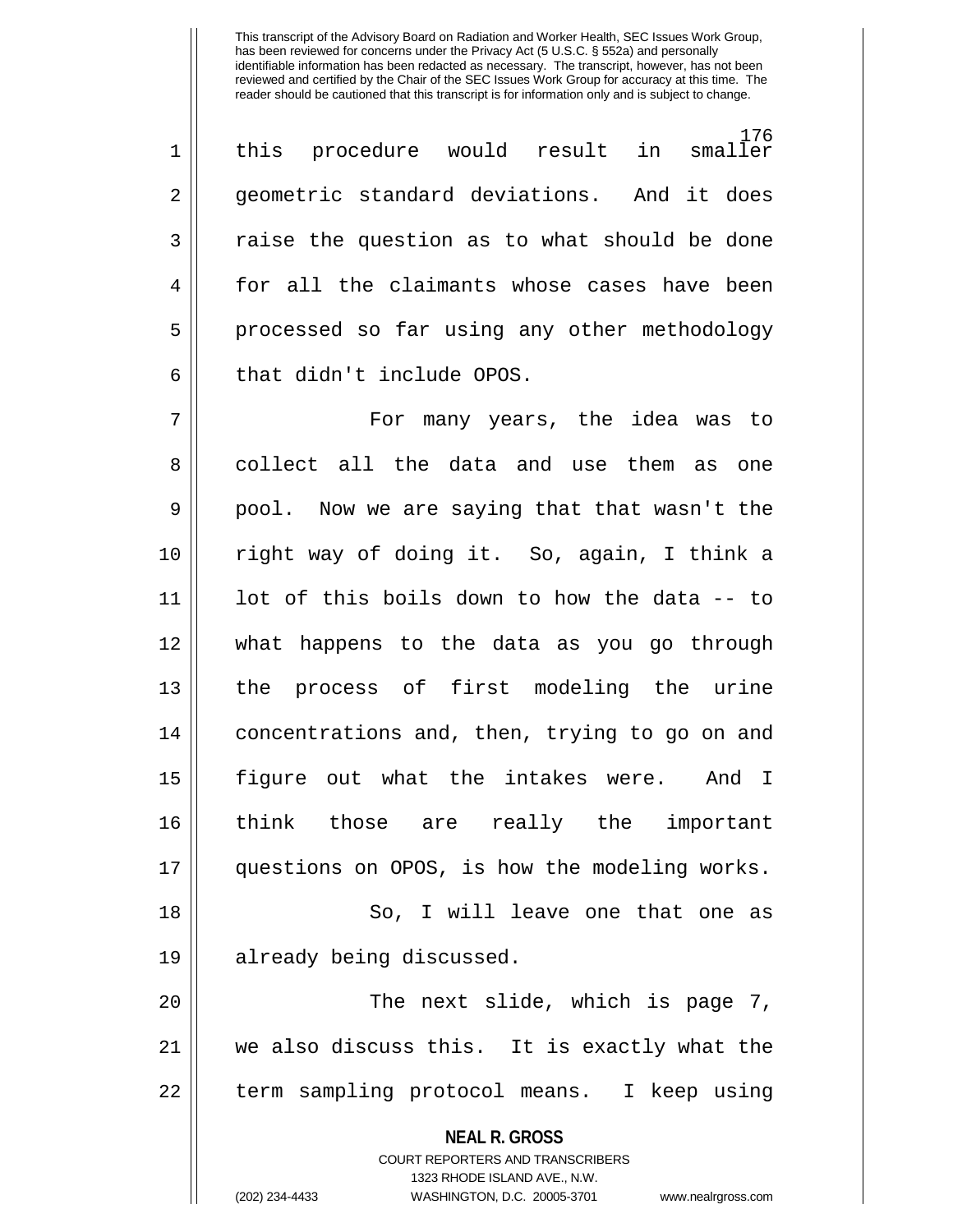this procedure would result in smaller geometric standard deviations. And it does raise the question as to what should be done for all the claimants whose cases have been processed so far using any other methodology that didn't include OPOS.

For many years, the idea was to collect all the data and use them as one pool. Now we are saying that that wasn't the right way of doing it. So, again, I think a lot of this boils down to how the data -- to what happens to the data as you go through the process of first modeling the urine concentrations and, then, trying to go on and figure out what the intakes were. And I think those are really the important questions on OPOS, is how the modeling works.

So, I will leave one that one as already being discussed.

The next slide, which is page 7, we also discuss this. It is exactly what the term sampling protocol means. I keep using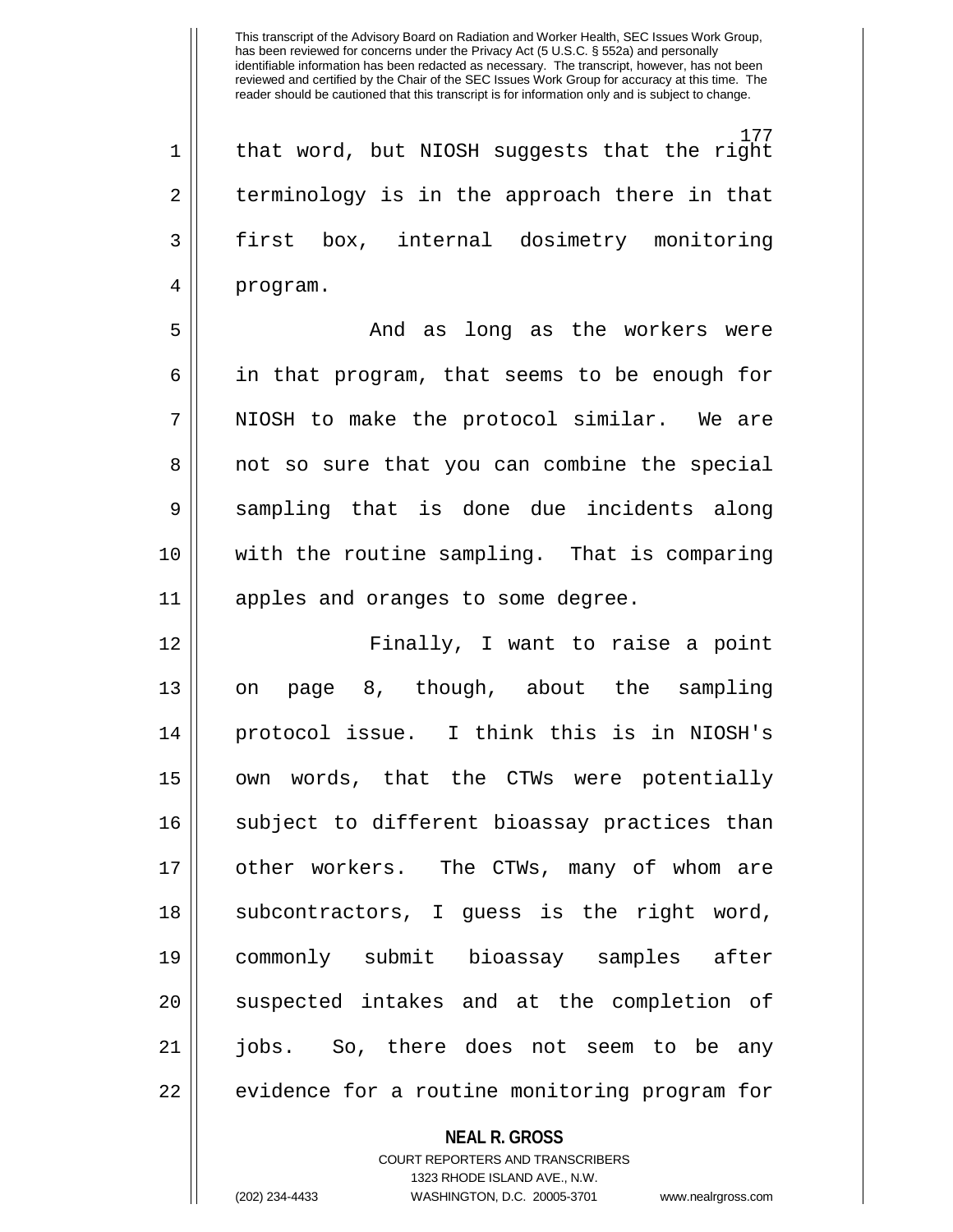that word, but NIOSH suggests that the right terminology is in the approach there in that first box, internal dosimetry monitoring program.

And as long as the workers were in that program, that seems to be enough for NIOSH to make the protocol similar. We are not so sure that you can combine the special sampling that is done due incidents along with the routine sampling. That is comparing apples and oranges to some degree.

Finally, I want to raise a point on page 8, though, about the sampling protocol issue. I think this is in NIOSH's own words, that the CTWs were potentially subject to different bioassay practices than other workers. The CTWs, many of whom are subcontractors, I guess is the right word, commonly submit bioassay samples after suspected intakes and at the completion of jobs. So, there does not seem to be any evidence for a routine monitoring program for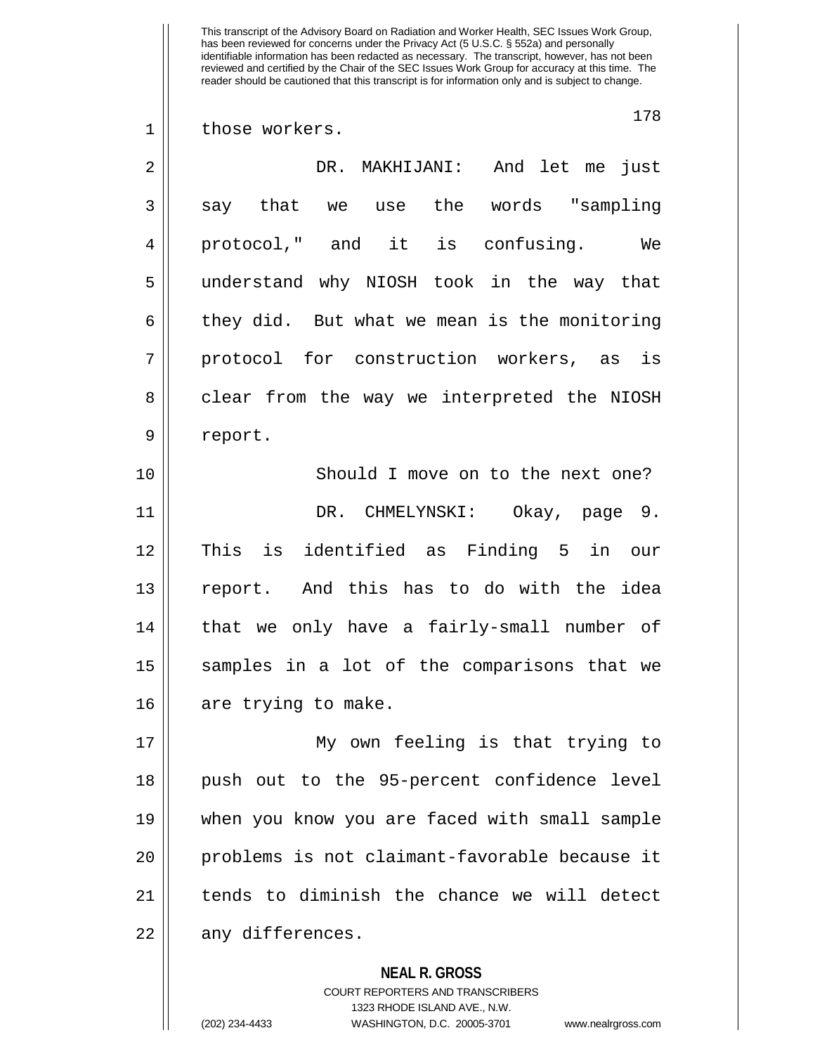those workers.

DR. MAKHIJANI: And let me just say that we use the words "sampling protocol," and it is confusing. We understand why NIOSH took in the way that they did. But what we mean is the monitoring protocol for construction workers, as is clear from the way we interpreted the NIOSH report.

Should I move on to the next one?

DR. CHMELYNSKI: Okay, page 9. This is identified as Finding 5 in our report. And this has to do with the idea that we only have a fairly-small number of samples in a lot of the comparisons that we are trying to make.

My own feeling is that trying to push out to the 95-percent confidence level when you know you are faced with small sample problems is not claimant-favorable because it tends to diminish the chance we will detect any differences.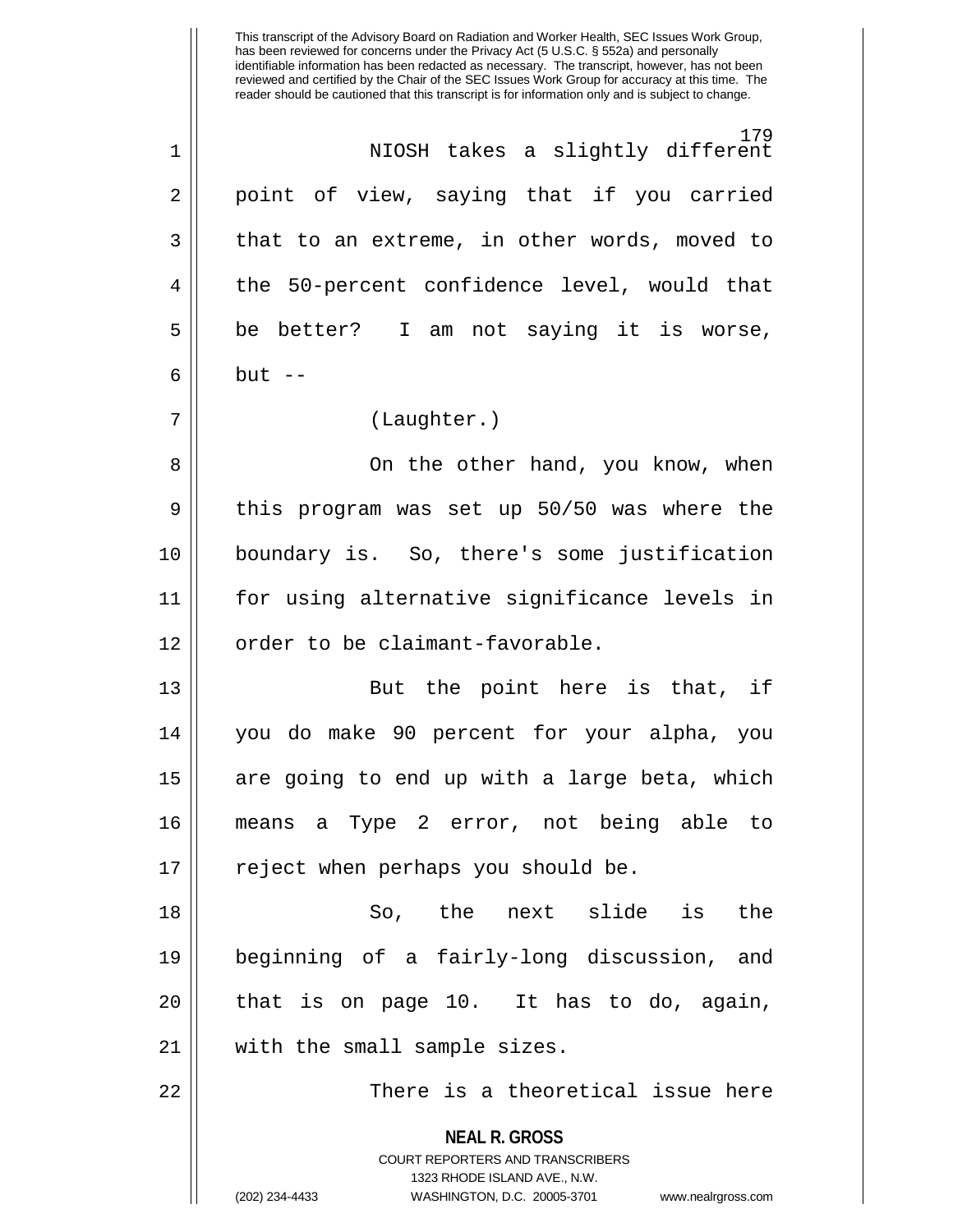NIOSH takes a slightly different point of view, saying that if you carried that to an extreme, in other words, moved to the 50-percent confidence level, would that be better? I am not saying it is worse, but --

(Laughter.)

On the other hand, you know, when this program was set up 50/50 was where the boundary is. So, there's some justification for using alternative significance levels in order to be claimant-favorable.

But the point here is that, if you do make 90 percent for your alpha, you are going to end up with a large beta, which means a Type 2 error, not being able to reject when perhaps you should be.

So, the next slide is the beginning of a fairly-long discussion, and that is on page 10. It has to do, again, with the small sample sizes.

There is a theoretical issue here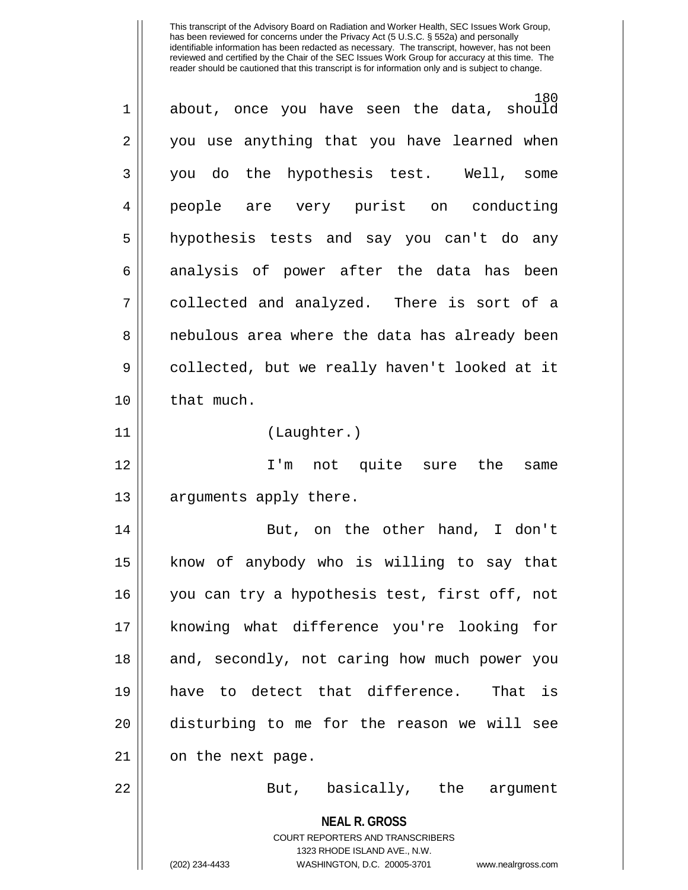about, once you have seen the data, should you use anything that you have learned when you do the hypothesis test. Well, some people are very purist on conducting hypothesis tests and say you can't do any analysis of power after the data has been collected and analyzed. There is sort of a nebulous area where the data has already been collected, but we really haven't looked at it that much.

(Laughter.)

I'm not quite sure the same arguments apply there.

But, on the other hand, I don't know of anybody who is willing to say that you can try a hypothesis test, first off, not knowing what difference you're looking for and, secondly, not caring how much power you have to detect that difference. That is disturbing to me for the reason we will see on the next page.

But, basically, the argument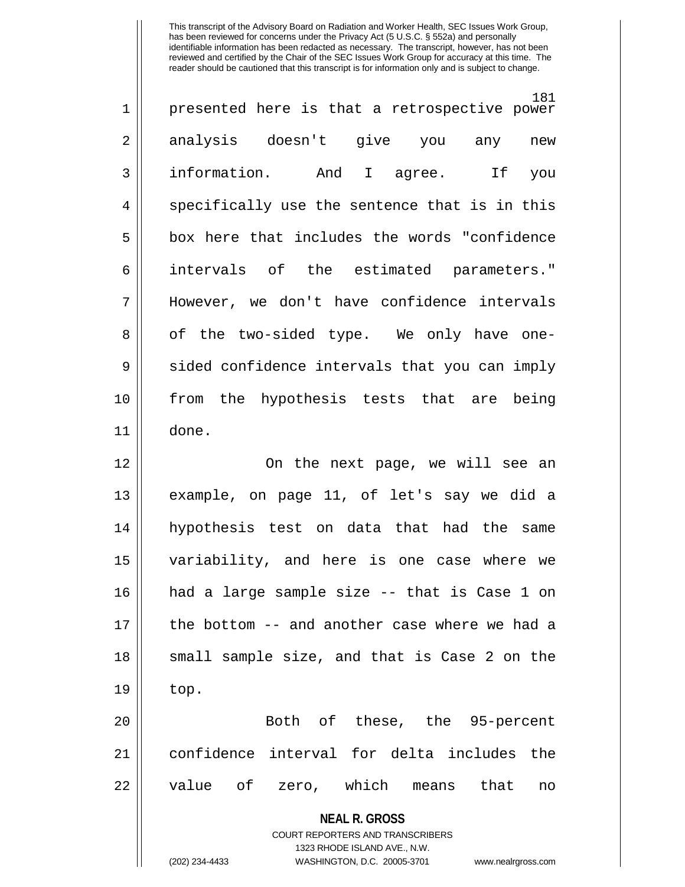presented here is that a retrospective power analysis doesn't give you any new information. And I agree. If you specifically use the sentence that is in this box here that includes the words "confidence intervals of the estimated parameters." However, we don't have confidence intervals of the two-sided type. We only have one-sided confidence intervals that you can imply from the hypothesis tests that are being done.

On the next page, we will see an example, on page 11, of let's say we did a hypothesis test on data that had the same variability, and here is one case where we had a large sample size -- that is Case 1 on the bottom -- and another case where we had a small sample size, and that is Case 2 on the top.

Both of these, the 95-percent confidence interval for delta includes the value of zero, which means that no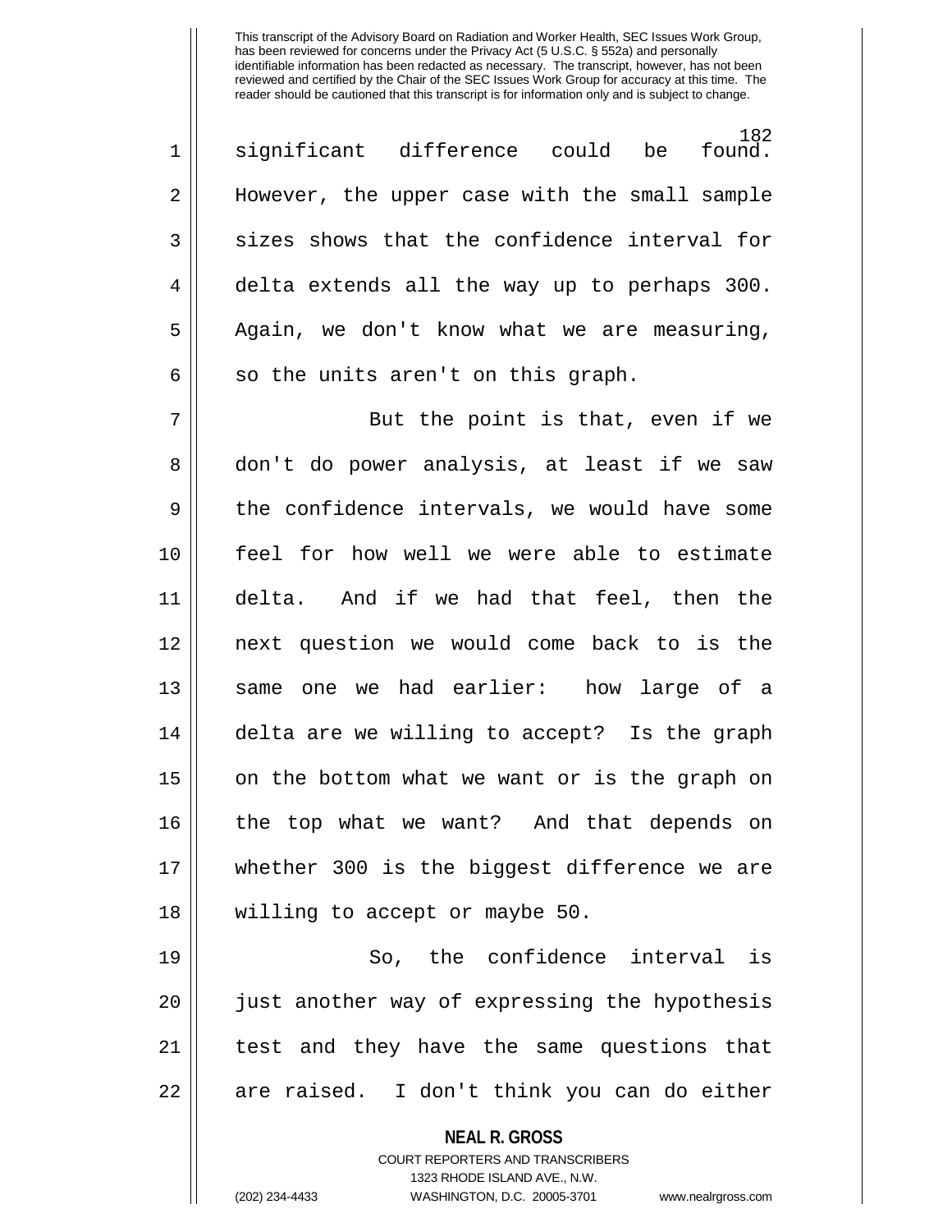significant difference could be found. However, the upper case with the small sample sizes shows that the confidence interval for delta extends all the way up to perhaps 300. Again, we don't know what we are measuring, so the units aren't on this graph.

But the point is that, even if we don't do power analysis, at least if we saw the confidence intervals, we would have some feel for how well we were able to estimate delta. And if we had that feel, then the next question we would come back to is the same one we had earlier: how large of a delta are we willing to accept? Is the graph on the bottom what we want or is the graph on the top what we want? And that depends on whether 300 is the biggest difference we are willing to accept or maybe 50.

So, the confidence interval is just another way of expressing the hypothesis test and they have the same questions that are raised. I don't think you can do either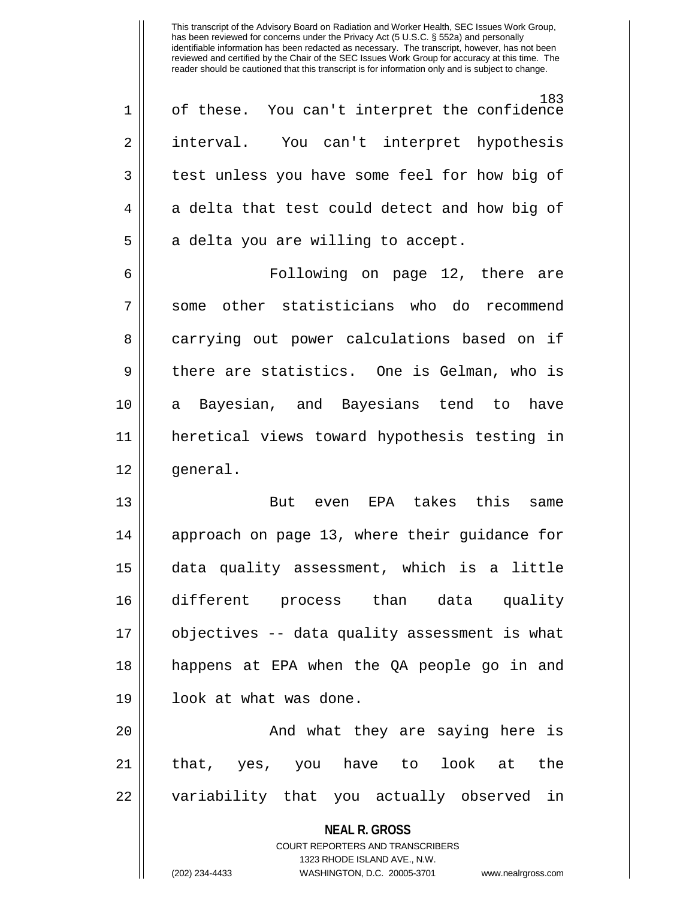of these. You can't interpret the confidence interval. You can't interpret hypothesis test unless you have some feel for how big of a delta that test could detect and how big of a delta you are willing to accept.

Following on page 12, there are some other statisticians who do recommend carrying out power calculations based on if there are statistics. One is Gelman, who is a Bayesian, and Bayesians tend to have heretical views toward hypothesis testing in general.

But even EPA takes this same approach on page 13, where their guidance for data quality assessment, which is a little different process than data quality objectives -- data quality assessment is what happens at EPA when the QA people go in and look at what was done.

And what they are saying here is that, yes, you have to look at the variability that you actually observed in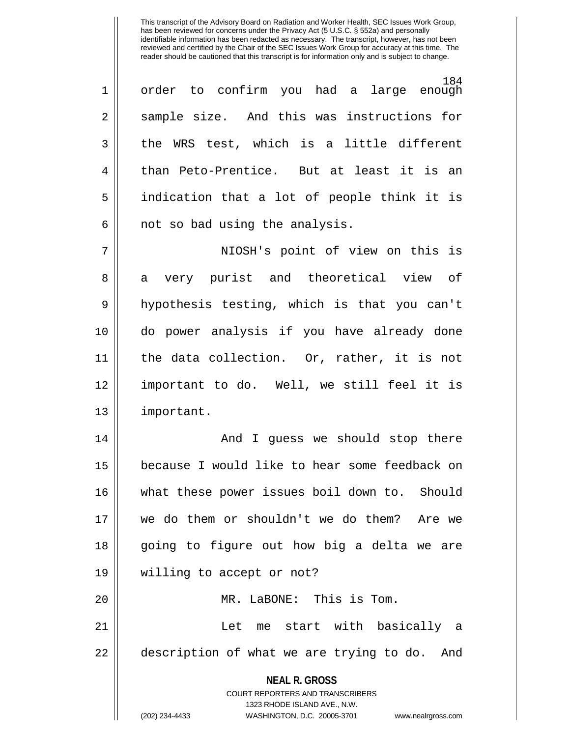order to confirm you had a large enough sample size. And this was instructions for the WRS test, which is a little different than Peto-Prentice. But at least it is an indication that a lot of people think it is not so bad using the analysis.

NIOSH's point of view on this is a very purist and theoretical view of hypothesis testing, which is that you can't do power analysis if you have already done the data collection. Or, rather, it is not important to do. Well, we still feel it is important.

And I guess we should stop there because I would like to hear some feedback on what these power issues boil down to. Should we do them or shouldn't we do them? Are we going to figure out how big a delta we are willing to accept or not?

MR. LaBONE: This is Tom.

Let me start with basically a description of what we are trying to do. And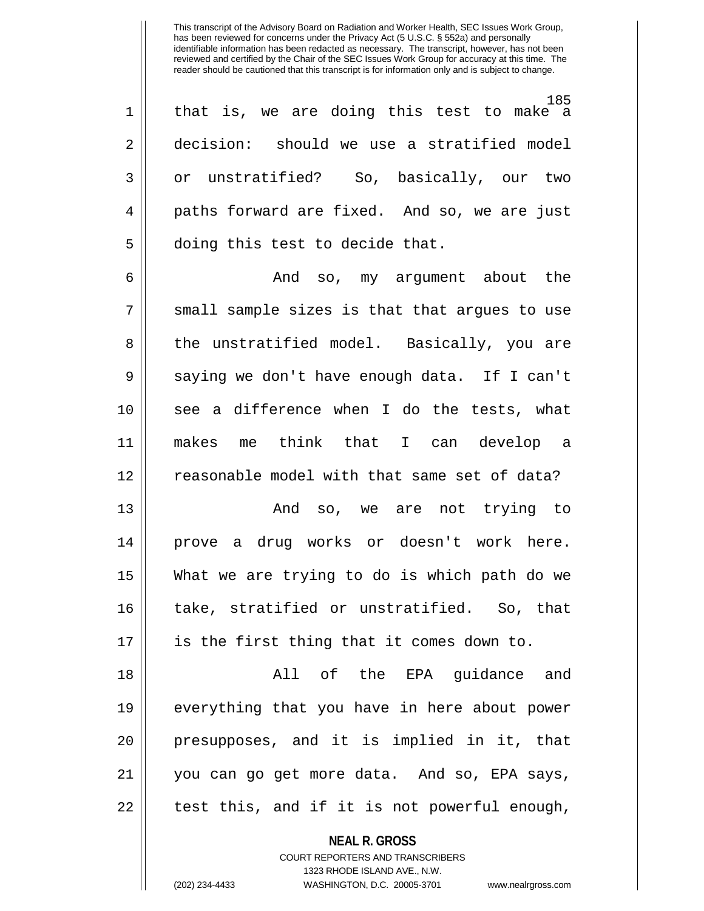that is, we are doing this test to make a decision: should we use a stratified model or unstratified? So, basically, our two paths forward are fixed. And so, we are just doing this test to decide that.

And so, my argument about the small sample sizes is that that argues to use the unstratified model. Basically, you are saying we don't have enough data. If I can't see a difference when I do the tests, what makes me think that I can develop a reasonable model with that same set of data?

And so, we are not trying to prove a drug works or doesn't work here. What we are trying to do is which path do we take, stratified or unstratified. So, that is the first thing that it comes down to.

All of the EPA guidance and everything that you have in here about power presupposes, and it is implied in it, that you can go get more data. And so, EPA says, test this, and if it is not powerful enough,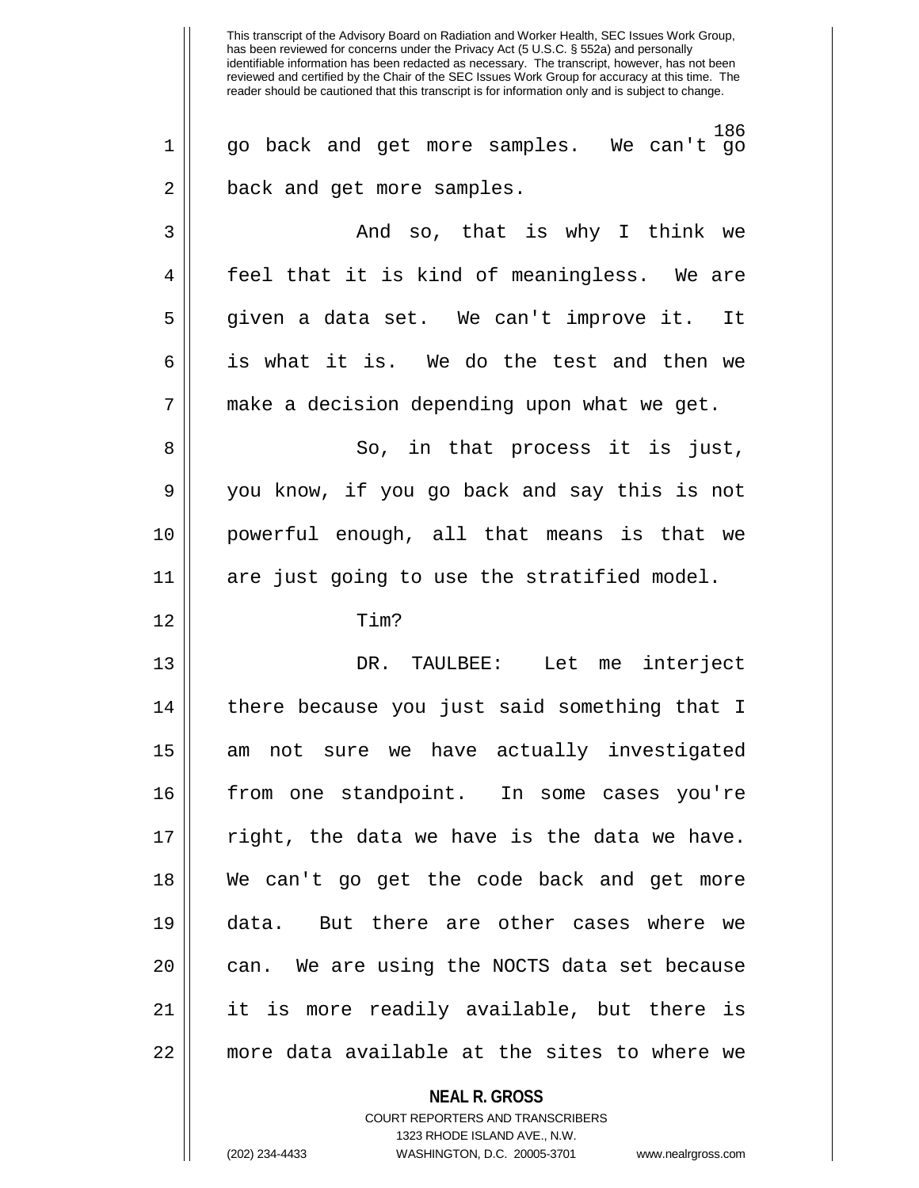go back and get more samples. We can't go back and get more samples.

And so, that is why I think we feel that it is kind of meaningless. We are given a data set. We can't improve it. It is what it is. We do the test and then we make a decision depending upon what we get.

So, in that process it is just, you know, if you go back and say this is not powerful enough, all that means is that we are just going to use the stratified model.

Tim?

DR. TAULBEE: Let me interject there because you just said something that I am not sure we have actually investigated from one standpoint. In some cases you're right, the data we have is the data we have. We can't go get the code back and get more data. But there are other cases where we can. We are using the NOCTS data set because it is more readily available, but there is more data available at the sites to where we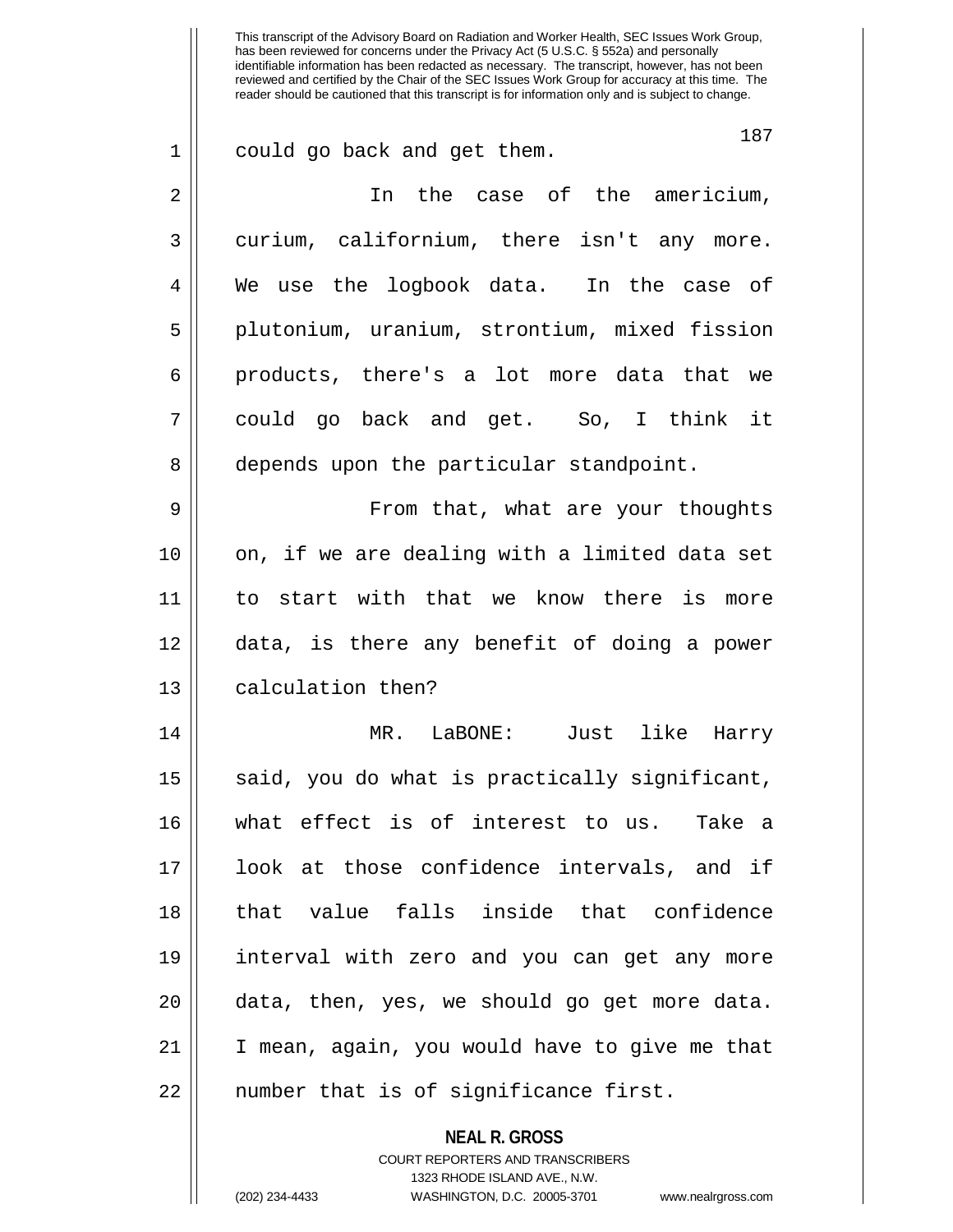could go back and get them.

In the case of the americium, curium, californium, there isn't any more. We use the logbook data. In the case of plutonium, uranium, strontium, mixed fission products, there's a lot more data that we could go back and get. So, I think it depends upon the particular standpoint.

From that, what are your thoughts on, if we are dealing with a limited data set to start with that we know there is more data, is there any benefit of doing a power calculation then?

MR. LaBONE: Just like Harry said, you do what is practically significant, what effect is of interest to us. Take a look at those confidence intervals, and if that value falls inside that confidence interval with zero and you can get any more data, then, yes, we should go get more data. I mean, again, you would have to give me that number that is of significance first.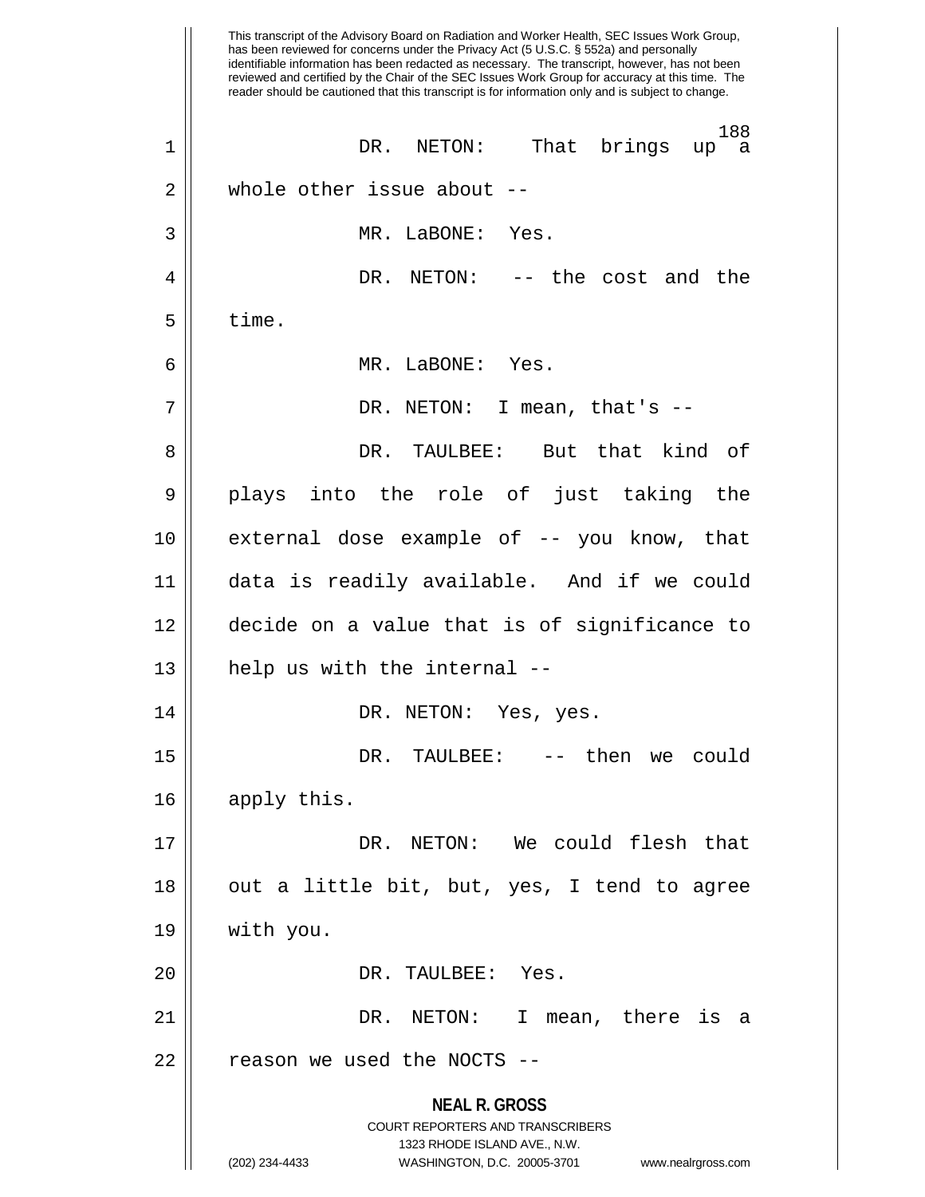This transcript of the Advisory Board on Radiation and Worker Health, SEC Issues Work Group, has been reviewed for concerns under the Privacy Act (5 U.S.C. § 552a) and personally identifiable information has been redacted as necessary. The transcript, however, has not been reviewed and certified by the Chair of the SEC Issues Work Group for accuracy at this time. The reader should be cautioned that this transcript is for information only and is subject to change.

DR. NETON: That brings up a whole other issue about --

MR. LaBONE: Yes.

DR. NETON: -- the cost and the time.

MR. LaBONE: Yes.

DR. NETON: I mean, that's --

DR. TAULBEE: But that kind of plays into the role of just taking the external dose example of -- you know, that data is readily available. And if we could decide on a value that is of significance to help us with the internal --

DR. NETON: Yes, yes.

DR. TAULBEE: -- then we could apply this.

DR. NETON: We could flesh that out a little bit, but, yes, I tend to agree with you.

DR. TAULBEE: Yes.

DR. NETON: I mean, there is a reason we used the NOCTS --

**NEAL R. GROSS**
COURT REPORTERS AND TRANSCRIBERS
1323 RHODE ISLAND AVE., N.W.
(202) 234-4433 WASHINGTON, D.C. 20005-3701 www.nealrgross.com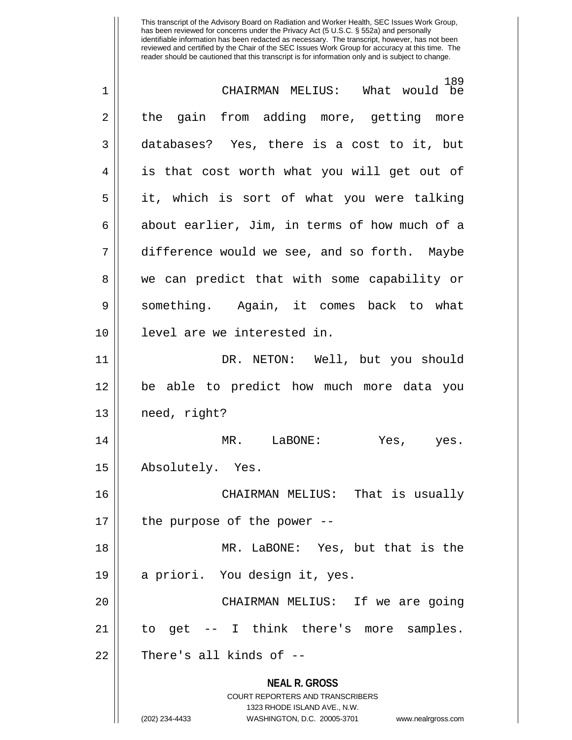CHAIRMAN MELIUS: What would be the gain from adding more, getting more databases? Yes, there is a cost to it, but is that cost worth what you will get out of it, which is sort of what you were talking about earlier, Jim, in terms of how much of a difference would we see, and so forth. Maybe we can predict that with some capability or something. Again, it comes back to what level are we interested in.

DR. NETON: Well, but you should be able to predict how much more data you need, right?

MR. LaBONE: Yes, yes. Absolutely. Yes.

CHAIRMAN MELIUS: That is usually the purpose of the power --

MR. LaBONE: Yes, but that is the a priori. You design it, yes.

CHAIRMAN MELIUS: If we are going to get -- I think there's more samples. There's all kinds of --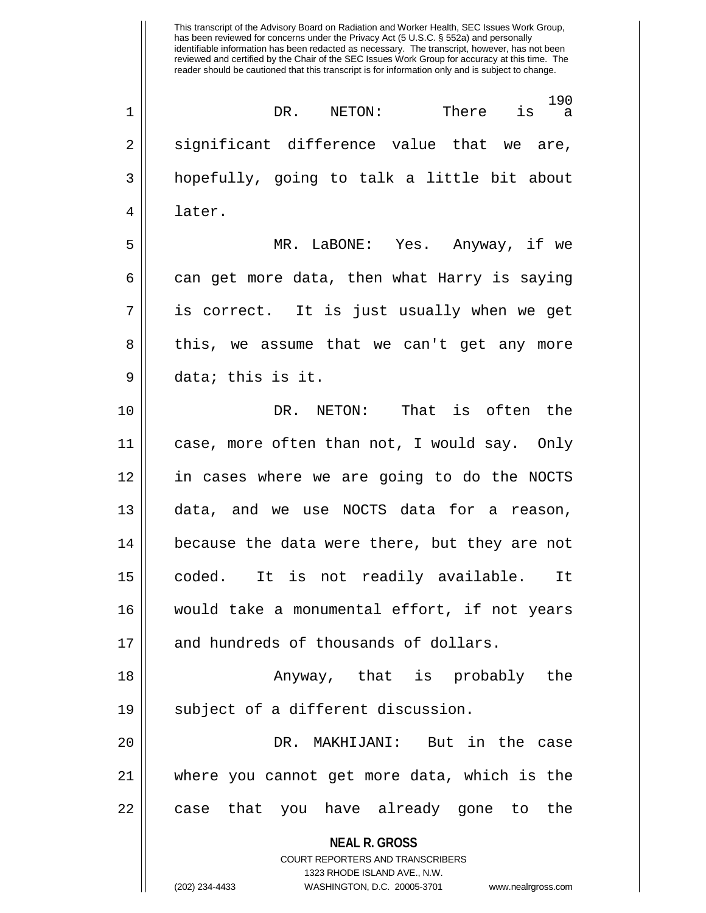This transcript of the Advisory Board on Radiation and Worker Health, SEC Issues Work Group, has been reviewed for concerns under the Privacy Act (5 U.S.C. § 552a) and personally identifiable information has been redacted as necessary. The transcript, however, has not been reviewed and certified by the Chair of the SEC Issues Work Group for accuracy at this time. The reader should be cautioned that this transcript is for information only and is subject to change.

DR. NETON: There is a significant difference value that we are, hopefully, going to talk a little bit about later.

MR. LaBONE: Yes. Anyway, if we can get more data, then what Harry is saying is correct. It is just usually when we get this, we assume that we can't get any more data; this is it.

DR. NETON: That is often the case, more often than not, I would say. Only in cases where we are going to do the NOCTS data, and we use NOCTS data for a reason, because the data were there, but they are not coded. It is not readily available. It would take a monumental effort, if not years and hundreds of thousands of dollars.

Anyway, that is probably the subject of a different discussion.

DR. MAKHIJANI: But in the case where you cannot get more data, which is the case that you have already gone to the

**NEAL R. GROSS**
COURT REPORTERS AND TRANSCRIBERS
1323 RHODE ISLAND AVE., N.W.
(202) 234-4433 WASHINGTON, D.C. 20005-3701 www.nealrgross.com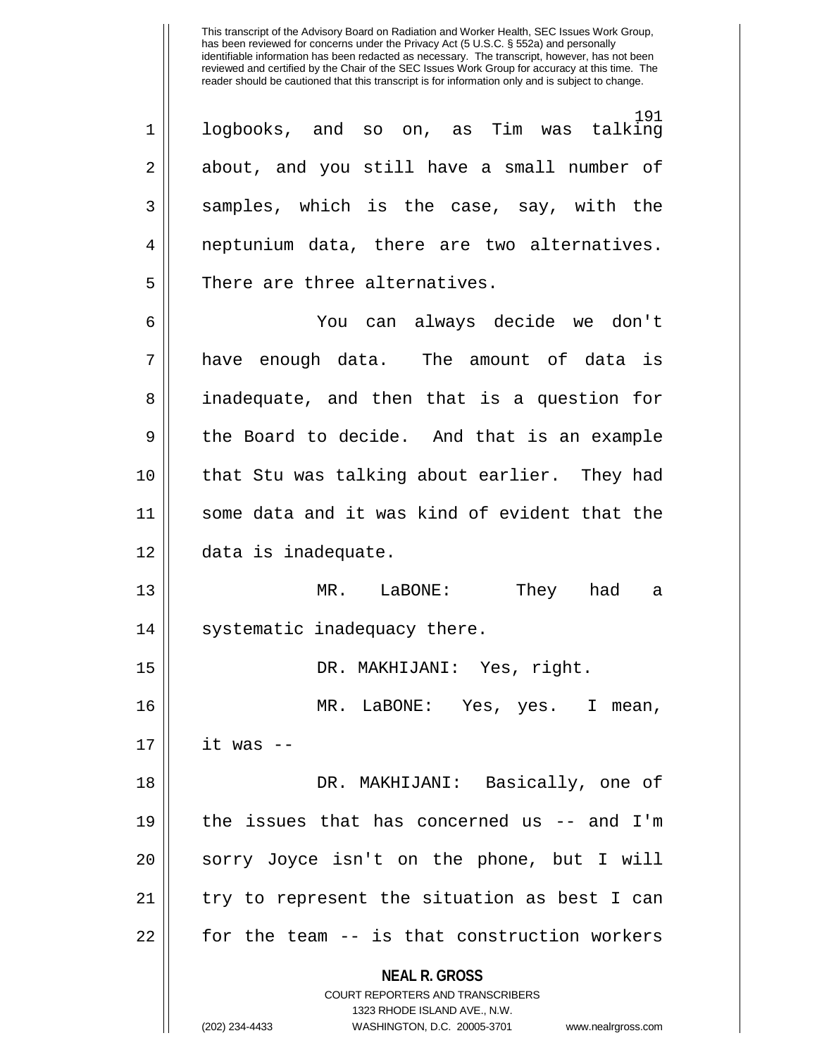logbooks, and so on, as Tim was talking about, and you still have a small number of samples, which is the case, say, with the neptunium data, there are two alternatives. There are three alternatives.

You can always decide we don't have enough data. The amount of data is inadequate, and then that is a question for the Board to decide. And that is an example that Stu was talking about earlier. They had some data and it was kind of evident that the data is inadequate.

MR. LaBONE: They had a systematic inadequacy there.

DR. MAKHIJANI: Yes, right.

MR. LaBONE: Yes, yes. I mean, it was --

DR. MAKHIJANI: Basically, one of the issues that has concerned us -- and I'm sorry Joyce isn't on the phone, but I will try to represent the situation as best I can for the team -- is that construction workers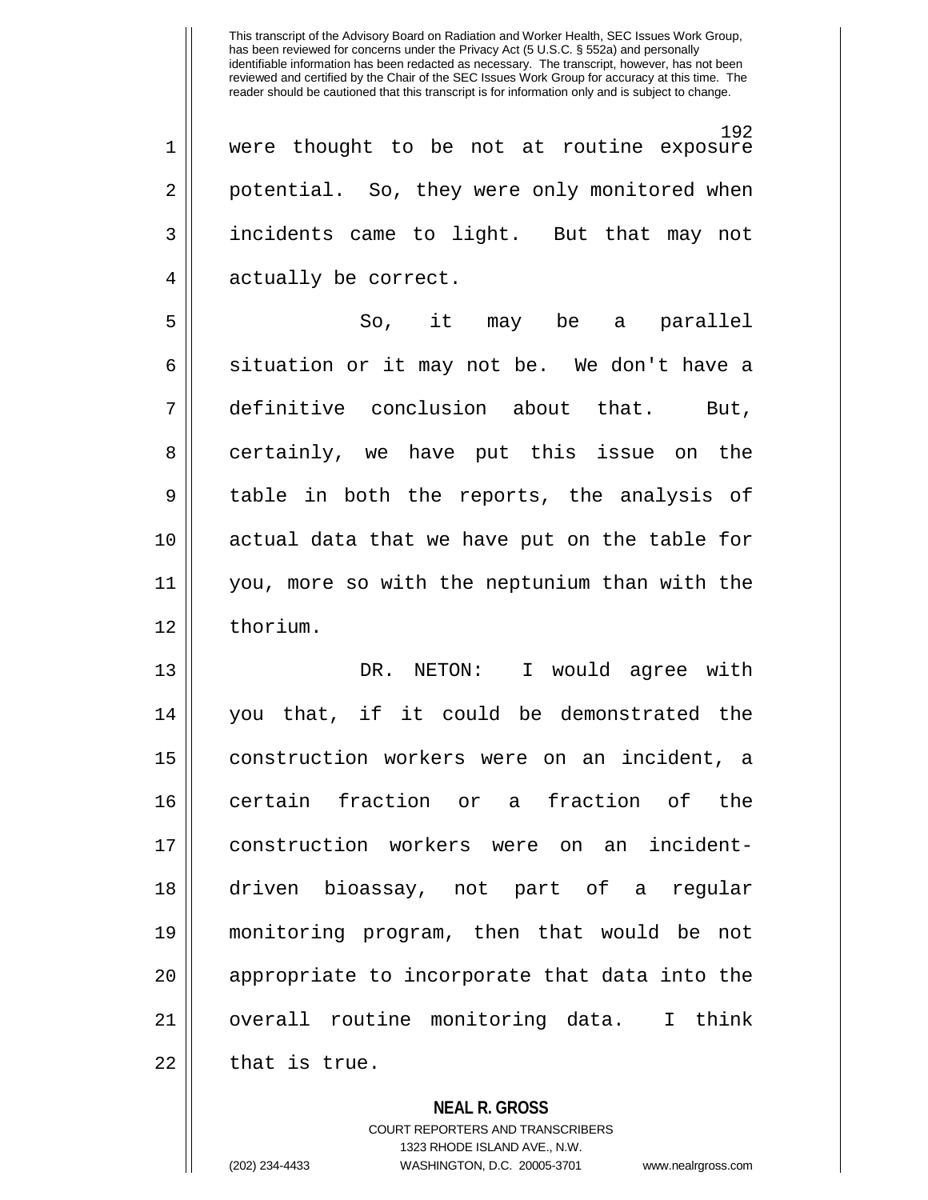were thought to be not at routine exposure potential. So, they were only monitored when incidents came to light. But that may not actually be correct.

So, it may be a parallel situation or it may not be. We don't have a definitive conclusion about that. But, certainly, we have put this issue on the table in both the reports, the analysis of actual data that we have put on the table for you, more so with the neptunium than with the thorium.

DR. NETON: I would agree with you that, if it could be demonstrated the construction workers were on an incident, a certain fraction or a fraction of the construction workers were on an incident-driven bioassay, not part of a regular monitoring program, then that would be not appropriate to incorporate that data into the overall routine monitoring data. I think that is true.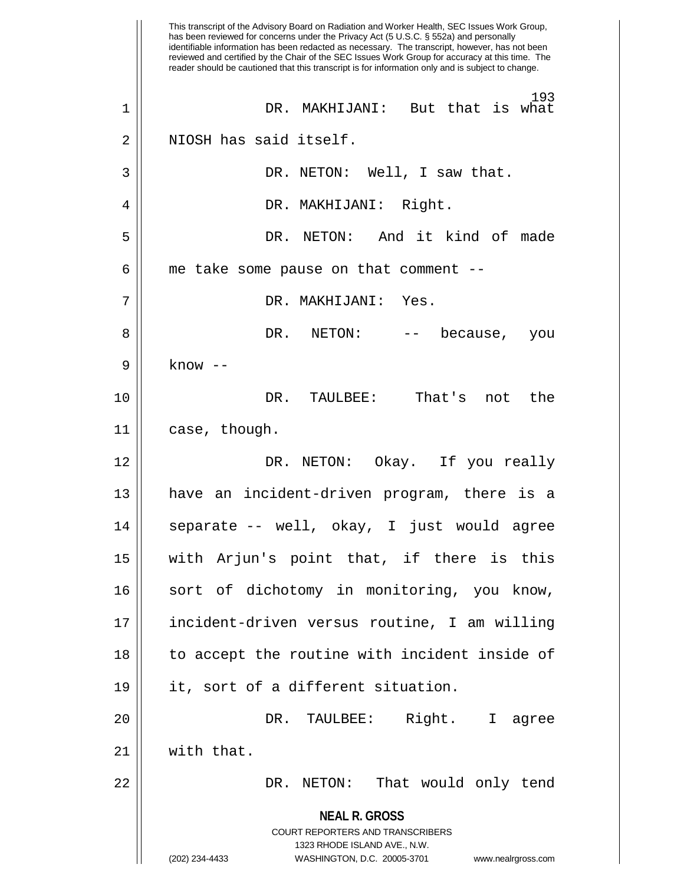This transcript of the Advisory Board on Radiation and Worker Health, SEC Issues Work Group, has been reviewed for concerns under the Privacy Act (5 U.S.C. § 552a) and personally identifiable information has been redacted as necessary. The transcript, however, has not been reviewed and certified by the Chair of the SEC Issues Work Group for accuracy at this time. The reader should be cautioned that this transcript is for information only and is subject to change.

DR. MAKHIJANI: But that is what NIOSH has said itself.

DR. NETON: Well, I saw that.

DR. MAKHIJANI: Right.

DR. NETON: And it kind of made me take some pause on that comment --

DR. MAKHIJANI: Yes.

DR. NETON: -- because, you know --

DR. TAULBEE: That's not the case, though.

DR. NETON: Okay. If you really have an incident-driven program, there is a separate -- well, okay, I just would agree with Arjun's point that, if there is this sort of dichotomy in monitoring, you know, incident-driven versus routine, I am willing to accept the routine with incident inside of it, sort of a different situation.

DR. TAULBEE: Right. I agree with that.

DR. NETON: That would only tend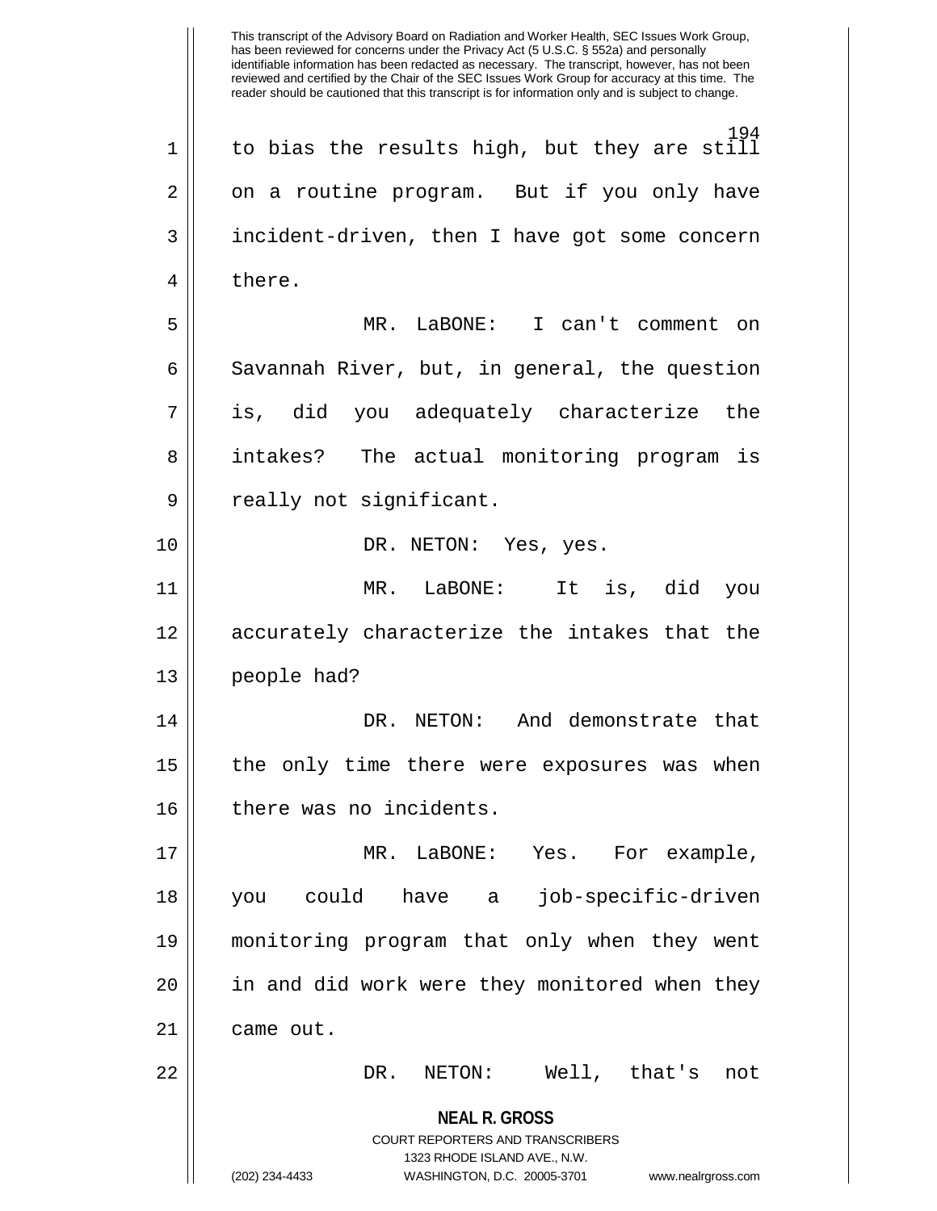This transcript of the Advisory Board on Radiation and Worker Health, SEC Issues Work Group, has been reviewed for concerns under the Privacy Act (5 U.S.C. § 552a) and personally identifiable information has been redacted as necessary. The transcript, however, has not been reviewed and certified by the Chair of the SEC Issues Work Group for accuracy at this time. The reader should be cautioned that this transcript is for information only and is subject to change.

to bias the results high, but they are still on a routine program. But if you only have incident-driven, then I have got some concern there.

MR. LaBONE: I can't comment on Savannah River, but, in general, the question is, did you adequately characterize the intakes? The actual monitoring program is really not significant.

DR. NETON: Yes, yes.

MR. LaBONE: It is, did you accurately characterize the intakes that the people had?

DR. NETON: And demonstrate that the only time there were exposures was when there was no incidents.

MR. LaBONE: Yes. For example, you could have a job-specific-driven monitoring program that only when they went in and did work were they monitored when they came out.

DR. NETON: Well, that's not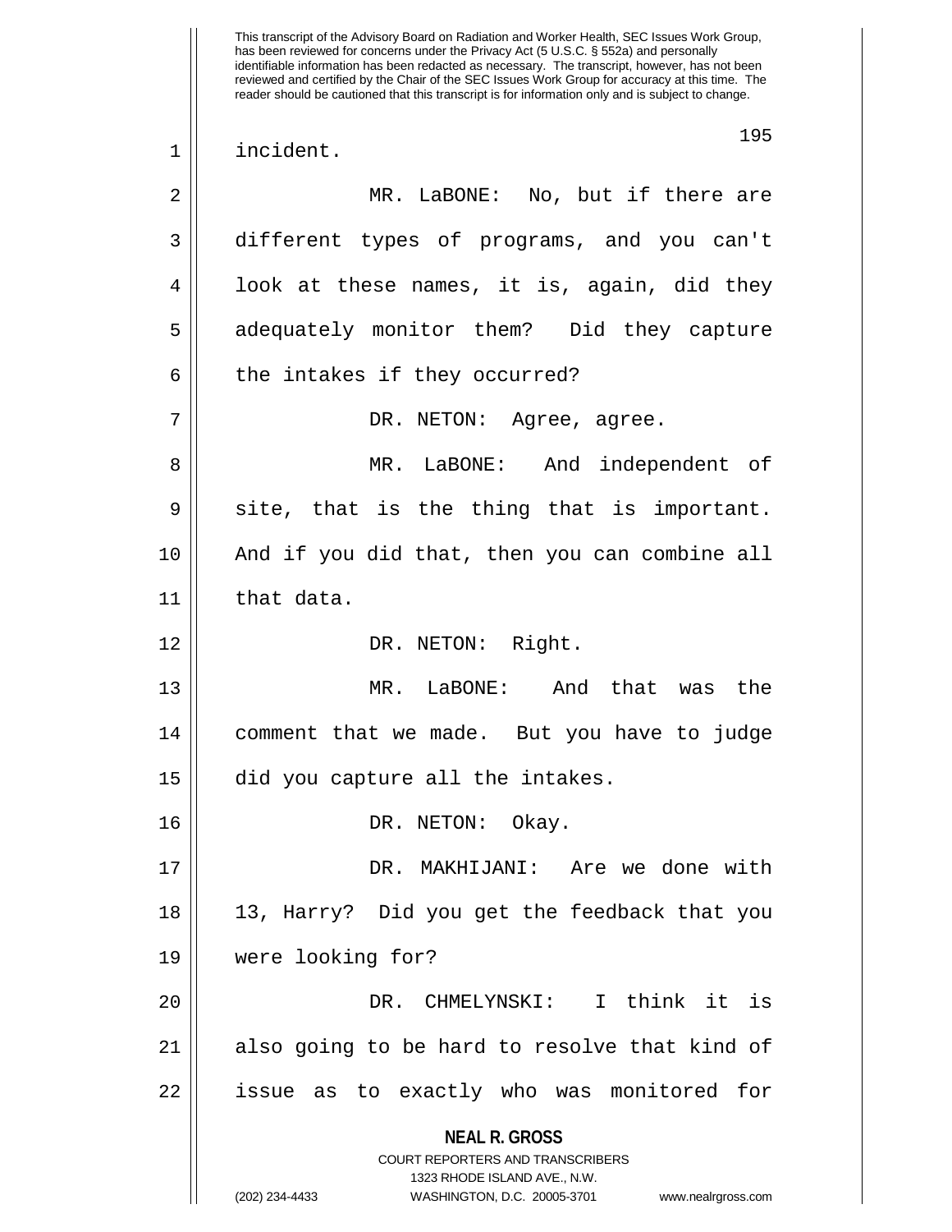incident.

MR. LaBONE: No, but if there are different types of programs, and you can't look at these names, it is, again, did they adequately monitor them? Did they capture the intakes if they occurred?

DR. NETON: Agree, agree.

MR. LaBONE: And independent of site, that is the thing that is important. And if you did that, then you can combine all that data.

DR. NETON: Right.

MR. LaBONE: And that was the comment that we made. But you have to judge did you capture all the intakes.

DR. NETON: Okay.

DR. MAKHIJANI: Are we done with 13, Harry? Did you get the feedback that you were looking for?

DR. CHMELYNSKI: I think it is also going to be hard to resolve that kind of issue as to exactly who was monitored for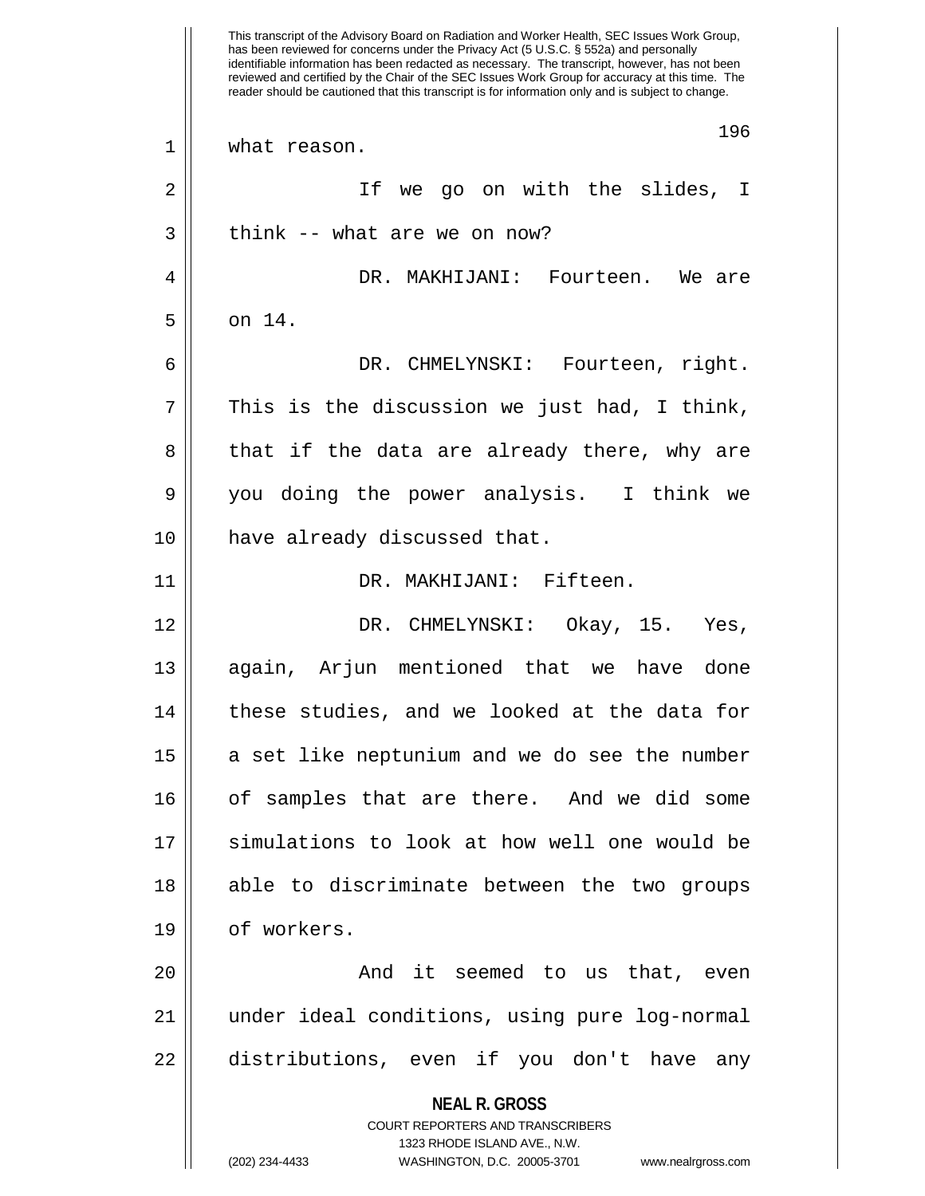what reason.

If we go on with the slides, I think -- what are we on now?

DR. MAKHIJANI: Fourteen. We are on 14.

DR. CHMELYNSKI: Fourteen, right. This is the discussion we just had, I think, that if the data are already there, why are you doing the power analysis. I think we have already discussed that.

DR. MAKHIJANI: Fifteen.

DR. CHMELYNSKI: Okay, 15. Yes, again, Arjun mentioned that we have done these studies, and we looked at the data for a set like neptunium and we do see the number of samples that are there. And we did some simulations to look at how well one would be able to discriminate between the two groups of workers.

And it seemed to us that, even under ideal conditions, using pure log-normal distributions, even if you don't have any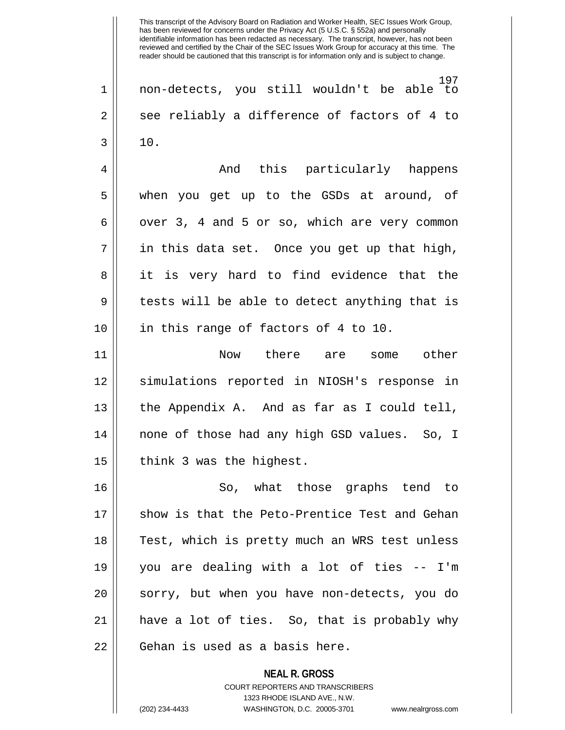non-detects, you still wouldn't be able to see reliably a difference of factors of 4 to 10.

And this particularly happens when you get up to the GSDs at around, of over 3, 4 and 5 or so, which are very common in this data set. Once you get up that high, it is very hard to find evidence that the tests will be able to detect anything that is in this range of factors of 4 to 10.

Now there are some other simulations reported in NIOSH's response in the Appendix A. And as far as I could tell, none of those had any high GSD values. So, I think 3 was the highest.

So, what those graphs tend to show is that the Peto-Prentice Test and Gehan Test, which is pretty much an WRS test unless you are dealing with a lot of ties -- I'm sorry, but when you have non-detects, you do have a lot of ties. So, that is probably why Gehan is used as a basis here.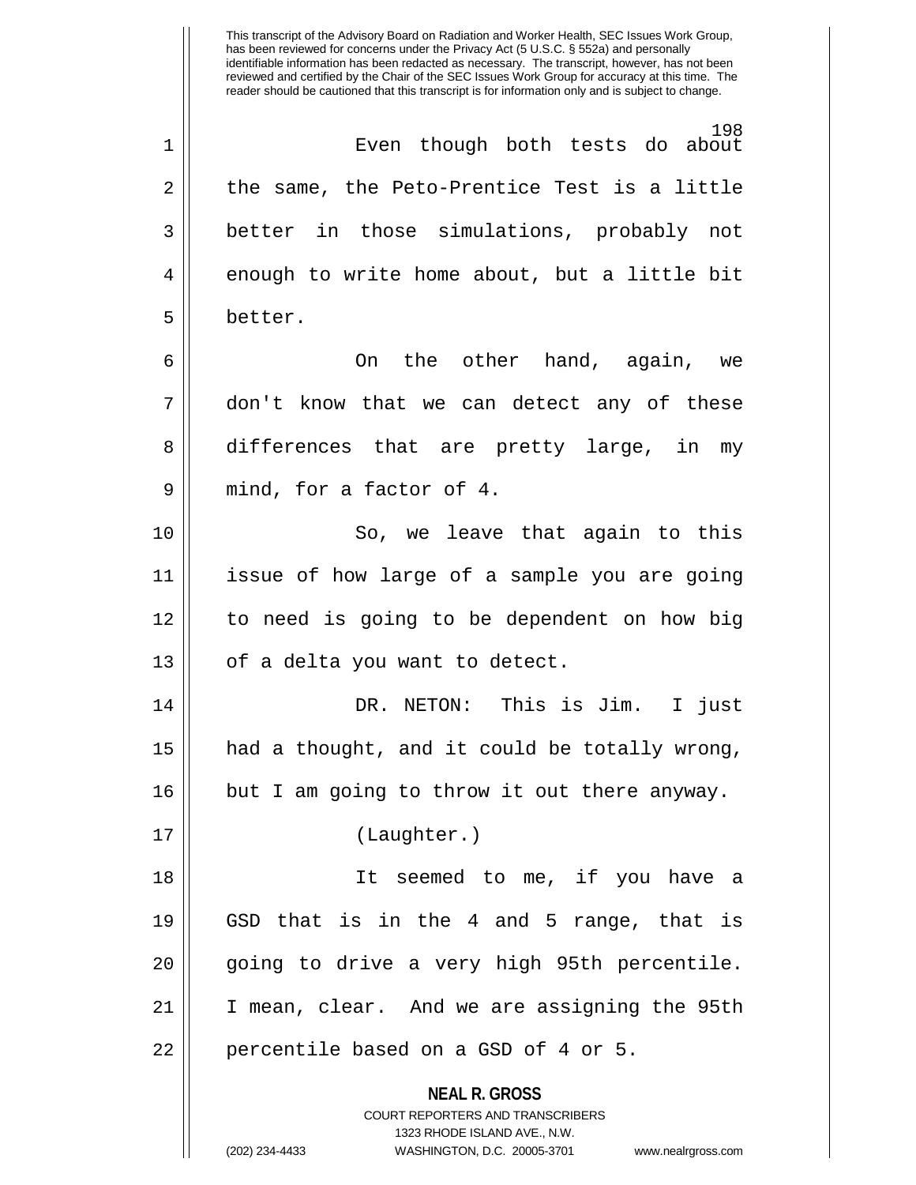Even though both tests do about the same, the Peto-Prentice Test is a little better in those simulations, probably not enough to write home about, but a little bit better.

On the other hand, again, we don't know that we can detect any of these differences that are pretty large, in my mind, for a factor of 4.

So, we leave that again to this issue of how large of a sample you are going to need is going to be dependent on how big of a delta you want to detect.

DR. NETON: This is Jim. I just had a thought, and it could be totally wrong, but I am going to throw it out there anyway.

(Laughter.)

It seemed to me, if you have a GSD that is in the 4 and 5 range, that is going to drive a very high 95th percentile. I mean, clear. And we are assigning the 95th percentile based on a GSD of 4 or 5.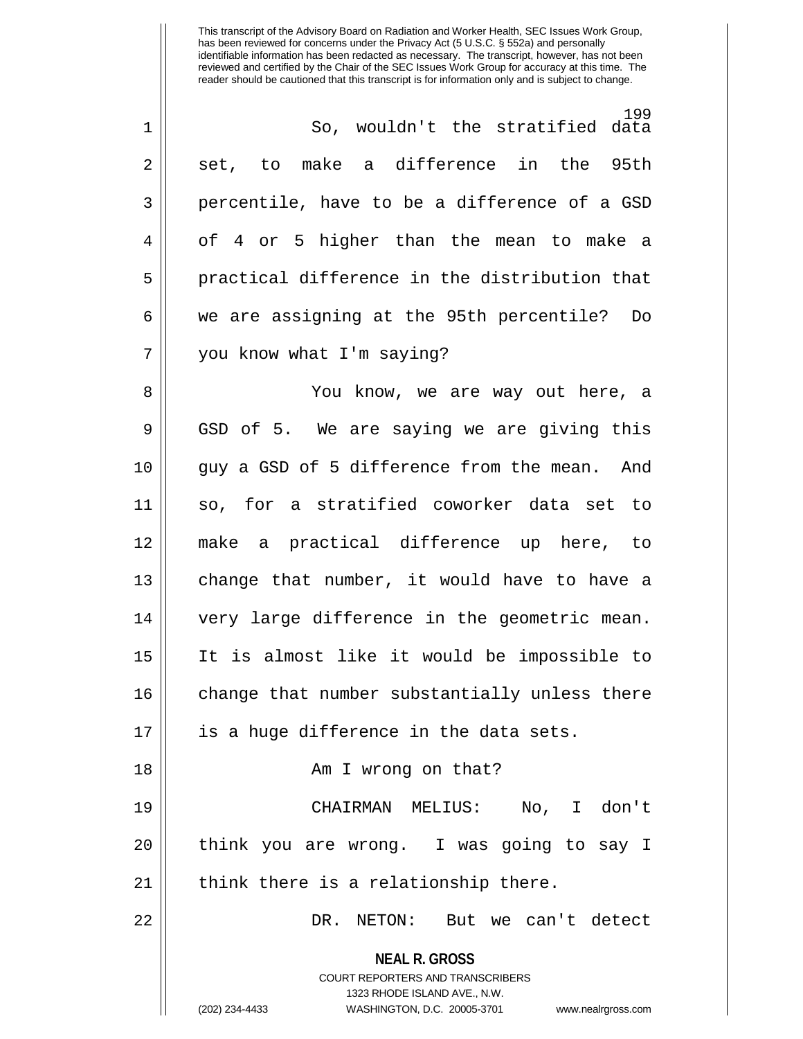So, wouldn't the stratified data set, to make a difference in the 95th percentile, have to be a difference of a GSD of 4 or 5 higher than the mean to make a practical difference in the distribution that we are assigning at the 95th percentile? Do you know what I'm saying?

You know, we are way out here, a GSD of 5. We are saying we are giving this guy a GSD of 5 difference from the mean. And so, for a stratified coworker data set to make a practical difference up here, to change that number, it would have to have a very large difference in the geometric mean. It is almost like it would be impossible to change that number substantially unless there is a huge difference in the data sets.

Am I wrong on that?

CHAIRMAN MELIUS: No, I don't think you are wrong. I was going to say I think there is a relationship there.

DR. NETON: But we can't detect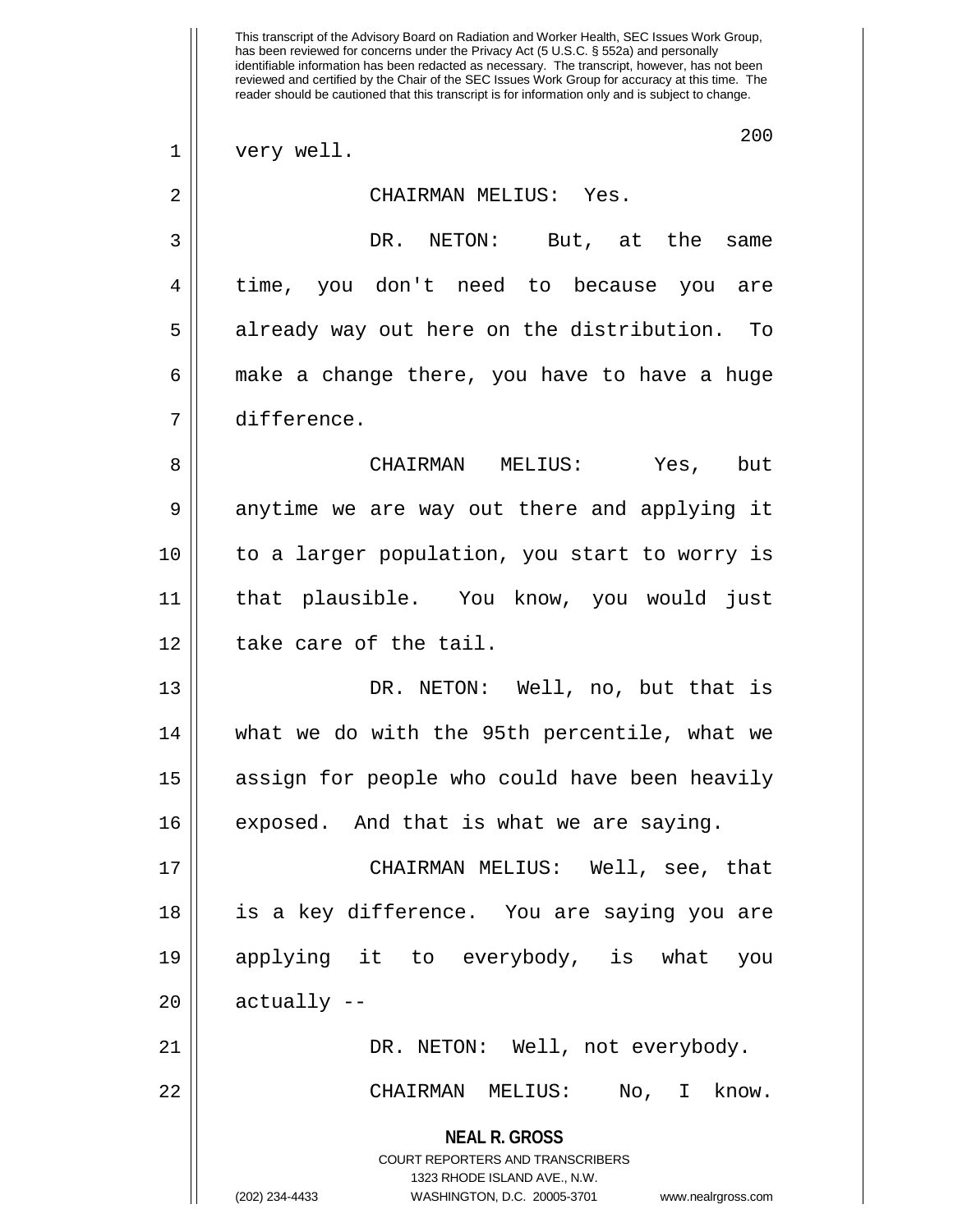very well.

CHAIRMAN MELIUS: Yes.

DR. NETON: But, at the same time, you don't need to because you are already way out here on the distribution. To make a change there, you have to have a huge difference.

CHAIRMAN MELIUS: Yes, but anytime we are way out there and applying it to a larger population, you start to worry is that plausible. You know, you would just take care of the tail.

DR. NETON: Well, no, but that is what we do with the 95th percentile, what we assign for people who could have been heavily exposed. And that is what we are saying.

CHAIRMAN MELIUS: Well, see, that is a key difference. You are saying you are applying it to everybody, is what you actually --

DR. NETON: Well, not everybody.

CHAIRMAN MELIUS: No, I know.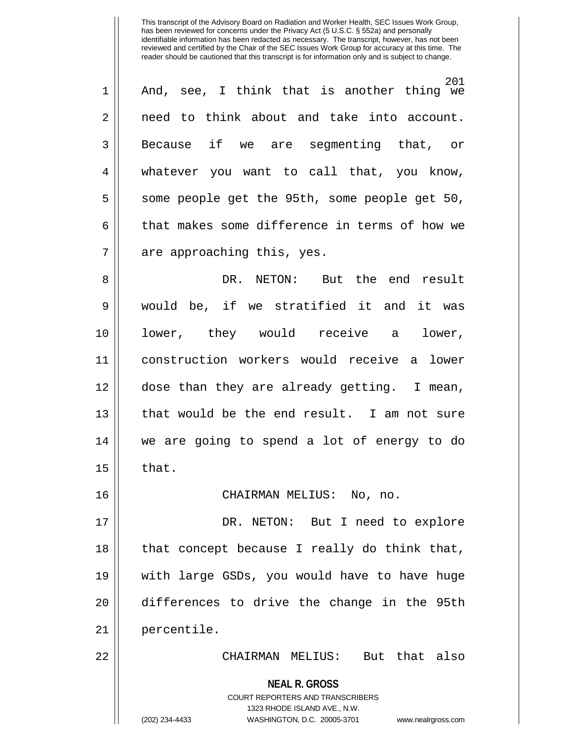And, see, I think that is another thing we need to think about and take into account. Because if we are segmenting that, or whatever you want to call that, you know, some people get the 95th, some people get 50, that makes some difference in terms of how we are approaching this, yes.

DR. NETON: But the end result would be, if we stratified it and it was lower, they would receive a lower, construction workers would receive a lower dose than they are already getting. I mean, that would be the end result. I am not sure we are going to spend a lot of energy to do that.

CHAIRMAN MELIUS: No, no.

DR. NETON: But I need to explore that concept because I really do think that, with large GSDs, you would have to have huge differences to drive the change in the 95th percentile.

CHAIRMAN MELIUS: But that also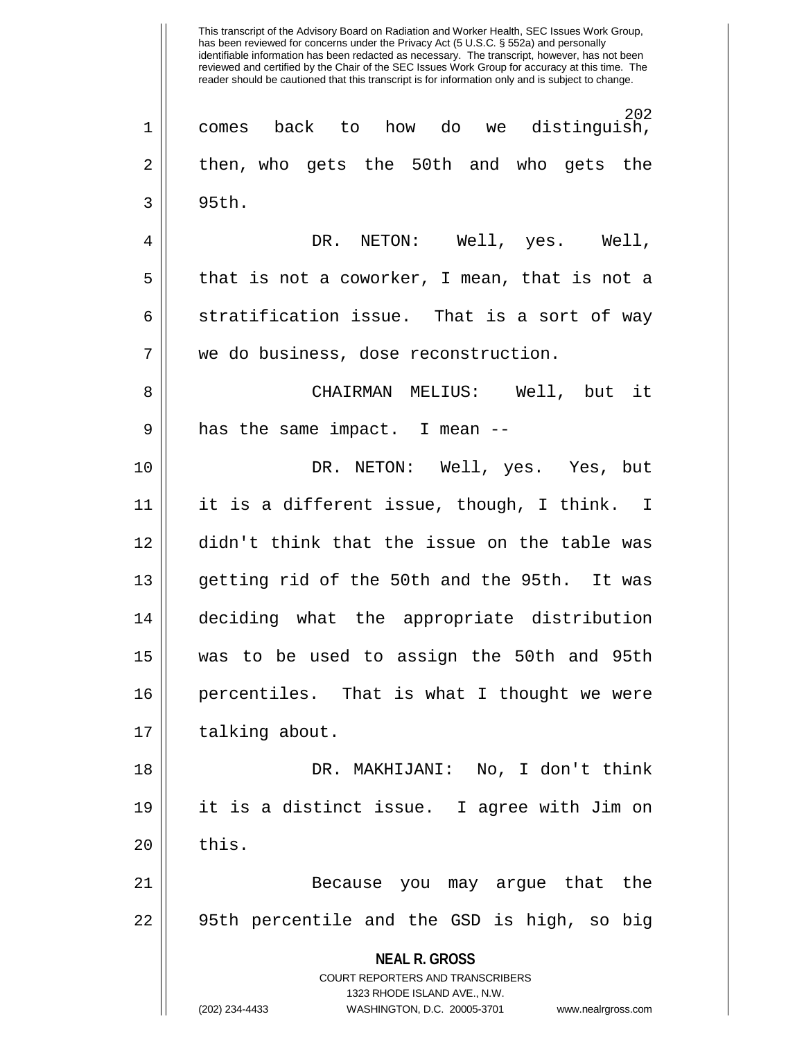comes back to how do we distinguish, then, who gets the 50th and who gets the 95th.

DR. NETON: Well, yes. Well, that is not a coworker, I mean, that is not a stratification issue. That is a sort of way we do business, dose reconstruction.

CHAIRMAN MELIUS: Well, but it has the same impact. I mean --

DR. NETON: Well, yes. Yes, but it is a different issue, though, I think. I didn't think that the issue on the table was getting rid of the 50th and the 95th. It was deciding what the appropriate distribution was to be used to assign the 50th and 95th percentiles. That is what I thought we were talking about.

DR. MAKHIJANI: No, I don't think it is a distinct issue. I agree with Jim on this.

Because you may argue that the 95th percentile and the GSD is high, so big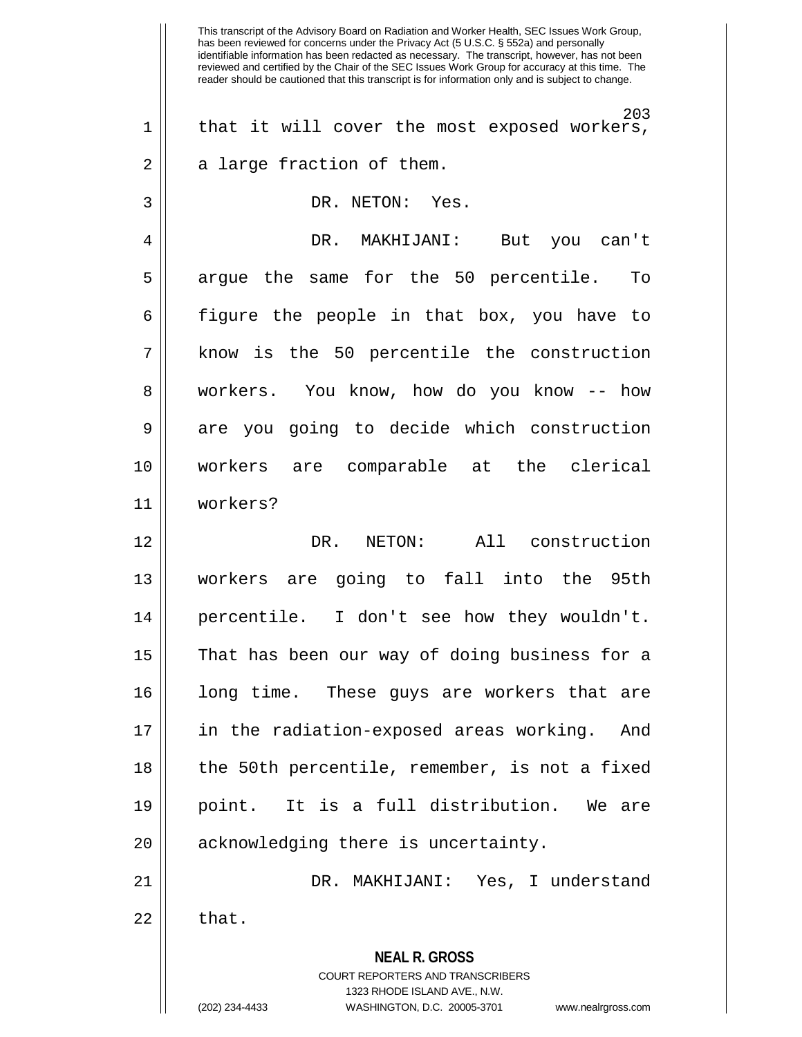This transcript of the Advisory Board on Radiation and Worker Health, SEC Issues Work Group, has been reviewed for concerns under the Privacy Act (5 U.S.C. § 552a) and personally identifiable information has been redacted as necessary. The transcript, however, has not been reviewed and certified by the Chair of the SEC Issues Work Group for accuracy at this time. The reader should be cautioned that this transcript is for information only and is subject to change.

that it will cover the most exposed workers, a large fraction of them.

DR. NETON: Yes.

DR. MAKHIJANI: But you can't argue the same for the 50 percentile. To figure the people in that box, you have to know is the 50 percentile the construction workers. You know, how do you know -- how are you going to decide which construction workers are comparable at the clerical workers?

DR. NETON: All construction workers are going to fall into the 95th percentile. I don't see how they wouldn't. That has been our way of doing business for a long time. These guys are workers that are in the radiation-exposed areas working. And the 50th percentile, remember, is not a fixed point. It is a full distribution. We are acknowledging there is uncertainty.

DR. MAKHIJANI: Yes, I understand that.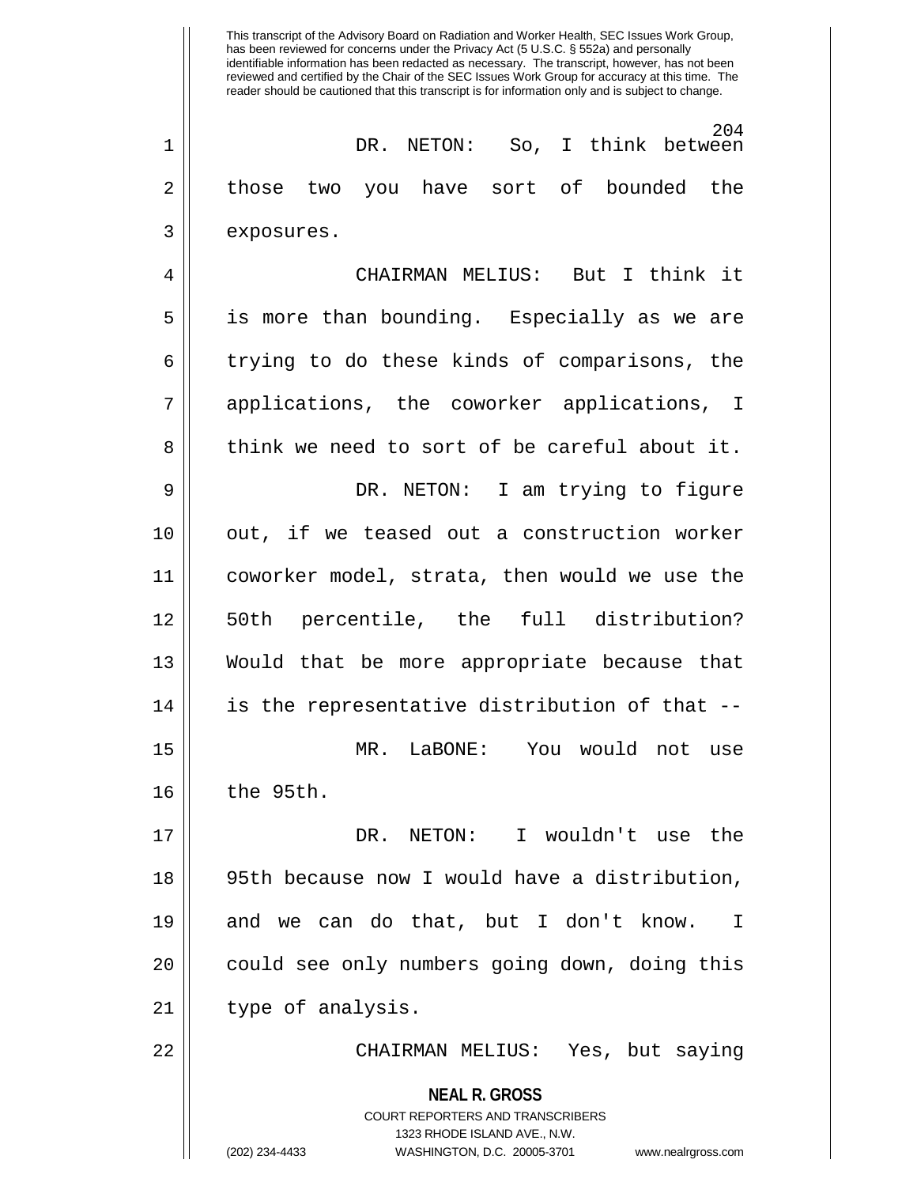This transcript of the Advisory Board on Radiation and Worker Health, SEC Issues Work Group, has been reviewed for concerns under the Privacy Act (5 U.S.C. § 552a) and personally identifiable information has been redacted as necessary. The transcript, however, has not been reviewed and certified by the Chair of the SEC Issues Work Group for accuracy at this time. The reader should be cautioned that this transcript is for information only and is subject to change.

DR. NETON: So, I think between those two you have sort of bounded the exposures.

CHAIRMAN MELIUS: But I think it is more than bounding. Especially as we are trying to do these kinds of comparisons, the applications, the coworker applications, I think we need to sort of be careful about it.

DR. NETON: I am trying to figure out, if we teased out a construction worker coworker model, strata, then would we use the 50th percentile, the full distribution? Would that be more appropriate because that is the representative distribution of that --

MR. LaBONE: You would not use the 95th.

DR. NETON: I wouldn't use the 95th because now I would have a distribution, and we can do that, but I don't know. I could see only numbers going down, doing this type of analysis.

CHAIRMAN MELIUS: Yes, but saying

**NEAL R. GROSS**
COURT REPORTERS AND TRANSCRIBERS
1323 RHODE ISLAND AVE., N.W.
(202) 234-4433 WASHINGTON, D.C. 20005-3701 www.nealrgross.com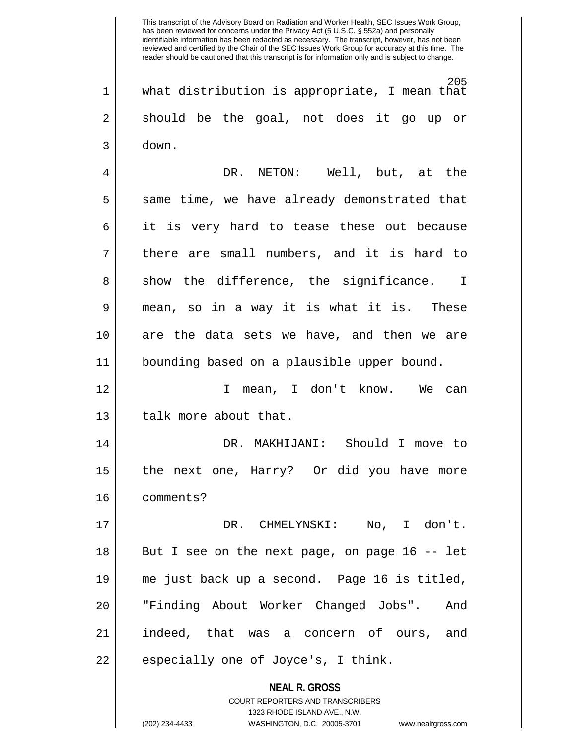what distribution is appropriate, I mean that should be the goal, not does it go up or down.

DR. NETON: Well, but, at the same time, we have already demonstrated that it is very hard to tease these out because there are small numbers, and it is hard to show the difference, the significance. I mean, so in a way it is what it is. These are the data sets we have, and then we are bounding based on a plausible upper bound.

I mean, I don't know. We can talk more about that.

DR. MAKHIJANI: Should I move to the next one, Harry? Or did you have more comments?

DR. CHMELYNSKI: No, I don't. But I see on the next page, on page 16 -- let me just back up a second. Page 16 is titled, "Finding About Worker Changed Jobs". And indeed, that was a concern of ours, and especially one of Joyce's, I think.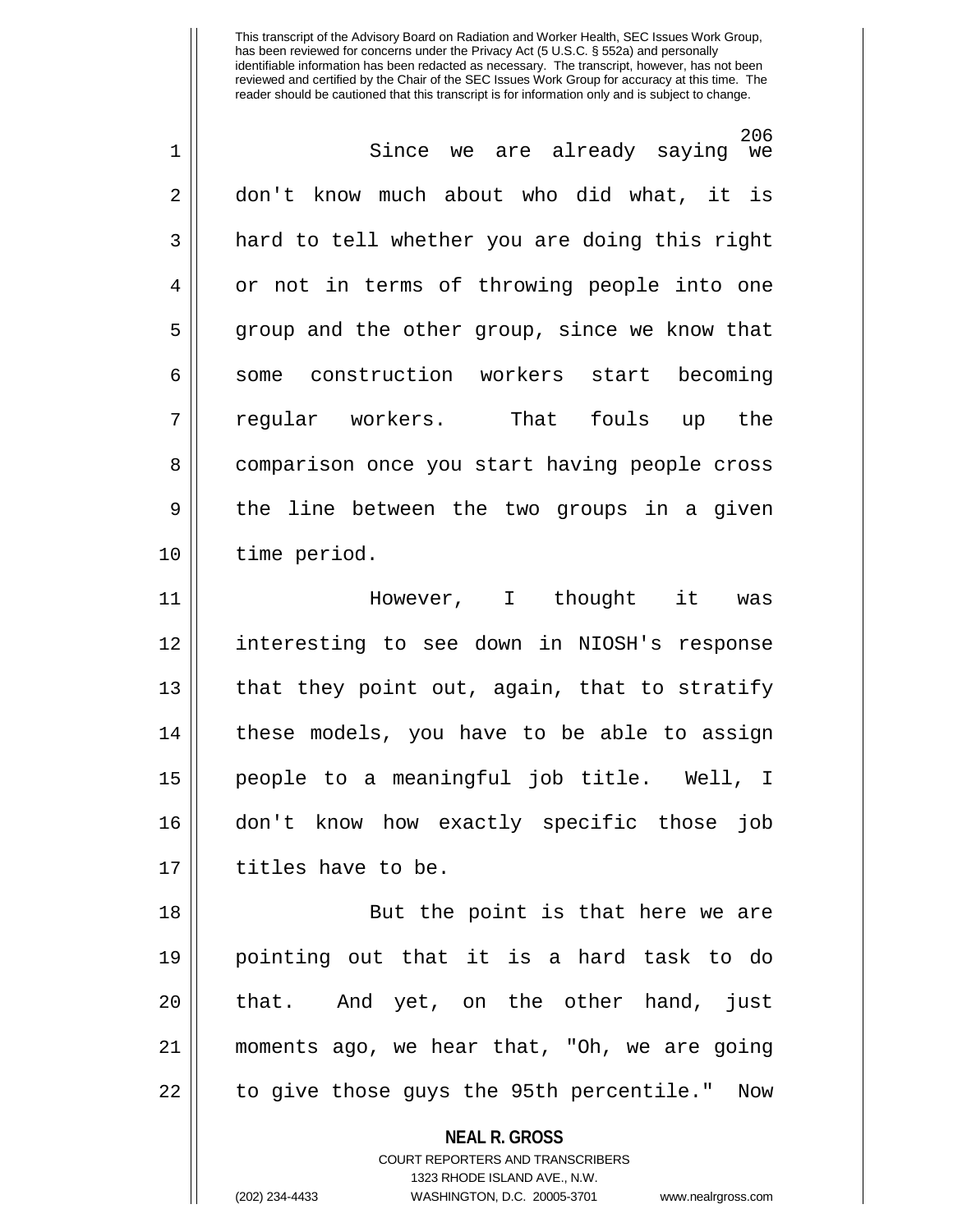Since we are already saying we don't know much about who did what, it is hard to tell whether you are doing this right or not in terms of throwing people into one group and the other group, since we know that some construction workers start becoming regular workers. That fouls up the comparison once you start having people cross the line between the two groups in a given time period.

However, I thought it was interesting to see down in NIOSH's response that they point out, again, that to stratify these models, you have to be able to assign people to a meaningful job title. Well, I don't know how exactly specific those job titles have to be.

But the point is that here we are pointing out that it is a hard task to do that. And yet, on the other hand, just moments ago, we hear that, "Oh, we are going to give those guys the 95th percentile." Now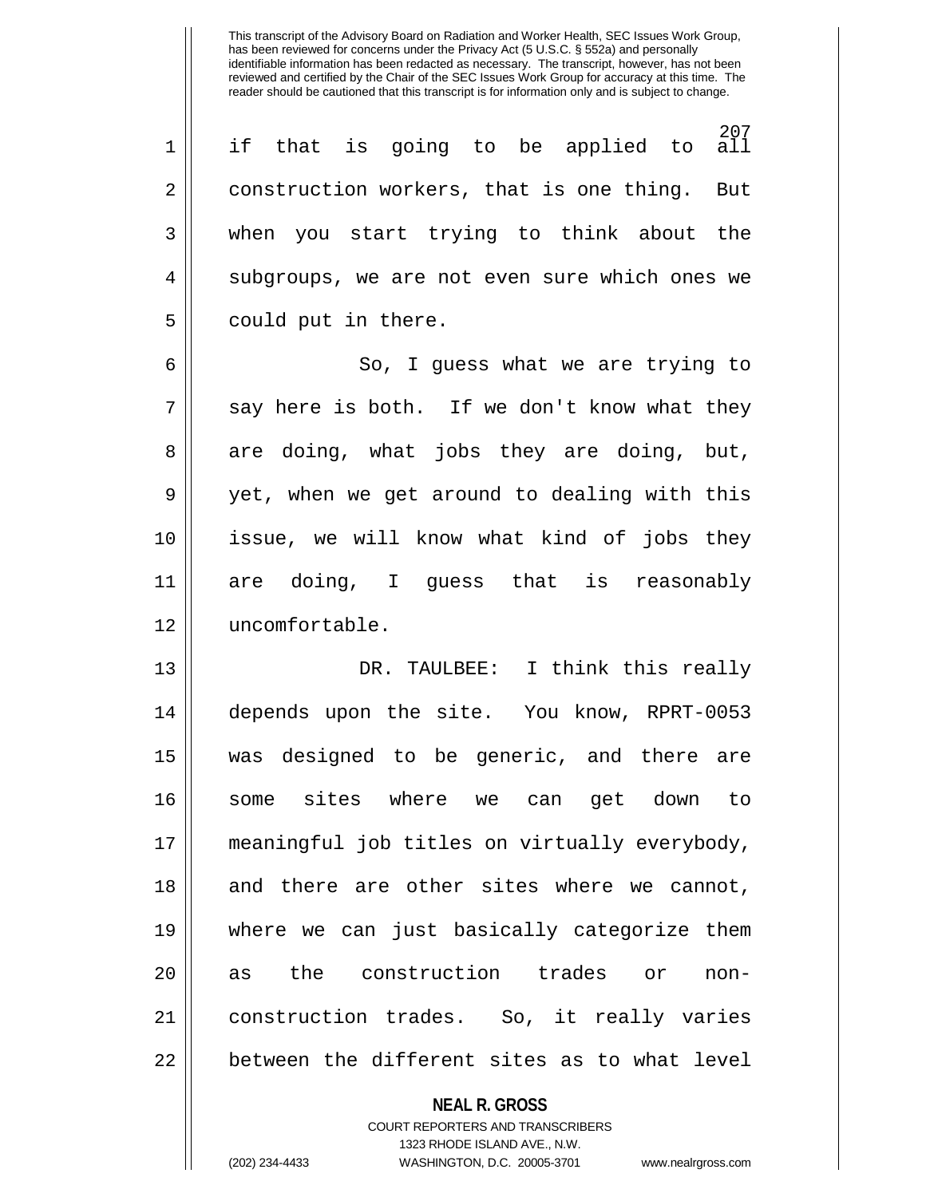if that is going to be applied to all construction workers, that is one thing. But when you start trying to think about the subgroups, we are not even sure which ones we could put in there.

So, I guess what we are trying to say here is both. If we don't know what they are doing, what jobs they are doing, but, yet, when we get around to dealing with this issue, we will know what kind of jobs they are doing, I guess that is reasonably uncomfortable.

DR. TAULBEE: I think this really depends upon the site. You know, RPRT-0053 was designed to be generic, and there are some sites where we can get down to meaningful job titles on virtually everybody, and there are other sites where we cannot, where we can just basically categorize them as the construction trades or non-construction trades. So, it really varies between the different sites as to what level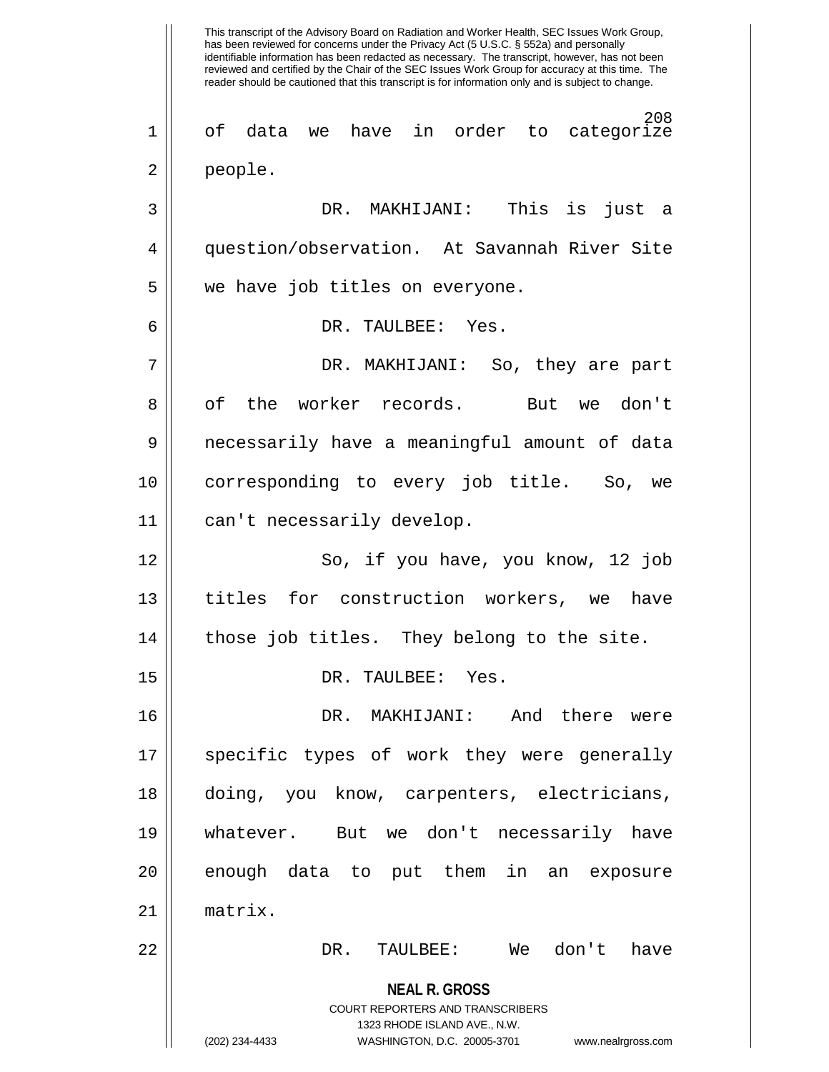This transcript of the Advisory Board on Radiation and Worker Health, SEC Issues Work Group, has been reviewed for concerns under the Privacy Act (5 U.S.C. § 552a) and personally identifiable information has been redacted as necessary. The transcript, however, has not been reviewed and certified by the Chair of the SEC Issues Work Group for accuracy at this time. The reader should be cautioned that this transcript is for information only and is subject to change.

of data we have in order to categorize people.

DR. MAKHIJANI: This is just a question/observation. At Savannah River Site we have job titles on everyone.

DR. TAULBEE: Yes.

DR. MAKHIJANI: So, they are part of the worker records. But we don't necessarily have a meaningful amount of data corresponding to every job title. So, we can't necessarily develop.

So, if you have, you know, 12 job titles for construction workers, we have those job titles. They belong to the site.

DR. TAULBEE: Yes.

DR. MAKHIJANI: And there were specific types of work they were generally doing, you know, carpenters, electricians, whatever. But we don't necessarily have enough data to put them in an exposure matrix.

DR. TAULBEE: We don't have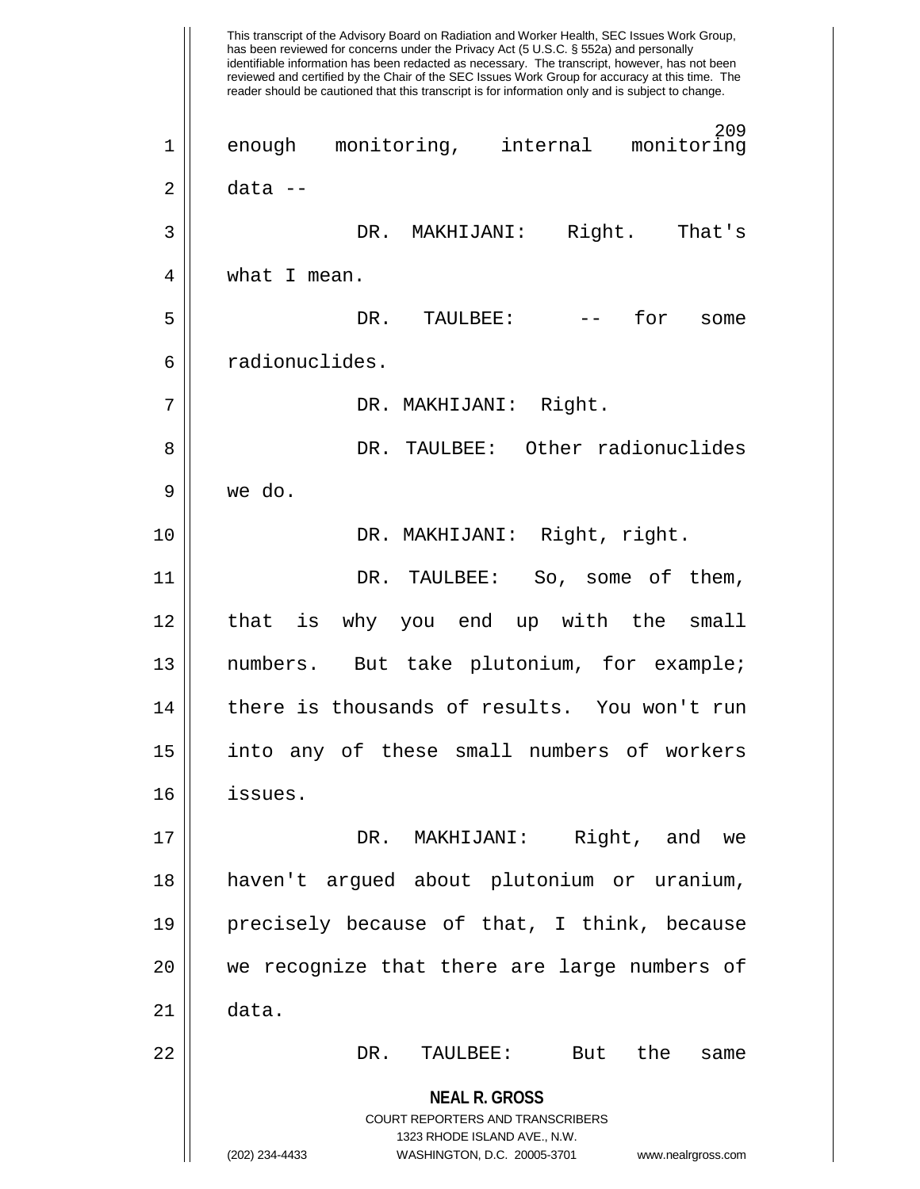enough monitoring, internal monitoring data --

DR. MAKHIJANI: Right. That's what I mean.

DR. TAULBEE: -- for some radionuclides.

DR. MAKHIJANI: Right.

DR. TAULBEE: Other radionuclides we do.

DR. MAKHIJANI: Right, right.

DR. TAULBEE: So, some of them, that is why you end up with the small numbers. But take plutonium, for example; there is thousands of results. You won't run into any of these small numbers of workers issues.

DR. MAKHIJANI: Right, and we haven't argued about plutonium or uranium, precisely because of that, I think, because we recognize that there are large numbers of data.

DR. TAULBEE: But the same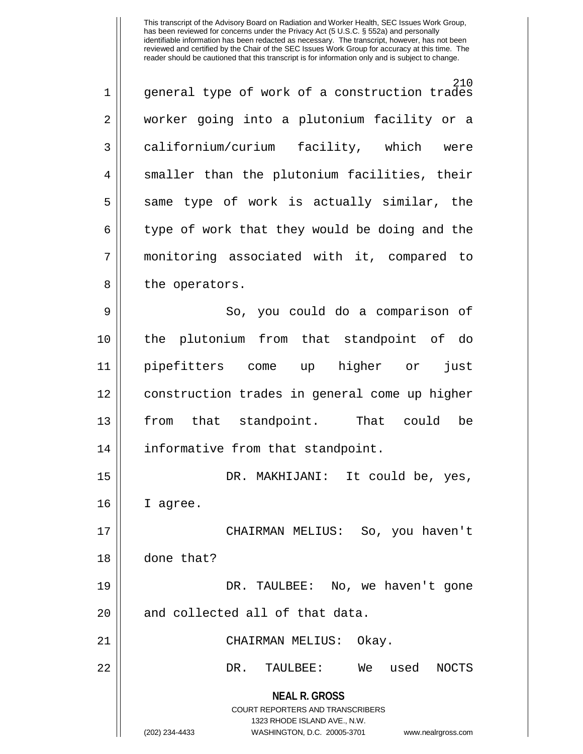general type of work of a construction trades worker going into a plutonium facility or a californium/curium facility, which were smaller than the plutonium facilities, their same type of work is actually similar, the type of work that they would be doing and the monitoring associated with it, compared to the operators.

So, you could do a comparison of the plutonium from that standpoint of do pipefitters come up higher or just construction trades in general come up higher from that standpoint. That could be informative from that standpoint.

DR. MAKHIJANI: It could be, yes, I agree.

CHAIRMAN MELIUS: So, you haven't done that?

DR. TAULBEE: No, we haven't gone and collected all of that data.

CHAIRMAN MELIUS: Okay.

DR. TAULBEE: We used NOCTS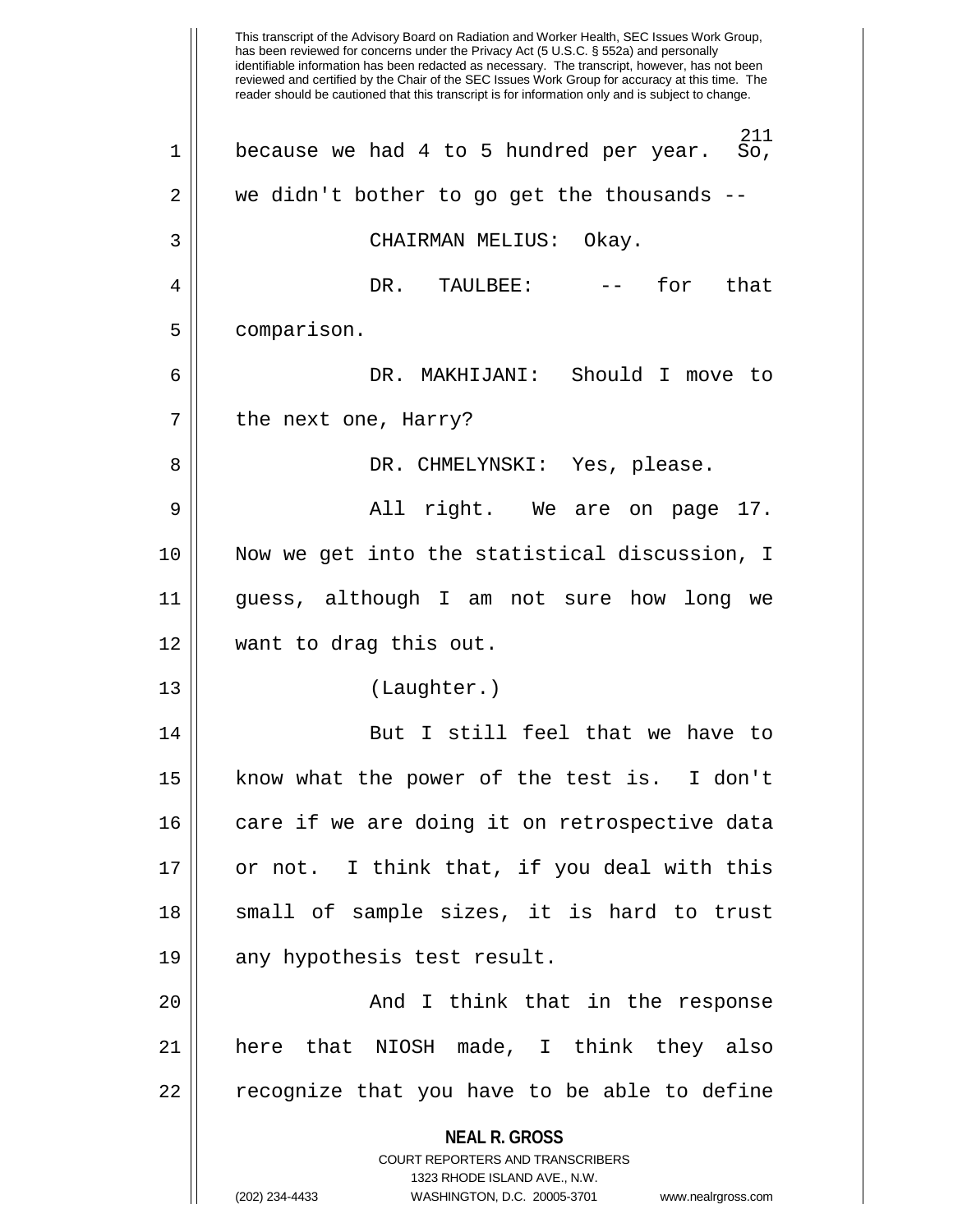because we had 4 to 5 hundred per year. So, we didn't bother to go get the thousands --

CHAIRMAN MELIUS: Okay.

DR. TAULBEE: -- for that comparison.

DR. MAKHIJANI: Should I move to the next one, Harry?

DR. CHMELYNSKI: Yes, please.

All right. We are on page 17. Now we get into the statistical discussion, I guess, although I am not sure how long we want to drag this out.

(Laughter.)

But I still feel that we have to know what the power of the test is. I don't care if we are doing it on retrospective data or not. I think that, if you deal with this small of sample sizes, it is hard to trust any hypothesis test result.

And I think that in the response here that NIOSH made, I think they also recognize that you have to be able to define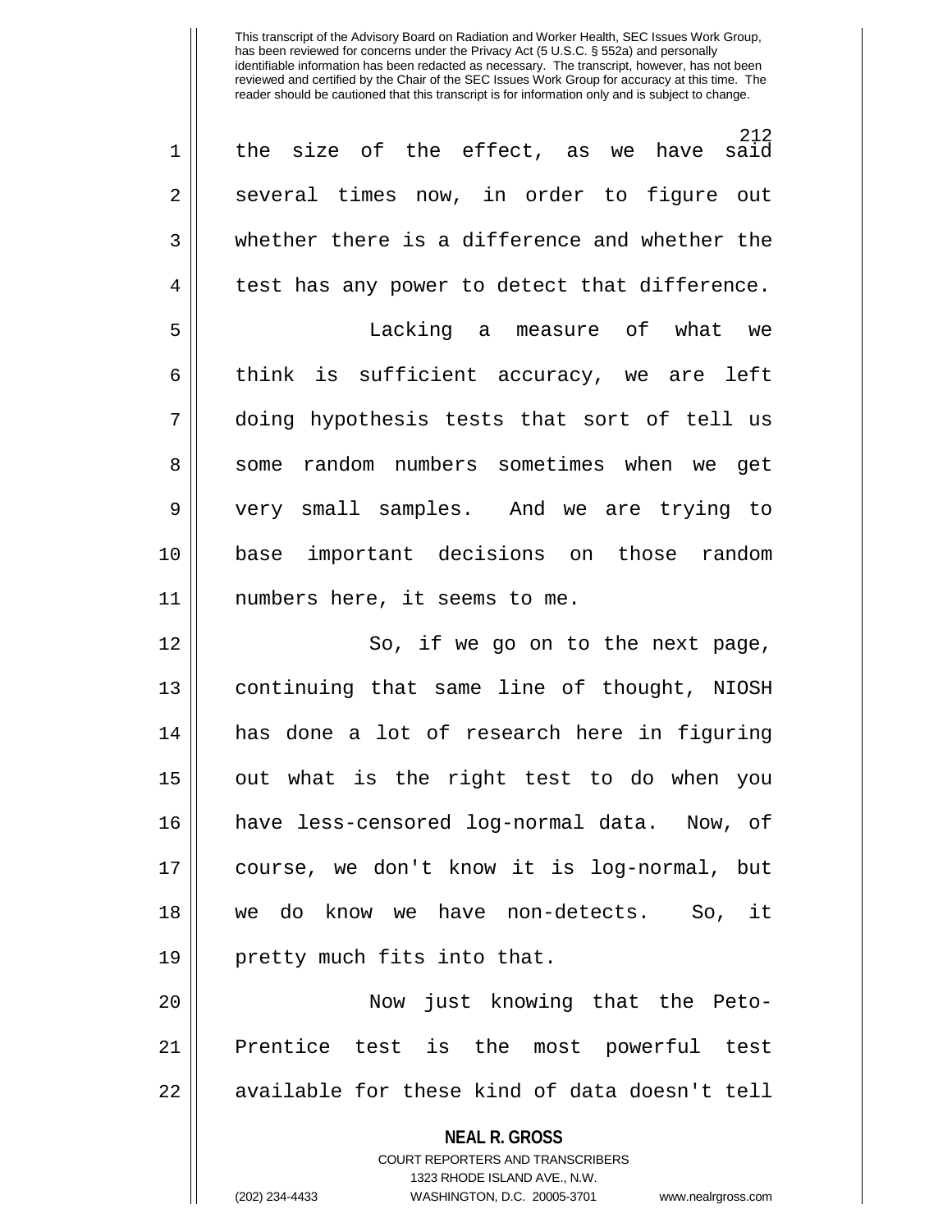the size of the effect, as we have said several times now, in order to figure out whether there is a difference and whether the test has any power to detect that difference.

Lacking a measure of what we think is sufficient accuracy, we are left doing hypothesis tests that sort of tell us some random numbers sometimes when we get very small samples. And we are trying to base important decisions on those random numbers here, it seems to me.

So, if we go on to the next page, continuing that same line of thought, NIOSH has done a lot of research here in figuring out what is the right test to do when you have less-censored log-normal data. Now, of course, we don't know it is log-normal, but we do know we have non-detects. So, it pretty much fits into that.

Now just knowing that the Peto-Prentice test is the most powerful test available for these kind of data doesn't tell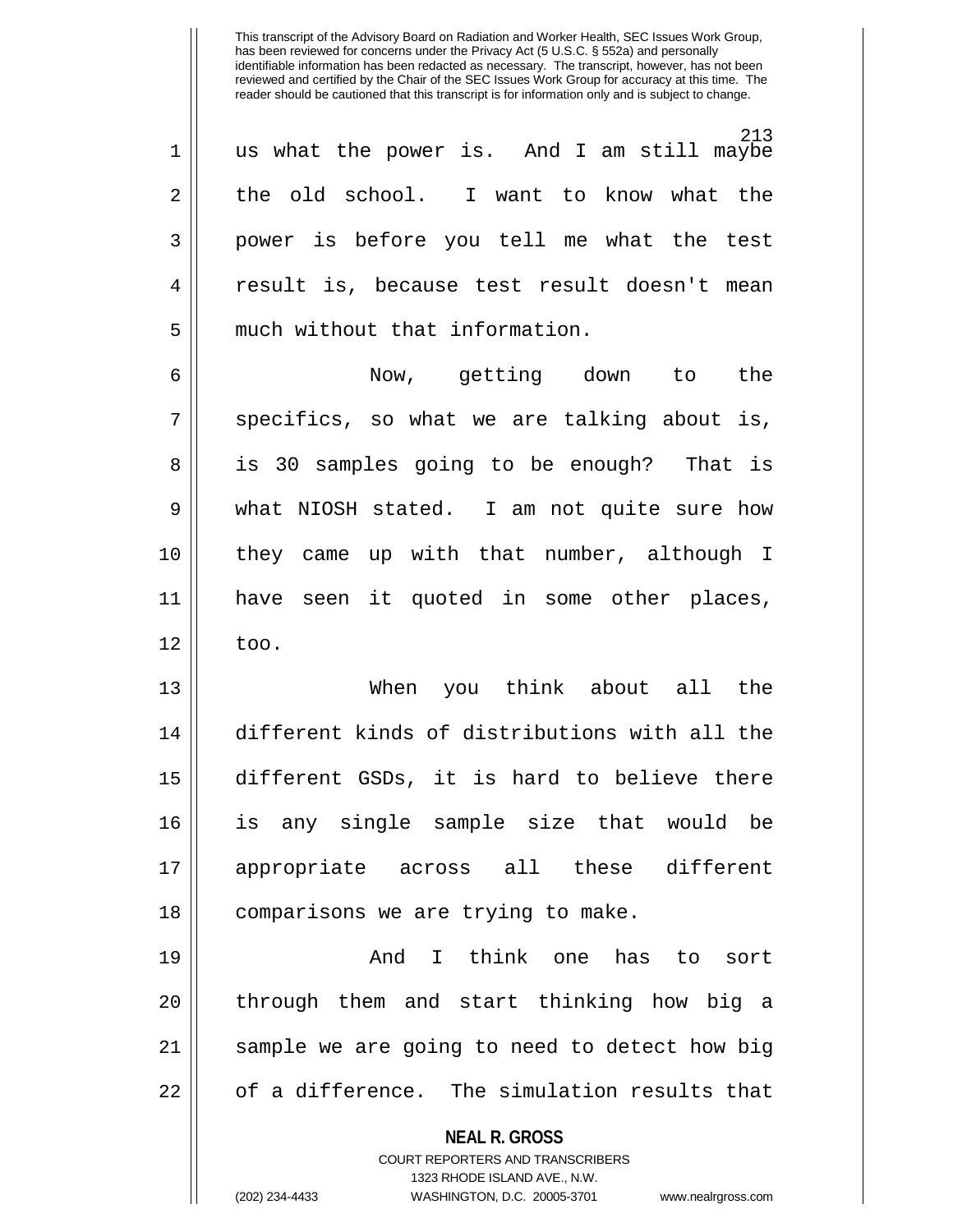us what the power is. And I am still maybe the old school. I want to know what the power is before you tell me what the test result is, because test result doesn't mean much without that information.

Now, getting down to the specifics, so what we are talking about is, is 30 samples going to be enough? That is what NIOSH stated. I am not quite sure how they came up with that number, although I have seen it quoted in some other places, too.

When you think about all the different kinds of distributions with all the different GSDs, it is hard to believe there is any single sample size that would be appropriate across all these different comparisons we are trying to make.

And I think one has to sort through them and start thinking how big a sample we are going to need to detect how big of a difference. The simulation results that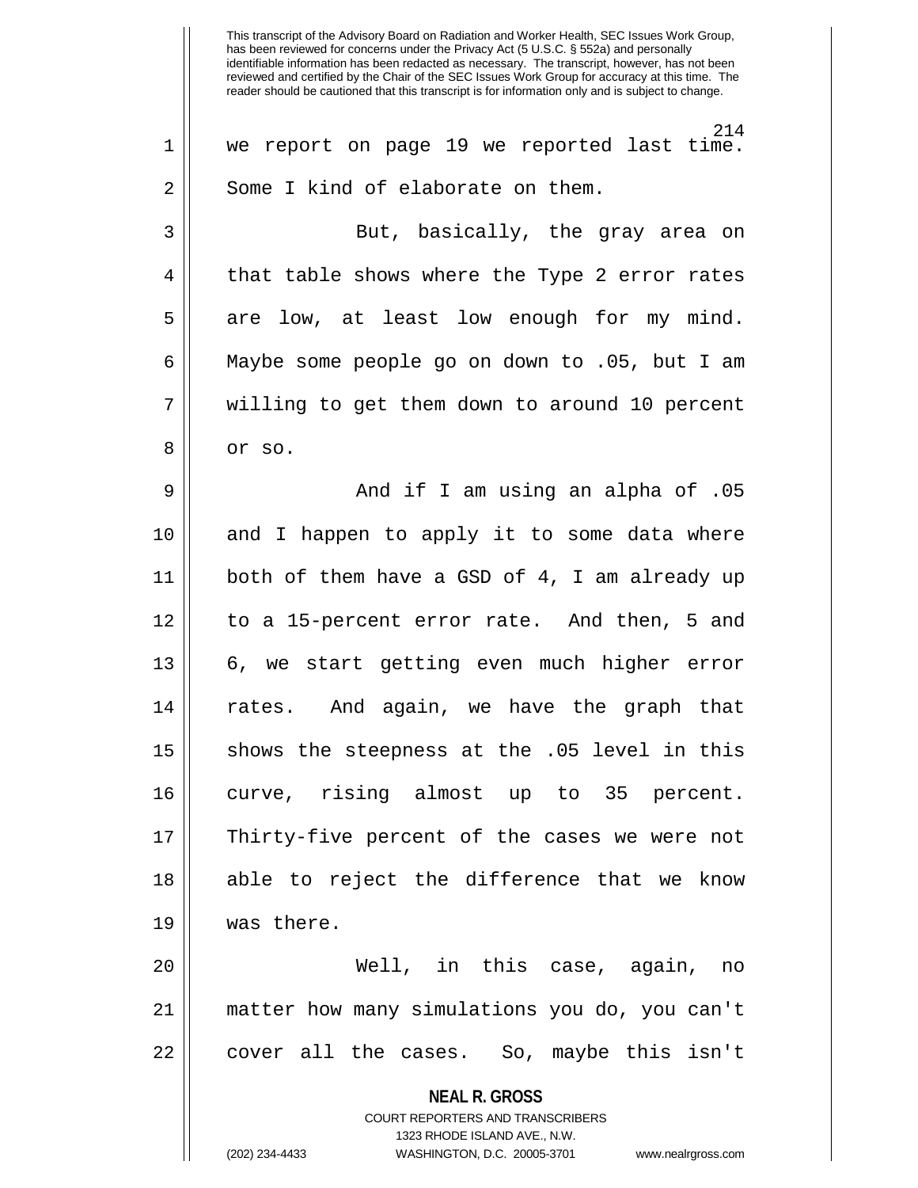This transcript of the Advisory Board on Radiation and Worker Health, SEC Issues Work Group, has been reviewed for concerns under the Privacy Act (5 U.S.C. § 552a) and personally identifiable information has been redacted as necessary. The transcript, however, has not been reviewed and certified by the Chair of the SEC Issues Work Group for accuracy at this time. The reader should be cautioned that this transcript is for information only and is subject to change.

we report on page 19 we reported last time. Some I kind of elaborate on them.

But, basically, the gray area on that table shows where the Type 2 error rates are low, at least low enough for my mind. Maybe some people go on down to .05, but I am willing to get them down to around 10 percent or so.

And if I am using an alpha of .05 and I happen to apply it to some data where both of them have a GSD of 4, I am already up to a 15-percent error rate. And then, 5 and 6, we start getting even much higher error rates. And again, we have the graph that shows the steepness at the .05 level in this curve, rising almost up to 35 percent. Thirty-five percent of the cases we were not able to reject the difference that we know was there.

Well, in this case, again, no matter how many simulations you do, you can't cover all the cases. So, maybe this isn't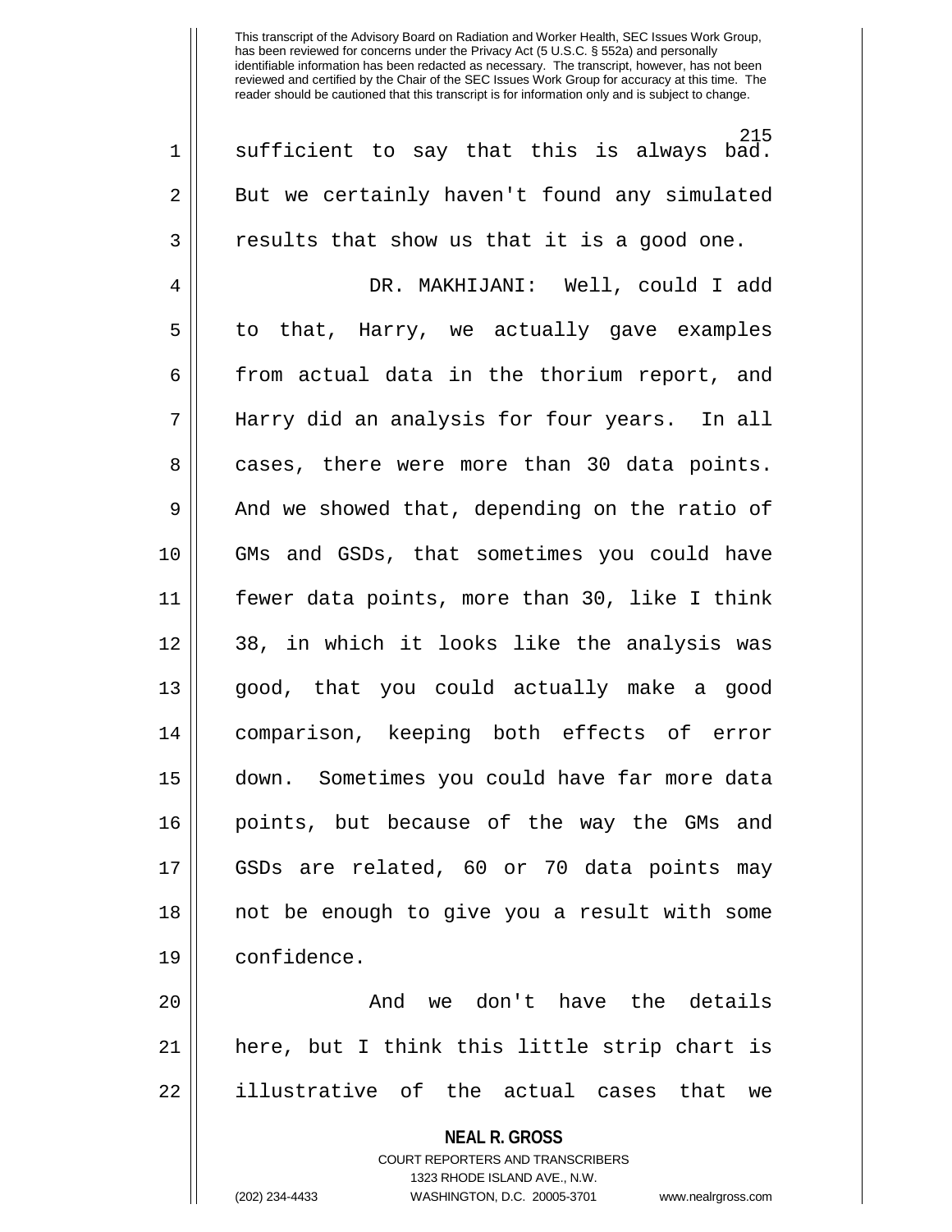sufficient to say that this is always bad. But we certainly haven't found any simulated results that show us that it is a good one.

DR. MAKHIJANI: Well, could I add to that, Harry, we actually gave examples from actual data in the thorium report, and Harry did an analysis for four years. In all cases, there were more than 30 data points. And we showed that, depending on the ratio of GMs and GSDs, that sometimes you could have fewer data points, more than 30, like I think 38, in which it looks like the analysis was good, that you could actually make a good comparison, keeping both effects of error down. Sometimes you could have far more data points, but because of the way the GMs and GSDs are related, 60 or 70 data points may not be enough to give you a result with some confidence.

And we don't have the details here, but I think this little strip chart is illustrative of the actual cases that we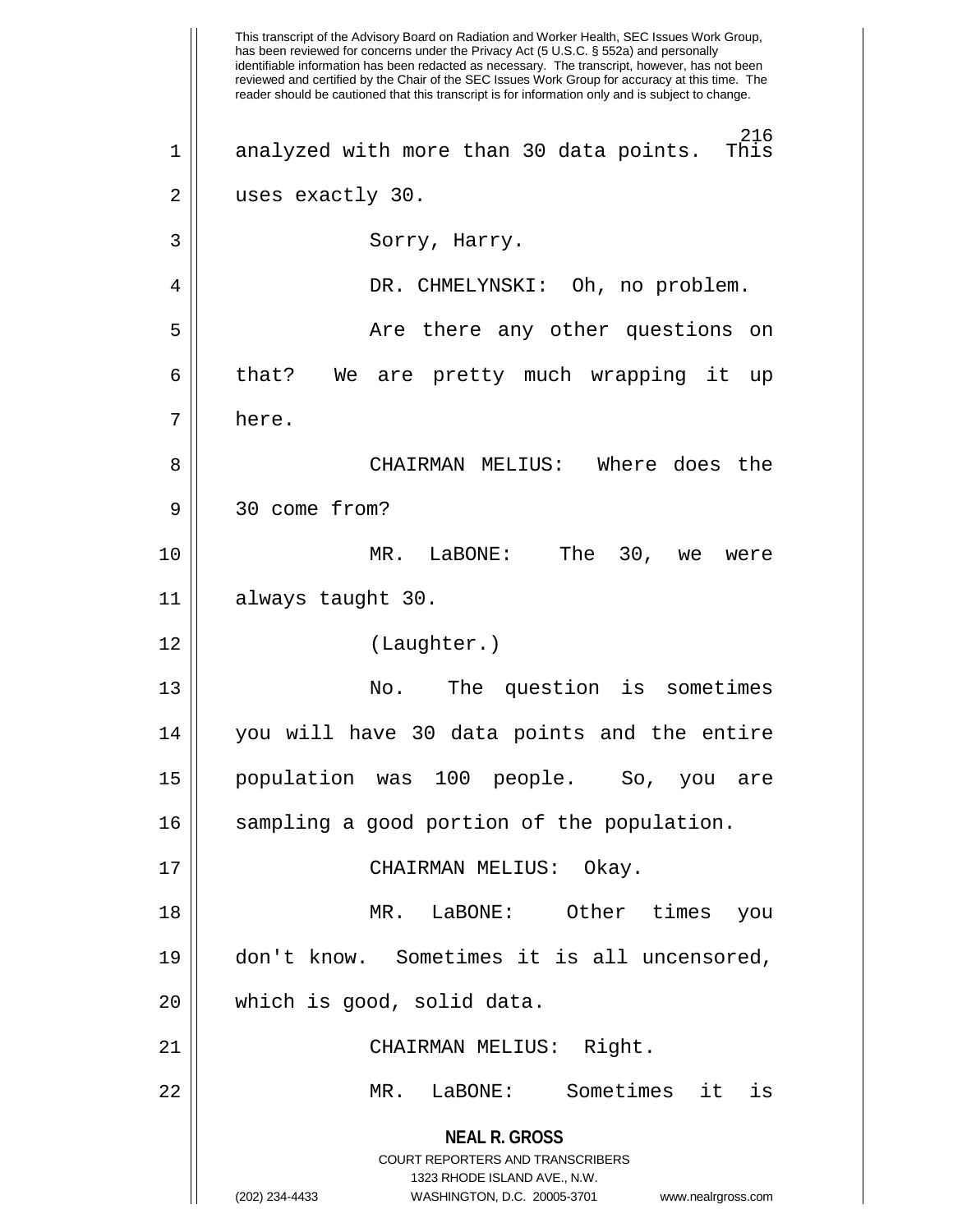analyzed with more than 30 data points. This uses exactly 30.

Sorry, Harry.

DR. CHMELYNSKI: Oh, no problem.

Are there any other questions on that? We are pretty much wrapping it up here.

CHAIRMAN MELIUS: Where does the 30 come from?

MR. LaBONE: The 30, we were always taught 30.

(Laughter.)

No. The question is sometimes you will have 30 data points and the entire population was 100 people. So, you are sampling a good portion of the population.

CHAIRMAN MELIUS: Okay.

MR. LaBONE: Other times you don't know. Sometimes it is all uncensored, which is good, solid data.

CHAIRMAN MELIUS: Right.

MR. LaBONE: Sometimes it is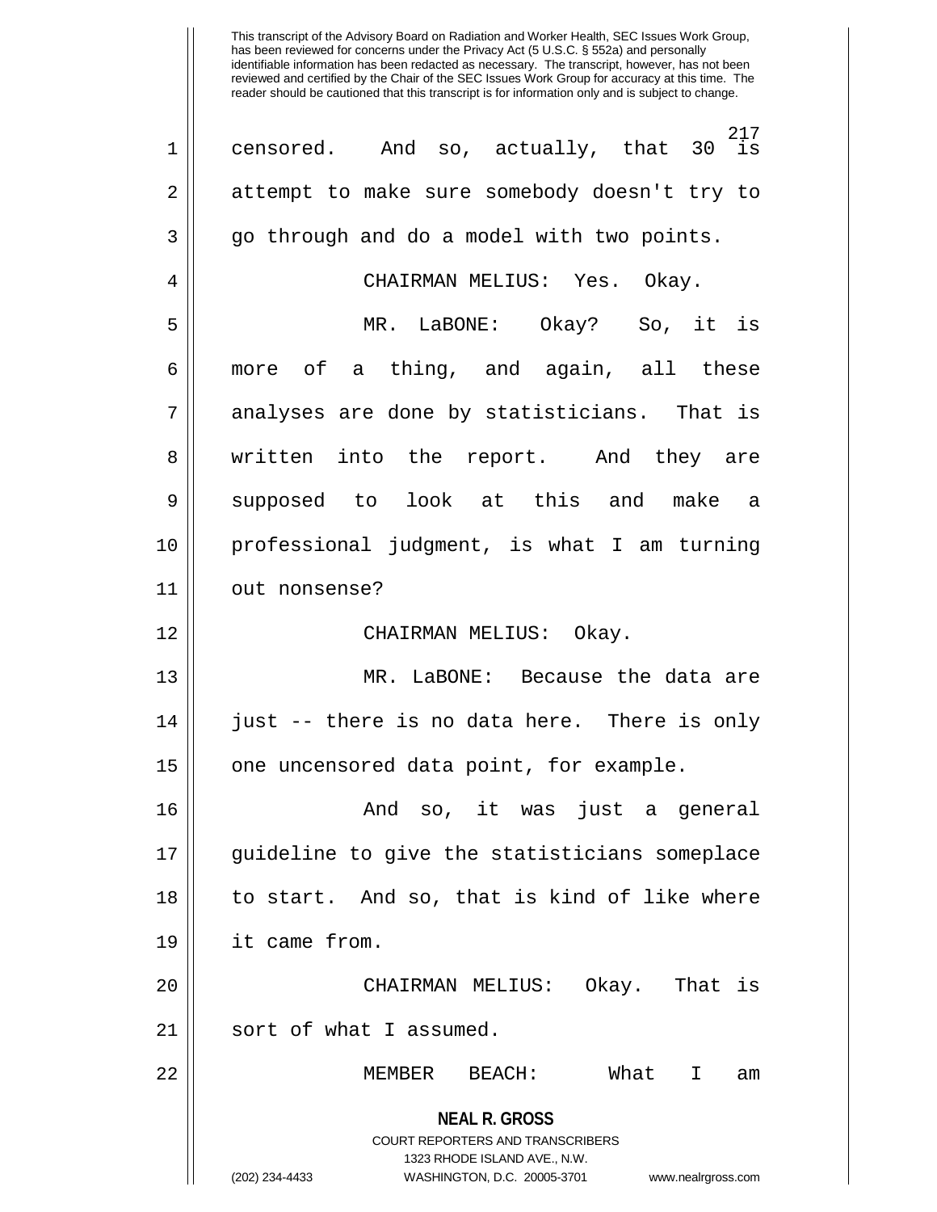censored. And so, actually, that 30 is attempt to make sure somebody doesn't try to go through and do a model with two points.

CHAIRMAN MELIUS: Yes. Okay.

MR. LaBONE: Okay? So, it is more of a thing, and again, all these analyses are done by statisticians. That is written into the report. And they are supposed to look at this and make a professional judgment, is what I am turning out nonsense?

CHAIRMAN MELIUS: Okay.

MR. LaBONE: Because the data are just -- there is no data here. There is only one uncensored data point, for example.

And so, it was just a general guideline to give the statisticians someplace to start. And so, that is kind of like where it came from.

CHAIRMAN MELIUS: Okay. That is sort of what I assumed.

MEMBER BEACH: What I am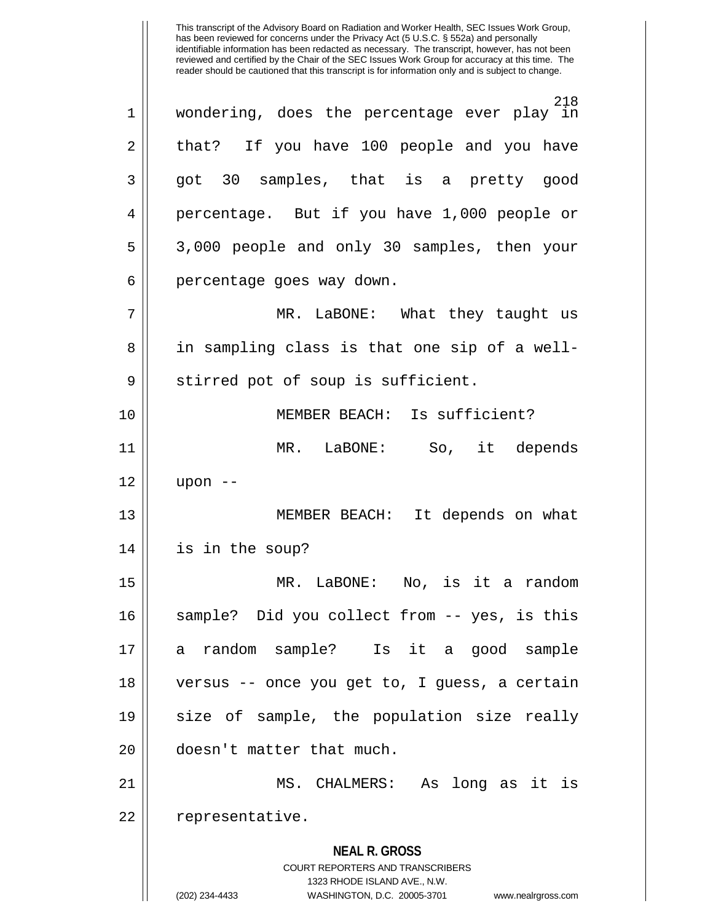wondering, does the percentage ever play in that? If you have 100 people and you have got 30 samples, that is a pretty good percentage. But if you have 1,000 people or 3,000 people and only 30 samples, then your percentage goes way down.

MR. LaBONE: What they taught us in sampling class is that one sip of a well-stirred pot of soup is sufficient.

MEMBER BEACH: Is sufficient?

MR. LaBONE: So, it depends upon --

MEMBER BEACH: It depends on what is in the soup?

MR. LaBONE: No, is it a random sample? Did you collect from -- yes, is this a random sample? Is it a good sample versus -- once you get to, I guess, a certain size of sample, the population size really doesn't matter that much.

MS. CHALMERS: As long as it is representative.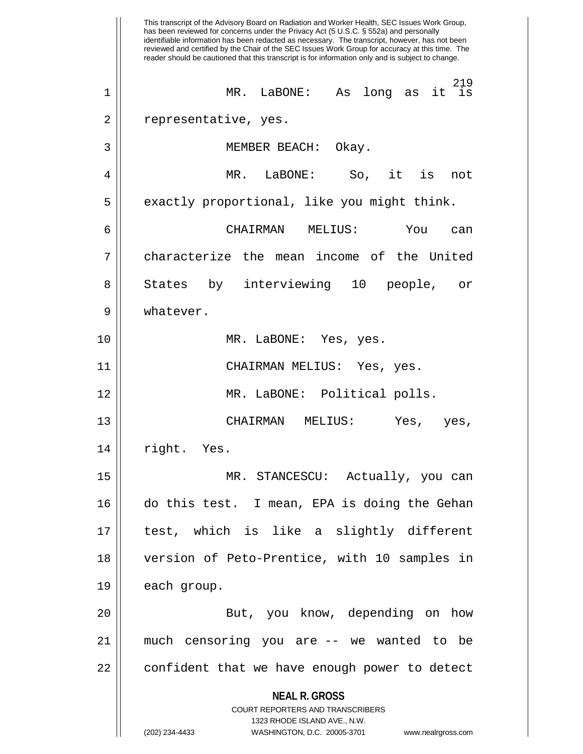This transcript of the Advisory Board on Radiation and Worker Health, SEC Issues Work Group, has been reviewed for concerns under the Privacy Act (5 U.S.C. § 552a) and personally identifiable information has been redacted as necessary. The transcript, however, has not been reviewed and certified by the Chair of the SEC Issues Work Group for accuracy at this time. The reader should be cautioned that this transcript is for information only and is subject to change.

MR. LaBONE: As long as it is representative, yes.

MEMBER BEACH: Okay.

MR. LaBONE: So, it is not exactly proportional, like you might think.

CHAIRMAN MELIUS: You can characterize the mean income of the United States by interviewing 10 people, or whatever.

MR. LaBONE: Yes, yes.

CHAIRMAN MELIUS: Yes, yes.

MR. LaBONE: Political polls.

CHAIRMAN MELIUS: Yes, yes, right. Yes.

MR. STANCESCU: Actually, you can do this test. I mean, EPA is doing the Gehan test, which is like a slightly different version of Peto-Prentice, with 10 samples in each group.

But, you know, depending on how much censoring you are -- we wanted to be confident that we have enough power to detect

**NEAL R. GROSS**
COURT REPORTERS AND TRANSCRIBERS
1323 RHODE ISLAND AVE., N.W.
(202) 234-4433 WASHINGTON, D.C. 20005-3701 www.nealrgross.com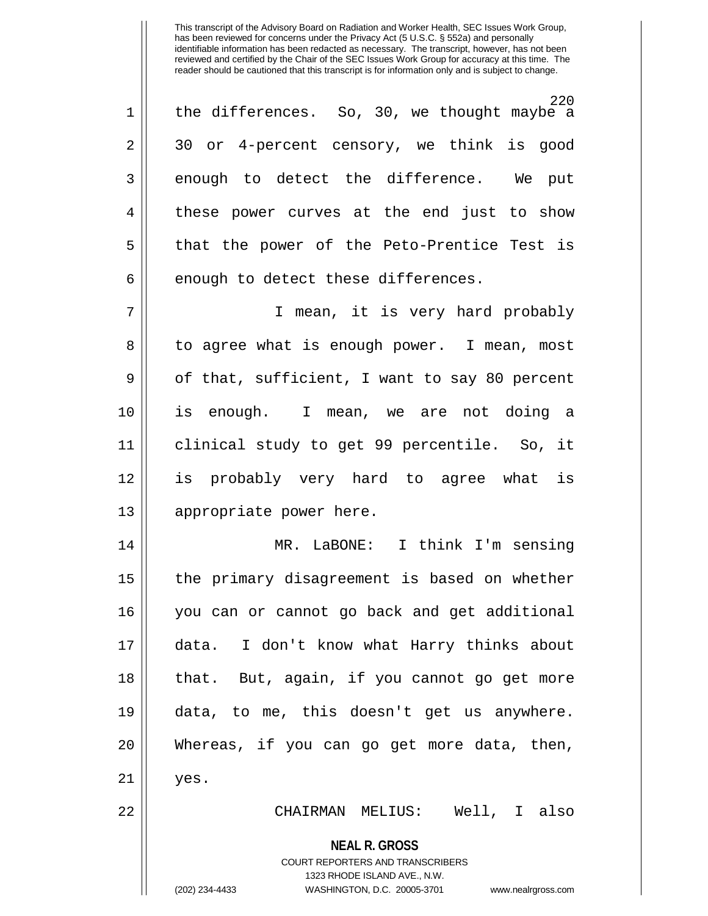This transcript of the Advisory Board on Radiation and Worker Health, SEC Issues Work Group, has been reviewed for concerns under the Privacy Act (5 U.S.C. § 552a) and personally identifiable information has been redacted as necessary. The transcript, however, has not been reviewed and certified by the Chair of the SEC Issues Work Group for accuracy at this time. The reader should be cautioned that this transcript is for information only and is subject to change.

the differences. So, 30, we thought maybe a 30 or 4-percent censory, we think is good enough to detect the difference. We put these power curves at the end just to show that the power of the Peto-Prentice Test is enough to detect these differences.

I mean, it is very hard probably to agree what is enough power. I mean, most of that, sufficient, I want to say 80 percent is enough. I mean, we are not doing a clinical study to get 99 percentile. So, it is probably very hard to agree what is appropriate power here.

MR. LaBONE: I think I'm sensing the primary disagreement is based on whether you can or cannot go back and get additional data. I don't know what Harry thinks about that. But, again, if you cannot go get more data, to me, this doesn't get us anywhere. Whereas, if you can go get more data, then, yes.

CHAIRMAN MELIUS: Well, I also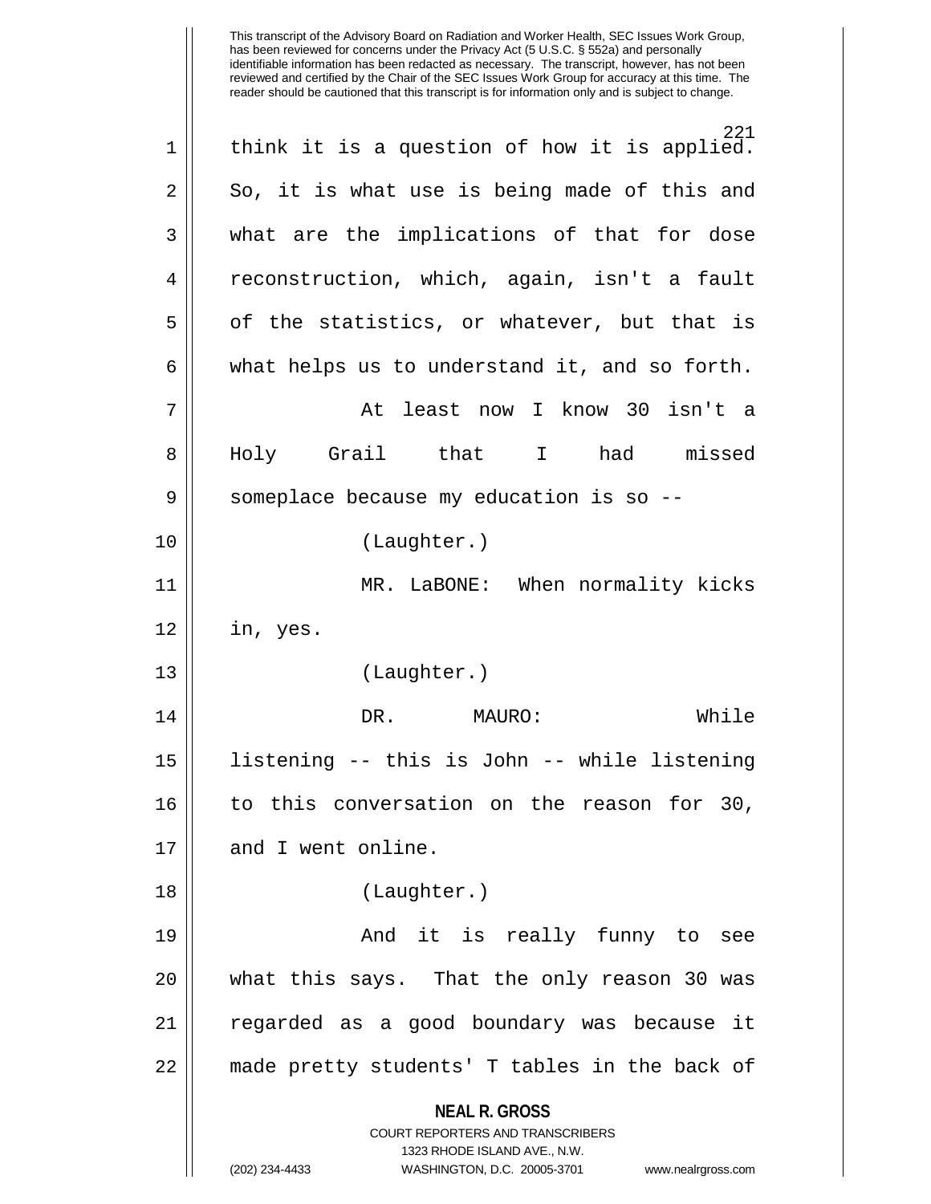think it is a question of how it is applied. So, it is what use is being made of this and what are the implications of that for dose reconstruction, which, again, isn't a fault of the statistics, or whatever, but that is what helps us to understand it, and so forth.

At least now I know 30 isn't a Holy Grail that I had missed someplace because my education is so --

(Laughter.)

MR. LaBONE: When normality kicks in, yes.

(Laughter.)

DR. MAURO: While listening -- this is John -- while listening to this conversation on the reason for 30, and I went online.

(Laughter.)

And it is really funny to see what this says. That the only reason 30 was regarded as a good boundary was because it made pretty students' T tables in the back of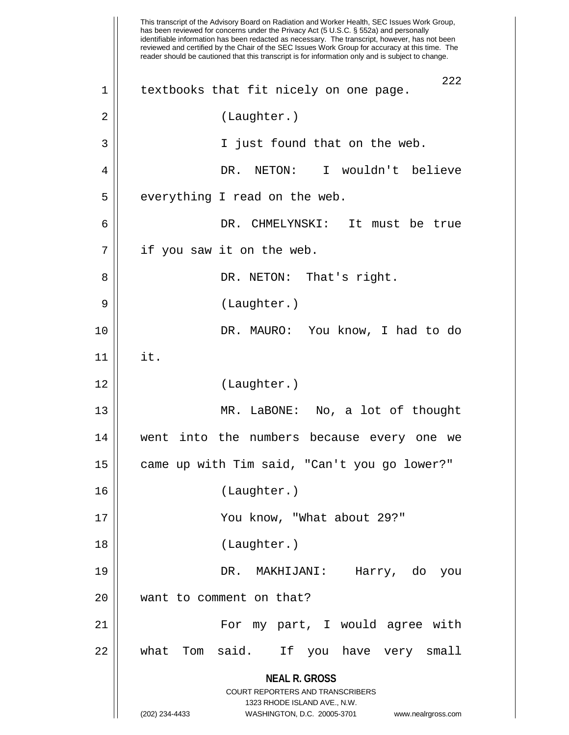textbooks that fit nicely on one page.

(Laughter.)

I just found that on the web.

DR. NETON: I wouldn't believe everything I read on the web.

DR. CHMELYNSKI: It must be true if you saw it on the web.

DR. NETON: That's right.

(Laughter.)

DR. MAURO: You know, I had to do it.

(Laughter.)

MR. LaBONE: No, a lot of thought went into the numbers because every one we came up with Tim said, "Can't you go lower?"

(Laughter.)

You know, "What about 29?"

(Laughter.)

DR. MAKHIJANI: Harry, do you want to comment on that?

For my part, I would agree with what Tom said. If you have very small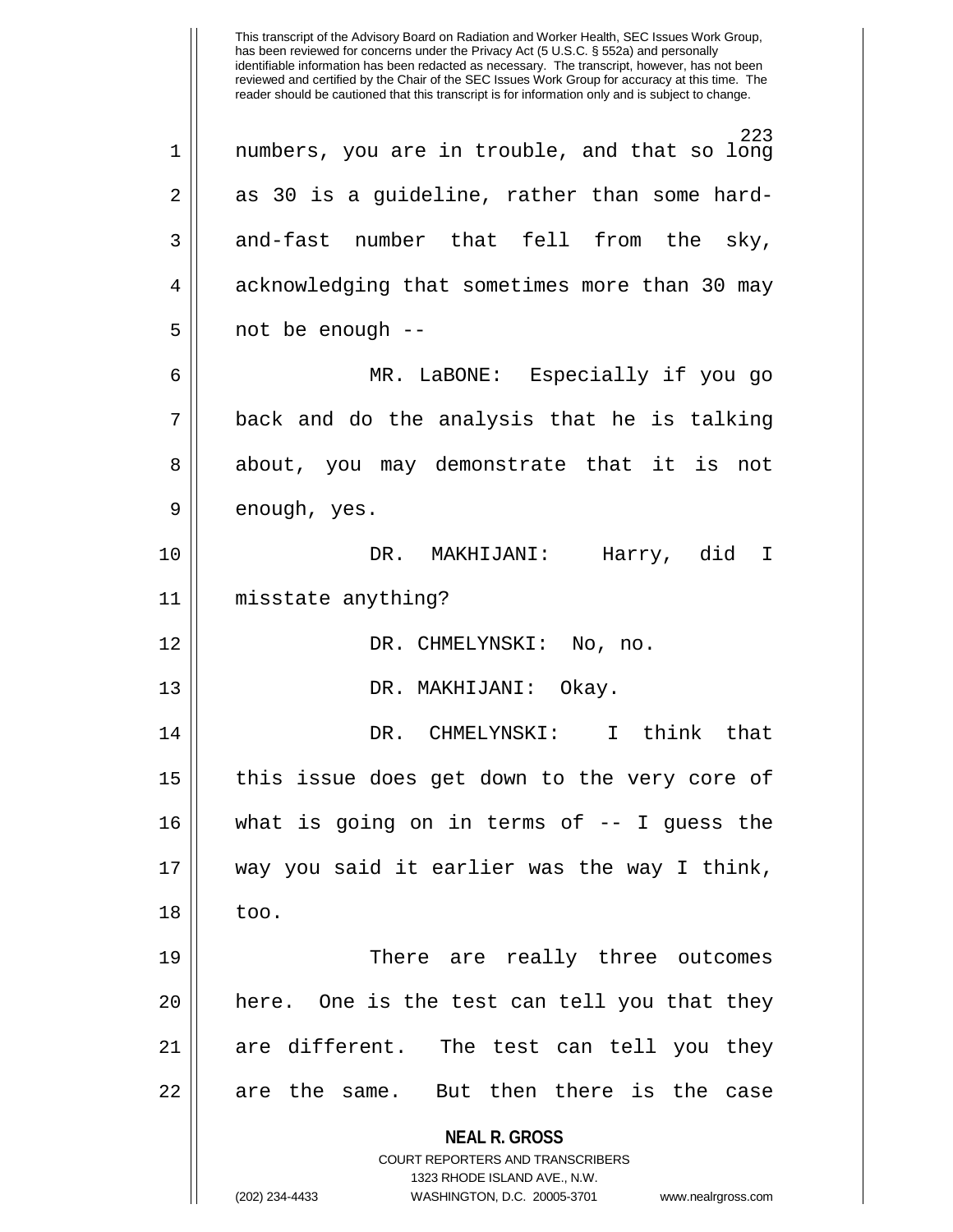numbers, you are in trouble, and that so long as 30 is a guideline, rather than some hard-and-fast number that fell from the sky, acknowledging that sometimes more than 30 may not be enough --

MR. LaBONE: Especially if you go back and do the analysis that he is talking about, you may demonstrate that it is not enough, yes.

DR. MAKHIJANI: Harry, did I misstate anything?

DR. CHMELYNSKI: No, no.

DR. MAKHIJANI: Okay.

DR. CHMELYNSKI: I think that this issue does get down to the very core of what is going on in terms of -- I guess the way you said it earlier was the way I think, too.

There are really three outcomes here. One is the test can tell you that they are different. The test can tell you they are the same. But then there is the case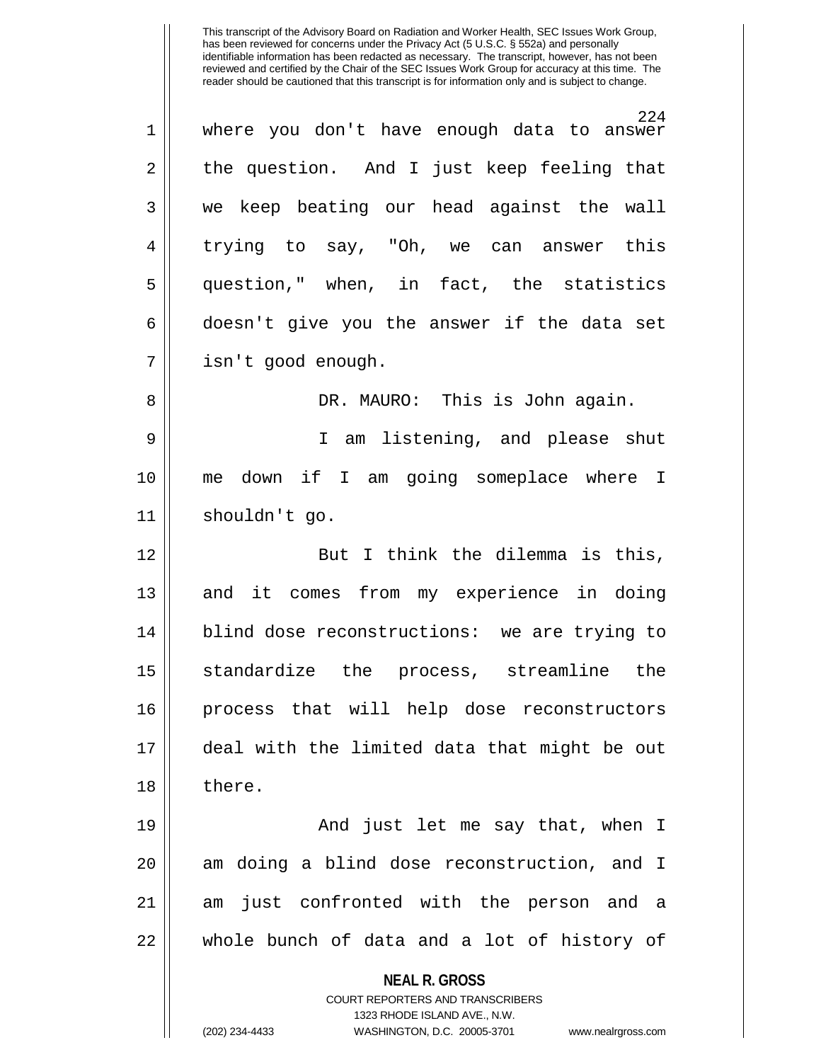where you don't have enough data to answer the question. And I just keep feeling that we keep beating our head against the wall trying to say, "Oh, we can answer this question," when, in fact, the statistics doesn't give you the answer if the data set isn't good enough.

DR. MAURO: This is John again.

I am listening, and please shut me down if I am going someplace where I shouldn't go.

But I think the dilemma is this, and it comes from my experience in doing blind dose reconstructions: we are trying to standardize the process, streamline the process that will help dose reconstructors deal with the limited data that might be out there.

And just let me say that, when I am doing a blind dose reconstruction, and I am just confronted with the person and a whole bunch of data and a lot of history of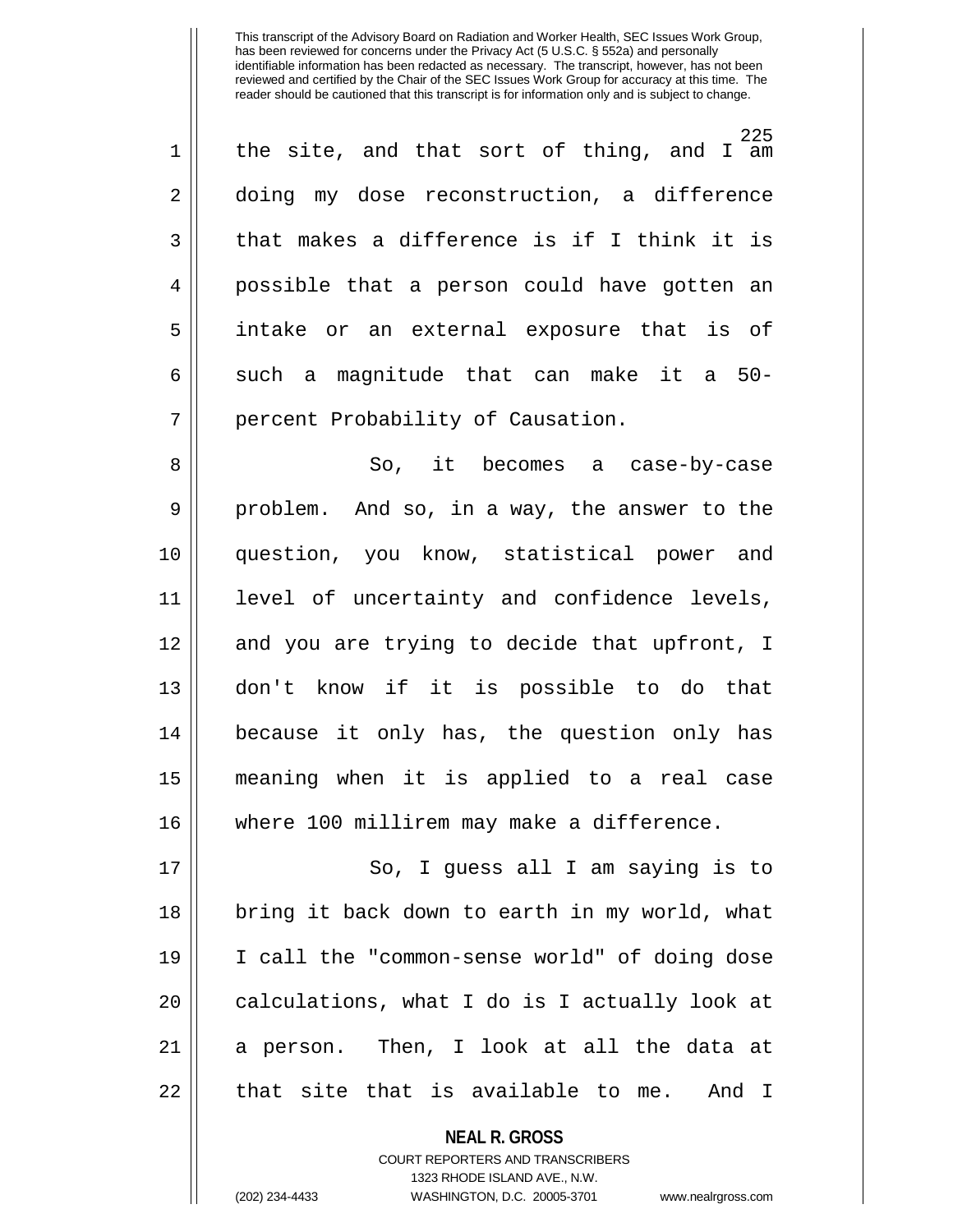the site, and that sort of thing, and I am doing my dose reconstruction, a difference that makes a difference is if I think it is possible that a person could have gotten an intake or an external exposure that is of such a magnitude that can make it a 50-percent Probability of Causation.

So, it becomes a case-by-case problem. And so, in a way, the answer to the question, you know, statistical power and level of uncertainty and confidence levels, and you are trying to decide that upfront, I don't know if it is possible to do that because it only has, the question only has meaning when it is applied to a real case where 100 millirem may make a difference.

So, I guess all I am saying is to bring it back down to earth in my world, what I call the "common-sense world" of doing dose calculations, what I do is I actually look at a person. Then, I look at all the data at that site that is available to me. And I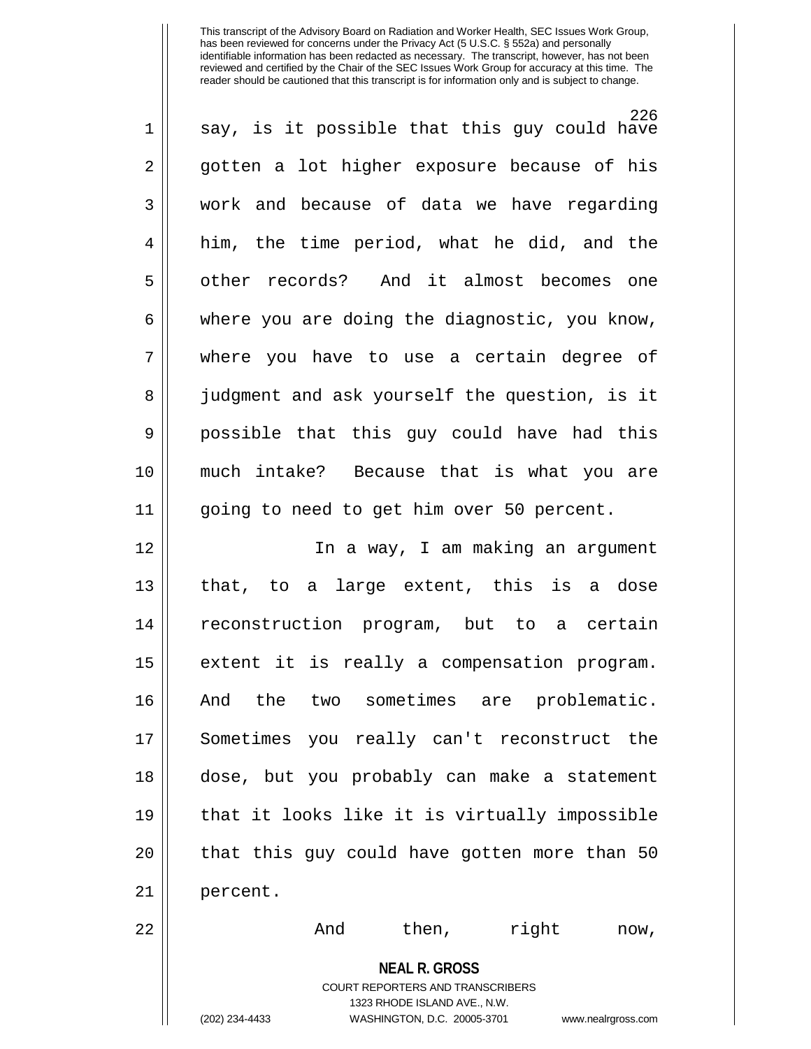say, is it possible that this guy could have gotten a lot higher exposure because of his work and because of data we have regarding him, the time period, what he did, and the other records? And it almost becomes one where you are doing the diagnostic, you know, where you have to use a certain degree of judgment and ask yourself the question, is it possible that this guy could have had this much intake? Because that is what you are going to need to get him over 50 percent.

In a way, I am making an argument that, to a large extent, this is a dose reconstruction program, but to a certain extent it is really a compensation program. And the two sometimes are problematic. Sometimes you really can't reconstruct the dose, but you probably can make a statement that it looks like it is virtually impossible that this guy could have gotten more than 50 percent.

And then, right now,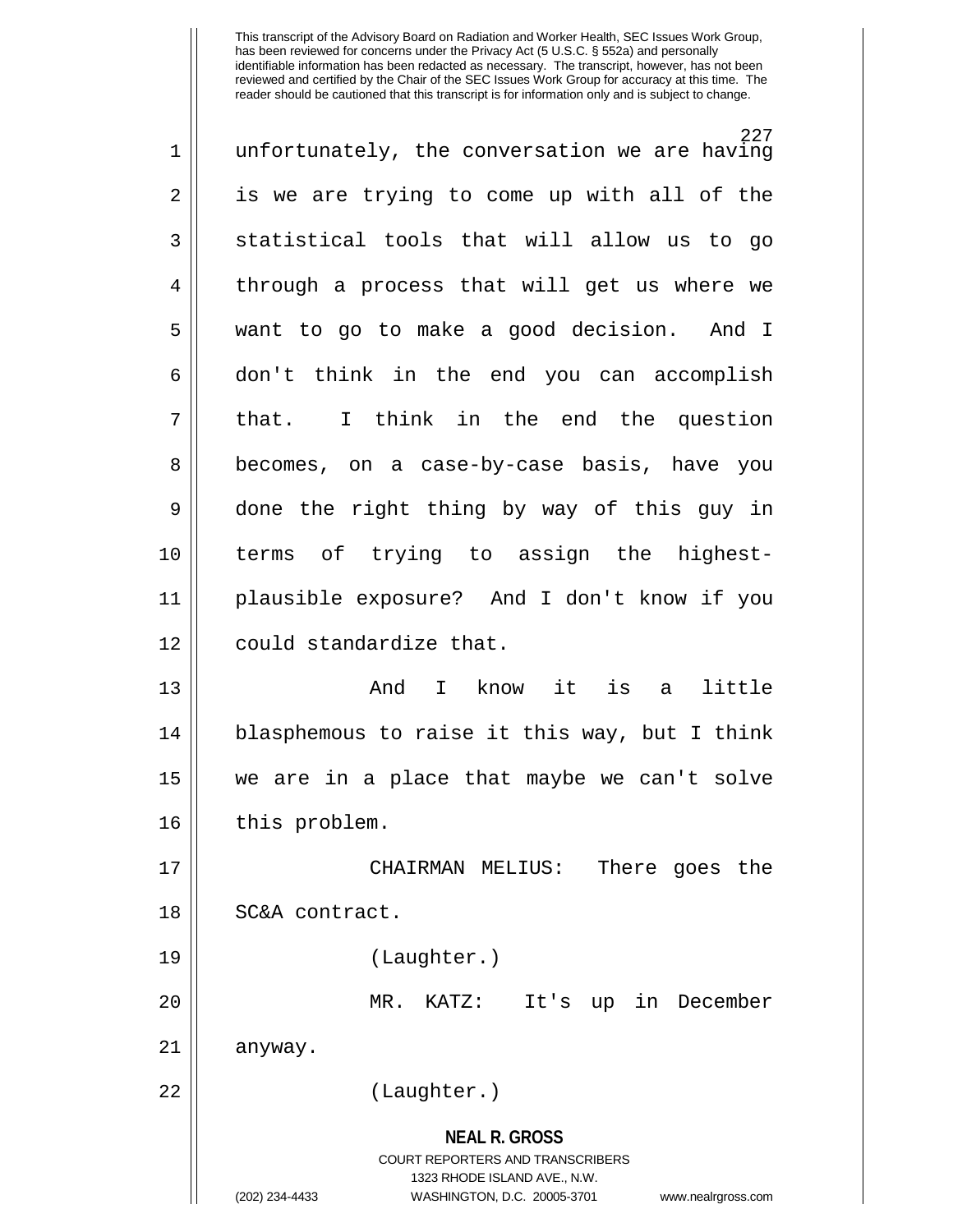unfortunately, the conversation we are having is we are trying to come up with all of the statistical tools that will allow us to go through a process that will get us where we want to go to make a good decision. And I don't think in the end you can accomplish that. I think in the end the question becomes, on a case-by-case basis, have you done the right thing by way of this guy in terms of trying to assign the highest-plausible exposure? And I don't know if you could standardize that.

And I know it is a little blasphemous to raise it this way, but I think we are in a place that maybe we can't solve this problem.

CHAIRMAN MELIUS: There goes the SC&A contract.

(Laughter.)

MR. KATZ: It's up in December anyway.

(Laughter.)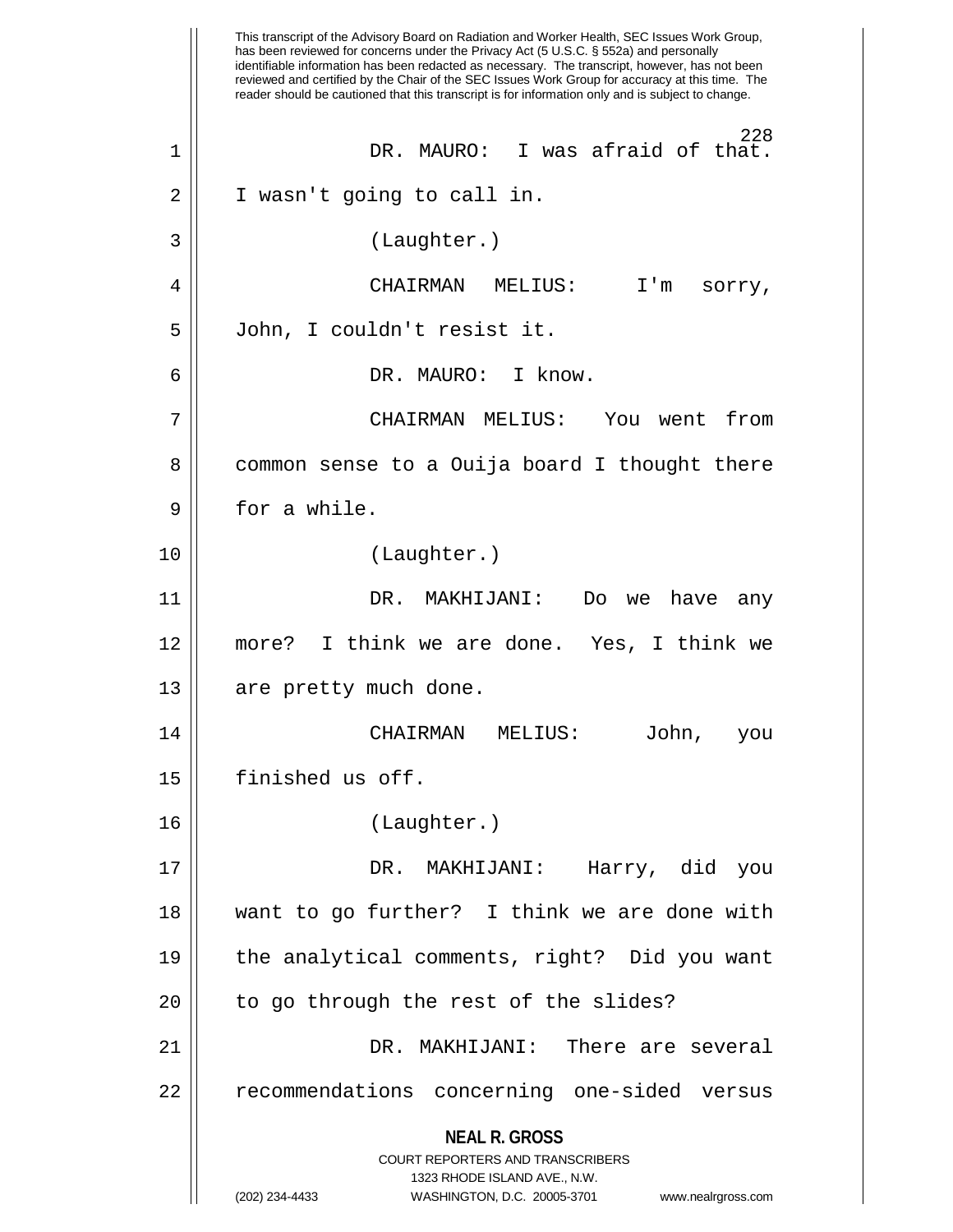This transcript of the Advisory Board on Radiation and Worker Health, SEC Issues Work Group, has been reviewed for concerns under the Privacy Act (5 U.S.C. § 552a) and personally identifiable information has been redacted as necessary. The transcript, however, has not been reviewed and certified by the Chair of the SEC Issues Work Group for accuracy at this time. The reader should be cautioned that this transcript is for information only and is subject to change.

1 DR. MAURO: I was afraid of that.
2 I wasn't going to call in.
3 (Laughter.)
4 CHAIRMAN MELIUS: I'm sorry,
5 John, I couldn't resist it.
6 DR. MAURO: I know.
7 CHAIRMAN MELIUS: You went from
8 common sense to a Ouija board I thought there
9 for a while.
10 (Laughter.)
11 DR. MAKHIJANI: Do we have any
12 more? I think we are done. Yes, I think we
13 are pretty much done.
14 CHAIRMAN MELIUS: John, you
15 finished us off.
16 (Laughter.)
17 DR. MAKHIJANI: Harry, did you
18 want to go further? I think we are done with
19 the analytical comments, right? Did you want
20 to go through the rest of the slides?
21 DR. MAKHIJANI: There are several
22 recommendations concerning one-sided versus

**NEAL R. GROSS**
COURT REPORTERS AND TRANSCRIBERS
1323 RHODE ISLAND AVE., N.W.
(202) 234-4433 WASHINGTON, D.C. 20005-3701 www.nealrgross.com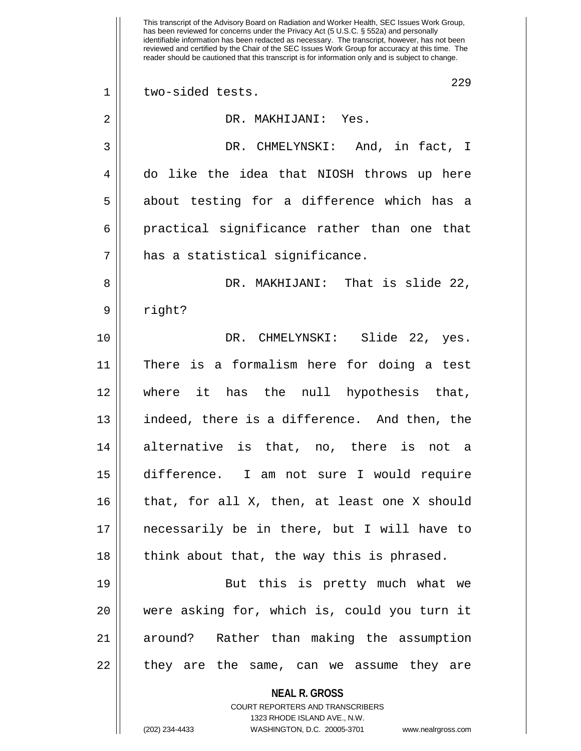two-sided tests.

DR. MAKHIJANI: Yes.

DR. CHMELYNSKI: And, in fact, I do like the idea that NIOSH throws up here about testing for a difference which has a practical significance rather than one that has a statistical significance.

DR. MAKHIJANI: That is slide 22, right?

DR. CHMELYNSKI: Slide 22, yes. There is a formalism here for doing a test where it has the null hypothesis that, indeed, there is a difference. And then, the alternative is that, no, there is not a difference. I am not sure I would require that, for all X, then, at least one X should necessarily be in there, but I will have to think about that, the way this is phrased.

But this is pretty much what we were asking for, which is, could you turn it around? Rather than making the assumption they are the same, can we assume they are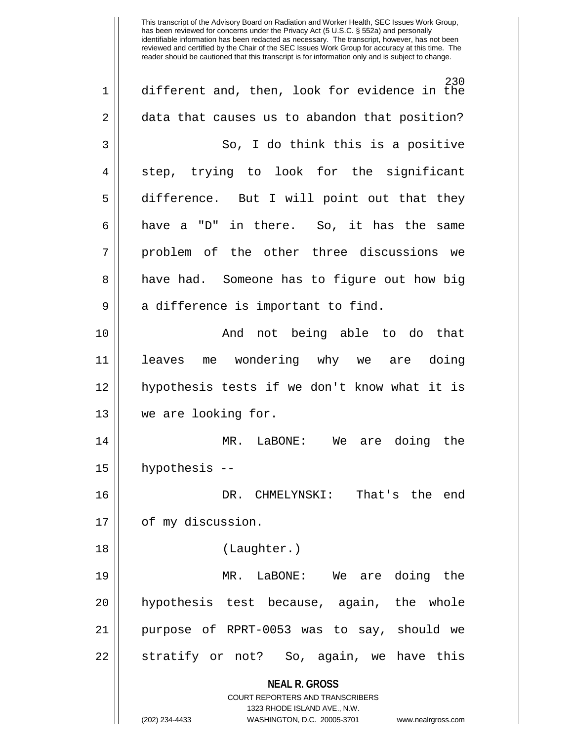different and, then, look for evidence in the data that causes us to abandon that position?

So, I do think this is a positive step, trying to look for the significant difference. But I will point out that they have a "D" in there. So, it has the same problem of the other three discussions we have had. Someone has to figure out how big a difference is important to find.

And not being able to do that leaves me wondering why we are doing hypothesis tests if we don't know what it is we are looking for.

MR. LaBONE: We are doing the hypothesis --

DR. CHMELYNSKI: That's the end of my discussion.

(Laughter.)

MR. LaBONE: We are doing the hypothesis test because, again, the whole purpose of RPRT-0053 was to say, should we stratify or not? So, again, we have this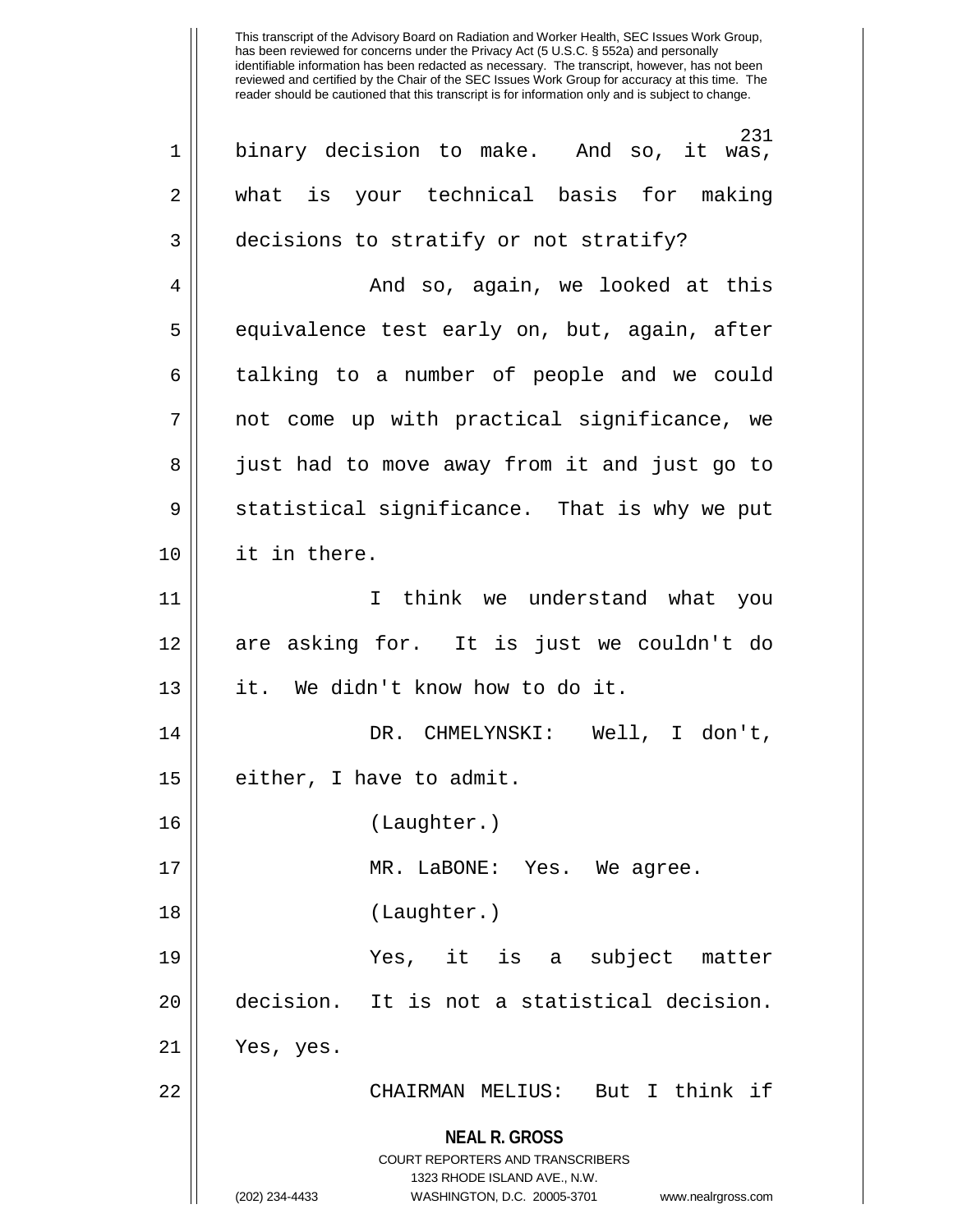binary decision to make. And so, it was, what is your technical basis for making decisions to stratify or not stratify?

And so, again, we looked at this equivalence test early on, but, again, after talking to a number of people and we could not come up with practical significance, we just had to move away from it and just go to statistical significance. That is why we put it in there.

I think we understand what you are asking for. It is just we couldn't do it. We didn't know how to do it.

DR. CHMELYNSKI: Well, I don't, either, I have to admit.

(Laughter.)

MR. LaBONE: Yes. We agree.

(Laughter.)

Yes, it is a subject matter decision. It is not a statistical decision. Yes, yes.

CHAIRMAN MELIUS: But I think if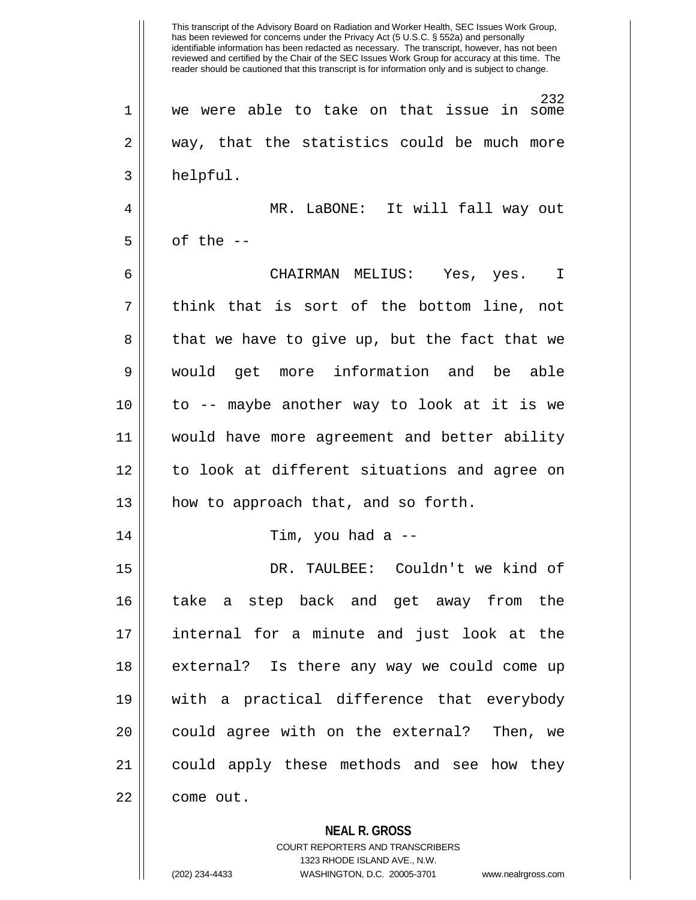we were able to take on that issue in some way, that the statistics could be much more helpful.

MR. LaBONE: It will fall way out of the --

CHAIRMAN MELIUS: Yes, yes. I think that is sort of the bottom line, not that we have to give up, but the fact that we would get more information and be able to -- maybe another way to look at it is we would have more agreement and better ability to look at different situations and agree on how to approach that, and so forth.

Tim, you had a --

DR. TAULBEE: Couldn't we kind of take a step back and get away from the internal for a minute and just look at the external? Is there any way we could come up with a practical difference that everybody could agree with on the external? Then, we could apply these methods and see how they come out.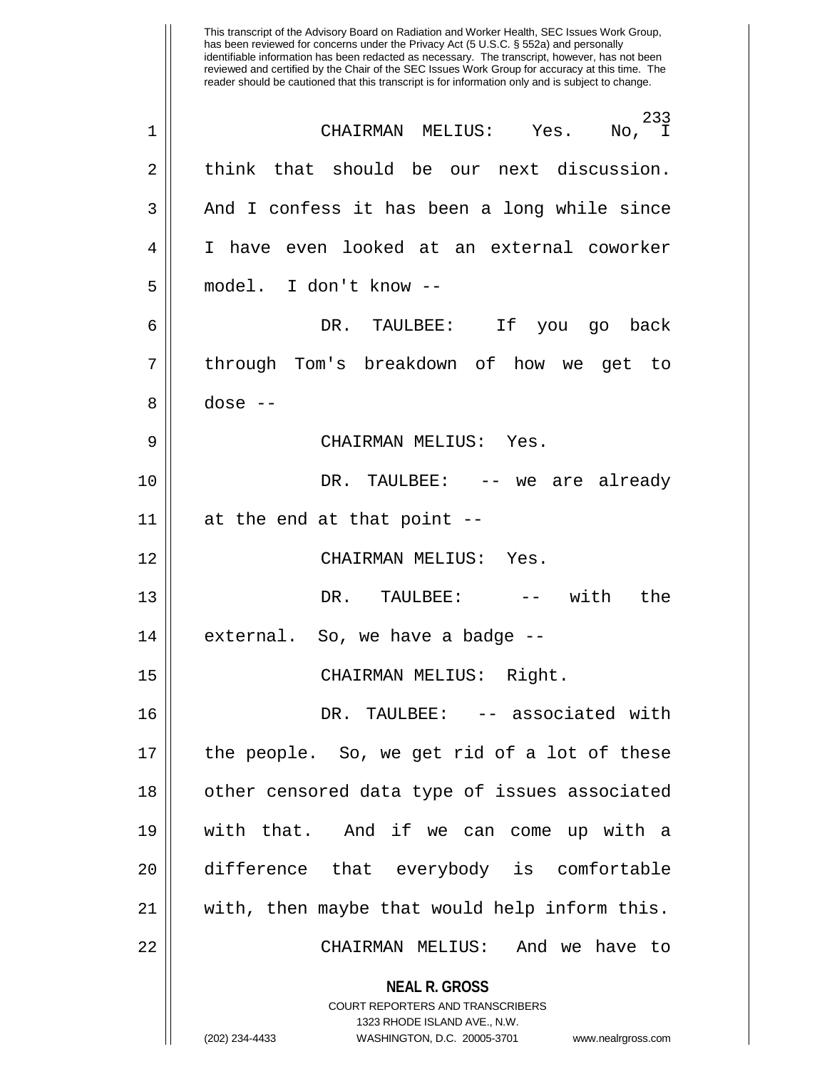This transcript of the Advisory Board on Radiation and Worker Health, SEC Issues Work Group, has been reviewed for concerns under the Privacy Act (5 U.S.C. § 552a) and personally identifiable information has been redacted as necessary. The transcript, however, has not been reviewed and certified by the Chair of the SEC Issues Work Group for accuracy at this time. The reader should be cautioned that this transcript is for information only and is subject to change.

1 CHAIRMAN MELIUS: Yes. No, I
2 think that should be our next discussion.
3 And I confess it has been a long while since
4 I have even looked at an external coworker
5 model. I don't know --
6 DR. TAULBEE: If you go back
7 through Tom's breakdown of how we get to
8 dose --
9 CHAIRMAN MELIUS: Yes.
10 DR. TAULBEE: -- we are already
11 at the end at that point --
12 CHAIRMAN MELIUS: Yes.
13 DR. TAULBEE: -- with the
14 external. So, we have a badge --
15 CHAIRMAN MELIUS: Right.
16 DR. TAULBEE: -- associated with
17 the people. So, we get rid of a lot of these
18 other censored data type of issues associated
19 with that. And if we can come up with a
20 difference that everybody is comfortable
21 with, then maybe that would help inform this.
22 CHAIRMAN MELIUS: And we have to

**NEAL R. GROSS**
COURT REPORTERS AND TRANSCRIBERS
1323 RHODE ISLAND AVE., N.W.
(202) 234-4433 WASHINGTON, D.C. 20005-3701 www.nealrgross.com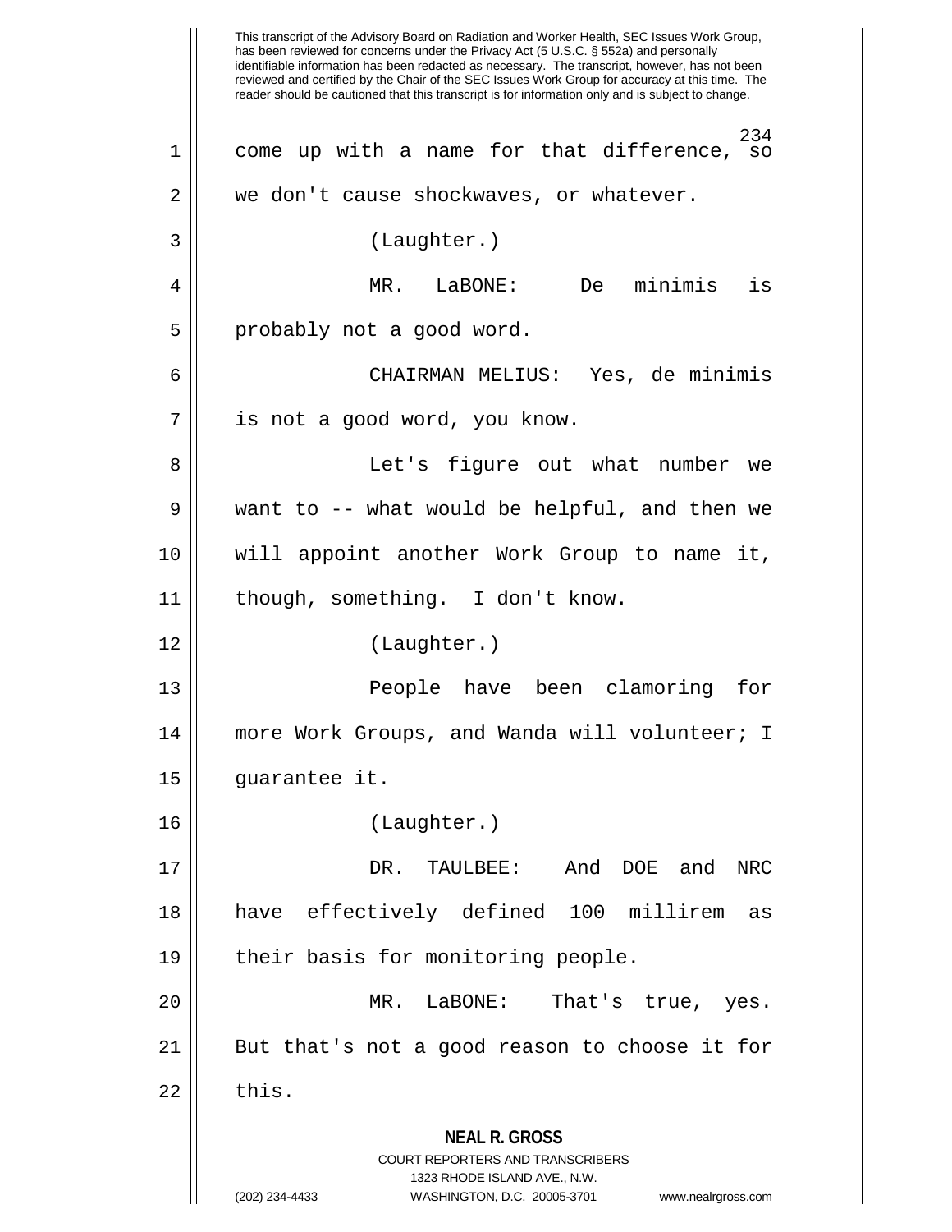come up with a name for that difference, so we don't cause shockwaves, or whatever.

(Laughter.)

MR. LaBONE: De minimis is probably not a good word.

CHAIRMAN MELIUS: Yes, de minimis is not a good word, you know.

Let's figure out what number we want to -- what would be helpful, and then we will appoint another Work Group to name it, though, something. I don't know.

(Laughter.)

People have been clamoring for more Work Groups, and Wanda will volunteer; I guarantee it.

(Laughter.)

DR. TAULBEE: And DOE and NRC have effectively defined 100 millirem as their basis for monitoring people.

MR. LaBONE: That's true, yes. But that's not a good reason to choose it for this.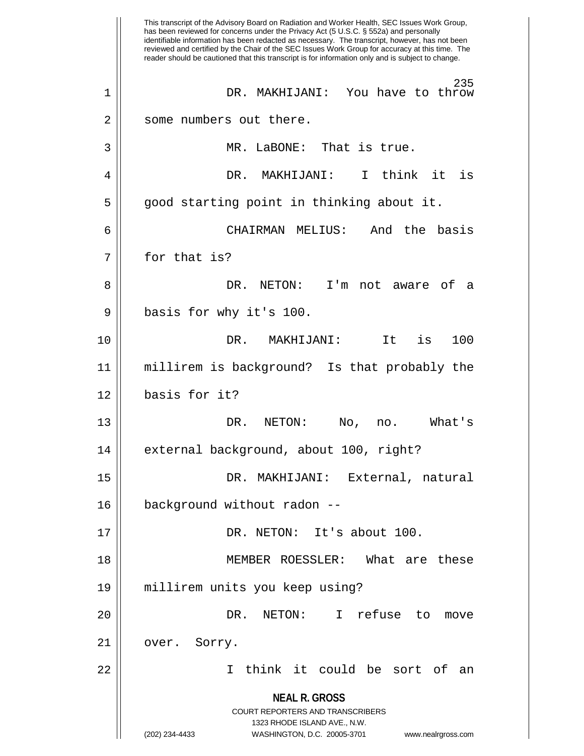This transcript of the Advisory Board on Radiation and Worker Health, SEC Issues Work Group, has been reviewed for concerns under the Privacy Act (5 U.S.C. § 552a) and personally identifiable information has been redacted as necessary. The transcript, however, has not been reviewed and certified by the Chair of the SEC Issues Work Group for accuracy at this time. The reader should be cautioned that this transcript is for information only and is subject to change.

DR. MAKHIJANI: You have to throw some numbers out there.

MR. LaBONE: That is true.

DR. MAKHIJANI: I think it is good starting point in thinking about it.

CHAIRMAN MELIUS: And the basis for that is?

DR. NETON: I'm not aware of a basis for why it's 100.

DR. MAKHIJANI: It is 100 millirem is background? Is that probably the basis for it?

DR. NETON: No, no. What's external background, about 100, right?

DR. MAKHIJANI: External, natural background without radon --

DR. NETON: It's about 100.

MEMBER ROESSLER: What are these millirem units you keep using?

DR. NETON: I refuse to move over. Sorry.

I think it could be sort of an

**NEAL R. GROSS**
COURT REPORTERS AND TRANSCRIBERS
1323 RHODE ISLAND AVE., N.W.
(202) 234-4433 WASHINGTON, D.C. 20005-3701 www.nealrgross.com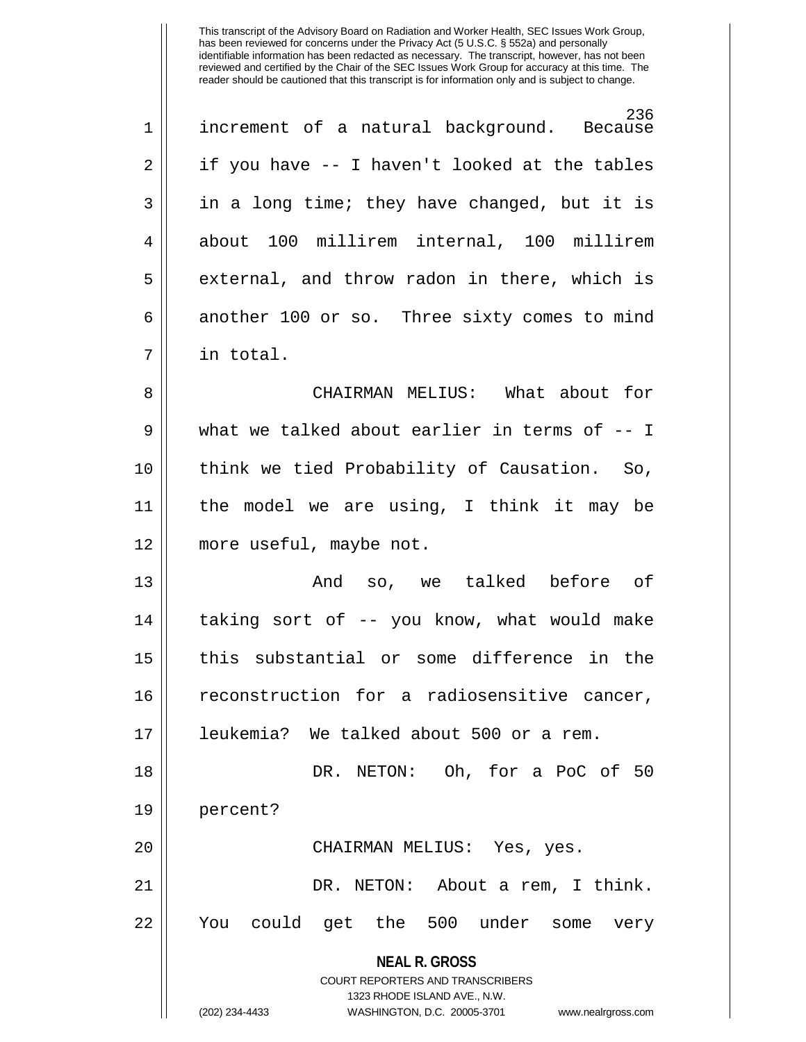increment of a natural background. Because if you have -- I haven't looked at the tables in a long time; they have changed, but it is about 100 millirem internal, 100 millirem external, and throw radon in there, which is another 100 or so. Three sixty comes to mind in total.

CHAIRMAN MELIUS: What about for what we talked about earlier in terms of -- I think we tied Probability of Causation. So, the model we are using, I think it may be more useful, maybe not.

And so, we talked before of taking sort of -- you know, what would make this substantial or some difference in the reconstruction for a radiosensitive cancer, leukemia? We talked about 500 or a rem.

DR. NETON: Oh, for a PoC of 50 percent?

CHAIRMAN MELIUS: Yes, yes.

DR. NETON: About a rem, I think. You could get the 500 under some very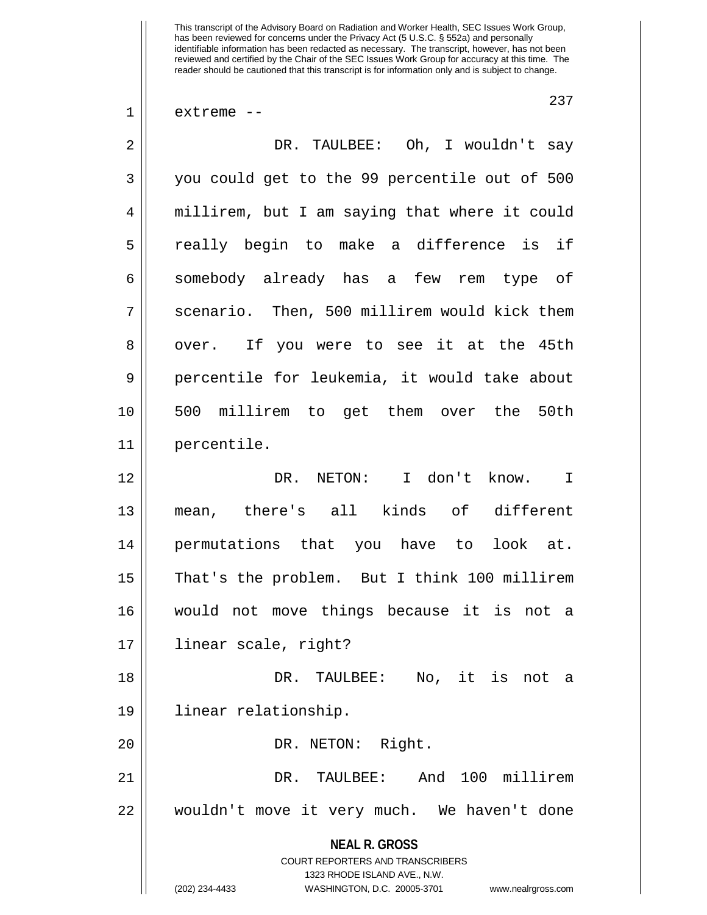extreme --

DR. TAULBEE: Oh, I wouldn't say you could get to the 99 percentile out of 500 millirem, but I am saying that where it could really begin to make a difference is if somebody already has a few rem type of scenario. Then, 500 millirem would kick them over. If you were to see it at the 45th percentile for leukemia, it would take about 500 millirem to get them over the 50th percentile.

DR. NETON: I don't know. I mean, there's all kinds of different permutations that you have to look at. That's the problem. But I think 100 millirem would not move things because it is not a linear scale, right?

DR. TAULBEE: No, it is not a linear relationship.

DR. NETON: Right.

DR. TAULBEE: And 100 millirem wouldn't move it very much. We haven't done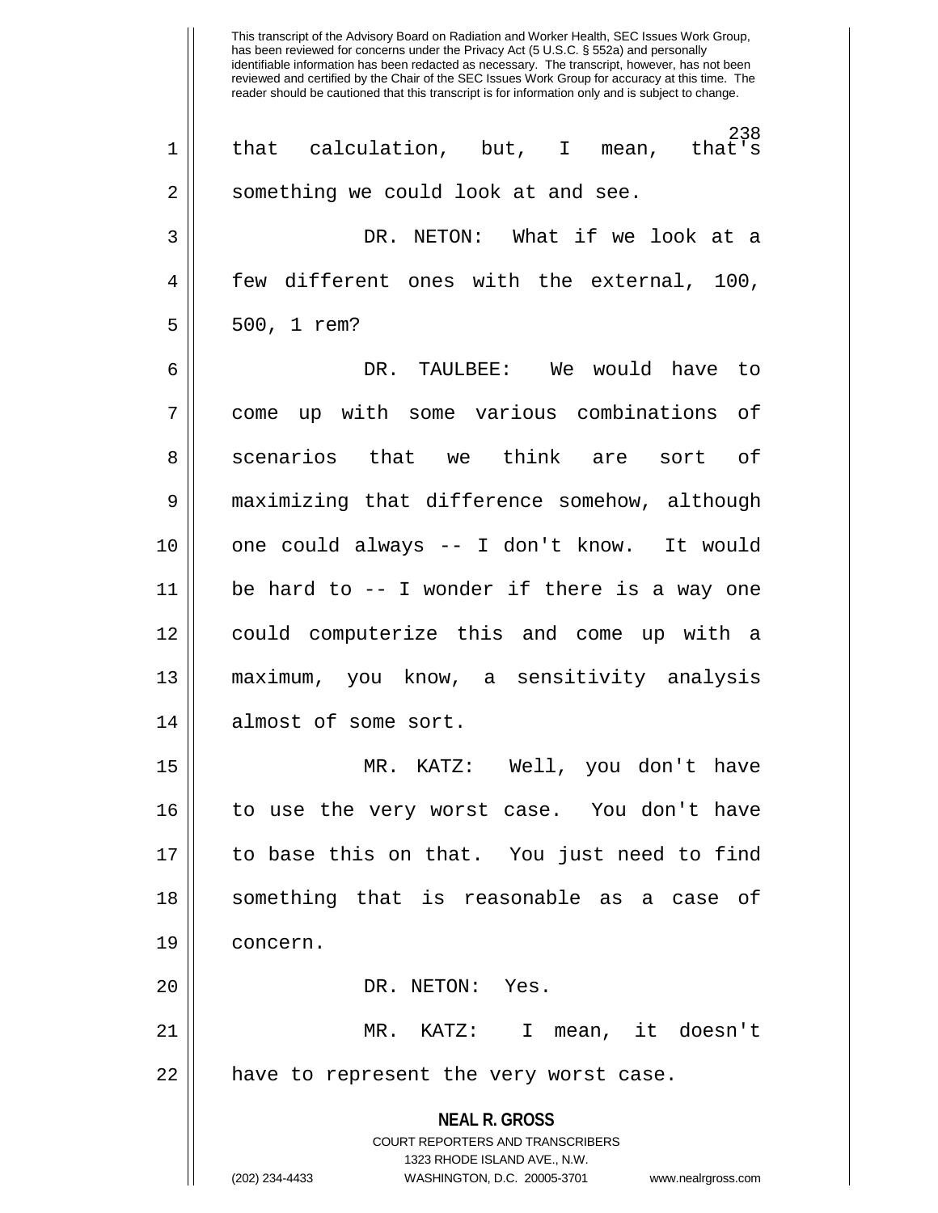This transcript of the Advisory Board on Radiation and Worker Health, SEC Issues Work Group, has been reviewed for concerns under the Privacy Act (5 U.S.C. § 552a) and personally identifiable information has been redacted as necessary. The transcript, however, has not been reviewed and certified by the Chair of the SEC Issues Work Group for accuracy at this time. The reader should be cautioned that this transcript is for information only and is subject to change.

that calculation, but, I mean, that's something we could look at and see.

DR. NETON: What if we look at a few different ones with the external, 100, 500, 1 rem?

DR. TAULBEE: We would have to come up with some various combinations of scenarios that we think are sort of maximizing that difference somehow, although one could always -- I don't know. It would be hard to -- I wonder if there is a way one could computerize this and come up with a maximum, you know, a sensitivity analysis almost of some sort.

MR. KATZ: Well, you don't have to use the very worst case. You don't have to base this on that. You just need to find something that is reasonable as a case of concern.

DR. NETON: Yes.

MR. KATZ: I mean, it doesn't have to represent the very worst case.

**NEAL R. GROSS**
COURT REPORTERS AND TRANSCRIBERS
1323 RHODE ISLAND AVE., N.W.
(202) 234-4433 WASHINGTON, D.C. 20005-3701 www.nealrgross.com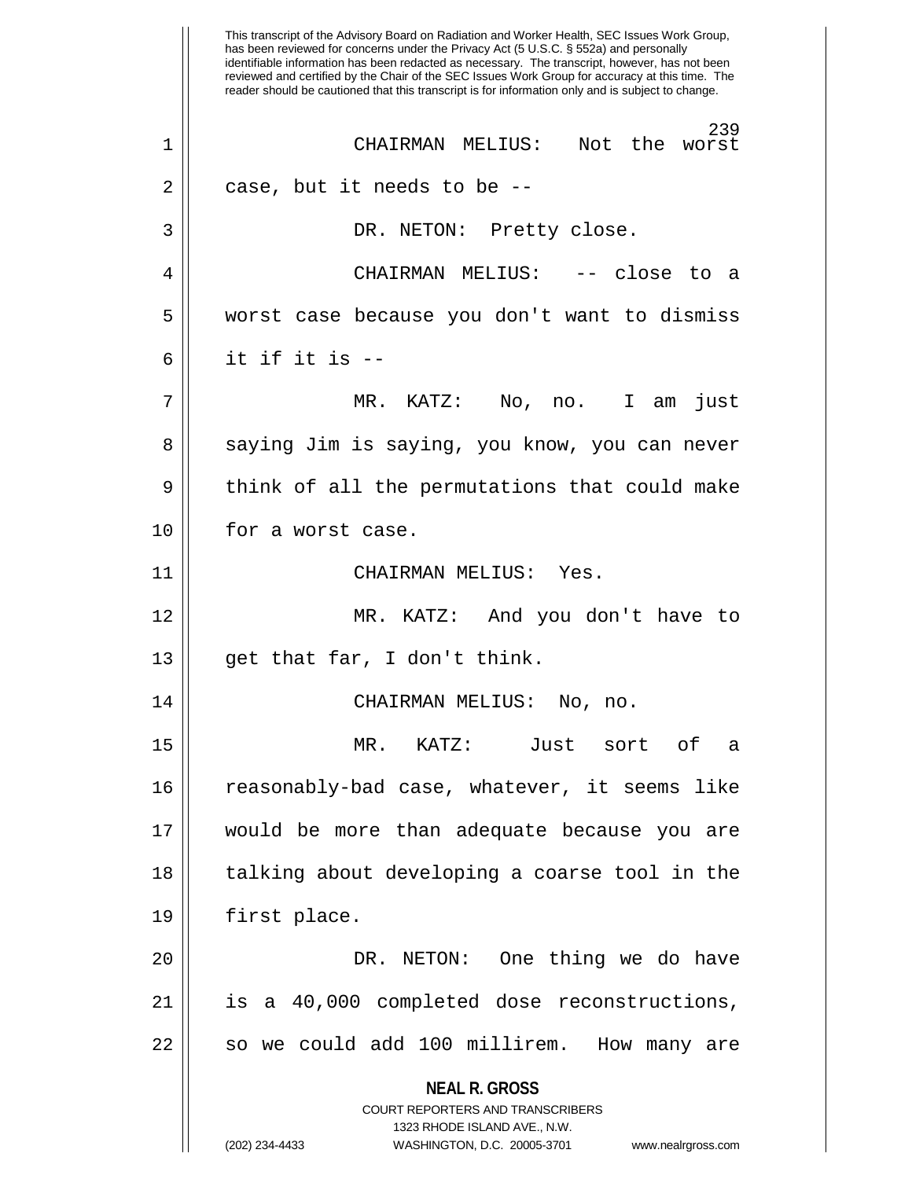This transcript of the Advisory Board on Radiation and Worker Health, SEC Issues Work Group, has been reviewed for concerns under the Privacy Act (5 U.S.C. § 552a) and personally identifiable information has been redacted as necessary. The transcript, however, has not been reviewed and certified by the Chair of the SEC Issues Work Group for accuracy at this time. The reader should be cautioned that this transcript is for information only and is subject to change.

1 CHAIRMAN MELIUS: Not the worst
2 case, but it needs to be --
3 DR. NETON: Pretty close.
4 CHAIRMAN MELIUS: -- close to a
5 worst case because you don't want to dismiss
6 it if it is --
7 MR. KATZ: No, no. I am just
8 saying Jim is saying, you know, you can never
9 think of all the permutations that could make
10 for a worst case.
11 CHAIRMAN MELIUS: Yes.
12 MR. KATZ: And you don't have to
13 get that far, I don't think.
14 CHAIRMAN MELIUS: No, no.
15 MR. KATZ: Just sort of a
16 reasonably-bad case, whatever, it seems like
17 would be more than adequate because you are
18 talking about developing a coarse tool in the
19 first place.
20 DR. NETON: One thing we do have
21 is a 40,000 completed dose reconstructions,
22 so we could add 100 millirem. How many are

**NEAL R. GROSS**
COURT REPORTERS AND TRANSCRIBERS
1323 RHODE ISLAND AVE., N.W.
(202) 234-4433 WASHINGTON, D.C. 20005-3701 www.nealrgross.com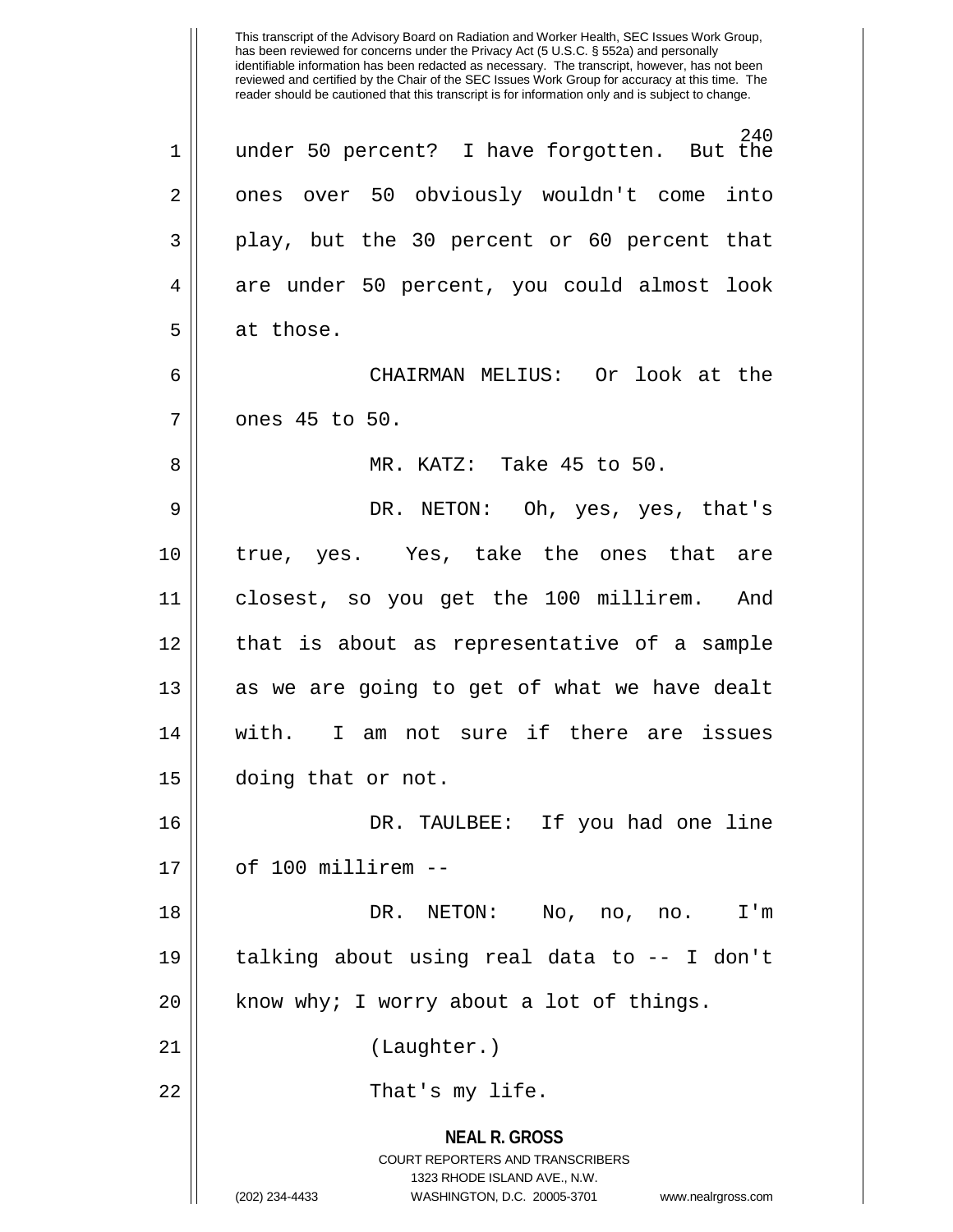This transcript of the Advisory Board on Radiation and Worker Health, SEC Issues Work Group, has been reviewed for concerns under the Privacy Act (5 U.S.C. § 552a) and personally identifiable information has been redacted as necessary. The transcript, however, has not been reviewed and certified by the Chair of the SEC Issues Work Group for accuracy at this time. The reader should be cautioned that this transcript is for information only and is subject to change.

under 50 percent? I have forgotten. But the ones over 50 obviously wouldn't come into play, but the 30 percent or 60 percent that are under 50 percent, you could almost look at those.

CHAIRMAN MELIUS: Or look at the ones 45 to 50.

MR. KATZ: Take 45 to 50.

DR. NETON: Oh, yes, yes, that's true, yes. Yes, take the ones that are closest, so you get the 100 millirem. And that is about as representative of a sample as we are going to get of what we have dealt with. I am not sure if there are issues doing that or not.

DR. TAULBEE: If you had one line of 100 millirem --

DR. NETON: No, no, no. I'm talking about using real data to -- I don't know why; I worry about a lot of things.

(Laughter.)

That's my life.

**NEAL R. GROSS**
COURT REPORTERS AND TRANSCRIBERS
1323 RHODE ISLAND AVE., N.W.
(202) 234-4433 WASHINGTON, D.C. 20005-3701 www.nealrgross.com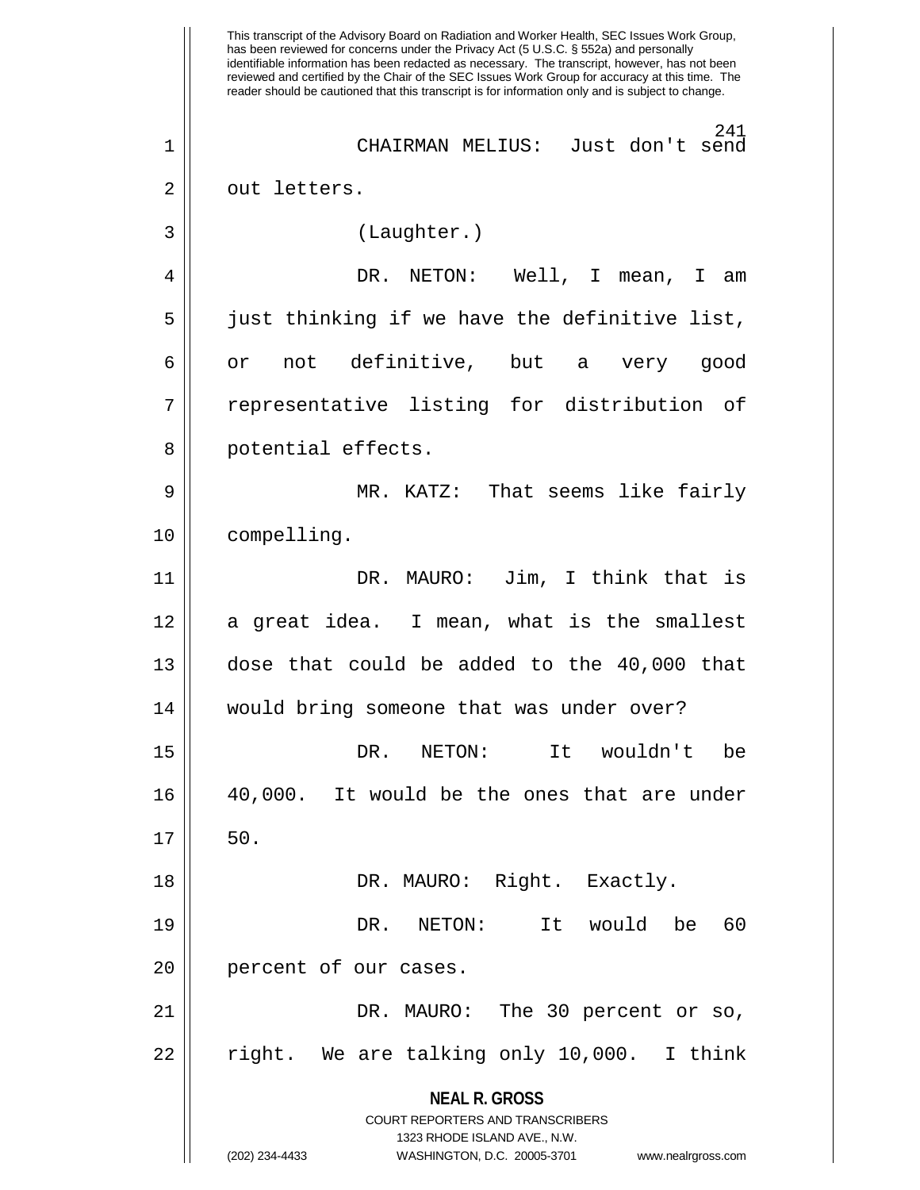CHAIRMAN MELIUS: Just don't send out letters.

(Laughter.)

DR. NETON: Well, I mean, I am just thinking if we have the definitive list, or not definitive, but a very good representative listing for distribution of potential effects.

MR. KATZ: That seems like fairly compelling.

DR. MAURO: Jim, I think that is a great idea. I mean, what is the smallest dose that could be added to the 40,000 that would bring someone that was under over?

DR. NETON: It wouldn't be 40,000. It would be the ones that are under 50.

DR. MAURO: Right. Exactly.

DR. NETON: It would be 60 percent of our cases.

DR. MAURO: The 30 percent or so, right. We are talking only 10,000. I think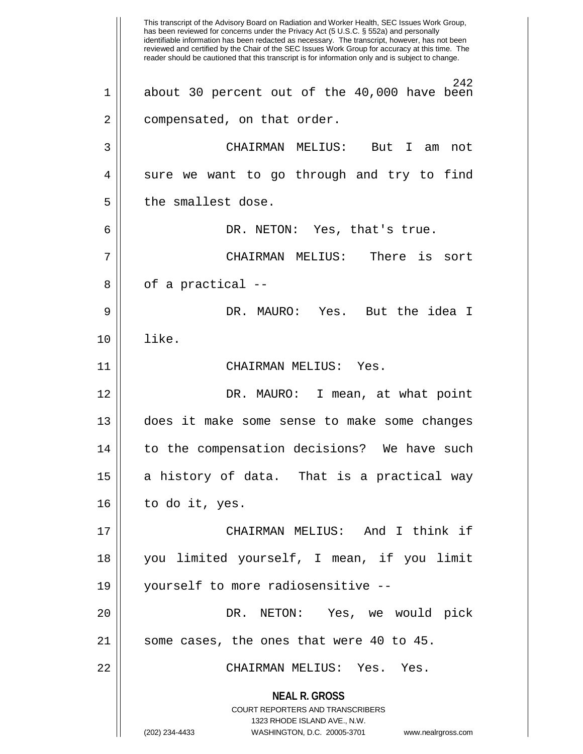This transcript of the Advisory Board on Radiation and Worker Health, SEC Issues Work Group, has been reviewed for concerns under the Privacy Act (5 U.S.C. § 552a) and personally identifiable information has been redacted as necessary. The transcript, however, has not been reviewed and certified by the Chair of the SEC Issues Work Group for accuracy at this time. The reader should be cautioned that this transcript is for information only and is subject to change.

about 30 percent out of the 40,000 have been compensated, on that order.

CHAIRMAN MELIUS: But I am not sure we want to go through and try to find the smallest dose.

DR. NETON: Yes, that's true.

CHAIRMAN MELIUS: There is sort of a practical --

DR. MAURO: Yes. But the idea I like.

CHAIRMAN MELIUS: Yes.

DR. MAURO: I mean, at what point does it make some sense to make some changes to the compensation decisions? We have such a history of data. That is a practical way to do it, yes.

CHAIRMAN MELIUS: And I think if you limited yourself, I mean, if you limit yourself to more radiosensitive --

DR. NETON: Yes, we would pick some cases, the ones that were 40 to 45.

CHAIRMAN MELIUS: Yes. Yes.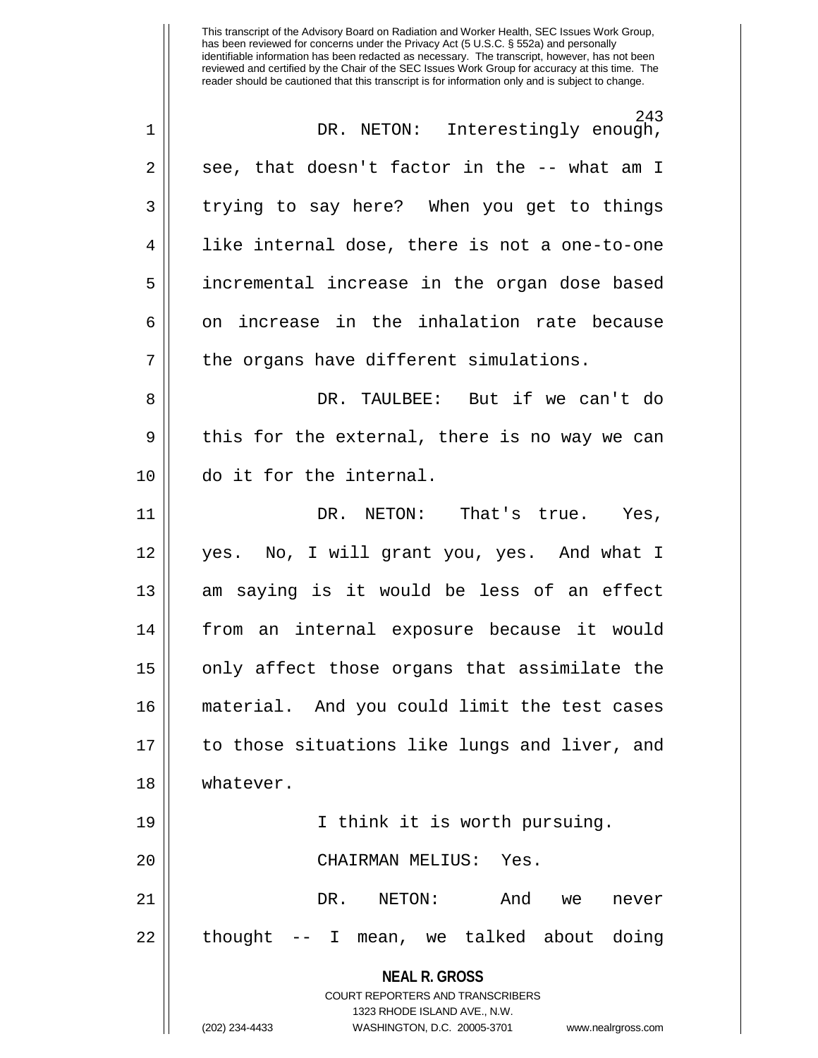DR. NETON: Interestingly enough, see, that doesn't factor in the -- what am I trying to say here? When you get to things like internal dose, there is not a one-to-one incremental increase in the organ dose based on increase in the inhalation rate because the organs have different simulations.

DR. TAULBEE: But if we can't do this for the external, there is no way we can do it for the internal.

DR. NETON: That's true. Yes, yes. No, I will grant you, yes. And what I am saying is it would be less of an effect from an internal exposure because it would only affect those organs that assimilate the material. And you could limit the test cases to those situations like lungs and liver, and whatever.

I think it is worth pursuing.

CHAIRMAN MELIUS: Yes.

DR. NETON: And we never thought -- I mean, we talked about doing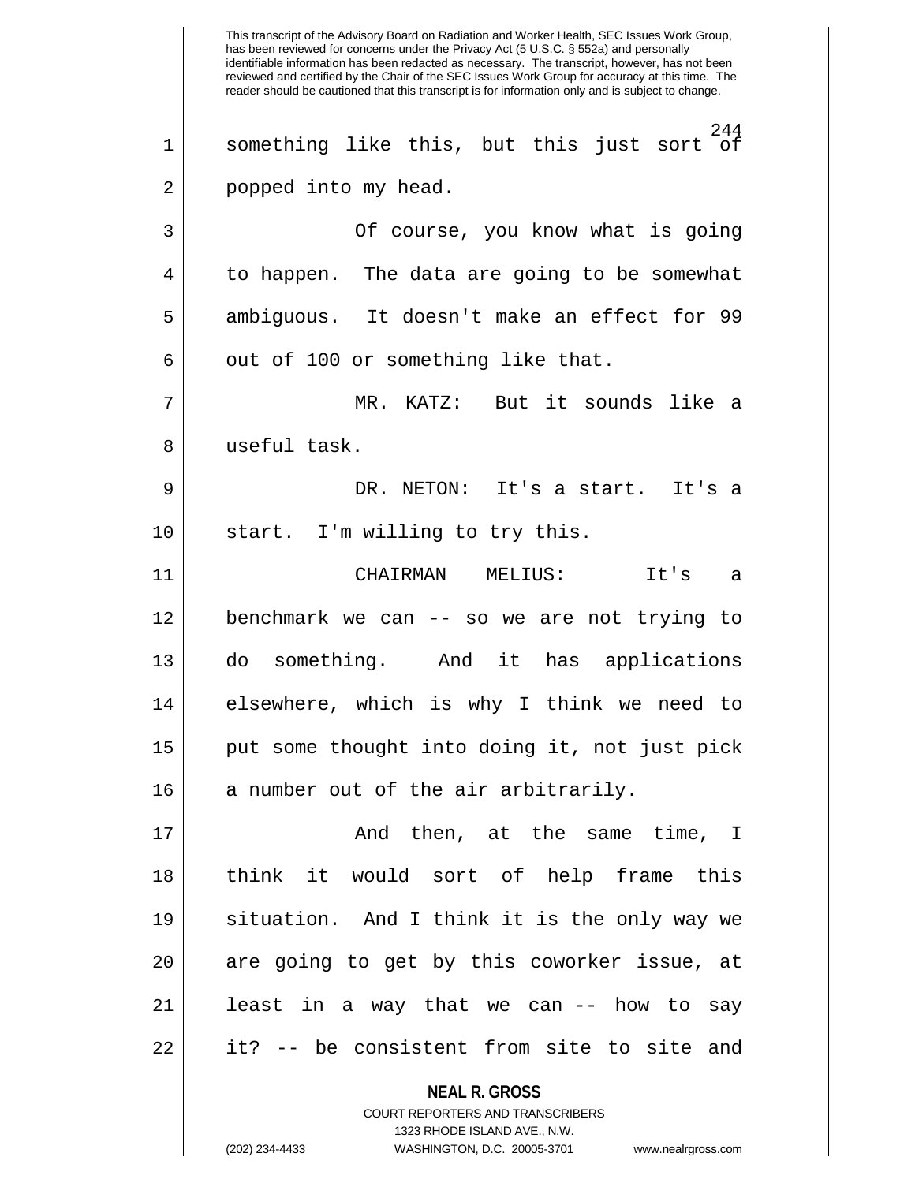something like this, but this just sort of popped into my head.

Of course, you know what is going to happen. The data are going to be somewhat ambiguous. It doesn't make an effect for 99 out of 100 or something like that.

MR. KATZ: But it sounds like a useful task.

DR. NETON: It's a start. It's a start. I'm willing to try this.

CHAIRMAN MELIUS: It's a benchmark we can -- so we are not trying to do something. And it has applications elsewhere, which is why I think we need to put some thought into doing it, not just pick a number out of the air arbitrarily.

And then, at the same time, I think it would sort of help frame this situation. And I think it is the only way we are going to get by this coworker issue, at least in a way that we can -- how to say it? -- be consistent from site to site and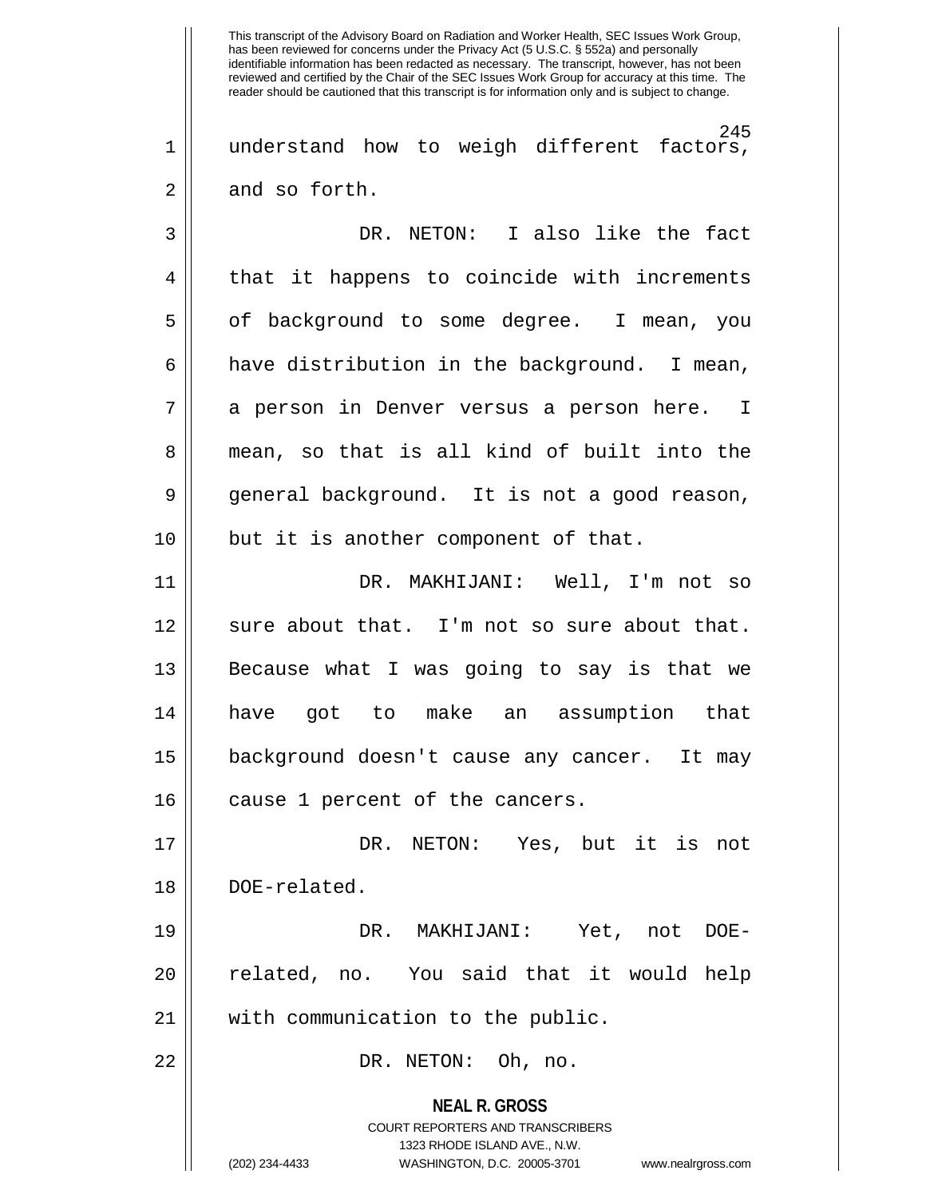This transcript of the Advisory Board on Radiation and Worker Health, SEC Issues Work Group, has been reviewed for concerns under the Privacy Act (5 U.S.C. § 552a) and personally identifiable information has been redacted as necessary. The transcript, however, has not been reviewed and certified by the Chair of the SEC Issues Work Group for accuracy at this time. The reader should be cautioned that this transcript is for information only and is subject to change.

understand how to weigh different factors, and so forth.

DR. NETON: I also like the fact that it happens to coincide with increments of background to some degree. I mean, you have distribution in the background. I mean, a person in Denver versus a person here. I mean, so that is all kind of built into the general background. It is not a good reason, but it is another component of that.

DR. MAKHIJANI: Well, I'm not so sure about that. I'm not so sure about that. Because what I was going to say is that we have got to make an assumption that background doesn't cause any cancer. It may cause 1 percent of the cancers.

DR. NETON: Yes, but it is not DOE-related.

DR. MAKHIJANI: Yet, not DOE-related, no. You said that it would help with communication to the public.

DR. NETON: Oh, no.

**NEAL R. GROSS**
COURT REPORTERS AND TRANSCRIBERS
1323 RHODE ISLAND AVE., N.W.
(202) 234-4433 WASHINGTON, D.C. 20005-3701 www.nealrgross.com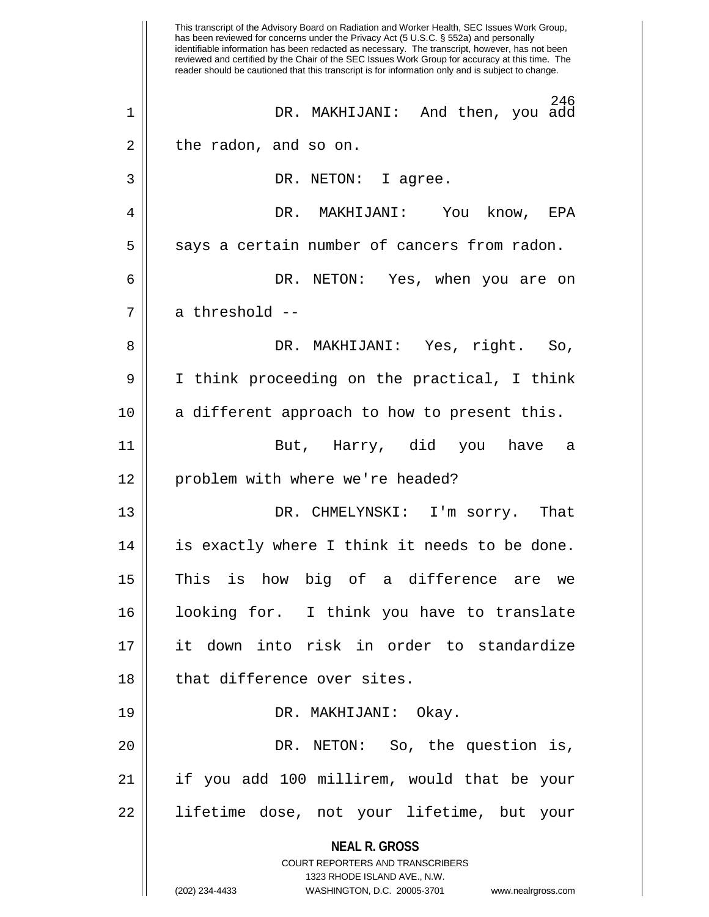This transcript of the Advisory Board on Radiation and Worker Health, SEC Issues Work Group, has been reviewed for concerns under the Privacy Act (5 U.S.C. § 552a) and personally identifiable information has been redacted as necessary. The transcript, however, has not been reviewed and certified by the Chair of the SEC Issues Work Group for accuracy at this time. The reader should be cautioned that this transcript is for information only and is subject to change.

DR. MAKHIJANI: And then, you add the radon, and so on.

DR. NETON: I agree.

DR. MAKHIJANI: You know, EPA says a certain number of cancers from radon.

DR. NETON: Yes, when you are on a threshold --

DR. MAKHIJANI: Yes, right. So, I think proceeding on the practical, I think a different approach to how to present this.

But, Harry, did you have a problem with where we're headed?

DR. CHMELYNSKI: I'm sorry. That is exactly where I think it needs to be done. This is how big of a difference are we looking for. I think you have to translate it down into risk in order to standardize that difference over sites.

DR. MAKHIJANI: Okay.

DR. NETON: So, the question is, if you add 100 millirem, would that be your lifetime dose, not your lifetime, but your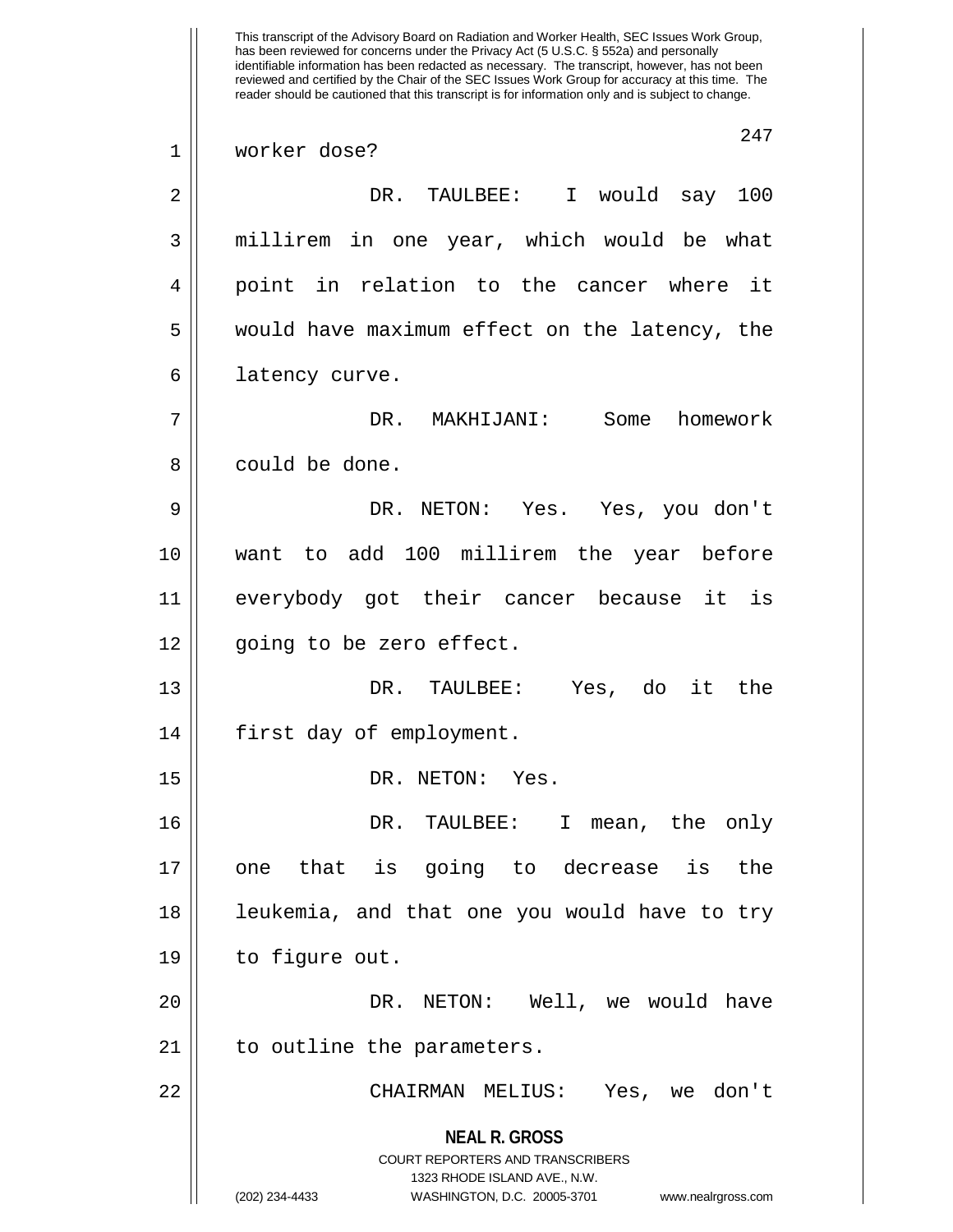worker dose?

DR. TAULBEE: I would say 100 millirem in one year, which would be what point in relation to the cancer where it would have maximum effect on the latency, the latency curve.

DR. MAKHIJANI: Some homework could be done.

DR. NETON: Yes. Yes, you don't want to add 100 millirem the year before everybody got their cancer because it is going to be zero effect.

DR. TAULBEE: Yes, do it the first day of employment.

DR. NETON: Yes.

DR. TAULBEE: I mean, the only one that is going to decrease is the leukemia, and that one you would have to try to figure out.

DR. NETON: Well, we would have to outline the parameters.

CHAIRMAN MELIUS: Yes, we don't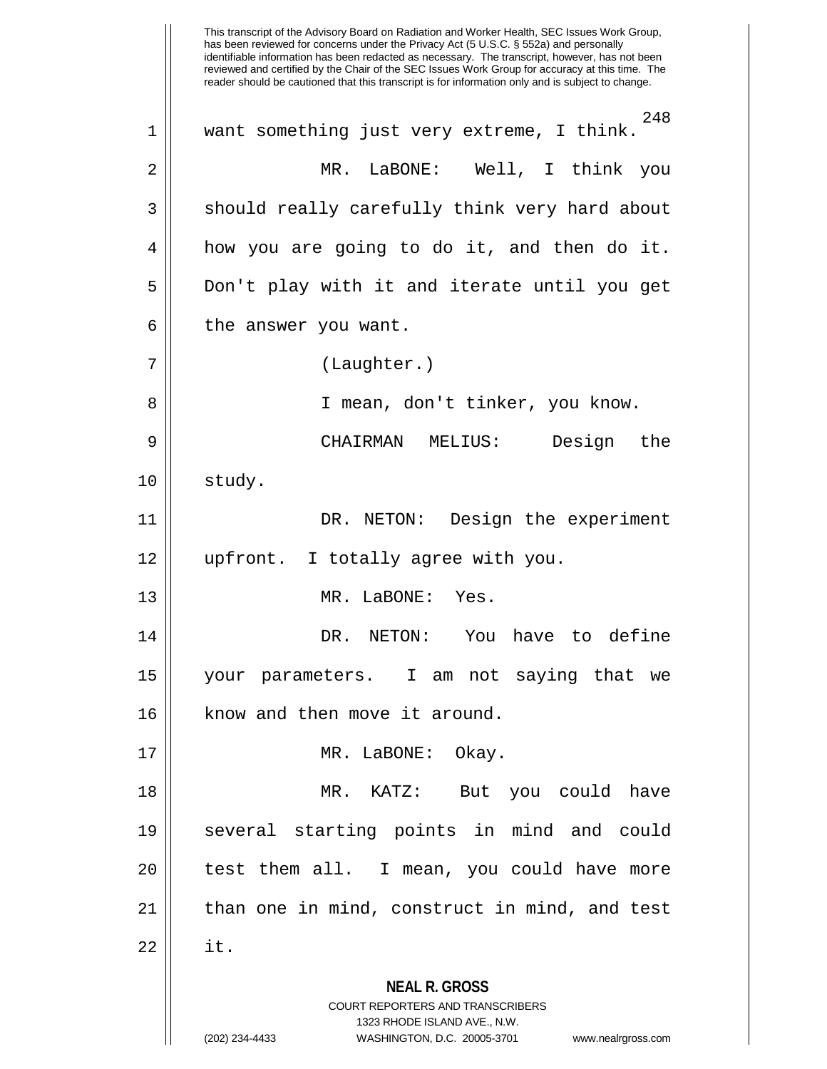want something just very extreme, I think.

MR. LaBONE: Well, I think you should really carefully think very hard about how you are going to do it, and then do it. Don't play with it and iterate until you get the answer you want.

(Laughter.)

I mean, don't tinker, you know.

CHAIRMAN MELIUS: Design the study.

DR. NETON: Design the experiment upfront. I totally agree with you.

MR. LaBONE: Yes.

DR. NETON: You have to define your parameters. I am not saying that we know and then move it around.

MR. LaBONE: Okay.

MR. KATZ: But you could have several starting points in mind and could test them all. I mean, you could have more than one in mind, construct in mind, and test it.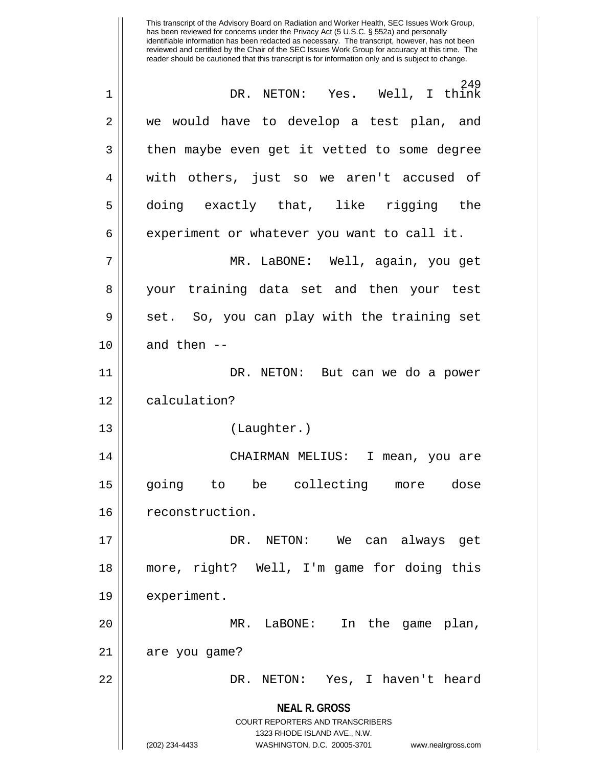This transcript of the Advisory Board on Radiation and Worker Health, SEC Issues Work Group, has been reviewed for concerns under the Privacy Act (5 U.S.C. § 552a) and personally identifiable information has been redacted as necessary. The transcript, however, has not been reviewed and certified by the Chair of the SEC Issues Work Group for accuracy at this time. The reader should be cautioned that this transcript is for information only and is subject to change.

DR. NETON: Yes. Well, I think we would have to develop a test plan, and then maybe even get it vetted to some degree with others, just so we aren't accused of doing exactly that, like rigging the experiment or whatever you want to call it.

MR. LaBONE: Well, again, you get your training data set and then your test set. So, you can play with the training set and then --

DR. NETON: But can we do a power calculation?

(Laughter.)

CHAIRMAN MELIUS: I mean, you are going to be collecting more dose reconstruction.

DR. NETON: We can always get more, right? Well, I'm game for doing this experiment.

MR. LaBONE: In the game plan, are you game?

DR. NETON: Yes, I haven't heard

**NEAL R. GROSS**
COURT REPORTERS AND TRANSCRIBERS
1323 RHODE ISLAND AVE., N.W.
(202) 234-4433 WASHINGTON, D.C. 20005-3701 www.nealrgross.com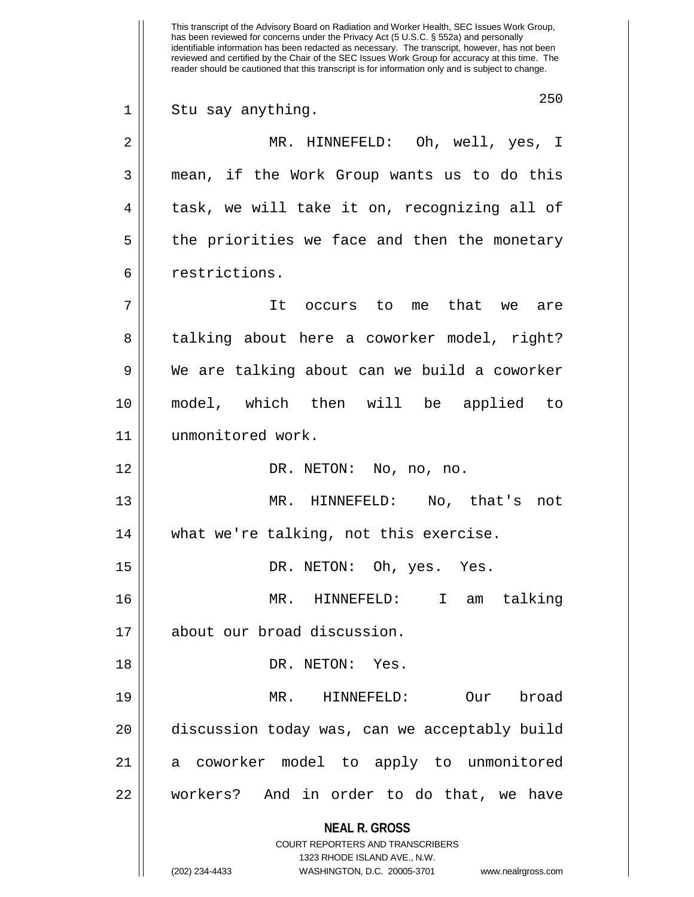Stu say anything.

MR. HINNEFELD: Oh, well, yes, I mean, if the Work Group wants us to do this task, we will take it on, recognizing all of the priorities we face and then the monetary restrictions.

It occurs to me that we are talking about here a coworker model, right? We are talking about can we build a coworker model, which then will be applied to unmonitored work.

DR. NETON: No, no, no.

MR. HINNEFELD: No, that's not what we're talking, not this exercise.

DR. NETON: Oh, yes. Yes.

MR. HINNEFELD: I am talking about our broad discussion.

DR. NETON: Yes.

MR. HINNEFELD: Our broad discussion today was, can we acceptably build a coworker model to apply to unmonitored workers? And in order to do that, we have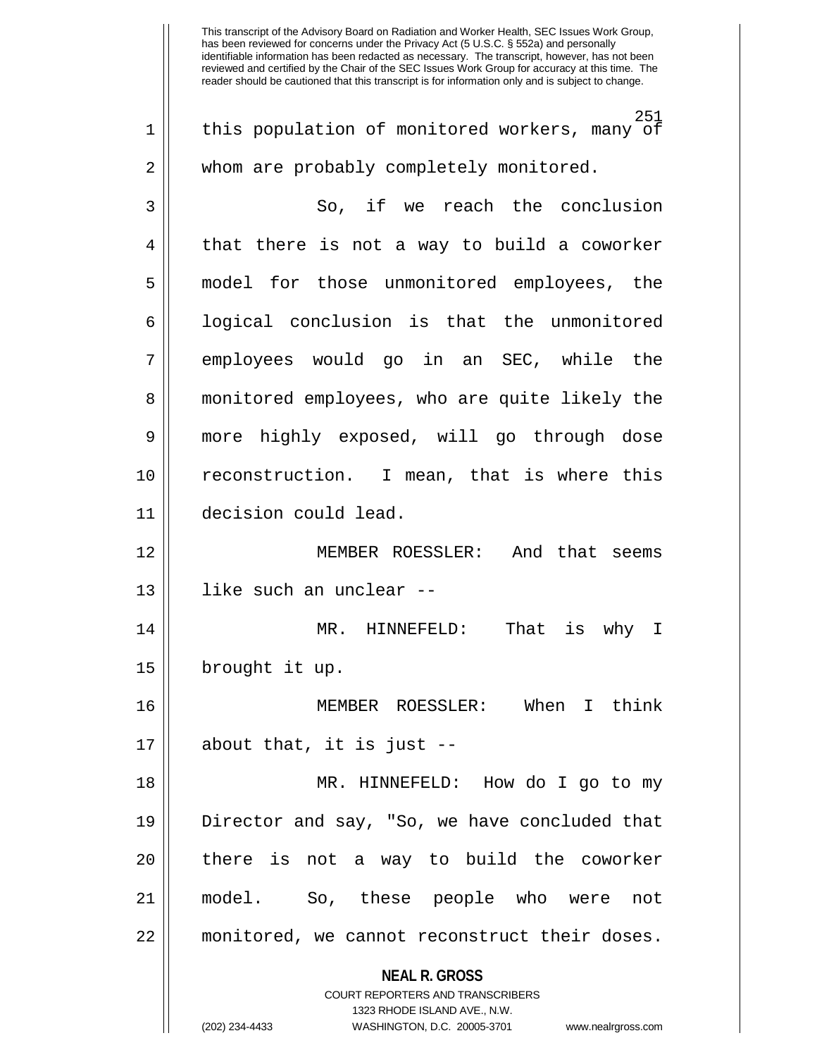this population of monitored workers, many of whom are probably completely monitored.

So, if we reach the conclusion that there is not a way to build a coworker model for those unmonitored employees, the logical conclusion is that the unmonitored employees would go in an SEC, while the monitored employees, who are quite likely the more highly exposed, will go through dose reconstruction. I mean, that is where this decision could lead.

MEMBER ROESSLER: And that seems like such an unclear --

MR. HINNEFELD: That is why I brought it up.

MEMBER ROESSLER: When I think about that, it is just --

MR. HINNEFELD: How do I go to my Director and say, "So, we have concluded that there is not a way to build the coworker model. So, these people who were not monitored, we cannot reconstruct their doses.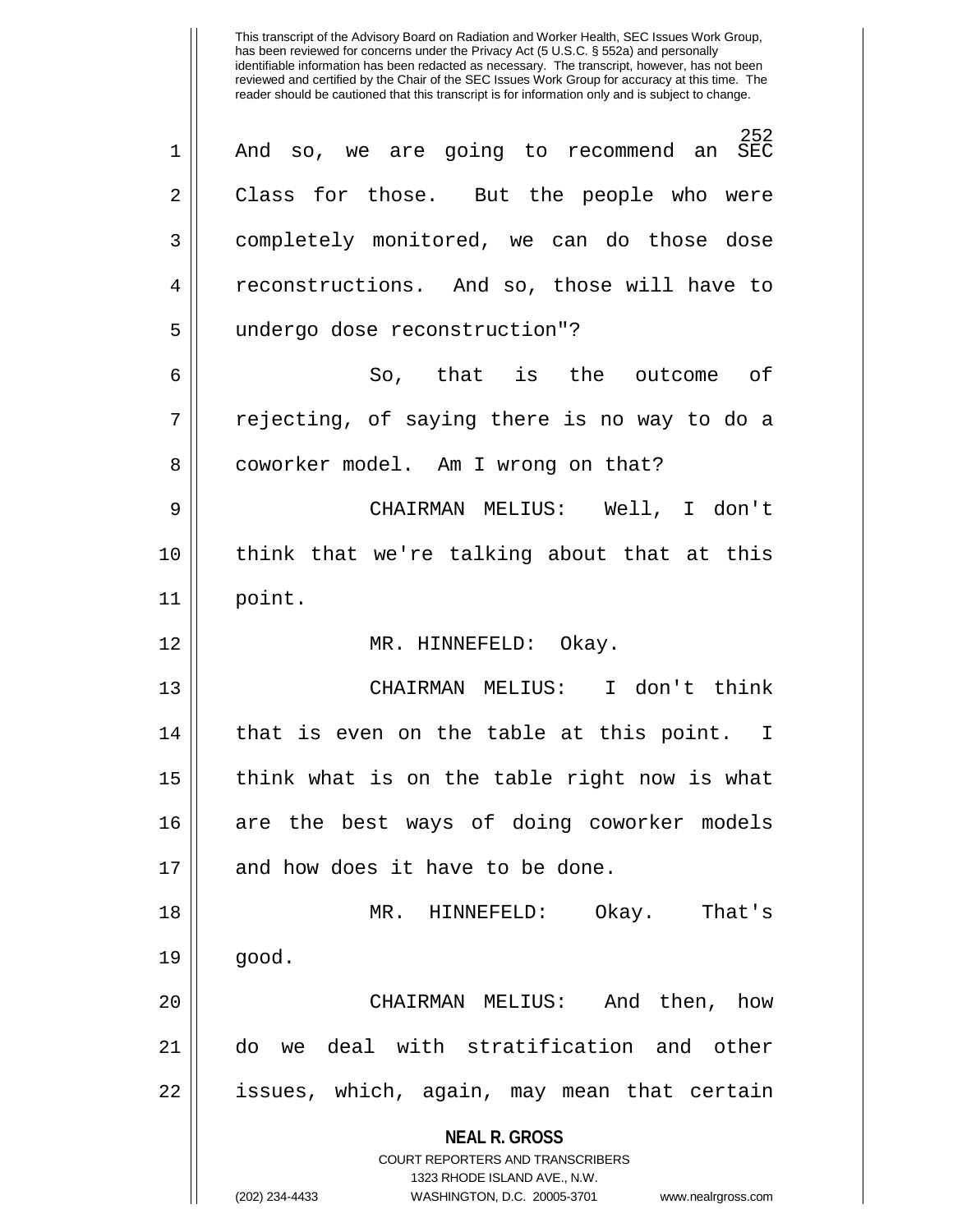And so, we are going to recommend an SEC Class for those. But the people who were completely monitored, we can do those dose reconstructions. And so, those will have to undergo dose reconstruction"?

So, that is the outcome of rejecting, of saying there is no way to do a coworker model. Am I wrong on that?

CHAIRMAN MELIUS: Well, I don't think that we're talking about that at this point.

MR. HINNEFELD: Okay.

CHAIRMAN MELIUS: I don't think that is even on the table at this point. I think what is on the table right now is what are the best ways of doing coworker models and how does it have to be done.

MR. HINNEFELD: Okay. That's good.

CHAIRMAN MELIUS: And then, how do we deal with stratification and other issues, which, again, may mean that certain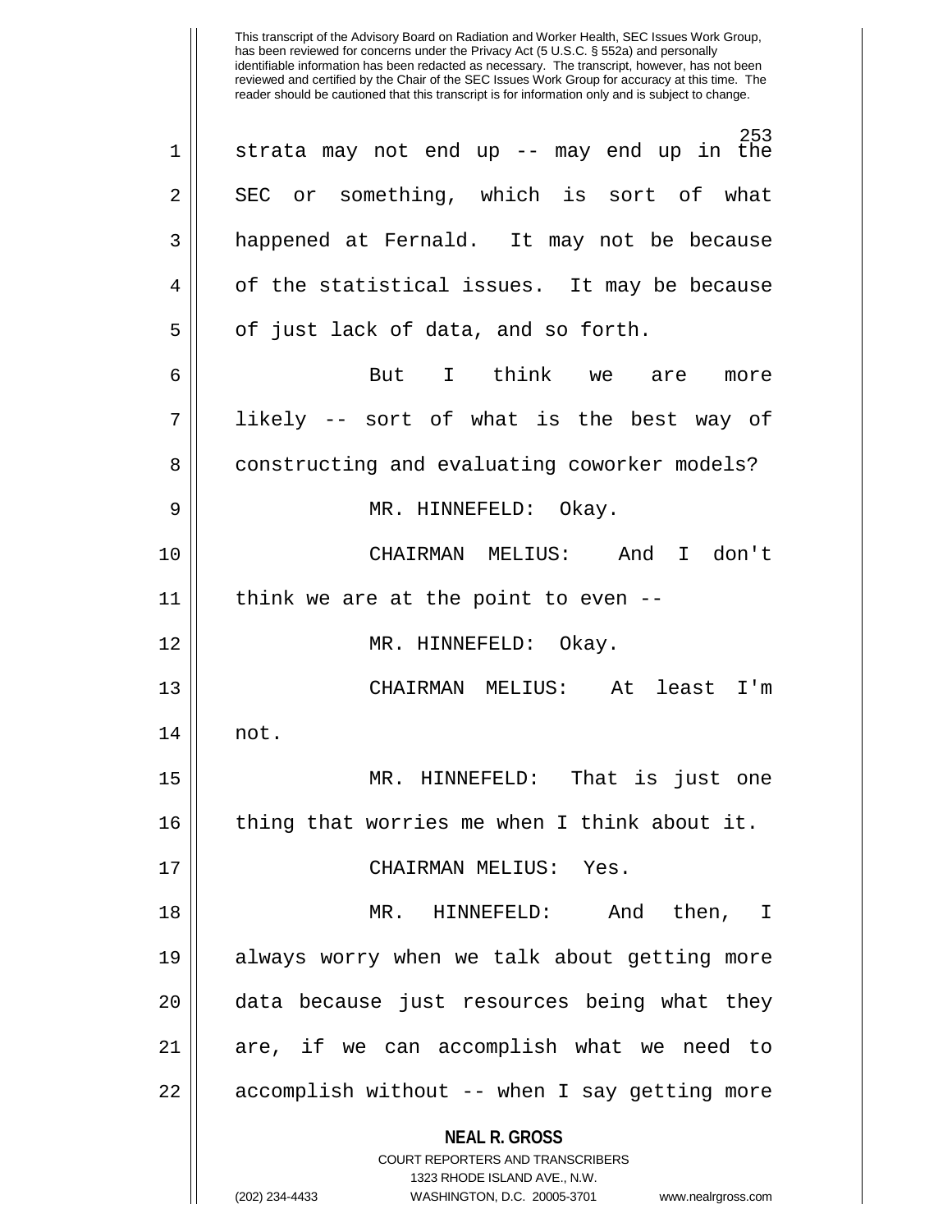strata may not end up -- may end up in the SEC or something, which is sort of what happened at Fernald. It may not be because of the statistical issues. It may be because of just lack of data, and so forth.

But I think we are more likely -- sort of what is the best way of constructing and evaluating coworker models?

MR. HINNEFELD: Okay.

CHAIRMAN MELIUS: And I don't think we are at the point to even --

MR. HINNEFELD: Okay.

CHAIRMAN MELIUS: At least I'm not.

MR. HINNEFELD: That is just one thing that worries me when I think about it.

CHAIRMAN MELIUS: Yes.

MR. HINNEFELD: And then, I always worry when we talk about getting more data because just resources being what they are, if we can accomplish what we need to accomplish without -- when I say getting more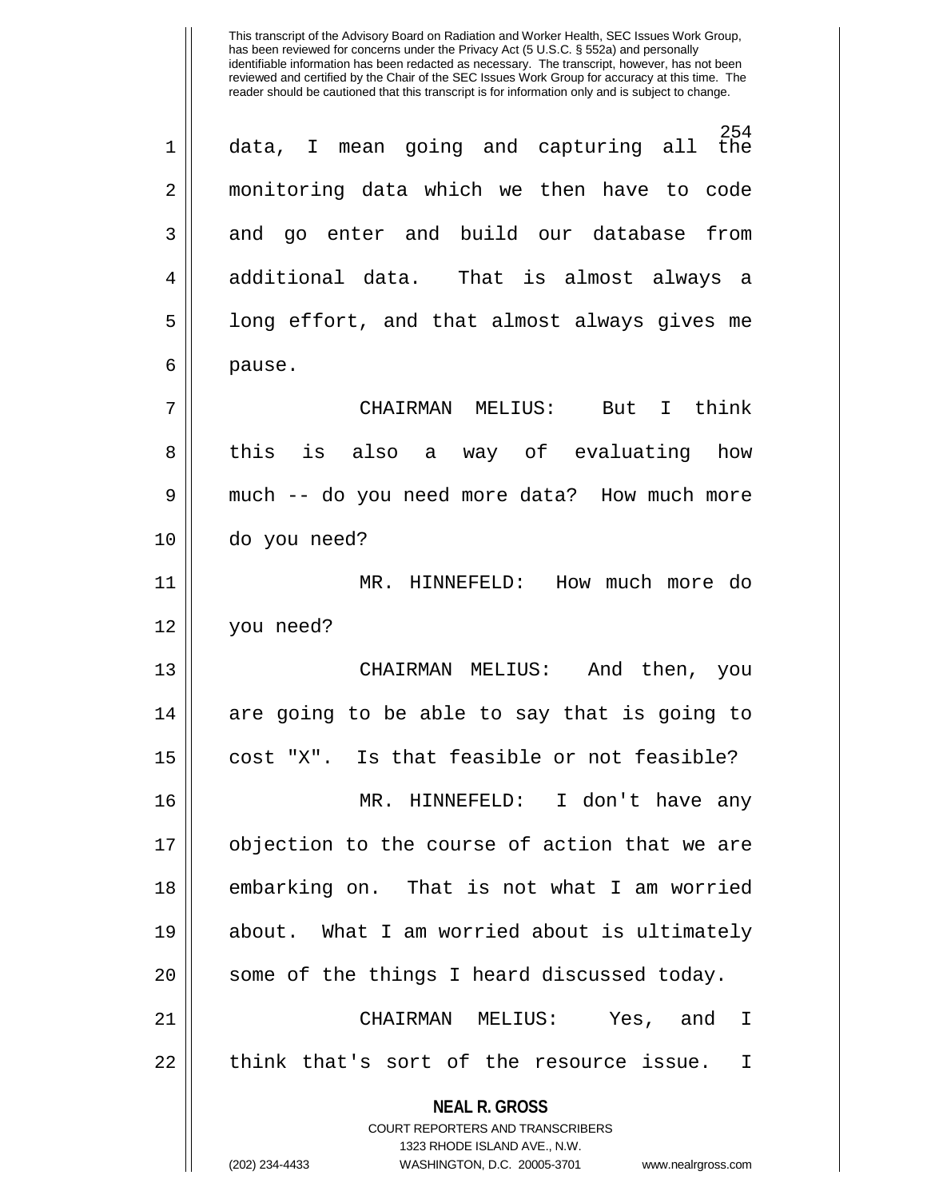data, I mean going and capturing all the monitoring data which we then have to code and go enter and build our database from additional data. That is almost always a long effort, and that almost always gives me pause.

CHAIRMAN MELIUS: But I think this is also a way of evaluating how much -- do you need more data? How much more do you need?

MR. HINNEFELD: How much more do you need?

CHAIRMAN MELIUS: And then, you are going to be able to say that is going to cost "X". Is that feasible or not feasible?

MR. HINNEFELD: I don't have any objection to the course of action that we are embarking on. That is not what I am worried about. What I am worried about is ultimately some of the things I heard discussed today.

CHAIRMAN MELIUS: Yes, and I think that's sort of the resource issue. I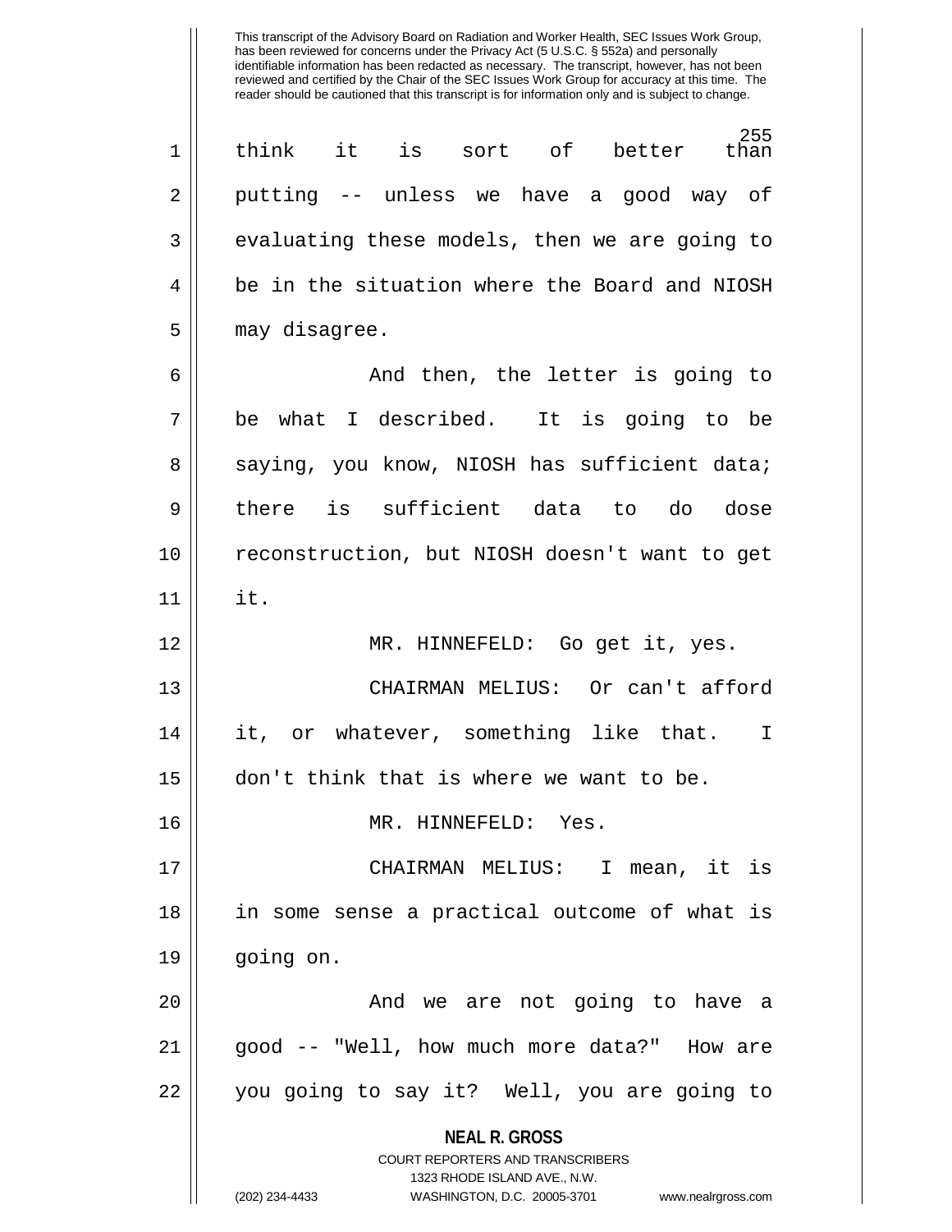This transcript of the Advisory Board on Radiation and Worker Health, SEC Issues Work Group, has been reviewed for concerns under the Privacy Act (5 U.S.C. § 552a) and personally identifiable information has been redacted as necessary. The transcript, however, has not been reviewed and certified by the Chair of the SEC Issues Work Group for accuracy at this time. The reader should be cautioned that this transcript is for information only and is subject to change.

think it is sort of better than putting -- unless we have a good way of evaluating these models, then we are going to be in the situation where the Board and NIOSH may disagree.

And then, the letter is going to be what I described. It is going to be saying, you know, NIOSH has sufficient data; there is sufficient data to do dose reconstruction, but NIOSH doesn't want to get it.

MR. HINNEFELD: Go get it, yes.

CHAIRMAN MELIUS: Or can't afford it, or whatever, something like that. I don't think that is where we want to be.

MR. HINNEFELD: Yes.

CHAIRMAN MELIUS: I mean, it is in some sense a practical outcome of what is going on.

And we are not going to have a good -- "Well, how much more data?" How are you going to say it? Well, you are going to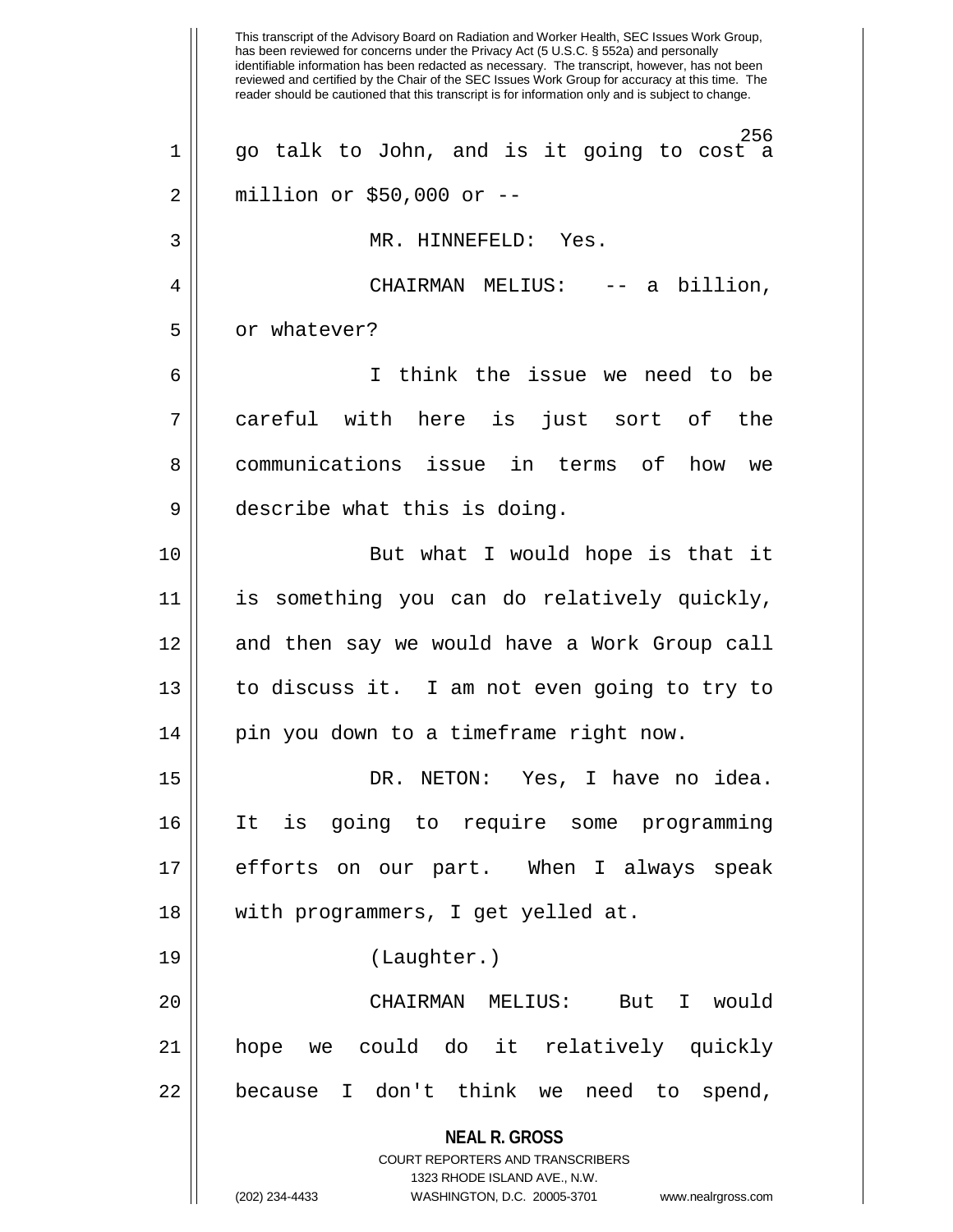go talk to John, and is it going to cost a million or $50,000 or --

MR. HINNEFELD: Yes.

CHAIRMAN MELIUS: -- a billion, or whatever?

I think the issue we need to be careful with here is just sort of the communications issue in terms of how we describe what this is doing.

But what I would hope is that it is something you can do relatively quickly, and then say we would have a Work Group call to discuss it. I am not even going to try to pin you down to a timeframe right now.

DR. NETON: Yes, I have no idea. It is going to require some programming efforts on our part. When I always speak with programmers, I get yelled at.

(Laughter.)

CHAIRMAN MELIUS: But I would hope we could do it relatively quickly because I don't think we need to spend,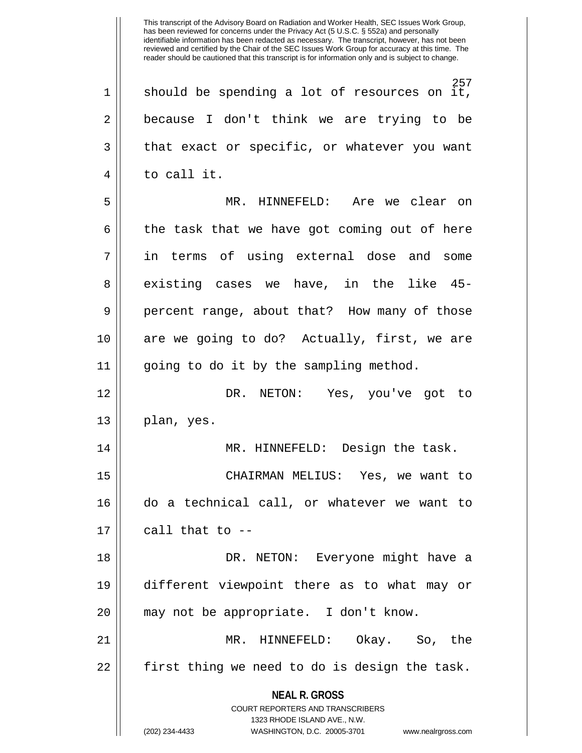should be spending a lot of resources on it, because I don't think we are trying to be that exact or specific, or whatever you want to call it.

MR. HINNEFELD: Are we clear on the task that we have got coming out of here in terms of using external dose and some existing cases we have, in the like 45-percent range, about that? How many of those are we going to do? Actually, first, we are going to do it by the sampling method.

DR. NETON: Yes, you've got to plan, yes.

MR. HINNEFELD: Design the task.

CHAIRMAN MELIUS: Yes, we want to do a technical call, or whatever we want to call that to --

DR. NETON: Everyone might have a different viewpoint there as to what may or may not be appropriate. I don't know.

MR. HINNEFELD: Okay. So, the first thing we need to do is design the task.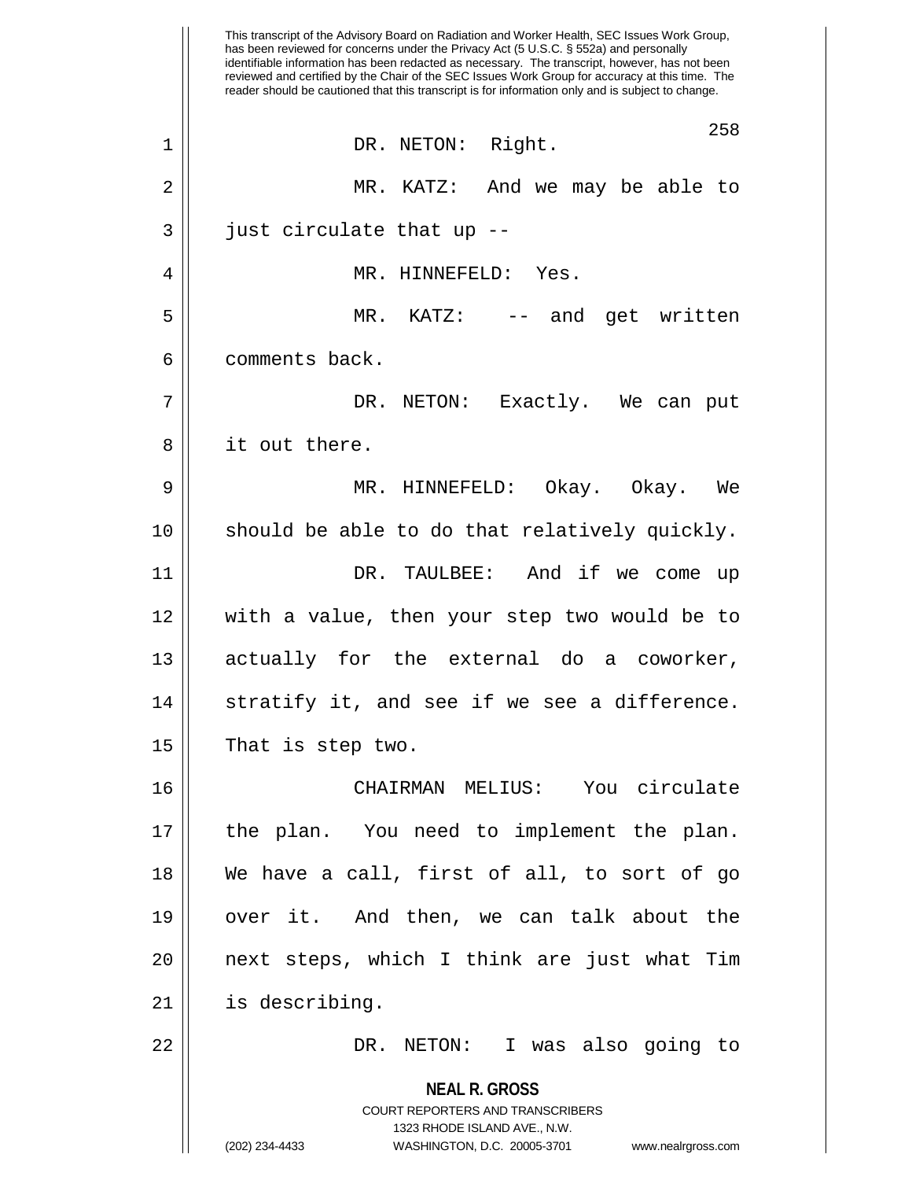This transcript of the Advisory Board on Radiation and Worker Health, SEC Issues Work Group, has been reviewed for concerns under the Privacy Act (5 U.S.C. § 552a) and personally identifiable information has been redacted as necessary. The transcript, however, has not been reviewed and certified by the Chair of the SEC Issues Work Group for accuracy at this time. The reader should be cautioned that this transcript is for information only and is subject to change.

DR. NETON: Right.

MR. KATZ: And we may be able to just circulate that up --

MR. HINNEFELD: Yes.

MR. KATZ: -- and get written comments back.

DR. NETON: Exactly. We can put it out there.

MR. HINNEFELD: Okay. Okay. We should be able to do that relatively quickly.

DR. TAULBEE: And if we come up with a value, then your step two would be to actually for the external do a coworker, stratify it, and see if we see a difference. That is step two.

CHAIRMAN MELIUS: You circulate the plan. You need to implement the plan. We have a call, first of all, to sort of go over it. And then, we can talk about the next steps, which I think are just what Tim is describing.

DR. NETON: I was also going to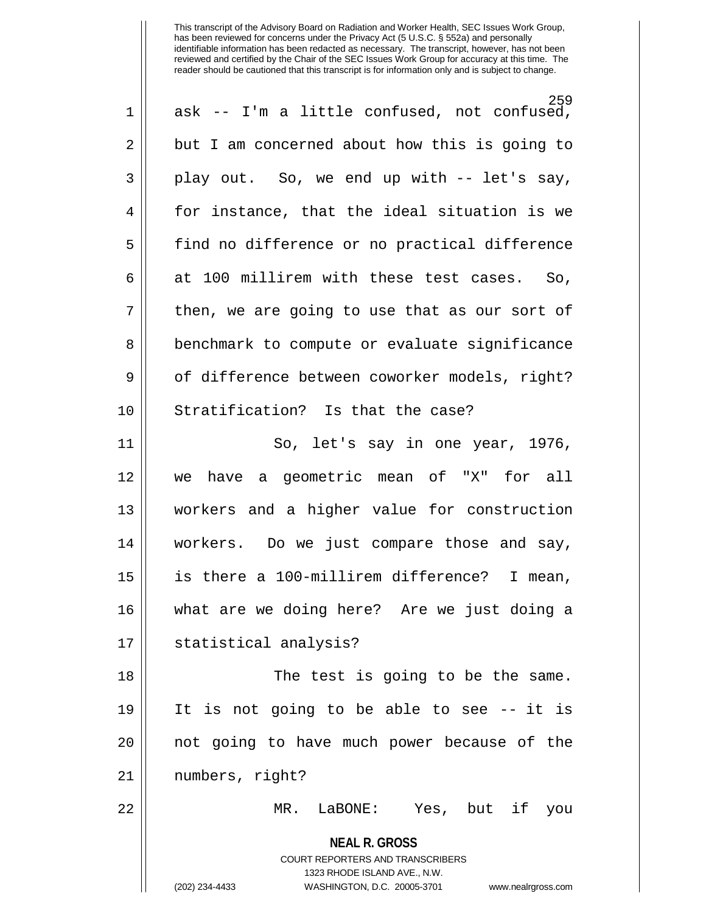This transcript of the Advisory Board on Radiation and Worker Health, SEC Issues Work Group, has been reviewed for concerns under the Privacy Act (5 U.S.C. § 552a) and personally identifiable information has been redacted as necessary. The transcript, however, has not been reviewed and certified by the Chair of the SEC Issues Work Group for accuracy at this time. The reader should be cautioned that this transcript is for information only and is subject to change.

ask -- I'm a little confused, not confused, but I am concerned about how this is going to play out. So, we end up with -- let's say, for instance, that the ideal situation is we find no difference or no practical difference at 100 millirem with these test cases. So, then, we are going to use that as our sort of benchmark to compute or evaluate significance of difference between coworker models, right? Stratification? Is that the case?

So, let's say in one year, 1976, we have a geometric mean of "X" for all workers and a higher value for construction workers. Do we just compare those and say, is there a 100-millirem difference? I mean, what are we doing here? Are we just doing a statistical analysis?

The test is going to be the same. It is not going to be able to see -- it is not going to have much power because of the numbers, right?

MR. LaBONE: Yes, but if you

**NEAL R. GROSS**
COURT REPORTERS AND TRANSCRIBERS
1323 RHODE ISLAND AVE., N.W.
(202) 234-4433 WASHINGTON, D.C. 20005-3701 www.nealrgross.com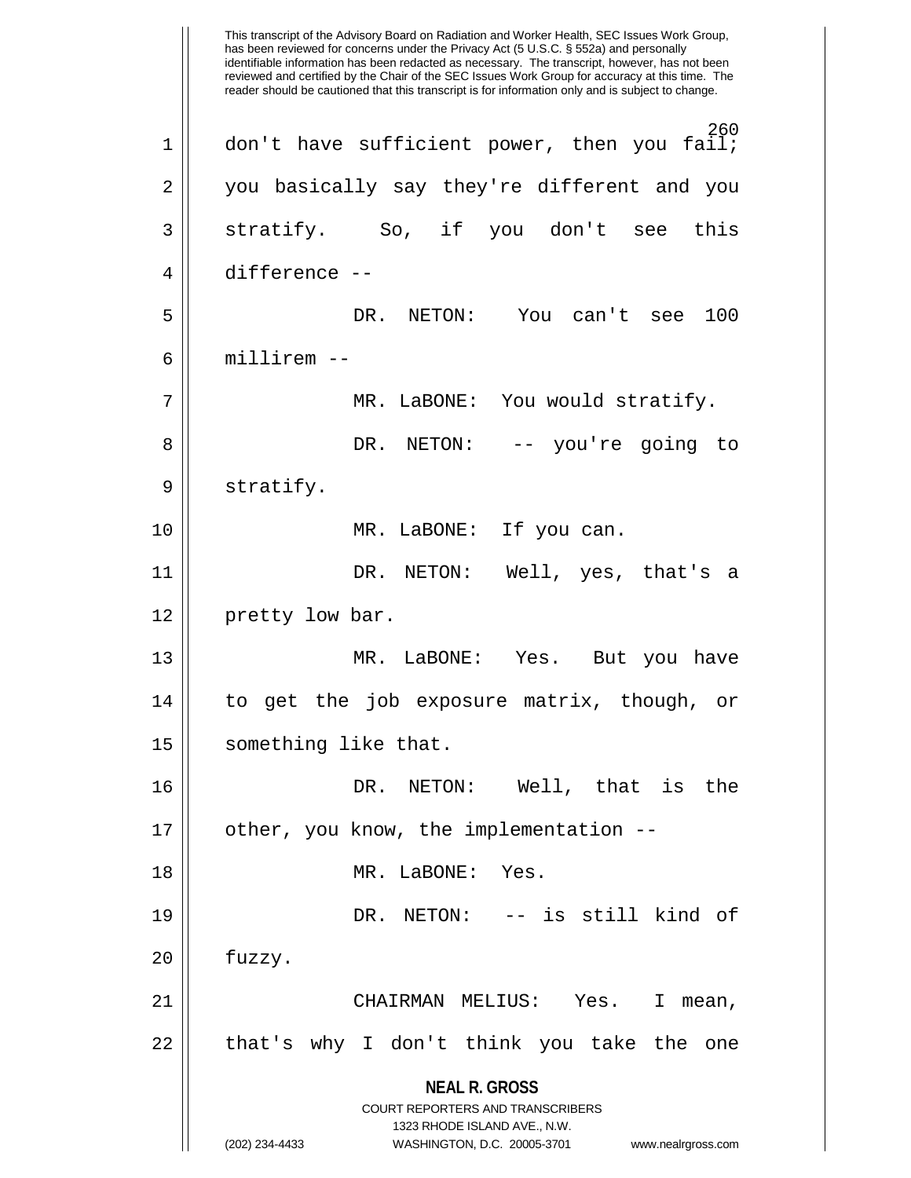don't have sufficient power, then you fail; you basically say they're different and you stratify. So, if you don't see this difference --

DR. NETON: You can't see 100 millirem --

MR. LaBONE: You would stratify.

DR. NETON: -- you're going to stratify.

MR. LaBONE: If you can.

DR. NETON: Well, yes, that's a pretty low bar.

MR. LaBONE: Yes. But you have to get the job exposure matrix, though, or something like that.

DR. NETON: Well, that is the other, you know, the implementation --

MR. LaBONE: Yes.

DR. NETON: -- is still kind of fuzzy.

CHAIRMAN MELIUS: Yes. I mean, that's why I don't think you take the one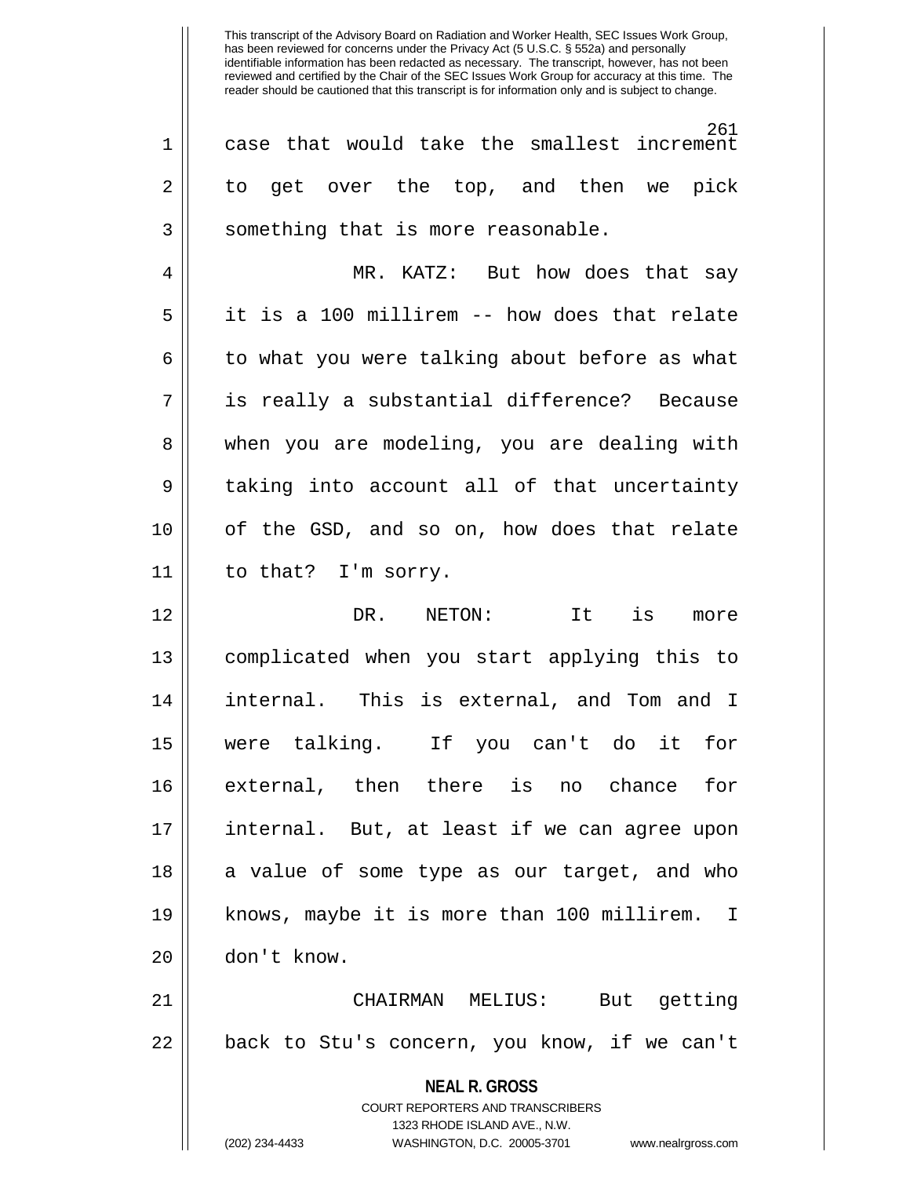case that would take the smallest increment to get over the top, and then we pick something that is more reasonable.

MR. KATZ: But how does that say it is a 100 millirem -- how does that relate to what you were talking about before as what is really a substantial difference? Because when you are modeling, you are dealing with taking into account all of that uncertainty of the GSD, and so on, how does that relate to that? I'm sorry.

DR. NETON: It is more complicated when you start applying this to internal. This is external, and Tom and I were talking. If you can't do it for external, then there is no chance for internal. But, at least if we can agree upon a value of some type as our target, and who knows, maybe it is more than 100 millirem. I don't know.

CHAIRMAN MELIUS: But getting back to Stu's concern, you know, if we can't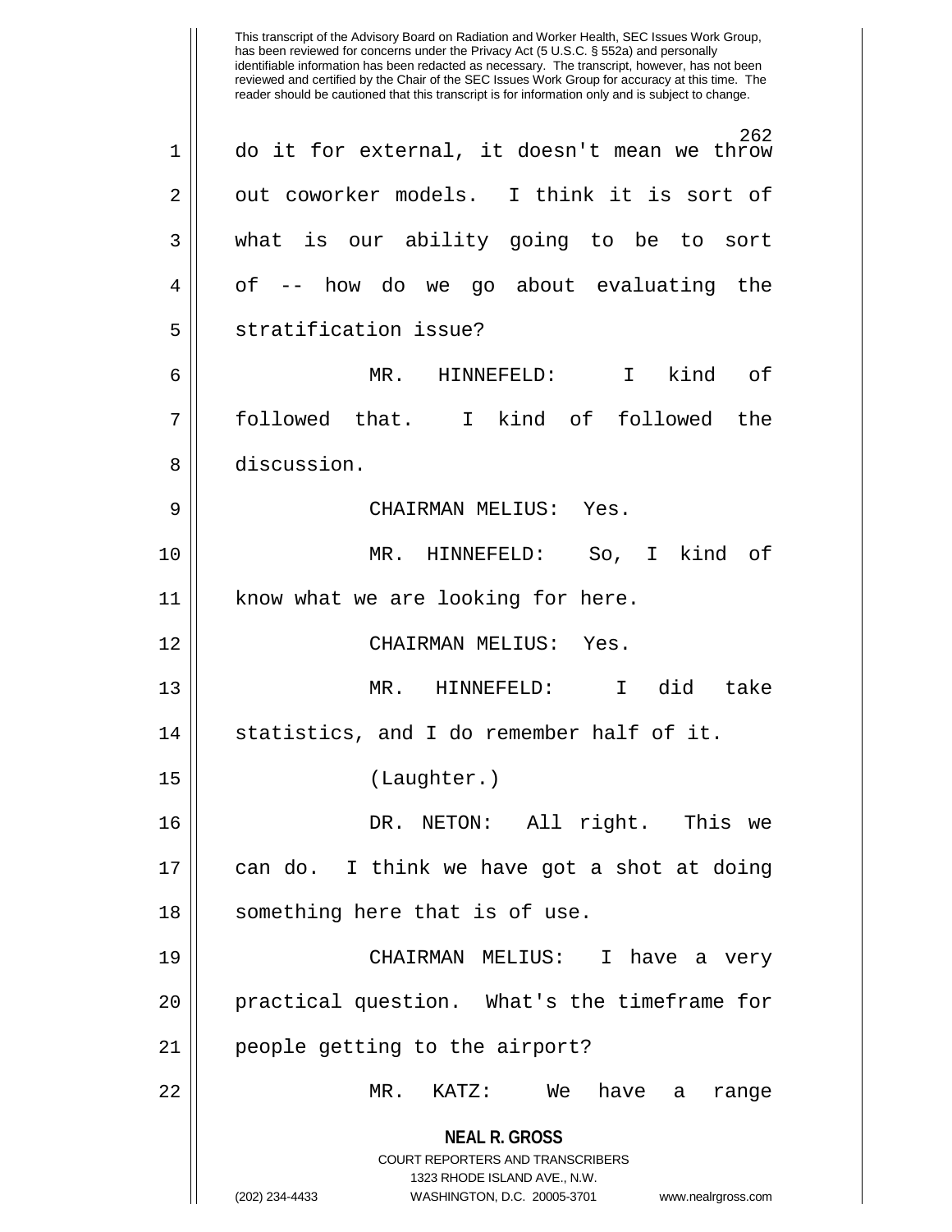do it for external, it doesn't mean we throw out coworker models. I think it is sort of what is our ability going to be to sort of -- how do we go about evaluating the stratification issue?

MR. HINNEFELD: I kind of followed that. I kind of followed the discussion.

CHAIRMAN MELIUS: Yes.

MR. HINNEFELD: So, I kind of know what we are looking for here.

CHAIRMAN MELIUS: Yes.

MR. HINNEFELD: I did take statistics, and I do remember half of it.

(Laughter.)

DR. NETON: All right. This we can do. I think we have got a shot at doing something here that is of use.

CHAIRMAN MELIUS: I have a very practical question. What's the timeframe for people getting to the airport?

MR. KATZ: We have a range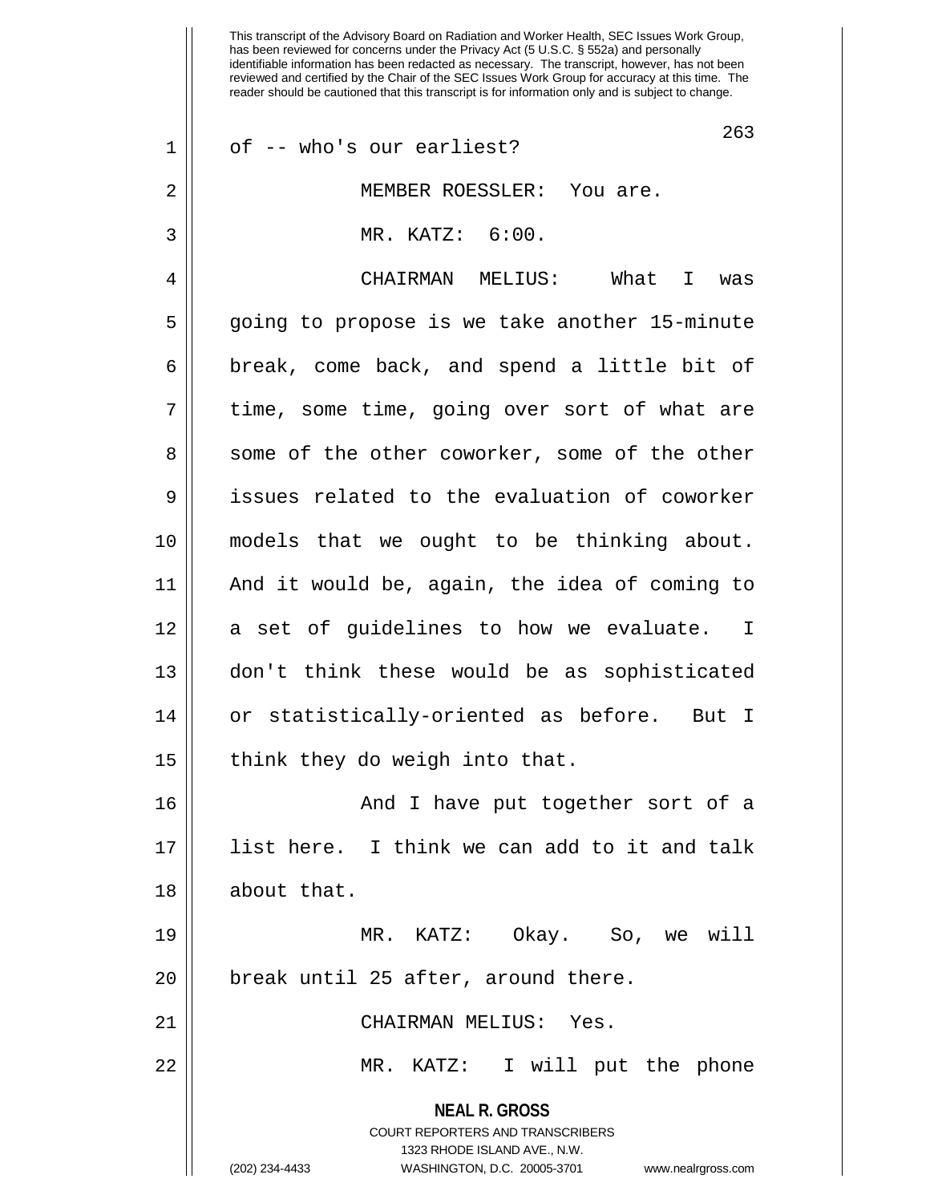of -- who's our earliest?

MEMBER ROESSLER: You are.

MR. KATZ: 6:00.

CHAIRMAN MELIUS: What I was going to propose is we take another 15-minute break, come back, and spend a little bit of time, some time, going over sort of what are some of the other coworker, some of the other issues related to the evaluation of coworker models that we ought to be thinking about. And it would be, again, the idea of coming to a set of guidelines to how we evaluate. I don't think these would be as sophisticated or statistically-oriented as before. But I think they do weigh into that.

And I have put together sort of a list here. I think we can add to it and talk about that.

MR. KATZ: Okay. So, we will break until 25 after, around there.

CHAIRMAN MELIUS: Yes.

MR. KATZ: I will put the phone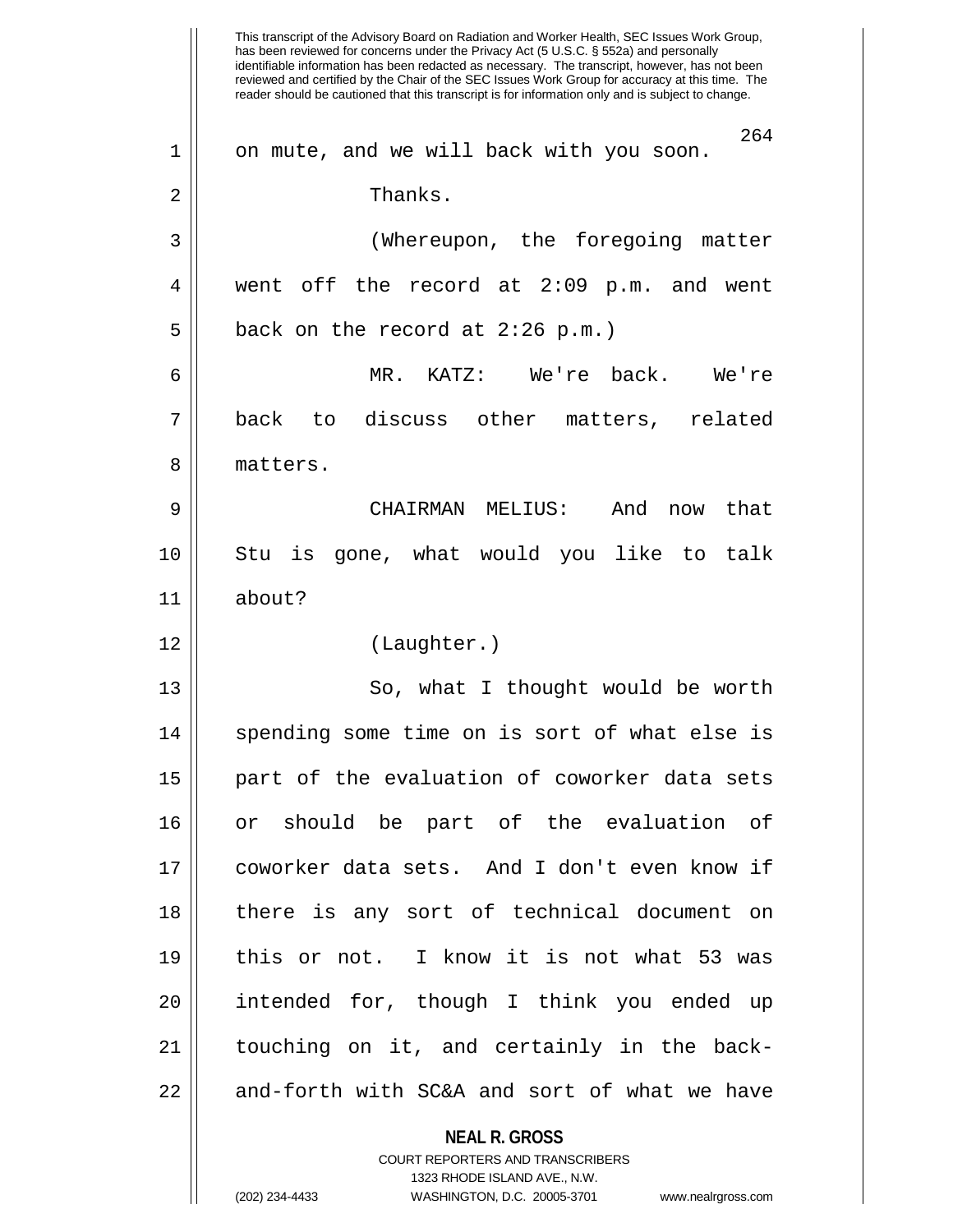This transcript of the Advisory Board on Radiation and Worker Health, SEC Issues Work Group, has been reviewed for concerns under the Privacy Act (5 U.S.C. § 552a) and personally identifiable information has been redacted as necessary. The transcript, however, has not been reviewed and certified by the Chair of the SEC Issues Work Group for accuracy at this time. The reader should be cautioned that this transcript is for information only and is subject to change.

on mute, and we will back with you soon.

Thanks.

(Whereupon, the foregoing matter went off the record at 2:09 p.m. and went back on the record at 2:26 p.m.)

MR. KATZ: We're back. We're back to discuss other matters, related matters.

CHAIRMAN MELIUS: And now that Stu is gone, what would you like to talk about?

(Laughter.)

So, what I thought would be worth spending some time on is sort of what else is part of the evaluation of coworker data sets or should be part of the evaluation of coworker data sets. And I don't even know if there is any sort of technical document on this or not. I know it is not what 53 was intended for, though I think you ended up touching on it, and certainly in the back-and-forth with SC&A and sort of what we have

**NEAL R. GROSS**
COURT REPORTERS AND TRANSCRIBERS
1323 RHODE ISLAND AVE., N.W.
(202) 234-4433 WASHINGTON, D.C. 20005-3701 www.nealrgross.com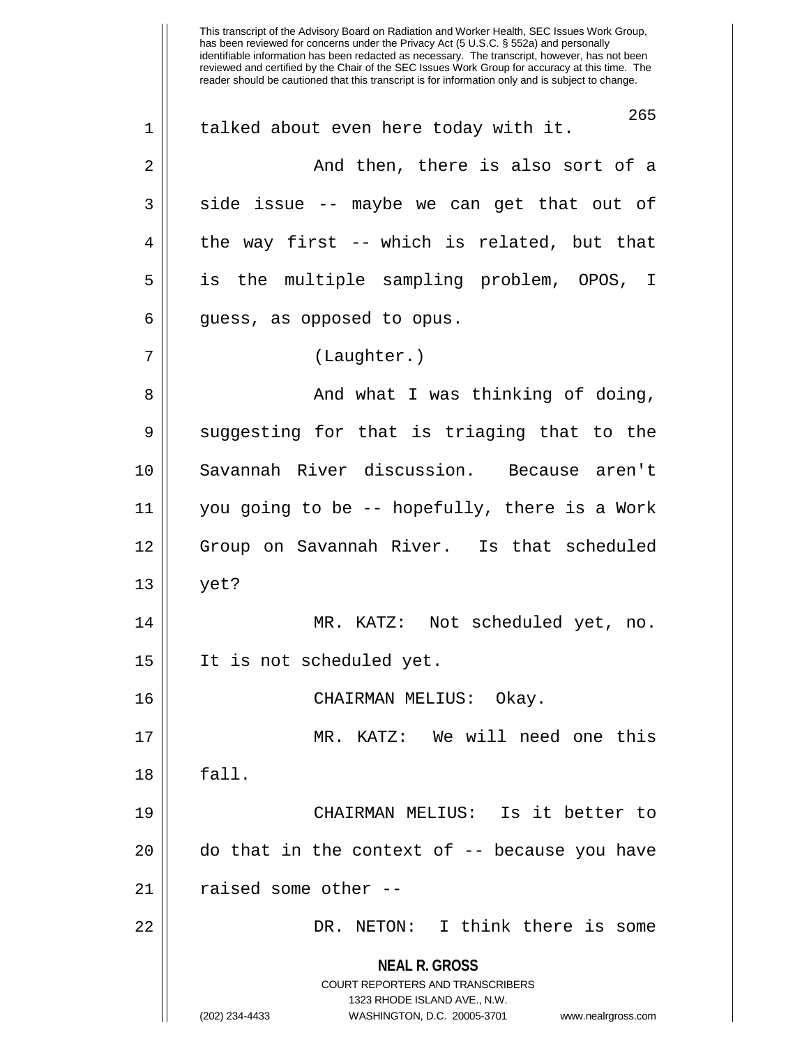talked about even here today with it.

And then, there is also sort of a side issue -- maybe we can get that out of the way first -- which is related, but that is the multiple sampling problem, OPOS, I guess, as opposed to opus.

(Laughter.)

And what I was thinking of doing, suggesting for that is triaging that to the Savannah River discussion. Because aren't you going to be -- hopefully, there is a Work Group on Savannah River. Is that scheduled yet?

MR. KATZ: Not scheduled yet, no. It is not scheduled yet.

CHAIRMAN MELIUS: Okay.

MR. KATZ: We will need one this fall.

CHAIRMAN MELIUS: Is it better to do that in the context of -- because you have raised some other --

DR. NETON: I think there is some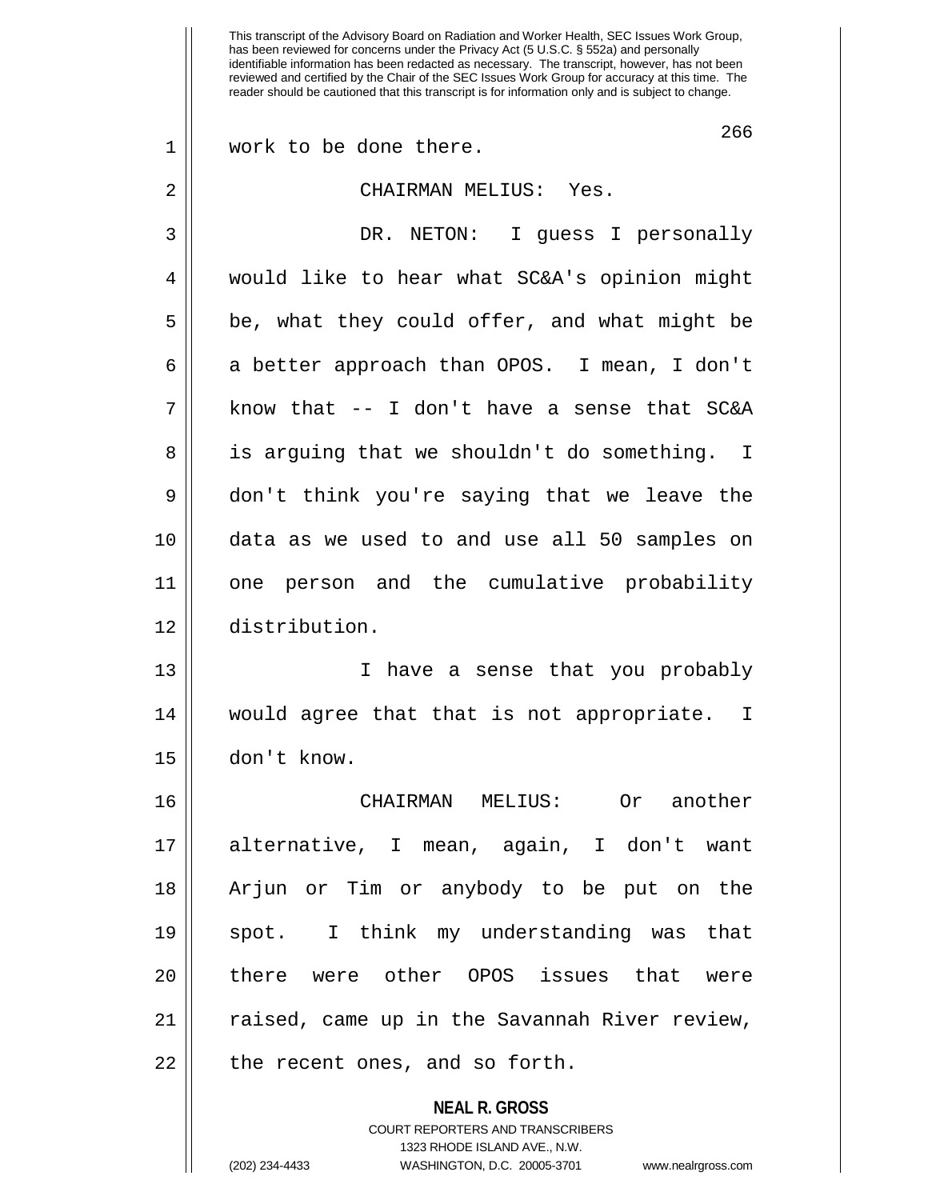work to be done there.

CHAIRMAN MELIUS: Yes.

DR. NETON: I guess I personally would like to hear what SC&A's opinion might be, what they could offer, and what might be a better approach than OPOS. I mean, I don't know that -- I don't have a sense that SC&A is arguing that we shouldn't do something. I don't think you're saying that we leave the data as we used to and use all 50 samples on one person and the cumulative probability distribution.

I have a sense that you probably would agree that that is not appropriate. I don't know.

CHAIRMAN MELIUS: Or another alternative, I mean, again, I don't want Arjun or Tim or anybody to be put on the spot. I think my understanding was that there were other OPOS issues that were raised, came up in the Savannah River review, the recent ones, and so forth.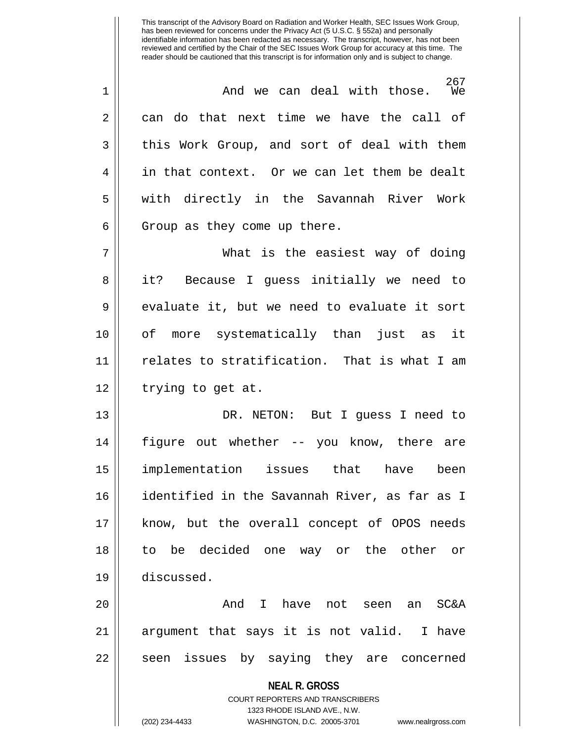This transcript of the Advisory Board on Radiation and Worker Health, SEC Issues Work Group, has been reviewed for concerns under the Privacy Act (5 U.S.C. § 552a) and personally identifiable information has been redacted as necessary. The transcript, however, has not been reviewed and certified by the Chair of the SEC Issues Work Group for accuracy at this time. The reader should be cautioned that this transcript is for information only and is subject to change.

And we can deal with those. We can do that next time we have the call of this Work Group, and sort of deal with them in that context. Or we can let them be dealt with directly in the Savannah River Work Group as they come up there.

What is the easiest way of doing it? Because I guess initially we need to evaluate it, but we need to evaluate it sort of more systematically than just as it relates to stratification. That is what I am trying to get at.

DR. NETON: But I guess I need to figure out whether -- you know, there are implementation issues that have been identified in the Savannah River, as far as I know, but the overall concept of OPOS needs to be decided one way or the other or discussed.

And I have not seen an SC&A argument that says it is not valid. I have seen issues by saying they are concerned

**NEAL R. GROSS**
COURT REPORTERS AND TRANSCRIBERS
1323 RHODE ISLAND AVE., N.W.
(202) 234-4433 WASHINGTON, D.C. 20005-3701 www.nealrgross.com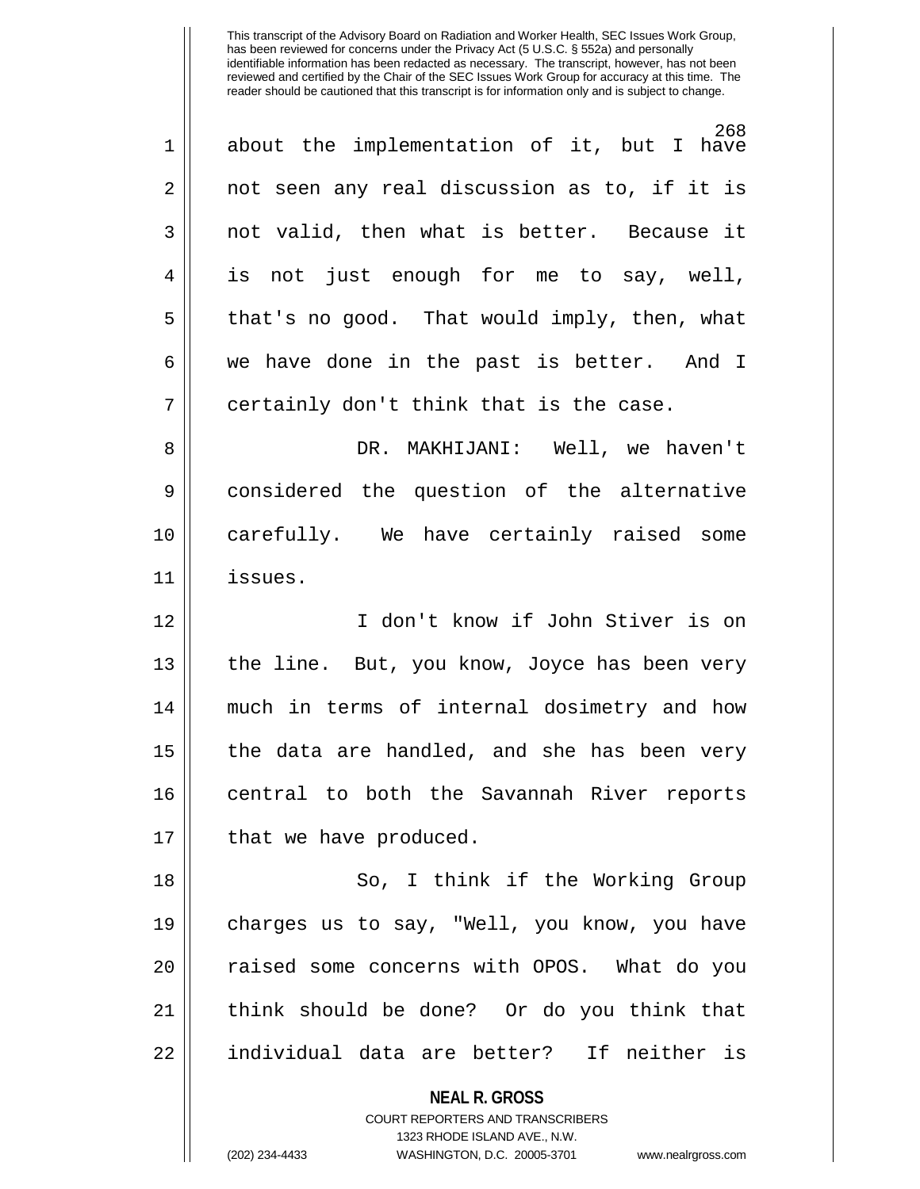about the implementation of it, but I have not seen any real discussion as to, if it is not valid, then what is better. Because it is not just enough for me to say, well, that's no good. That would imply, then, what we have done in the past is better. And I certainly don't think that is the case.

DR. MAKHIJANI: Well, we haven't considered the question of the alternative carefully. We have certainly raised some issues.

I don't know if John Stiver is on the line. But, you know, Joyce has been very much in terms of internal dosimetry and how the data are handled, and she has been very central to both the Savannah River reports that we have produced.

So, I think if the Working Group charges us to say, "Well, you know, you have raised some concerns with OPOS. What do you think should be done? Or do you think that individual data are better? If neither is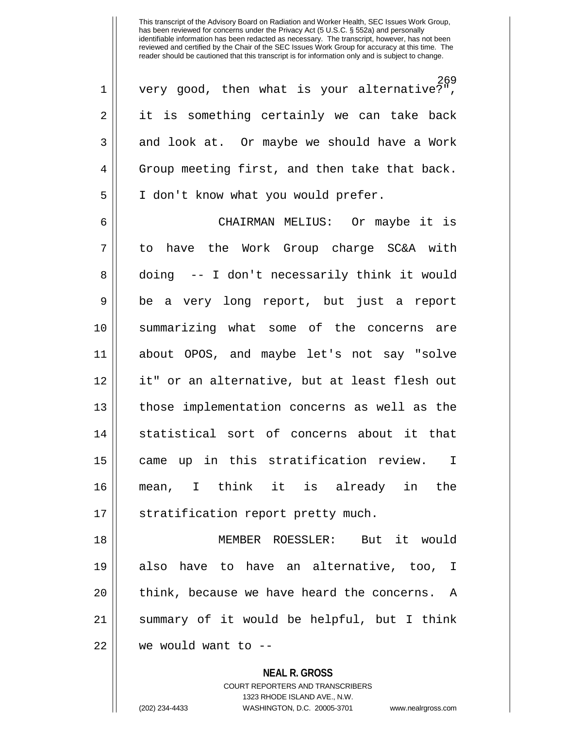very good, then what is your alternative?", it is something certainly we can take back and look at. Or maybe we should have a Work Group meeting first, and then take that back. I don't know what you would prefer.

CHAIRMAN MELIUS: Or maybe it is to have the Work Group charge SC&A with doing -- I don't necessarily think it would be a very long report, but just a report summarizing what some of the concerns are about OPOS, and maybe let's not say "solve it" or an alternative, but at least flesh out those implementation concerns as well as the statistical sort of concerns about it that came up in this stratification review. I mean, I think it is already in the stratification report pretty much.

MEMBER ROESSLER: But it would also have to have an alternative, too, I think, because we have heard the concerns. A summary of it would be helpful, but I think we would want to --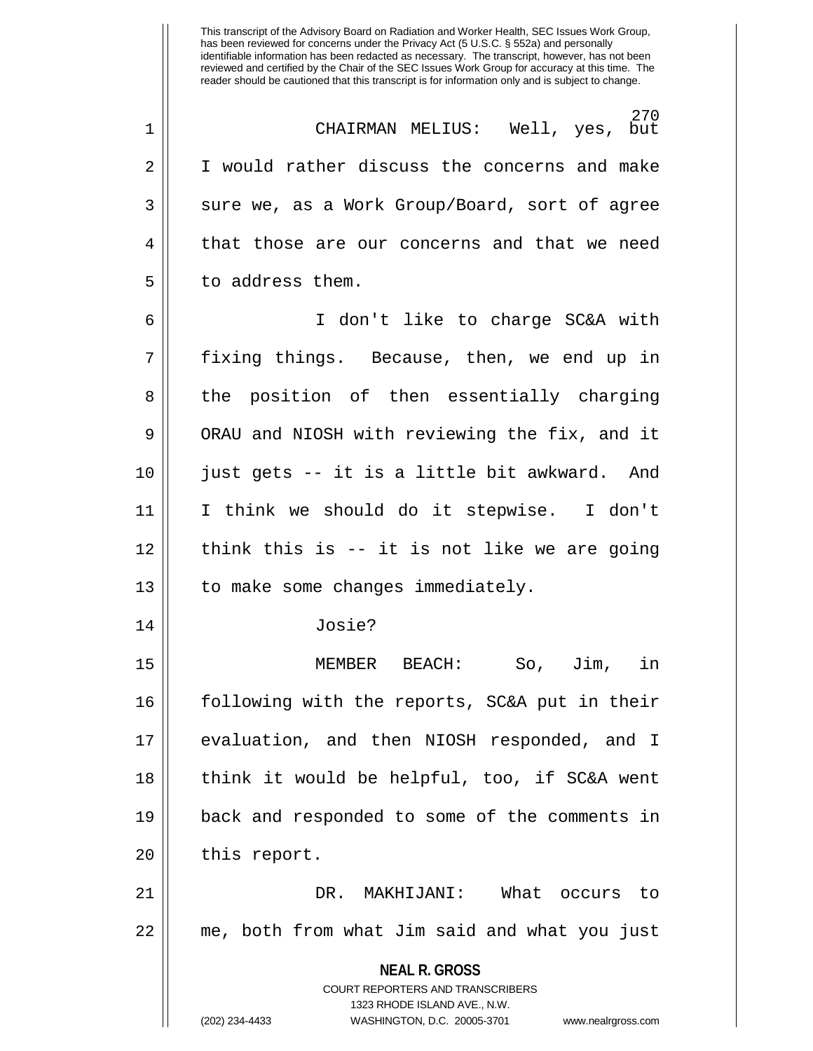CHAIRMAN MELIUS: Well, yes, but I would rather discuss the concerns and make sure we, as a Work Group/Board, sort of agree that those are our concerns and that we need to address them.

I don't like to charge SC&A with fixing things. Because, then, we end up in the position of then essentially charging ORAU and NIOSH with reviewing the fix, and it just gets -- it is a little bit awkward. And I think we should do it stepwise. I don't think this is -- it is not like we are going to make some changes immediately.

Josie?

MEMBER BEACH: So, Jim, in following with the reports, SC&A put in their evaluation, and then NIOSH responded, and I think it would be helpful, too, if SC&A went back and responded to some of the comments in this report.

DR. MAKHIJANI: What occurs to me, both from what Jim said and what you just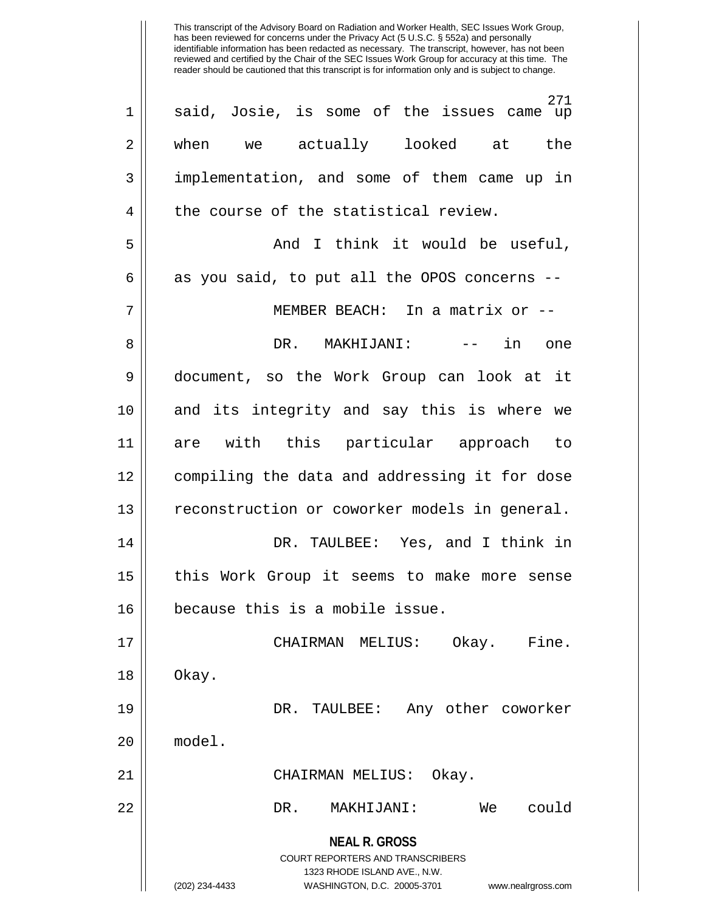This transcript of the Advisory Board on Radiation and Worker Health, SEC Issues Work Group, has been reviewed for concerns under the Privacy Act (5 U.S.C. § 552a) and personally identifiable information has been redacted as necessary. The transcript, however, has not been reviewed and certified by the Chair of the SEC Issues Work Group for accuracy at this time. The reader should be cautioned that this transcript is for information only and is subject to change.

said, Josie, is some of the issues came up when we actually looked at the implementation, and some of them came up in the course of the statistical review.

And I think it would be useful, as you said, to put all the OPOS concerns --

MEMBER BEACH: In a matrix or --

DR. MAKHIJANI: -- in one document, so the Work Group can look at it and its integrity and say this is where we are with this particular approach to compiling the data and addressing it for dose reconstruction or coworker models in general.

DR. TAULBEE: Yes, and I think in this Work Group it seems to make more sense because this is a mobile issue.

CHAIRMAN MELIUS: Okay. Fine. Okay.

DR. TAULBEE: Any other coworker model.

CHAIRMAN MELIUS: Okay.

DR. MAKHIJANI: We could

**NEAL R. GROSS**
COURT REPORTERS AND TRANSCRIBERS
1323 RHODE ISLAND AVE., N.W.
(202) 234-4433 WASHINGTON, D.C. 20005-3701 www.nealrgross.com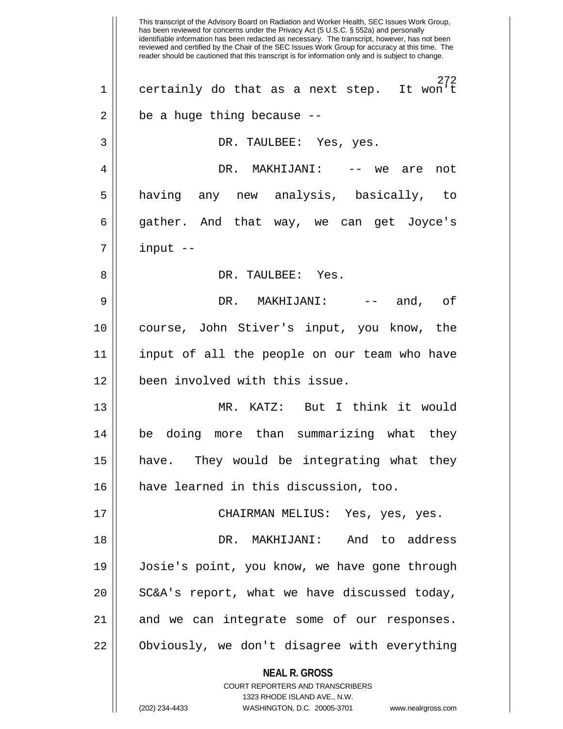certainly do that as a next step. It won't be a huge thing because --

DR. TAULBEE: Yes, yes.

DR. MAKHIJANI: -- we are not having any new analysis, basically, to gather. And that way, we can get Joyce's input --

DR. TAULBEE: Yes.

DR. MAKHIJANI: -- and, of course, John Stiver's input, you know, the input of all the people on our team who have been involved with this issue.

MR. KATZ: But I think it would be doing more than summarizing what they have. They would be integrating what they have learned in this discussion, too.

CHAIRMAN MELIUS: Yes, yes, yes.

DR. MAKHIJANI: And to address Josie's point, you know, we have gone through SC&A's report, what we have discussed today, and we can integrate some of our responses. Obviously, we don't disagree with everything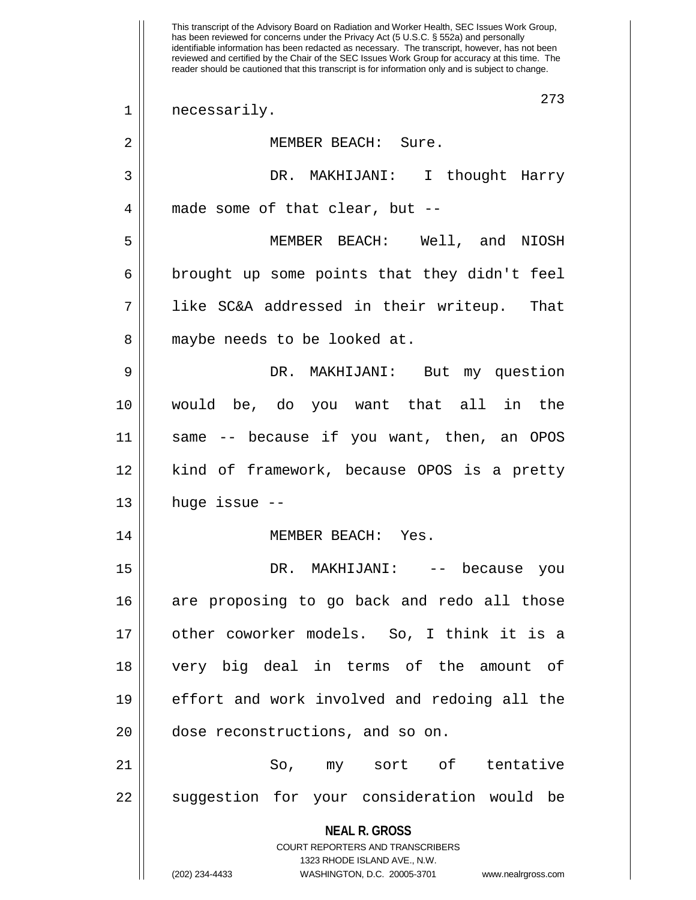necessarily.

MEMBER BEACH: Sure.

DR. MAKHIJANI: I thought Harry made some of that clear, but --

MEMBER BEACH: Well, and NIOSH brought up some points that they didn't feel like SC&A addressed in their writeup. That maybe needs to be looked at.

DR. MAKHIJANI: But my question would be, do you want that all in the same -- because if you want, then, an OPOS kind of framework, because OPOS is a pretty huge issue --

MEMBER BEACH: Yes.

DR. MAKHIJANI: -- because you are proposing to go back and redo all those other coworker models. So, I think it is a very big deal in terms of the amount of effort and work involved and redoing all the dose reconstructions, and so on.

So, my sort of tentative suggestion for your consideration would be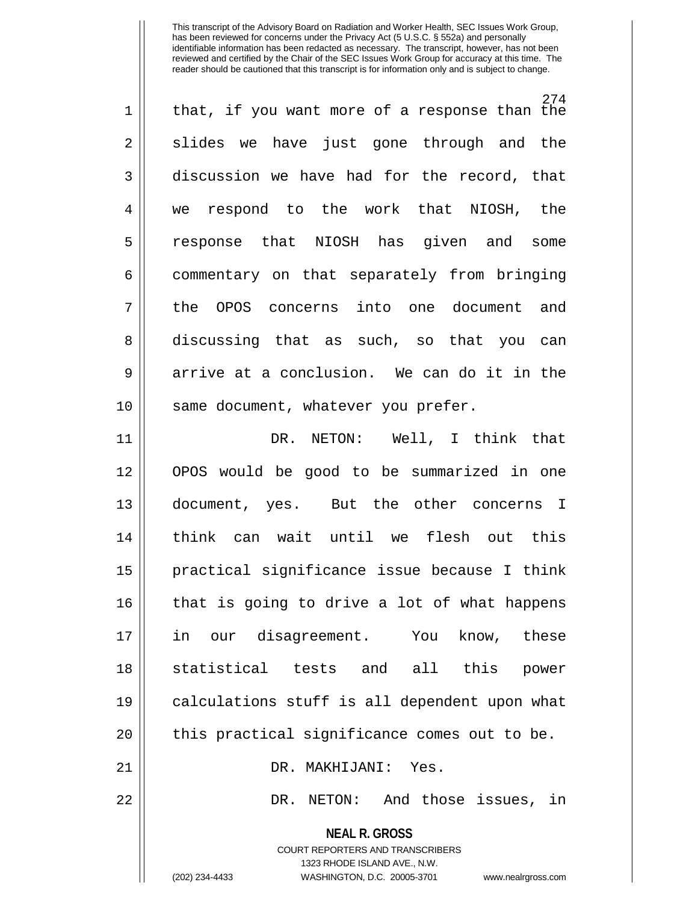that, if you want more of a response than the slides we have just gone through and the discussion we have had for the record, that we respond to the work that NIOSH, the response that NIOSH has given and some commentary on that separately from bringing the OPOS concerns into one document and discussing that as such, so that you can arrive at a conclusion. We can do it in the same document, whatever you prefer.

DR. NETON: Well, I think that OPOS would be good to be summarized in one document, yes. But the other concerns I think can wait until we flesh out this practical significance issue because I think that is going to drive a lot of what happens in our disagreement. You know, these statistical tests and all this power calculations stuff is all dependent upon what this practical significance comes out to be.

DR. MAKHIJANI: Yes.

DR. NETON: And those issues, in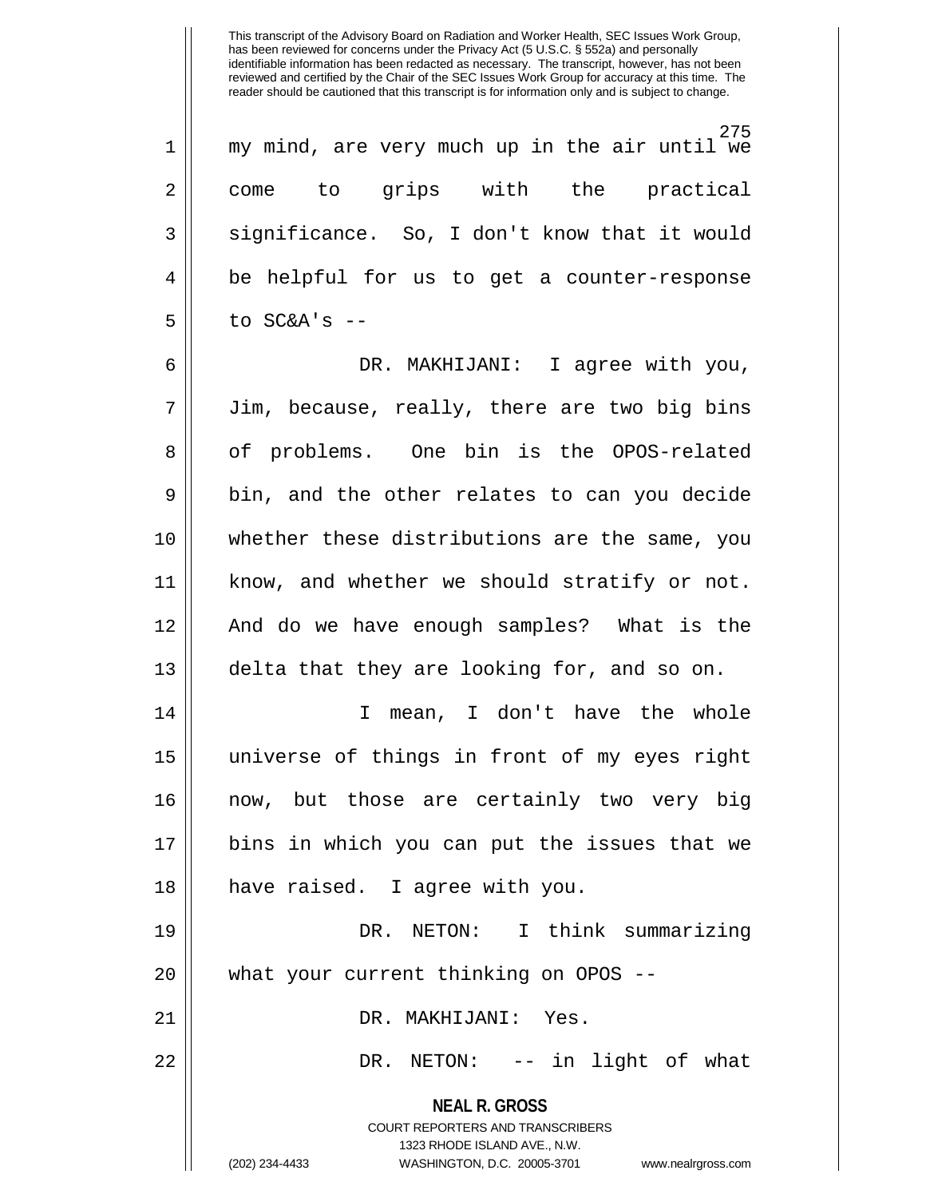my mind, are very much up in the air until we come to grips with the practical significance. So, I don't know that it would be helpful for us to get a counter-response to SC&A's --

DR. MAKHIJANI: I agree with you, Jim, because, really, there are two big bins of problems. One bin is the OPOS-related bin, and the other relates to can you decide whether these distributions are the same, you know, and whether we should stratify or not. And do we have enough samples? What is the delta that they are looking for, and so on.

I mean, I don't have the whole universe of things in front of my eyes right now, but those are certainly two very big bins in which you can put the issues that we have raised. I agree with you.

DR. NETON: I think summarizing what your current thinking on OPOS --

DR. MAKHIJANI: Yes.

DR. NETON: -- in light of what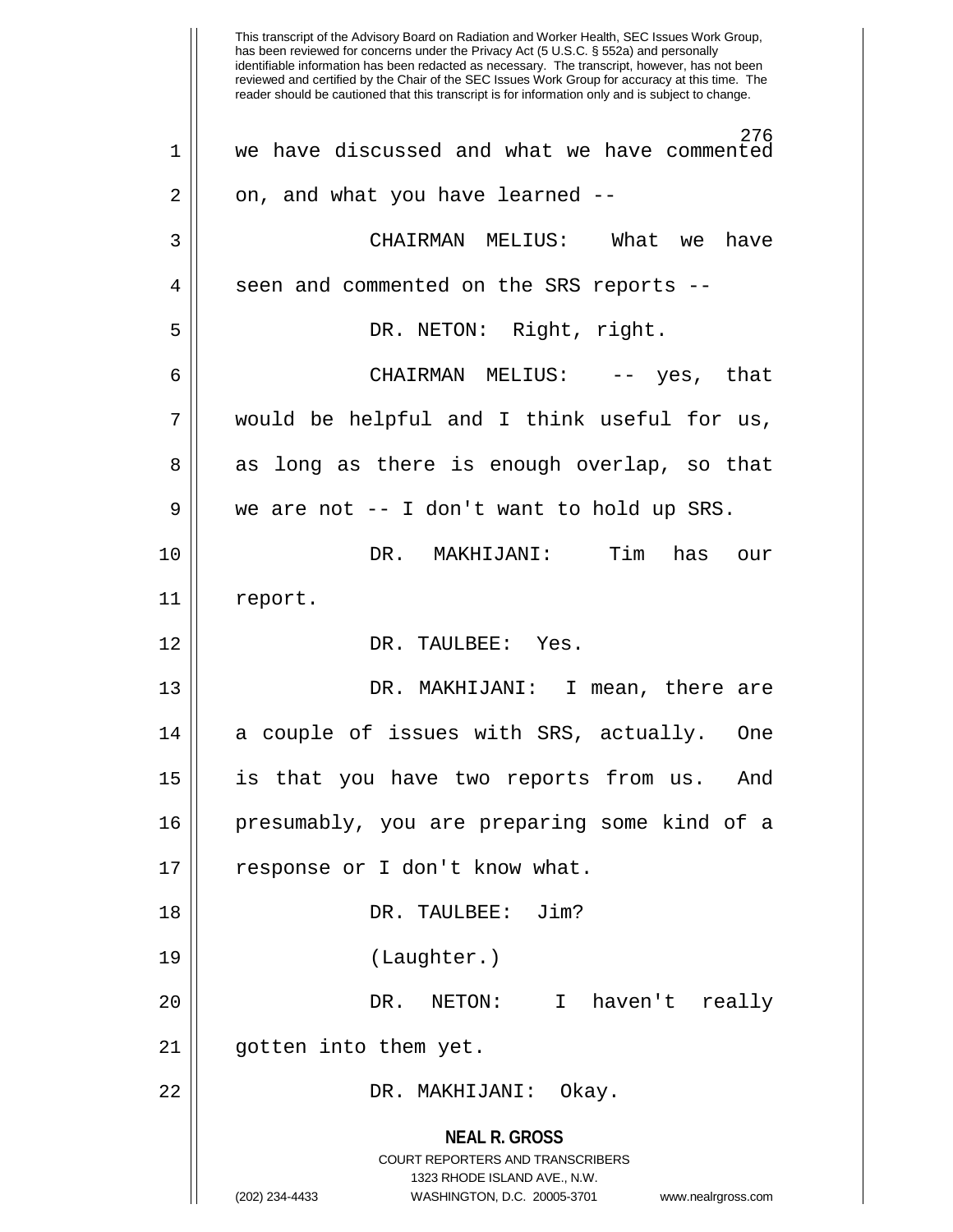This transcript of the Advisory Board on Radiation and Worker Health, SEC Issues Work Group, has been reviewed for concerns under the Privacy Act (5 U.S.C. § 552a) and personally identifiable information has been redacted as necessary. The transcript, however, has not been reviewed and certified by the Chair of the SEC Issues Work Group for accuracy at this time. The reader should be cautioned that this transcript is for information only and is subject to change.

we have discussed and what we have commented on, and what you have learned --

CHAIRMAN MELIUS: What we have seen and commented on the SRS reports --

DR. NETON: Right, right.

CHAIRMAN MELIUS: -- yes, that would be helpful and I think useful for us, as long as there is enough overlap, so that we are not -- I don't want to hold up SRS.

DR. MAKHIJANI: Tim has our report.

DR. TAULBEE: Yes.

DR. MAKHIJANI: I mean, there are a couple of issues with SRS, actually. One is that you have two reports from us. And presumably, you are preparing some kind of a response or I don't know what.

DR. TAULBEE: Jim?

(Laughter.)

DR. NETON: I haven't really gotten into them yet.

DR. MAKHIJANI: Okay.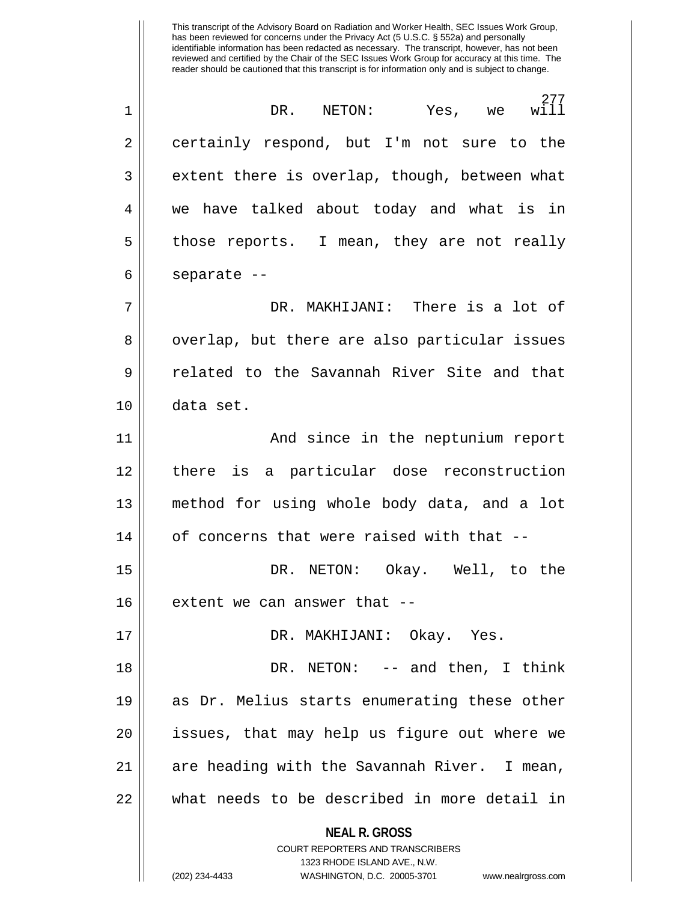DR. NETON: Yes, we will certainly respond, but I'm not sure to the extent there is overlap, though, between what we have talked about today and what is in those reports. I mean, they are not really separate --

DR. MAKHIJANI: There is a lot of overlap, but there are also particular issues related to the Savannah River Site and that data set.

And since in the neptunium report there is a particular dose reconstruction method for using whole body data, and a lot of concerns that were raised with that --

DR. NETON: Okay. Well, to the extent we can answer that --

DR. MAKHIJANI: Okay. Yes.

DR. NETON: -- and then, I think as Dr. Melius starts enumerating these other issues, that may help us figure out where we are heading with the Savannah River. I mean, what needs to be described in more detail in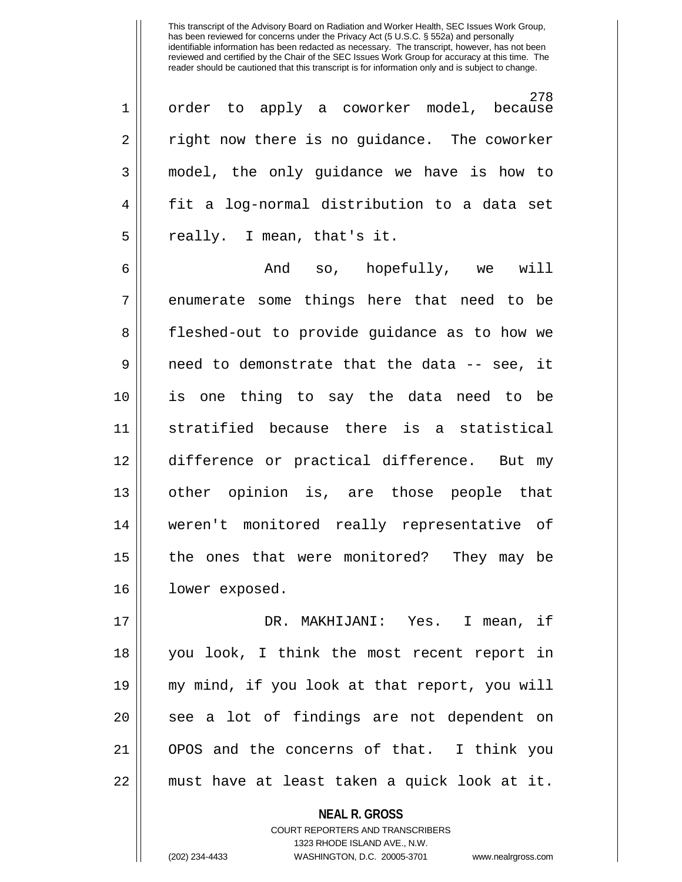order to apply a coworker model, because right now there is no guidance. The coworker model, the only guidance we have is how to fit a log-normal distribution to a data set really. I mean, that's it.

And so, hopefully, we will enumerate some things here that need to be fleshed-out to provide guidance as to how we need to demonstrate that the data -- see, it is one thing to say the data need to be stratified because there is a statistical difference or practical difference. But my other opinion is, are those people that weren't monitored really representative of the ones that were monitored? They may be lower exposed.

DR. MAKHIJANI: Yes. I mean, if you look, I think the most recent report in my mind, if you look at that report, you will see a lot of findings are not dependent on OPOS and the concerns of that. I think you must have at least taken a quick look at it.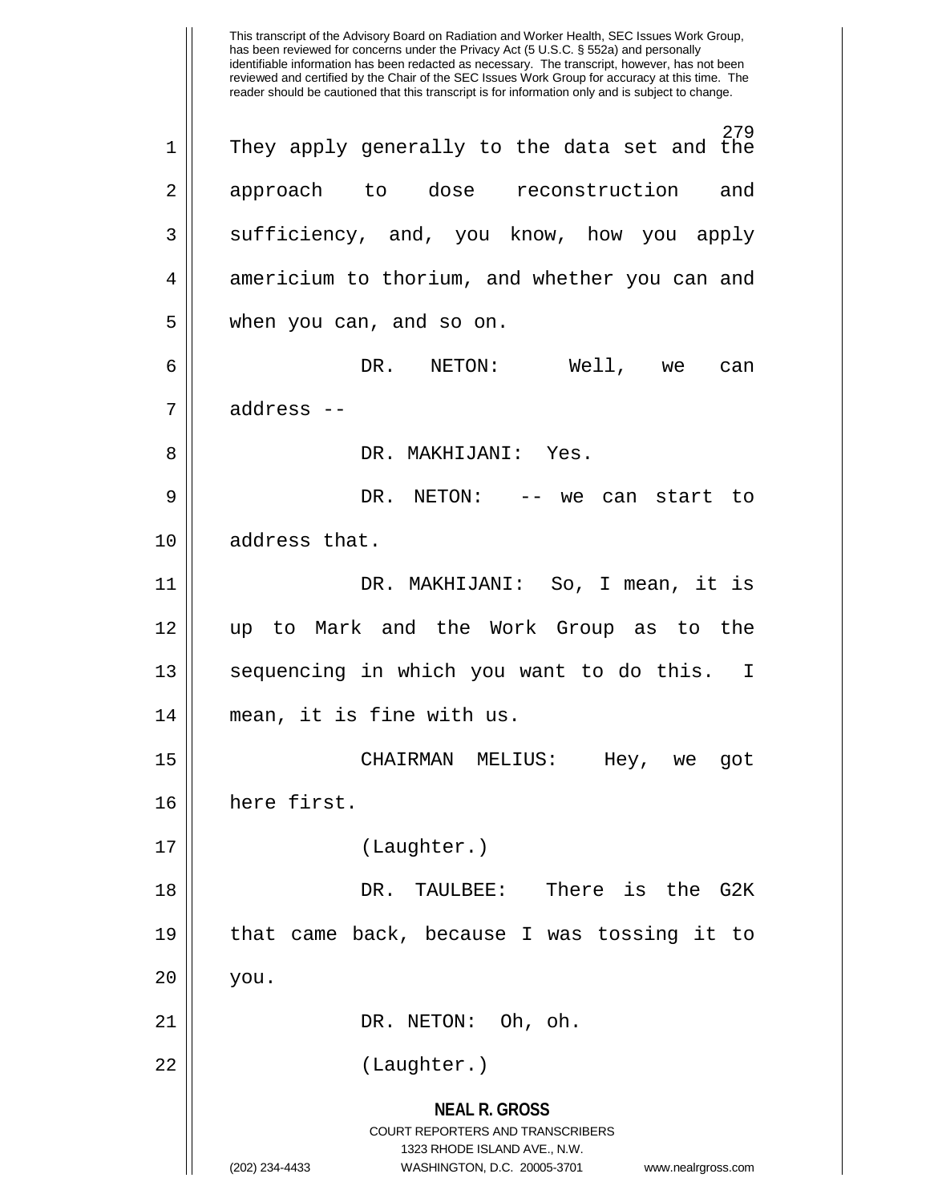This transcript of the Advisory Board on Radiation and Worker Health, SEC Issues Work Group, has been reviewed for concerns under the Privacy Act (5 U.S.C. § 552a) and personally identifiable information has been redacted as necessary. The transcript, however, has not been reviewed and certified by the Chair of the SEC Issues Work Group for accuracy at this time. The reader should be cautioned that this transcript is for information only and is subject to change.

1 They apply generally to the data set and the
2 approach to dose reconstruction and
3 sufficiency, and, you know, how you apply
4 americium to thorium, and whether you can and
5 when you can, and so on.

6 DR. NETON: Well, we can
7 address --

8 DR. MAKHIJANI: Yes.

9 DR. NETON: -- we can start to
10 address that.

11 DR. MAKHIJANI: So, I mean, it is
12 up to Mark and the Work Group as to the
13 sequencing in which you want to do this. I
14 mean, it is fine with us.

15 CHAIRMAN MELIUS: Hey, we got
16 here first.

17 (Laughter.)

18 DR. TAULBEE: There is the G2K
19 that came back, because I was tossing it to
20 you.

21 DR. NETON: Oh, oh.

22 (Laughter.)

**NEAL R. GROSS**
COURT REPORTERS AND TRANSCRIBERS
1323 RHODE ISLAND AVE., N.W.
(202) 234-4433 WASHINGTON, D.C. 20005-3701 www.nealrgross.com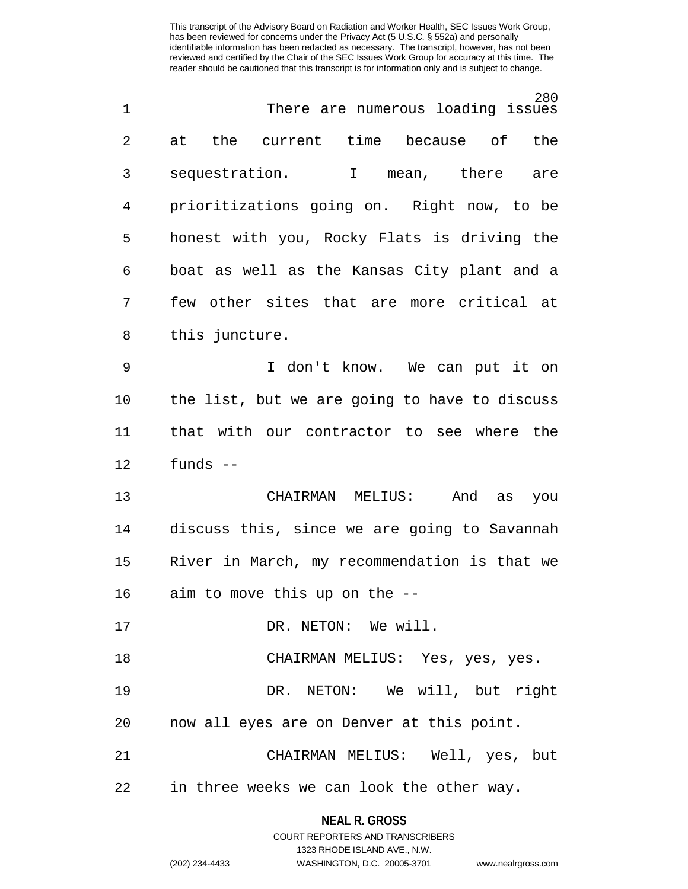There are numerous loading issues at the current time because of the sequestration. I mean, there are prioritizations going on. Right now, to be honest with you, Rocky Flats is driving the boat as well as the Kansas City plant and a few other sites that are more critical at this juncture.

I don't know. We can put it on the list, but we are going to have to discuss that with our contractor to see where the funds --

CHAIRMAN MELIUS: And as you discuss this, since we are going to Savannah River in March, my recommendation is that we aim to move this up on the --

DR. NETON: We will.

CHAIRMAN MELIUS: Yes, yes, yes.

DR. NETON: We will, but right now all eyes are on Denver at this point.

CHAIRMAN MELIUS: Well, yes, but in three weeks we can look the other way.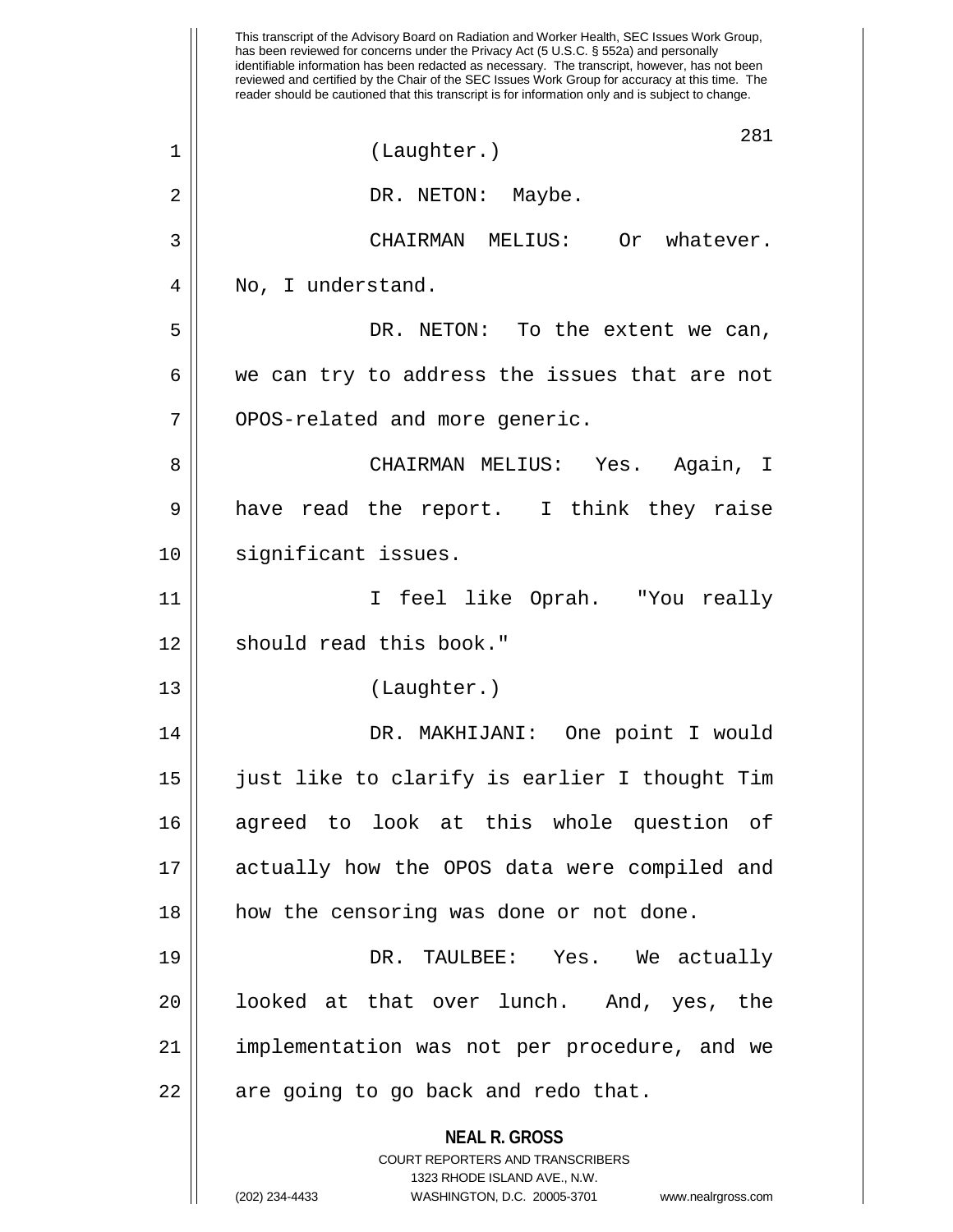(Laughter.)

DR. NETON: Maybe.

CHAIRMAN MELIUS: Or whatever. No, I understand.

DR. NETON: To the extent we can, we can try to address the issues that are not OPOS-related and more generic.

CHAIRMAN MELIUS: Yes. Again, I have read the report. I think they raise significant issues.

I feel like Oprah. "You really should read this book."

(Laughter.)

DR. MAKHIJANI: One point I would just like to clarify is earlier I thought Tim agreed to look at this whole question of actually how the OPOS data were compiled and how the censoring was done or not done.

DR. TAULBEE: Yes. We actually looked at that over lunch. And, yes, the implementation was not per procedure, and we are going to go back and redo that.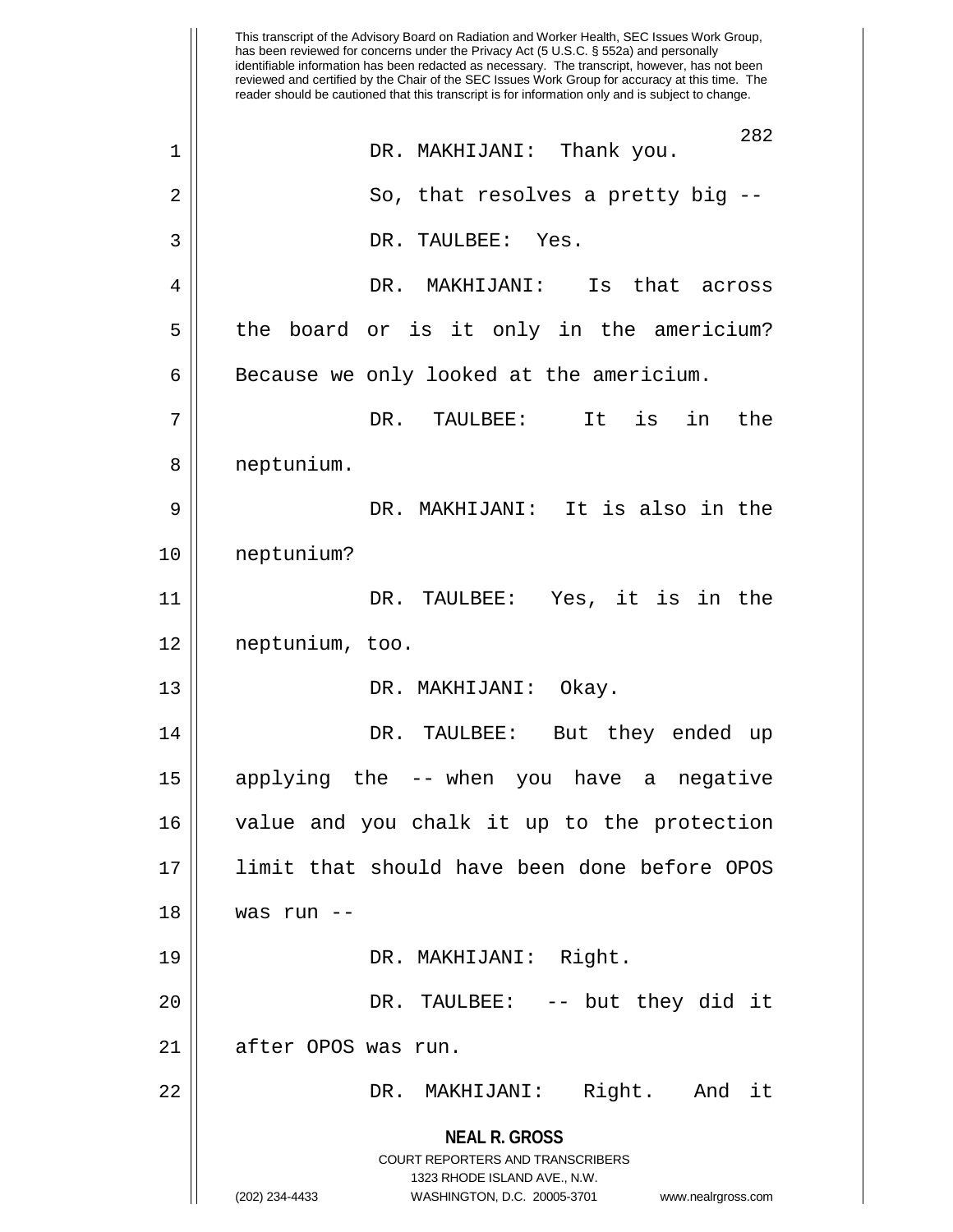DR. MAKHIJANI: Thank you.

So, that resolves a pretty big --

DR. TAULBEE: Yes.

DR. MAKHIJANI: Is that across the board or is it only in the americium? Because we only looked at the americium.

DR. TAULBEE: It is in the neptunium.

DR. MAKHIJANI: It is also in the neptunium?

DR. TAULBEE: Yes, it is in the neptunium, too.

DR. MAKHIJANI: Okay.

DR. TAULBEE: But they ended up applying the -- when you have a negative value and you chalk it up to the protection limit that should have been done before OPOS was run --

DR. MAKHIJANI: Right.

DR. TAULBEE: -- but they did it after OPOS was run.

DR. MAKHIJANI: Right. And it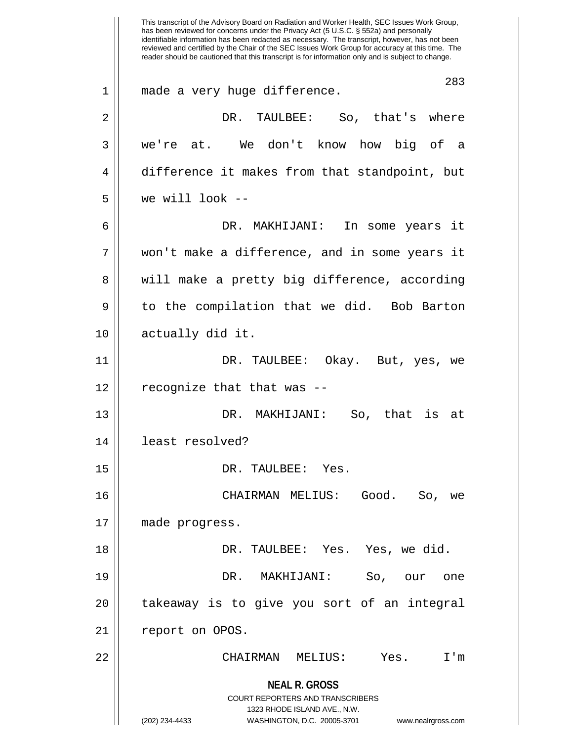made a very huge difference.

DR. TAULBEE: So, that's where we're at. We don't know how big of a difference it makes from that standpoint, but we will look --

DR. MAKHIJANI: In some years it won't make a difference, and in some years it will make a pretty big difference, according to the compilation that we did. Bob Barton actually did it.

DR. TAULBEE: Okay. But, yes, we recognize that that was --

DR. MAKHIJANI: So, that is at least resolved?

DR. TAULBEE: Yes.

CHAIRMAN MELIUS: Good. So, we made progress.

DR. TAULBEE: Yes. Yes, we did.

DR. MAKHIJANI: So, our one takeaway is to give you sort of an integral report on OPOS.

CHAIRMAN MELIUS: Yes. I'm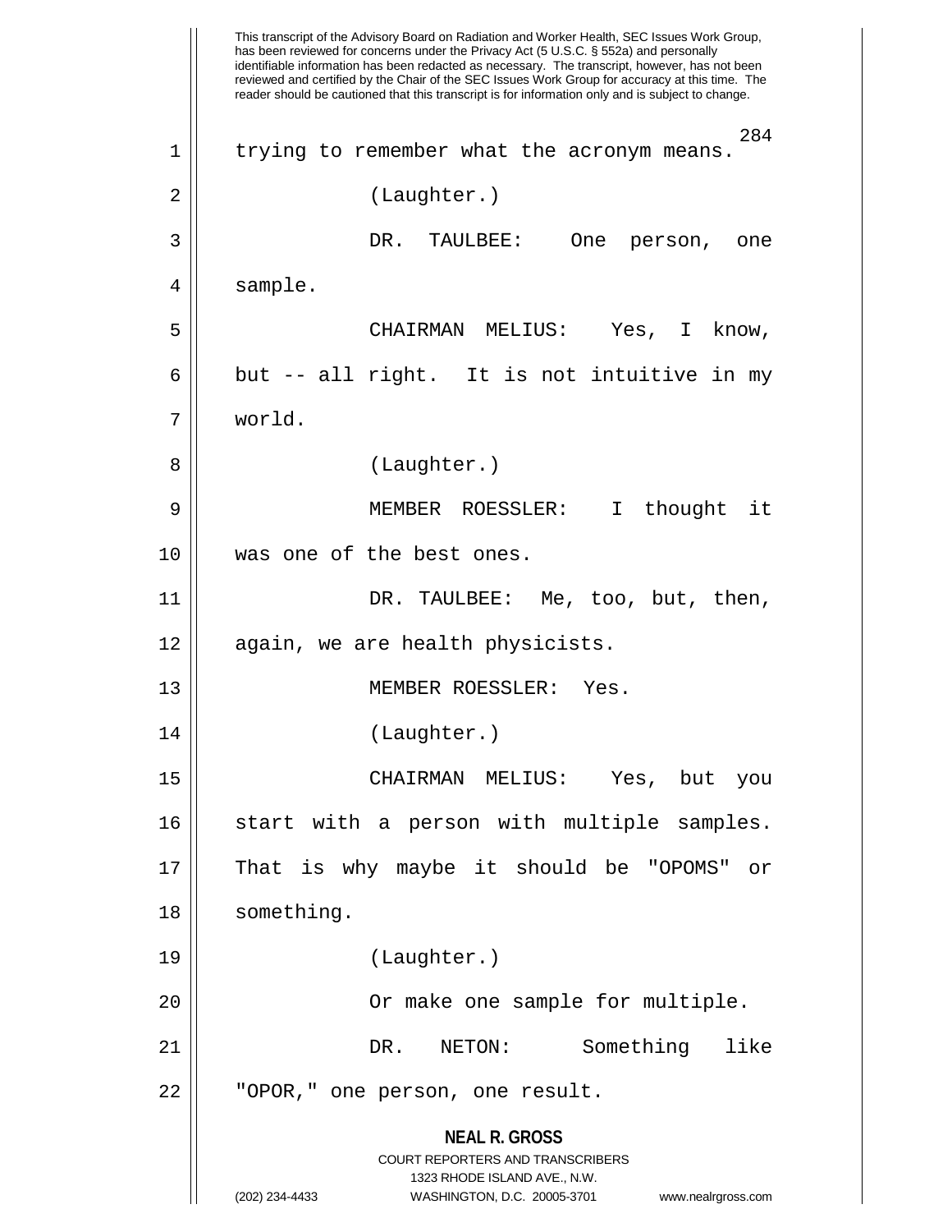trying to remember what the acronym means.

(Laughter.)

DR. TAULBEE: One person, one sample.

CHAIRMAN MELIUS: Yes, I know, but -- all right. It is not intuitive in my world.

(Laughter.)

MEMBER ROESSLER: I thought it was one of the best ones.

DR. TAULBEE: Me, too, but, then, again, we are health physicists.

MEMBER ROESSLER: Yes.

(Laughter.)

CHAIRMAN MELIUS: Yes, but you start with a person with multiple samples. That is why maybe it should be "OPOMS" or something.

(Laughter.)

Or make one sample for multiple.

DR. NETON: Something like "OPOR," one person, one result.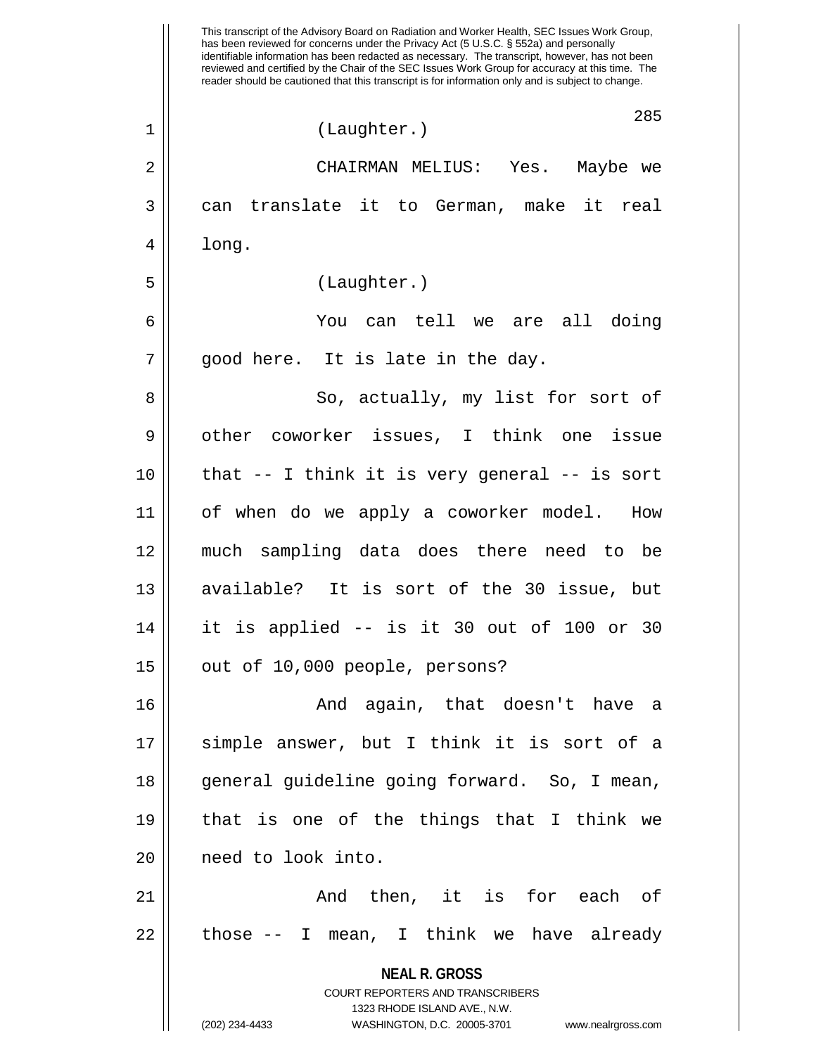This transcript of the Advisory Board on Radiation and Worker Health, SEC Issues Work Group, has been reviewed for concerns under the Privacy Act (5 U.S.C. § 552a) and personally identifiable information has been redacted as necessary. The transcript, however, has not been reviewed and certified by the Chair of the SEC Issues Work Group for accuracy at this time. The reader should be cautioned that this transcript is for information only and is subject to change.

(Laughter.)

CHAIRMAN MELIUS: Yes. Maybe we can translate it to German, make it real long.

(Laughter.)

You can tell we are all doing good here. It is late in the day.

So, actually, my list for sort of other coworker issues, I think one issue that -- I think it is very general -- is sort of when do we apply a coworker model. How much sampling data does there need to be available? It is sort of the 30 issue, but it is applied -- is it 30 out of 100 or 30 out of 10,000 people, persons?

And again, that doesn't have a simple answer, but I think it is sort of a general guideline going forward. So, I mean, that is one of the things that I think we need to look into.

And then, it is for each of those -- I mean, I think we have already

**NEAL R. GROSS**
COURT REPORTERS AND TRANSCRIBERS
1323 RHODE ISLAND AVE., N.W.
(202) 234-4433 WASHINGTON, D.C. 20005-3701 www.nealrgross.com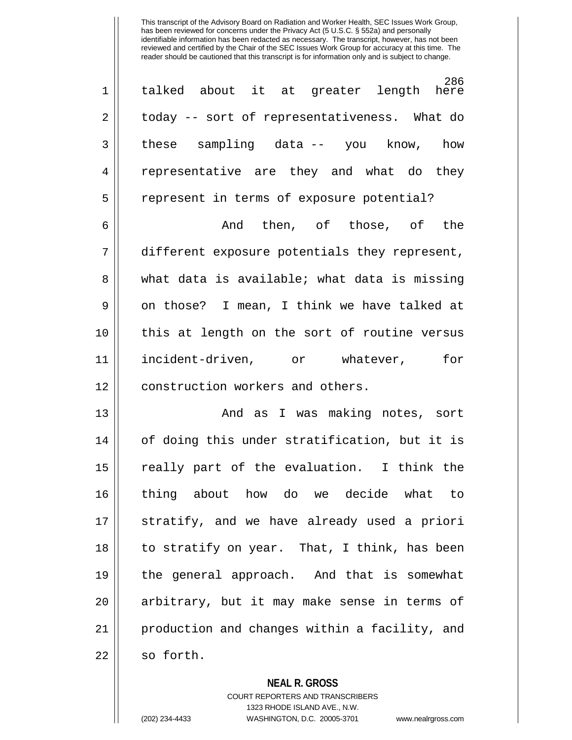talked about it at greater length here today -- sort of representativeness. What do these sampling data -- you know, how representative are they and what do they represent in terms of exposure potential?

And then, of those, of the different exposure potentials they represent, what data is available; what data is missing on those? I mean, I think we have talked at this at length on the sort of routine versus incident-driven, or whatever, for construction workers and others.

And as I was making notes, sort of doing this under stratification, but it is really part of the evaluation. I think the thing about how do we decide what to stratify, and we have already used a priori to stratify on year. That, I think, has been the general approach. And that is somewhat arbitrary, but it may make sense in terms of production and changes within a facility, and so forth.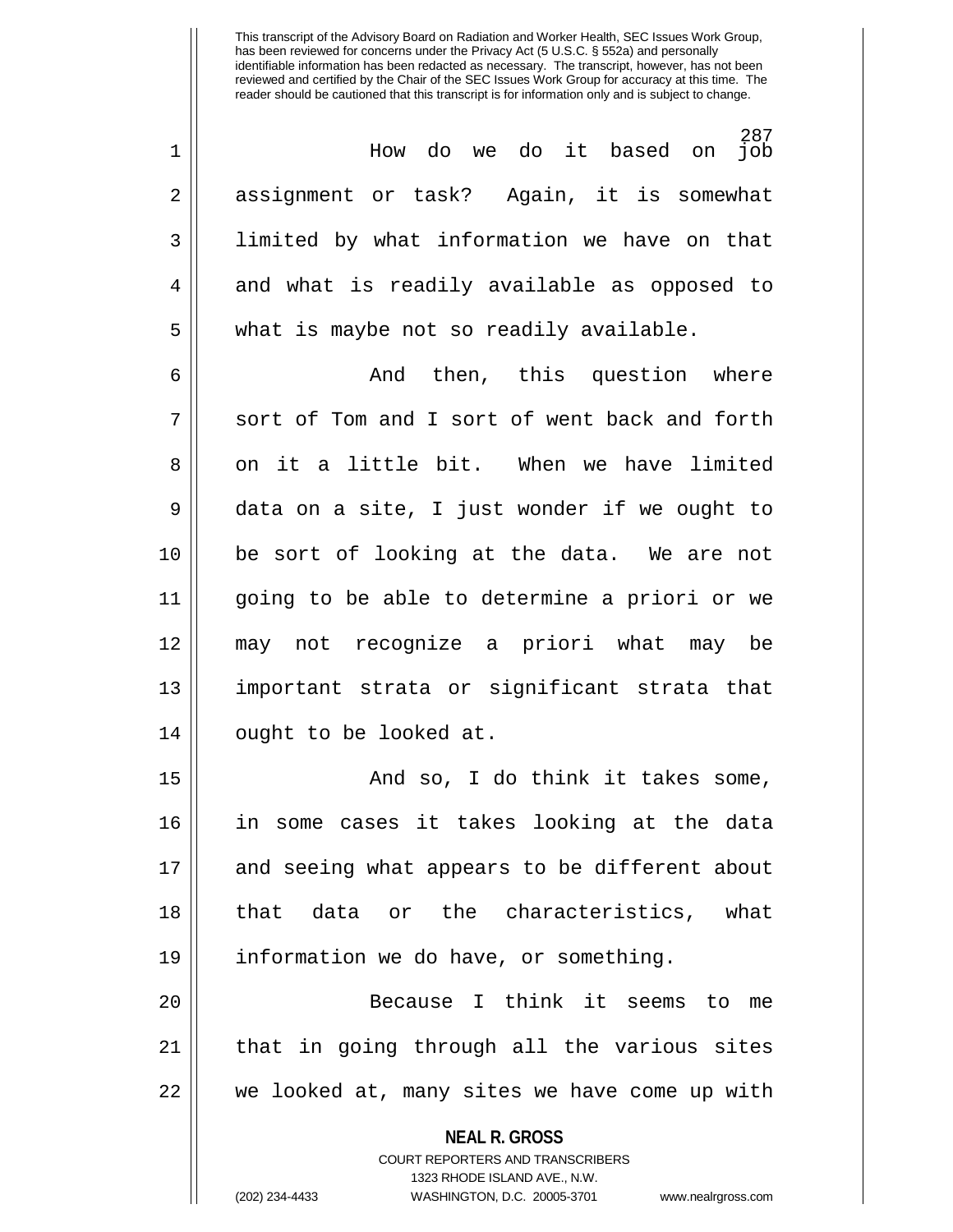How do we do it based on job assignment or task? Again, it is somewhat limited by what information we have on that and what is readily available as opposed to what is maybe not so readily available.

And then, this question where sort of Tom and I sort of went back and forth on it a little bit. When we have limited data on a site, I just wonder if we ought to be sort of looking at the data. We are not going to be able to determine a priori or we may not recognize a priori what may be important strata or significant strata that ought to be looked at.

And so, I do think it takes some, in some cases it takes looking at the data and seeing what appears to be different about that data or the characteristics, what information we do have, or something.

Because I think it seems to me that in going through all the various sites we looked at, many sites we have come up with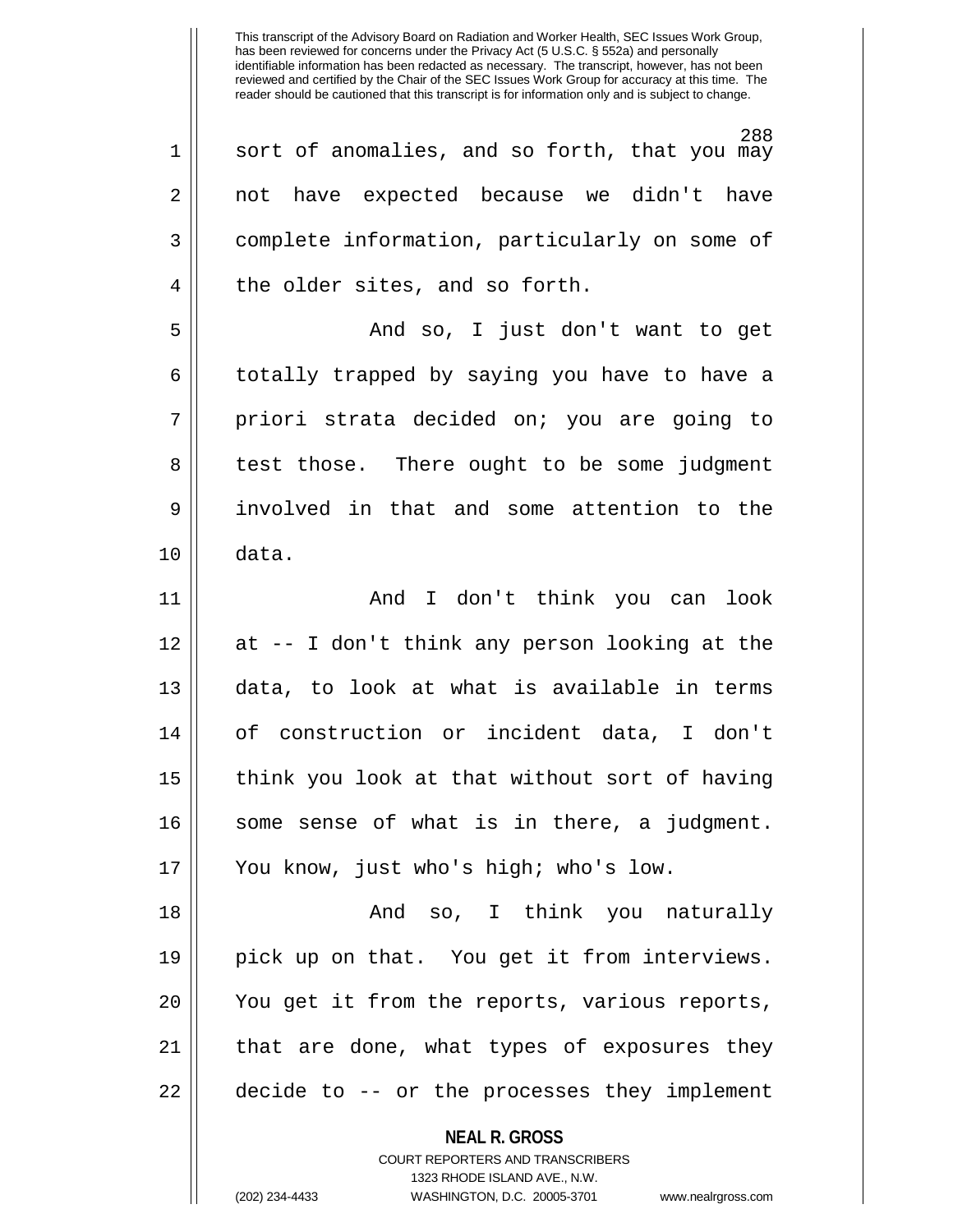sort of anomalies, and so forth, that you may not have expected because we didn't have complete information, particularly on some of the older sites, and so forth.

And so, I just don't want to get totally trapped by saying you have to have a priori strata decided on; you are going to test those. There ought to be some judgment involved in that and some attention to the data.

And I don't think you can look at -- I don't think any person looking at the data, to look at what is available in terms of construction or incident data, I don't think you look at that without sort of having some sense of what is in there, a judgment. You know, just who's high; who's low.

And so, I think you naturally pick up on that. You get it from interviews. You get it from the reports, various reports, that are done, what types of exposures they decide to -- or the processes they implement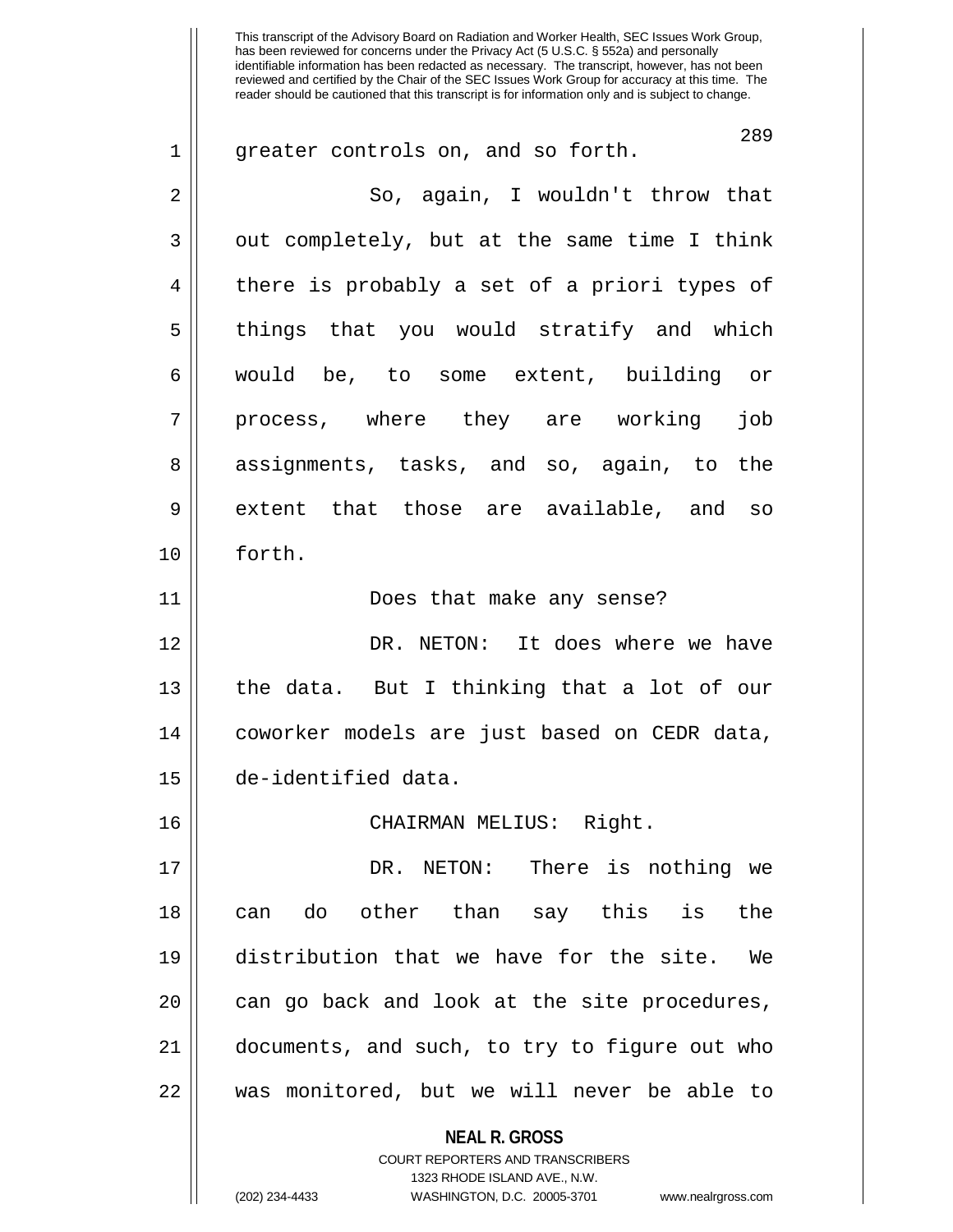greater controls on, and so forth.

So, again, I wouldn't throw that out completely, but at the same time I think there is probably a set of a priori types of things that you would stratify and which would be, to some extent, building or process, where they are working job assignments, tasks, and so, again, to the extent that those are available, and so forth.

Does that make any sense?

DR. NETON: It does where we have the data. But I thinking that a lot of our coworker models are just based on CEDR data, de-identified data.

CHAIRMAN MELIUS: Right.

DR. NETON: There is nothing we can do other than say this is the distribution that we have for the site. We can go back and look at the site procedures, documents, and such, to try to figure out who was monitored, but we will never be able to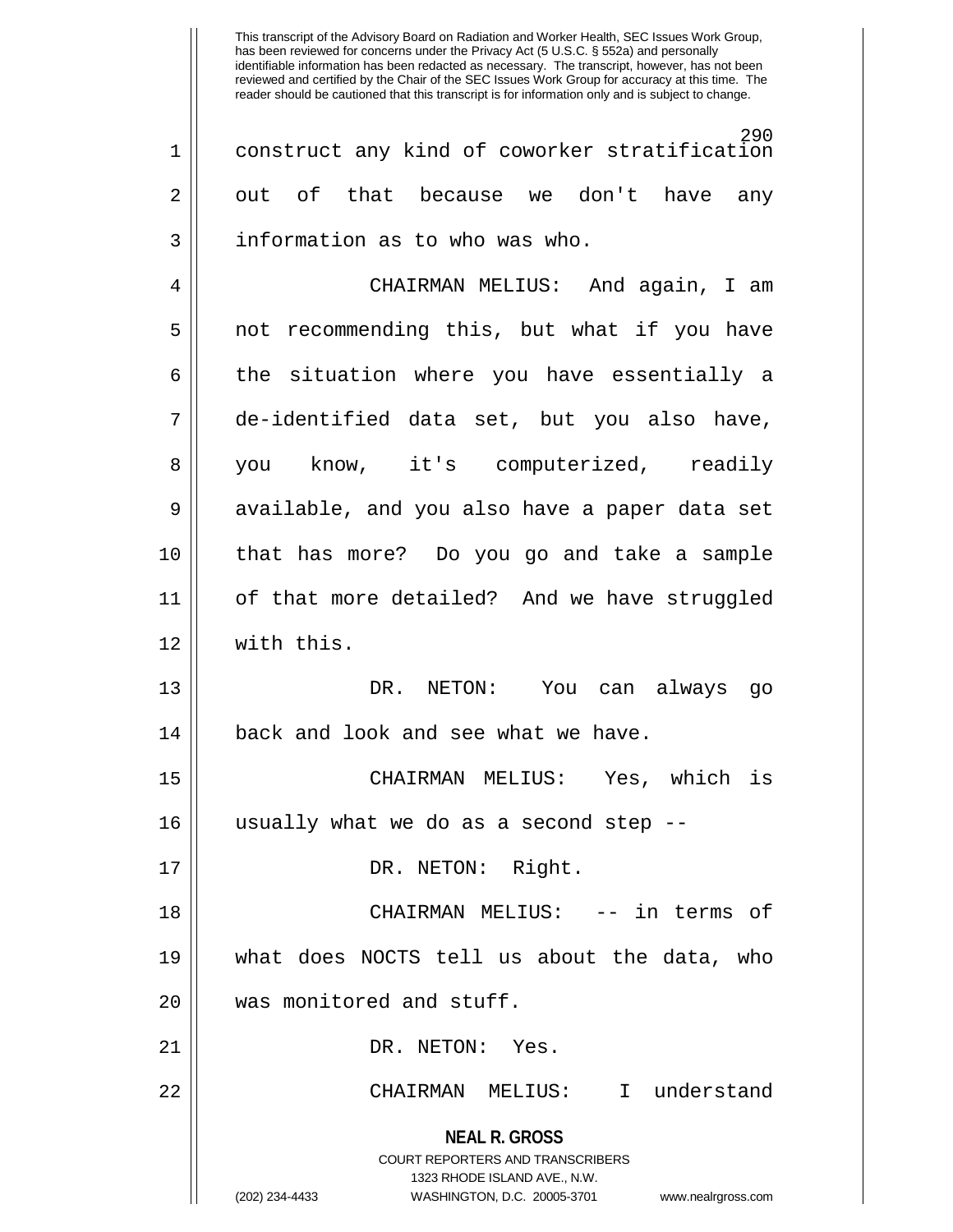construct any kind of coworker stratification out of that because we don't have any information as to who was who.

CHAIRMAN MELIUS: And again, I am not recommending this, but what if you have the situation where you have essentially a de-identified data set, but you also have, you know, it's computerized, readily available, and you also have a paper data set that has more? Do you go and take a sample of that more detailed? And we have struggled with this.

DR. NETON: You can always go back and look and see what we have.

CHAIRMAN MELIUS: Yes, which is usually what we do as a second step --

DR. NETON: Right.

CHAIRMAN MELIUS: -- in terms of what does NOCTS tell us about the data, who was monitored and stuff.

DR. NETON: Yes.

CHAIRMAN MELIUS: I understand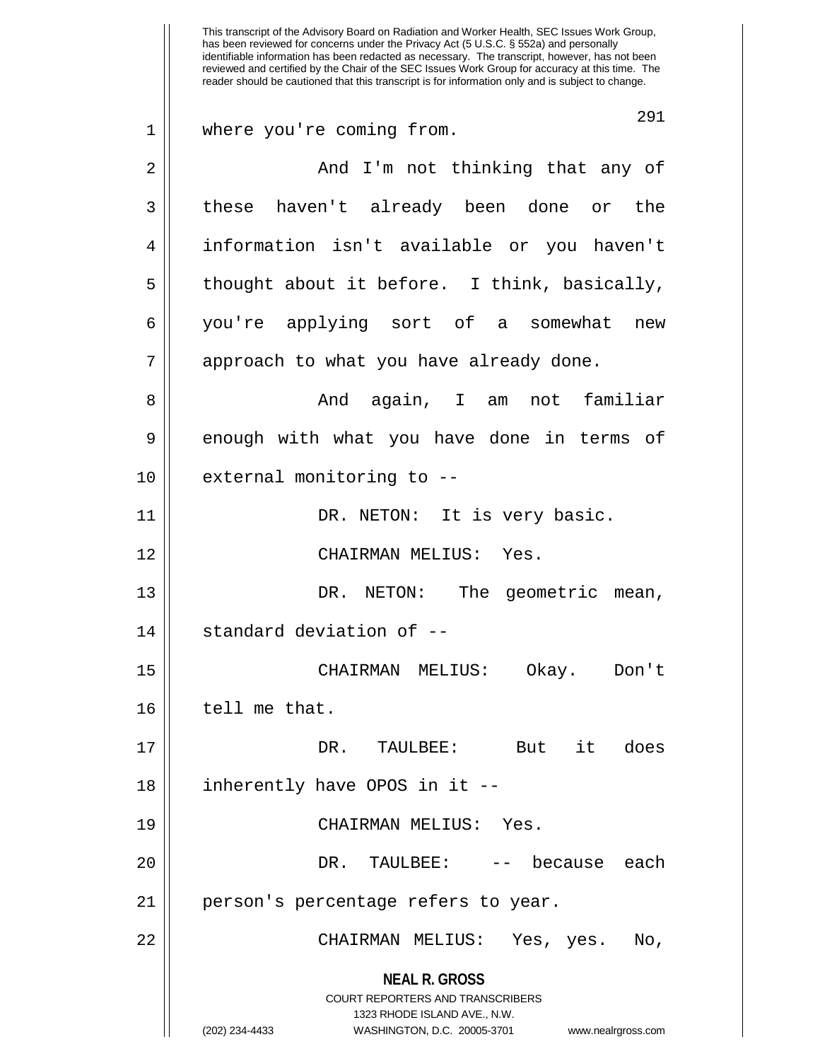where you're coming from.

And I'm not thinking that any of these haven't already been done or the information isn't available or you haven't thought about it before. I think, basically, you're applying sort of a somewhat new approach to what you have already done.

And again, I am not familiar enough with what you have done in terms of external monitoring to --

DR. NETON: It is very basic.

CHAIRMAN MELIUS: Yes.

DR. NETON: The geometric mean, standard deviation of --

CHAIRMAN MELIUS: Okay. Don't tell me that.

DR. TAULBEE: But it does inherently have OPOS in it --

CHAIRMAN MELIUS: Yes.

DR. TAULBEE: -- because each person's percentage refers to year.

CHAIRMAN MELIUS: Yes, yes. No,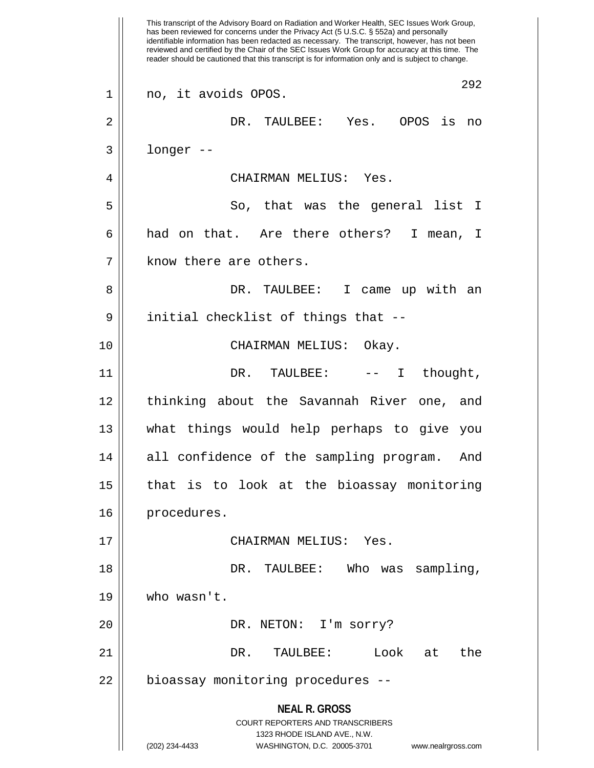This transcript of the Advisory Board on Radiation and Worker Health, SEC Issues Work Group, has been reviewed for concerns under the Privacy Act (5 U.S.C. § 552a) and personally identifiable information has been redacted as necessary. The transcript, however, has not been reviewed and certified by the Chair of the SEC Issues Work Group for accuracy at this time. The reader should be cautioned that this transcript is for information only and is subject to change.

no, it avoids OPOS.

DR. TAULBEE: Yes. OPOS is no longer --

CHAIRMAN MELIUS: Yes.

So, that was the general list I had on that. Are there others? I mean, I know there are others.

DR. TAULBEE: I came up with an initial checklist of things that --

CHAIRMAN MELIUS: Okay.

DR. TAULBEE: -- I thought, thinking about the Savannah River one, and what things would help perhaps to give you all confidence of the sampling program. And that is to look at the bioassay monitoring procedures.

CHAIRMAN MELIUS: Yes.

DR. TAULBEE: Who was sampling, who wasn't.

DR. NETON: I'm sorry?

DR. TAULBEE: Look at the bioassay monitoring procedures --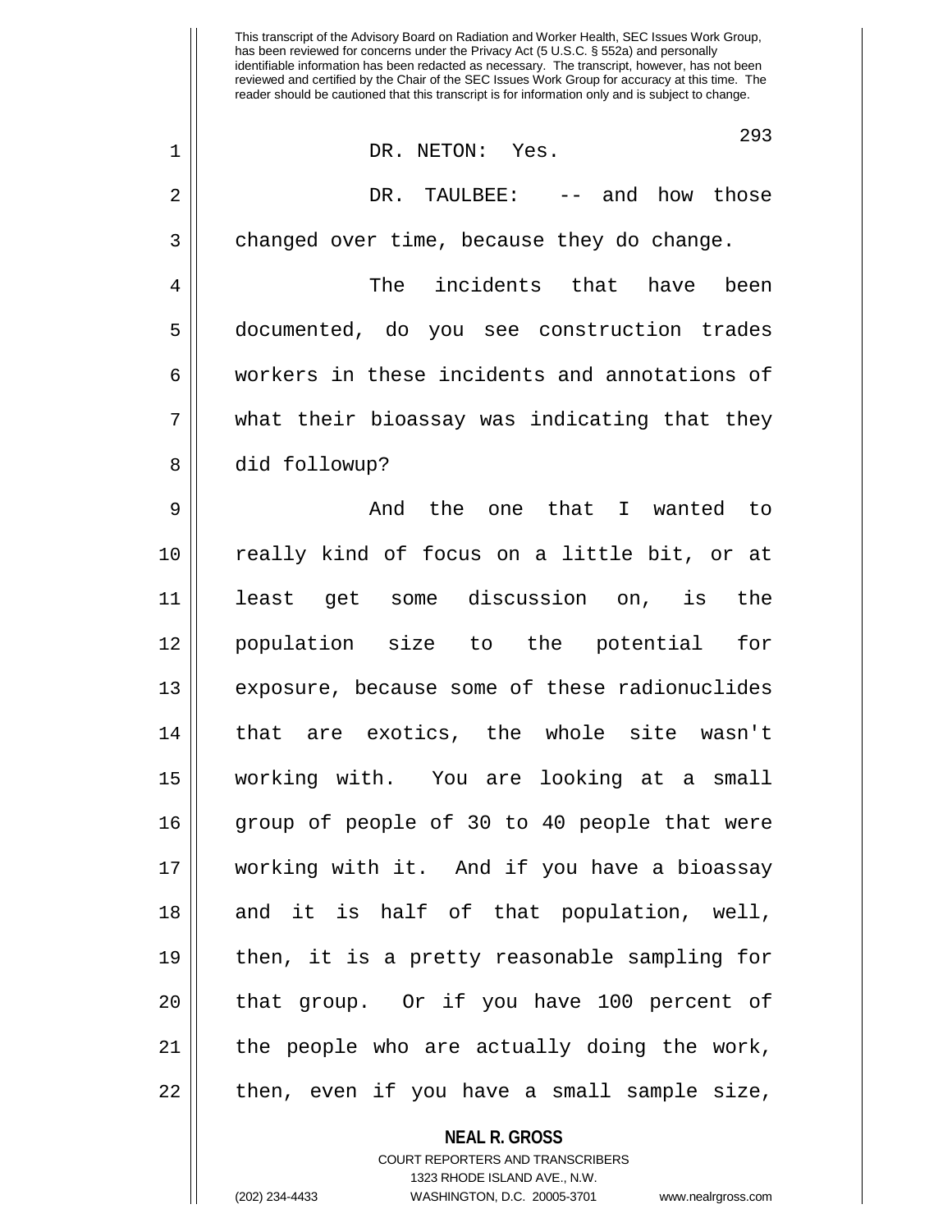This transcript of the Advisory Board on Radiation and Worker Health, SEC Issues Work Group, has been reviewed for concerns under the Privacy Act (5 U.S.C. § 552a) and personally identifiable information has been redacted as necessary. The transcript, however, has not been reviewed and certified by the Chair of the SEC Issues Work Group for accuracy at this time. The reader should be cautioned that this transcript is for information only and is subject to change.

DR. NETON: Yes.

DR. TAULBEE: -- and how those changed over time, because they do change.

The incidents that have been documented, do you see construction trades workers in these incidents and annotations of what their bioassay was indicating that they did followup?

And the one that I wanted to really kind of focus on a little bit, or at least get some discussion on, is the population size to the potential for exposure, because some of these radionuclides that are exotics, the whole site wasn't working with. You are looking at a small group of people of 30 to 40 people that were working with it. And if you have a bioassay and it is half of that population, well, then, it is a pretty reasonable sampling for that group. Or if you have 100 percent of the people who are actually doing the work, then, even if you have a small sample size,

**NEAL R. GROSS**
COURT REPORTERS AND TRANSCRIBERS
1323 RHODE ISLAND AVE., N.W.
(202) 234-4433 WASHINGTON, D.C. 20005-3701 www.nealrgross.com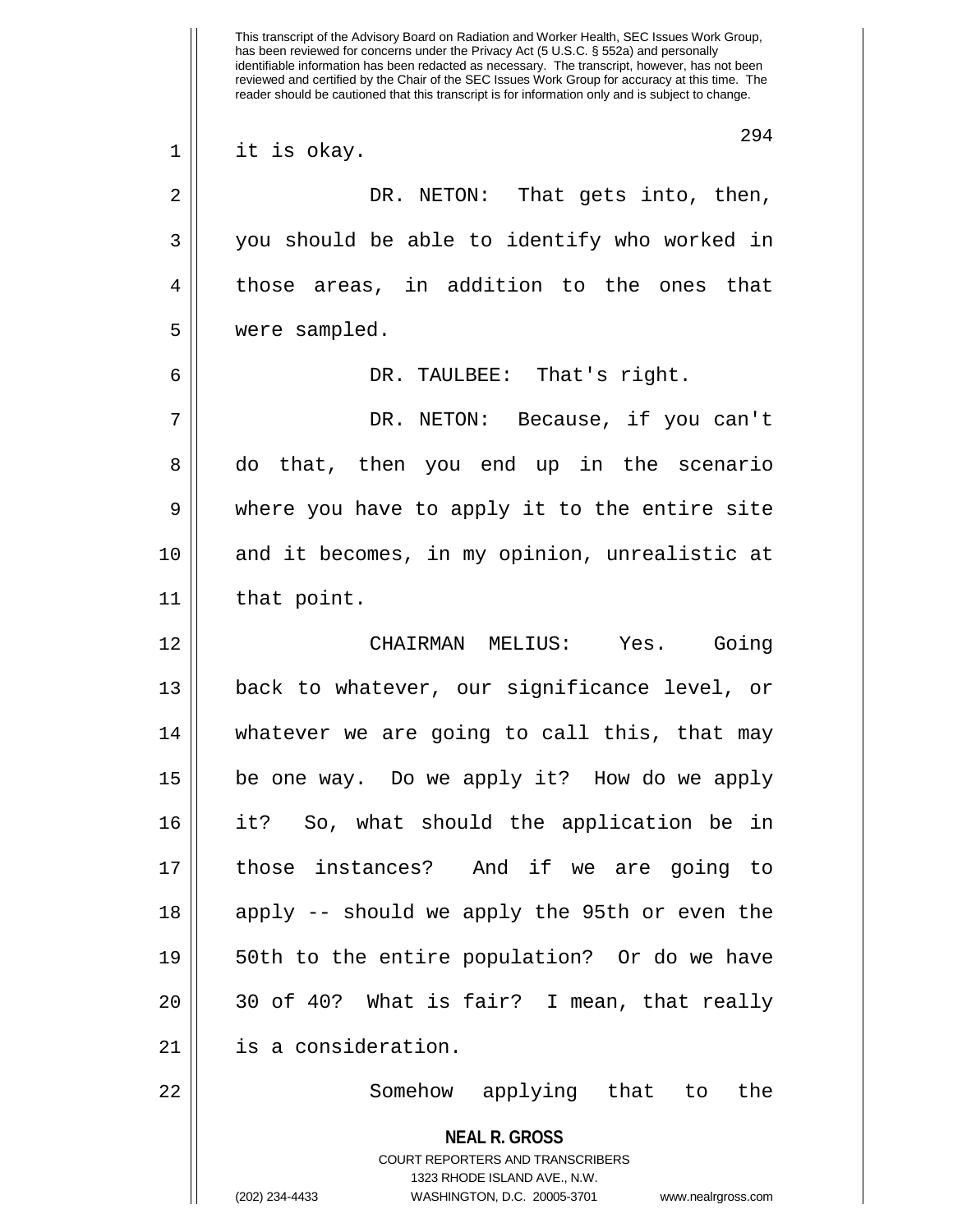it is okay.

DR. NETON: That gets into, then, you should be able to identify who worked in those areas, in addition to the ones that were sampled.

DR. TAULBEE: That's right.

DR. NETON: Because, if you can't do that, then you end up in the scenario where you have to apply it to the entire site and it becomes, in my opinion, unrealistic at that point.

CHAIRMAN MELIUS: Yes. Going back to whatever, our significance level, or whatever we are going to call this, that may be one way. Do we apply it? How do we apply it? So, what should the application be in those instances? And if we are going to apply -- should we apply the 95th or even the 50th to the entire population? Or do we have 30 of 40? What is fair? I mean, that really is a consideration.

Somehow applying that to the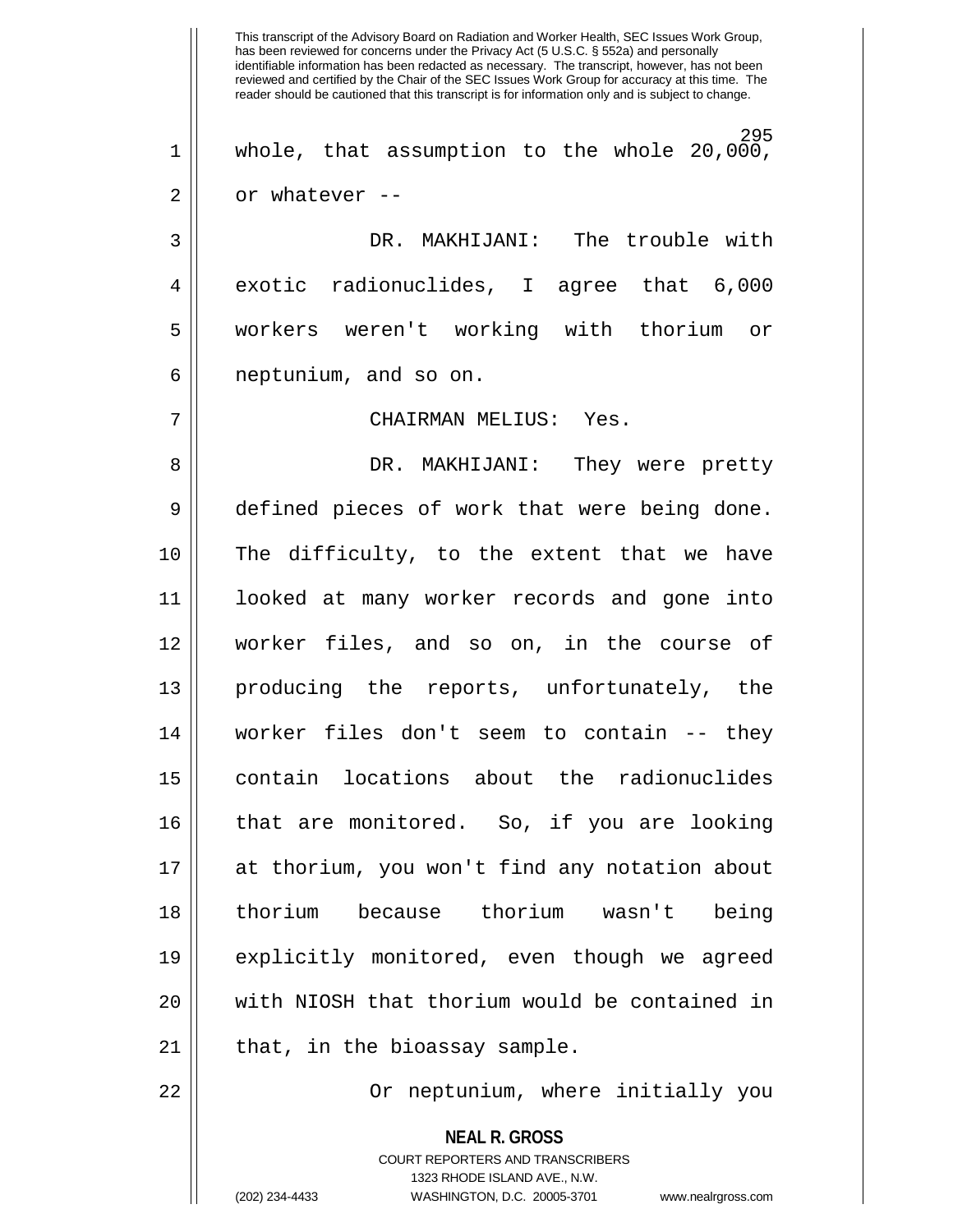whole, that assumption to the whole 20,000, or whatever --

DR. MAKHIJANI: The trouble with exotic radionuclides, I agree that 6,000 workers weren't working with thorium or neptunium, and so on.

CHAIRMAN MELIUS: Yes.

DR. MAKHIJANI: They were pretty defined pieces of work that were being done. The difficulty, to the extent that we have looked at many worker records and gone into worker files, and so on, in the course of producing the reports, unfortunately, the worker files don't seem to contain -- they contain locations about the radionuclides that are monitored. So, if you are looking at thorium, you won't find any notation about thorium because thorium wasn't being explicitly monitored, even though we agreed with NIOSH that thorium would be contained in that, in the bioassay sample.

Or neptunium, where initially you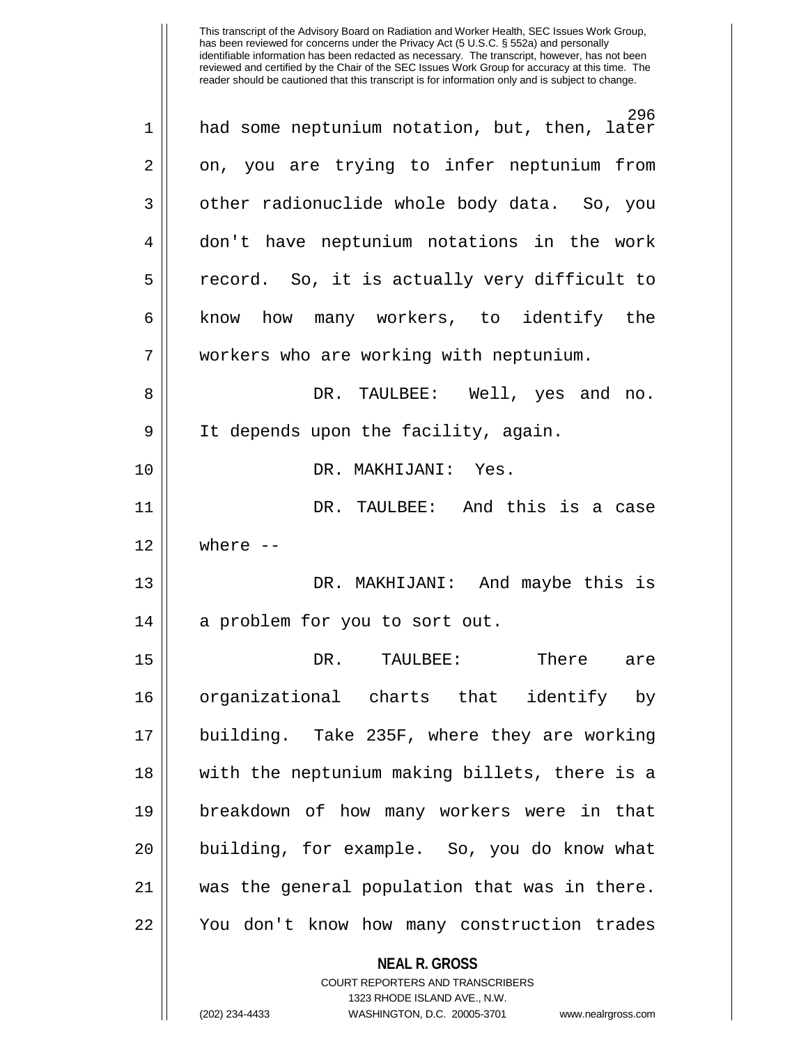had some neptunium notation, but, then, later on, you are trying to infer neptunium from other radionuclide whole body data. So, you don't have neptunium notations in the work record. So, it is actually very difficult to know how many workers, to identify the workers who are working with neptunium.

DR. TAULBEE: Well, yes and no. It depends upon the facility, again.

DR. MAKHIJANI: Yes.

DR. TAULBEE: And this is a case where --

DR. MAKHIJANI: And maybe this is a problem for you to sort out.

DR. TAULBEE: There are organizational charts that identify by building. Take 235F, where they are working with the neptunium making billets, there is a breakdown of how many workers were in that building, for example. So, you do know what was the general population that was in there. You don't know how many construction trades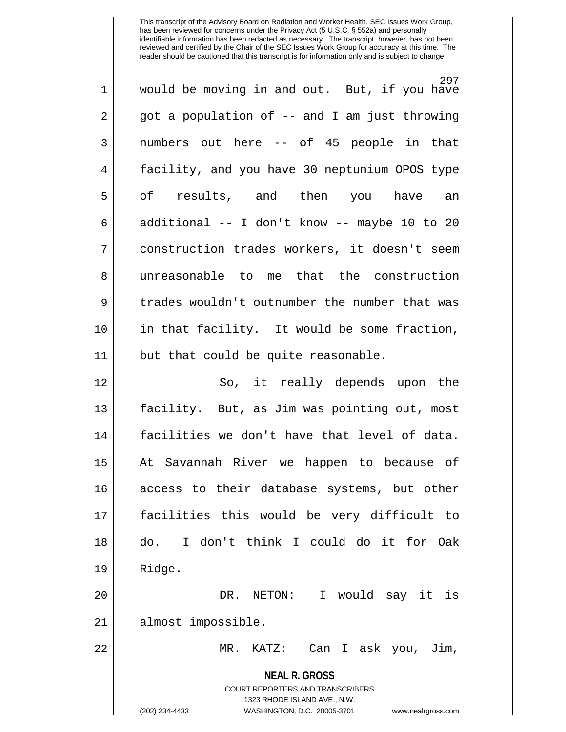would be moving in and out. But, if you have got a population of -- and I am just throwing numbers out here -- of 45 people in that facility, and you have 30 neptunium OPOS type of results, and then you have an additional -- I don't know -- maybe 10 to 20 construction trades workers, it doesn't seem unreasonable to me that the construction trades wouldn't outnumber the number that was in that facility. It would be some fraction, but that could be quite reasonable.

So, it really depends upon the facility. But, as Jim was pointing out, most facilities we don't have that level of data. At Savannah River we happen to because of access to their database systems, but other facilities this would be very difficult to do. I don't think I could do it for Oak Ridge.

DR. NETON: I would say it is almost impossible.

MR. KATZ: Can I ask you, Jim,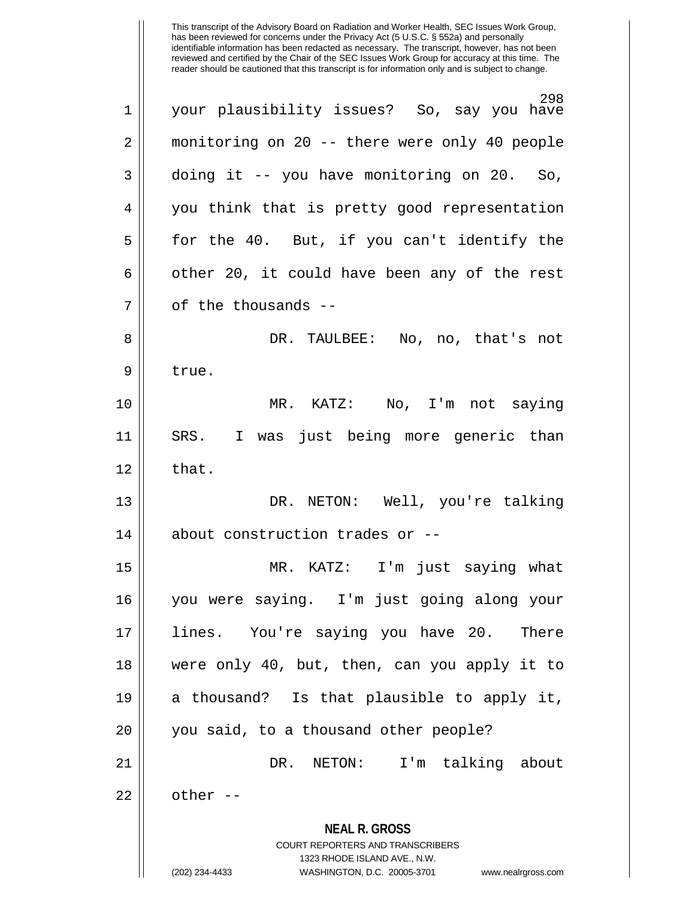This transcript of the Advisory Board on Radiation and Worker Health, SEC Issues Work Group, has been reviewed for concerns under the Privacy Act (5 U.S.C. § 552a) and personally identifiable information has been redacted as necessary. The transcript, however, has not been reviewed and certified by the Chair of the SEC Issues Work Group for accuracy at this time. The reader should be cautioned that this transcript is for information only and is subject to change.

your plausibility issues? So, say you have monitoring on 20 -- there were only 40 people doing it -- you have monitoring on 20. So, you think that is pretty good representation for the 40. But, if you can't identify the other 20, it could have been any of the rest of the thousands --

DR. TAULBEE: No, no, that's not true.

MR. KATZ: No, I'm not saying SRS. I was just being more generic than that.

DR. NETON: Well, you're talking about construction trades or --

MR. KATZ: I'm just saying what you were saying. I'm just going along your lines. You're saying you have 20. There were only 40, but, then, can you apply it to a thousand? Is that plausible to apply it, you said, to a thousand other people?

DR. NETON: I'm talking about other --

**NEAL R. GROSS**
COURT REPORTERS AND TRANSCRIBERS
1323 RHODE ISLAND AVE., N.W.
(202) 234-4433 WASHINGTON, D.C. 20005-3701 www.nealrgross.com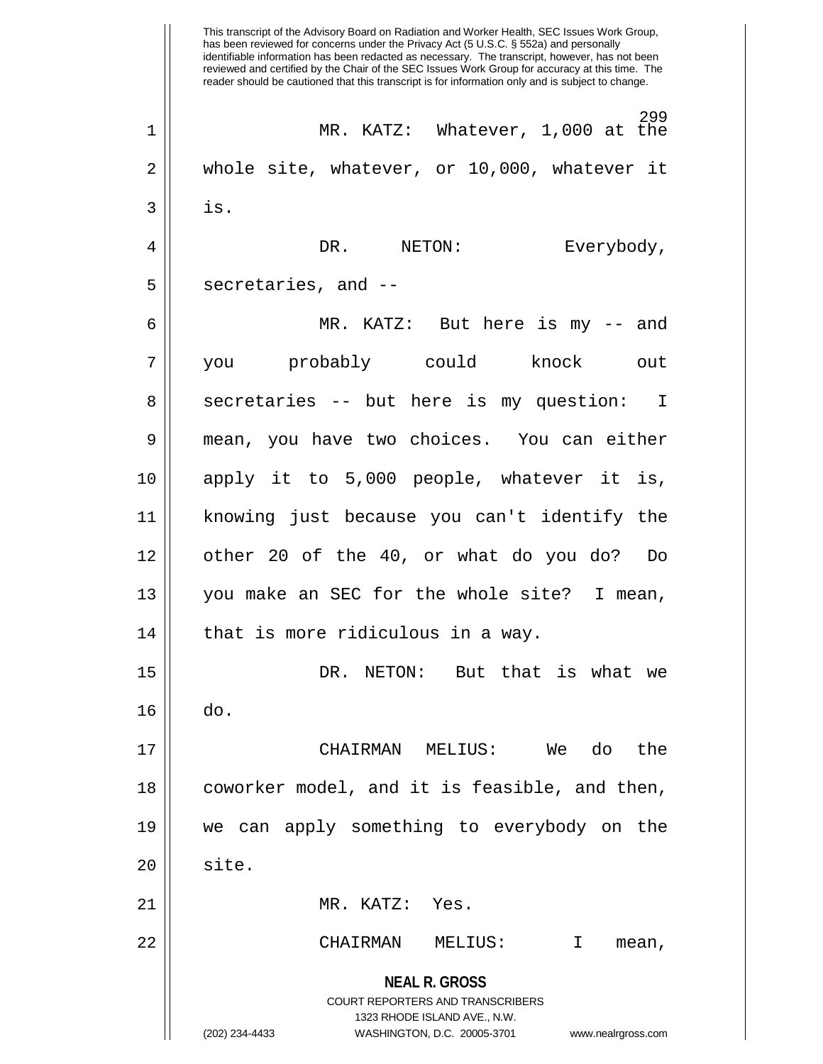MR. KATZ: Whatever, 1,000 at the whole site, whatever, or 10,000, whatever it is.

DR. NETON: Everybody, secretaries, and --

MR. KATZ: But here is my -- and you probably could knock out secretaries -- but here is my question: I mean, you have two choices. You can either apply it to 5,000 people, whatever it is, knowing just because you can't identify the other 20 of the 40, or what do you do? Do you make an SEC for the whole site? I mean, that is more ridiculous in a way.

DR. NETON: But that is what we do.

CHAIRMAN MELIUS: We do the coworker model, and it is feasible, and then, we can apply something to everybody on the site.

MR. KATZ: Yes.

CHAIRMAN MELIUS: I mean,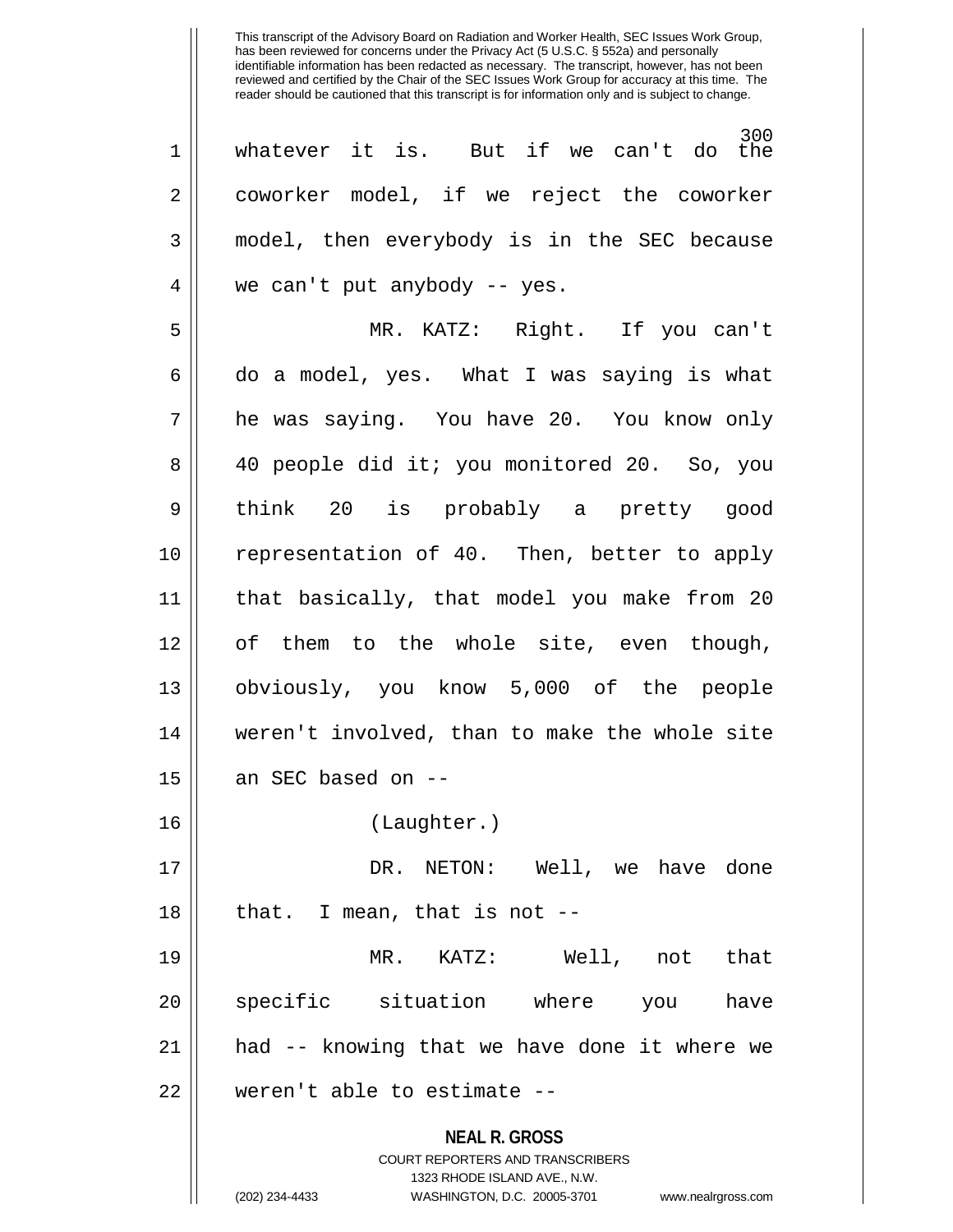whatever it is. But if we can't do the coworker model, if we reject the coworker model, then everybody is in the SEC because we can't put anybody -- yes.

MR. KATZ: Right. If you can't do a model, yes. What I was saying is what he was saying. You have 20. You know only 40 people did it; you monitored 20. So, you think 20 is probably a pretty good representation of 40. Then, better to apply that basically, that model you make from 20 of them to the whole site, even though, obviously, you know 5,000 of the people weren't involved, than to make the whole site an SEC based on --

(Laughter.)

DR. NETON: Well, we have done that. I mean, that is not --

MR. KATZ: Well, not that specific situation where you have had -- knowing that we have done it where we weren't able to estimate --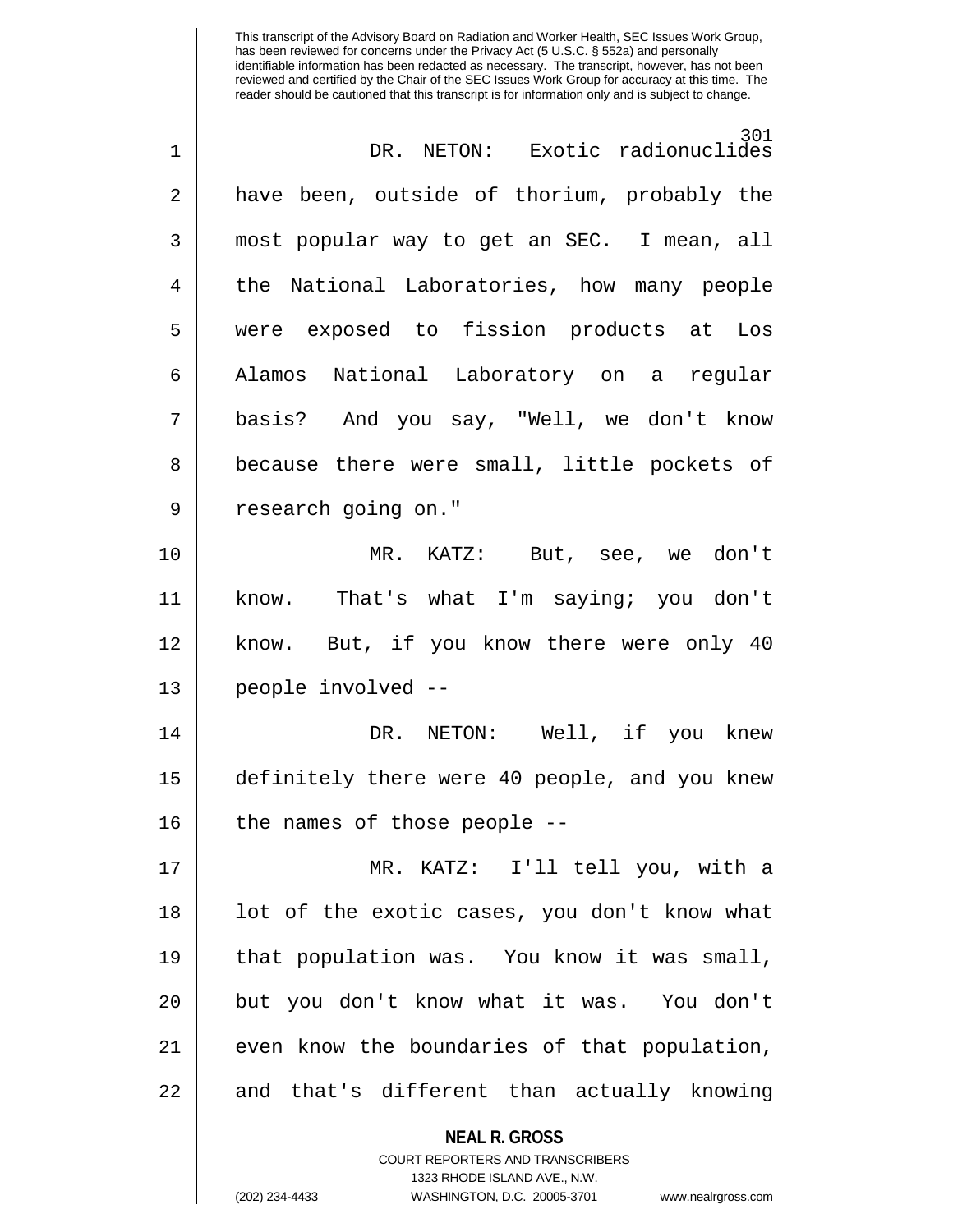DR. NETON: Exotic radionuclides have been, outside of thorium, probably the most popular way to get an SEC. I mean, all the National Laboratories, how many people were exposed to fission products at Los Alamos National Laboratory on a regular basis? And you say, "Well, we don't know because there were small, little pockets of research going on."

MR. KATZ: But, see, we don't know. That's what I'm saying; you don't know. But, if you know there were only 40 people involved --

DR. NETON: Well, if you knew definitely there were 40 people, and you knew the names of those people --

MR. KATZ: I'll tell you, with a lot of the exotic cases, you don't know what that population was. You know it was small, but you don't know what it was. You don't even know the boundaries of that population, and that's different than actually knowing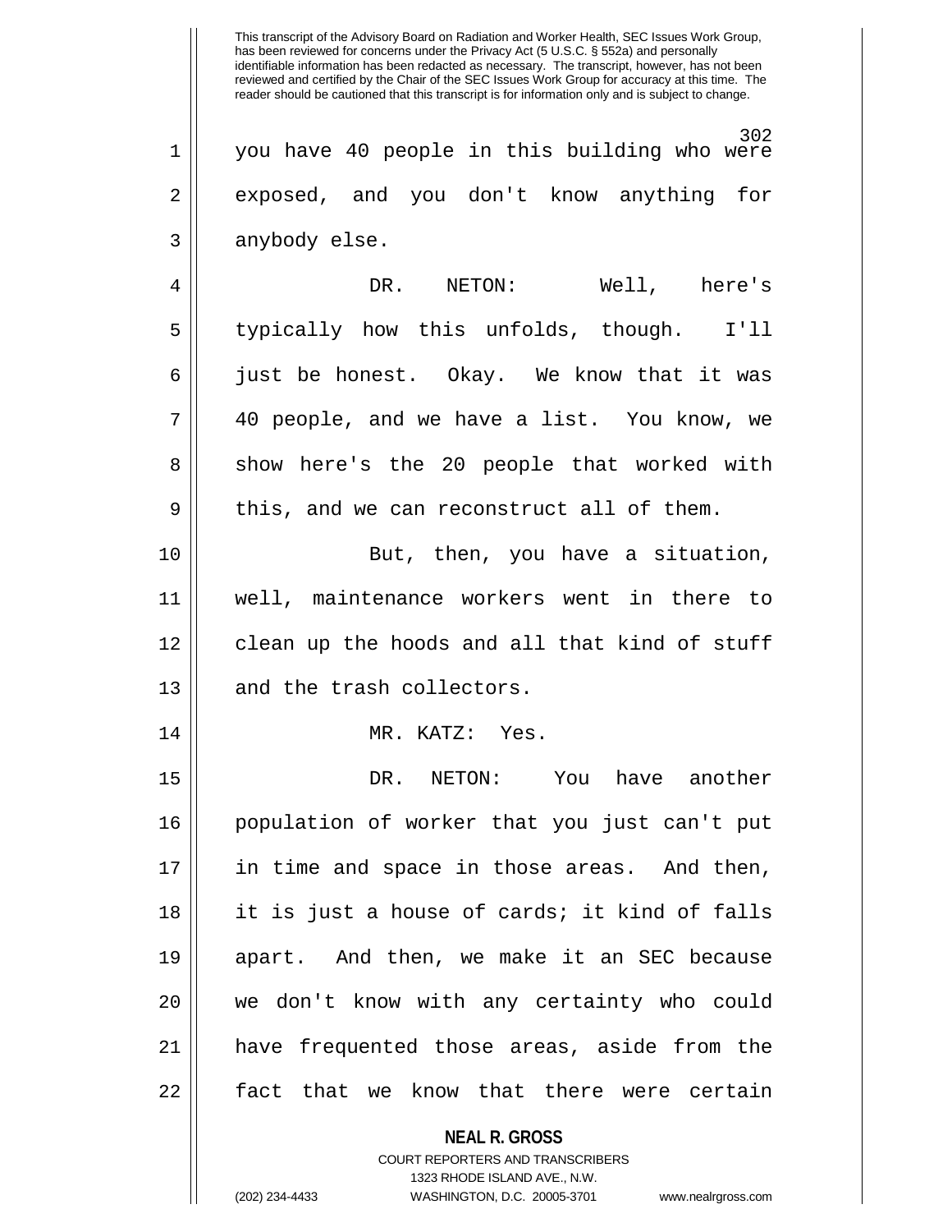This transcript of the Advisory Board on Radiation and Worker Health, SEC Issues Work Group, has been reviewed for concerns under the Privacy Act (5 U.S.C. § 552a) and personally identifiable information has been redacted as necessary. The transcript, however, has not been reviewed and certified by the Chair of the SEC Issues Work Group for accuracy at this time. The reader should be cautioned that this transcript is for information only and is subject to change.

you have 40 people in this building who were exposed, and you don't know anything for anybody else.

DR. NETON: Well, here's typically how this unfolds, though. I'll just be honest. Okay. We know that it was 40 people, and we have a list. You know, we show here's the 20 people that worked with this, and we can reconstruct all of them.

But, then, you have a situation, well, maintenance workers went in there to clean up the hoods and all that kind of stuff and the trash collectors.

MR. KATZ: Yes.

DR. NETON: You have another population of worker that you just can't put in time and space in those areas. And then, it is just a house of cards; it kind of falls apart. And then, we make it an SEC because we don't know with any certainty who could have frequented those areas, aside from the fact that we know that there were certain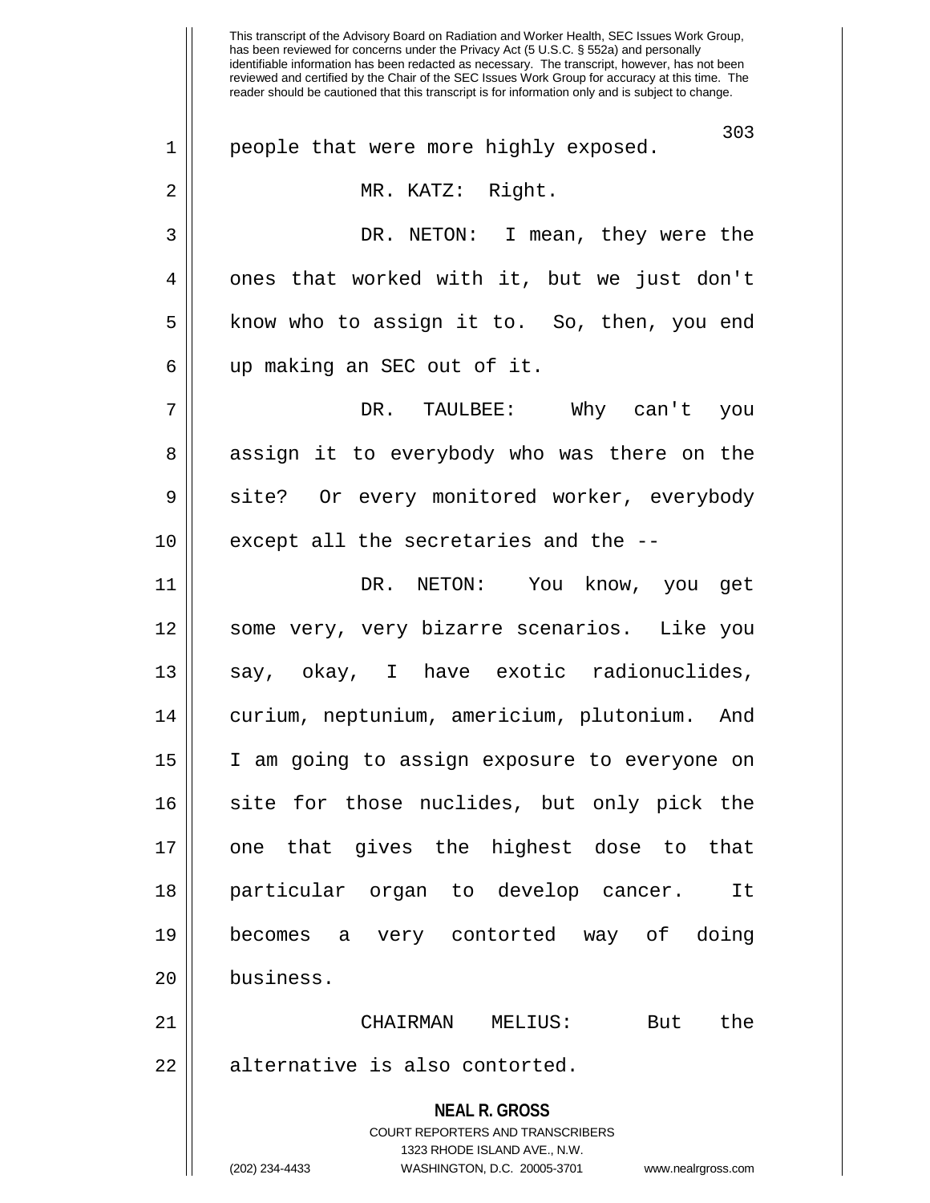This transcript of the Advisory Board on Radiation and Worker Health, SEC Issues Work Group, has been reviewed for concerns under the Privacy Act (5 U.S.C. § 552a) and personally identifiable information has been redacted as necessary. The transcript, however, has not been reviewed and certified by the Chair of the SEC Issues Work Group for accuracy at this time. The reader should be cautioned that this transcript is for information only and is subject to change.

people that were more highly exposed.

MR. KATZ: Right.

DR. NETON: I mean, they were the ones that worked with it, but we just don't know who to assign it to. So, then, you end up making an SEC out of it.

DR. TAULBEE: Why can't you assign it to everybody who was there on the site? Or every monitored worker, everybody except all the secretaries and the --

DR. NETON: You know, you get some very, very bizarre scenarios. Like you say, okay, I have exotic radionuclides, curium, neptunium, americium, plutonium. And I am going to assign exposure to everyone on site for those nuclides, but only pick the one that gives the highest dose to that particular organ to develop cancer. It becomes a very contorted way of doing business.

CHAIRMAN MELIUS: But the alternative is also contorted.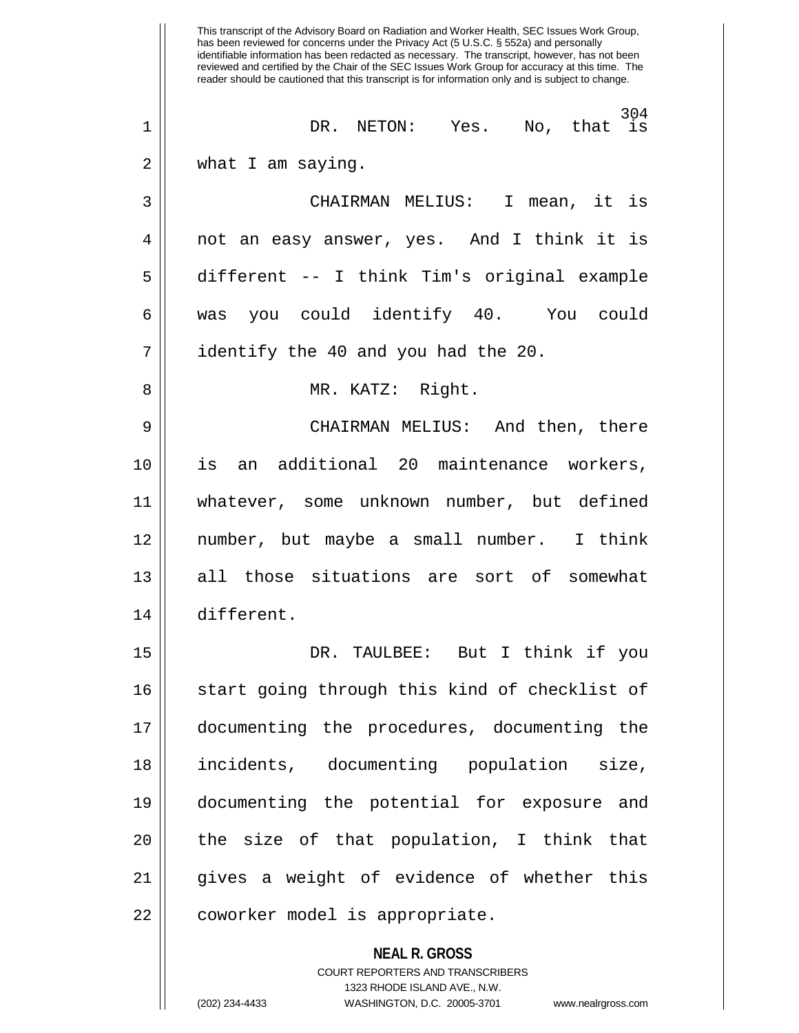This transcript of the Advisory Board on Radiation and Worker Health, SEC Issues Work Group, has been reviewed for concerns under the Privacy Act (5 U.S.C. § 552a) and personally identifiable information has been redacted as necessary. The transcript, however, has not been reviewed and certified by the Chair of the SEC Issues Work Group for accuracy at this time. The reader should be cautioned that this transcript is for information only and is subject to change.

DR. NETON: Yes. No, that is what I am saying.

CHAIRMAN MELIUS: I mean, it is not an easy answer, yes. And I think it is different -- I think Tim's original example was you could identify 40. You could identify the 40 and you had the 20.

MR. KATZ: Right.

CHAIRMAN MELIUS: And then, there is an additional 20 maintenance workers, whatever, some unknown number, but defined number, but maybe a small number. I think all those situations are sort of somewhat different.

DR. TAULBEE: But I think if you start going through this kind of checklist of documenting the procedures, documenting the incidents, documenting population size, documenting the potential for exposure and the size of that population, I think that gives a weight of evidence of whether this coworker model is appropriate.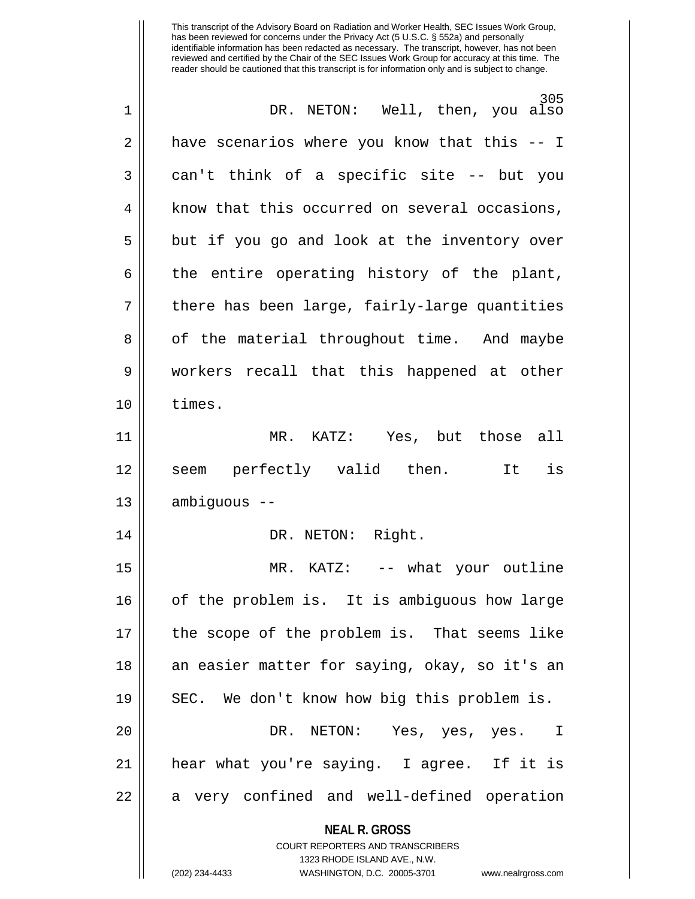DR. NETON: Well, then, you also have scenarios where you know that this -- I can't think of a specific site -- but you know that this occurred on several occasions, but if you go and look at the inventory over the entire operating history of the plant, there has been large, fairly-large quantities of the material throughout time. And maybe workers recall that this happened at other times.

MR. KATZ: Yes, but those all seem perfectly valid then. It is ambiguous --

DR. NETON: Right.

MR. KATZ: -- what your outline of the problem is. It is ambiguous how large the scope of the problem is. That seems like an easier matter for saying, okay, so it's an SEC. We don't know how big this problem is.

DR. NETON: Yes, yes, yes. I hear what you're saying. I agree. If it is a very confined and well-defined operation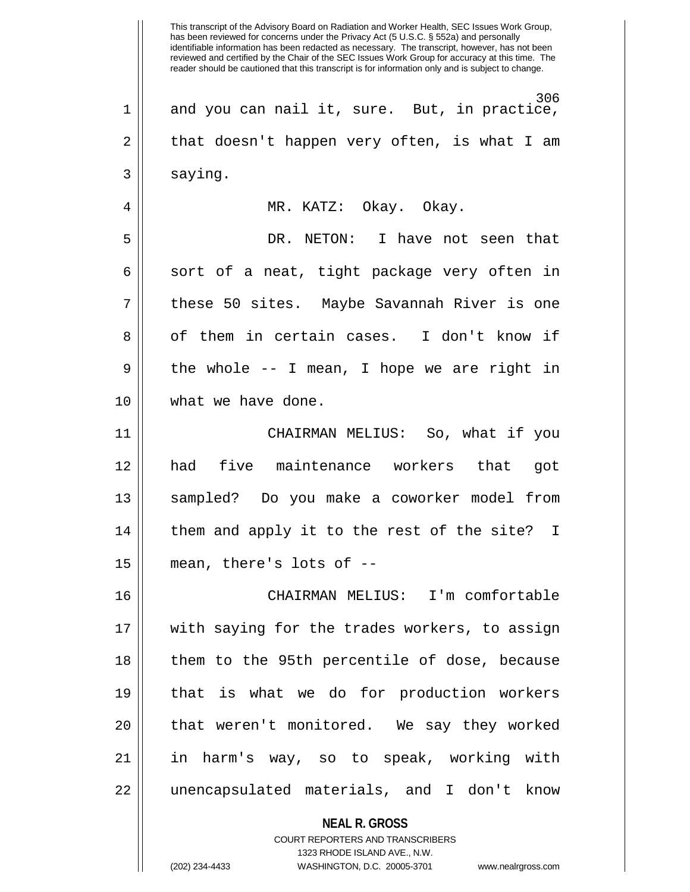This transcript of the Advisory Board on Radiation and Worker Health, SEC Issues Work Group, has been reviewed for concerns under the Privacy Act (5 U.S.C. § 552a) and personally identifiable information has been redacted as necessary. The transcript, however, has not been reviewed and certified by the Chair of the SEC Issues Work Group for accuracy at this time. The reader should be cautioned that this transcript is for information only and is subject to change.

and you can nail it, sure. But, in practice, that doesn't happen very often, is what I am saying.

MR. KATZ: Okay. Okay.

DR. NETON: I have not seen that sort of a neat, tight package very often in these 50 sites. Maybe Savannah River is one of them in certain cases. I don't know if the whole -- I mean, I hope we are right in what we have done.

CHAIRMAN MELIUS: So, what if you had five maintenance workers that got sampled? Do you make a coworker model from them and apply it to the rest of the site? I mean, there's lots of --

CHAIRMAN MELIUS: I'm comfortable with saying for the trades workers, to assign them to the 95th percentile of dose, because that is what we do for production workers that weren't monitored. We say they worked in harm's way, so to speak, working with unencapsulated materials, and I don't know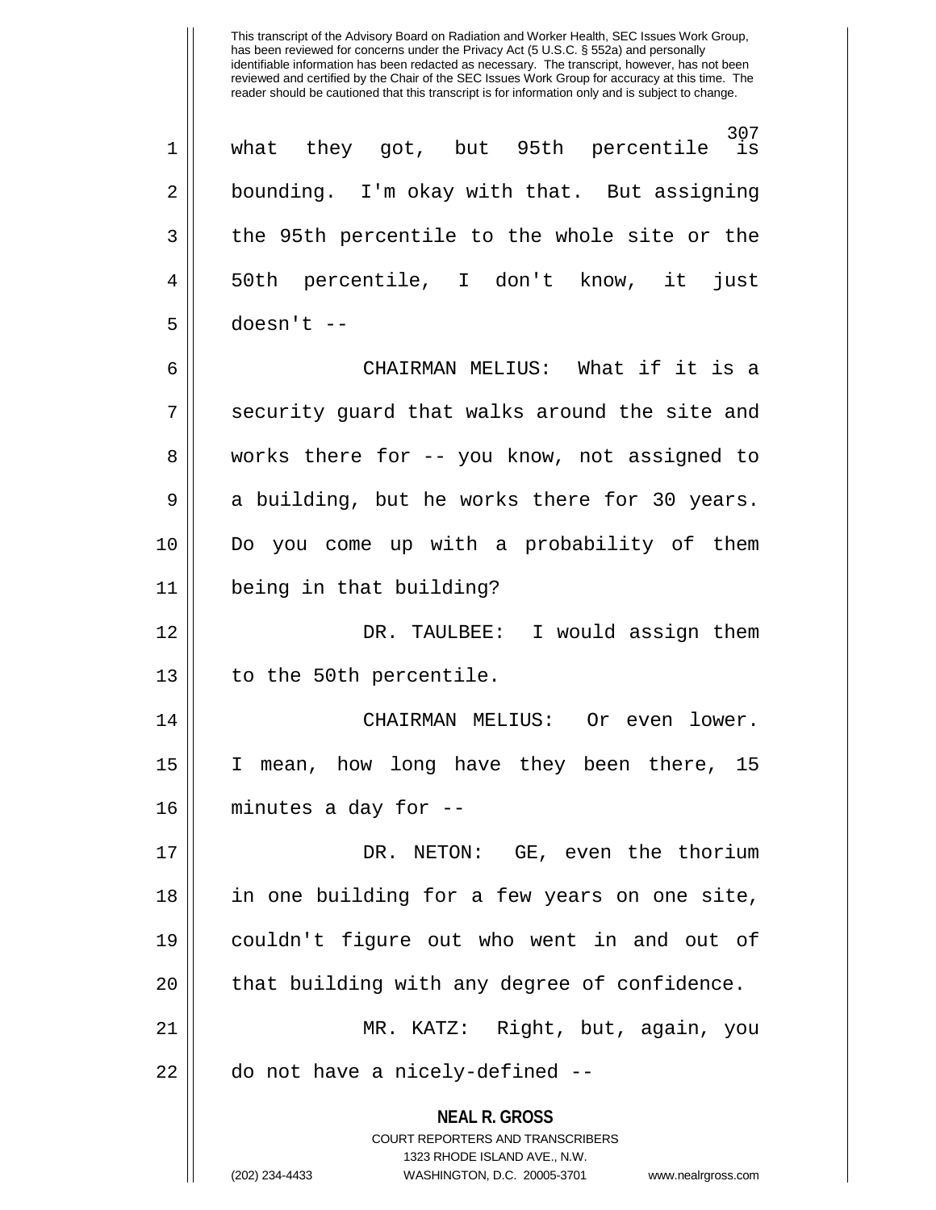what they got, but 95th percentile is bounding. I'm okay with that. But assigning the 95th percentile to the whole site or the 50th percentile, I don't know, it just doesn't --

CHAIRMAN MELIUS: What if it is a security guard that walks around the site and works there for -- you know, not assigned to a building, but he works there for 30 years. Do you come up with a probability of them being in that building?

DR. TAULBEE: I would assign them to the 50th percentile.

CHAIRMAN MELIUS: Or even lower. I mean, how long have they been there, 15 minutes a day for --

DR. NETON: GE, even the thorium in one building for a few years on one site, couldn't figure out who went in and out of that building with any degree of confidence.

MR. KATZ: Right, but, again, you do not have a nicely-defined --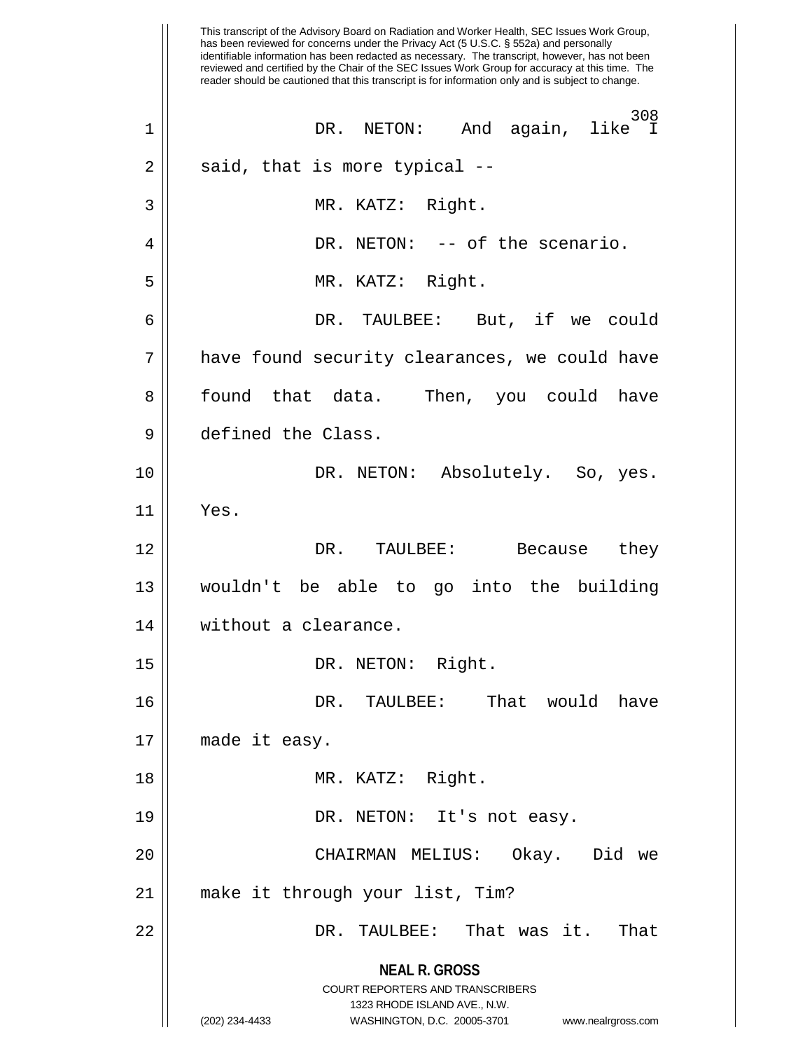DR. NETON: And again, like I said, that is more typical --

MR. KATZ: Right.

DR. NETON: -- of the scenario.

MR. KATZ: Right.

DR. TAULBEE: But, if we could have found security clearances, we could have found that data. Then, you could have defined the Class.

DR. NETON: Absolutely. So, yes. Yes.

DR. TAULBEE: Because they wouldn't be able to go into the building without a clearance.

DR. NETON: Right.

DR. TAULBEE: That would have made it easy.

MR. KATZ: Right.

DR. NETON: It's not easy.

CHAIRMAN MELIUS: Okay. Did we make it through your list, Tim?

DR. TAULBEE: That was it. That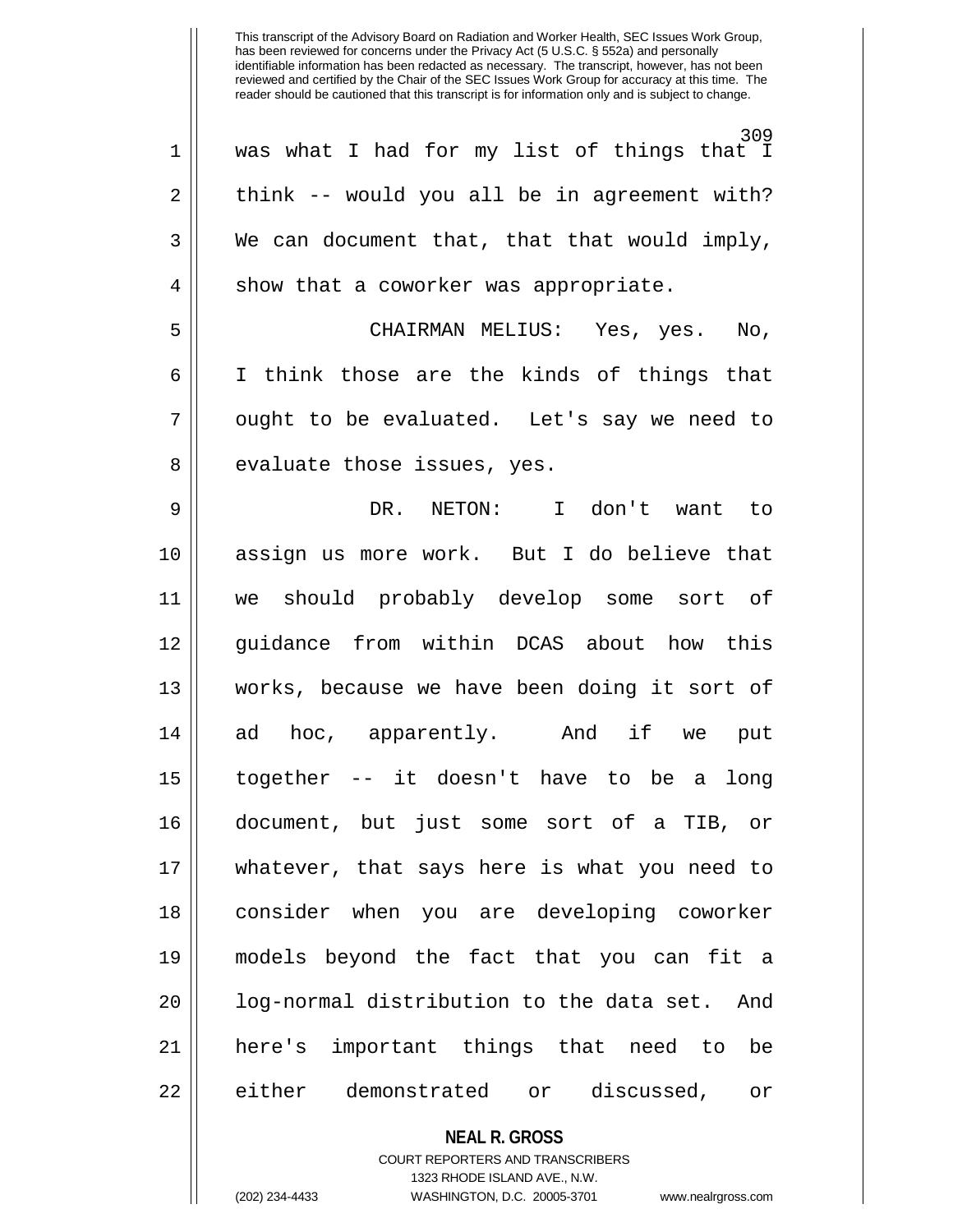was what I had for my list of things that I think -- would you all be in agreement with? We can document that, that that would imply, show that a coworker was appropriate.

CHAIRMAN MELIUS: Yes, yes. No, I think those are the kinds of things that ought to be evaluated. Let's say we need to evaluate those issues, yes.

DR. NETON: I don't want to assign us more work. But I do believe that we should probably develop some sort of guidance from within DCAS about how this works, because we have been doing it sort of ad hoc, apparently. And if we put together -- it doesn't have to be a long document, but just some sort of a TIB, or whatever, that says here is what you need to consider when you are developing coworker models beyond the fact that you can fit a log-normal distribution to the data set. And here's important things that need to be either demonstrated or discussed, or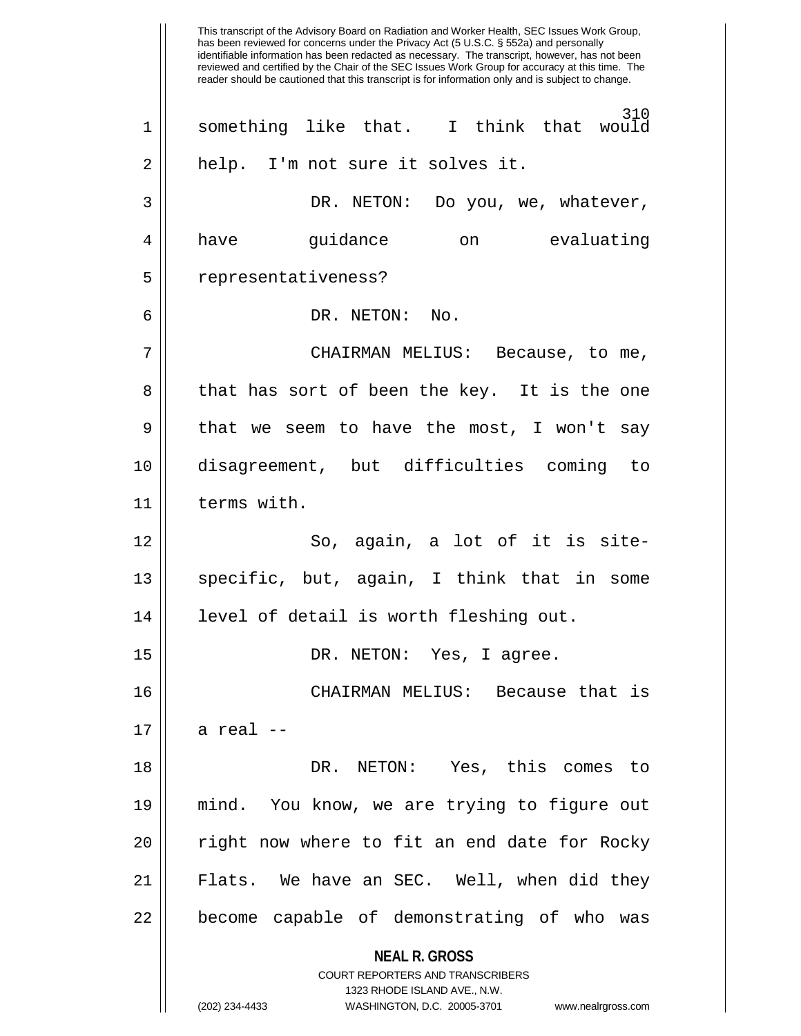something like that. I think that would help. I'm not sure it solves it.

DR. NETON: Do you, we, whatever, have guidance on evaluating representativeness?

DR. NETON: No.

CHAIRMAN MELIUS: Because, to me, that has sort of been the key. It is the one that we seem to have the most, I won't say disagreement, but difficulties coming to terms with.

So, again, a lot of it is site-specific, but, again, I think that in some level of detail is worth fleshing out.

DR. NETON: Yes, I agree.

CHAIRMAN MELIUS: Because that is a real --

DR. NETON: Yes, this comes to mind. You know, we are trying to figure out right now where to fit an end date for Rocky Flats. We have an SEC. Well, when did they become capable of demonstrating of who was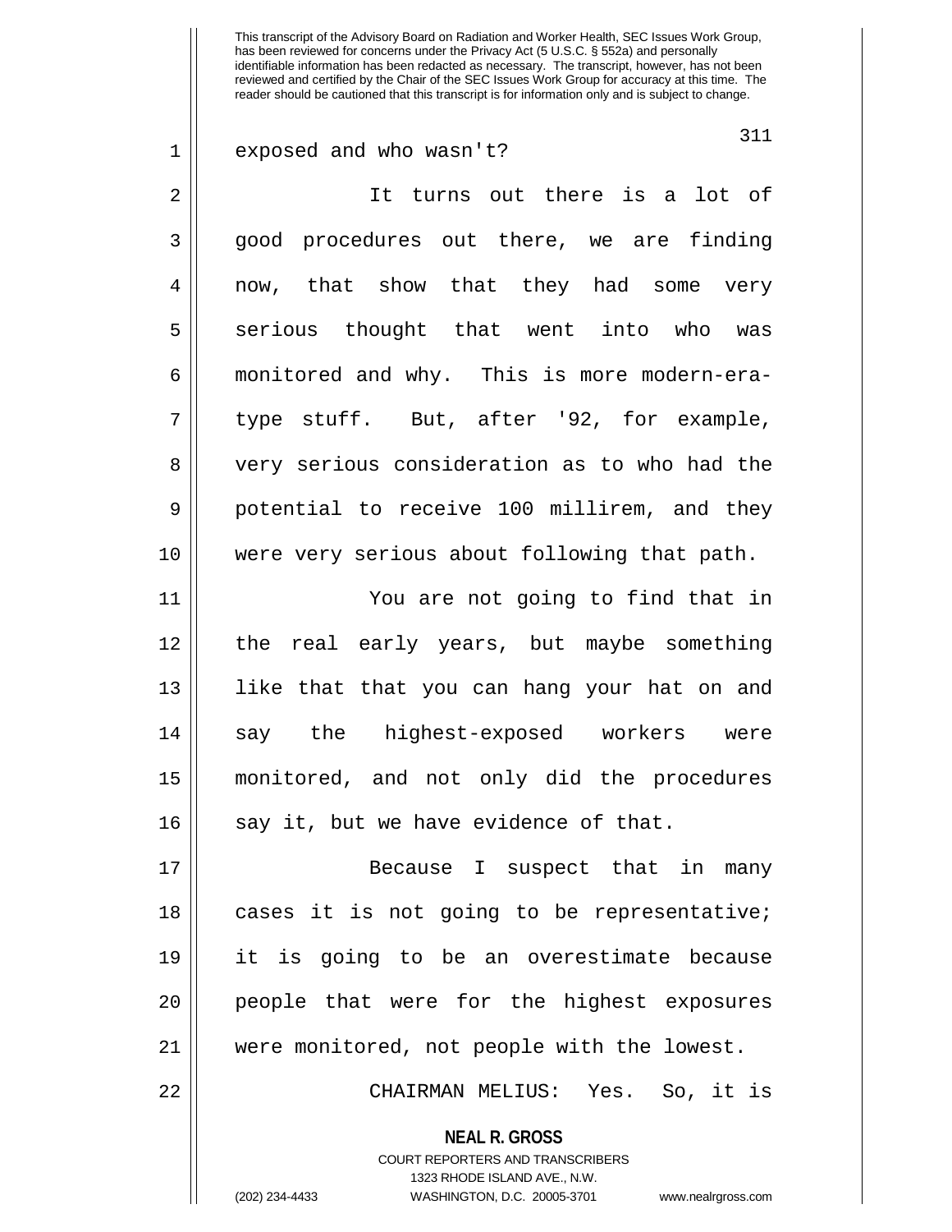exposed and who wasn't?

It turns out there is a lot of good procedures out there, we are finding now, that show that they had some very serious thought that went into who was monitored and why. This is more modern-era-type stuff. But, after '92, for example, very serious consideration as to who had the potential to receive 100 millirem, and they were very serious about following that path.

You are not going to find that in the real early years, but maybe something like that that you can hang your hat on and say the highest-exposed workers were monitored, and not only did the procedures say it, but we have evidence of that.

Because I suspect that in many cases it is not going to be representative; it is going to be an overestimate because people that were for the highest exposures were monitored, not people with the lowest.

CHAIRMAN MELIUS: Yes. So, it is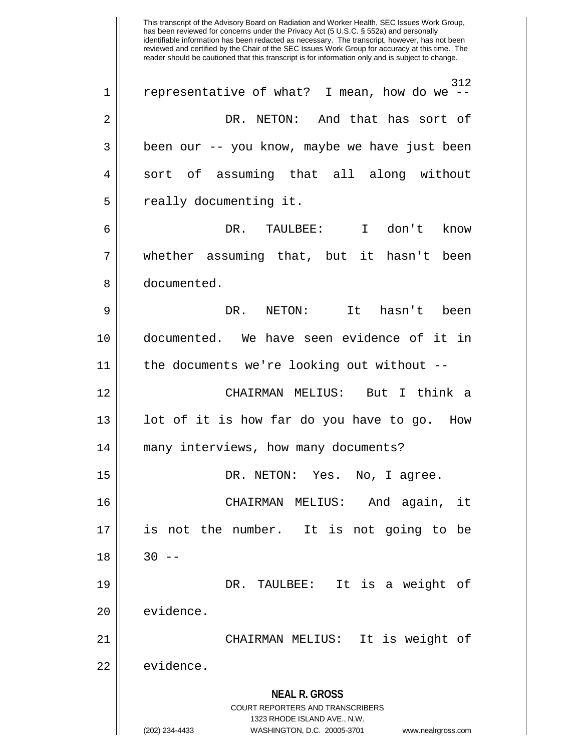This transcript of the Advisory Board on Radiation and Worker Health, SEC Issues Work Group, has been reviewed for concerns under the Privacy Act (5 U.S.C. § 552a) and personally identifiable information has been redacted as necessary. The transcript, however, has not been reviewed and certified by the Chair of the SEC Issues Work Group for accuracy at this time. The reader should be cautioned that this transcript is for information only and is subject to change.

representative of what? I mean, how do we --

DR. NETON: And that has sort of been our -- you know, maybe we have just been sort of assuming that all along without really documenting it.

DR. TAULBEE: I don't know whether assuming that, but it hasn't been documented.

DR. NETON: It hasn't been documented. We have seen evidence of it in the documents we're looking out without --

CHAIRMAN MELIUS: But I think a lot of it is how far do you have to go. How many interviews, how many documents?

DR. NETON: Yes. No, I agree.

CHAIRMAN MELIUS: And again, it is not the number. It is not going to be 30 --

DR. TAULBEE: It is a weight of evidence.

CHAIRMAN MELIUS: It is weight of evidence.

**NEAL R. GROSS**
COURT REPORTERS AND TRANSCRIBERS
1323 RHODE ISLAND AVE., N.W.
(202) 234-4433 WASHINGTON, D.C. 20005-3701 www.nealrgross.com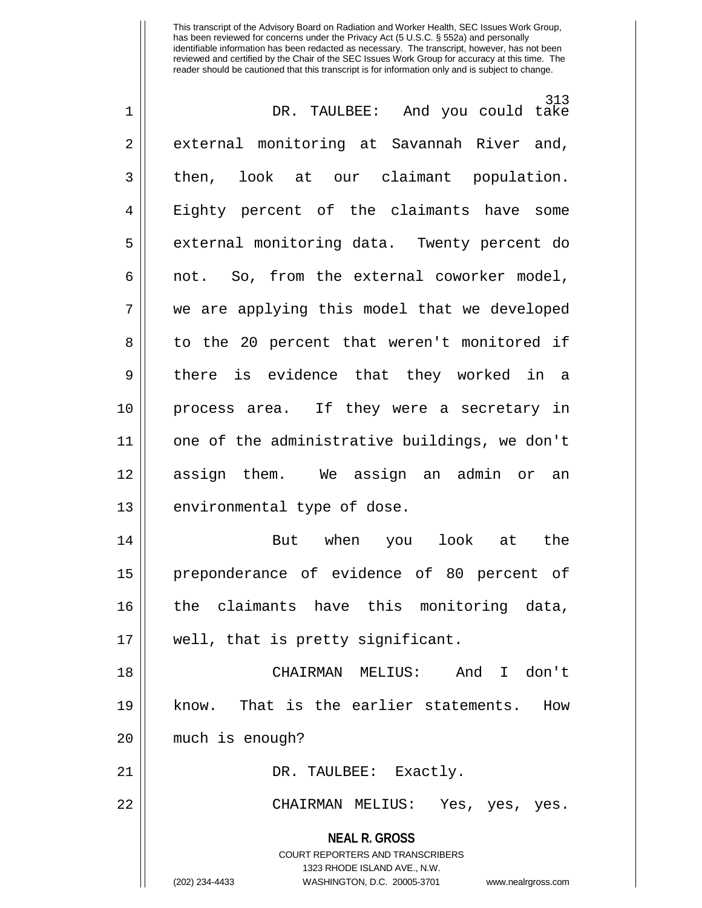DR. TAULBEE: And you could take external monitoring at Savannah River and, then, look at our claimant population. Eighty percent of the claimants have some external monitoring data. Twenty percent do not. So, from the external coworker model, we are applying this model that we developed to the 20 percent that weren't monitored if there is evidence that they worked in a process area. If they were a secretary in one of the administrative buildings, we don't assign them. We assign an admin or an environmental type of dose.

But when you look at the preponderance of evidence of 80 percent of the claimants have this monitoring data, well, that is pretty significant.

CHAIRMAN MELIUS: And I don't know. That is the earlier statements. How much is enough?

DR. TAULBEE: Exactly.

CHAIRMAN MELIUS: Yes, yes, yes.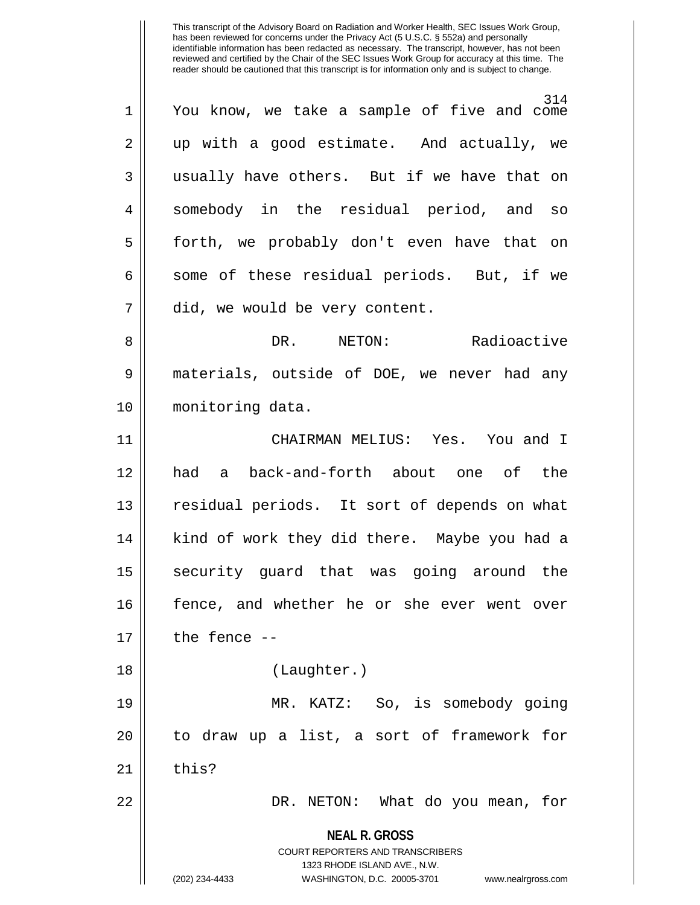You know, we take a sample of five and come up with a good estimate. And actually, we usually have others. But if we have that on somebody in the residual period, and so forth, we probably don't even have that on some of these residual periods. But, if we did, we would be very content.

DR. NETON: Radioactive materials, outside of DOE, we never had any monitoring data.

CHAIRMAN MELIUS: Yes. You and I had a back-and-forth about one of the residual periods. It sort of depends on what kind of work they did there. Maybe you had a security guard that was going around the fence, and whether he or she ever went over the fence --

(Laughter.)

MR. KATZ: So, is somebody going to draw up a list, a sort of framework for this?

DR. NETON: What do you mean, for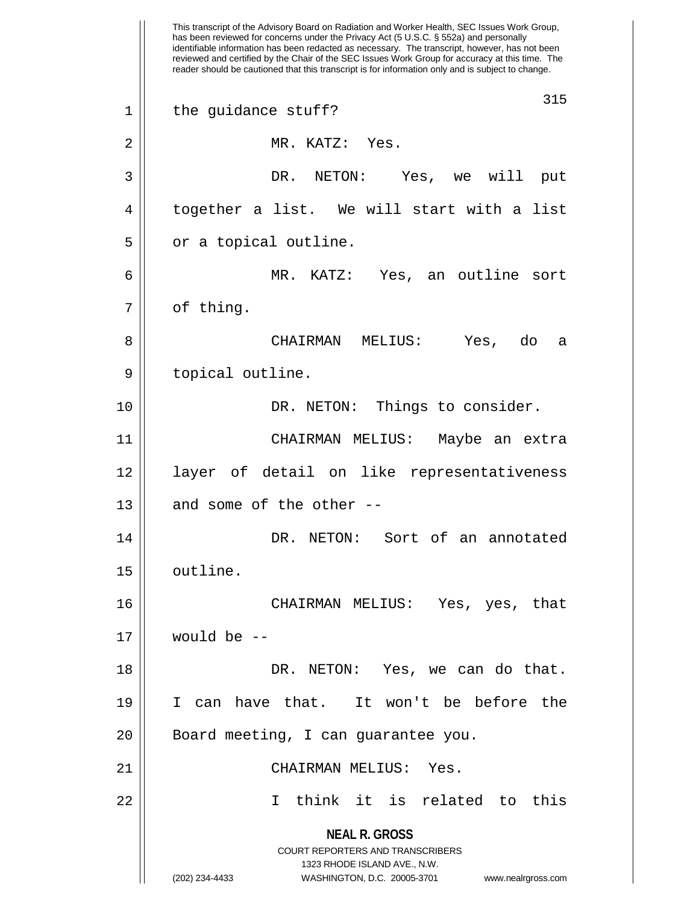This transcript of the Advisory Board on Radiation and Worker Health, SEC Issues Work Group, has been reviewed for concerns under the Privacy Act (5 U.S.C. § 552a) and personally identifiable information has been redacted as necessary. The transcript, however, has not been reviewed and certified by the Chair of the SEC Issues Work Group for accuracy at this time. The reader should be cautioned that this transcript is for information only and is subject to change.

the guidance stuff?

MR. KATZ: Yes.

DR. NETON: Yes, we will put together a list. We will start with a list or a topical outline.

MR. KATZ: Yes, an outline sort of thing.

CHAIRMAN MELIUS: Yes, do a topical outline.

DR. NETON: Things to consider.

CHAIRMAN MELIUS: Maybe an extra layer of detail on like representativeness and some of the other --

DR. NETON: Sort of an annotated outline.

CHAIRMAN MELIUS: Yes, yes, that would be --

DR. NETON: Yes, we can do that. I can have that. It won't be before the Board meeting, I can guarantee you.

CHAIRMAN MELIUS: Yes.

I think it is related to this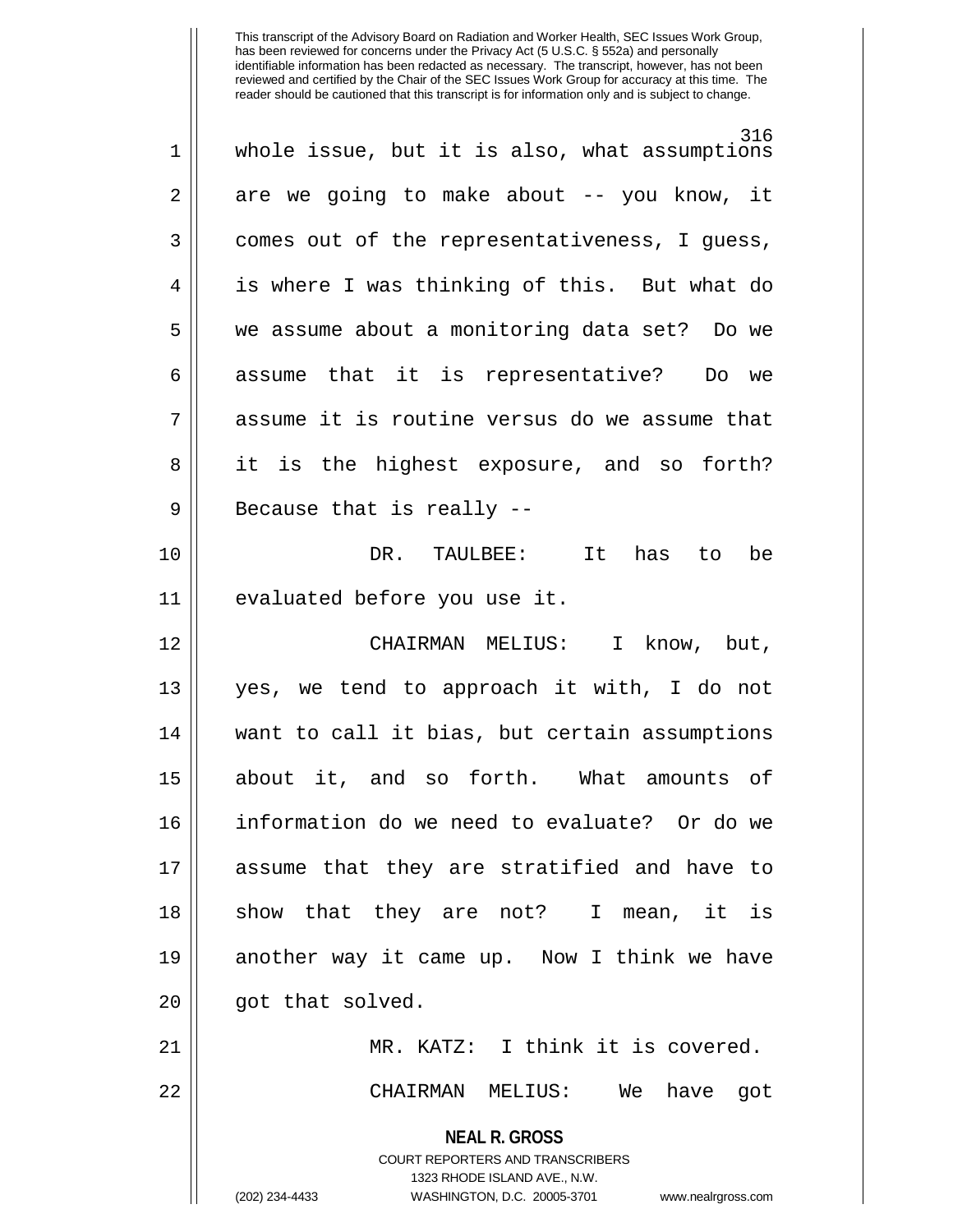whole issue, but it is also, what assumptions are we going to make about -- you know, it comes out of the representativeness, I guess, is where I was thinking of this. But what do we assume about a monitoring data set? Do we assume that it is representative? Do we assume it is routine versus do we assume that it is the highest exposure, and so forth? Because that is really --

DR. TAULBEE: It has to be evaluated before you use it.

CHAIRMAN MELIUS: I know, but, yes, we tend to approach it with, I do not want to call it bias, but certain assumptions about it, and so forth. What amounts of information do we need to evaluate? Or do we assume that they are stratified and have to show that they are not? I mean, it is another way it came up. Now I think we have got that solved.

MR. KATZ: I think it is covered.

CHAIRMAN MELIUS: We have got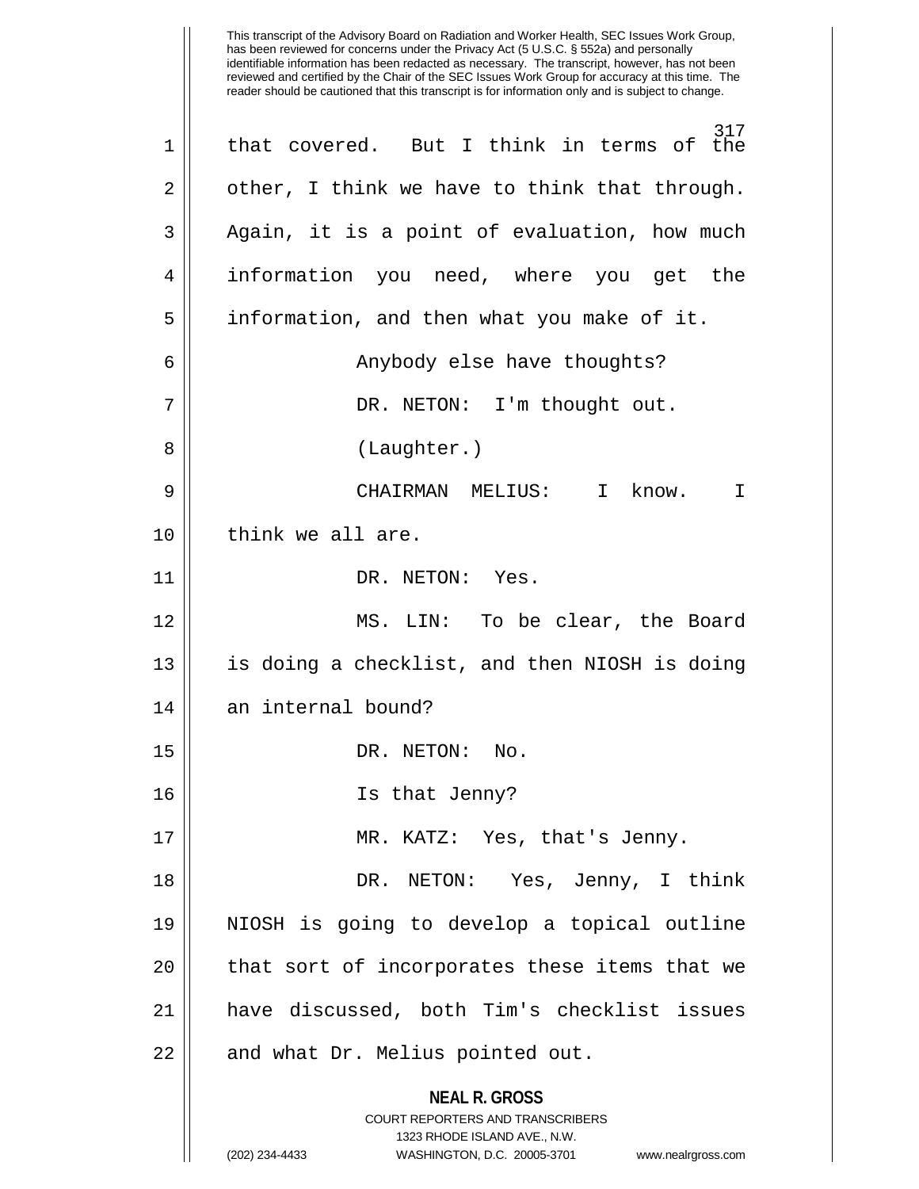This transcript of the Advisory Board on Radiation and Worker Health, SEC Issues Work Group, has been reviewed for concerns under the Privacy Act (5 U.S.C. § 552a) and personally identifiable information has been redacted as necessary. The transcript, however, has not been reviewed and certified by the Chair of the SEC Issues Work Group for accuracy at this time. The reader should be cautioned that this transcript is for information only and is subject to change.

that covered. But I think in terms of the other, I think we have to think that through. Again, it is a point of evaluation, how much information you need, where you get the information, and then what you make of it.

Anybody else have thoughts?

DR. NETON: I'm thought out.

(Laughter.)

CHAIRMAN MELIUS: I know. I think we all are.

DR. NETON: Yes.

MS. LIN: To be clear, the Board is doing a checklist, and then NIOSH is doing an internal bound?

DR. NETON: No.

Is that Jenny?

MR. KATZ: Yes, that's Jenny.

DR. NETON: Yes, Jenny, I think NIOSH is going to develop a topical outline that sort of incorporates these items that we have discussed, both Tim's checklist issues and what Dr. Melius pointed out.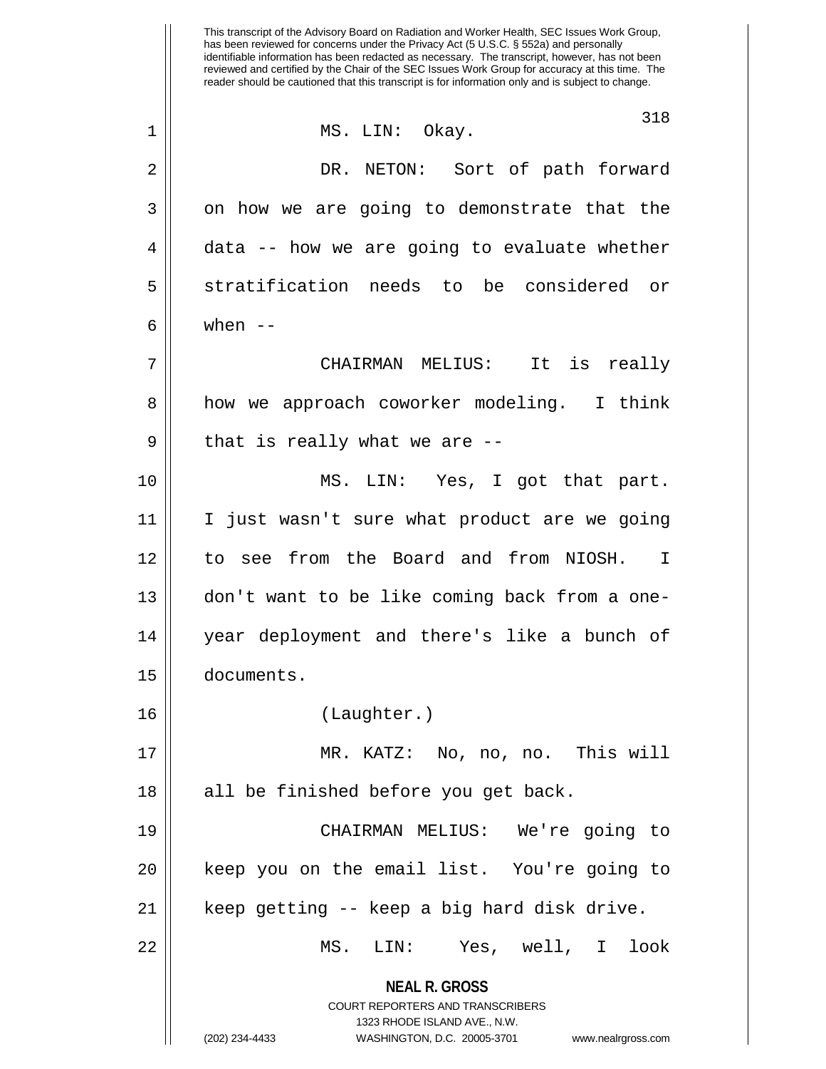MS. LIN: Okay.

DR. NETON: Sort of path forward on how we are going to demonstrate that the data -- how we are going to evaluate whether stratification needs to be considered or when --

CHAIRMAN MELIUS: It is really how we approach coworker modeling. I think that is really what we are --

MS. LIN: Yes, I got that part. I just wasn't sure what product are we going to see from the Board and from NIOSH. I don't want to be like coming back from a one-year deployment and there's like a bunch of documents.

(Laughter.)

MR. KATZ: No, no, no. This will all be finished before you get back.

CHAIRMAN MELIUS: We're going to keep you on the email list. You're going to keep getting -- keep a big hard disk drive.

MS. LIN: Yes, well, I look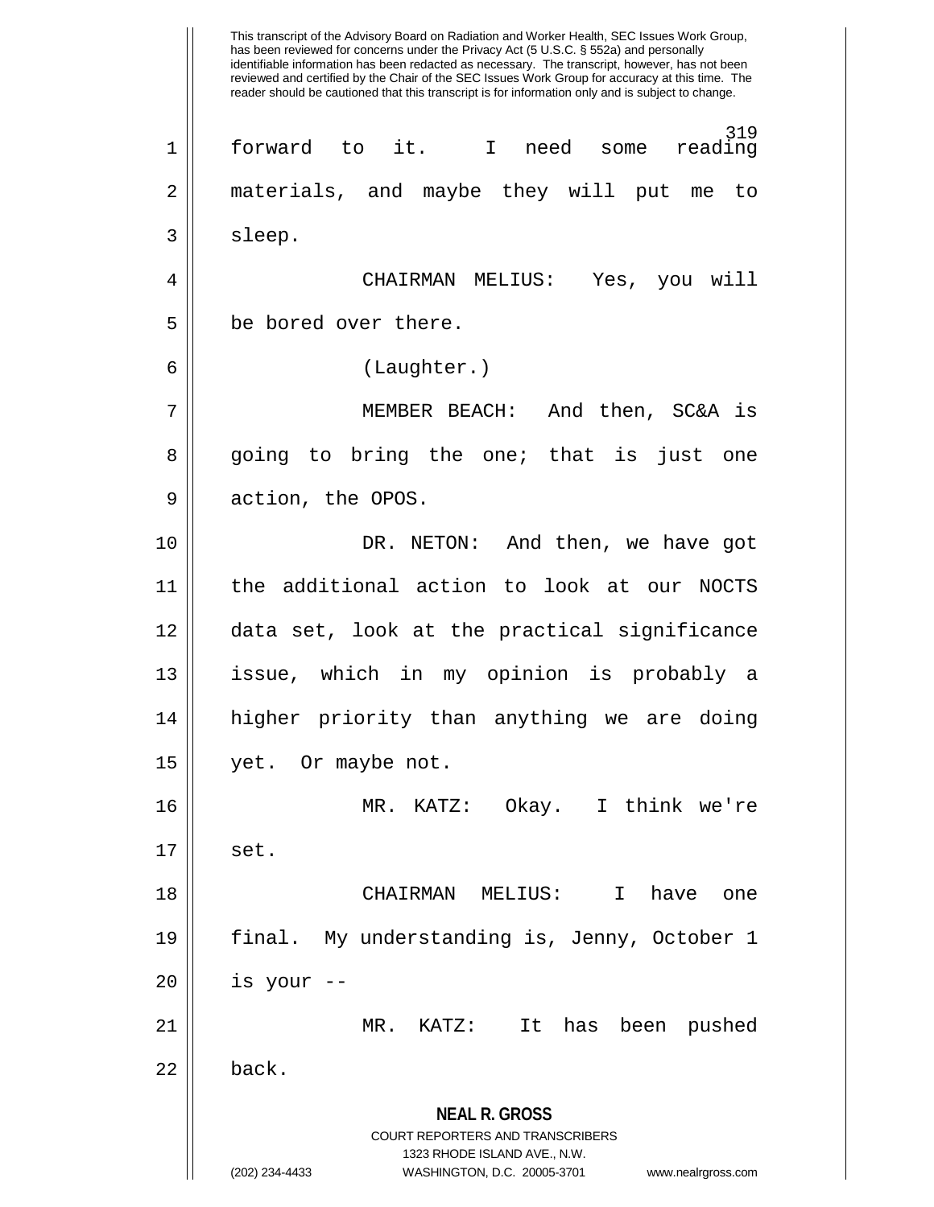forward to it. I need some reading materials, and maybe they will put me to sleep.

CHAIRMAN MELIUS: Yes, you will be bored over there.

(Laughter.)

MEMBER BEACH: And then, SC&A is going to bring the one; that is just one action, the OPOS.

DR. NETON: And then, we have got the additional action to look at our NOCTS data set, look at the practical significance issue, which in my opinion is probably a higher priority than anything we are doing yet. Or maybe not.

MR. KATZ: Okay. I think we're set.

CHAIRMAN MELIUS: I have one final. My understanding is, Jenny, October 1 is your --

MR. KATZ: It has been pushed back.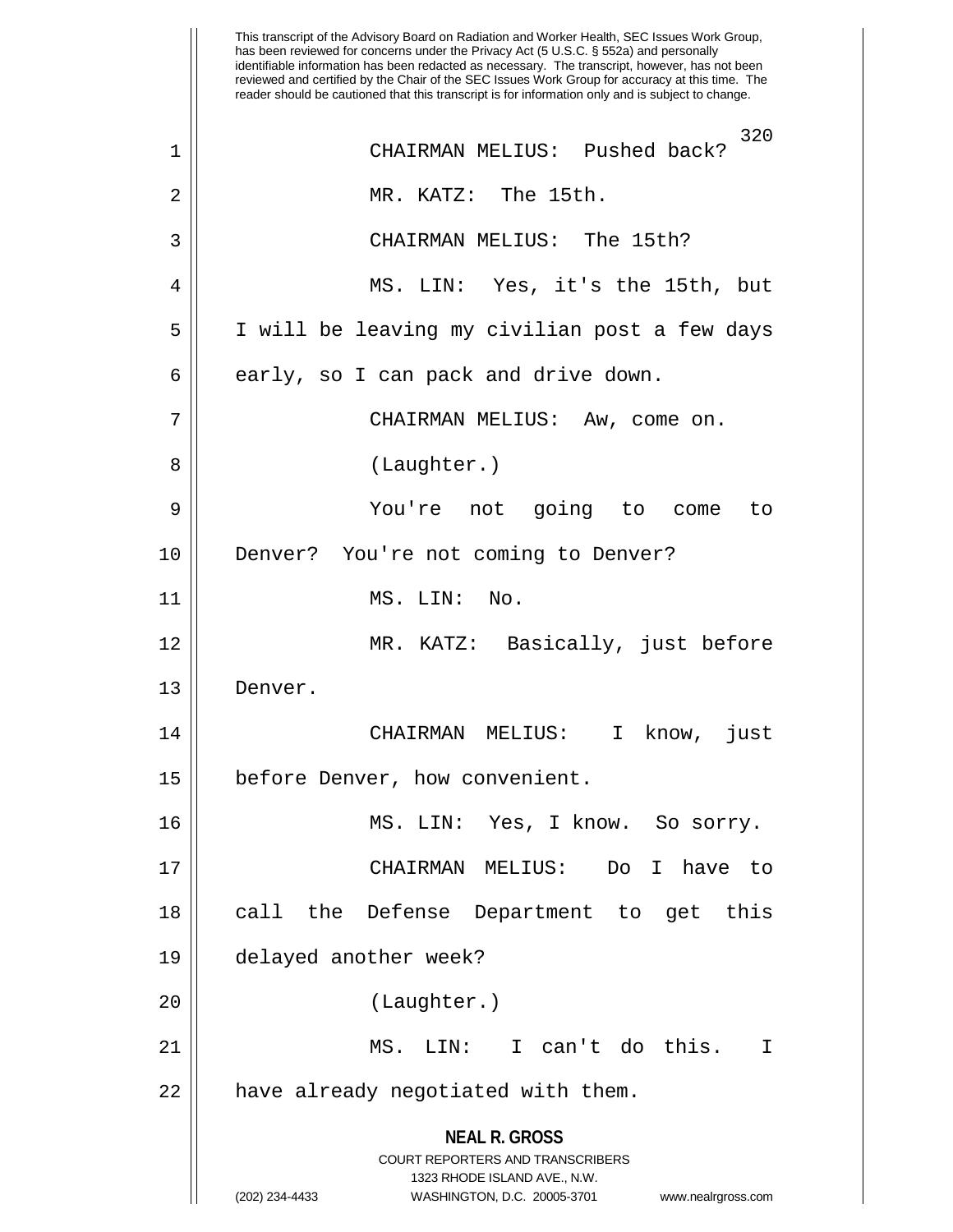CHAIRMAN MELIUS: Pushed back?

MR. KATZ: The 15th.

CHAIRMAN MELIUS: The 15th?

MS. LIN: Yes, it's the 15th, but I will be leaving my civilian post a few days early, so I can pack and drive down.

CHAIRMAN MELIUS: Aw, come on.

(Laughter.)

You're not going to come to Denver? You're not coming to Denver?

MS. LIN: No.

MR. KATZ: Basically, just before Denver.

CHAIRMAN MELIUS: I know, just before Denver, how convenient.

MS. LIN: Yes, I know. So sorry.

CHAIRMAN MELIUS: Do I have to call the Defense Department to get this delayed another week?

(Laughter.)

MS. LIN: I can't do this. I have already negotiated with them.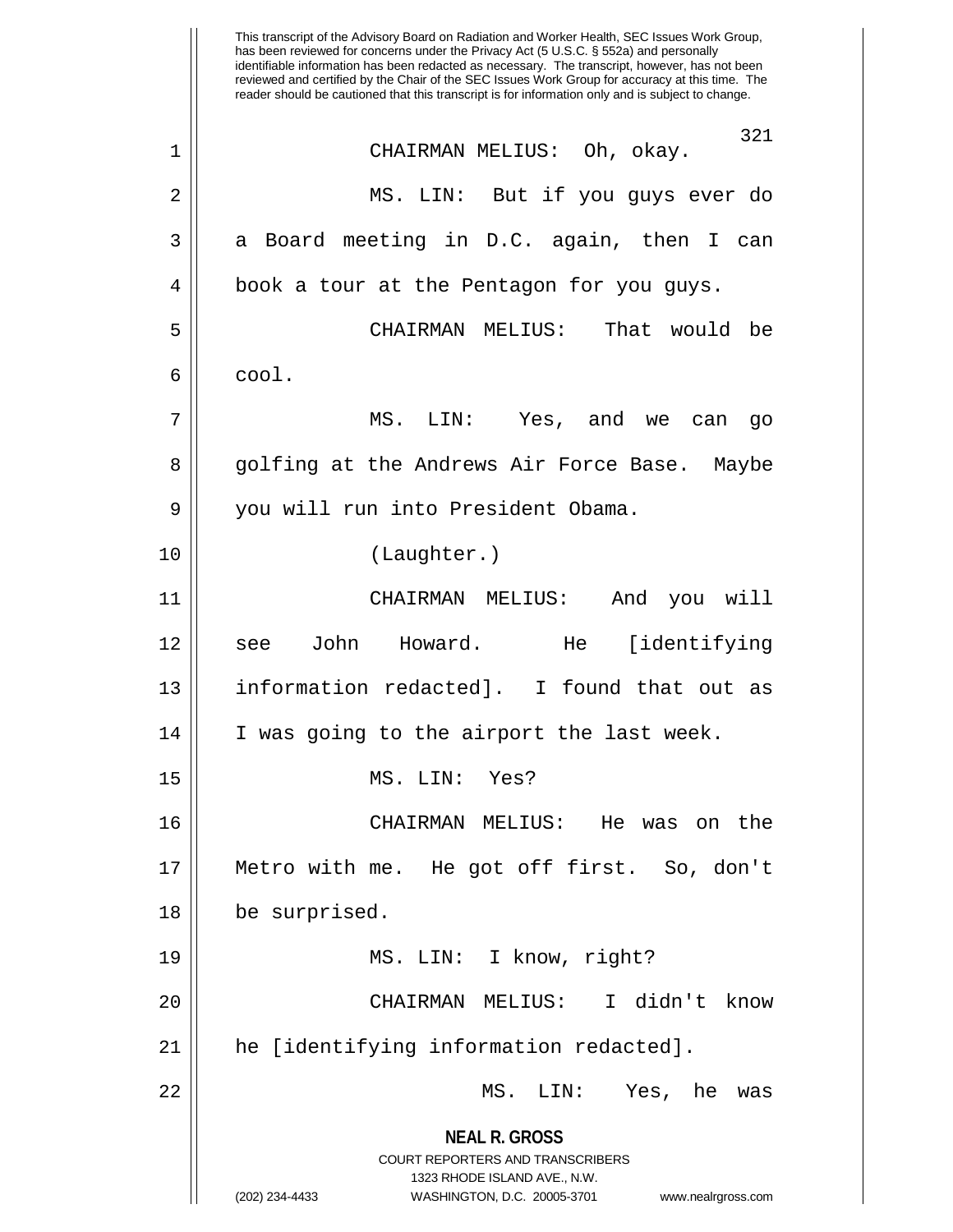This transcript of the Advisory Board on Radiation and Worker Health, SEC Issues Work Group, has been reviewed for concerns under the Privacy Act (5 U.S.C. § 552a) and personally identifiable information has been redacted as necessary. The transcript, however, has not been reviewed and certified by the Chair of the SEC Issues Work Group for accuracy at this time. The reader should be cautioned that this transcript is for information only and is subject to change.

1 CHAIRMAN MELIUS: Oh, okay.

2 MS. LIN: But if you guys ever do
3 a Board meeting in D.C. again, then I can
4 book a tour at the Pentagon for you guys.

5 CHAIRMAN MELIUS: That would be
6 cool.

7 MS. LIN: Yes, and we can go
8 golfing at the Andrews Air Force Base. Maybe
9 you will run into President Obama.

10 (Laughter.)

11 CHAIRMAN MELIUS: And you will
12 see John Howard. He [identifying
13 information redacted]. I found that out as
14 I was going to the airport the last week.

15 MS. LIN: Yes?

16 CHAIRMAN MELIUS: He was on the
17 Metro with me. He got off first. So, don't
18 be surprised.

19 MS. LIN: I know, right?

20 CHAIRMAN MELIUS: I didn't know
21 he [identifying information redacted].

22 MS. LIN: Yes, he was

**NEAL R. GROSS**
COURT REPORTERS AND TRANSCRIBERS
1323 RHODE ISLAND AVE., N.W.
(202) 234-4433 WASHINGTON, D.C. 20005-3701 www.nealrgross.com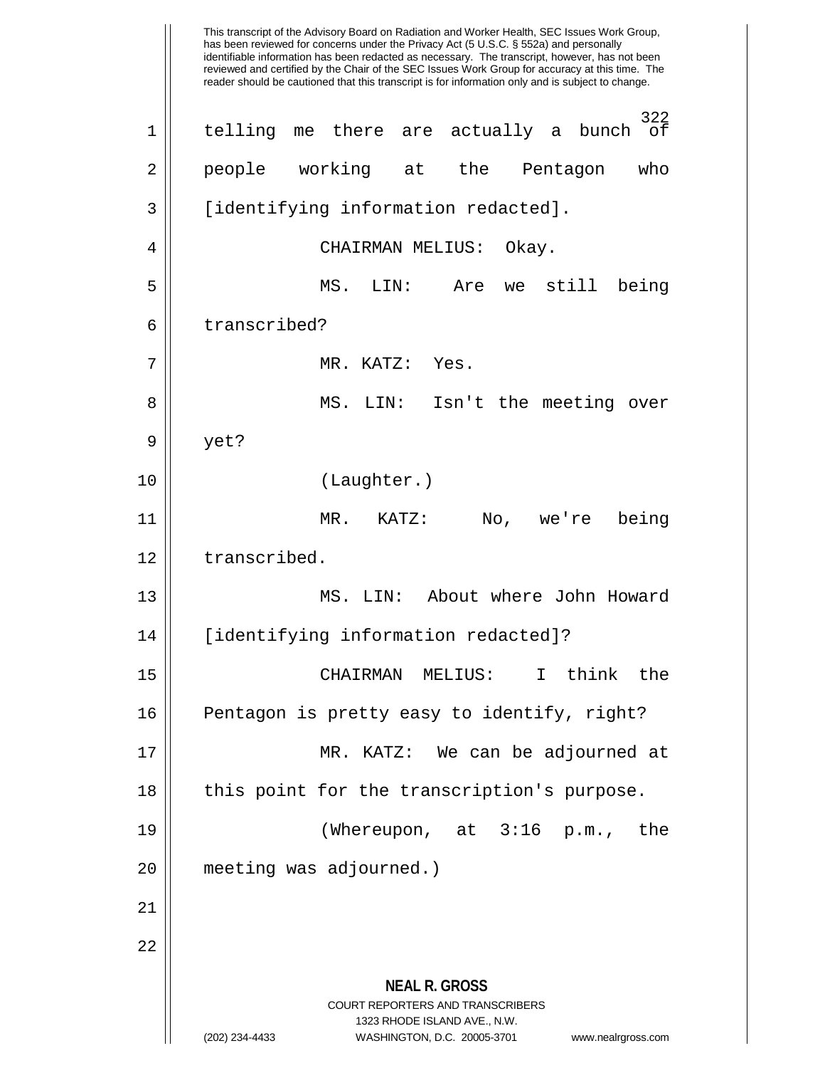This transcript of the Advisory Board on Radiation and Worker Health, SEC Issues Work Group, has been reviewed for concerns under the Privacy Act (5 U.S.C. § 552a) and personally identifiable information has been redacted as necessary. The transcript, however, has not been reviewed and certified by the Chair of the SEC Issues Work Group for accuracy at this time. The reader should be cautioned that this transcript is for information only and is subject to change.

telling me there are actually a bunch of people working at the Pentagon who [identifying information redacted].

CHAIRMAN MELIUS: Okay.

MS. LIN: Are we still being transcribed?

MR. KATZ: Yes.

MS. LIN: Isn't the meeting over yet?

(Laughter.)

MR. KATZ: No, we're being transcribed.

MS. LIN: About where John Howard [identifying information redacted]?

CHAIRMAN MELIUS: I think the Pentagon is pretty easy to identify, right?

MR. KATZ: We can be adjourned at this point for the transcription's purpose.

(Whereupon, at 3:16 p.m., the meeting was adjourned.)

**NEAL R. GROSS**
COURT REPORTERS AND TRANSCRIBERS
1323 RHODE ISLAND AVE., N.W.
(202) 234-4433 WASHINGTON, D.C. 20005-3701 www.nealrgross.com